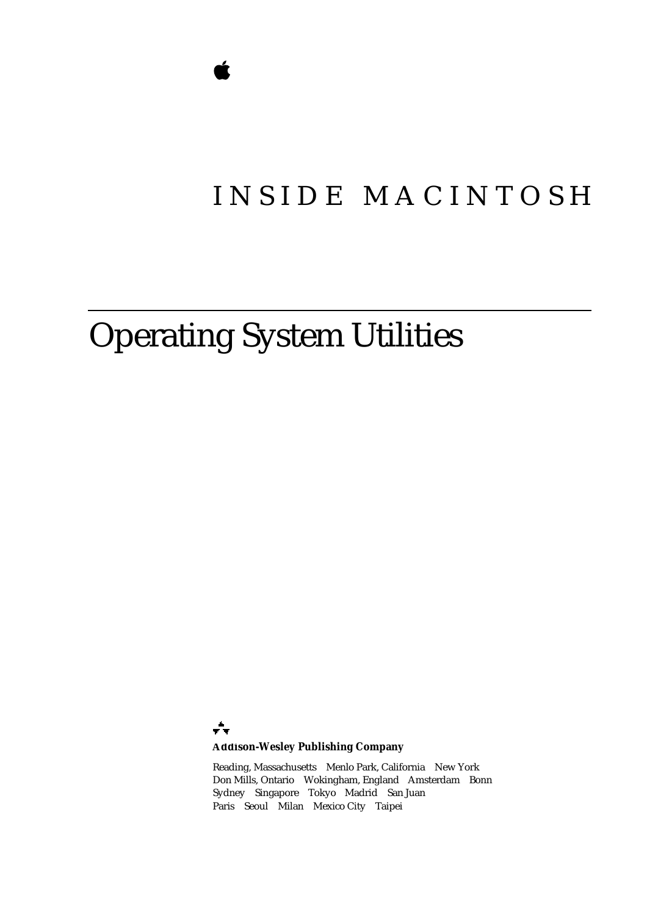# INSIDE MACINTOSH

# Operating System Utilities

**Addison-Wesley Publishing Company**

Reading, Massachusetts  Menlo Park, California  New York
Don Mills, Ontario  Wokingham, England  Amsterdam  Bonn
Sydney  Singapore  Tokyo  Madrid  San Juan
Paris  Seoul  Milan  Mexico City  Taipei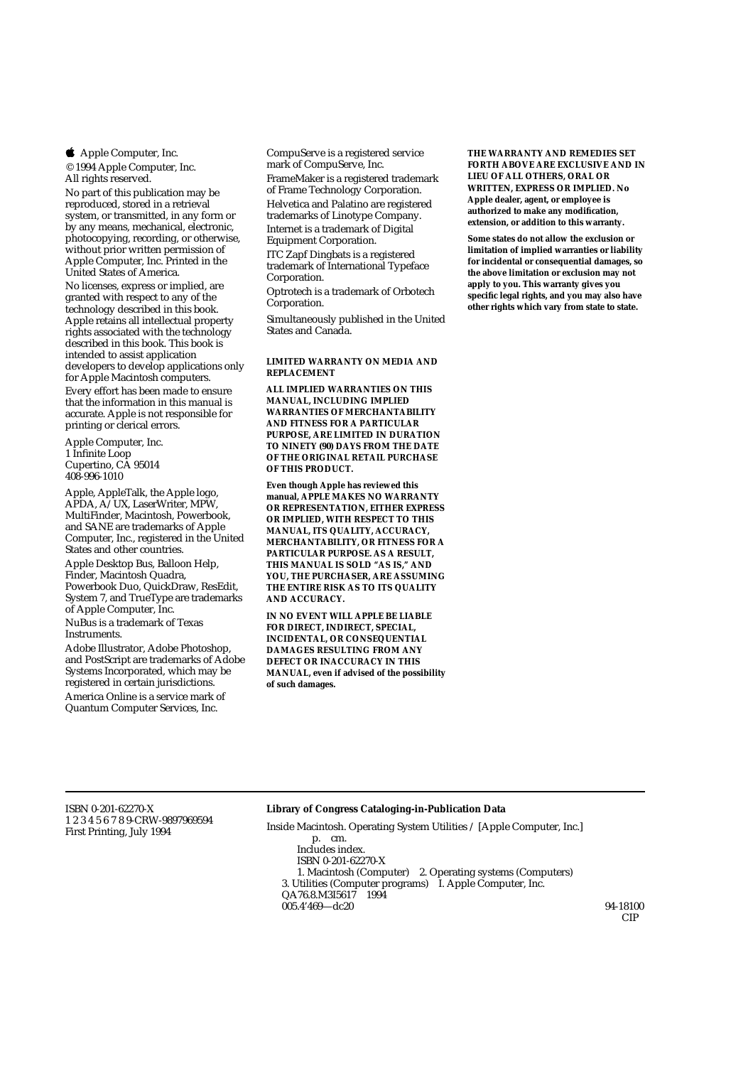Apple Computer, Inc.

© 1994 Apple Computer, Inc.
All rights reserved.

No part of this publication may be reproduced, stored in a retrieval system, or transmitted, in any form or by any means, mechanical, electronic, photocopying, recording, or otherwise, without prior written permission of Apple Computer, Inc. Printed in the United States of America.

No licenses, express or implied, are granted with respect to any of the technology described in this book. Apple retains all intellectual property rights associated with the technology described in this book. This book is intended to assist application developers to develop applications only for Apple Macintosh computers.

Every effort has been made to ensure that the information in this manual is accurate. Apple is not responsible for printing or clerical errors.

Apple Computer, Inc.
1 Infinite Loop
Cupertino, CA 95014
408-996-1010

Apple, AppleTalk, the Apple logo, APDA, A/UX, LaserWriter, MPW, MultiFinder, Macintosh, Powerbook, and SANE are trademarks of Apple Computer, Inc., registered in the United States and other countries.

Apple Desktop Bus, Balloon Help, Finder, Macintosh Quadra, Powerbook Duo, QuickDraw, ResEdit, System 7, and TrueType are trademarks of Apple Computer, Inc.

NuBus is a trademark of Texas Instruments.

Adobe Illustrator, Adobe Photoshop, and PostScript are trademarks of Adobe Systems Incorporated, which may be registered in certain jurisdictions.

America Online is a service mark of Quantum Computer Services, Inc.

CompuServe is a registered service mark of CompuServe, Inc.

FrameMaker is a registered trademark of Frame Technology Corporation.

Helvetica and Palatino are registered trademarks of Linotype Company.

Internet is a trademark of Digital Equipment Corporation.

ITC Zapf Dingbats is a registered trademark of International Typeface Corporation.

Optrotech is a trademark of Orbotech Corporation.

Simultaneously published in the United States and Canada.

**LIMITED WARRANTY ON MEDIA AND REPLACEMENT**

**ALL IMPLIED WARRANTIES ON THIS MANUAL, INCLUDING IMPLIED WARRANTIES OF MERCHANTABILITY AND FITNESS FOR A PARTICULAR PURPOSE, ARE LIMITED IN DURATION TO NINETY (90) DAYS FROM THE DATE OF THE ORIGINAL RETAIL PURCHASE OF THIS PRODUCT.**

**Even though Apple has reviewed this manual, APPLE MAKES NO WARRANTY OR REPRESENTATION, EITHER EXPRESS OR IMPLIED, WITH RESPECT TO THIS MANUAL, ITS QUALITY, ACCURACY, MERCHANTABILITY, OR FITNESS FOR A PARTICULAR PURPOSE. AS A RESULT, THIS MANUAL IS SOLD "AS IS," AND YOU, THE PURCHASER, ARE ASSUMING THE ENTIRE RISK AS TO ITS QUALITY AND ACCURACY.**

**IN NO EVENT WILL APPLE BE LIABLE FOR DIRECT, INDIRECT, SPECIAL, INCIDENTAL, OR CONSEQUENTIAL DAMAGES RESULTING FROM ANY DEFECT OR INACCURACY IN THIS MANUAL, even if advised of the possibility of such damages.**

**THE WARRANTY AND REMEDIES SET FORTH ABOVE ARE EXCLUSIVE AND IN LIEU OF ALL OTHERS, ORAL OR WRITTEN, EXPRESS OR IMPLIED. No Apple dealer, agent, or employee is authorized to make any modification, extension, or addition to this warranty.**

**Some states do not allow the exclusion or limitation of implied warranties or liability for incidental or consequential damages, so the above limitation or exclusion may not apply to you. This warranty gives you specific legal rights, and you may also have other rights which vary from state to state.**

---

ISBN 0-201-62270-X
1 2 3 4 5 6 7 8 9-CRW-9897969594
First Printing, July 1994

**Library of Congress Cataloging-in-Publication Data**

Inside Macintosh. Operating System Utilities / [Apple Computer, Inc.]
p. cm.
Includes index.
ISBN 0-201-62270-X
1. Macintosh (Computer) 2. Operating systems (Computers)
3. Utilities (Computer programs) I. Apple Computer, Inc.
QA76.8.M3I5617 1994
005.4'469—dc20 94-18100
CIP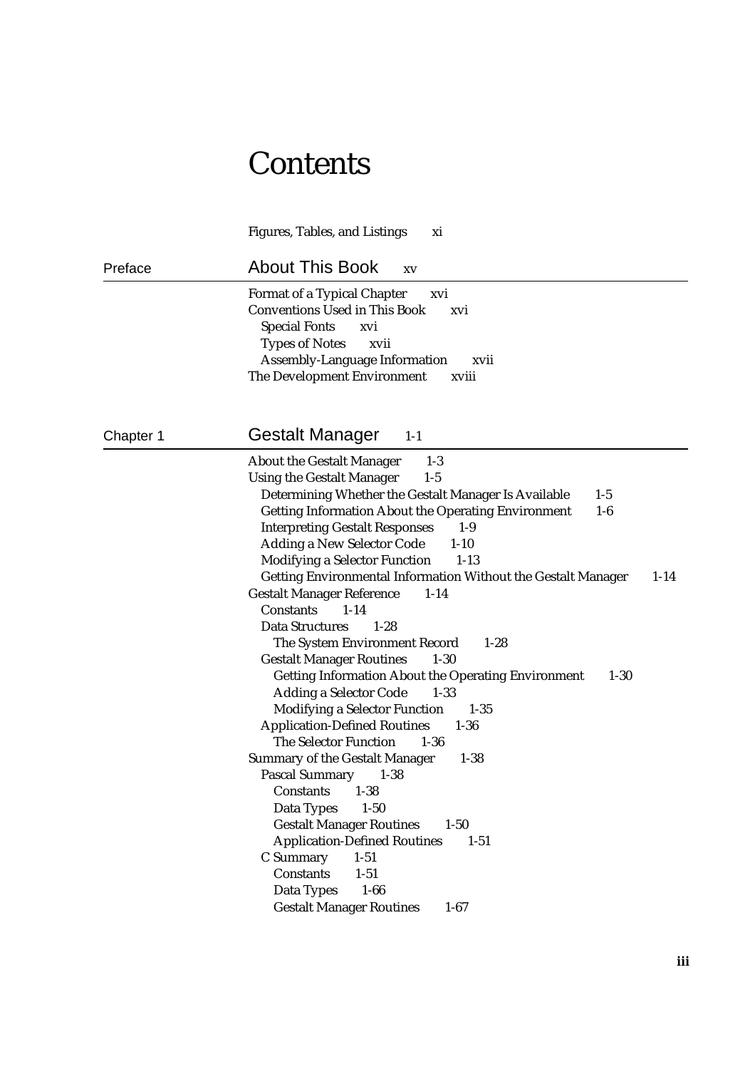# Contents

Figures, Tables, and Listings xi

## Preface — About This Book xv

- Format of a Typical Chapter xvi
- Conventions Used in This Book xvi
  - Special Fonts xvi
  - Types of Notes xvii
  - Assembly-Language Information xvii
- The Development Environment xviii

## Chapter 1 — Gestalt Manager 1-1

- About the Gestalt Manager 1-3
- Using the Gestalt Manager 1-5
  - Determining Whether the Gestalt Manager Is Available 1-5
  - Getting Information About the Operating Environment 1-6
  - Interpreting Gestalt Responses 1-9
  - Adding a New Selector Code 1-10
  - Modifying a Selector Function 1-13
  - Getting Environmental Information Without the Gestalt Manager 1-14
- Gestalt Manager Reference 1-14
  - Constants 1-14
  - Data Structures 1-28
    - The System Environment Record 1-28
  - Gestalt Manager Routines 1-30
    - Getting Information About the Operating Environment 1-30
    - Adding a Selector Code 1-33
    - Modifying a Selector Function 1-35
  - Application-Defined Routines 1-36
    - The Selector Function 1-36
- Summary of the Gestalt Manager 1-38
  - Pascal Summary 1-38
    - Constants 1-38
    - Data Types 1-50
    - Gestalt Manager Routines 1-50
    - Application-Defined Routines 1-51
  - C Summary 1-51
    - Constants 1-51
    - Data Types 1-66
    - Gestalt Manager Routines 1-67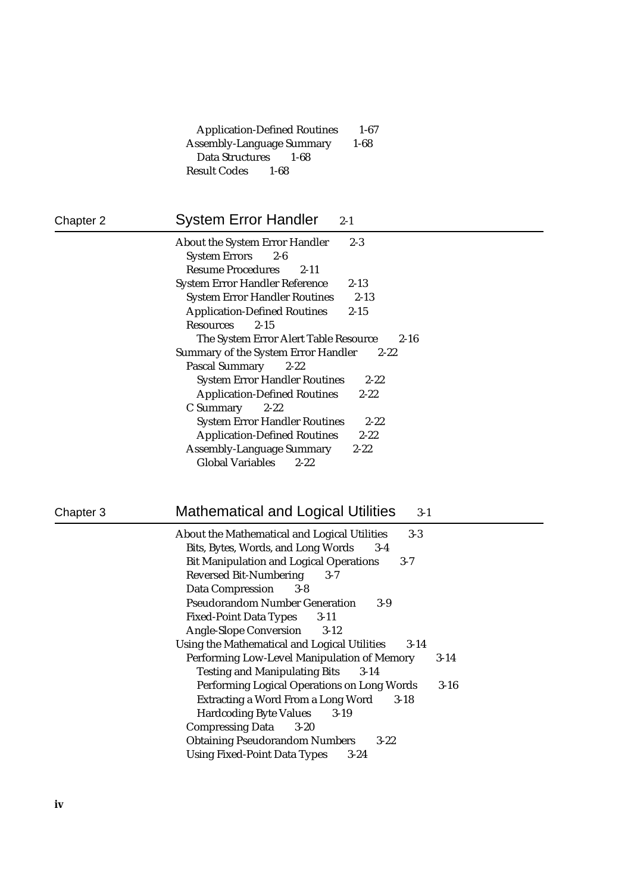Application-Defined Routines 1-67
Assembly-Language Summary 1-68
Data Structures 1-68
Result Codes 1-68

## Chapter 2 System Error Handler 2-1

About the System Error Handler 2-3
- System Errors 2-6
- Resume Procedures 2-11

System Error Handler Reference 2-13
- System Error Handler Routines 2-13
- Application-Defined Routines 2-15
- Resources 2-15
  - The System Error Alert Table Resource 2-16

Summary of the System Error Handler 2-22
- Pascal Summary 2-22
  - System Error Handler Routines 2-22
  - Application-Defined Routines 2-22
- C Summary 2-22
  - System Error Handler Routines 2-22
  - Application-Defined Routines 2-22
- Assembly-Language Summary 2-22
  - Global Variables 2-22

## Chapter 3 Mathematical and Logical Utilities 3-1

About the Mathematical and Logical Utilities 3-3
- Bits, Bytes, Words, and Long Words 3-4
- Bit Manipulation and Logical Operations 3-7
- Reversed Bit-Numbering 3-7
- Data Compression 3-8
- Pseudorandom Number Generation 3-9
- Fixed-Point Data Types 3-11
- Angle-Slope Conversion 3-12

Using the Mathematical and Logical Utilities 3-14
- Performing Low-Level Manipulation of Memory 3-14
  - Testing and Manipulating Bits 3-14
  - Performing Logical Operations on Long Words 3-16
  - Extracting a Word From a Long Word 3-18
  - Hardcoding Byte Values 3-19
- Compressing Data 3-20
- Obtaining Pseudorandom Numbers 3-22
- Using Fixed-Point Data Types 3-24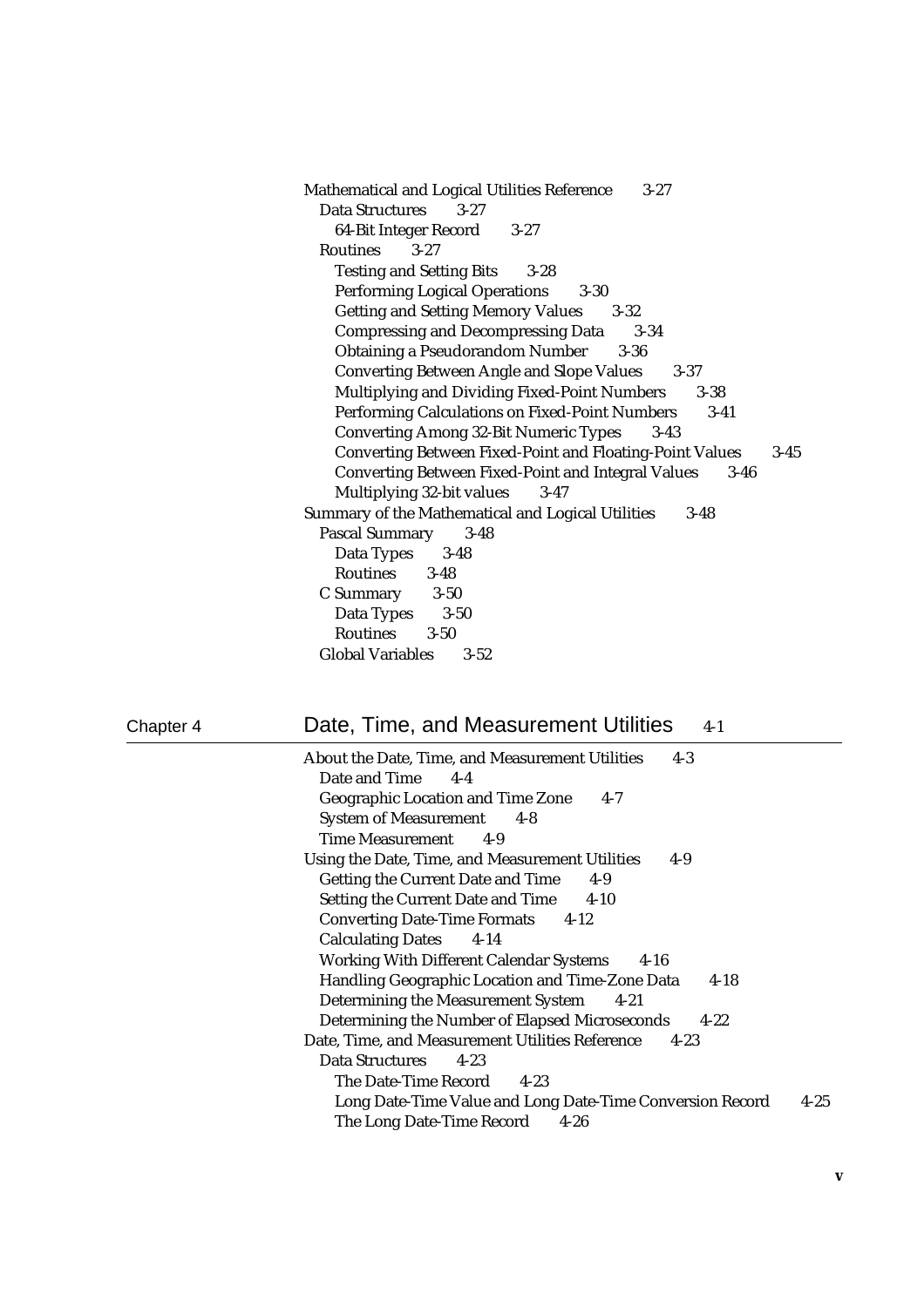Mathematical and Logical Utilities Reference 3-27
- Data Structures 3-27
  - 64-Bit Integer Record 3-27
- Routines 3-27
  - Testing and Setting Bits 3-28
  - Performing Logical Operations 3-30
  - Getting and Setting Memory Values 3-32
  - Compressing and Decompressing Data 3-34
  - Obtaining a Pseudorandom Number 3-36
  - Converting Between Angle and Slope Values 3-37
  - Multiplying and Dividing Fixed-Point Numbers 3-38
  - Performing Calculations on Fixed-Point Numbers 3-41
  - Converting Among 32-Bit Numeric Types 3-43
  - Converting Between Fixed-Point and Floating-Point Values 3-45
  - Converting Between Fixed-Point and Integral Values 3-46
  - Multiplying 32-bit values 3-47

Summary of the Mathematical and Logical Utilities 3-48
- Pascal Summary 3-48
  - Data Types 3-48
  - Routines 3-48
- C Summary 3-50
  - Data Types 3-50
  - Routines 3-50
- Global Variables 3-52

## Chapter 4 Date, Time, and Measurement Utilities 4-1

About the Date, Time, and Measurement Utilities 4-3
- Date and Time 4-4
- Geographic Location and Time Zone 4-7
- System of Measurement 4-8
- Time Measurement 4-9

Using the Date, Time, and Measurement Utilities 4-9
- Getting the Current Date and Time 4-9
- Setting the Current Date and Time 4-10
- Converting Date-Time Formats 4-12
- Calculating Dates 4-14
- Working With Different Calendar Systems 4-16
- Handling Geographic Location and Time-Zone Data 4-18
- Determining the Measurement System 4-21
- Determining the Number of Elapsed Microseconds 4-22

Date, Time, and Measurement Utilities Reference 4-23
- Data Structures 4-23
  - The Date-Time Record 4-23
  - Long Date-Time Value and Long Date-Time Conversion Record 4-25
  - The Long Date-Time Record 4-26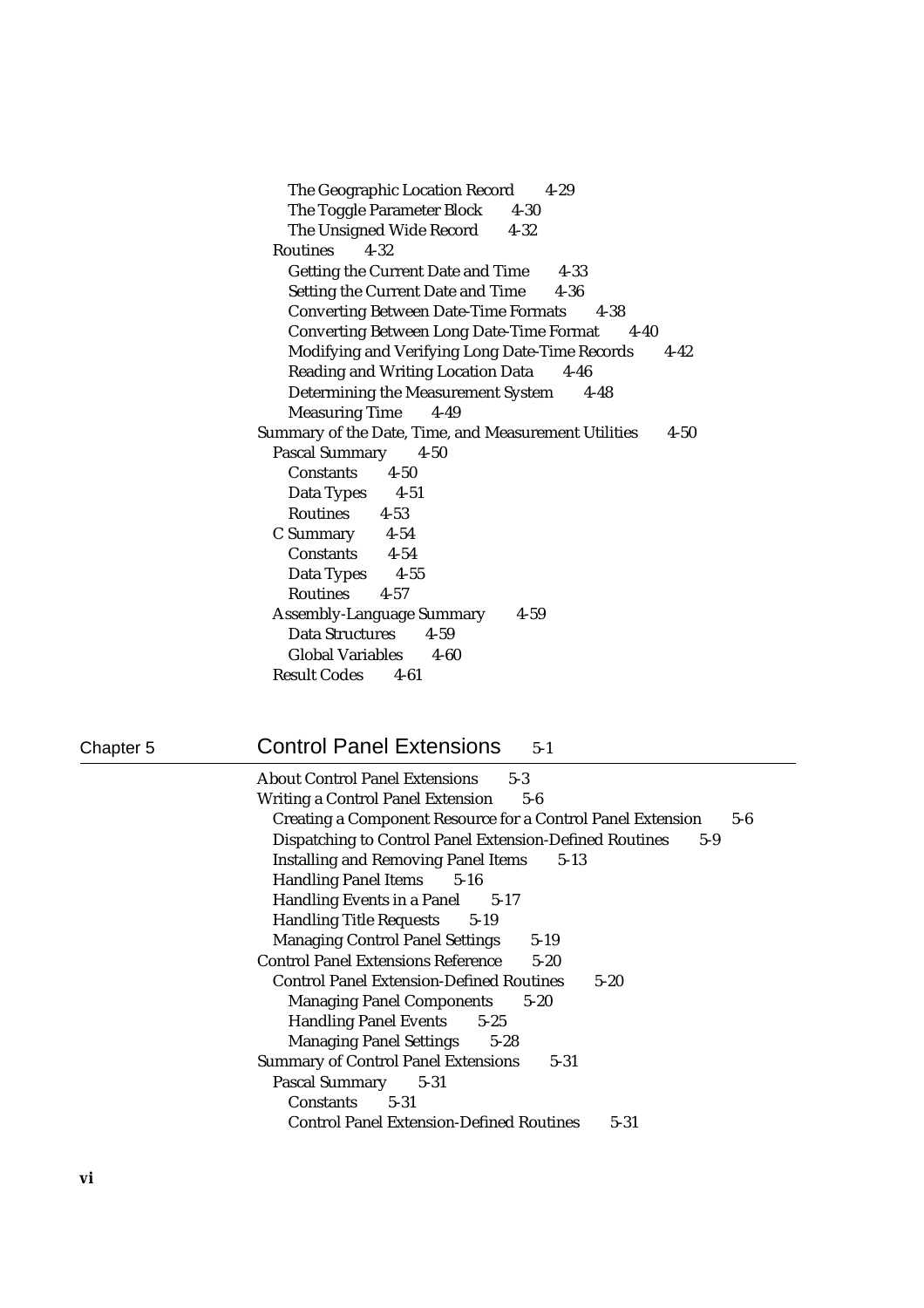The Geographic Location Record 4-29
The Toggle Parameter Block 4-30
The Unsigned Wide Record 4-32
Routines 4-32
Getting the Current Date and Time 4-33
Setting the Current Date and Time 4-36
Converting Between Date-Time Formats 4-38
Converting Between Long Date-Time Format 4-40
Modifying and Verifying Long Date-Time Records 4-42
Reading and Writing Location Data 4-46
Determining the Measurement System 4-48
Measuring Time 4-49
Summary of the Date, Time, and Measurement Utilities 4-50
Pascal Summary 4-50
Constants 4-50
Data Types 4-51
Routines 4-53
C Summary 4-54
Constants 4-54
Data Types 4-55
Routines 4-57
Assembly-Language Summary 4-59
Data Structures 4-59
Global Variables 4-60
Result Codes 4-61

## Chapter 5 Control Panel Extensions 5-1

About Control Panel Extensions 5-3
Writing a Control Panel Extension 5-6
Creating a Component Resource for a Control Panel Extension 5-6
Dispatching to Control Panel Extension-Defined Routines 5-9
Installing and Removing Panel Items 5-13
Handling Panel Items 5-16
Handling Events in a Panel 5-17
Handling Title Requests 5-19
Managing Control Panel Settings 5-19
Control Panel Extensions Reference 5-20
Control Panel Extension-Defined Routines 5-20
Managing Panel Components 5-20
Handling Panel Events 5-25
Managing Panel Settings 5-28
Summary of Control Panel Extensions 5-31
Pascal Summary 5-31
Constants 5-31
Control Panel Extension-Defined Routines 5-31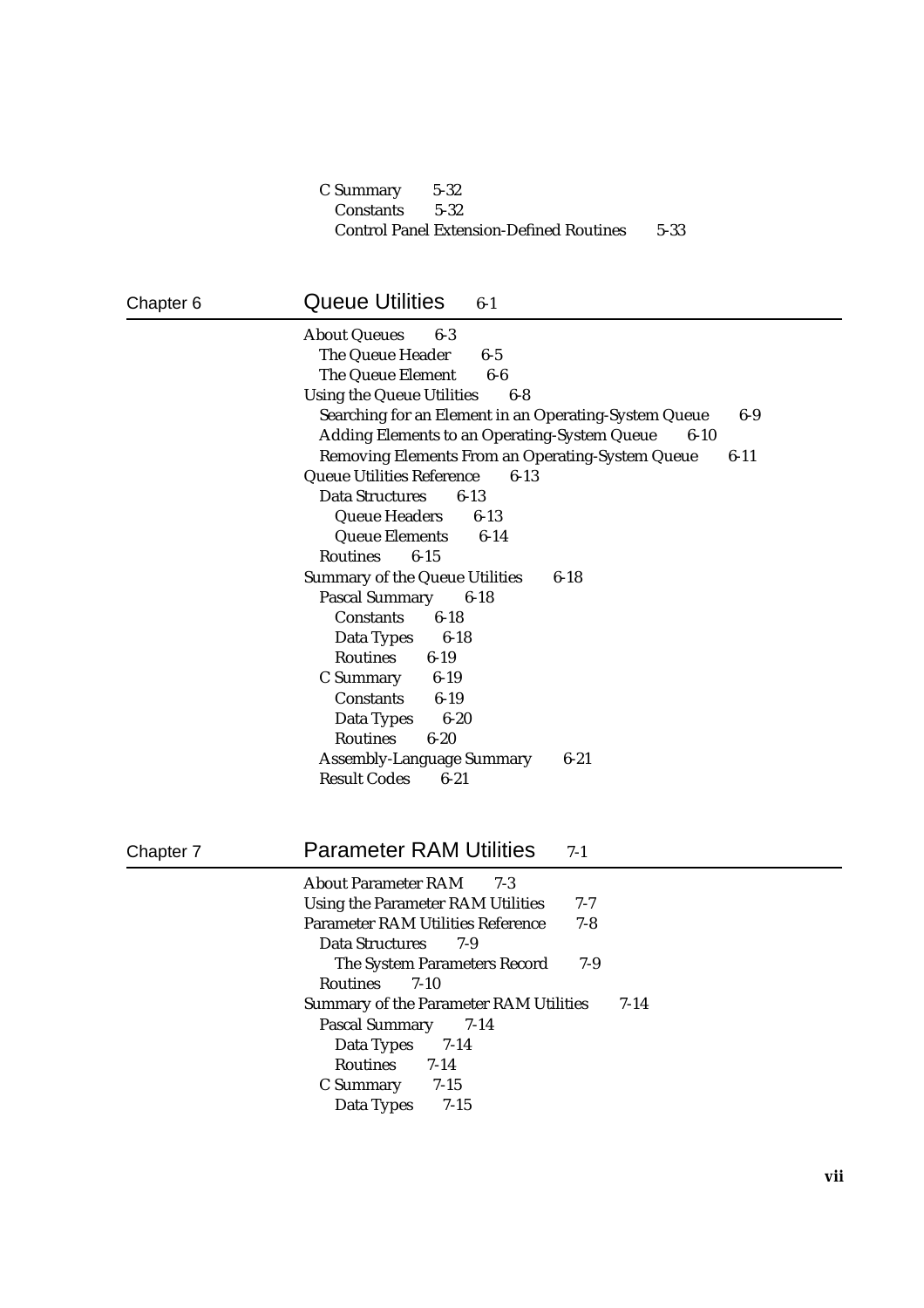C Summary 5-32
  Constants 5-32
  Control Panel Extension-Defined Routines 5-33

## Chapter 6 Queue Utilities 6-1

About Queues 6-3
  The Queue Header 6-5
  The Queue Element 6-6
Using the Queue Utilities 6-8
  Searching for an Element in an Operating-System Queue 6-9
  Adding Elements to an Operating-System Queue 6-10
  Removing Elements From an Operating-System Queue 6-11
Queue Utilities Reference 6-13
  Data Structures 6-13
    Queue Headers 6-13
    Queue Elements 6-14
  Routines 6-15
Summary of the Queue Utilities 6-18
  Pascal Summary 6-18
    Constants 6-18
    Data Types 6-18
    Routines 6-19
  C Summary 6-19
    Constants 6-19
    Data Types 6-20
    Routines 6-20
  Assembly-Language Summary 6-21
  Result Codes 6-21

## Chapter 7 Parameter RAM Utilities 7-1

About Parameter RAM 7-3
Using the Parameter RAM Utilities 7-7
Parameter RAM Utilities Reference 7-8
  Data Structures 7-9
    The System Parameters Record 7-9
  Routines 7-10
Summary of the Parameter RAM Utilities 7-14
  Pascal Summary 7-14
    Data Types 7-14
    Routines 7-14
  C Summary 7-15
    Data Types 7-15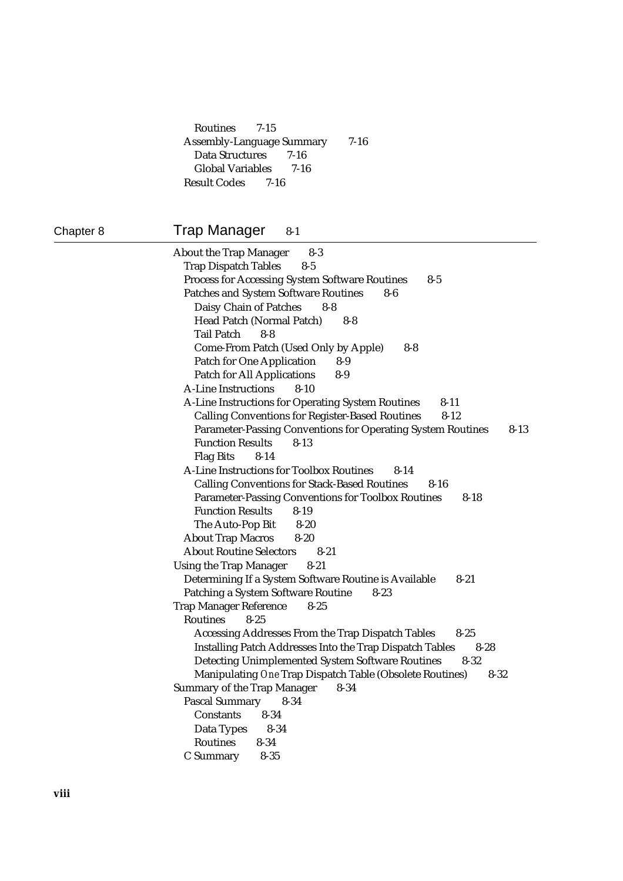Routines 7-15
Assembly-Language Summary 7-16
Data Structures 7-16
Global Variables 7-16
Result Codes 7-16

## Chapter 8 Trap Manager 8-1

About the Trap Manager 8-3
Trap Dispatch Tables 8-5
Process for Accessing System Software Routines 8-5
Patches and System Software Routines 8-6
Daisy Chain of Patches 8-8
Head Patch (Normal Patch) 8-8
Tail Patch 8-8
Come-From Patch (Used Only by Apple) 8-8
Patch for One Application 8-9
Patch for All Applications 8-9
A-Line Instructions 8-10
A-Line Instructions for Operating System Routines 8-11
Calling Conventions for Register-Based Routines 8-12
Parameter-Passing Conventions for Operating System Routines 8-13
Function Results 8-13
Flag Bits 8-14
A-Line Instructions for Toolbox Routines 8-14
Calling Conventions for Stack-Based Routines 8-16
Parameter-Passing Conventions for Toolbox Routines 8-18
Function Results 8-19
The Auto-Pop Bit 8-20
About Trap Macros 8-20
About Routine Selectors 8-21
Using the Trap Manager 8-21
Determining If a System Software Routine is Available 8-21
Patching a System Software Routine 8-23
Trap Manager Reference 8-25
Routines 8-25
Accessing Addresses From the Trap Dispatch Tables 8-25
Installing Patch Addresses Into the Trap Dispatch Tables 8-28
Detecting Unimplemented System Software Routines 8-32
Manipulating *One* Trap Dispatch Table (Obsolete Routines) 8-32
Summary of the Trap Manager 8-34
Pascal Summary 8-34
Constants 8-34
Data Types 8-34
Routines 8-34
C Summary 8-35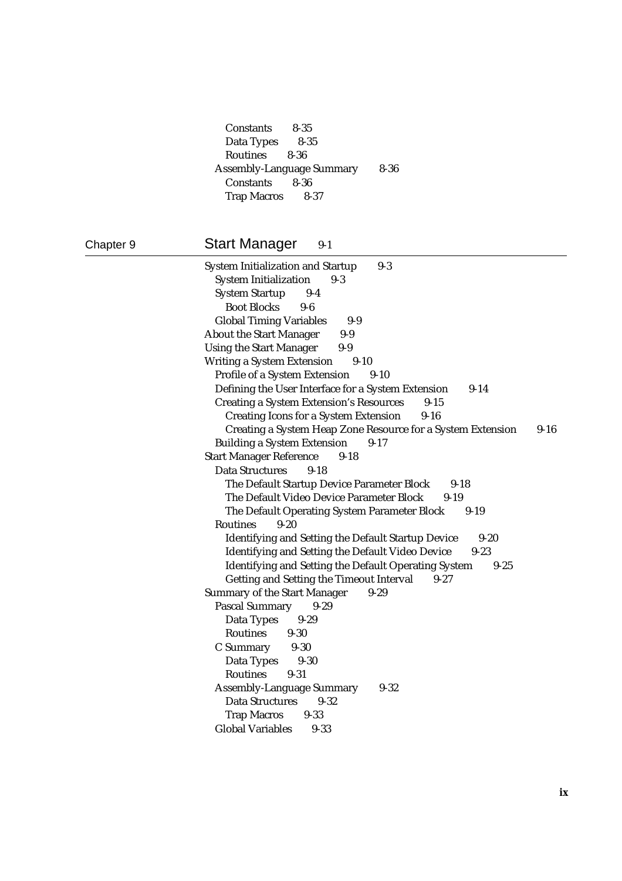Constants 8-35
Data Types 8-35
Routines 8-36
Assembly-Language Summary 8-36
Constants 8-36
Trap Macros 8-37

## Chapter 9 Start Manager 9-1

System Initialization and Startup 9-3
System Initialization 9-3
System Startup 9-4
Boot Blocks 9-6
Global Timing Variables 9-9
About the Start Manager 9-9
Using the Start Manager 9-9
Writing a System Extension 9-10
Profile of a System Extension 9-10
Defining the User Interface for a System Extension 9-14
Creating a System Extension's Resources 9-15
Creating Icons for a System Extension 9-16
Creating a System Heap Zone Resource for a System Extension 9-16
Building a System Extension 9-17
Start Manager Reference 9-18
Data Structures 9-18
The Default Startup Device Parameter Block 9-18
The Default Video Device Parameter Block 9-19
The Default Operating System Parameter Block 9-19
Routines 9-20
Identifying and Setting the Default Startup Device 9-20
Identifying and Setting the Default Video Device 9-23
Identifying and Setting the Default Operating System 9-25
Getting and Setting the Timeout Interval 9-27
Summary of the Start Manager 9-29
Pascal Summary 9-29
Data Types 9-29
Routines 9-30
C Summary 9-30
Data Types 9-30
Routines 9-31
Assembly-Language Summary 9-32
Data Structures 9-32
Trap Macros 9-33
Global Variables 9-33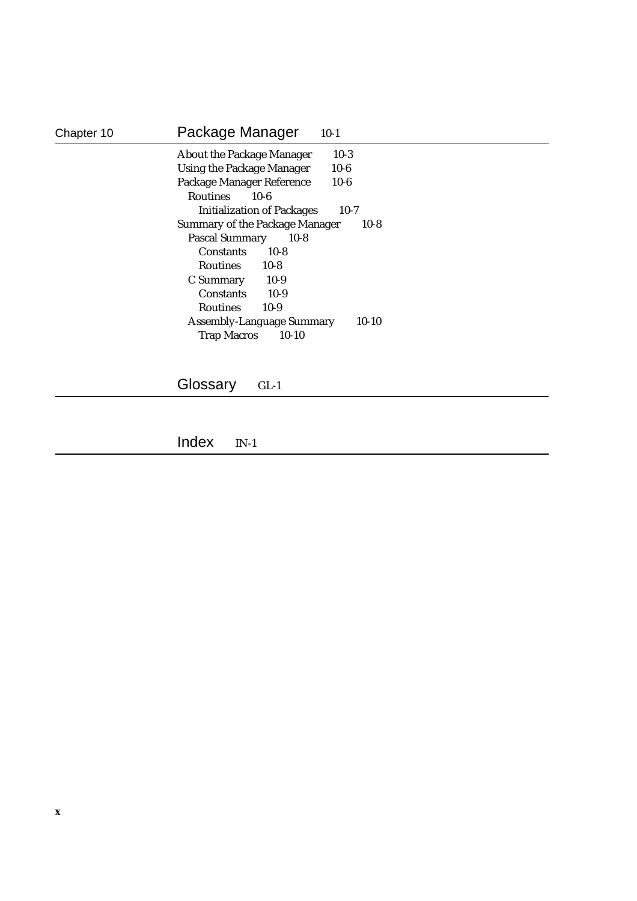## Chapter 10 Package Manager 10-1

About the Package Manager 10-3
Using the Package Manager 10-6
Package Manager Reference 10-6
- Routines 10-6
  - Initialization of Packages 10-7

Summary of the Package Manager 10-8
- Pascal Summary 10-8
  - Constants 10-8
  - Routines 10-8
- C Summary 10-9
  - Constants 10-9
  - Routines 10-9
- Assembly-Language Summary 10-10
  - Trap Macros 10-10

## Glossary GL-1

## Index IN-1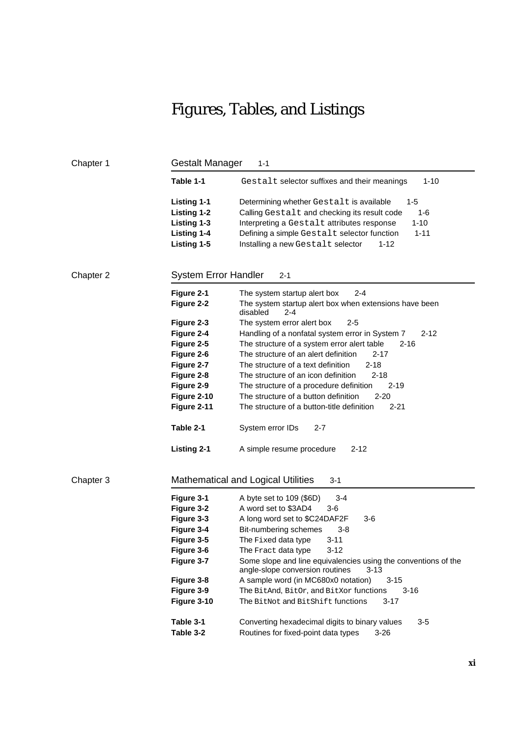# Figures, Tables, and Listings

## Chapter 1 — Gestalt Manager 1-1

| | | |
|---|---|---|
| **Table 1-1** | `Gestalt` selector suffixes and their meanings | 1-10 |
| **Listing 1-1** | Determining whether `Gestalt` is available | 1-5 |
| **Listing 1-2** | Calling `Gestalt` and checking its result code | 1-6 |
| **Listing 1-3** | Interpreting a `Gestalt` attributes response | 1-10 |
| **Listing 1-4** | Defining a simple `Gestalt` selector function | 1-11 |
| **Listing 1-5** | Installing a new `Gestalt` selector | 1-12 |

## Chapter 2 — System Error Handler 2-1

| | | |
|---|---|---|
| **Figure 2-1** | The system startup alert box | 2-4 |
| **Figure 2-2** | The system startup alert box when extensions have been disabled | 2-4 |
| **Figure 2-3** | The system error alert box | 2-5 |
| **Figure 2-4** | Handling of a nonfatal system error in System 7 | 2-12 |
| **Figure 2-5** | The structure of a system error alert table | 2-16 |
| **Figure 2-6** | The structure of an alert definition | 2-17 |
| **Figure 2-7** | The structure of a text definition | 2-18 |
| **Figure 2-8** | The structure of an icon definition | 2-18 |
| **Figure 2-9** | The structure of a procedure definition | 2-19 |
| **Figure 2-10** | The structure of a button definition | 2-20 |
| **Figure 2-11** | The structure of a button-title definition | 2-21 |
| **Table 2-1** | System error IDs | 2-7 |
| **Listing 2-1** | A simple resume procedure | 2-12 |

## Chapter 3 — Mathematical and Logical Utilities 3-1

| | | |
|---|---|---|
| **Figure 3-1** | A byte set to 109 ($6D) | 3-4 |
| **Figure 3-2** | A word set to $3AD4 | 3-6 |
| **Figure 3-3** | A long word set to $C24DAF2F | 3-6 |
| **Figure 3-4** | Bit-numbering schemes | 3-8 |
| **Figure 3-5** | The `Fixed` data type | 3-11 |
| **Figure 3-6** | The `Fract` data type | 3-12 |
| **Figure 3-7** | Some slope and line equivalencies using the conventions of the angle-slope conversion routines | 3-13 |
| **Figure 3-8** | A sample word (in MC680x0 notation) | 3-15 |
| **Figure 3-9** | The `BitAnd`, `BitOr`, and `BitXor` functions | 3-16 |
| **Figure 3-10** | The `BitNot` and `BitShift` functions | 3-17 |
| **Table 3-1** | Converting hexadecimal digits to binary values | 3-5 |
| **Table 3-2** | Routines for fixed-point data types | 3-26 |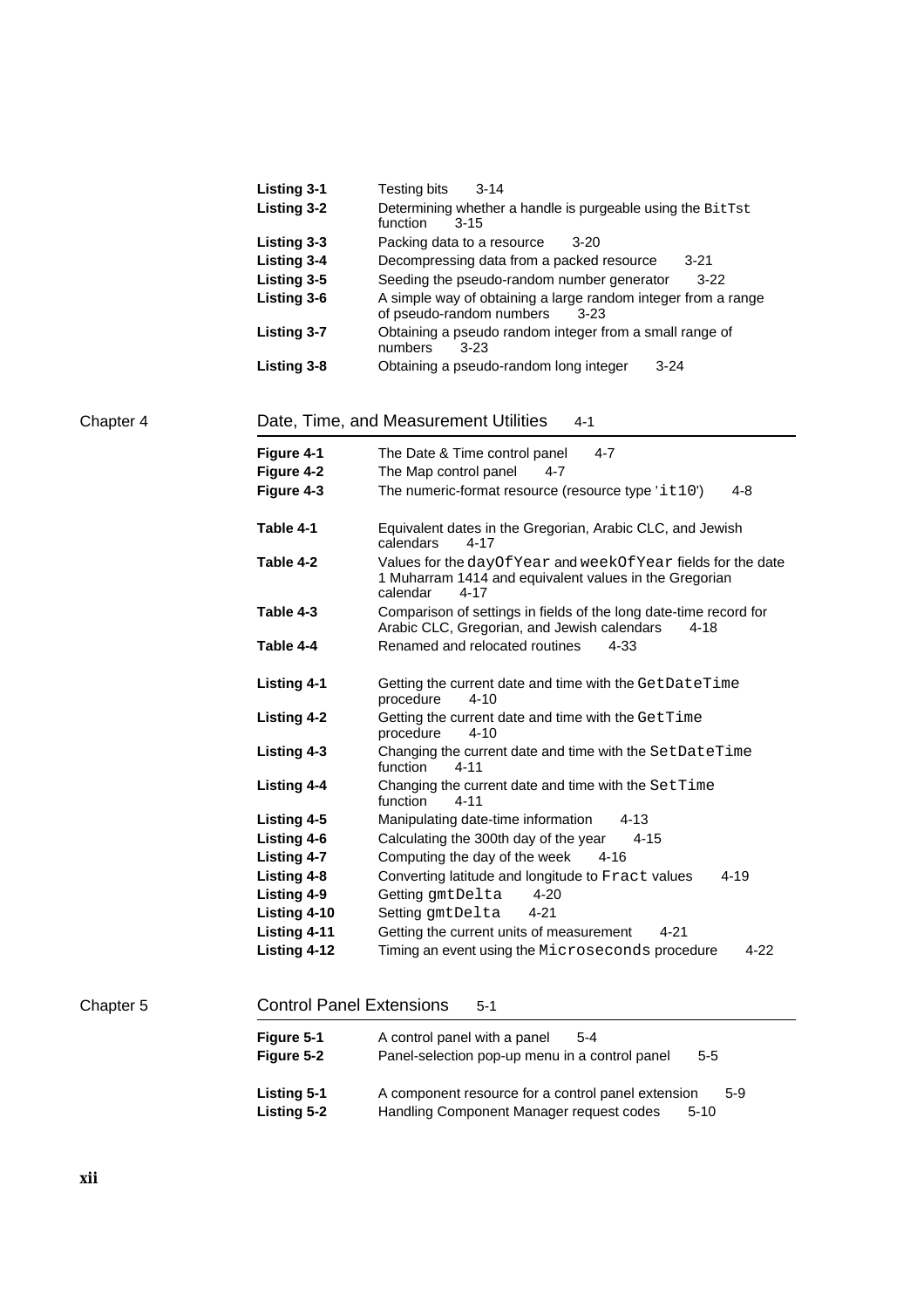| | | |
|---|---|---|
| **Listing 3-1** | Testing bits | 3-14 |
| **Listing 3-2** | Determining whether a handle is purgeable using the `BitTst` function | 3-15 |
| **Listing 3-3** | Packing data to a resource | 3-20 |
| **Listing 3-4** | Decompressing data from a packed resource | 3-21 |
| **Listing 3-5** | Seeding the pseudo-random number generator | 3-22 |
| **Listing 3-6** | A simple way of obtaining a large random integer from a range of pseudo-random numbers | 3-23 |
| **Listing 3-7** | Obtaining a pseudo random integer from a small range of numbers | 3-23 |
| **Listing 3-8** | Obtaining a pseudo-random long integer | 3-24 |

## Chapter 4 Date, Time, and Measurement Utilities 4-1

| | | |
|---|---|---|
| **Figure 4-1** | The Date & Time control panel | 4-7 |
| **Figure 4-2** | The Map control panel | 4-7 |
| **Figure 4-3** | The numeric-format resource (resource type `'itl0'`) | 4-8 |
| **Table 4-1** | Equivalent dates in the Gregorian, Arabic CLC, and Jewish calendars | 4-17 |
| **Table 4-2** | Values for the `dayOfYear` and `weekOfYear` fields for the date 1 Muharram 1414 and equivalent values in the Gregorian calendar | 4-17 |
| **Table 4-3** | Comparison of settings in fields of the long date-time record for Arabic CLC, Gregorian, and Jewish calendars | 4-18 |
| **Table 4-4** | Renamed and relocated routines | 4-33 |
| **Listing 4-1** | Getting the current date and time with the `GetDateTime` procedure | 4-10 |
| **Listing 4-2** | Getting the current date and time with the `GetTime` procedure | 4-10 |
| **Listing 4-3** | Changing the current date and time with the `SetDateTime` function | 4-11 |
| **Listing 4-4** | Changing the current date and time with the `SetTime` function | 4-11 |
| **Listing 4-5** | Manipulating date-time information | 4-13 |
| **Listing 4-6** | Calculating the 300th day of the year | 4-15 |
| **Listing 4-7** | Computing the day of the week | 4-16 |
| **Listing 4-8** | Converting latitude and longitude to `Fract` values | 4-19 |
| **Listing 4-9** | Getting `gmtDelta` | 4-20 |
| **Listing 4-10** | Setting `gmtDelta` | 4-21 |
| **Listing 4-11** | Getting the current units of measurement | 4-21 |
| **Listing 4-12** | Timing an event using the `Microseconds` procedure | 4-22 |

## Chapter 5 Control Panel Extensions 5-1

| | | |
|---|---|---|
| **Figure 5-1** | A control panel with a panel | 5-4 |
| **Figure 5-2** | Panel-selection pop-up menu in a control panel | 5-5 |
| **Listing 5-1** | A component resource for a control panel extension | 5-9 |
| **Listing 5-2** | Handling Component Manager request codes | 5-10 |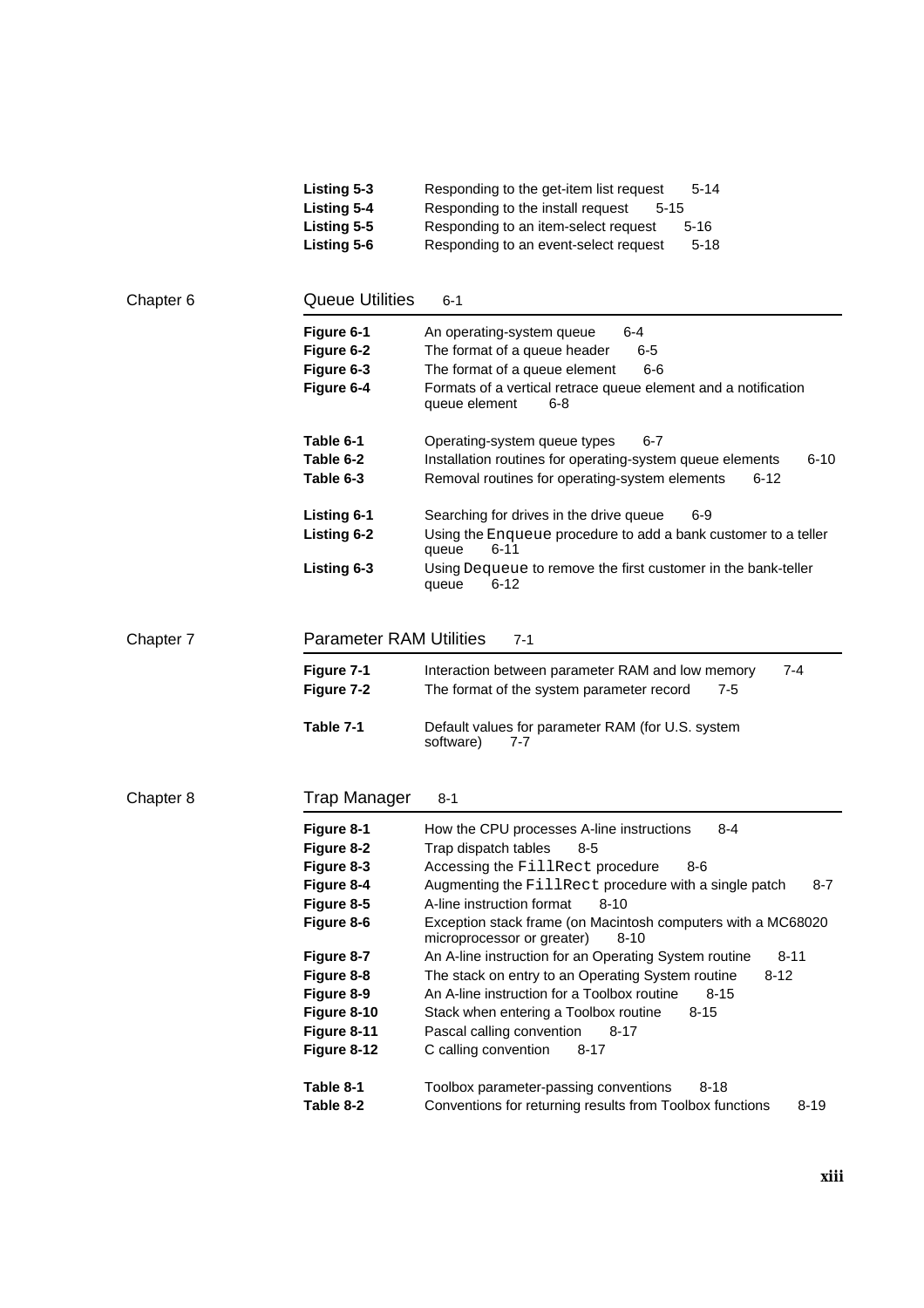| | | |
|---|---|---|
| **Listing 5-3** | Responding to the get-item list request | 5-14 |
| **Listing 5-4** | Responding to the install request | 5-15 |
| **Listing 5-5** | Responding to an item-select request | 5-16 |
| **Listing 5-6** | Responding to an event-select request | 5-18 |

## Chapter 6 Queue Utilities 6-1

| | | |
|---|---|---|
| **Figure 6-1** | An operating-system queue | 6-4 |
| **Figure 6-2** | The format of a queue header | 6-5 |
| **Figure 6-3** | The format of a queue element | 6-6 |
| **Figure 6-4** | Formats of a vertical retrace queue element and a notification queue element | 6-8 |
| **Table 6-1** | Operating-system queue types | 6-7 |
| **Table 6-2** | Installation routines for operating-system queue elements | 6-10 |
| **Table 6-3** | Removal routines for operating-system elements | 6-12 |
| **Listing 6-1** | Searching for drives in the drive queue | 6-9 |
| **Listing 6-2** | Using the `Enqueue` procedure to add a bank customer to a teller queue | 6-11 |
| **Listing 6-3** | Using `Dequeue` to remove the first customer in the bank-teller queue | 6-12 |

## Chapter 7 Parameter RAM Utilities 7-1

| | | |
|---|---|---|
| **Figure 7-1** | Interaction between parameter RAM and low memory | 7-4 |
| **Figure 7-2** | The format of the system parameter record | 7-5 |
| **Table 7-1** | Default values for parameter RAM (for U.S. system software) | 7-7 |

## Chapter 8 Trap Manager 8-1

| | | |
|---|---|---|
| **Figure 8-1** | How the CPU processes A-line instructions | 8-4 |
| **Figure 8-2** | Trap dispatch tables | 8-5 |
| **Figure 8-3** | Accessing the `FillRect` procedure | 8-6 |
| **Figure 8-4** | Augmenting the `FillRect` procedure with a single patch | 8-7 |
| **Figure 8-5** | A-line instruction format | 8-10 |
| **Figure 8-6** | Exception stack frame (on Macintosh computers with a MC68020 microprocessor or greater) | 8-10 |
| **Figure 8-7** | An A-line instruction for an Operating System routine | 8-11 |
| **Figure 8-8** | The stack on entry to an Operating System routine | 8-12 |
| **Figure 8-9** | An A-line instruction for a Toolbox routine | 8-15 |
| **Figure 8-10** | Stack when entering a Toolbox routine | 8-15 |
| **Figure 8-11** | Pascal calling convention | 8-17 |
| **Figure 8-12** | C calling convention | 8-17 |
| **Table 8-1** | Toolbox parameter-passing conventions | 8-18 |
| **Table 8-2** | Conventions for returning results from Toolbox functions | 8-19 |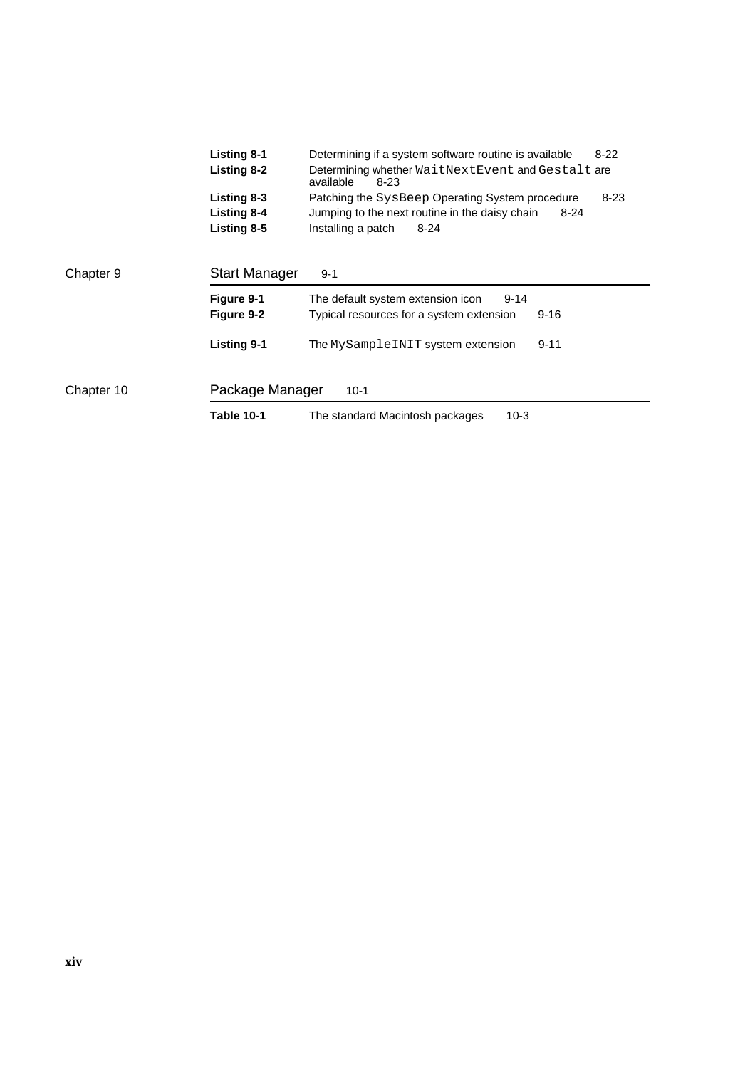| | | |
|---|---|---|
| **Listing 8-1** | Determining if a system software routine is available | 8-22 |
| **Listing 8-2** | Determining whether `WaitNextEvent` and `Gestalt` are available | 8-23 |
| **Listing 8-3** | Patching the `SysBeep` Operating System procedure | 8-23 |
| **Listing 8-4** | Jumping to the next routine in the daisy chain | 8-24 |
| **Listing 8-5** | Installing a patch | 8-24 |

## Chapter 9 Start Manager 9-1

| | | |
|---|---|---|
| **Figure 9-1** | The default system extension icon | 9-14 |
| **Figure 9-2** | Typical resources for a system extension | 9-16 |
| **Listing 9-1** | The `MySampleINIT` system extension | 9-11 |

## Chapter 10 Package Manager 10-1

| | | |
|---|---|---|
| **Table 10-1** | The standard Macintosh packages | 10-3 |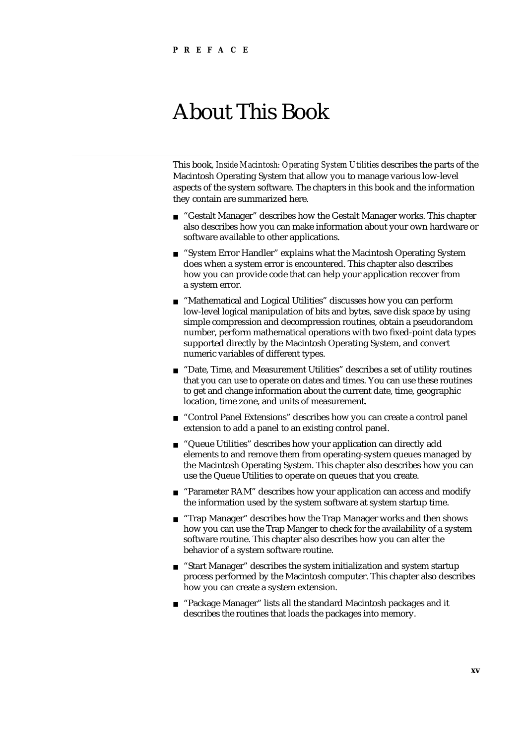**PREFACE**

# About This Book

This book, *Inside Macintosh: Operating System Utilities* describes the parts of the Macintosh Operating System that allow you to manage various low-level aspects of the system software. The chapters in this book and the information they contain are summarized here.

- "Gestalt Manager" describes how the Gestalt Manager works. This chapter also describes how you can make information about your own hardware or software available to other applications.
- "System Error Handler" explains what the Macintosh Operating System does when a system error is encountered. This chapter also describes how you can provide code that can help your application recover from a system error.
- "Mathematical and Logical Utilities" discusses how you can perform low-level logical manipulation of bits and bytes, save disk space by using simple compression and decompression routines, obtain a pseudorandom number, perform mathematical operations with two fixed-point data types supported directly by the Macintosh Operating System, and convert numeric variables of different types.
- "Date, Time, and Measurement Utilities" describes a set of utility routines that you can use to operate on dates and times. You can use these routines to get and change information about the current date, time, geographic location, time zone, and units of measurement.
- "Control Panel Extensions" describes how you can create a control panel extension to add a panel to an existing control panel.
- "Queue Utilities" describes how your application can directly add elements to and remove them from operating-system queues managed by the Macintosh Operating System. This chapter also describes how you can use the Queue Utilities to operate on queues that you create.
- "Parameter RAM" describes how your application can access and modify the information used by the system software at system startup time.
- "Trap Manager" describes how the Trap Manager works and then shows how you can use the Trap Manger to check for the availability of a system software routine. This chapter also describes how you can alter the behavior of a system software routine.
- "Start Manager" describes the system initialization and system startup process performed by the Macintosh computer. This chapter also describes how you can create a system extension.
- "Package Manager" lists all the standard Macintosh packages and it describes the routines that loads the packages into memory.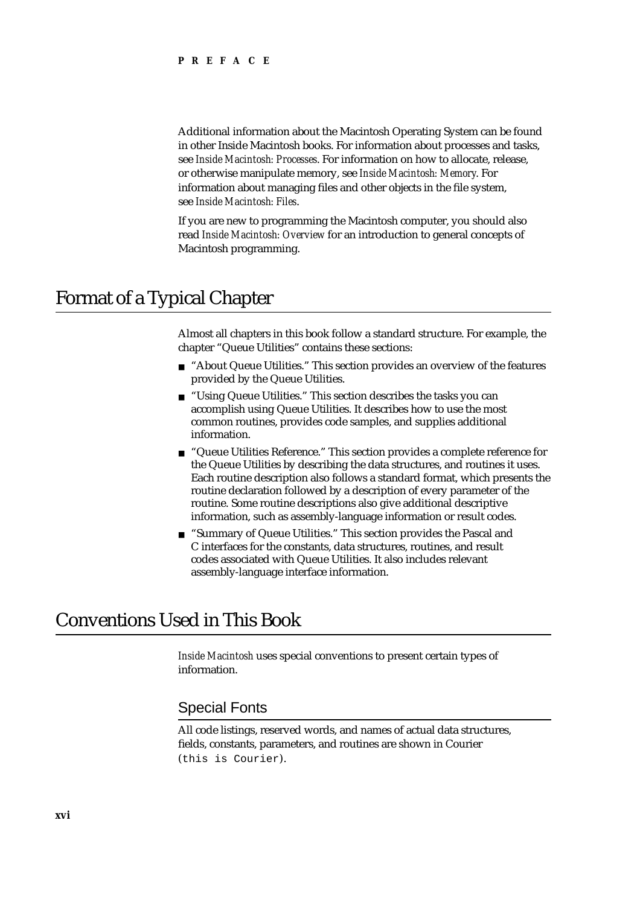Additional information about the Macintosh Operating System can be found in other Inside Macintosh books. For information about processes and tasks, see *Inside Macintosh: Processes*. For information on how to allocate, release, or otherwise manipulate memory, see *Inside Macintosh: Memory*. For information about managing files and other objects in the file system, see *Inside Macintosh: Files*.

If you are new to programming the Macintosh computer, you should also read *Inside Macintosh: Overview* for an introduction to general concepts of Macintosh programming.

# Format of a Typical Chapter

Almost all chapters in this book follow a standard structure. For example, the chapter "Queue Utilities" contains these sections:

- "About Queue Utilities." This section provides an overview of the features provided by the Queue Utilities.
- "Using Queue Utilities." This section describes the tasks you can accomplish using Queue Utilities. It describes how to use the most common routines, provides code samples, and supplies additional information.
- "Queue Utilities Reference." This section provides a complete reference for the Queue Utilities by describing the data structures, and routines it uses. Each routine description also follows a standard format, which presents the routine declaration followed by a description of every parameter of the routine. Some routine descriptions also give additional descriptive information, such as assembly-language information or result codes.
- "Summary of Queue Utilities." This section provides the Pascal and C interfaces for the constants, data structures, routines, and result codes associated with Queue Utilities. It also includes relevant assembly-language interface information.

# Conventions Used in This Book

*Inside Macintosh* uses special conventions to present certain types of information.

## Special Fonts

All code listings, reserved words, and names of actual data structures, fields, constants, parameters, and routines are shown in Courier (`this is Courier`).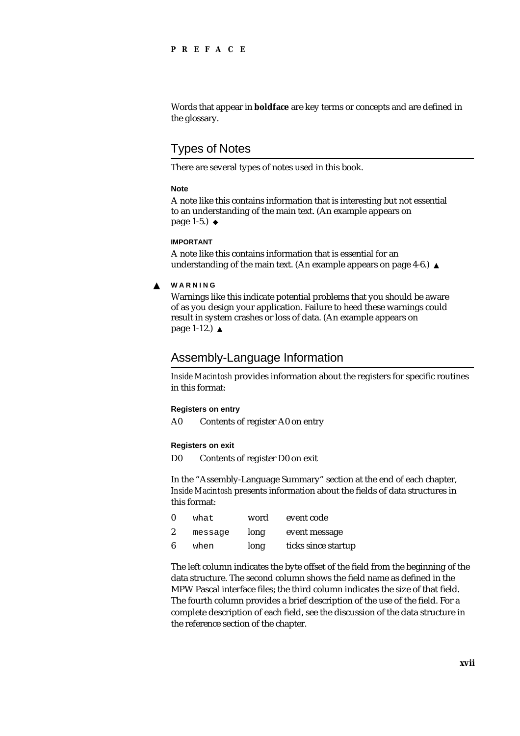Words that appear in **boldface** are key terms or concepts and are defined in the glossary.

## Types of Notes

There are several types of notes used in this book.

**Note**

A note like this contains information that is interesting but not essential to an understanding of the main text. (An example appears on page 1-5.) ◆

**IMPORTANT**

A note like this contains information that is essential for an understanding of the main text. (An example appears on page 4-6.) ▲

▲ **WARNING**

Warnings like this indicate potential problems that you should be aware of as you design your application. Failure to heed these warnings could result in system crashes or loss of data. (An example appears on page 1-12.) ▲

## Assembly-Language Information

*Inside Macintosh* provides information about the registers for specific routines in this format:

**Registers on entry**

| | |
|---|---|
| A0 | Contents of register A0 on entry |

**Registers on exit**

| | |
|---|---|
| D0 | Contents of register D0 on exit |

In the "Assembly-Language Summary" section at the end of each chapter, *Inside Macintosh* presents information about the fields of data structures in this format:

| | | | |
|---|---|---|---|
| 0 | `what` | word | event code |
| 2 | `message` | long | event message |
| 6 | `when` | long | ticks since startup |

The left column indicates the byte offset of the field from the beginning of the data structure. The second column shows the field name as defined in the MPW Pascal interface files; the third column indicates the size of that field. The fourth column provides a brief description of the use of the field. For a complete description of each field, see the discussion of the data structure in the reference section of the chapter.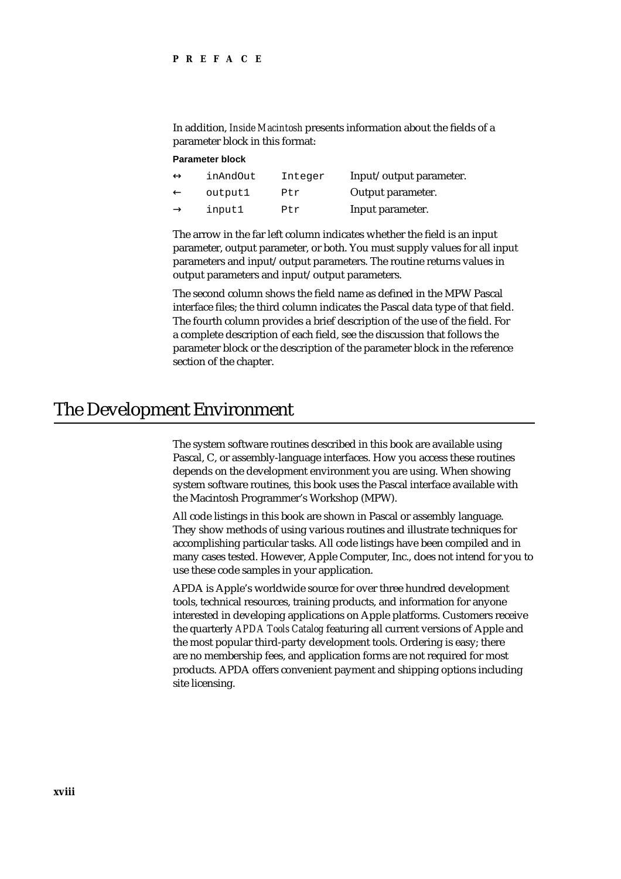In addition, *Inside Macintosh* presents information about the fields of a parameter block in this format:

**Parameter block**

| | | | |
|---|---|---|---|
| ↔ | `inAndOut` | `Integer` | Input/output parameter. |
| ← | `output1` | `Ptr` | Output parameter. |
| → | `input1` | `Ptr` | Input parameter. |

The arrow in the far left column indicates whether the field is an input parameter, output parameter, or both. You must supply values for all input parameters and input/output parameters. The routine returns values in output parameters and input/output parameters.

The second column shows the field name as defined in the MPW Pascal interface files; the third column indicates the Pascal data type of that field. The fourth column provides a brief description of the use of the field. For a complete description of each field, see the discussion that follows the parameter block or the description of the parameter block in the reference section of the chapter.

# The Development Environment

The system software routines described in this book are available using Pascal, C, or assembly-language interfaces. How you access these routines depends on the development environment you are using. When showing system software routines, this book uses the Pascal interface available with the Macintosh Programmer's Workshop (MPW).

All code listings in this book are shown in Pascal or assembly language. They show methods of using various routines and illustrate techniques for accomplishing particular tasks. All code listings have been compiled and in many cases tested. However, Apple Computer, Inc., does not intend for you to use these code samples in your application.

APDA is Apple's worldwide source for over three hundred development tools, technical resources, training products, and information for anyone interested in developing applications on Apple platforms. Customers receive the quarterly *APDA Tools Catalog* featuring all current versions of Apple and the most popular third-party development tools. Ordering is easy; there are no membership fees, and application forms are not required for most products. APDA offers convenient payment and shipping options including site licensing.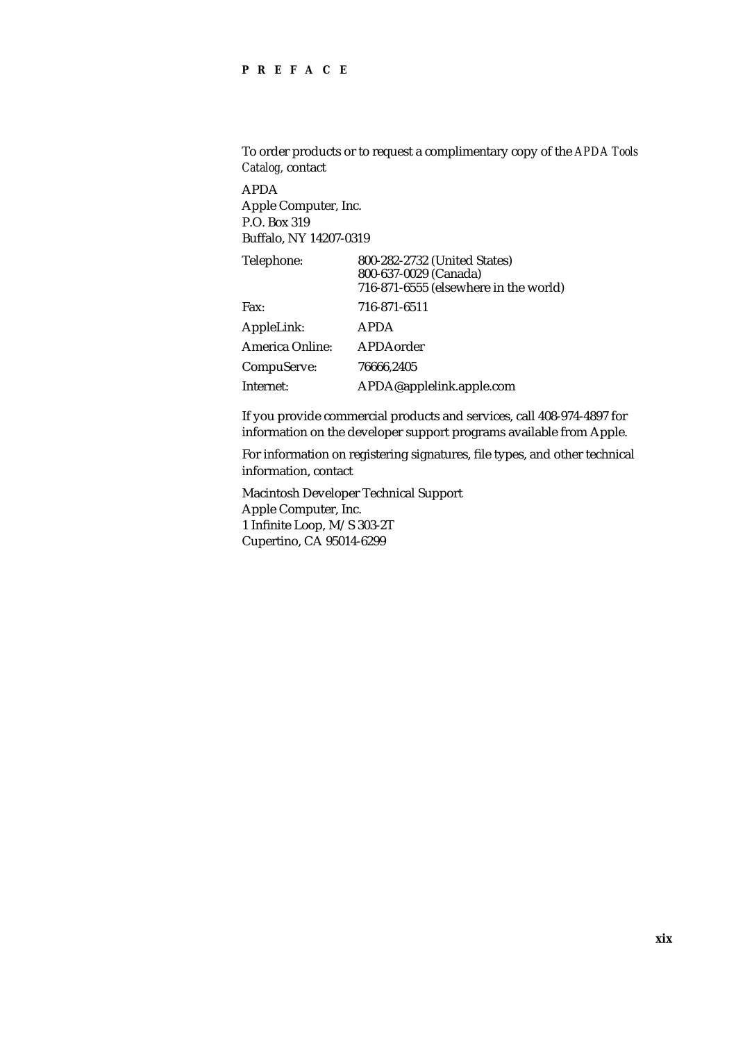To order products or to request a complimentary copy of the *APDA Tools Catalog,* contact

APDA
Apple Computer, Inc.
P.O. Box 319
Buffalo, NY 14207-0319

| | |
|---|---|
| Telephone: | 800-282-2732 (United States)<br>800-637-0029 (Canada)<br>716-871-6555 (elsewhere in the world) |
| Fax: | 716-871-6511 |
| AppleLink: | APDA |
| America Online: | APDAorder |
| CompuServe: | 76666,2405 |
| Internet: | APDA@applelink.apple.com |

If you provide commercial products and services, call 408-974-4897 for information on the developer support programs available from Apple.

For information on registering signatures, file types, and other technical information, contact

Macintosh Developer Technical Support
Apple Computer, Inc.
1 Infinite Loop, M/S 303-2T
Cupertino, CA 95014-6299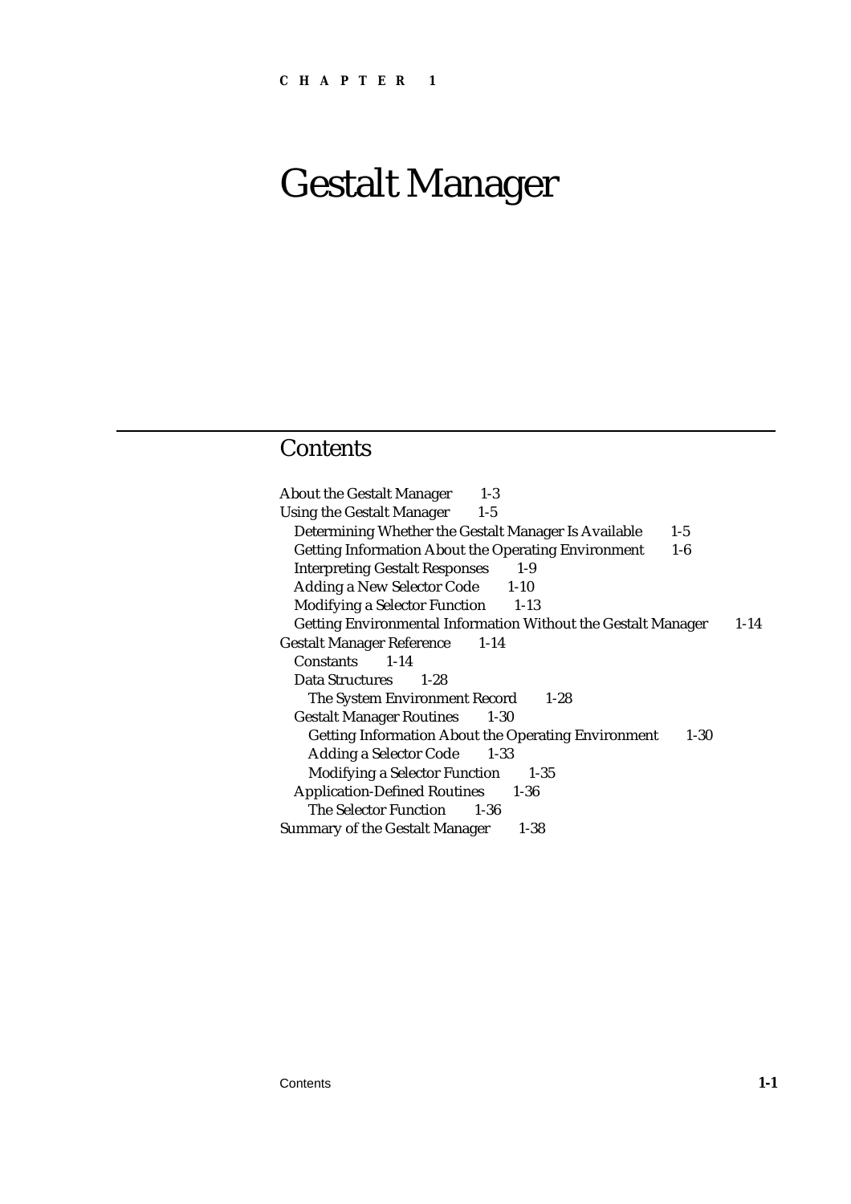CHAPTER 1

# Gestalt Manager

## Contents

- About the Gestalt Manager 1-3
- Using the Gestalt Manager 1-5
  - Determining Whether the Gestalt Manager Is Available 1-5
  - Getting Information About the Operating Environment 1-6
  - Interpreting Gestalt Responses 1-9
  - Adding a New Selector Code 1-10
  - Modifying a Selector Function 1-13
  - Getting Environmental Information Without the Gestalt Manager 1-14
- Gestalt Manager Reference 1-14
  - Constants 1-14
  - Data Structures 1-28
    - The System Environment Record 1-28
  - Gestalt Manager Routines 1-30
    - Getting Information About the Operating Environment 1-30
    - Adding a Selector Code 1-33
    - Modifying a Selector Function 1-35
  - Application-Defined Routines 1-36
    - The Selector Function 1-36
- Summary of the Gestalt Manager 1-38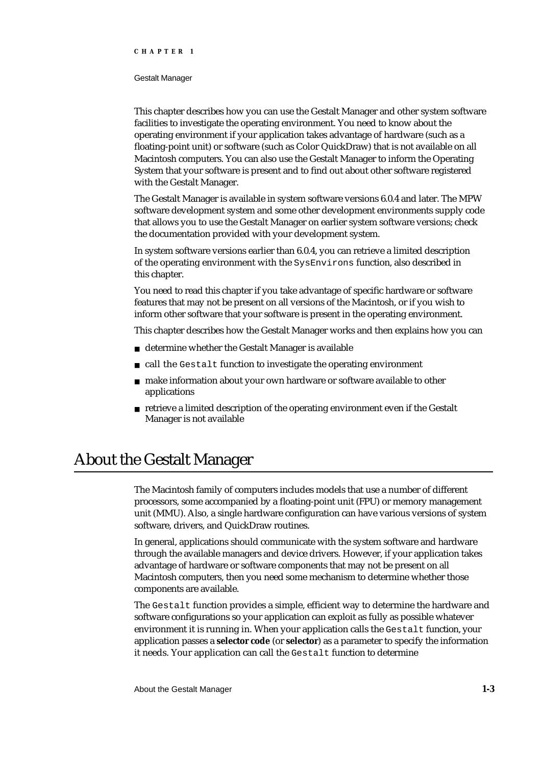This chapter describes how you can use the Gestalt Manager and other system software facilities to investigate the operating environment. You need to know about the operating environment if your application takes advantage of hardware (such as a floating-point unit) or software (such as Color QuickDraw) that is not available on all Macintosh computers. You can also use the Gestalt Manager to inform the Operating System that your software is present and to find out about other software registered with the Gestalt Manager.

The Gestalt Manager is available in system software versions 6.0.4 and later. The MPW software development system and some other development environments supply code that allows you to use the Gestalt Manager on earlier system software versions; check the documentation provided with your development system.

In system software versions earlier than 6.0.4, you can retrieve a limited description of the operating environment with the `SysEnvirons` function, also described in this chapter.

You need to read this chapter if you take advantage of specific hardware or software features that may not be present on all versions of the Macintosh, or if you wish to inform other software that your software is present in the operating environment.

This chapter describes how the Gestalt Manager works and then explains how you can

- determine whether the Gestalt Manager is available
- call the `Gestalt` function to investigate the operating environment
- make information about your own hardware or software available to other applications
- retrieve a limited description of the operating environment even if the Gestalt Manager is not available

# About the Gestalt Manager

The Macintosh family of computers includes models that use a number of different processors, some accompanied by a floating-point unit (FPU) or memory management unit (MMU). Also, a single hardware configuration can have various versions of system software, drivers, and QuickDraw routines.

In general, applications should communicate with the system software and hardware through the available managers and device drivers. However, if your application takes advantage of hardware or software components that may not be present on all Macintosh computers, then you need some mechanism to determine whether those components are available.

The `Gestalt` function provides a simple, efficient way to determine the hardware and software configurations so your application can exploit as fully as possible whatever environment it is running in. When your application calls the `Gestalt` function, your application passes a **selector code** (or **selector**) as a parameter to specify the information it needs. Your application can call the `Gestalt` function to determine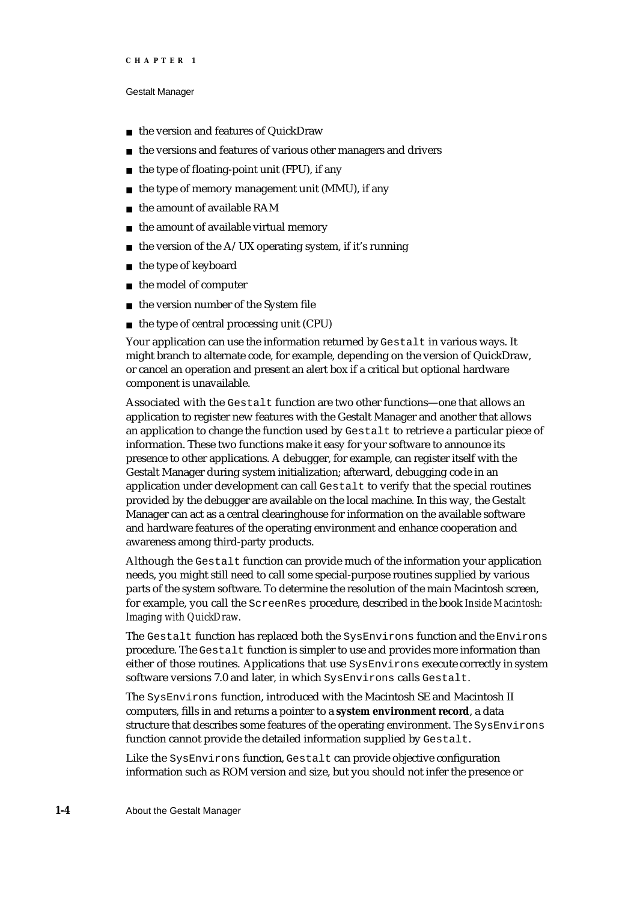- the version and features of QuickDraw
- the versions and features of various other managers and drivers
- the type of floating-point unit (FPU), if any
- the type of memory management unit (MMU), if any
- the amount of available RAM
- the amount of available virtual memory
- the version of the A/UX operating system, if it's running
- the type of keyboard
- the model of computer
- the version number of the System file
- the type of central processing unit (CPU)

Your application can use the information returned by `Gestalt` in various ways. It might branch to alternate code, for example, depending on the version of QuickDraw, or cancel an operation and present an alert box if a critical but optional hardware component is unavailable.

Associated with the `Gestalt` function are two other functions—one that allows an application to register new features with the Gestalt Manager and another that allows an application to change the function used by `Gestalt` to retrieve a particular piece of information. These two functions make it easy for your software to announce its presence to other applications. A debugger, for example, can register itself with the Gestalt Manager during system initialization; afterward, debugging code in an application under development can call `Gestalt` to verify that the special routines provided by the debugger are available on the local machine. In this way, the Gestalt Manager can act as a central clearinghouse for information on the available software and hardware features of the operating environment and enhance cooperation and awareness among third-party products.

Although the `Gestalt` function can provide much of the information your application needs, you might still need to call some special-purpose routines supplied by various parts of the system software. To determine the resolution of the main Macintosh screen, for example, you call the `ScreenRes` procedure, described in the book *Inside Macintosh: Imaging with QuickDraw.*

The `Gestalt` function has replaced both the `SysEnvirons` function and the `Environs` procedure. The `Gestalt` function is simpler to use and provides more information than either of those routines. Applications that use `SysEnvirons` execute correctly in system software versions 7.0 and later, in which `SysEnvirons` calls `Gestalt`.

The `SysEnvirons` function, introduced with the Macintosh SE and Macintosh II computers, fills in and returns a pointer to a **system environment record**, a data structure that describes some features of the operating environment. The `SysEnvirons` function cannot provide the detailed information supplied by `Gestalt`.

Like the `SysEnvirons` function, `Gestalt` can provide objective configuration information such as ROM version and size, but you should not infer the presence or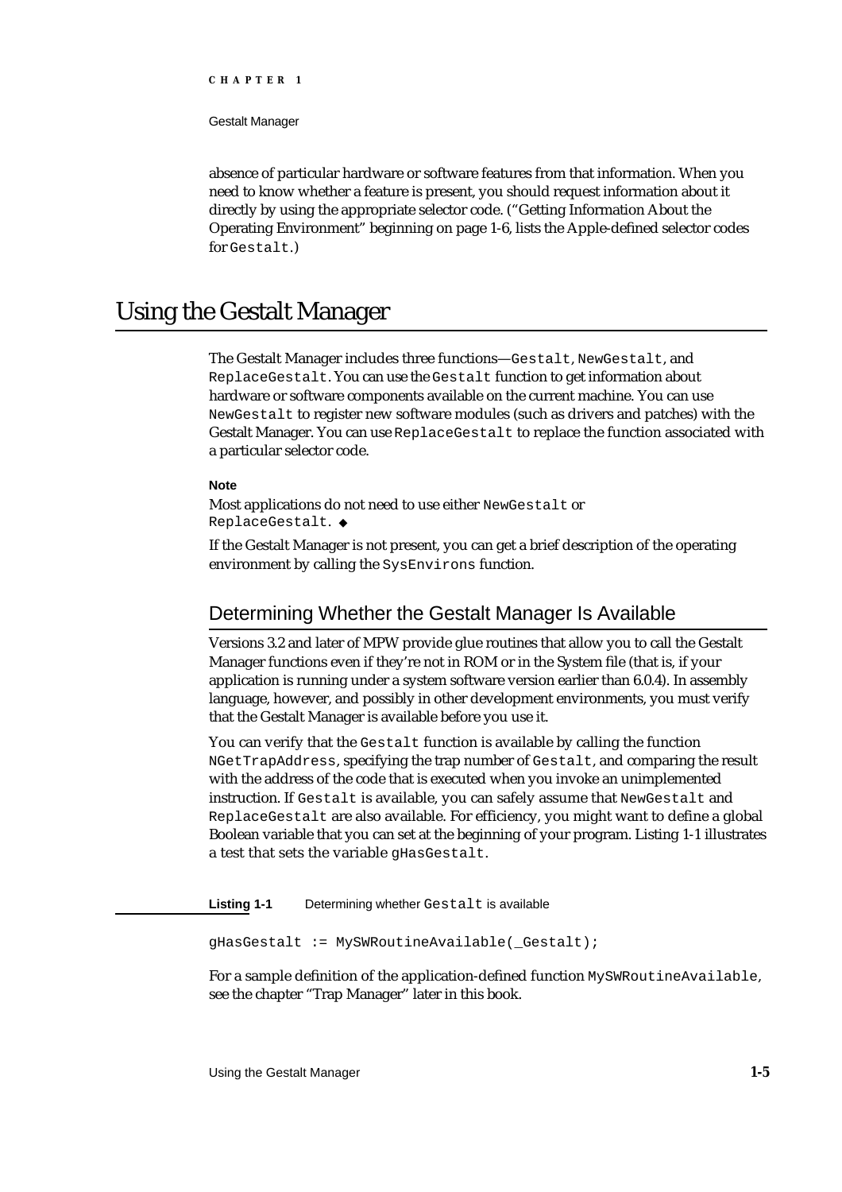absence of particular hardware or software features from that information. When you need to know whether a feature is present, you should request information about it directly by using the appropriate selector code. ("Getting Information About the Operating Environment" beginning on page 1-6, lists the Apple-defined selector codes for `Gestalt`.)

# Using the Gestalt Manager

The Gestalt Manager includes three functions—`Gestalt`, `NewGestalt`, and `ReplaceGestalt`. You can use the `Gestalt` function to get information about hardware or software components available on the current machine. You can use `NewGestalt` to register new software modules (such as drivers and patches) with the Gestalt Manager. You can use `ReplaceGestalt` to replace the function associated with a particular selector code.

**Note**

Most applications do not need to use either `NewGestalt` or `ReplaceGestalt`. ◆

If the Gestalt Manager is not present, you can get a brief description of the operating environment by calling the `SysEnvirons` function.

## Determining Whether the Gestalt Manager Is Available

Versions 3.2 and later of MPW provide glue routines that allow you to call the Gestalt Manager functions even if they're not in ROM or in the System file (that is, if your application is running under a system software version earlier than 6.0.4). In assembly language, however, and possibly in other development environments, you must verify that the Gestalt Manager is available before you use it.

You can verify that the `Gestalt` function is available by calling the function `NGetTrapAddress`, specifying the trap number of `Gestalt`, and comparing the result with the address of the code that is executed when you invoke an unimplemented instruction. If `Gestalt` is available, you can safely assume that `NewGestalt` and `ReplaceGestalt` are also available. For efficiency, you might want to define a global Boolean variable that you can set at the beginning of your program. Listing 1-1 illustrates a test that sets the variable `gHasGestalt`.

**Listing 1-1** Determining whether `Gestalt` is available

```
gHasGestalt := MySWRoutineAvailable(_Gestalt);
```

For a sample definition of the application-defined function `MySWRoutineAvailable`, see the chapter "Trap Manager" later in this book.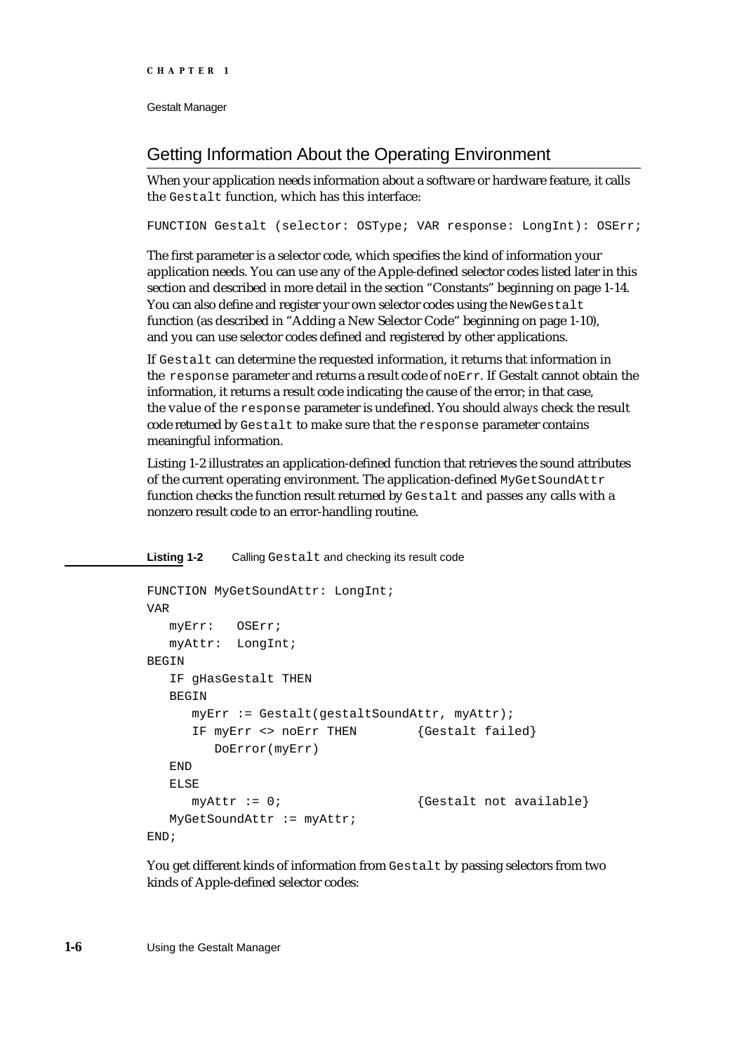## Getting Information About the Operating Environment

When your application needs information about a software or hardware feature, it calls the `Gestalt` function, which has this interface:

```
FUNCTION Gestalt (selector: OSType; VAR response: LongInt): OSErr;
```

The first parameter is a selector code, which specifies the kind of information your application needs. You can use any of the Apple-defined selector codes listed later in this section and described in more detail in the section "Constants" beginning on page 1-14. You can also define and register your own selector codes using the `NewGestalt` function (as described in "Adding a New Selector Code" beginning on page 1-10), and you can use selector codes defined and registered by other applications.

If `Gestalt` can determine the requested information, it returns that information in the `response` parameter and returns a result code of `noErr`. If Gestalt cannot obtain the information, it returns a result code indicating the cause of the error; in that case, the value of the `response` parameter is undefined. You should *always* check the result code returned by `Gestalt` to make sure that the `response` parameter contains meaningful information.

Listing 1-2 illustrates an application-defined function that retrieves the sound attributes of the current operating environment. The application-defined `MyGetSoundAttr` function checks the function result returned by `Gestalt` and passes any calls with a nonzero result code to an error-handling routine.

**Listing 1-2** Calling `Gestalt` and checking its result code

```
FUNCTION MyGetSoundAttr: LongInt;
VAR
   myErr:   OSErr;
   myAttr:  LongInt;
BEGIN
   IF gHasGestalt THEN
   BEGIN
      myErr := Gestalt(gestaltSoundAttr, myAttr);
      IF myErr <> noErr THEN        {Gestalt failed}
         DoError(myErr)
   END
   ELSE
      myAttr := 0;                  {Gestalt not available}
   MyGetSoundAttr := myAttr;
END;
```

You get different kinds of information from `Gestalt` by passing selectors from two kinds of Apple-defined selector codes: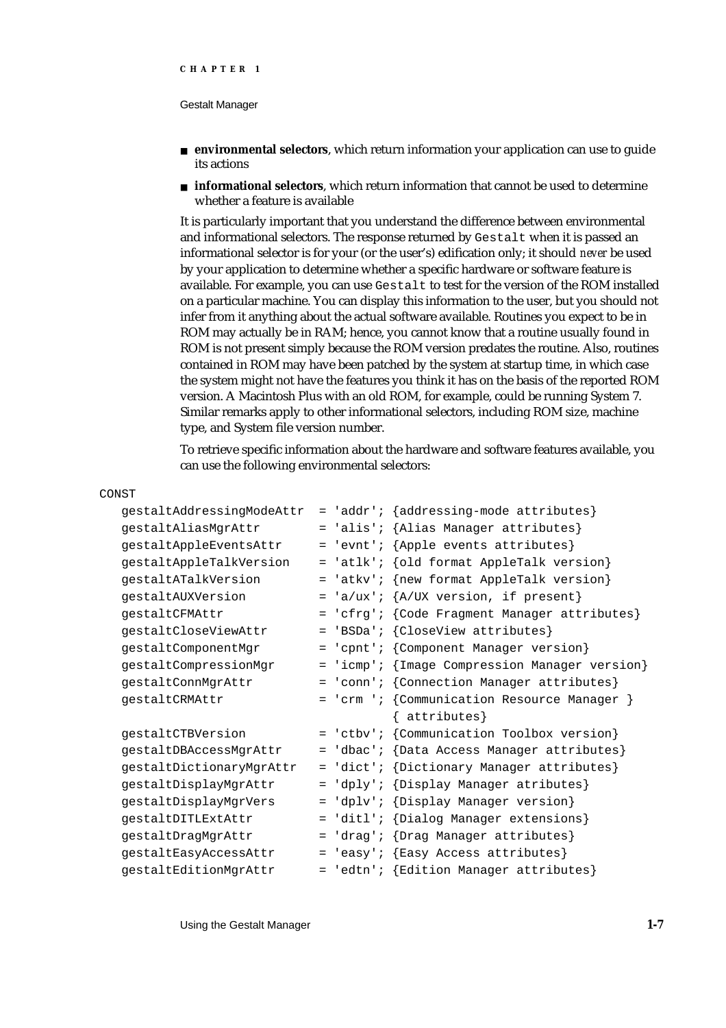- **environmental selectors**, which return information your application can use to guide its actions
- **informational selectors**, which return information that cannot be used to determine whether a feature is available

It is particularly important that you understand the difference between environmental and informational selectors. The response returned by `Gestalt` when it is passed an informational selector is for your (or the user's) edification only; it should *never* be used by your application to determine whether a specific hardware or software feature is available. For example, you can use `Gestalt` to test for the version of the ROM installed on a particular machine. You can display this information to the user, but you should not infer from it anything about the actual software available. Routines you expect to be in ROM may actually be in RAM; hence, you cannot know that a routine usually found in ROM is not present simply because the ROM version predates the routine. Also, routines contained in ROM may have been patched by the system at startup time, in which case the system might not have the features you think it has on the basis of the reported ROM version. A Macintosh Plus with an old ROM, for example, could be running System 7. Similar remarks apply to other informational selectors, including ROM size, machine type, and System file version number.

To retrieve specific information about the hardware and software features available, you can use the following environmental selectors:

```
CONST
   gestaltAddressingModeAttr  = 'addr'; {addressing-mode attributes}
   gestaltAliasMgrAttr        = 'alis'; {Alias Manager attributes}
   gestaltAppleEventsAttr     = 'evnt'; {Apple events attributes}
   gestaltAppleTalkVersion    = 'atlk'; {old format AppleTalk version}
   gestaltATalkVersion        = 'atkv'; {new format AppleTalk version}
   gestaltAUXVersion          = 'a/ux'; {A/UX version, if present}
   gestaltCFMAttr             = 'cfrg'; {Code Fragment Manager attributes}
   gestaltCloseViewAttr       = 'BSDa'; {CloseView attributes}
   gestaltComponentMgr        = 'cpnt'; {Component Manager version}
   gestaltCompressionMgr      = 'icmp'; {Image Compression Manager version}
   gestaltConnMgrAttr         = 'conn'; {Connection Manager attributes}
   gestaltCRMAttr             = 'crm '; {Communication Resource Manager }
                                        { attributes}
   gestaltCTBVersion          = 'ctbv'; {Communication Toolbox version}
   gestaltDBAccessMgrAttr     = 'dbac'; {Data Access Manager attributes}
   gestaltDictionaryMgrAttr   = 'dict'; {Dictionary Manager attributes}
   gestaltDisplayMgrAttr      = 'dply'; {Display Manager atributes}
   gestaltDisplayMgrVers      = 'dplv'; {Display Manager version}
   gestaltDITLExtAttr         = 'ditl'; {Dialog Manager extensions}
   gestaltDragMgrAttr         = 'drag'; {Drag Manager attributes}
   gestaltEasyAccessAttr      = 'easy'; {Easy Access attributes}
   gestaltEditionMgrAttr      = 'edtn'; {Edition Manager attributes}
```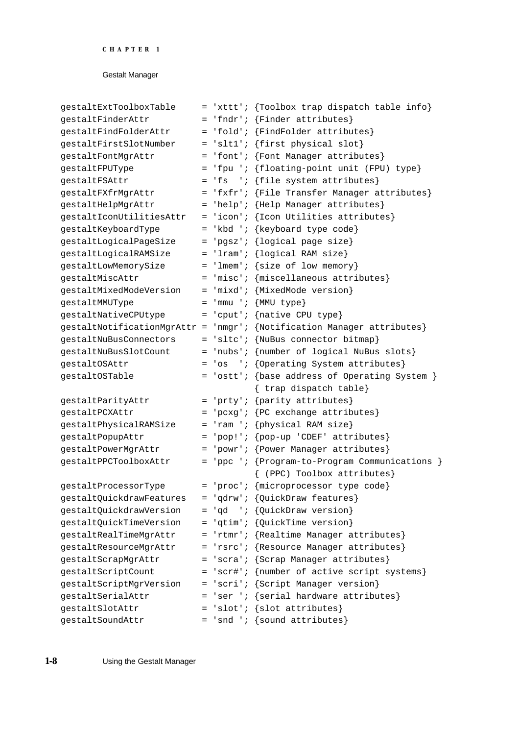```
gestaltExtToolboxTable     = 'xttt'; {Toolbox trap dispatch table info}
gestaltFinderAttr          = 'fndr'; {Finder attributes}
gestaltFindFolderAttr      = 'fold'; {FindFolder attributes}
gestaltFirstSlotNumber     = 'slt1'; {first physical slot}
gestaltFontMgrAttr         = 'font'; {Font Manager attributes}
gestaltFPUType             = 'fpu '; {floating-point unit (FPU) type}
gestaltFSAttr              = 'fs  '; {file system attributes}
gestaltFXfrMgrAttr         = 'fxfr'; {File Transfer Manager attributes}
gestaltHelpMgrAttr         = 'help'; {Help Manager attributes}
gestaltIconUtilitiesAttr   = 'icon'; {Icon Utilities attributes}
gestaltKeyboardType        = 'kbd '; {keyboard type code}
gestaltLogicalPageSize     = 'pgsz'; {logical page size}
gestaltLogicalRAMSize      = 'lram'; {logical RAM size}
gestaltLowMemorySize       = 'lmem'; {size of low memory}
gestaltMiscAttr            = 'misc'; {miscellaneous attributes}
gestaltMixedModeVersion    = 'mixd'; {MixedMode version}
gestaltMMUType             = 'mmu '; {MMU type}
gestaltNativeCPUtype       = 'cput'; {native CPU type}
gestaltNotificationMgrAttr = 'nmgr'; {Notification Manager attributes}
gestaltNuBusConnectors     = 'sltc'; {NuBus connector bitmap}
gestaltNuBusSlotCount      = 'nubs'; {number of logical NuBus slots}
gestaltOSAttr              = 'os  '; {Operating System attributes}
gestaltOSTable             = 'ostt'; {base address of Operating System }
                                     { trap dispatch table}
gestaltParityAttr          = 'prty'; {parity attributes}
gestaltPCXAttr             = 'pcxg'; {PC exchange attributes}
gestaltPhysicalRAMSize     = 'ram '; {physical RAM size}
gestaltPopupAttr           = 'pop!'; {pop-up 'CDEF' attributes}
gestaltPowerMgrAttr        = 'powr'; {Power Manager attributes}
gestaltPPCToolboxAttr      = 'ppc '; {Program-to-Program Communications }
                                     { (PPC) Toolbox attributes}
gestaltProcessorType       = 'proc'; {microprocessor type code}
gestaltQuickdrawFeatures   = 'qdrw'; {QuickDraw features}
gestaltQuickdrawVersion    = 'qd  '; {QuickDraw version}
gestaltQuickTimeVersion    = 'qtim'; {QuickTime version}
gestaltRealTimeMgrAttr     = 'rtmr'; {Realtime Manager attributes}
gestaltResourceMgrAttr     = 'rsrc'; {Resource Manager attributes}
gestaltScrapMgrAttr        = 'scra'; {Scrap Manager attributes}
gestaltScriptCount         = 'scr#'; {number of active script systems}
gestaltScriptMgrVersion    = 'scri'; {Script Manager version}
gestaltSerialAttr          = 'ser '; {serial hardware attributes}
gestaltSlotAttr            = 'slot'; {slot attributes}
gestaltSoundAttr           = 'snd '; {sound attributes}
```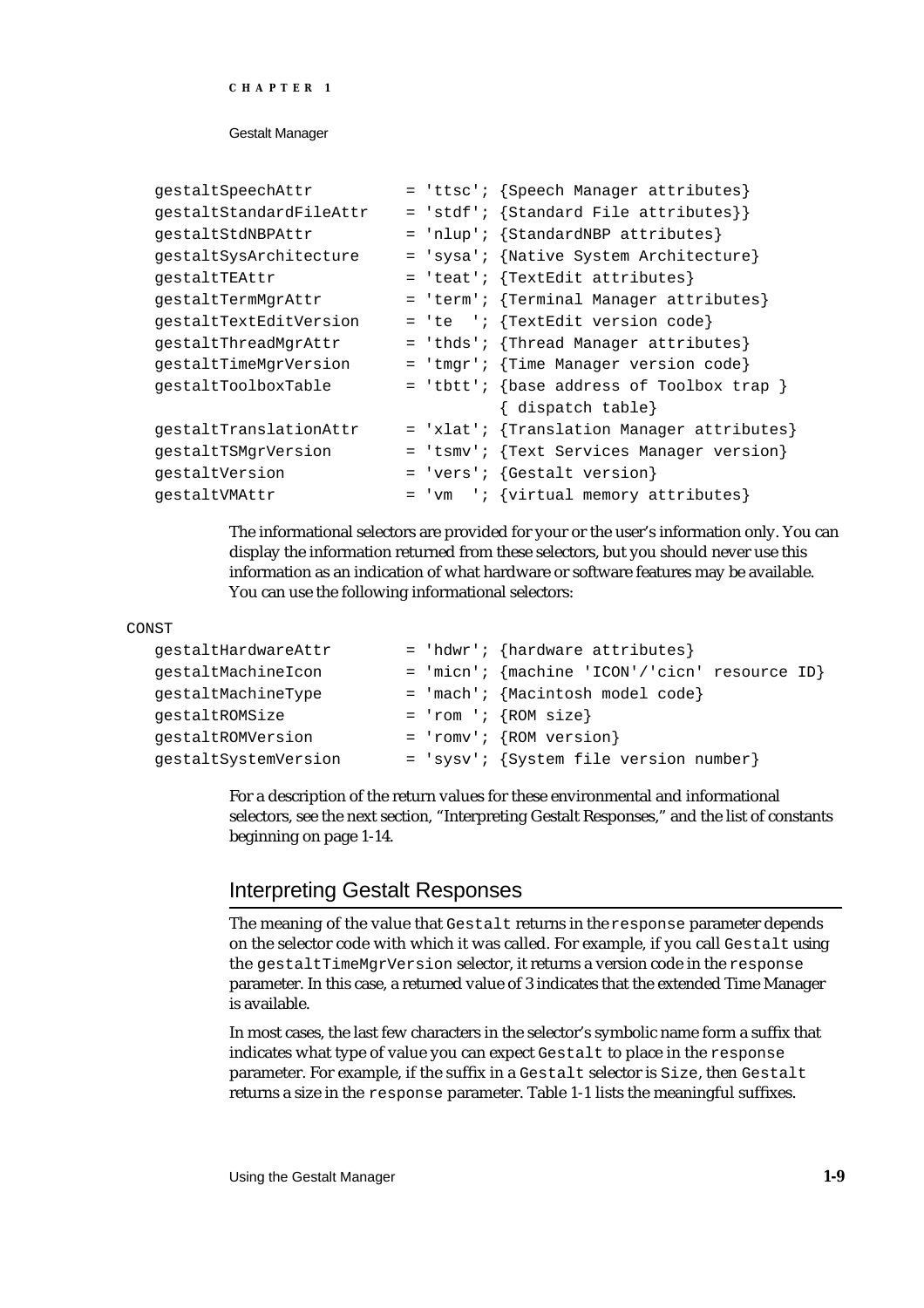```
gestaltSpeechAttr          = 'ttsc'; {Speech Manager attributes}
gestaltStandardFileAttr    = 'stdf'; {Standard File attributes}}
gestaltStdNBPAttr          = 'nlup'; {StandardNBP attributes}
gestaltSysArchitecture     = 'sysa'; {Native System Architecture}
gestaltTEAttr              = 'teat'; {TextEdit attributes}
gestaltTermMgrAttr         = 'term'; {Terminal Manager attributes}
gestaltTextEditVersion     = 'te  '; {TextEdit version code}
gestaltThreadMgrAttr       = 'thds'; {Thread Manager attributes}
gestaltTimeMgrVersion      = 'tmgr'; {Time Manager version code}
gestaltToolboxTable        = 'tbtt'; {base address of Toolbox trap }
                                     { dispatch table}
gestaltTranslationAttr     = 'xlat'; {Translation Manager attributes}
gestaltTSMgrVersion        = 'tsmv'; {Text Services Manager version}
gestaltVersion             = 'vers'; {Gestalt version}
gestaltVMAttr              = 'vm  '; {virtual memory attributes}
```

The informational selectors are provided for your or the user's information only. You can display the information returned from these selectors, but you should never use this information as an indication of what hardware or software features may be available. You can use the following informational selectors:

```
CONST
   gestaltHardwareAttr      = 'hdwr'; {hardware attributes}
   gestaltMachineIcon       = 'micn'; {machine 'ICON'/'cicn' resource ID}
   gestaltMachineType       = 'mach'; {Macintosh model code}
   gestaltROMSize           = 'rom '; {ROM size}
   gestaltROMVersion        = 'romv'; {ROM version}
   gestaltSystemVersion     = 'sysv'; {System file version number}
```

For a description of the return values for these environmental and informational selectors, see the next section, "Interpreting Gestalt Responses," and the list of constants beginning on page 1-14.

## Interpreting Gestalt Responses

The meaning of the value that `Gestalt` returns in the `response` parameter depends on the selector code with which it was called. For example, if you call `Gestalt` using the `gestaltTimeMgrVersion` selector, it returns a version code in the `response` parameter. In this case, a returned value of 3 indicates that the extended Time Manager is available.

In most cases, the last few characters in the selector's symbolic name form a suffix that indicates what type of value you can expect `Gestalt` to place in the `response` parameter. For example, if the suffix in a `Gestalt` selector is `Size`, then `Gestalt` returns a size in the `response` parameter. Table 1-1 lists the meaningful suffixes.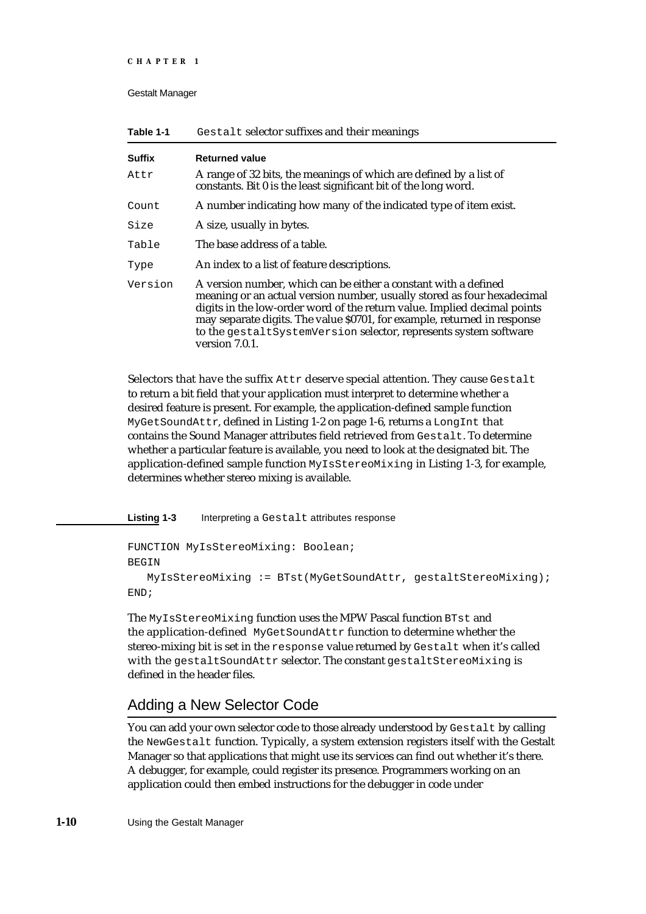**Table 1-1** `Gestalt` selector suffixes and their meanings

| Suffix | Returned value |
|---|---|
| `Attr` | A range of 32 bits, the meanings of which are defined by a list of constants. Bit 0 is the least significant bit of the long word. |
| `Count` | A number indicating how many of the indicated type of item exist. |
| `Size` | A size, usually in bytes. |
| `Table` | The base address of a table. |
| `Type` | An index to a list of feature descriptions. |
| `Version` | A version number, which can be either a constant with a defined meaning or an actual version number, usually stored as four hexadecimal digits in the low-order word of the return value. Implied decimal points may separate digits. The value $0701, for example, returned in response to the `gestaltSystemVersion` selector, represents system software version 7.0.1. |

Selectors that have the suffix `Attr` deserve special attention. They cause `Gestalt` to return a bit field that your application must interpret to determine whether a desired feature is present. For example, the application-defined sample function `MyGetSoundAttr`, defined in Listing 1-2 on page 1-6, returns a `LongInt` that contains the Sound Manager attributes field retrieved from `Gestalt`. To determine whether a particular feature is available, you need to look at the designated bit. The application-defined sample function `MyIsStereoMixing` in Listing 1-3, for example, determines whether stereo mixing is available.

**Listing 1-3** Interpreting a `Gestalt` attributes response

```
FUNCTION MyIsStereoMixing: Boolean;
BEGIN
   MyIsStereoMixing := BTst(MyGetSoundAttr, gestaltStereoMixing);
END;
```

The `MyIsStereoMixing` function uses the MPW Pascal function `BTst` and the application-defined `MyGetSoundAttr` function to determine whether the stereo-mixing bit is set in the `response` value returned by `Gestalt` when it's called with the `gestaltSoundAttr` selector. The constant `gestaltStereoMixing` is defined in the header files.

## Adding a New Selector Code

You can add your own selector code to those already understood by `Gestalt` by calling the `NewGestalt` function. Typically, a system extension registers itself with the Gestalt Manager so that applications that might use its services can find out whether it's there. A debugger, for example, could register its presence. Programmers working on an application could then embed instructions for the debugger in code under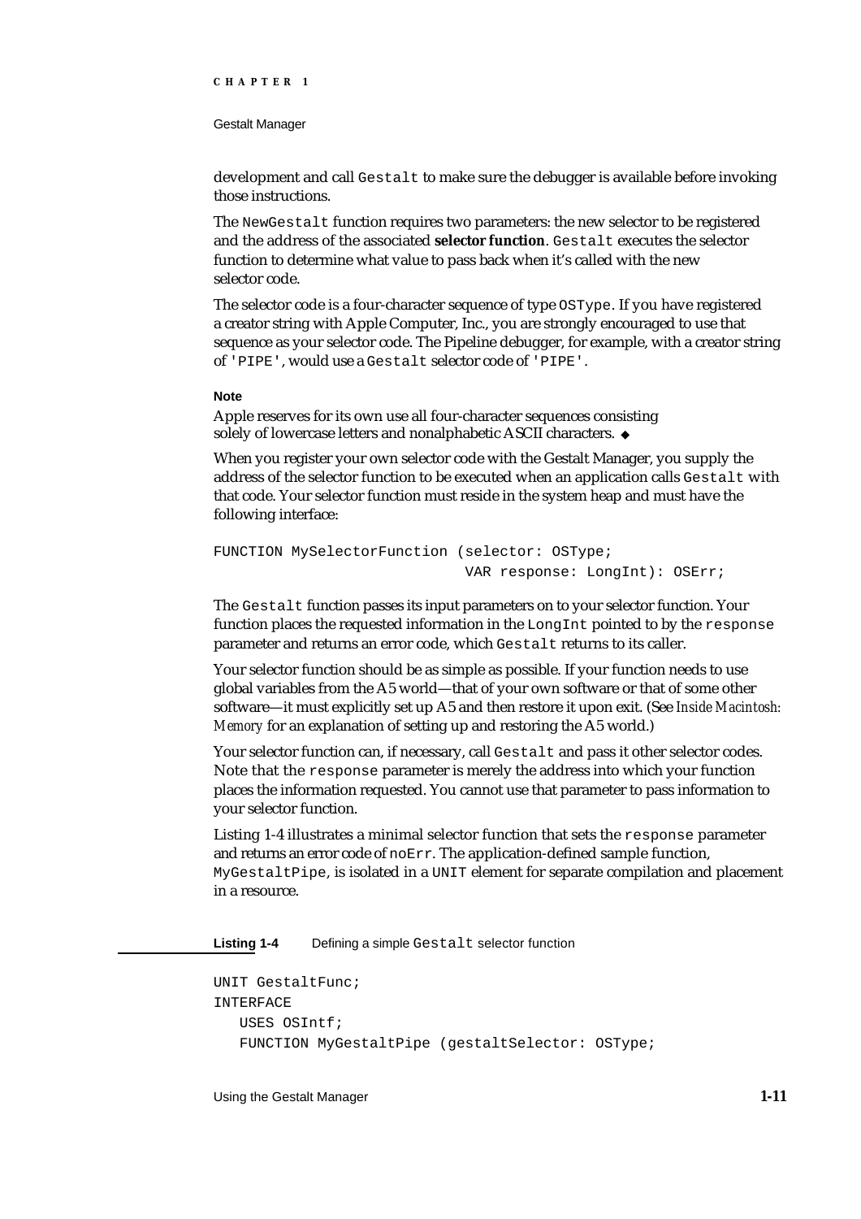development and call `Gestalt` to make sure the debugger is available before invoking those instructions.

The `NewGestalt` function requires two parameters: the new selector to be registered and the address of the associated **selector function**. `Gestalt` executes the selector function to determine what value to pass back when it's called with the new selector code.

The selector code is a four-character sequence of type `OSType`. If you have registered a creator string with Apple Computer, Inc., you are strongly encouraged to use that sequence as your selector code. The Pipeline debugger, for example, with a creator string of `'PIPE'`, would use a `Gestalt` selector code of `'PIPE'`.

**Note**

Apple reserves for its own use all four-character sequences consisting solely of lowercase letters and nonalphabetic ASCII characters. ◆

When you register your own selector code with the Gestalt Manager, you supply the address of the selector function to be executed when an application calls `Gestalt` with that code. Your selector function must reside in the system heap and must have the following interface:

```
FUNCTION MySelectorFunction (selector: OSType;
                             VAR response: LongInt): OSErr;
```

The `Gestalt` function passes its input parameters on to your selector function. Your function places the requested information in the `LongInt` pointed to by the `response` parameter and returns an error code, which `Gestalt` returns to its caller.

Your selector function should be as simple as possible. If your function needs to use global variables from the A5 world—that of your own software or that of some other software—it must explicitly set up A5 and then restore it upon exit. (See *Inside Macintosh: Memory* for an explanation of setting up and restoring the A5 world.)

Your selector function can, if necessary, call `Gestalt` and pass it other selector codes. Note that the `response` parameter is merely the address into which your function places the information requested. You cannot use that parameter to pass information to your selector function.

Listing 1-4 illustrates a minimal selector function that sets the `response` parameter and returns an error code of `noErr`. The application-defined sample function, `MyGestaltPipe`, is isolated in a `UNIT` element for separate compilation and placement in a resource.

**Listing 1-4** Defining a simple `Gestalt` selector function

```
UNIT GestaltFunc;
INTERFACE
   USES OSIntf;
   FUNCTION MyGestaltPipe (gestaltSelector: OSType;
```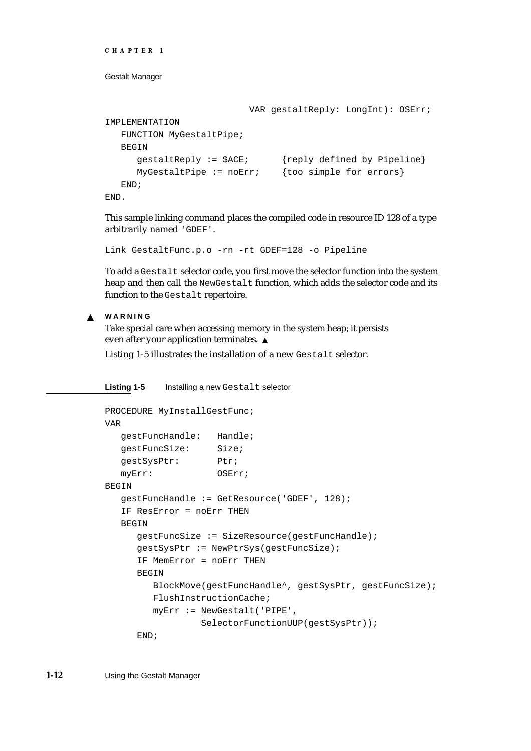```
                           VAR gestaltReply: LongInt): OSErr;
IMPLEMENTATION
   FUNCTION MyGestaltPipe;
   BEGIN
      gestaltReply := $ACE;      {reply defined by Pipeline}
      MyGestaltPipe := noErr;    {too simple for errors}
   END;
END.
```

This sample linking command places the compiled code in resource ID 128 of a type arbitrarily named 'GDEF'.

```
Link GestaltFunc.p.o -rn -rt GDEF=128 -o Pipeline
```

To add a `Gestalt` selector code, you first move the selector function into the system heap and then call the `NewGestalt` function, which adds the selector code and its function to the `Gestalt` repertoire.

▲ **WARNING**

Take special care when accessing memory in the system heap; it persists even after your application terminates. ▲

Listing 1-5 illustrates the installation of a new `Gestalt` selector.

**Listing 1-5** Installing a new `Gestalt` selector

```
PROCEDURE MyInstallGestFunc;
VAR
   gestFuncHandle:   Handle;
   gestFuncSize:     Size;
   gestSysPtr:       Ptr;
   myErr:            OSErr;
BEGIN
   gestFuncHandle := GetResource('GDEF', 128);
   IF ResError = noErr THEN
   BEGIN
      gestFuncSize := SizeResource(gestFuncHandle);
      gestSysPtr := NewPtrSys(gestFuncSize);
      IF MemError = noErr THEN
      BEGIN
         BlockMove(gestFuncHandle^, gestSysPtr, gestFuncSize);
         FlushInstructionCache;
         myErr := NewGestalt('PIPE',
                  SelectorFunctionUUP(gestSysPtr));
      END;
```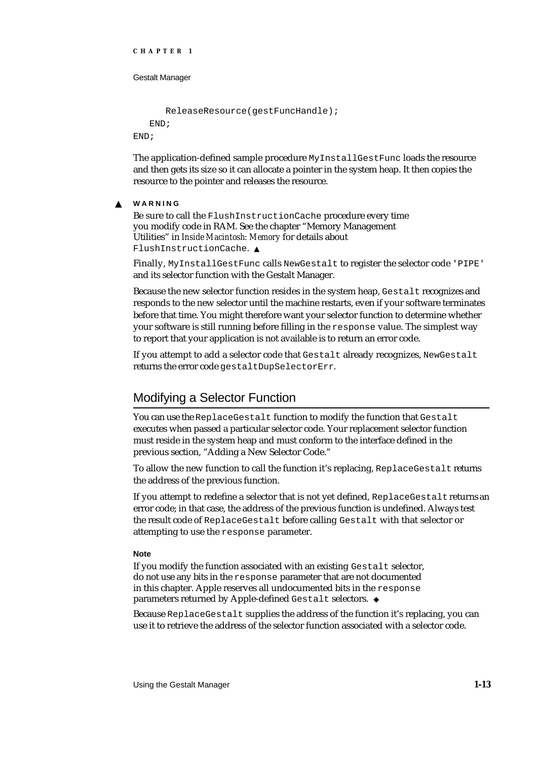```
      ReleaseResource(gestFuncHandle);
   END;
END;
```

The application-defined sample procedure `MyInstallGestFunc` loads the resource and then gets its size so it can allocate a pointer in the system heap. It then copies the resource to the pointer and releases the resource.

**▲ WARNING**

Be sure to call the `FlushInstructionCache` procedure every time you modify code in RAM. See the chapter "Memory Management Utilities" in *Inside Macintosh: Memory* for details about `FlushInstructionCache`. ▲

Finally, `MyInstallGestFunc` calls `NewGestalt` to register the selector code `'PIPE'` and its selector function with the Gestalt Manager.

Because the new selector function resides in the system heap, `Gestalt` recognizes and responds to the new selector until the machine restarts, even if your software terminates before that time. You might therefore want your selector function to determine whether your software is still running before filling in the `response` value. The simplest way to report that your application is not available is to return an error code.

If you attempt to add a selector code that `Gestalt` already recognizes, `NewGestalt` returns the error code `gestaltDupSelectorErr`.

## Modifying a Selector Function

You can use the `ReplaceGestalt` function to modify the function that `Gestalt` executes when passed a particular selector code. Your replacement selector function must reside in the system heap and must conform to the interface defined in the previous section, "Adding a New Selector Code."

To allow the new function to call the function it's replacing, `ReplaceGestalt` returns the address of the previous function.

If you attempt to redefine a selector that is not yet defined, `ReplaceGestalt` returns an error code; in that case, the address of the previous function is undefined. Always test the result code of `ReplaceGestalt` before calling `Gestalt` with that selector or attempting to use the `response` parameter.

**Note**

If you modify the function associated with an existing `Gestalt` selector, do not use any bits in the `response` parameter that are not documented in this chapter. Apple reserves all undocumented bits in the `response` parameters returned by Apple-defined `Gestalt` selectors. ◆

Because `ReplaceGestalt` supplies the address of the function it's replacing, you can use it to retrieve the address of the selector function associated with a selector code.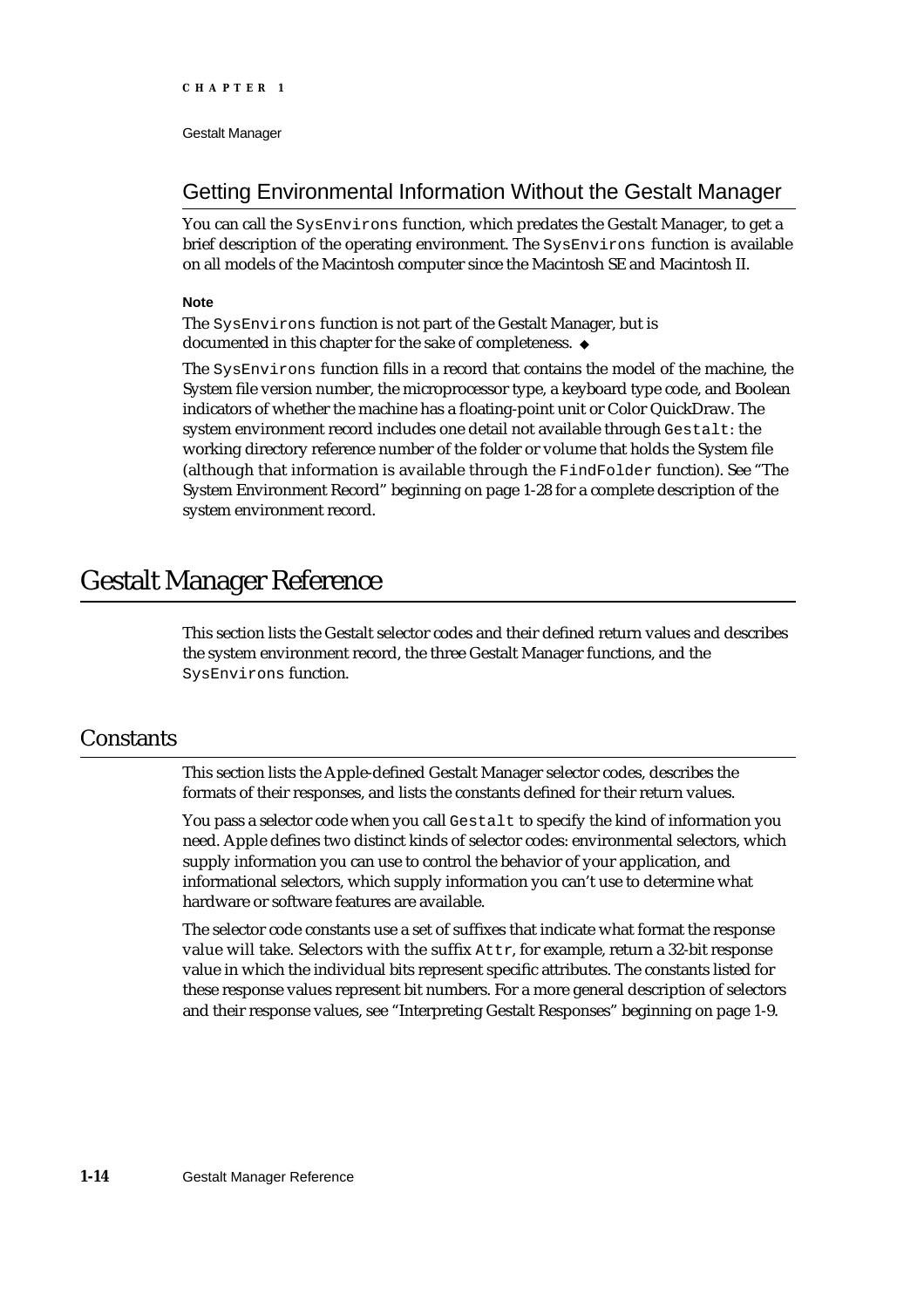## Getting Environmental Information Without the Gestalt Manager

You can call the `SysEnvirons` function, which predates the Gestalt Manager, to get a brief description of the operating environment. The `SysEnvirons` function is available on all models of the Macintosh computer since the Macintosh SE and Macintosh II.

**Note**

The `SysEnvirons` function is not part of the Gestalt Manager, but is documented in this chapter for the sake of completeness. ◆

The `SysEnvirons` function fills in a record that contains the model of the machine, the System file version number, the microprocessor type, a keyboard type code, and Boolean indicators of whether the machine has a floating-point unit or Color QuickDraw. The system environment record includes one detail not available through `Gestalt`: the working directory reference number of the folder or volume that holds the System file (although that information is available through the `FindFolder` function). See "The System Environment Record" beginning on page 1-28 for a complete description of the system environment record.

# Gestalt Manager Reference

This section lists the Gestalt selector codes and their defined return values and describes the system environment record, the three Gestalt Manager functions, and the `SysEnvirons` function.

## Constants

This section lists the Apple-defined Gestalt Manager selector codes, describes the formats of their responses, and lists the constants defined for their return values.

You pass a selector code when you call `Gestalt` to specify the kind of information you need. Apple defines two distinct kinds of selector codes: environmental selectors, which supply information you can use to control the behavior of your application, and informational selectors, which supply information you can't use to determine what hardware or software features are available.

The selector code constants use a set of suffixes that indicate what format the response value will take. Selectors with the suffix `Attr`, for example, return a 32-bit response value in which the individual bits represent specific attributes. The constants listed for these response values represent bit numbers. For a more general description of selectors and their response values, see "Interpreting Gestalt Responses" beginning on page 1-9.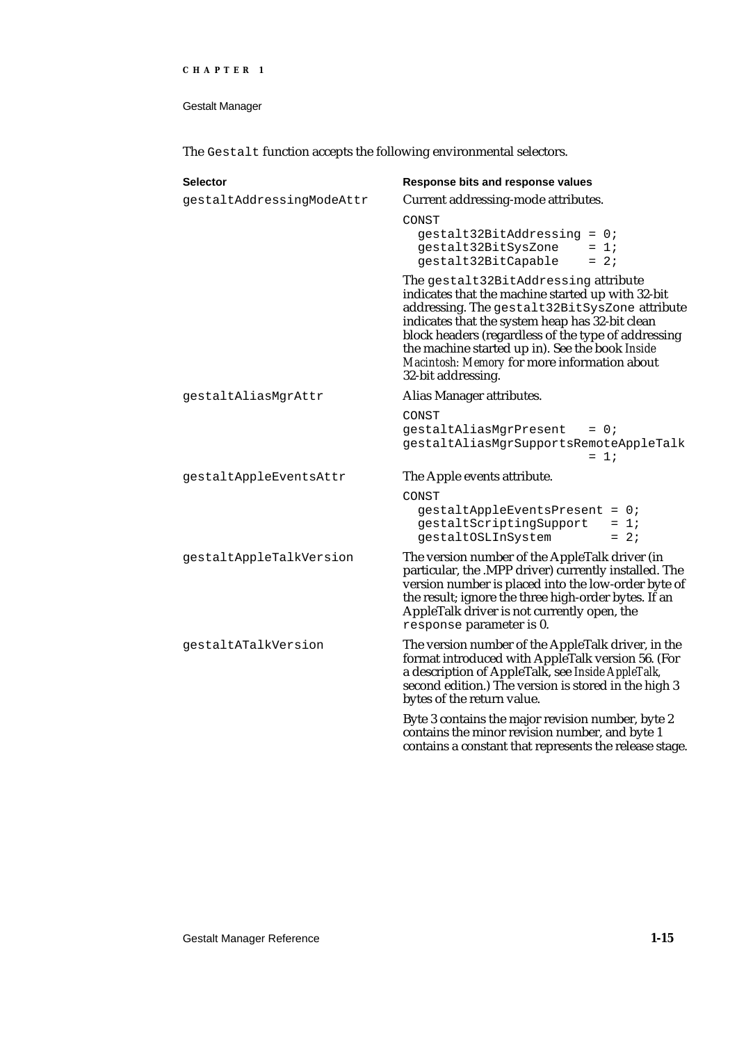The `Gestalt` function accepts the following environmental selectors.

**Selector** — **Response bits and response values**

`gestaltAddressingModeAttr`

Current addressing-mode attributes.

```
CONST
  gestalt32BitAddressing = 0;
  gestalt32BitSysZone    = 1;
  gestalt32BitCapable    = 2;
```

The `gestalt32BitAddressing` attribute indicates that the machine started up with 32-bit addressing. The `gestalt32BitSysZone` attribute indicates that the system heap has 32-bit clean block headers (regardless of the type of addressing the machine started up in). See the book *Inside Macintosh: Memory* for more information about 32-bit addressing.

`gestaltAliasMgrAttr`

Alias Manager attributes.

```
CONST
gestaltAliasMgrPresent   = 0;
gestaltAliasMgrSupportsRemoteAppleTalk
                         = 1;
```

`gestaltAppleEventsAttr`

The Apple events attribute.

```
CONST
  gestaltAppleEventsPresent = 0;
  gestaltScriptingSupport   = 1;
  gestaltOSLInSystem        = 2;
```

`gestaltAppleTalkVersion`

The version number of the AppleTalk driver (in particular, the .MPP driver) currently installed. The version number is placed into the low-order byte of the result; ignore the three high-order bytes. If an AppleTalk driver is not currently open, the `response` parameter is 0.

`gestaltATalkVersion`

The version number of the AppleTalk driver, in the format introduced with AppleTalk version 56. (For a description of AppleTalk, see *Inside AppleTalk*, second edition.) The version is stored in the high 3 bytes of the return value.

Byte 3 contains the major revision number, byte 2 contains the minor revision number, and byte 1 contains a constant that represents the release stage.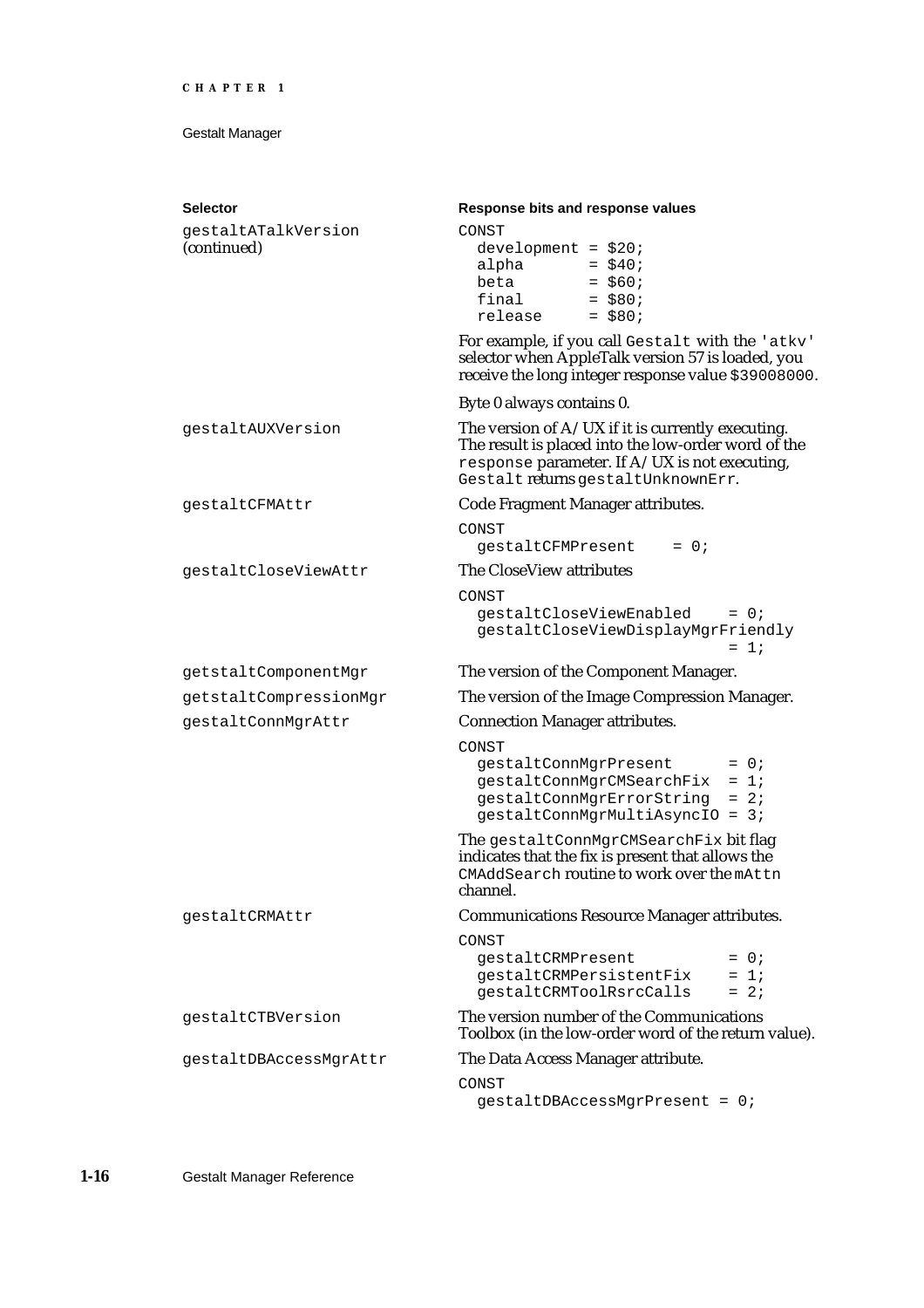| Selector | Response bits and response values |
|---|---|
| gestaltATalkVersion (continued) | `CONST development = $20; alpha = $40; beta = $60; final = $80; release = $80;` For example, if you call `Gestalt` with the `'atkv'` selector when AppleTalk version 57 is loaded, you receive the long integer response value `$39008000`. Byte 0 always contains 0. |
| gestaltAUXVersion | The version of A/UX if it is currently executing. The result is placed into the low-order word of the `response` parameter. If A/UX is not executing, `Gestalt` returns `gestaltUnknownErr`. |
| gestaltCFMAttr | Code Fragment Manager attributes. `CONST gestaltCFMPresent = 0;` |
| gestaltCloseViewAttr | The CloseView attributes `CONST gestaltCloseViewEnabled = 0; gestaltCloseViewDisplayMgrFriendly = 1;` |
| getstaltComponentMgr | The version of the Component Manager. |
| getstaltCompressionMgr | The version of the Image Compression Manager. |
| gestaltConnMgrAttr | Connection Manager attributes. `CONST gestaltConnMgrPresent = 0; gestaltConnMgrCMSearchFix = 1; gestaltConnMgrErrorString = 2; gestaltConnMgrMultiAsyncIO = 3;` The `gestaltConnMgrCMSearchFix` bit flag indicates that the fix is present that allows the `CMAddSearch` routine to work over the `mAttn` channel. |
| gestaltCRMAttr | Communications Resource Manager attributes. `CONST gestaltCRMPresent = 0; gestaltCRMPersistentFix = 1; gestaltCRMToolRsrcCalls = 2;` |
| gestaltCTBVersion | The version number of the Communications Toolbox (in the low-order word of the return value). |
| gestaltDBAccessMgrAttr | The Data Access Manager attribute. `CONST gestaltDBAccessMgrPresent = 0;` |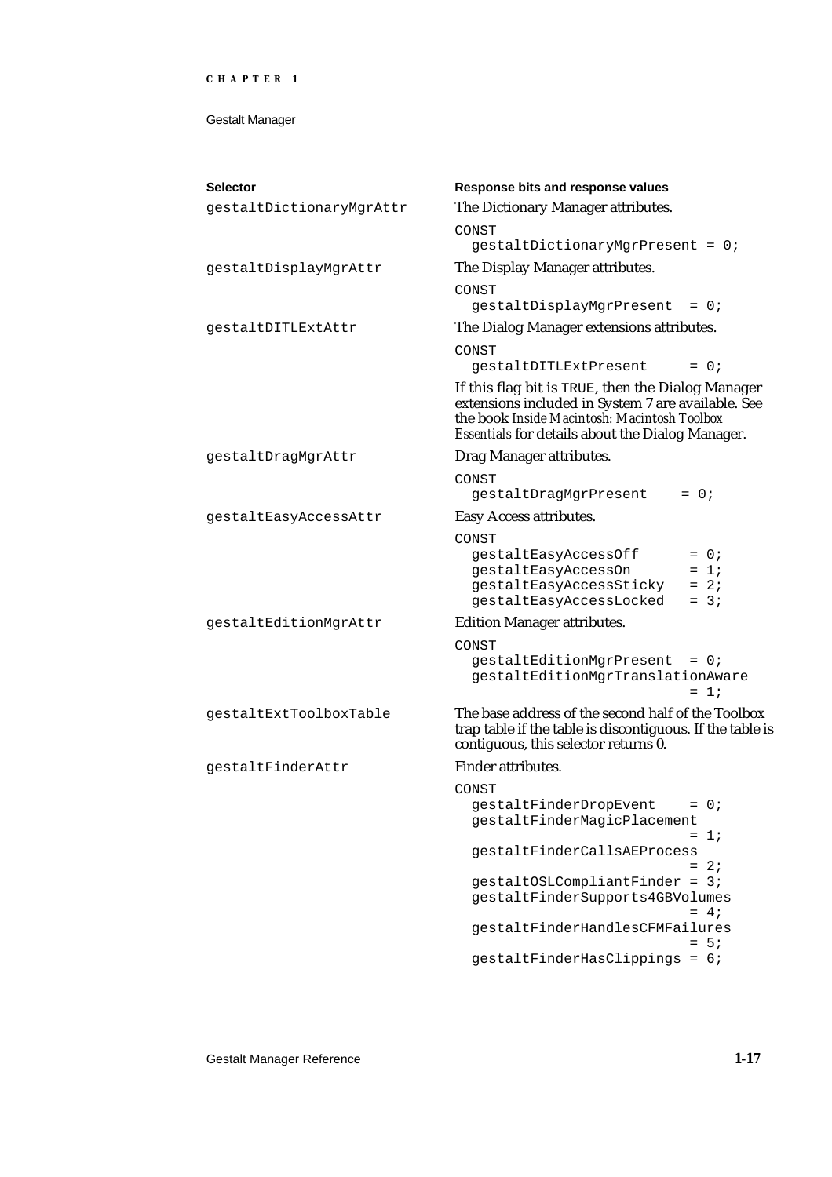| Selector | Response bits and response values |
|---|---|
| `gestaltDictionaryMgrAttr` | The Dictionary Manager attributes.<br>`CONST`<br>`  gestaltDictionaryMgrPresent = 0;` |
| `gestaltDisplayMgrAttr` | The Display Manager attributes.<br>`CONST`<br>`  gestaltDisplayMgrPresent  = 0;` |
| `gestaltDITLExtAttr` | The Dialog Manager extensions attributes.<br>`CONST`<br>`  gestaltDITLExtPresent     = 0;`<br>If this flag bit is `TRUE`, then the Dialog Manager extensions included in System 7 are available. See the book *Inside Macintosh: Macintosh Toolbox Essentials* for details about the Dialog Manager. |
| `gestaltDragMgrAttr` | Drag Manager attributes.<br>`CONST`<br>`  gestaltDragMgrPresent    = 0;` |
| `gestaltEasyAccessAttr` | Easy Access attributes.<br>`CONST`<br>`  gestaltEasyAccessOff      = 0;`<br>`  gestaltEasyAccessOn       = 1;`<br>`  gestaltEasyAccessSticky   = 2;`<br>`  gestaltEasyAccessLocked   = 3;` |
| `gestaltEditionMgrAttr` | Edition Manager attributes.<br>`CONST`<br>`  gestaltEditionMgrPresent  = 0;`<br>`  gestaltEditionMgrTranslationAware`<br>`                            = 1;` |
| `gestaltExtToolboxTable` | The base address of the second half of the Toolbox trap table if the table is discontiguous. If the table is contiguous, this selector returns 0. |
| `gestaltFinderAttr` | Finder attributes.<br>`CONST`<br>`  gestaltFinderDropEvent    = 0;`<br>`  gestaltFinderMagicPlacement`<br>`                            = 1;`<br>`  gestaltFinderCallsAEProcess`<br>`                            = 2;`<br>`  gestaltOSLCompliantFinder = 3;`<br>`  gestaltFinderSupports4GBVolumes`<br>`                            = 4;`<br>`  gestaltFinderHandlesCFMFailures`<br>`                            = 5;`<br>`  gestaltFinderHasClippings = 6;` |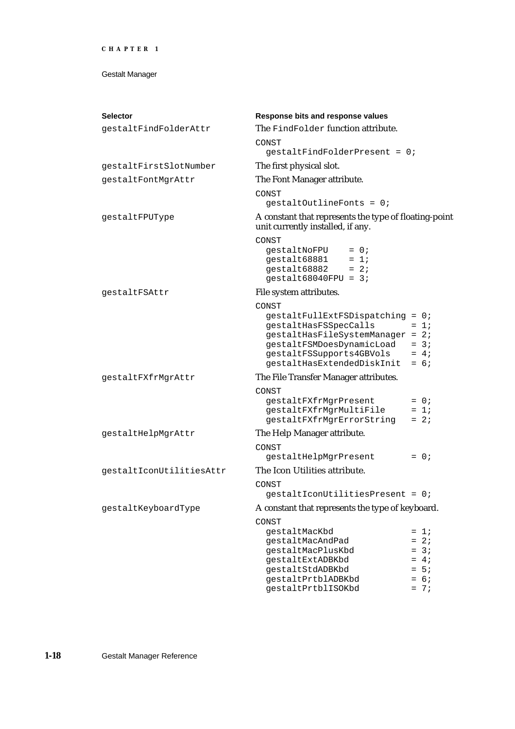| Selector | Response bits and response values |
|---|---|
| `gestaltFindFolderAttr` | The `FindFolder` function attribute.<br>`CONST`<br>`  gestaltFindFolderPresent = 0;` |
| `gestaltFirstSlotNumber` | The first physical slot. |
| `gestaltFontMgrAttr` | The Font Manager attribute.<br>`CONST`<br>`  gestaltOutlineFonts = 0;` |
| `gestaltFPUType` | A constant that represents the type of floating-point unit currently installed, if any.<br>`CONST`<br>`  gestaltNoFPU     = 0;`<br>`  gestalt68881     = 1;`<br>`  gestalt68882     = 2;`<br>`  gestalt68040FPU = 3;` |
| `gestaltFSAttr` | File system attributes.<br>`CONST`<br>`  gestaltFullExtFSDispatching = 0;`<br>`  gestaltHasFSSpecCalls       = 1;`<br>`  gestaltHasFileSystemManager = 2;`<br>`  gestaltFSMDoesDynamicLoad   = 3;`<br>`  gestaltFSSupports4GBVols    = 4;`<br>`  gestaltHasExtendedDiskInit  = 6;` |
| `gestaltFXfrMgrAttr` | The File Transfer Manager attributes.<br>`CONST`<br>`  gestaltFXfrMgrPresent       = 0;`<br>`  gestaltFXfrMgrMultiFile     = 1;`<br>`  gestaltFXfrMgrErrorString   = 2;` |
| `gestaltHelpMgrAttr` | The Help Manager attribute.<br>`CONST`<br>`  gestaltHelpMgrPresent       = 0;` |
| `gestaltIconUtilitiesAttr` | The Icon Utilities attribute.<br>`CONST`<br>`  gestaltIconUtilitiesPresent = 0;` |
| `gestaltKeyboardType` | A constant that represents the type of keyboard.<br>`CONST`<br>`  gestaltMacKbd              = 1;`<br>`  gestaltMacAndPad           = 2;`<br>`  gestaltMacPlusKbd          = 3;`<br>`  gestaltExtADBKbd           = 4;`<br>`  gestaltStdADBKbd           = 5;`<br>`  gestaltPrtblADBKbd         = 6;`<br>`  gestaltPrtblISOKbd         = 7;` |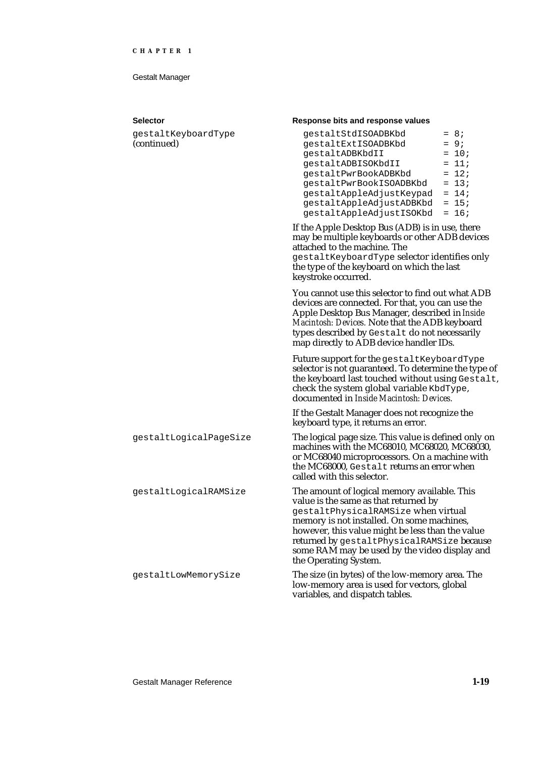| Selector | Response bits and response values |
| --- | --- |
| gestaltKeyboardType (continued) | `gestaltStdISOADBKbd = 8;`<br>`gestaltExtISOADBKbd = 9;`<br>`gestaltADBKbdII = 10;`<br>`gestaltADBISOKbdII = 11;`<br>`gestaltPwrBookADBKbd = 12;`<br>`gestaltPwrBookISOADBKbd = 13;`<br>`gestaltAppleAdjustKeypad = 14;`<br>`gestaltAppleAdjustADBKbd = 15;`<br>`gestaltAppleAdjustISOKbd = 16;`<br><br>If the Apple Desktop Bus (ADB) is in use, there may be multiple keyboards or other ADB devices attached to the machine. The `gestaltKeyboardType` selector identifies only the type of the keyboard on which the last keystroke occurred.<br><br>You cannot use this selector to find out what ADB devices are connected. For that, you can use the Apple Desktop Bus Manager, described in *Inside Macintosh: Devices.* Note that the ADB keyboard types described by `Gestalt` do not necessarily map directly to ADB device handler IDs.<br><br>Future support for the `gestaltKeyboardType` selector is not guaranteed. To determine the type of the keyboard last touched without using `Gestalt`, check the system global variable `KbdType`, documented in *Inside Macintosh: Devices.*<br><br>If the Gestalt Manager does not recognize the keyboard type, it returns an error. |
| gestaltLogicalPageSize | The logical page size. This value is defined only on machines with the MC68010, MC68020, MC68030, or MC68040 microprocessors. On a machine with the MC68000, `Gestalt` returns an error when called with this selector. |
| gestaltLogicalRAMSize | The amount of logical memory available. This value is the same as that returned by `gestaltPhysicalRAMSize` when virtual memory is not installed. On some machines, however, this value might be less than the value returned by `gestaltPhysicalRAMSize` because some RAM may be used by the video display and the Operating System. |
| gestaltLowMemorySize | The size (in bytes) of the low-memory area. The low-memory area is used for vectors, global variables, and dispatch tables. |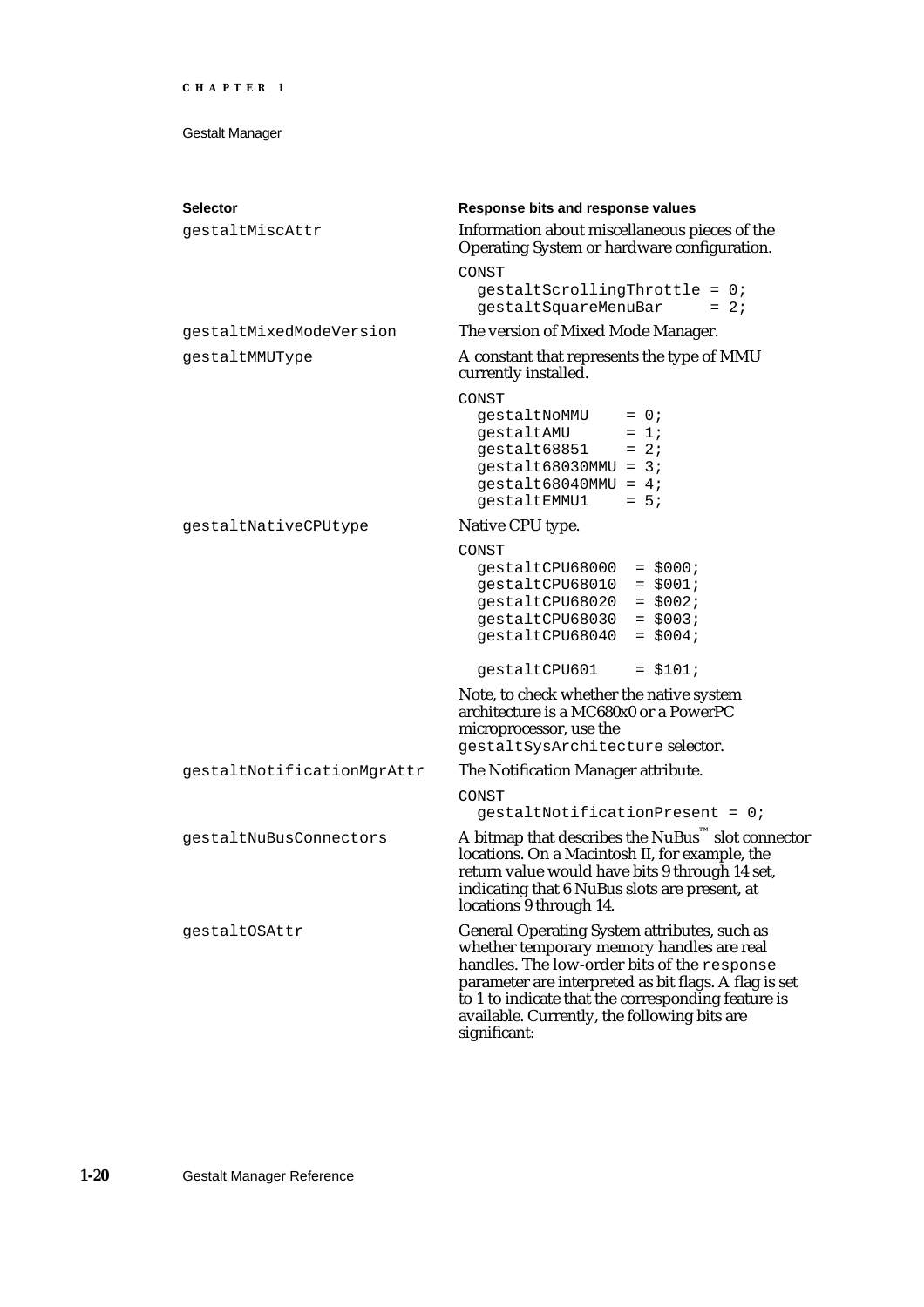| Selector | Response bits and response values |
|---|---|
| `gestaltMiscAttr` | Information about miscellaneous pieces of the Operating System or hardware configuration.<br>`CONST`<br>`  gestaltScrollingThrottle = 0;`<br>`  gestaltSquareMenuBar     = 2;` |
| `gestaltMixedModeVersion` | The version of Mixed Mode Manager. |
| `gestaltMMUType` | A constant that represents the type of MMU currently installed.<br>`CONST`<br>`  gestaltNoMMU     = 0;`<br>`  gestaltAMU       = 1;`<br>`  gestalt68851     = 2;`<br>`  gestalt68030MMU  = 3;`<br>`  gestalt68040MMU  = 4;`<br>`  gestaltEMMU1     = 5;` |
| `gestaltNativeCPUtype` | Native CPU type.<br>`CONST`<br>`  gestaltCPU68000  = $000;`<br>`  gestaltCPU68010  = $001;`<br>`  gestaltCPU68020  = $002;`<br>`  gestaltCPU68030  = $003;`<br>`  gestaltCPU68040  = $004;`<br><br>`  gestaltCPU601    = $101;`<br>Note, to check whether the native system architecture is a MC680x0 or a PowerPC microprocessor, use the `gestaltSysArchitecture` selector. |
| `gestaltNotificationMgrAttr` | The Notification Manager attribute.<br>`CONST`<br>`  gestaltNotificationPresent = 0;` |
| `gestaltNuBusConnectors` | A bitmap that describes the NuBus™ slot connector locations. On a Macintosh II, for example, the return value would have bits 9 through 14 set, indicating that 6 NuBus slots are present, at locations 9 through 14. |
| `gestaltOSAttr` | General Operating System attributes, such as whether temporary memory handles are real handles. The low-order bits of the `response` parameter are interpreted as bit flags. A flag is set to 1 to indicate that the corresponding feature is available. Currently, the following bits are significant: |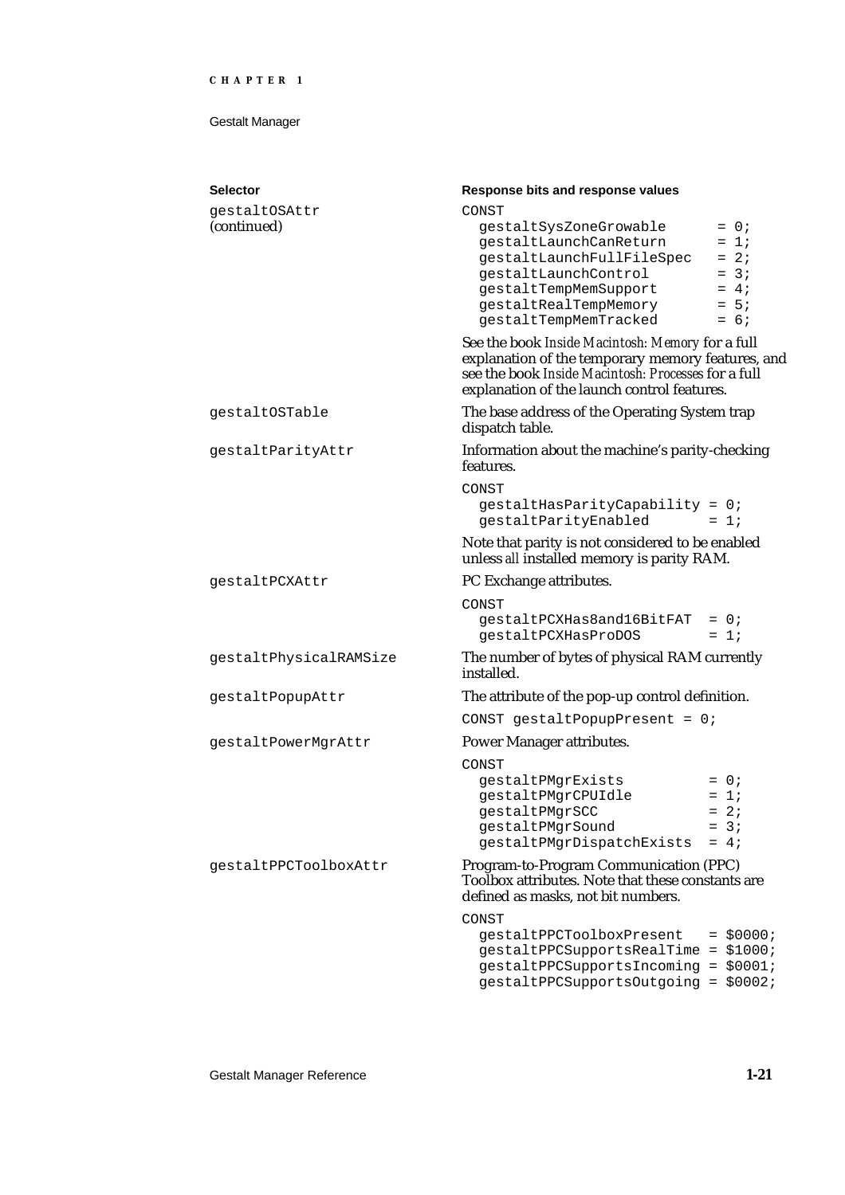| Selector | Response bits and response values |
|---|---|
| gestaltOSAttr (continued) | `CONST`<br>`  gestaltSysZoneGrowable      = 0;`<br>`  gestaltLaunchCanReturn      = 1;`<br>`  gestaltLaunchFullFileSpec   = 2;`<br>`  gestaltLaunchControl        = 3;`<br>`  gestaltTempMemSupport       = 4;`<br>`  gestaltRealTempMemory       = 5;`<br>`  gestaltTempMemTracked       = 6;`<br><br>See the book *Inside Macintosh: Memory* for a full explanation of the temporary memory features, and see the book *Inside Macintosh: Processes* for a full explanation of the launch control features. |
| gestaltOSTable | The base address of the Operating System trap dispatch table. |
| gestaltParityAttr | Information about the machine's parity-checking features.<br><br>`CONST`<br>`  gestaltHasParityCapability = 0;`<br>`  gestaltParityEnabled       = 1;`<br><br>Note that parity is not considered to be enabled unless *all* installed memory is parity RAM. |
| gestaltPCXAttr | PC Exchange attributes.<br><br>`CONST`<br>`  gestaltPCXHas8and16BitFAT  = 0;`<br>`  gestaltPCXHasProDOS        = 1;` |
| gestaltPhysicalRAMSize | The number of bytes of physical RAM currently installed. |
| gestaltPopupAttr | The attribute of the pop-up control definition.<br><br>`CONST gestaltPopupPresent = 0;` |
| gestaltPowerMgrAttr | Power Manager attributes.<br><br>`CONST`<br>`  gestaltPMgrExists          = 0;`<br>`  gestaltPMgrCPUIdle         = 1;`<br>`  gestaltPMgrSCC             = 2;`<br>`  gestaltPMgrSound           = 3;`<br>`  gestaltPMgrDispatchExists  = 4;` |
| gestaltPPCToolboxAttr | Program-to-Program Communication (PPC) Toolbox attributes. Note that these constants are defined as masks, not bit numbers.<br><br>`CONST`<br>`  gestaltPPCToolboxPresent   = $0000;`<br>`  gestaltPPCSupportsRealTime = $1000;`<br>`  gestaltPPCSupportsIncoming = $0001;`<br>`  gestaltPPCSupportsOutgoing = $0002;` |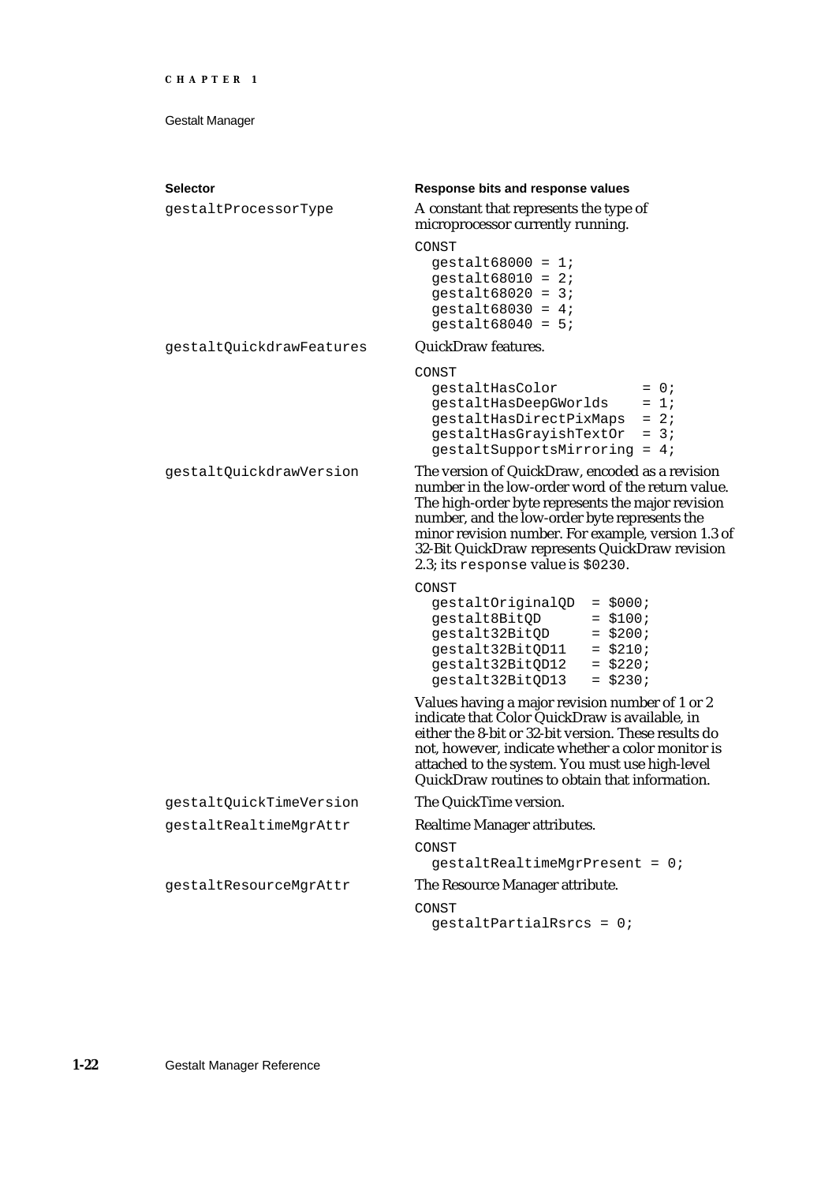| Selector | Response bits and response values |
|---|---|
| `gestaltProcessorType` | A constant that represents the type of microprocessor currently running.<br>`CONST`<br>`  gestalt68000 = 1;`<br>`  gestalt68010 = 2;`<br>`  gestalt68020 = 3;`<br>`  gestalt68030 = 4;`<br>`  gestalt68040 = 5;` |
| `gestaltQuickdrawFeatures` | QuickDraw features.<br>`CONST`<br>`  gestaltHasColor          = 0;`<br>`  gestaltHasDeepGWorlds    = 1;`<br>`  gestaltHasDirectPixMaps  = 2;`<br>`  gestaltHasGrayishTextOr  = 3;`<br>`  gestaltSupportsMirroring = 4;` |
| `gestaltQuickdrawVersion` | The version of QuickDraw, encoded as a revision number in the low-order word of the return value. The high-order byte represents the major revision number, and the low-order byte represents the minor revision number. For example, version 1.3 of 32-Bit QuickDraw represents QuickDraw revision 2.3; its `response` value is `$0230`.<br>`CONST`<br>`  gestaltOriginalQD  = $000;`<br>`  gestalt8BitQD      = $100;`<br>`  gestalt32BitQD     = $200;`<br>`  gestalt32BitQD11   = $210;`<br>`  gestalt32BitQD12   = $220;`<br>`  gestalt32BitQD13   = $230;`<br>Values having a major revision number of 1 or 2 indicate that Color QuickDraw is available, in either the 8-bit or 32-bit version. These results do not, however, indicate whether a color monitor is attached to the system. You must use high-level QuickDraw routines to obtain that information. |
| `gestaltQuickTimeVersion` | The QuickTime version. |
| `gestaltRealtimeMgrAttr` | Realtime Manager attributes.<br>`CONST`<br>`  gestaltRealtimeMgrPresent = 0;` |
| `gestaltResourceMgrAttr` | The Resource Manager attribute.<br>`CONST`<br>`  gestaltPartialRsrcs = 0;` |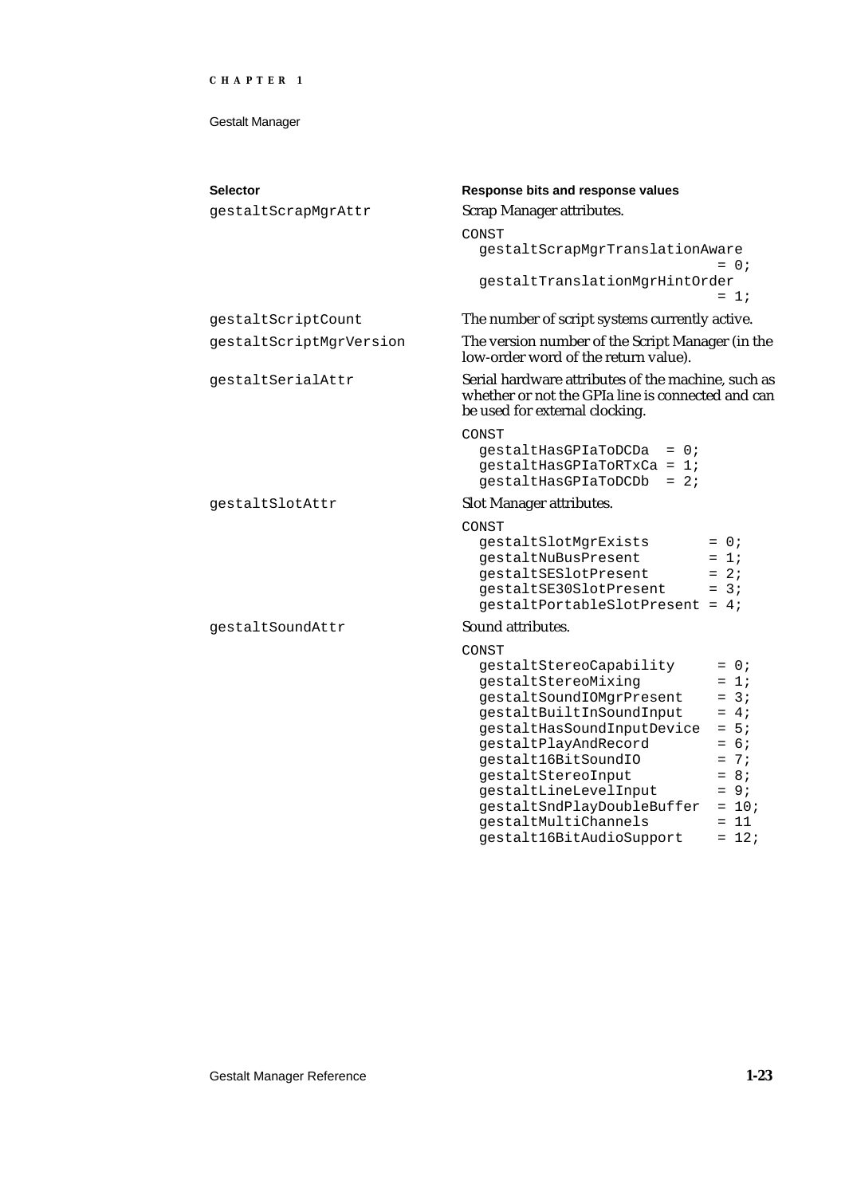| Selector | Response bits and response values |
| --- | --- |
| `gestaltScrapMgrAttr` | Scrap Manager attributes.<br>`CONST`<br>`gestaltScrapMgrTranslationAware = 0;`<br>`gestaltTranslationMgrHintOrder = 1;` |
| `gestaltScriptCount` | The number of script systems currently active. |
| `gestaltScriptMgrVersion` | The version number of the Script Manager (in the low-order word of the return value). |
| `gestaltSerialAttr` | Serial hardware attributes of the machine, such as whether or not the GPIa line is connected and can be used for external clocking.<br>`CONST`<br>`gestaltHasGPIaToDCDa = 0;`<br>`gestaltHasGPIaToRTxCa = 1;`<br>`gestaltHasGPIaToDCDb = 2;` |
| `gestaltSlotAttr` | Slot Manager attributes.<br>`CONST`<br>`gestaltSlotMgrExists = 0;`<br>`gestaltNuBusPresent = 1;`<br>`gestaltSESlotPresent = 2;`<br>`gestaltSE30SlotPresent = 3;`<br>`gestaltPortableSlotPresent = 4;` |
| `gestaltSoundAttr` | Sound attributes.<br>`CONST`<br>`gestaltStereoCapability = 0;`<br>`gestaltStereoMixing = 1;`<br>`gestaltSoundIOMgrPresent = 3;`<br>`gestaltBuiltInSoundInput = 4;`<br>`gestaltHasSoundInputDevice = 5;`<br>`gestaltPlayAndRecord = 6;`<br>`gestalt16BitSoundIO = 7;`<br>`gestaltStereoInput = 8;`<br>`gestaltLineLevelInput = 9;`<br>`gestaltSndPlayDoubleBuffer = 10;`<br>`gestaltMultiChannels = 11`<br>`gestalt16BitAudioSupport = 12;` |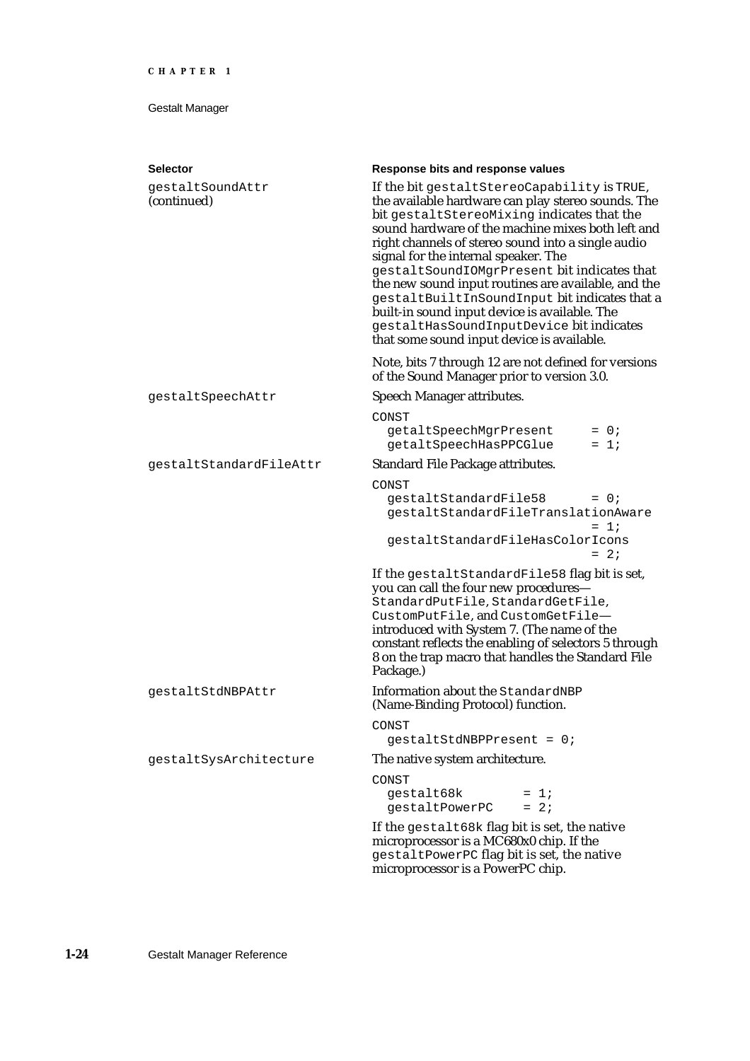| Selector | Response bits and response values |
| --- | --- |
| gestaltSoundAttr (continued) | If the bit gestaltStereoCapability is TRUE, the available hardware can play stereo sounds. The bit gestaltStereoMixing indicates that the sound hardware of the machine mixes both left and right channels of stereo sound into a single audio signal for the internal speaker. The gestaltSoundIOMgrPresent bit indicates that the new sound input routines are available, and the gestaltBuiltInSoundInput bit indicates that a built-in sound input device is available. The gestaltHasSoundInputDevice bit indicates that some sound input device is available.<br><br>Note, bits 7 through 12 are not defined for versions of the Sound Manager prior to version 3.0. |
| gestaltSpeechAttr | Speech Manager attributes.<br><br>CONST<br>  getaltSpeechMgrPresent = 0;<br>  getaltSpeechHasPPCGlue = 1; |
| gestaltStandardFileAttr | Standard File Package attributes.<br><br>CONST<br>  gestaltStandardFile58 = 0;<br>  gestaltStandardFileTranslationAware = 1;<br>  gestaltStandardFileHasColorIcons = 2;<br><br>If the gestaltStandardFile58 flag bit is set, you can call the four new procedures—StandardPutFile, StandardGetFile, CustomPutFile, and CustomGetFile—introduced with System 7. (The name of the constant reflects the enabling of selectors 5 through 8 on the trap macro that handles the Standard File Package.) |
| gestaltStdNBPAttr | Information about the StandardNBP (Name-Binding Protocol) function.<br><br>CONST<br>  gestaltStdNBPPresent = 0; |
| gestaltSysArchitecture | The native system architecture.<br><br>CONST<br>  gestalt68k = 1;<br>  gestaltPowerPC = 2;<br><br>If the gestalt68k flag bit is set, the native microprocessor is a MC680x0 chip. If the gestaltPowerPC flag bit is set, the native microprocessor is a PowerPC chip. |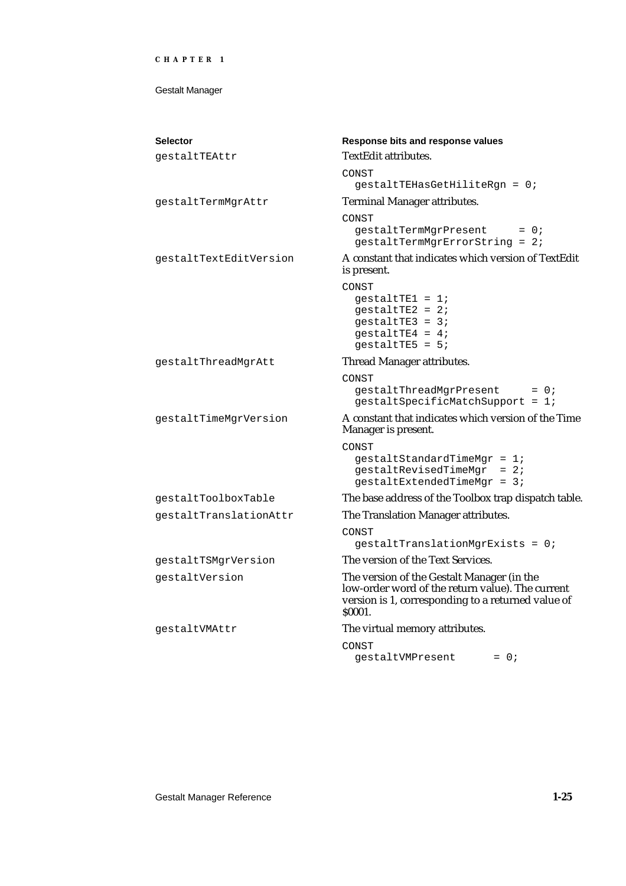| Selector | Response bits and response values |
|---|---|
| `gestaltTEAttr` | TextEdit attributes.<br>`CONST`<br>`gestaltTEHasGetHiliteRgn = 0;` |
| `gestaltTermMgrAttr` | Terminal Manager attributes.<br>`CONST`<br>`gestaltTermMgrPresent = 0;`<br>`gestaltTermMgrErrorString = 2;` |
| `gestaltTextEditVersion` | A constant that indicates which version of TextEdit is present.<br>`CONST`<br>`gestaltTE1 = 1;`<br>`gestaltTE2 = 2;`<br>`gestaltTE3 = 3;`<br>`gestaltTE4 = 4;`<br>`gestaltTE5 = 5;` |
| `gestaltThreadMgrAtt` | Thread Manager attributes.<br>`CONST`<br>`gestaltThreadMgrPresent = 0;`<br>`gestaltSpecificMatchSupport = 1;` |
| `gestaltTimeMgrVersion` | A constant that indicates which version of the Time Manager is present.<br>`CONST`<br>`gestaltStandardTimeMgr = 1;`<br>`gestaltRevisedTimeMgr = 2;`<br>`gestaltExtendedTimeMgr = 3;` |
| `gestaltToolboxTable` | The base address of the Toolbox trap dispatch table. |
| `gestaltTranslationAttr` | The Translation Manager attributes.<br>`CONST`<br>`gestaltTranslationMgrExists = 0;` |
| `gestaltTSMgrVersion` | The version of the Text Services. |
| `gestaltVersion` | The version of the Gestalt Manager (in the low-order word of the return value). The current version is 1, corresponding to a returned value of $0001. |
| `gestaltVMAttr` | The virtual memory attributes.<br>`CONST`<br>`gestaltVMPresent = 0;` |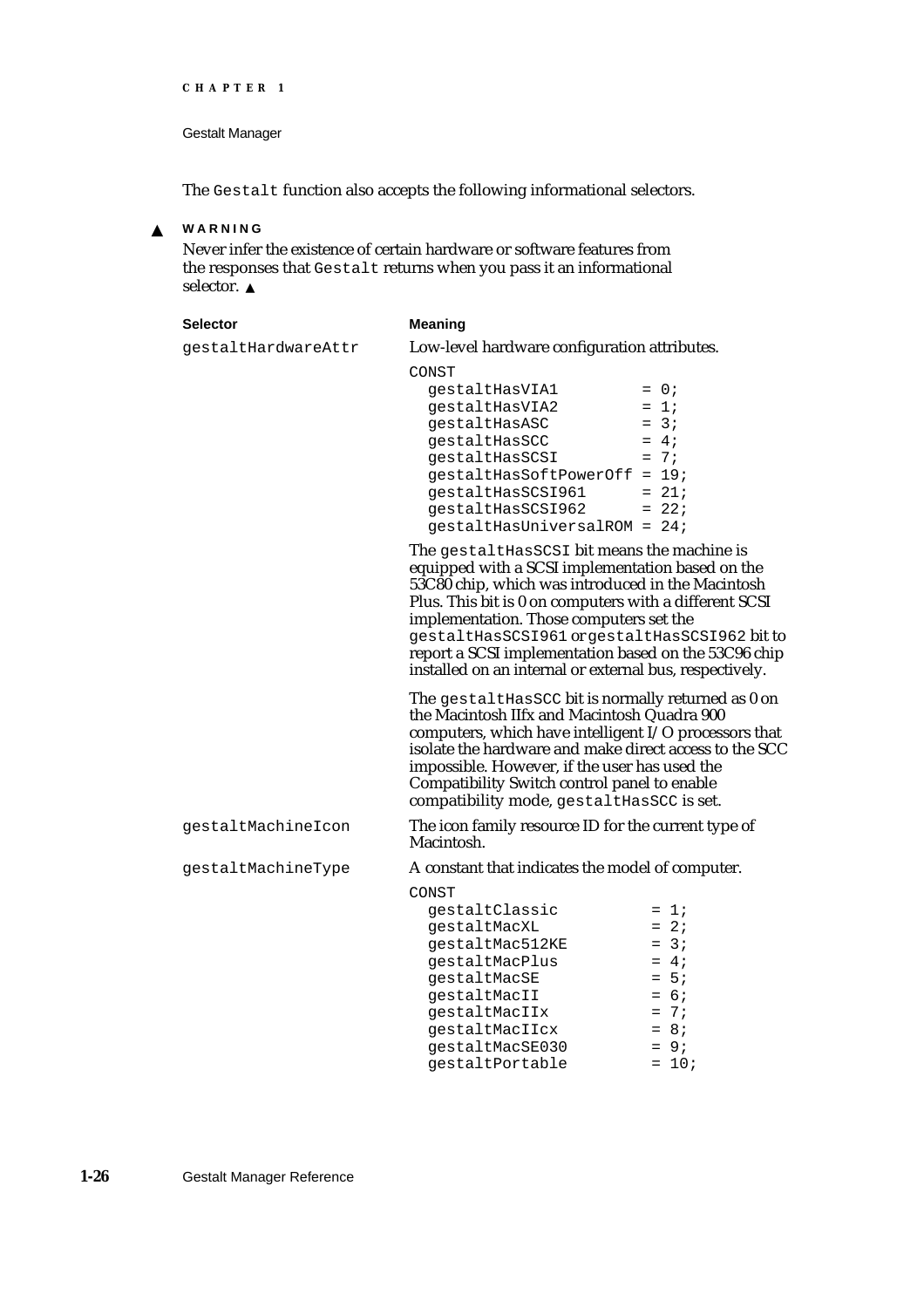The `Gestalt` function also accepts the following informational selectors.

▲ **WARNING**

Never infer the existence of certain hardware or software features from the responses that `Gestalt` returns when you pass it an informational selector. ▲

**Selector** | **Meaning**

`gestaltHardwareAttr` Low-level hardware configuration attributes.

```
CONST
  gestaltHasVIA1         = 0;
  gestaltHasVIA2         = 1;
  gestaltHasASC          = 3;
  gestaltHasSCC          = 4;
  gestaltHasSCSI         = 7;
  gestaltHasSoftPowerOff = 19;
  gestaltHasSCSI961      = 21;
  gestaltHasSCSI962      = 22;
  gestaltHasUniversalROM = 24;
```

The `gestaltHasSCSI` bit means the machine is equipped with a SCSI implementation based on the 53C80 chip, which was introduced in the Macintosh Plus. This bit is 0 on computers with a different SCSI implementation. Those computers set the `gestaltHasSCSI961` or `gestaltHasSCSI962` bit to report a SCSI implementation based on the 53C96 chip installed on an internal or external bus, respectively.

The `gestaltHasSCC` bit is normally returned as 0 on the Macintosh IIfx and Macintosh Quadra 900 computers, which have intelligent I/O processors that isolate the hardware and make direct access to the SCC impossible. However, if the user has used the Compatibility Switch control panel to enable compatibility mode, `gestaltHasSCC` is set.

`gestaltMachineIcon` The icon family resource ID for the current type of Macintosh.

`gestaltMachineType` A constant that indicates the model of computer.

```
CONST
  gestaltClassic          = 1;
  gestaltMacXL            = 2;
  gestaltMac512KE         = 3;
  gestaltMacPlus          = 4;
  gestaltMacSE            = 5;
  gestaltMacII            = 6;
  gestaltMacIIx           = 7;
  gestaltMacIIcx          = 8;
  gestaltMacSE030         = 9;
  gestaltPortable         = 10;
```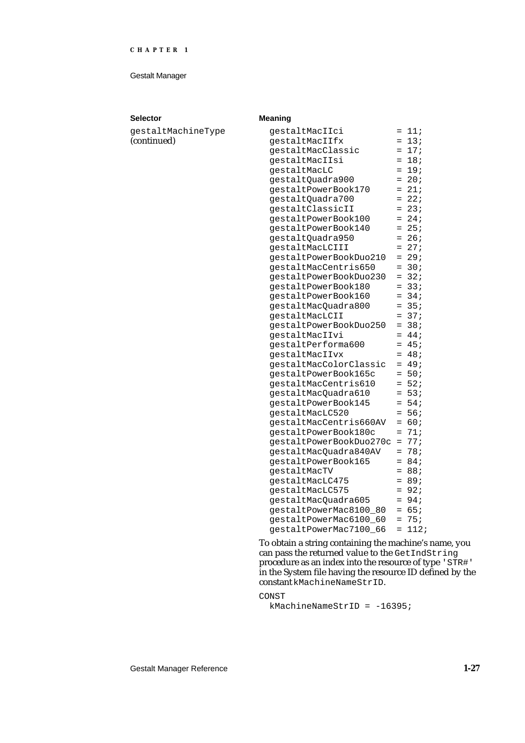| Selector | Meaning |
|---|---|
| `gestaltMachineType` (continued) | ```gestaltMacIIci = 11;``` |

```
gestaltMacIIci          = 11;
gestaltMacIIfx          = 13;
gestaltMacClassic       = 17;
gestaltMacIIsi          = 18;
gestaltMacLC            = 19;
gestaltQuadra900        = 20;
gestaltPowerBook170     = 21;
gestaltQuadra700        = 22;
gestaltClassicII        = 23;
gestaltPowerBook100     = 24;
gestaltPowerBook140     = 25;
gestaltQuadra950        = 26;
gestaltMacLCIII         = 27;
gestaltPowerBookDuo210  = 29;
gestaltMacCentris650    = 30;
gestaltPowerBookDuo230  = 32;
gestaltPowerBook180     = 33;
gestaltPowerBook160     = 34;
gestaltMacQuadra800     = 35;
gestaltMacLCII          = 37;
gestaltPowerBookDuo250  = 38;
gestaltMacIIvi          = 44;
gestaltPerforma600      = 45;
gestaltMacIIvx          = 48;
gestaltMacColorClassic  = 49;
gestaltPowerBook165c    = 50;
gestaltMacCentris610    = 52;
gestaltMacQuadra610     = 53;
gestaltPowerBook145     = 54;
gestaltMacLC520         = 56;
gestaltMacCentris660AV  = 60;
gestaltPowerBook180c    = 71;
gestaltPowerBookDuo270c = 77;
gestaltMacQuadra840AV   = 78;
gestaltPowerBook165     = 84;
gestaltMacTV            = 88;
gestaltMacLC475         = 89;
gestaltMacLC575         = 92;
gestaltMacQuadra605     = 94;
gestaltPowerMac8100_80  = 65;
gestaltPowerMac6100_60  = 75;
gestaltPowerMac7100_66  = 112;
```

To obtain a string containing the machine's name, you can pass the returned value to the `GetIndString` procedure as an index into the resource of type `'STR#'` in the System file having the resource ID defined by the constant `kMachineNameStrID`.

```
CONST
  kMachineNameStrID = -16395;
```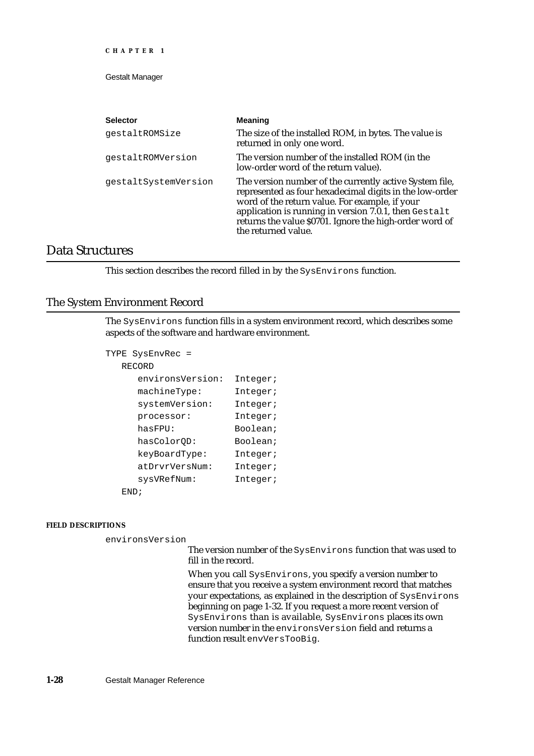| Selector | Meaning |
|---|---|
| gestaltROMSize | The size of the installed ROM, in bytes. The value is returned in only one word. |
| gestaltROMVersion | The version number of the installed ROM (in the low-order word of the return value). |
| gestaltSystemVersion | The version number of the currently active System file, represented as four hexadecimal digits in the low-order word of the return value. For example, if your application is running in version 7.0.1, then `Gestalt` returns the value $0701. Ignore the high-order word of the returned value. |

## Data Structures

This section describes the record filled in by the `SysEnvirons` function.

### The System Environment Record

The `SysEnvirons` function fills in a system environment record, which describes some aspects of the software and hardware environment.

```
TYPE SysEnvRec =
   RECORD
      environsVersion:  Integer;
      machineType:      Integer;
      systemVersion:    Integer;
      processor:        Integer;
      hasFPU:           Boolean;
      hasColorQD:       Boolean;
      keyBoardType:     Integer;
      atDrvrVersNum:    Integer;
      sysVRefNum:       Integer;
   END;
```

**FIELD DESCRIPTIONS**

`environsVersion`

The version number of the `SysEnvirons` function that was used to fill in the record.

When you call `SysEnvirons`, you specify a version number to ensure that you receive a system environment record that matches your expectations, as explained in the description of `SysEnvirons` beginning on page 1-32. If you request a more recent version of `SysEnvirons` than is available, `SysEnvirons` places its own version number in the `environsVersion` field and returns a function result `envVersTooBig`.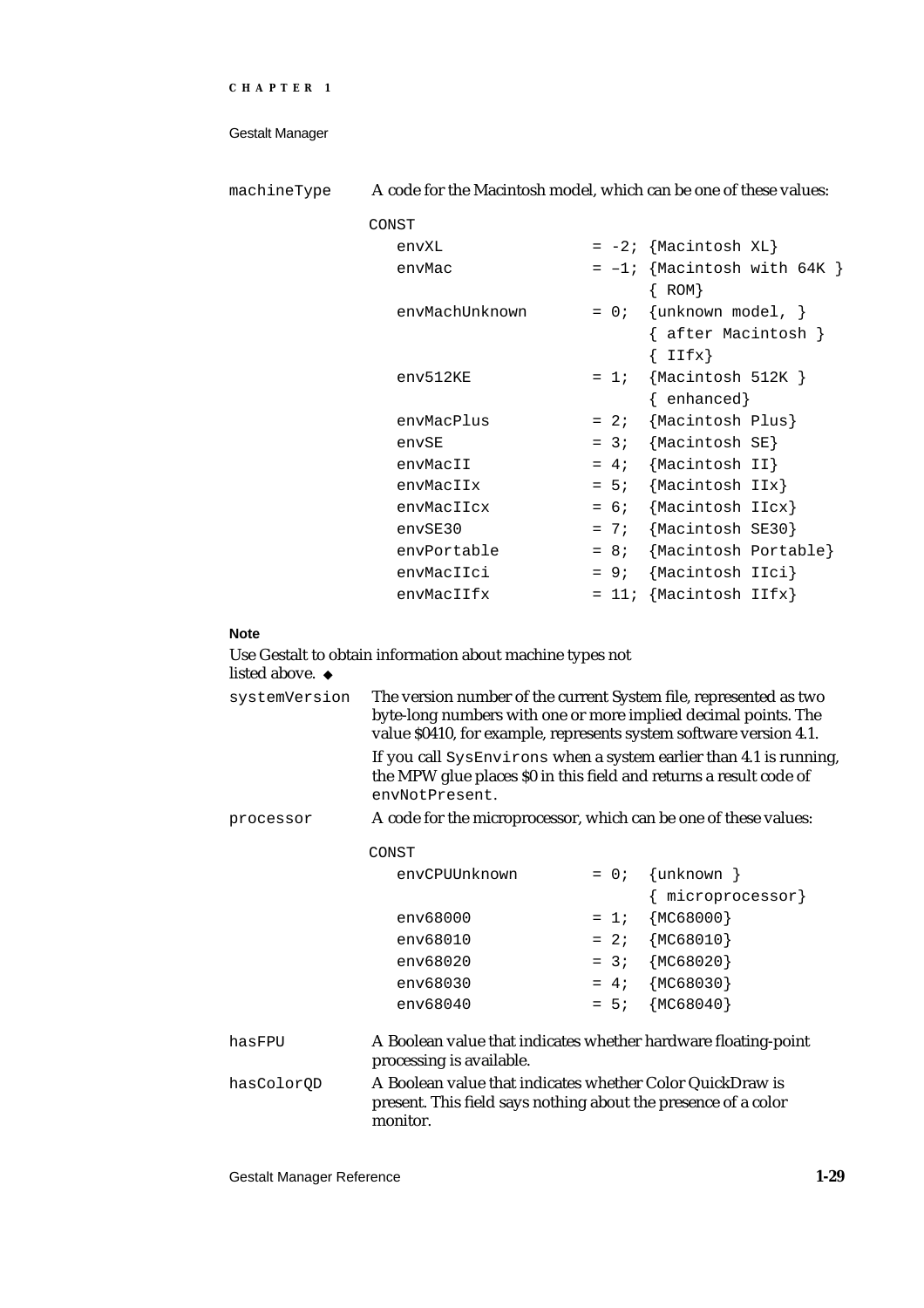machineType
A code for the Macintosh model, which can be one of these values:

```
CONST
   envXL              = -2; {Macintosh XL}
   envMac             = –1; {Macintosh with 64K }
                            { ROM}
   envMachUnknown     = 0;  {unknown model, }
                            { after Macintosh }
                            { IIfx}
   env512KE           = 1;  {Macintosh 512K }
                            { enhanced}
   envMacPlus         = 2;  {Macintosh Plus}
   envSE              = 3;  {Macintosh SE}
   envMacII           = 4;  {Macintosh II}
   envMacIIx          = 5;  {Macintosh IIx}
   envMacIIcx         = 6;  {Macintosh IIcx}
   envSE30            = 7;  {Macintosh SE30}
   envPortable        = 8;  {Macintosh Portable}
   envMacIIci         = 9;  {Macintosh IIci}
   envMacIIfx         = 11; {Macintosh IIfx}
```

**Note**

Use Gestalt to obtain information about machine types not listed above. ◆

systemVersion
The version number of the current System file, represented as two byte-long numbers with one or more implied decimal points. The value $0410, for example, represents system software version 4.1.

If you call `SysEnvirons` when a system earlier than 4.1 is running, the MPW glue places $0 in this field and returns a result code of `envNotPresent`.

processor
A code for the microprocessor, which can be one of these values:

```
CONST
   envCPUUnknown      = 0;  {unknown }
                            { microprocessor}
   env68000           = 1;  {MC68000}
   env68010           = 2;  {MC68010}
   env68020           = 3;  {MC68020}
   env68030           = 4;  {MC68030}
   env68040           = 5;  {MC68040}
```

hasFPU
A Boolean value that indicates whether hardware floating-point processing is available.

hasColorQD
A Boolean value that indicates whether Color QuickDraw is present. This field says nothing about the presence of a color monitor.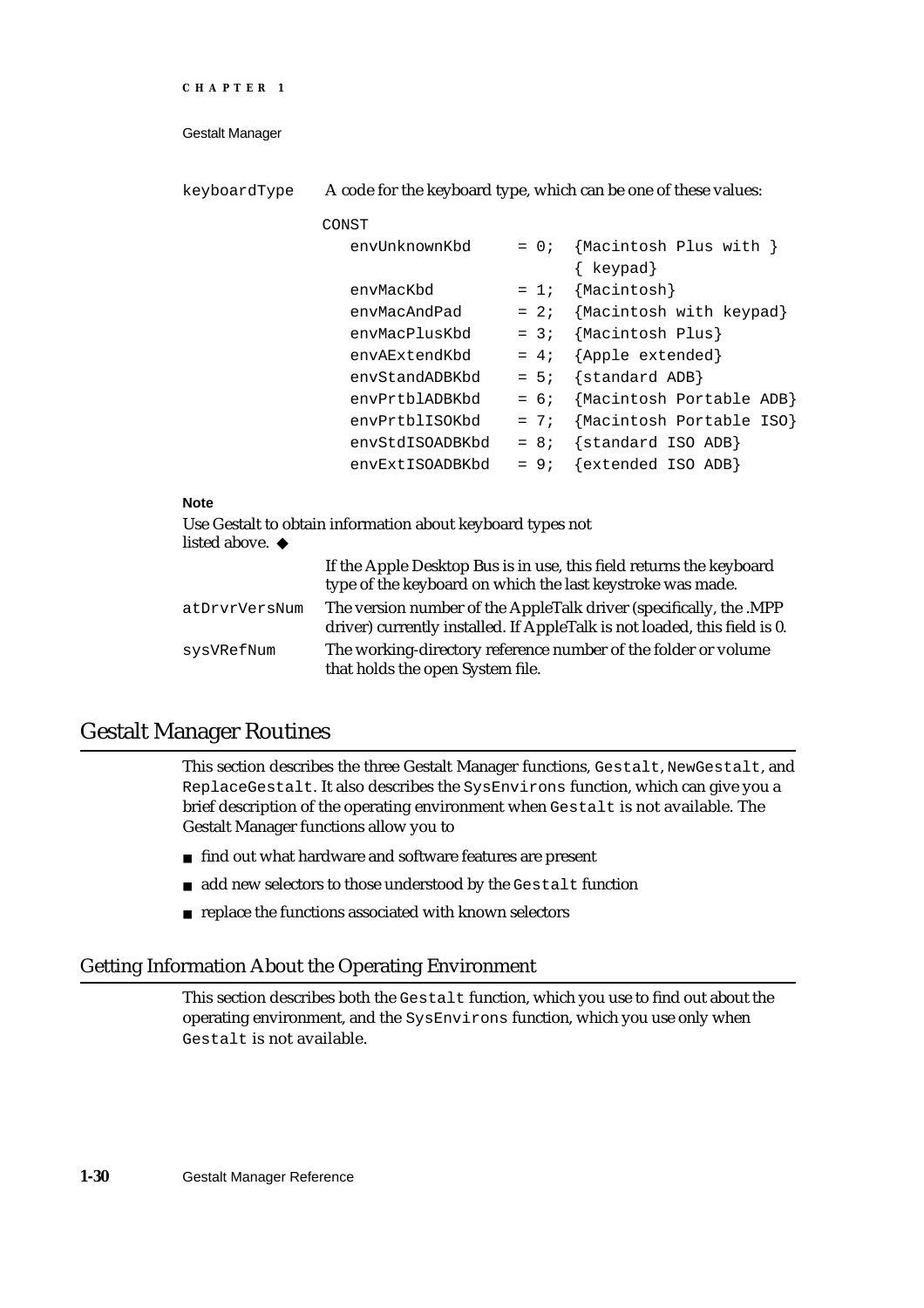keyboardType — A code for the keyboard type, which can be one of these values:

```
CONST
   envUnknownKbd     = 0;  {Macintosh Plus with }
                           { keypad}
   envMacKbd         = 1;  {Macintosh}
   envMacAndPad      = 2;  {Macintosh with keypad}
   envMacPlusKbd     = 3;  {Macintosh Plus}
   envAExtendKbd     = 4;  {Apple extended}
   envStandADBKbd    = 5;  {standard ADB}
   envPrtblADBKbd    = 6;  {Macintosh Portable ADB}
   envPrtblISOKbd    = 7;  {Macintosh Portable ISO}
   envStdISOADBKbd   = 8;  {standard ISO ADB}
   envExtISOADBKbd   = 9;  {extended ISO ADB}
```

**Note**

Use Gestalt to obtain information about keyboard types not listed above. ◆

If the Apple Desktop Bus is in use, this field returns the keyboard type of the keyboard on which the last keystroke was made.

atDrvrVersNum — The version number of the AppleTalk driver (specifically, the .MPP driver) currently installed. If AppleTalk is not loaded, this field is 0.

sysVRefNum — The working-directory reference number of the folder or volume that holds the open System file.

## Gestalt Manager Routines

This section describes the three Gestalt Manager functions, `Gestalt`, `NewGestalt`, and `ReplaceGestalt`. It also describes the `SysEnvirons` function, which can give you a brief description of the operating environment when `Gestalt` is not available. The Gestalt Manager functions allow you to

- find out what hardware and software features are present
- add new selectors to those understood by the `Gestalt` function
- replace the functions associated with known selectors

### Getting Information About the Operating Environment

This section describes both the `Gestalt` function, which you use to find out about the operating environment, and the `SysEnvirons` function, which you use only when `Gestalt` is not available.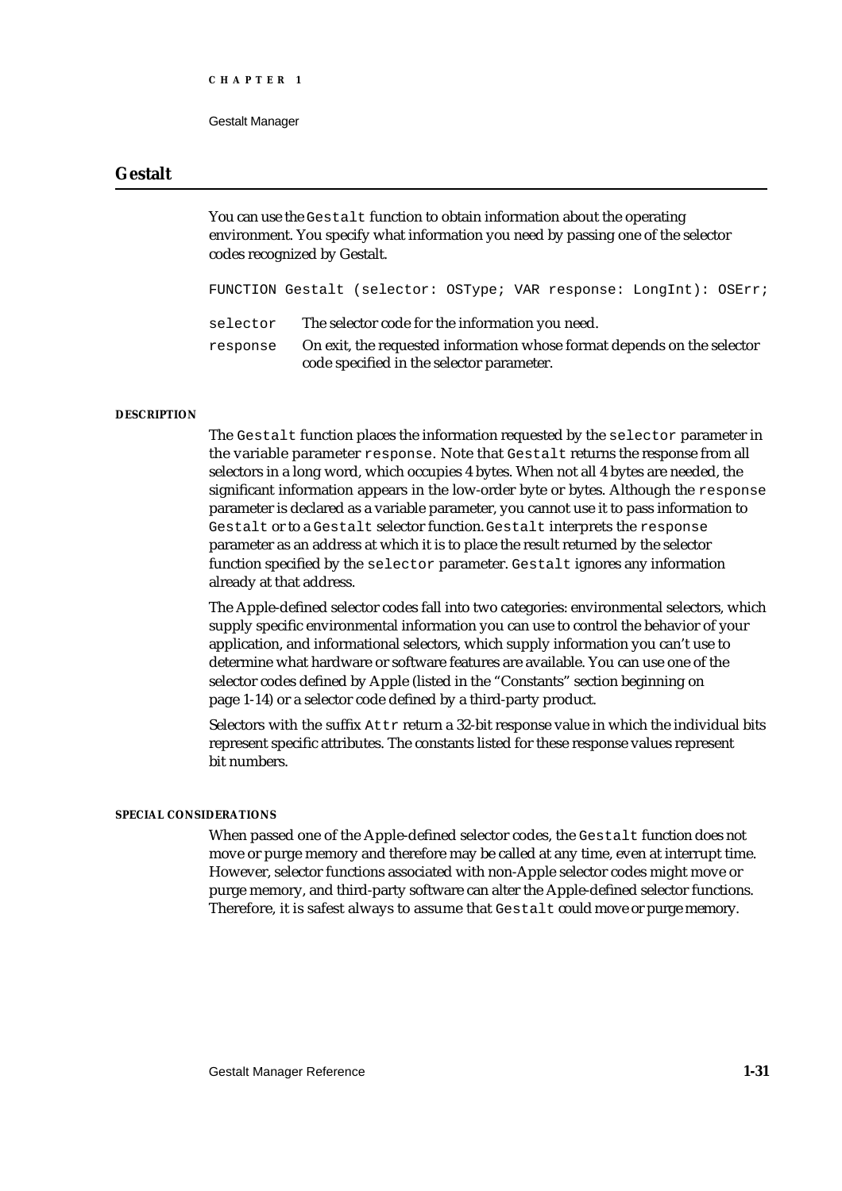## Gestalt

You can use the `Gestalt` function to obtain information about the operating environment. You specify what information you need by passing one of the selector codes recognized by Gestalt.

```
FUNCTION Gestalt (selector: OSType; VAR response: LongInt): OSErr;
```

`selector` The selector code for the information you need.

`response` On exit, the requested information whose format depends on the selector code specified in the selector parameter.

#### DESCRIPTION

The `Gestalt` function places the information requested by the `selector` parameter in the variable parameter `response`. Note that `Gestalt` returns the response from all selectors in a long word, which occupies 4 bytes. When not all 4 bytes are needed, the significant information appears in the low-order byte or bytes. Although the `response` parameter is declared as a variable parameter, you cannot use it to pass information to `Gestalt` or to a `Gestalt` selector function. `Gestalt` interprets the `response` parameter as an address at which it is to place the result returned by the selector function specified by the `selector` parameter. `Gestalt` ignores any information already at that address.

The Apple-defined selector codes fall into two categories: environmental selectors, which supply specific environmental information you can use to control the behavior of your application, and informational selectors, which supply information you can't use to determine what hardware or software features are available. You can use one of the selector codes defined by Apple (listed in the "Constants" section beginning on page 1-14) or a selector code defined by a third-party product.

Selectors with the suffix `Attr` return a 32-bit response value in which the individual bits represent specific attributes. The constants listed for these response values represent bit numbers.

#### SPECIAL CONSIDERATIONS

When passed one of the Apple-defined selector codes, the `Gestalt` function does not move or purge memory and therefore may be called at any time, even at interrupt time. However, selector functions associated with non-Apple selector codes might move or purge memory, and third-party software can alter the Apple-defined selector functions. Therefore, it is safest always to assume that `Gestalt` could move or purge memory.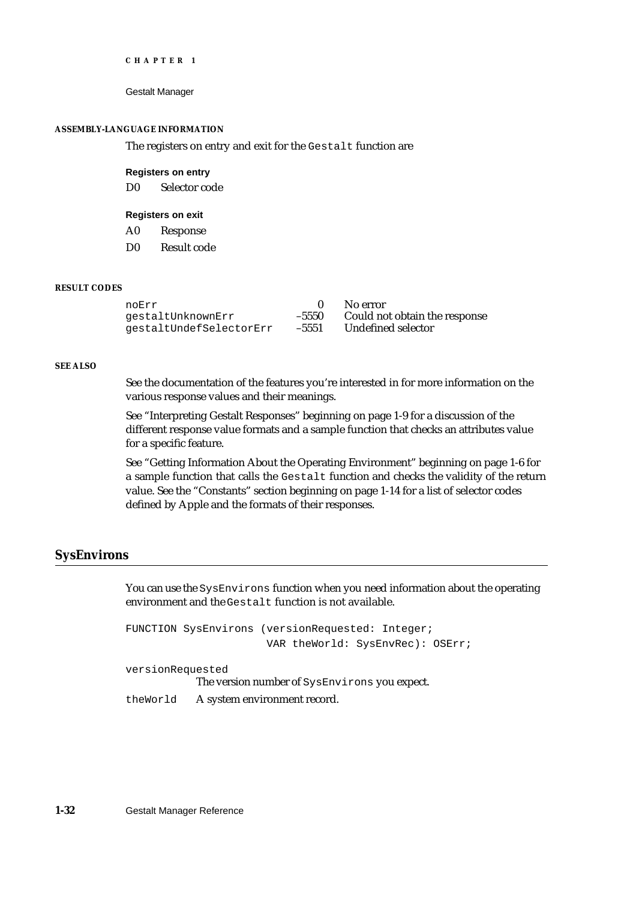#### ASSEMBLY-LANGUAGE INFORMATION

The registers on entry and exit for the `Gestalt` function are

**Registers on entry**

| | |
|---|---|
| D0 | Selector code |

**Registers on exit**

| | |
|---|---|
| A0 | Response |
| D0 | Result code |

#### RESULT CODES

| | | |
|---|---|---|
| `noErr` | 0 | No error |
| `gestaltUnknownErr` | –5550 | Could not obtain the response |
| `gestaltUndefSelectorErr` | –5551 | Undefined selector |

#### SEE ALSO

See the documentation of the features you're interested in for more information on the various response values and their meanings.

See "Interpreting Gestalt Responses" beginning on page 1-9 for a discussion of the different response value formats and a sample function that checks an attributes value for a specific feature.

See "Getting Information About the Operating Environment" beginning on page 1-6 for a sample function that calls the `Gestalt` function and checks the validity of the return value. See the "Constants" section beginning on page 1-14 for a list of selector codes defined by Apple and the formats of their responses.

## SysEnvirons

You can use the `SysEnvirons` function when you need information about the operating environment and the `Gestalt` function is not available.

```
FUNCTION SysEnvirons (versionRequested: Integer;
                      VAR theWorld: SysEnvRec): OSErr;
```

`versionRequested`
The version number of `SysEnvirons` you expect.

`theWorld` A system environment record.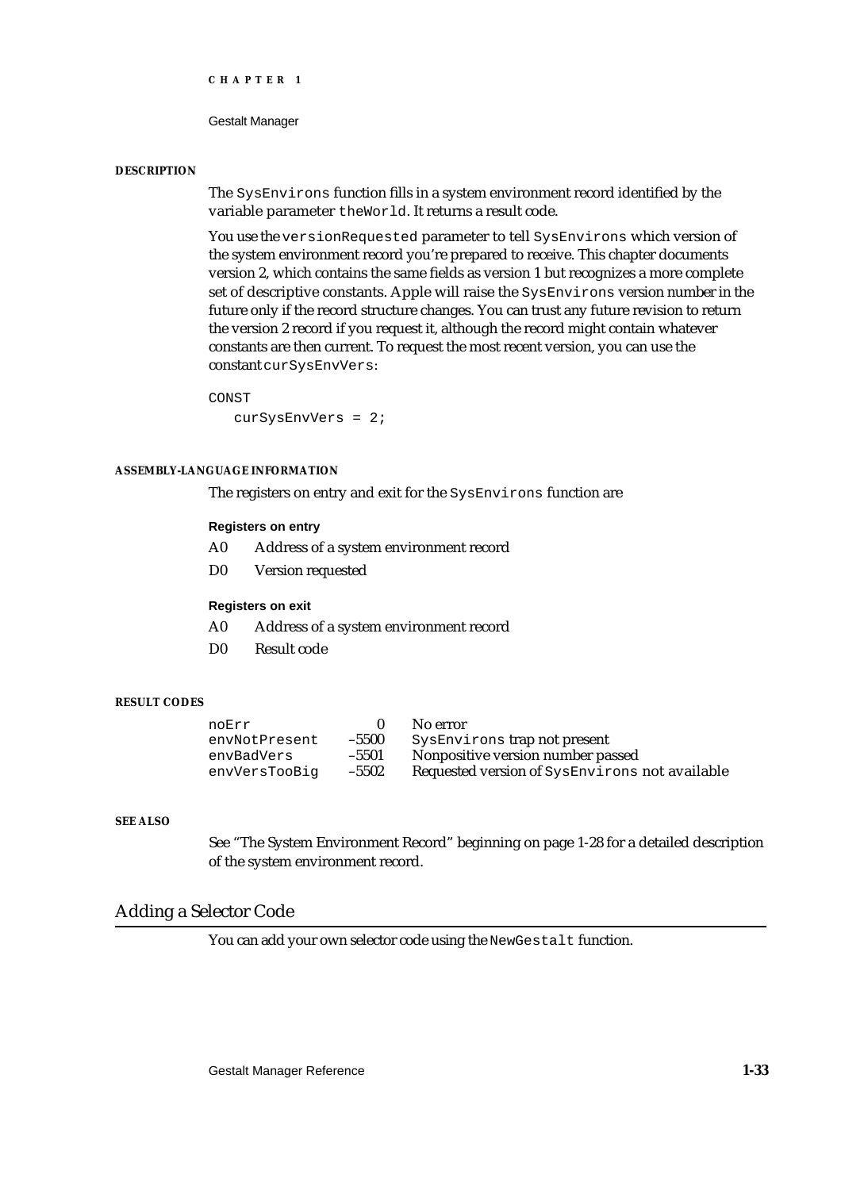**DESCRIPTION**

The `SysEnvirons` function fills in a system environment record identified by the variable parameter `theWorld`. It returns a result code.

You use the `versionRequested` parameter to tell `SysEnvirons` which version of the system environment record you're prepared to receive. This chapter documents version 2, which contains the same fields as version 1 but recognizes a more complete set of descriptive constants. Apple will raise the `SysEnvirons` version number in the future only if the record structure changes. You can trust any future revision to return the version 2 record if you request it, although the record might contain whatever constants are then current. To request the most recent version, you can use the constant `curSysEnvVers`:

```
CONST
   curSysEnvVers = 2;
```

**ASSEMBLY-LANGUAGE INFORMATION**

The registers on entry and exit for the `SysEnvirons` function are

**Registers on entry**

| | |
|---|---|
| A0 | Address of a system environment record |
| D0 | Version requested |

**Registers on exit**

| | |
|---|---|
| A0 | Address of a system environment record |
| D0 | Result code |

**RESULT CODES**

| | | |
|---|---|---|
| `noErr` | 0 | No error |
| `envNotPresent` | –5500 | `SysEnvirons` trap not present |
| `envBadVers` | –5501 | Nonpositive version number passed |
| `envVersTooBig` | –5502 | Requested version of `SysEnvirons` not available |

**SEE ALSO**

See "The System Environment Record" beginning on page 1-28 for a detailed description of the system environment record.

## Adding a Selector Code

You can add your own selector code using the `NewGestalt` function.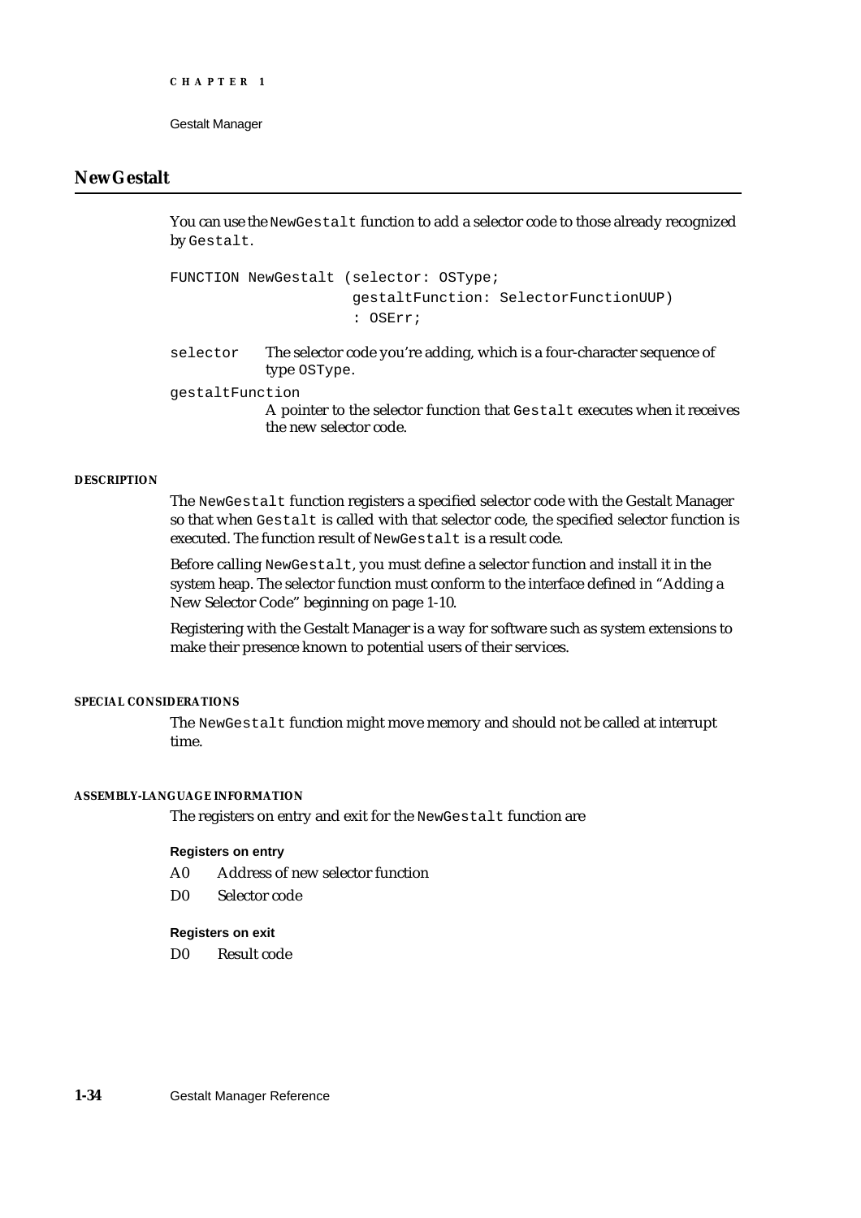## NewGestalt

You can use the `NewGestalt` function to add a selector code to those already recognized by `Gestalt`.

```
FUNCTION NewGestalt (selector: OSType;
                     gestaltFunction: SelectorFunctionUUP)
                     : OSErr;
```

`selector` The selector code you're adding, which is a four-character sequence of type `OSType`.

`gestaltFunction` A pointer to the selector function that `Gestalt` executes when it receives the new selector code.

#### DESCRIPTION

The `NewGestalt` function registers a specified selector code with the Gestalt Manager so that when `Gestalt` is called with that selector code, the specified selector function is executed. The function result of `NewGestalt` is a result code.

Before calling `NewGestalt`, you must define a selector function and install it in the system heap. The selector function must conform to the interface defined in "Adding a New Selector Code" beginning on page 1-10.

Registering with the Gestalt Manager is a way for software such as system extensions to make their presence known to potential users of their services.

#### SPECIAL CONSIDERATIONS

The `NewGestalt` function might move memory and should not be called at interrupt time.

#### ASSEMBLY-LANGUAGE INFORMATION

The registers on entry and exit for the `NewGestalt` function are

**Registers on entry**

A0 Address of new selector function

D0 Selector code

**Registers on exit**

D0 Result code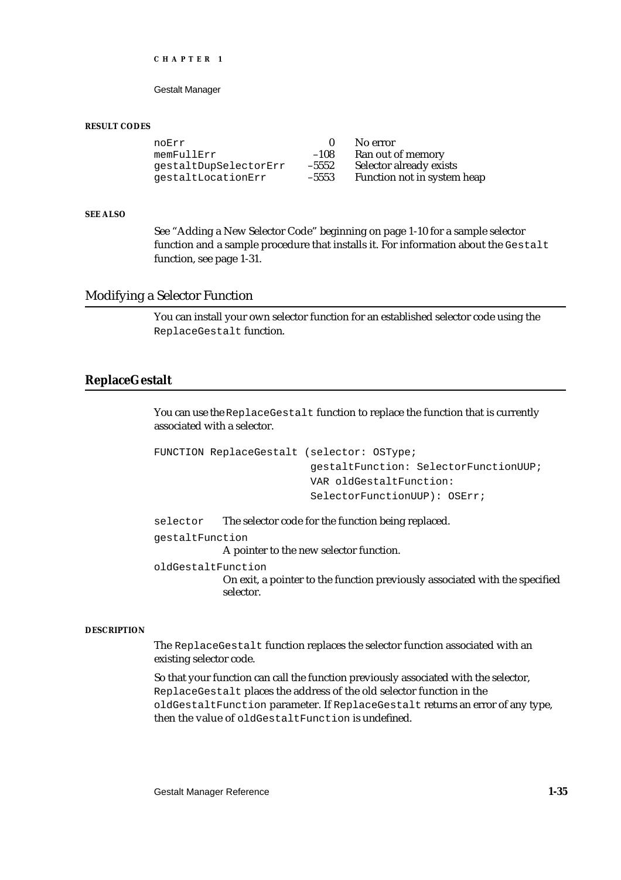**RESULT CODES**

| | | |
|---|---|---|
| noErr | 0 | No error |
| memFullErr | –108 | Ran out of memory |
| gestaltDupSelectorErr | –5552 | Selector already exists |
| gestaltLocationErr | –5553 | Function not in system heap |

**SEE ALSO**

See "Adding a New Selector Code" beginning on page 1-10 for a sample selector function and a sample procedure that installs it. For information about the `Gestalt` function, see page 1-31.

## Modifying a Selector Function

You can install your own selector function for an established selector code using the `ReplaceGestalt` function.

### ReplaceGestalt

You can use the `ReplaceGestalt` function to replace the function that is currently associated with a selector.

```
FUNCTION ReplaceGestalt (selector: OSType;
                         gestaltFunction: SelectorFunctionUUP;
                         VAR oldGestaltFunction:
                         SelectorFunctionUUP): OSErr;
```

`selector` The selector code for the function being replaced.

`gestaltFunction`
A pointer to the new selector function.

`oldGestaltFunction`
On exit, a pointer to the function previously associated with the specified selector.

**DESCRIPTION**

The `ReplaceGestalt` function replaces the selector function associated with an existing selector code.

So that your function can call the function previously associated with the selector, `ReplaceGestalt` places the address of the old selector function in the `oldGestaltFunction` parameter. If `ReplaceGestalt` returns an error of any type, then the value of `oldGestaltFunction` is undefined.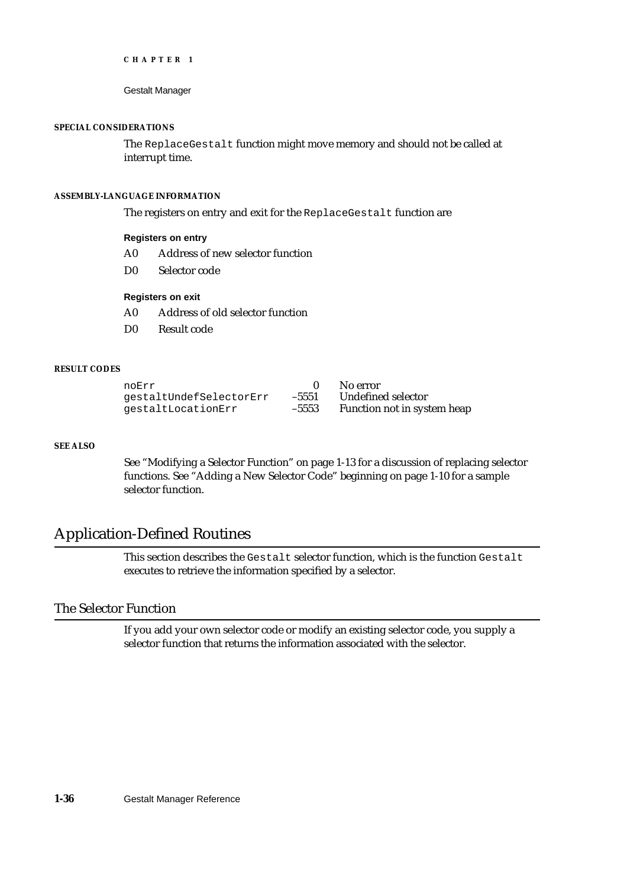#### SPECIAL CONSIDERATIONS

The `ReplaceGestalt` function might move memory and should not be called at interrupt time.

#### ASSEMBLY-LANGUAGE INFORMATION

The registers on entry and exit for the `ReplaceGestalt` function are

**Registers on entry**

| | |
|---|---|
| A0 | Address of new selector function |
| D0 | Selector code |

**Registers on exit**

| | |
|---|---|
| A0 | Address of old selector function |
| D0 | Result code |

#### RESULT CODES

| | | |
|---|---|---|
| `noErr` | 0 | No error |
| `gestaltUndefSelectorErr` | –5551 | Undefined selector |
| `gestaltLocationErr` | –5553 | Function not in system heap |

#### SEE ALSO

See "Modifying a Selector Function" on page 1-13 for a discussion of replacing selector functions. See "Adding a New Selector Code" beginning on page 1-10 for a sample selector function.

## Application-Defined Routines

This section describes the `Gestalt` selector function, which is the function `Gestalt` executes to retrieve the information specified by a selector.

### The Selector Function

If you add your own selector code or modify an existing selector code, you supply a selector function that returns the information associated with the selector.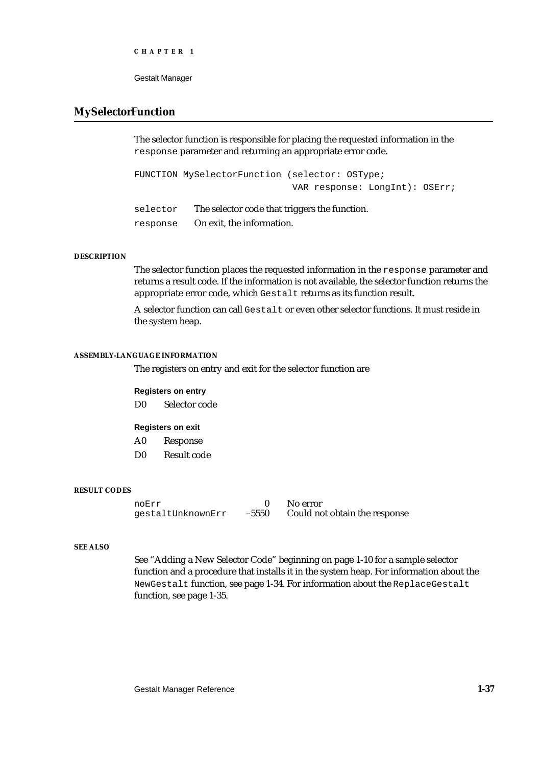## MySelectorFunction

The selector function is responsible for placing the requested information in the `response` parameter and returning an appropriate error code.

```
FUNCTION MySelectorFunction (selector: OSType;
                             VAR response: LongInt): OSErr;
```

`selector` The selector code that triggers the function.

`response` On exit, the information.

**DESCRIPTION**

The selector function places the requested information in the `response` parameter and returns a result code. If the information is not available, the selector function returns the appropriate error code, which `Gestalt` returns as its function result.

A selector function can call `Gestalt` or even other selector functions. It must reside in the system heap.

**ASSEMBLY-LANGUAGE INFORMATION**

The registers on entry and exit for the selector function are

**Registers on entry**

D0 Selector code

**Registers on exit**

A0 Response

D0 Result code

**RESULT CODES**

| | | |
|---|---|---|
| `noErr` | 0 | No error |
| `gestaltUnknownErr` | –5550 | Could not obtain the response |

**SEE ALSO**

See "Adding a New Selector Code" beginning on page 1-10 for a sample selector function and a procedure that installs it in the system heap. For information about the `NewGestalt` function, see page 1-34. For information about the `ReplaceGestalt` function, see page 1-35.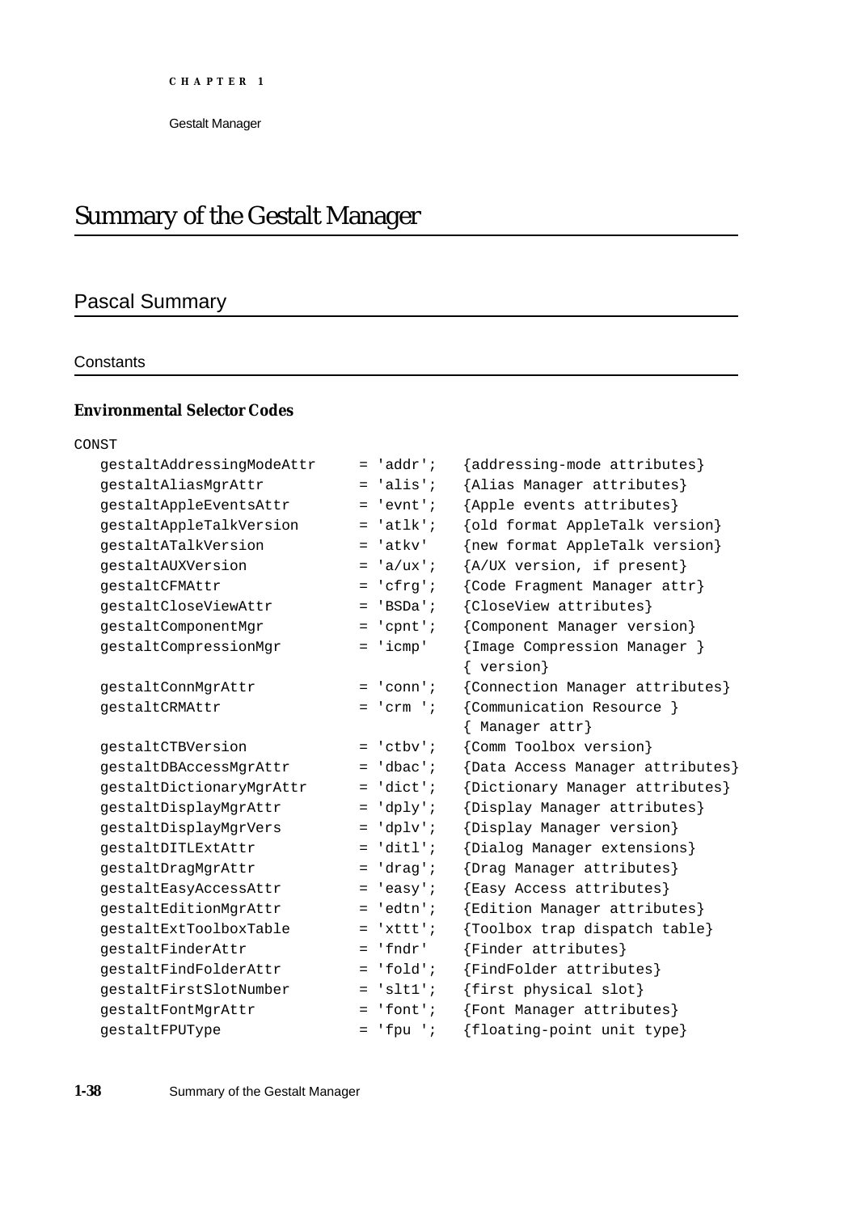# Summary of the Gestalt Manager

## Pascal Summary

### Constants

#### Environmental Selector Codes

```
CONST
   gestaltAddressingModeAttr     = 'addr';   {addressing-mode attributes}
   gestaltAliasMgrAttr           = 'alis';   {Alias Manager attributes}
   gestaltAppleEventsAttr        = 'evnt';   {Apple events attributes}
   gestaltAppleTalkVersion       = 'atlk';   {old format AppleTalk version}
   gestaltATalkVersion           = 'atkv'    {new format AppleTalk version}
   gestaltAUXVersion             = 'a/ux';   {A/UX version, if present}
   gestaltCFMAttr                = 'cfrg';   {Code Fragment Manager attr}
   gestaltCloseViewAttr          = 'BSDa';   {CloseView attributes}
   gestaltComponentMgr           = 'cpnt';   {Component Manager version}
   gestaltCompressionMgr         = 'icmp'    {Image Compression Manager }
                                             { version}
   gestaltConnMgrAttr            = 'conn';   {Connection Manager attributes}
   gestaltCRMAttr                = 'crm ';   {Communication Resource }
                                             { Manager attr}
   gestaltCTBVersion             = 'ctbv';   {Comm Toolbox version}
   gestaltDBAccessMgrAttr        = 'dbac';   {Data Access Manager attributes}
   gestaltDictionaryMgrAttr      = 'dict';   {Dictionary Manager attributes}
   gestaltDisplayMgrAttr         = 'dply';   {Display Manager attributes}
   gestaltDisplayMgrVers         = 'dplv';   {Display Manager version}
   gestaltDITLExtAttr            = 'ditl';   {Dialog Manager extensions}
   gestaltDragMgrAttr            = 'drag';   {Drag Manager attributes}
   gestaltEasyAccessAttr         = 'easy';   {Easy Access attributes}
   gestaltEditionMgrAttr         = 'edtn';   {Edition Manager attributes}
   gestaltExtToolboxTable        = 'xttt';   {Toolbox trap dispatch table}
   gestaltFinderAttr             = 'fndr'    {Finder attributes}
   gestaltFindFolderAttr         = 'fold';   {FindFolder attributes}
   gestaltFirstSlotNumber        = 'slt1';   {first physical slot}
   gestaltFontMgrAttr            = 'font';   {Font Manager attributes}
   gestaltFPUType                = 'fpu ';   {floating-point unit type}
```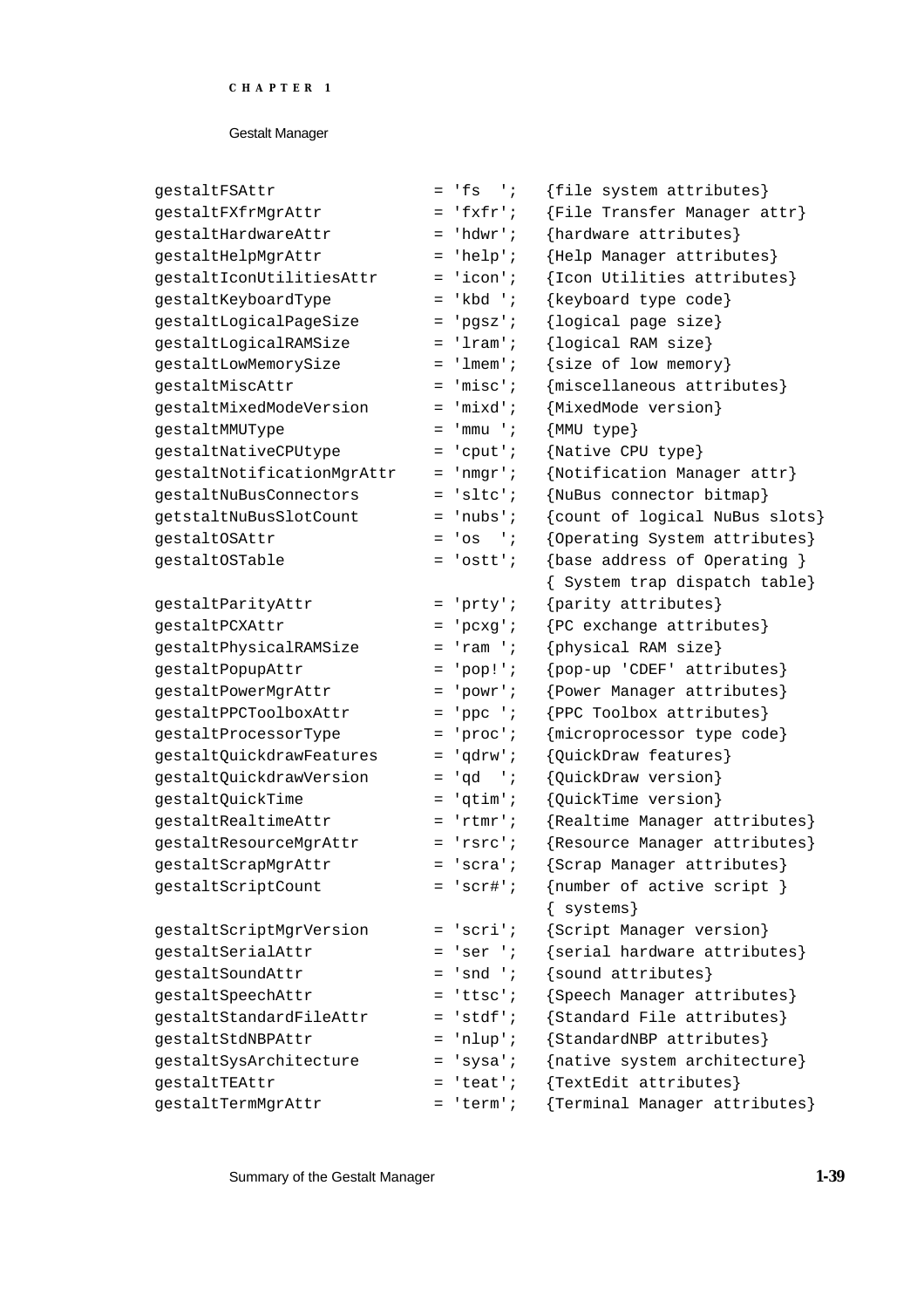```
gestaltFSAttr               = 'fs  ';   {file system attributes}
gestaltFXfrMgrAttr          = 'fxfr';   {File Transfer Manager attr}
gestaltHardwareAttr         = 'hdwr';   {hardware attributes}
gestaltHelpMgrAttr          = 'help';   {Help Manager attributes}
gestaltIconUtilitiesAttr    = 'icon';   {Icon Utilities attributes}
gestaltKeyboardType         = 'kbd ';   {keyboard type code}
gestaltLogicalPageSize      = 'pgsz';   {logical page size}
gestaltLogicalRAMSize       = 'lram';   {logical RAM size}
gestaltLowMemorySize        = 'lmem';   {size of low memory}
gestaltMiscAttr             = 'misc';   {miscellaneous attributes}
gestaltMixedModeVersion     = 'mixd';   {MixedMode version}
gestaltMMUType              = 'mmu ';   {MMU type}
gestaltNativeCPUtype        = 'cput';   {Native CPU type}
gestaltNotificationMgrAttr  = 'nmgr';   {Notification Manager attr}
gestaltNuBusConnectors      = 'sltc';   {NuBus connector bitmap}
getstaltNuBusSlotCount      = 'nubs';   {count of logical NuBus slots}
gestaltOSAttr               = 'os  ';   {Operating System attributes}
gestaltOSTable              = 'ostt';   {base address of Operating }
                                        { System trap dispatch table}
gestaltParityAttr           = 'prty';   {parity attributes}
gestaltPCXAttr              = 'pcxg';   {PC exchange attributes}
gestaltPhysicalRAMSize      = 'ram ';   {physical RAM size}
gestaltPopupAttr            = 'pop!';   {pop-up 'CDEF' attributes}
gestaltPowerMgrAttr         = 'powr';   {Power Manager attributes}
gestaltPPCToolboxAttr       = 'ppc ';   {PPC Toolbox attributes}
gestaltProcessorType        = 'proc';   {microprocessor type code}
gestaltQuickdrawFeatures    = 'qdrw';   {QuickDraw features}
gestaltQuickdrawVersion     = 'qd  ';   {QuickDraw version}
gestaltQuickTime            = 'qtim';   {QuickTime version}
gestaltRealtimeAttr         = 'rtmr';   {Realtime Manager attributes}
gestaltResourceMgrAttr      = 'rsrc';   {Resource Manager attributes}
gestaltScrapMgrAttr         = 'scra';   {Scrap Manager attributes}
gestaltScriptCount          = 'scr#';   {number of active script }
                                        { systems}
gestaltScriptMgrVersion     = 'scri';   {Script Manager version}
gestaltSerialAttr           = 'ser ';   {serial hardware attributes}
gestaltSoundAttr            = 'snd ';   {sound attributes}
gestaltSpeechAttr           = 'ttsc';   {Speech Manager attributes}
gestaltStandardFileAttr     = 'stdf';   {Standard File attributes}
gestaltStdNBPAttr           = 'nlup';   {StandardNBP attributes}
gestaltSysArchitecture      = 'sysa';   {native system architecture}
gestaltTEAttr               = 'teat';   {TextEdit attributes}
gestaltTermMgrAttr          = 'term';   {Terminal Manager attributes}
```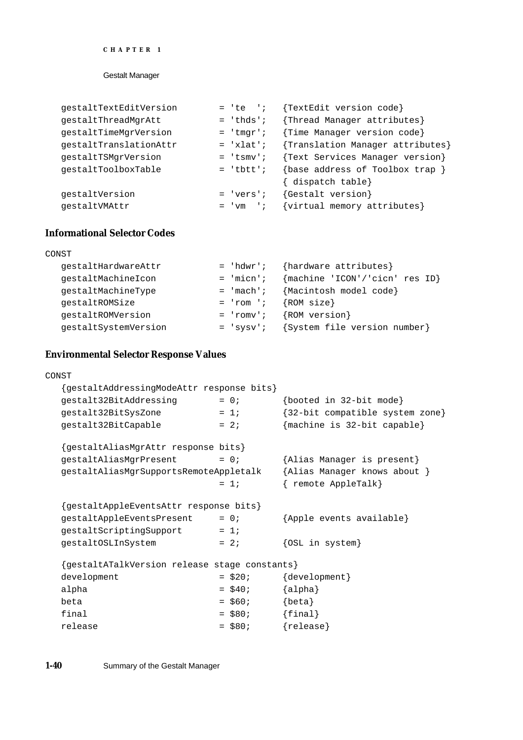```
gestaltTextEditVersion        = 'te  ';   {TextEdit version code}
gestaltThreadMgrAtt           = 'thds';   {Thread Manager attributes}
gestaltTimeMgrVersion         = 'tmgr';   {Time Manager version code}
gestaltTranslationAttr        = 'xlat';   {Translation Manager attributes}
gestaltTSMgrVersion           = 'tsmv';   {Text Services Manager version}
gestaltToolboxTable           = 'tbtt';   {base address of Toolbox trap }
                                          { dispatch table}
gestaltVersion                = 'vers';   {Gestalt version}
gestaltVMAttr                 = 'vm  ';   {virtual memory attributes}
```

### Informational Selector Codes

```
CONST
   gestaltHardwareAttr        = 'hdwr';   {hardware attributes}
   gestaltMachineIcon         = 'micn';   {machine 'ICON'/'cicn' res ID}
   gestaltMachineType         = 'mach';   {Macintosh model code}
   gestaltROMSize             = 'rom ';   {ROM size}
   gestaltROMVersion          = 'romv';   {ROM version}
   gestaltSystemVersion       = 'sysv';   {System file version number}
```

### Environmental Selector Response Values

```
CONST
   {gestaltAddressingModeAttr response bits}
   gestalt32BitAddressing     = 0;        {booted in 32-bit mode}
   gestalt32BitSysZone        = 1;        {32-bit compatible system zone}
   gestalt32BitCapable        = 2;        {machine is 32-bit capable}

   {gestaltAliasMgrAttr response bits}
   gestaltAliasMgrPresent     = 0;        {Alias Manager is present}
   gestaltAliasMgrSupportsRemoteAppletalk {Alias Manager knows about }
                              = 1;        { remote AppleTalk}

   {gestaltAppleEventsAttr response bits}
   gestaltAppleEventsPresent  = 0;        {Apple events available}
   gestaltScriptingSupport    = 1;
   gestaltOSLInSystem         = 2;        {OSL in system}

   {gestaltATalkVersion release stage constants}
   development                = $20;      {development}
   alpha                      = $40;      {alpha}
   beta                       = $60;      {beta}
   final                      = $80;      {final}
   release                    = $80;      {release}
```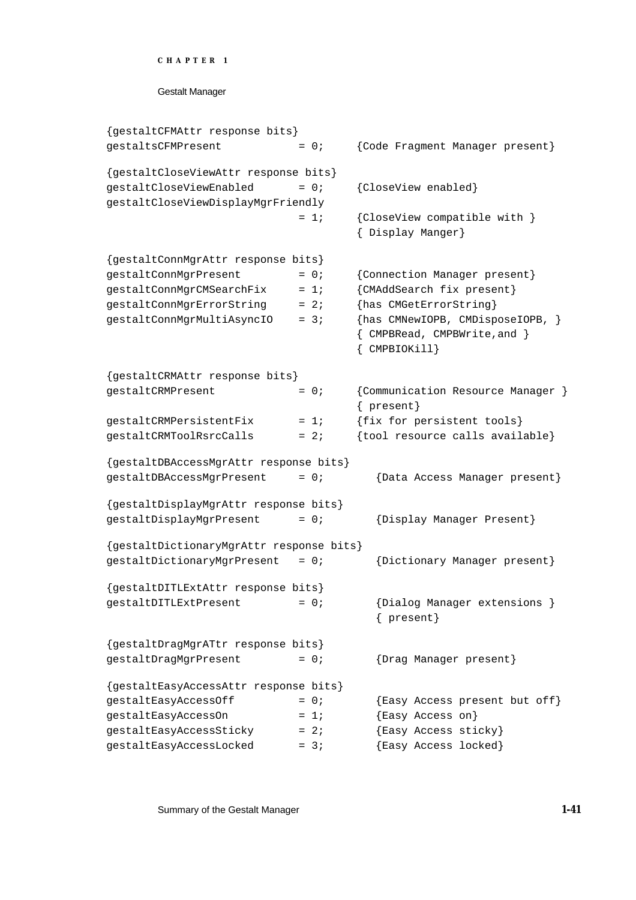```
{gestaltCFMAttr response bits}
gestaltsCFMPresent          = 0;     {Code Fragment Manager present}

{gestaltCloseViewAttr response bits}
gestaltCloseViewEnabled     = 0;     {CloseView enabled}
gestaltCloseViewDisplayMgrFriendly
                            = 1;     {CloseView compatible with }
                                     { Display Manger}

{gestaltConnMgrAttr response bits}
gestaltConnMgrPresent       = 0;     {Connection Manager present}
gestaltConnMgrCMSearchFix   = 1;     {CMAddSearch fix present}
gestaltConnMgrErrorString   = 2;     {has CMGetErrorString}
gestaltConnMgrMultiAsyncIO  = 3;     {has CMNewIOPB, CMDisposeIOPB, }
                                     { CMPBRead, CMPBWrite,and }
                                     { CMPBIOKill}

{gestaltCRMAttr response bits}
gestaltCRMPresent           = 0;     {Communication Resource Manager }
                                     { present}
gestaltCRMPersistentFix     = 1;     {fix for persistent tools}
gestaltCRMToolRsrcCalls     = 2;     {tool resource calls available}

{gestaltDBAccessMgrAttr response bits}
gestaltDBAccessMgrPresent   = 0;        {Data Access Manager present}

{gestaltDisplayMgrAttr response bits}
gestaltDisplayMgrPresent    = 0;        {Display Manager Present}

{gestaltDictionaryMgrAttr response bits}
gestaltDictionaryMgrPresent = 0;        {Dictionary Manager present}

{gestaltDITLExtAttr response bits}
gestaltDITLExtPresent       = 0;        {Dialog Manager extensions }
                                        { present}

{gestaltDragMgrATtr response bits}
gestaltDragMgrPresent       = 0;        {Drag Manager present}

{gestaltEasyAccessAttr response bits}
gestaltEasyAccessOff        = 0;        {Easy Access present but off}
gestaltEasyAccessOn         = 1;        {Easy Access on}
gestaltEasyAccessSticky     = 2;        {Easy Access sticky}
gestaltEasyAccessLocked     = 3;        {Easy Access locked}
```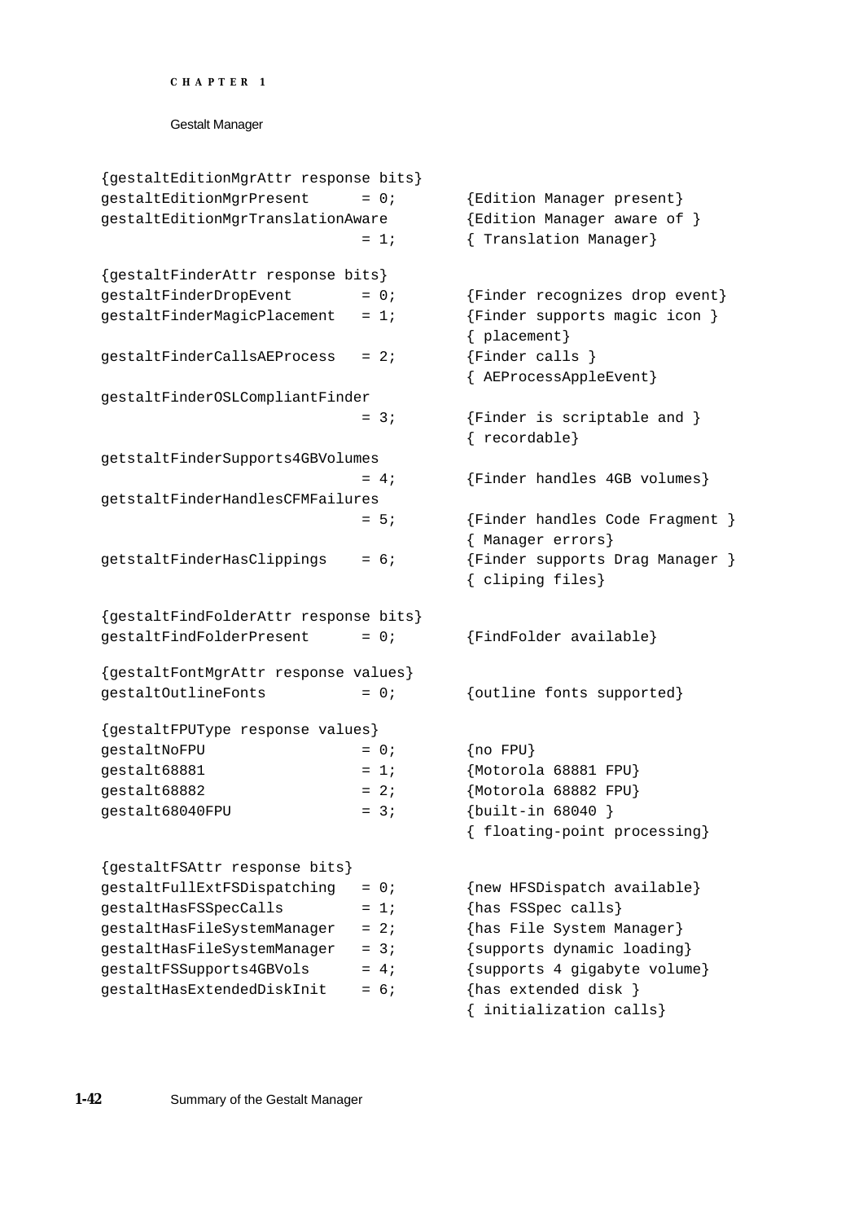```
{gestaltEditionMgrAttr response bits}
gestaltEditionMgrPresent      = 0;        {Edition Manager present}
gestaltEditionMgrTranslationAware         {Edition Manager aware of }
                              = 1;        { Translation Manager}

{gestaltFinderAttr response bits}
gestaltFinderDropEvent        = 0;        {Finder recognizes drop event}
gestaltFinderMagicPlacement   = 1;        {Finder supports magic icon }
                                          { placement}
gestaltFinderCallsAEProcess   = 2;        {Finder calls }
                                          { AEProcessAppleEvent}
gestaltFinderOSLCompliantFinder
                              = 3;        {Finder is scriptable and }
                                          { recordable}
getstaltFinderSupports4GBVolumes
                              = 4;        {Finder handles 4GB volumes}
getstaltFinderHandlesCFMFailures
                              = 5;        {Finder handles Code Fragment }
                                          { Manager errors}
getstaltFinderHasClippings    = 6;        {Finder supports Drag Manager }
                                          { cliping files}

{gestaltFindFolderAttr response bits}
gestaltFindFolderPresent      = 0;        {FindFolder available}

{gestaltFontMgrAttr response values}
gestaltOutlineFonts           = 0;        {outline fonts supported}

{gestaltFPUType response values}
gestaltNoFPU                  = 0;        {no FPU}
gestalt68881                  = 1;        {Motorola 68881 FPU}
gestalt68882                  = 2;        {Motorola 68882 FPU}
gestalt68040FPU               = 3;        {built-in 68040 }
                                          { floating-point processing}

{gestaltFSAttr response bits}
gestaltFullExtFSDispatching   = 0;        {new HFSDispatch available}
gestaltHasFSSpecCalls         = 1;        {has FSSpec calls}
gestaltHasFileSystemManager   = 2;        {has File System Manager}
gestaltHasFileSystemManager   = 3;        {supports dynamic loading}
gestaltFSSupports4GBVols      = 4;        {supports 4 gigabyte volume}
gestaltHasExtendedDiskInit    = 6;        {has extended disk }
                                          { initialization calls}
```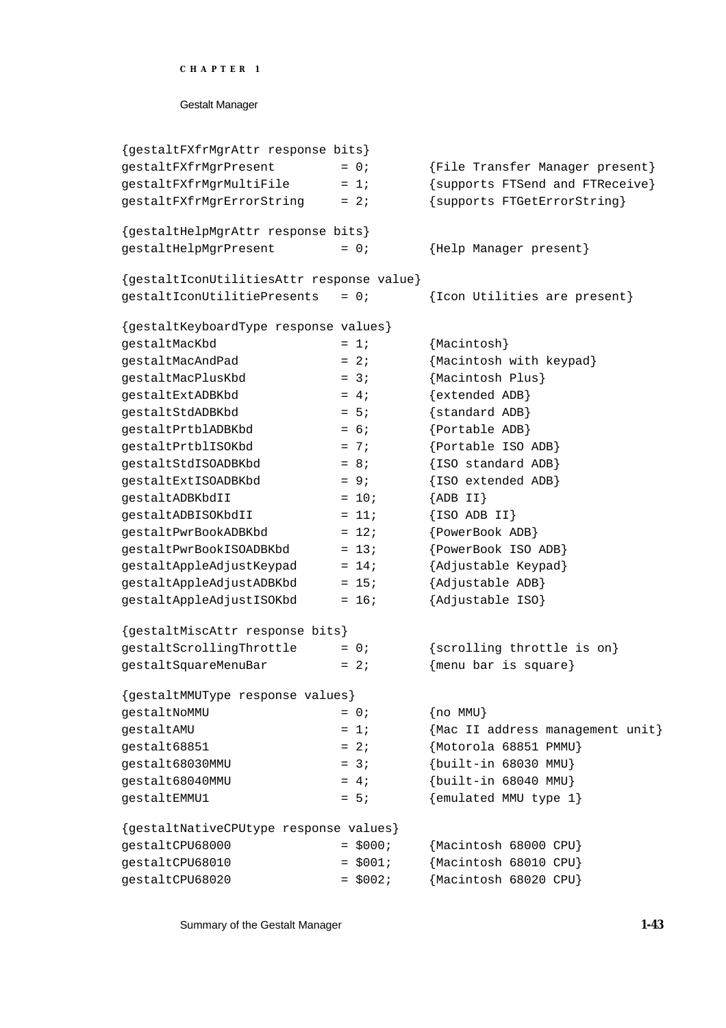```
{gestaltFXfrMgrAttr response bits}
gestaltFXfrMgrPresent         = 0;        {File Transfer Manager present}
gestaltFXfrMgrMultiFile       = 1;        {supports FTSend and FTReceive}
gestaltFXfrMgrErrorString     = 2;        {supports FTGetErrorString}

{gestaltHelpMgrAttr response bits}
gestaltHelpMgrPresent         = 0;        {Help Manager present}

{gestaltIconUtilitiesAttr response value}
gestaltIconUtilitiePresents   = 0;        {Icon Utilities are present}

{gestaltKeyboardType response values}
gestaltMacKbd                 = 1;        {Macintosh}
gestaltMacAndPad              = 2;        {Macintosh with keypad}
gestaltMacPlusKbd             = 3;        {Macintosh Plus}
gestaltExtADBKbd              = 4;        {extended ADB}
gestaltStdADBKbd              = 5;        {standard ADB}
gestaltPrtblADBKbd            = 6;        {Portable ADB}
gestaltPrtblISOKbd            = 7;        {Portable ISO ADB}
gestaltStdISOADBKbd           = 8;        {ISO standard ADB}
gestaltExtISOADBKbd           = 9;        {ISO extended ADB}
gestaltADBKbdII               = 10;       {ADB II}
gestaltADBISOKbdII            = 11;       {ISO ADB II}
gestaltPwrBookADBKbd          = 12;       {PowerBook ADB}
gestaltPwrBookISOADBKbd       = 13;       {PowerBook ISO ADB}
gestaltAppleAdjustKeypad      = 14;       {Adjustable Keypad}
gestaltAppleAdjustADBKbd      = 15;       {Adjustable ADB}
gestaltAppleAdjustISOKbd      = 16;       {Adjustable ISO}

{gestaltMiscAttr response bits}
gestaltScrollingThrottle      = 0;        {scrolling throttle is on}
gestaltSquareMenuBar          = 2;        {menu bar is square}

{gestaltMMUType response values}
gestaltNoMMU                  = 0;        {no MMU}
gestaltAMU                    = 1;        {Mac II address management unit}
gestalt68851                  = 2;        {Motorola 68851 PMMU}
gestalt68030MMU               = 3;        {built-in 68030 MMU}
gestalt68040MMU               = 4;        {built-in 68040 MMU}
gestaltEMMU1                  = 5;        {emulated MMU type 1}

{gestaltNativeCPUtype response values}
gestaltCPU68000               = $000;     {Macintosh 68000 CPU}
gestaltCPU68010               = $001;     {Macintosh 68010 CPU}
gestaltCPU68020               = $002;     {Macintosh 68020 CPU}
```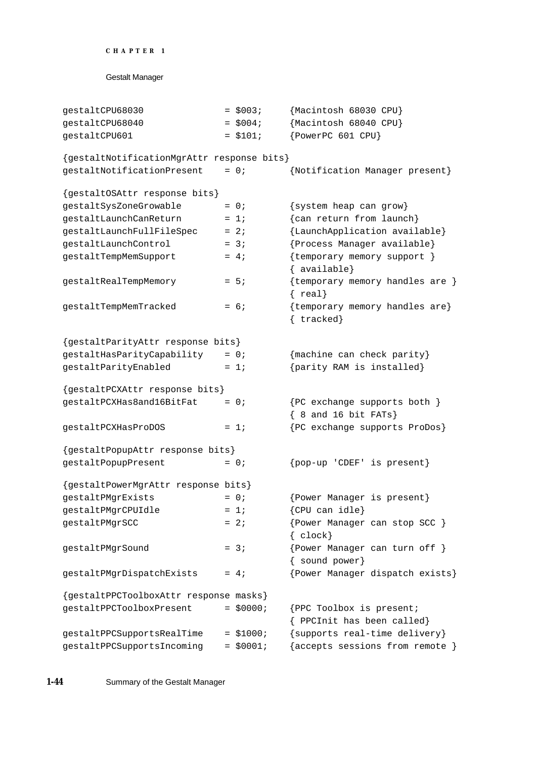```
gestaltCPU68030              = $003;     {Macintosh 68030 CPU}
gestaltCPU68040              = $004;     {Macintosh 68040 CPU}
gestaltCPU601                = $101;     {PowerPC 601 CPU}

{gestaltNotificationMgrAttr response bits}
gestaltNotificationPresent   = 0;        {Notification Manager present}

{gestaltOSAttr response bits}
gestaltSysZoneGrowable       = 0;        {system heap can grow}
gestaltLaunchCanReturn       = 1;        {can return from launch}
gestaltLaunchFullFileSpec    = 2;        {LaunchApplication available}
gestaltLaunchControl         = 3;        {Process Manager available}
gestaltTempMemSupport        = 4;        {temporary memory support }
                                         { available}
gestaltRealTempMemory        = 5;        {temporary memory handles are }
                                         { real}
gestaltTempMemTracked        = 6;        {temporary memory handles are}
                                         { tracked}

{gestaltParityAttr response bits}
gestaltHasParityCapability   = 0;        {machine can check parity}
gestaltParityEnabled         = 1;        {parity RAM is installed}

{gestaltPCXAttr response bits}
gestaltPCXHas8and16BitFat    = 0;        {PC exchange supports both }
                                         { 8 and 16 bit FATs}
gestaltPCXHasProDOS          = 1;        {PC exchange supports ProDos}

{gestaltPopupAttr response bits}
gestaltPopupPresent          = 0;        {pop-up 'CDEF' is present}

{gestaltPowerMgrAttr response bits}
gestaltPMgrExists            = 0;        {Power Manager is present}
gestaltPMgrCPUIdle           = 1;        {CPU can idle}
gestaltPMgrSCC               = 2;        {Power Manager can stop SCC }
                                         { clock}
gestaltPMgrSound             = 3;        {Power Manager can turn off }
                                         { sound power}
gestaltPMgrDispatchExists    = 4;        {Power Manager dispatch exists}

{gestaltPPCToolboxAttr response masks}
gestaltPPCToolboxPresent     = $0000;    {PPC Toolbox is present;
                                         { PPCInit has been called}
gestaltPPCSupportsRealTime   = $1000;    {supports real-time delivery}
gestaltPPCSupportsIncoming   = $0001;    {accepts sessions from remote }
```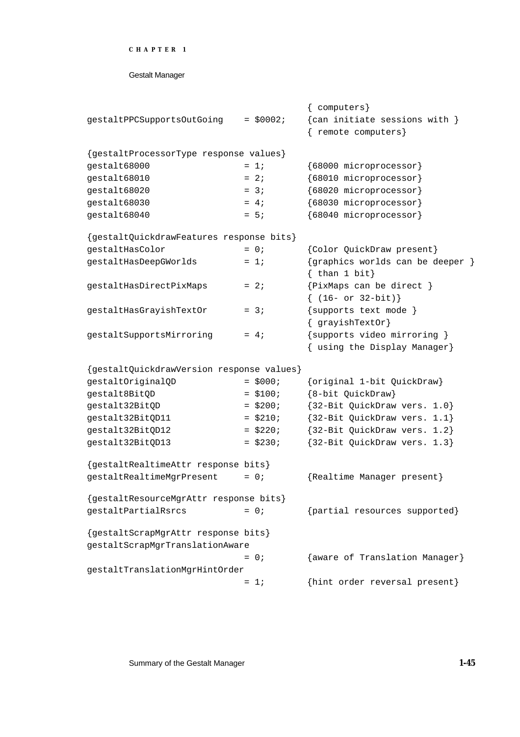```
                                    { computers}
gestaltPPCSupportsOutGoing    = $0002;    {can initiate sessions with }
                                    { remote computers}

{gestaltProcessorType response values}
gestalt68000               = 1;       {68000 microprocessor}
gestalt68010               = 2;       {68010 microprocessor}
gestalt68020               = 3;       {68020 microprocessor}
gestalt68030               = 4;       {68030 microprocessor}
gestalt68040               = 5;       {68040 microprocessor}

{gestaltQuickdrawFeatures response bits}
gestaltHasColor            = 0;       {Color QuickDraw present}
gestaltHasDeepGWorlds      = 1;       {graphics worlds can be deeper }
                                    { than 1 bit}
gestaltHasDirectPixMaps    = 2;       {PixMaps can be direct }
                                    { (16- or 32-bit)}
gestaltHasGrayishTextOr    = 3;       {supports text mode }
                                    { grayishTextOr}
gestaltSupportsMirroring   = 4;       {supports video mirroring }
                                    { using the Display Manager}

{gestaltQuickdrawVersion response values}
gestaltOriginalQD          = $000;    {original 1-bit QuickDraw}
gestalt8BitQD              = $100;    {8-bit QuickDraw}
gestalt32BitQD             = $200;    {32-Bit QuickDraw vers. 1.0}
gestalt32BitQD11           = $210;    {32-Bit QuickDraw vers. 1.1}
gestalt32BitQD12           = $220;    {32-Bit QuickDraw vers. 1.2}
gestalt32BitQD13           = $230;    {32-Bit QuickDraw vers. 1.3}

{gestaltRealtimeAttr response bits}
gestaltRealtimeMgrPresent  = 0;       {Realtime Manager present}

{gestaltResourceMgrAttr response bits}
gestaltPartialRsrcs        = 0;       {partial resources supported}

{gestaltScrapMgrAttr response bits}
gestaltScrapMgrTranslationAware
                           = 0;       {aware of Translation Manager}
gestaltTranslationMgrHintOrder
                           = 1;       {hint order reversal present}
```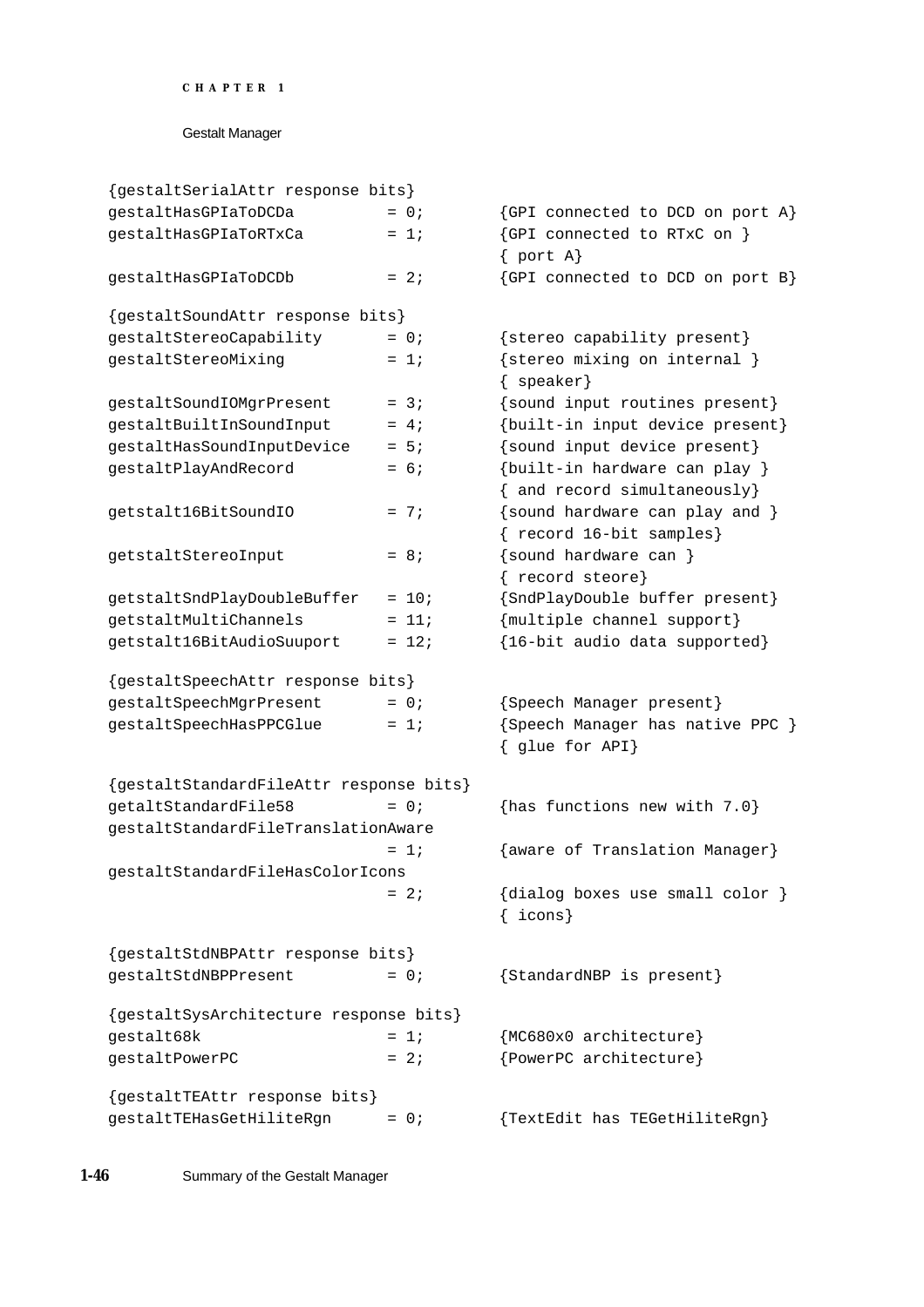```
{gestaltSerialAttr response bits}
gestaltHasGPIaToDCDa          = 0;       {GPI connected to DCD on port A}
gestaltHasGPIaToRTxCa         = 1;       {GPI connected to RTxC on }
                                         { port A}
gestaltHasGPIaToDCDb          = 2;       {GPI connected to DCD on port B}

{gestaltSoundAttr response bits}
gestaltStereoCapability       = 0;       {stereo capability present}
gestaltStereoMixing           = 1;       {stereo mixing on internal }
                                         { speaker}
gestaltSoundIOMgrPresent      = 3;       {sound input routines present}
gestaltBuiltInSoundInput      = 4;       {built-in input device present}
gestaltHasSoundInputDevice    = 5;       {sound input device present}
gestaltPlayAndRecord          = 6;       {built-in hardware can play }
                                         { and record simultaneously}
getstalt16BitSoundIO          = 7;       {sound hardware can play and }
                                         { record 16-bit samples}
getstaltStereoInput           = 8;       {sound hardware can }
                                         { record steore}
getstaltSndPlayDoubleBuffer   = 10;      {SndPlayDouble buffer present}
getstaltMultiChannels         = 11;      {multiple channel support}
getstalt16BitAudioSuuport     = 12;      {16-bit audio data supported}

{gestaltSpeechAttr response bits}
gestaltSpeechMgrPresent       = 0;       {Speech Manager present}
gestaltSpeechHasPPCGlue       = 1;       {Speech Manager has native PPC }
                                         { glue for API}

{gestaltStandardFileAttr response bits}
getaltStandardFile58          = 0;       {has functions new with 7.0}
gestaltStandardFileTranslationAware
                              = 1;       {aware of Translation Manager}
gestaltStandardFileHasColorIcons
                              = 2;       {dialog boxes use small color }
                                         { icons}

{gestaltStdNBPAttr response bits}
gestaltStdNBPPresent          = 0;       {StandardNBP is present}

{gestaltSysArchitecture response bits}
gestalt68k                    = 1;       {MC680x0 architecture}
gestaltPowerPC                = 2;       {PowerPC architecture}

{gestaltTEAttr response bits}
gestaltTEHasGetHiliteRgn      = 0;       {TextEdit has TEGetHiliteRgn}
```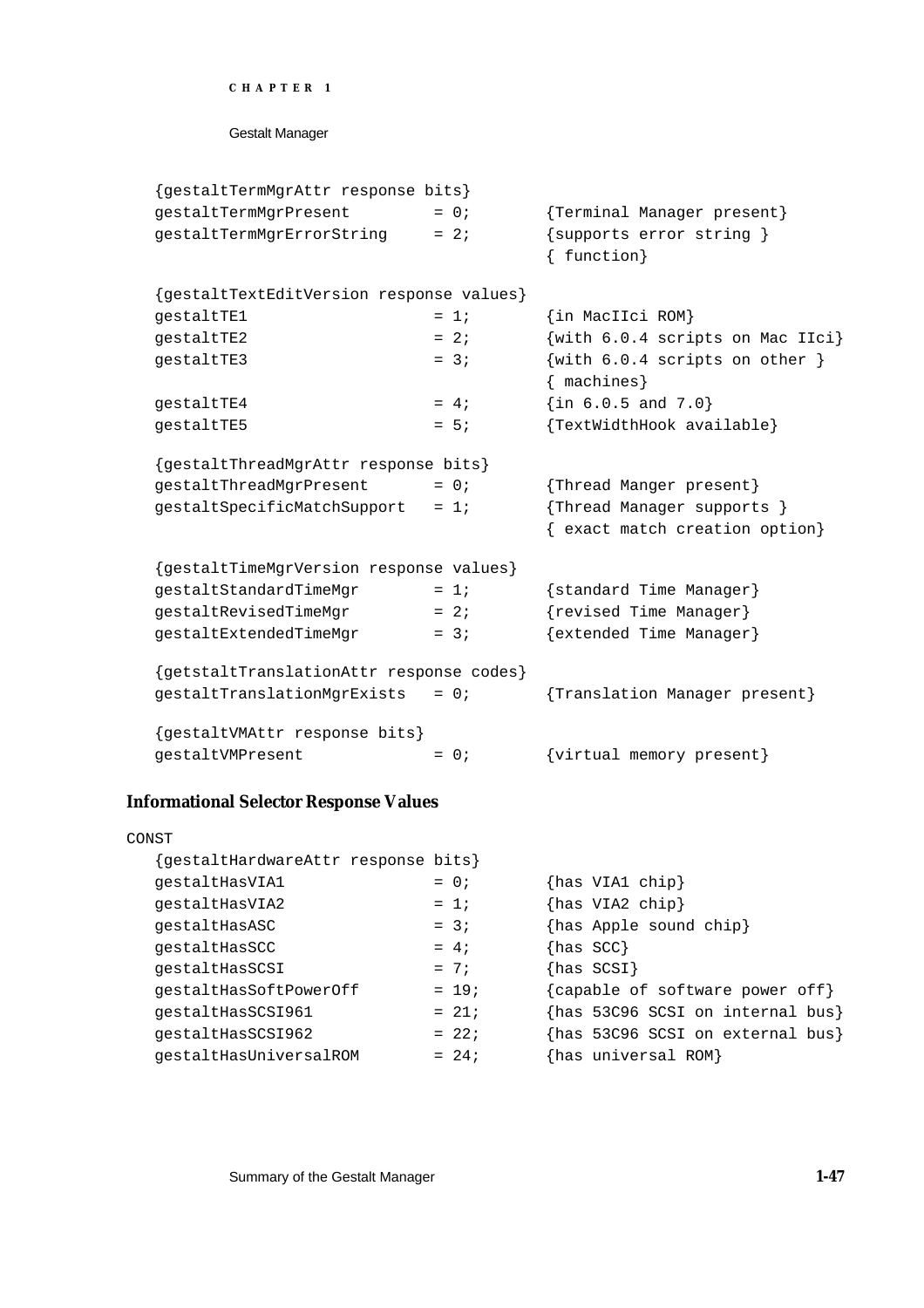```
   {gestaltTermMgrAttr response bits}
   gestaltTermMgrPresent         = 0;        {Terminal Manager present}
   gestaltTermMgrErrorString     = 2;        {supports error string }
                                             { function}

   {gestaltTextEditVersion response values}
   gestaltTE1                    = 1;        {in MacIIci ROM}
   gestaltTE2                    = 2;        {with 6.0.4 scripts on Mac IIci}
   gestaltTE3                    = 3;        {with 6.0.4 scripts on other }
                                             { machines}
   gestaltTE4                    = 4;        {in 6.0.5 and 7.0}
   gestaltTE5                    = 5;        {TextWidthHook available}

   {gestaltThreadMgrAttr response bits}
   gestaltThreadMgrPresent       = 0;        {Thread Manger present}
   gestaltSpecificMatchSupport   = 1;        {Thread Manager supports }
                                             { exact match creation option}

   {gestaltTimeMgrVersion response values}
   gestaltStandardTimeMgr        = 1;        {standard Time Manager}
   gestaltRevisedTimeMgr         = 2;        {revised Time Manager}
   gestaltExtendedTimeMgr        = 3;        {extended Time Manager}

   {getstaltTranslationAttr response codes}
   gestaltTranslationMgrExists   = 0;        {Translation Manager present}

   {gestaltVMAttr response bits}
   gestaltVMPresent              = 0;        {virtual memory present}
```

### Informational Selector Response Values

```
CONST
   {gestaltHardwareAttr response bits}
   gestaltHasVIA1                = 0;        {has VIA1 chip}
   gestaltHasVIA2                = 1;        {has VIA2 chip}
   gestaltHasASC                 = 3;        {has Apple sound chip}
   gestaltHasSCC                 = 4;        {has SCC}
   gestaltHasSCSI                = 7;        {has SCSI}
   gestaltHasSoftPowerOff        = 19;       {capable of software power off}
   gestaltHasSCSI961             = 21;       {has 53C96 SCSI on internal bus}
   gestaltHasSCSI962             = 22;       {has 53C96 SCSI on external bus}
   gestaltHasUniversalROM        = 24;       {has universal ROM}
```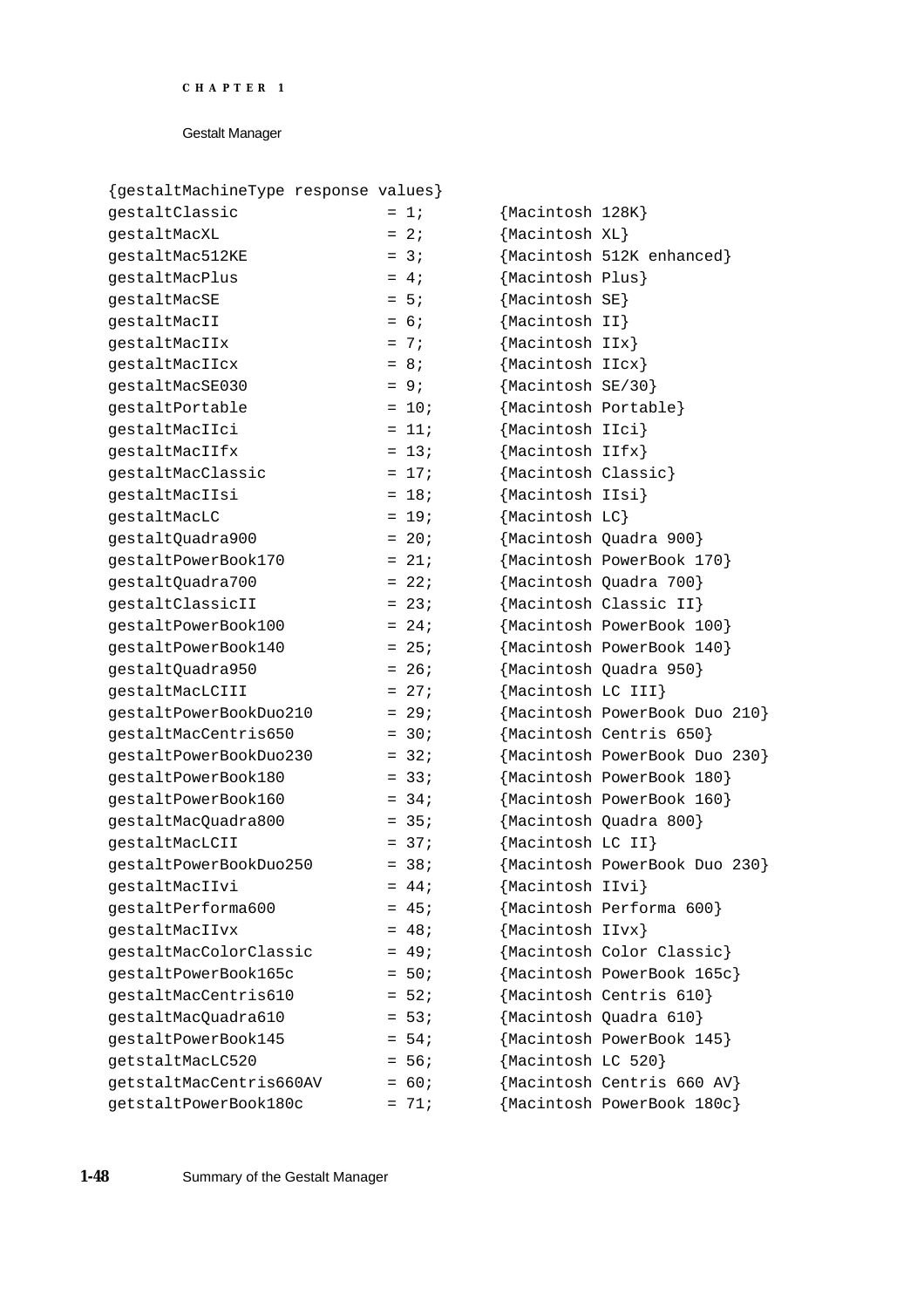```
{gestaltMachineType response values}
gestaltClassic              = 1;        {Macintosh 128K}
gestaltMacXL                = 2;        {Macintosh XL}
gestaltMac512KE             = 3;        {Macintosh 512K enhanced}
gestaltMacPlus              = 4;        {Macintosh Plus}
gestaltMacSE                = 5;        {Macintosh SE}
gestaltMacII                = 6;        {Macintosh II}
gestaltMacIIx               = 7;        {Macintosh IIx}
gestaltMacIIcx              = 8;        {Macintosh IIcx}
gestaltMacSE030             = 9;        {Macintosh SE/30}
gestaltPortable             = 10;       {Macintosh Portable}
gestaltMacIIci              = 11;       {Macintosh IIci}
gestaltMacIIfx              = 13;       {Macintosh IIfx}
gestaltMacClassic           = 17;       {Macintosh Classic}
gestaltMacIIsi              = 18;       {Macintosh IIsi}
gestaltMacLC                = 19;       {Macintosh LC}
gestaltQuadra900            = 20;       {Macintosh Quadra 900}
gestaltPowerBook170         = 21;       {Macintosh PowerBook 170}
gestaltQuadra700            = 22;       {Macintosh Quadra 700}
gestaltClassicII            = 23;       {Macintosh Classic II}
gestaltPowerBook100         = 24;       {Macintosh PowerBook 100}
gestaltPowerBook140         = 25;       {Macintosh PowerBook 140}
gestaltQuadra950            = 26;       {Macintosh Quadra 950}
gestaltMacLCIII             = 27;       {Macintosh LC III}
gestaltPowerBookDuo210      = 29;       {Macintosh PowerBook Duo 210}
gestaltMacCentris650        = 30;       {Macintosh Centris 650}
gestaltPowerBookDuo230      = 32;       {Macintosh PowerBook Duo 230}
gestaltPowerBook180         = 33;       {Macintosh PowerBook 180}
gestaltPowerBook160         = 34;       {Macintosh PowerBook 160}
gestaltMacQuadra800         = 35;       {Macintosh Quadra 800}
gestaltMacLCII              = 37;       {Macintosh LC II}
gestaltPowerBookDuo250      = 38;       {Macintosh PowerBook Duo 230}
gestaltMacIIvi              = 44;       {Macintosh IIvi}
gestaltPerforma600          = 45;       {Macintosh Performa 600}
gestaltMacIIvx              = 48;       {Macintosh IIvx}
gestaltMacColorClassic      = 49;       {Macintosh Color Classic}
gestaltPowerBook165c        = 50;       {Macintosh PowerBook 165c}
gestaltMacCentris610        = 52;       {Macintosh Centris 610}
gestaltMacQuadra610         = 53;       {Macintosh Quadra 610}
gestaltPowerBook145         = 54;       {Macintosh PowerBook 145}
getstaltMacLC520            = 56;       {Macintosh LC 520}
getstaltMacCentris660AV     = 60;       {Macintosh Centris 660 AV}
getstaltPowerBook180c       = 71;       {Macintosh PowerBook 180c}
```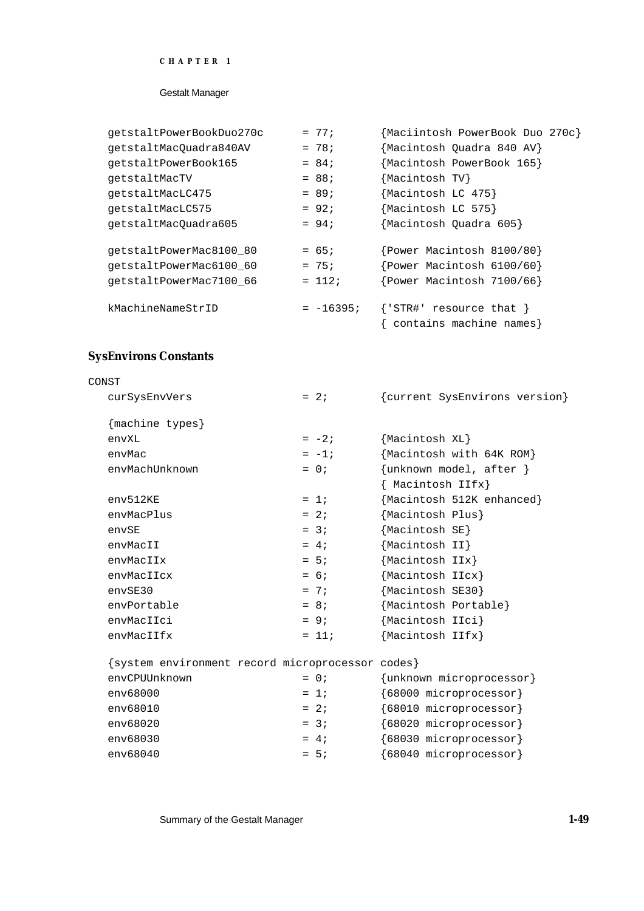```
   getstaltPowerBookDuo270c      = 77;       {Maciintosh PowerBook Duo 270c}
   getstaltMacQuadra840AV        = 78;       {Macintosh Quadra 840 AV}
   getstaltPowerBook165          = 84;       {Macintosh PowerBook 165}
   getstaltMacTV                 = 88;       {Macintosh TV}
   getstaltMacLC475              = 89;       {Macintosh LC 475}
   getstaltMacLC575              = 92;       {Macintosh LC 575}
   getstaltMacQuadra605          = 94;       {Macintosh Quadra 605}

   getstaltPowerMac8100_80       = 65;       {Power Macintosh 8100/80}
   getstaltPowerMac6100_60       = 75;       {Power Macintosh 6100/60}
   getstaltPowerMac7100_66       = 112;      {Power Macintosh 7100/66}

   kMachineNameStrID             = -16395;   {'STR#' resource that }
                                             { contains machine names}
```

### SysEnvirons Constants

```
CONST
   curSysEnvVers                 = 2;        {current SysEnvirons version}

   {machine types}
   envXL                         = -2;       {Macintosh XL}
   envMac                        = -1;       {Macintosh with 64K ROM}
   envMachUnknown                = 0;        {unknown model, after }
                                             { Macintosh IIfx}
   env512KE                      = 1;        {Macintosh 512K enhanced}
   envMacPlus                    = 2;        {Macintosh Plus}
   envSE                         = 3;        {Macintosh SE}
   envMacII                      = 4;        {Macintosh II}
   envMacIIx                     = 5;        {Macintosh IIx}
   envMacIIcx                    = 6;        {Macintosh IIcx}
   envSE30                       = 7;        {Macintosh SE30}
   envPortable                   = 8;        {Macintosh Portable}
   envMacIIci                    = 9;        {Macintosh IIci}
   envMacIIfx                    = 11;       {Macintosh IIfx}

   {system environment record microprocessor codes}
   envCPUUnknown                 = 0;        {unknown microprocessor}
   env68000                      = 1;        {68000 microprocessor}
   env68010                      = 2;        {68010 microprocessor}
   env68020                      = 3;        {68020 microprocessor}
   env68030                      = 4;        {68030 microprocessor}
   env68040                      = 5;        {68040 microprocessor}
```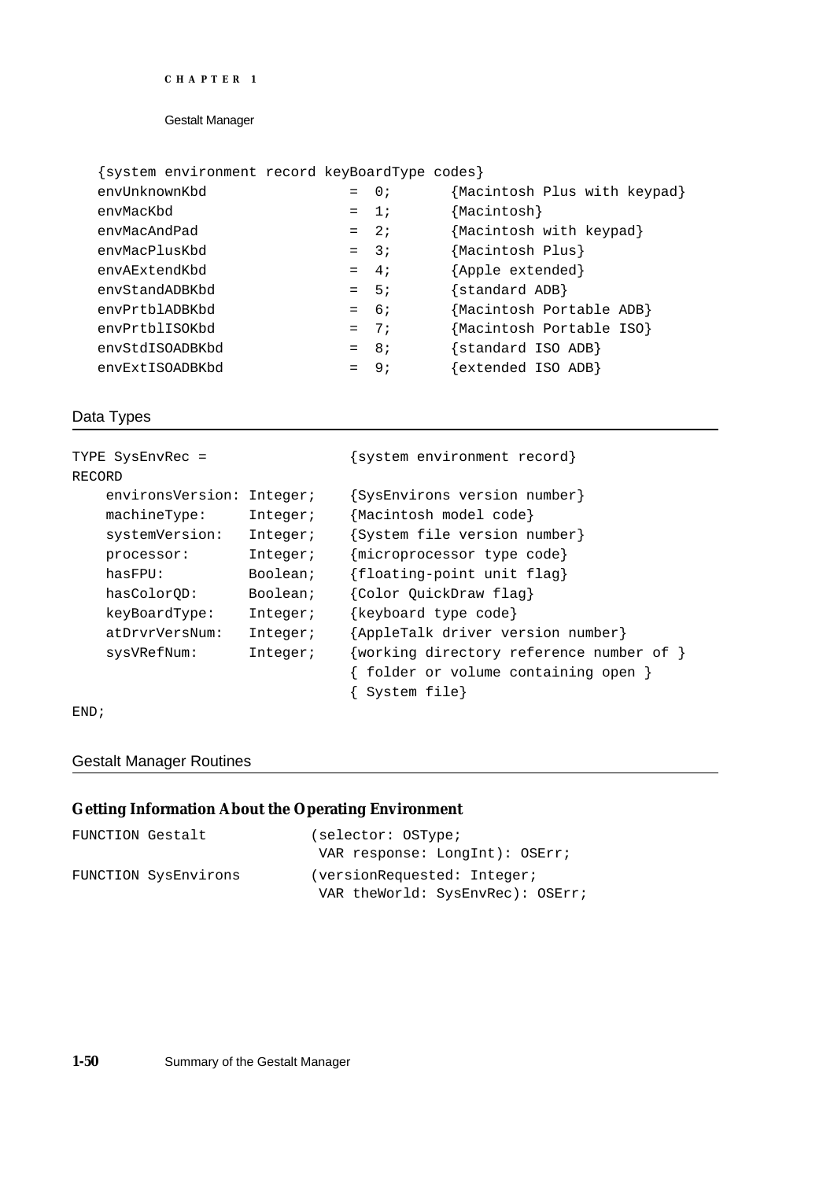```
{system environment record keyBoardType codes}
envUnknownKbd              =  0;      {Macintosh Plus with keypad}
envMacKbd                  =  1;      {Macintosh}
envMacAndPad               =  2;      {Macintosh with keypad}
envMacPlusKbd              =  3;      {Macintosh Plus}
envAExtendKbd              =  4;      {Apple extended}
envStandADBKbd             =  5;      {standard ADB}
envPrtblADBKbd             =  6;      {Macintosh Portable ADB}
envPrtblISOKbd             =  7;      {Macintosh Portable ISO}
envStdISOADBKbd            =  8;      {standard ISO ADB}
envExtISOADBKbd            =  9;      {extended ISO ADB}
```

## Data Types

```
TYPE SysEnvRec =                  {system environment record}
RECORD
    environsVersion: Integer;     {SysEnvirons version number}
    machineType:     Integer;     {Macintosh model code}
    systemVersion:   Integer;     {System file version number}
    processor:       Integer;     {microprocessor type code}
    hasFPU:          Boolean;     {floating-point unit flag}
    hasColorQD:      Boolean;     {Color QuickDraw flag}
    keyBoardType:    Integer;     {keyboard type code}
    atDrvrVersNum:   Integer;     {AppleTalk driver version number}
    sysVRefNum:      Integer;     {working directory reference number of }
                                  { folder or volume containing open }
                                  { System file}
END;
```

## Gestalt Manager Routines

### Getting Information About the Operating Environment

```
FUNCTION Gestalt             (selector: OSType;
                              VAR response: LongInt): OSErr;
FUNCTION SysEnvirons         (versionRequested: Integer;
                              VAR theWorld: SysEnvRec): OSErr;
```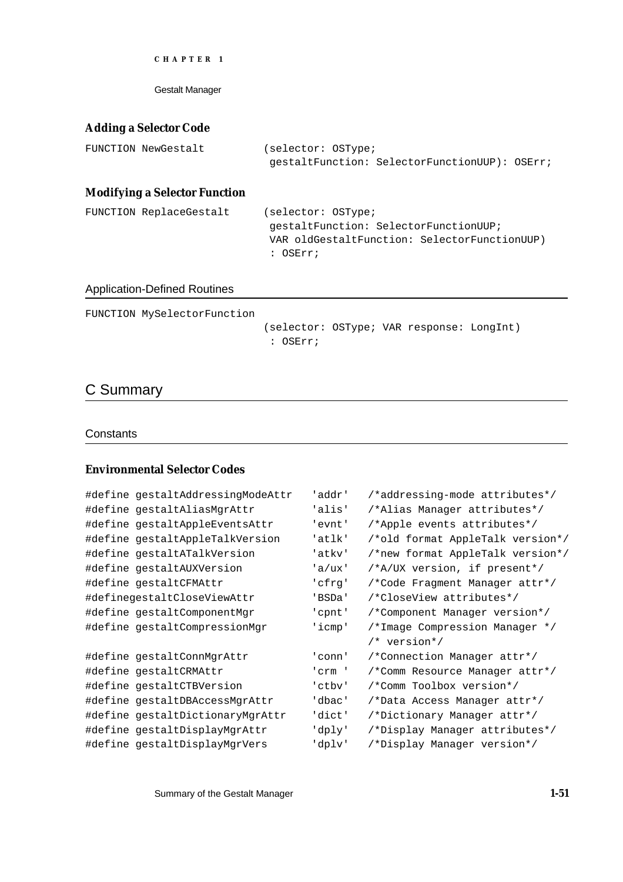#### Adding a Selector Code

```
FUNCTION NewGestalt          (selector: OSType;
                              gestaltFunction: SelectorFunctionUUP): OSErr;
```

#### Modifying a Selector Function

```
FUNCTION ReplaceGestalt      (selector: OSType;
                              gestaltFunction: SelectorFunctionUUP;
                              VAR oldGestaltFunction: SelectorFunctionUUP)
                              : OSErr;
```

### Application-Defined Routines

```
FUNCTION MySelectorFunction
                             (selector: OSType; VAR response: LongInt)
                              : OSErr;
```

## C Summary

### Constants

#### Environmental Selector Codes

```
#define gestaltAddressingModeAttr   'addr'   /*addressing-mode attributes*/
#define gestaltAliasMgrAttr         'alis'   /*Alias Manager attributes*/
#define gestaltAppleEventsAttr      'evnt'   /*Apple events attributes*/
#define gestaltAppleTalkVersion     'atlk'   /*old format AppleTalk version*/
#define gestaltATalkVersion         'atkv'   /*new format AppleTalk version*/
#define gestaltAUXVersion           'a/ux'   /*A/UX version, if present*/
#define gestaltCFMAttr              'cfrg'   /*Code Fragment Manager attr*/
#definegestaltCloseViewAttr         'BSDa'   /*CloseView attributes*/
#define gestaltComponentMgr         'cpnt'   /*Component Manager version*/
#define gestaltCompressionMgr       'icmp'   /*Image Compression Manager */
                                             /* version*/
#define gestaltConnMgrAttr          'conn'   /*Connection Manager attr*/
#define gestaltCRMAttr              'crm '   /*Comm Resource Manager attr*/
#define gestaltCTBVersion           'ctbv'   /*Comm Toolbox version*/
#define gestaltDBAccessMgrAttr      'dbac'   /*Data Access Manager attr*/
#define gestaltDictionaryMgrAttr    'dict'   /*Dictionary Manager attr*/
#define gestaltDisplayMgrAttr       'dply'   /*Display Manager attributes*/
#define gestaltDisplayMgrVers       'dplv'   /*Display Manager version*/
```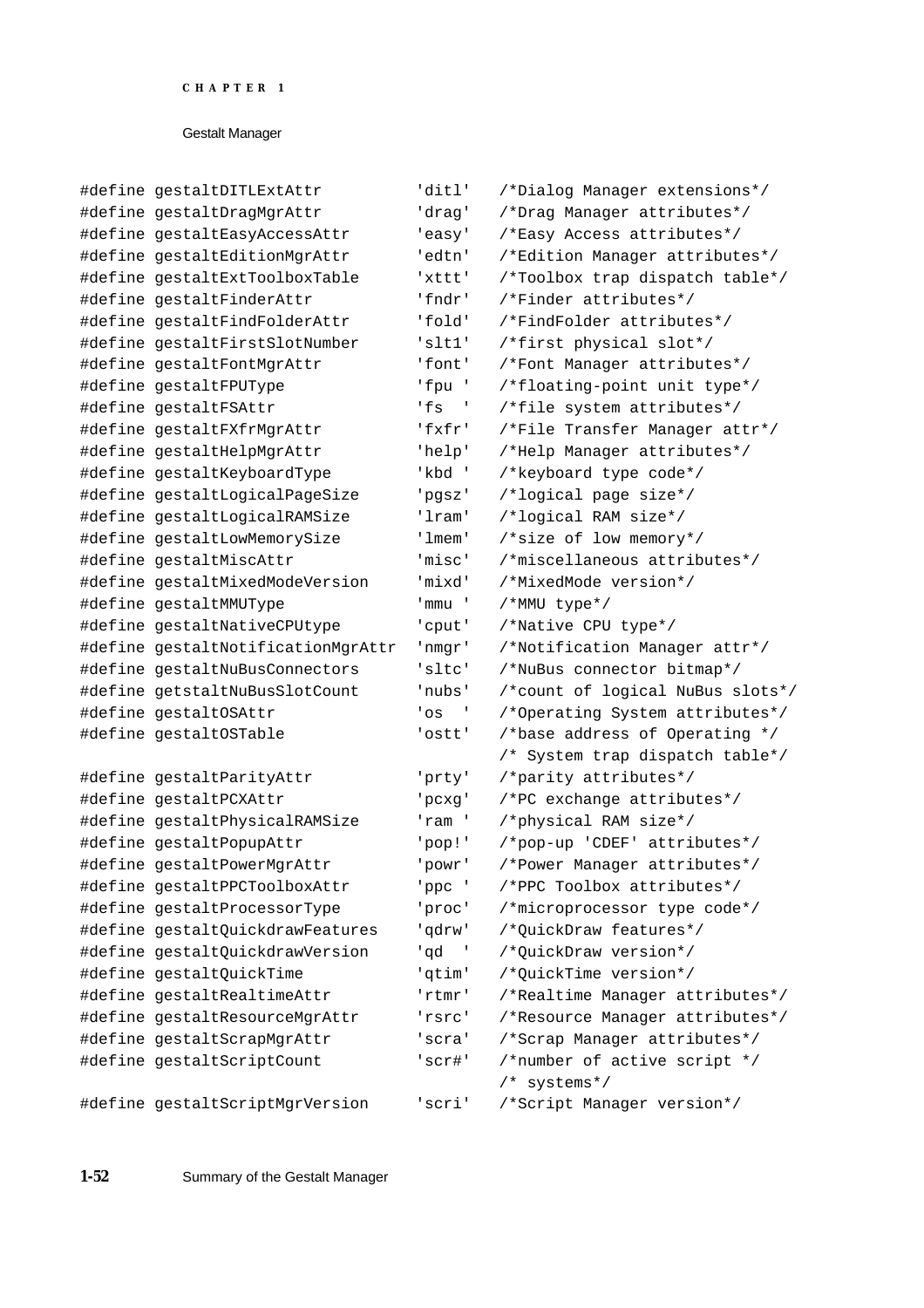```
#define gestaltDITLExtAttr          'ditl'   /*Dialog Manager extensions*/
#define gestaltDragMgrAttr          'drag'   /*Drag Manager attributes*/
#define gestaltEasyAccessAttr       'easy'   /*Easy Access attributes*/
#define gestaltEditionMgrAttr       'edtn'   /*Edition Manager attributes*/
#define gestaltExtToolboxTable      'xttt'   /*Toolbox trap dispatch table*/
#define gestaltFinderAttr           'fndr'   /*Finder attributes*/
#define gestaltFindFolderAttr       'fold'   /*FindFolder attributes*/
#define gestaltFirstSlotNumber      'slt1'   /*first physical slot*/
#define gestaltFontMgrAttr          'font'   /*Font Manager attributes*/
#define gestaltFPUType              'fpu '   /*floating-point unit type*/
#define gestaltFSAttr               'fs  '   /*file system attributes*/
#define gestaltFXfrMgrAttr          'fxfr'   /*File Transfer Manager attr*/
#define gestaltHelpMgrAttr          'help'   /*Help Manager attributes*/
#define gestaltKeyboardType         'kbd '   /*keyboard type code*/
#define gestaltLogicalPageSize      'pgsz'   /*logical page size*/
#define gestaltLogicalRAMSize       'lram'   /*logical RAM size*/
#define gestaltLowMemorySize        'lmem'   /*size of low memory*/
#define gestaltMiscAttr             'misc'   /*miscellaneous attributes*/
#define gestaltMixedModeVersion     'mixd'   /*MixedMode version*/
#define gestaltMMUType              'mmu '   /*MMU type*/
#define gestaltNativeCPUtype        'cput'   /*Native CPU type*/
#define gestaltNotificationMgrAttr  'nmgr'   /*Notification Manager attr*/
#define gestaltNuBusConnectors      'sltc'   /*NuBus connector bitmap*/
#define getstaltNuBusSlotCount      'nubs'   /*count of logical NuBus slots*/
#define gestaltOSAttr               'os  '   /*Operating System attributes*/
#define gestaltOSTable              'ostt'   /*base address of Operating */
                                             /* System trap dispatch table*/
#define gestaltParityAttr           'prty'   /*parity attributes*/
#define gestaltPCXAttr              'pcxg'   /*PC exchange attributes*/
#define gestaltPhysicalRAMSize      'ram '   /*physical RAM size*/
#define gestaltPopupAttr            'pop!'   /*pop-up 'CDEF' attributes*/
#define gestaltPowerMgrAttr         'powr'   /*Power Manager attributes*/
#define gestaltPPCToolboxAttr       'ppc '   /*PPC Toolbox attributes*/
#define gestaltProcessorType        'proc'   /*microprocessor type code*/
#define gestaltQuickdrawFeatures    'qdrw'   /*QuickDraw features*/
#define gestaltQuickdrawVersion     'qd  '   /*QuickDraw version*/
#define gestaltQuickTime            'qtim'   /*QuickTime version*/
#define gestaltRealtimeAttr         'rtmr'   /*Realtime Manager attributes*/
#define gestaltResourceMgrAttr      'rsrc'   /*Resource Manager attributes*/
#define gestaltScrapMgrAttr         'scra'   /*Scrap Manager attributes*/
#define gestaltScriptCount          'scr#'   /*number of active script */
                                             /* systems*/
#define gestaltScriptMgrVersion     'scri'   /*Script Manager version*/
```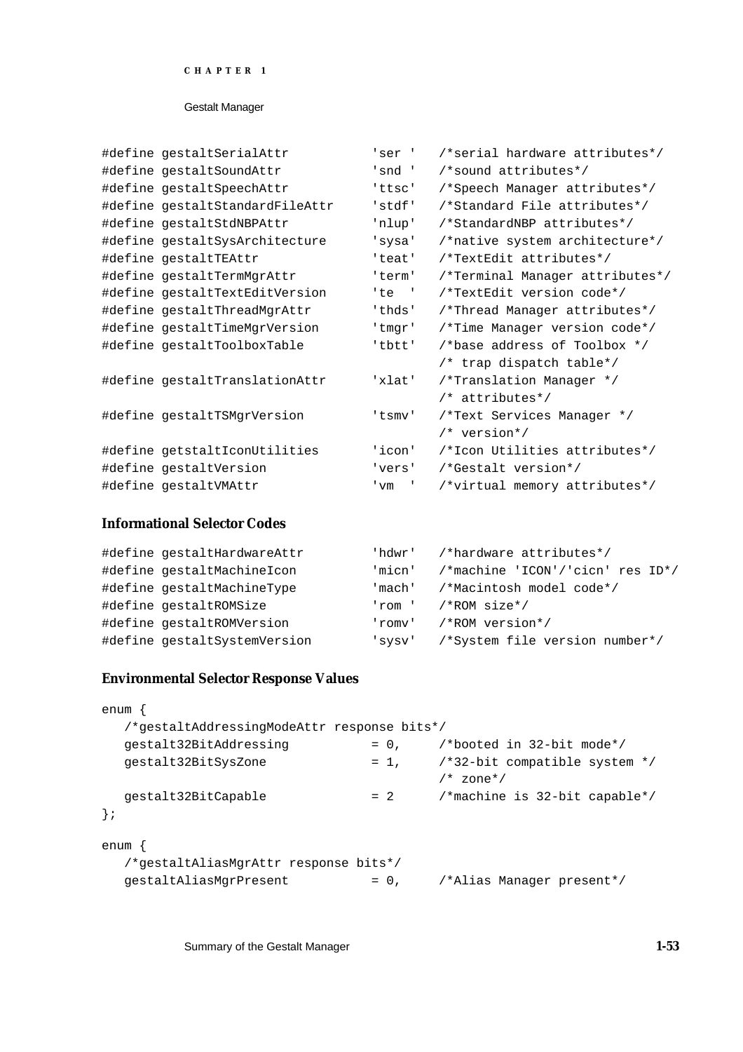```
#define gestaltSerialAttr          'ser '   /*serial hardware attributes*/
#define gestaltSoundAttr           'snd '   /*sound attributes*/
#define gestaltSpeechAttr          'ttsc'   /*Speech Manager attributes*/
#define gestaltStandardFileAttr    'stdf'   /*Standard File attributes*/
#define gestaltStdNBPAttr          'nlup'   /*StandardNBP attributes*/
#define gestaltSysArchitecture     'sysa'   /*native system architecture*/
#define gestaltTEAttr              'teat'   /*TextEdit attributes*/
#define gestaltTermMgrAttr         'term'   /*Terminal Manager attributes*/
#define gestaltTextEditVersion     'te  '   /*TextEdit version code*/
#define gestaltThreadMgrAttr       'thds'   /*Thread Manager attributes*/
#define gestaltTimeMgrVersion      'tmgr'   /*Time Manager version code*/
#define gestaltToolboxTable        'tbtt'   /*base address of Toolbox */
                                            /* trap dispatch table*/
#define gestaltTranslationAttr     'xlat'   /*Translation Manager */
                                            /* attributes*/
#define gestaltTSMgrVersion        'tsmv'   /*Text Services Manager */
                                            /* version*/
#define getstaltIconUtilities      'icon'   /*Icon Utilities attributes*/
#define gestaltVersion             'vers'   /*Gestalt version*/
#define gestaltVMAttr              'vm  '   /*virtual memory attributes*/
```

### Informational Selector Codes

```
#define gestaltHardwareAttr        'hdwr'   /*hardware attributes*/
#define gestaltMachineIcon         'micn'   /*machine 'ICON'/'cicn' res ID*/
#define gestaltMachineType         'mach'   /*Macintosh model code*/
#define gestaltROMSize             'rom '   /*ROM size*/
#define gestaltROMVersion          'romv'   /*ROM version*/
#define gestaltSystemVersion       'sysv'   /*System file version number*/
```

### Environmental Selector Response Values

```
enum {
   /*gestaltAddressingModeAttr response bits*/
   gestalt32BitAddressing          = 0,     /*booted in 32-bit mode*/
   gestalt32BitSysZone             = 1,     /*32-bit compatible system */
                                            /* zone*/
   gestalt32BitCapable             = 2      /*machine is 32-bit capable*/
};

enum {
   /*gestaltAliasMgrAttr response bits*/
   gestaltAliasMgrPresent          = 0,     /*Alias Manager present*/
```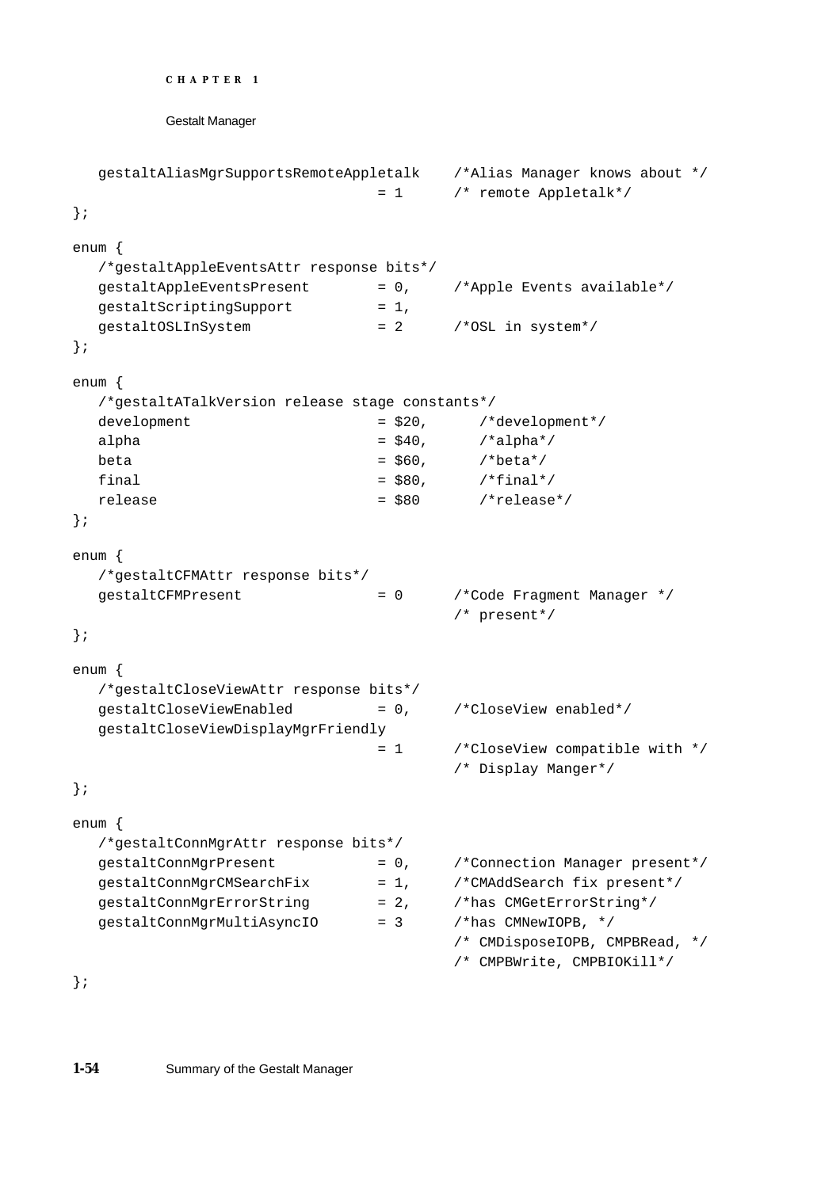```
   gestaltAliasMgrSupportsRemoteAppletalk    /*Alias Manager knows about */
                                 = 1      /* remote Appletalk*/
};

enum {
   /*gestaltAppleEventsAttr response bits*/
   gestaltAppleEventsPresent        = 0,     /*Apple Events available*/
   gestaltScriptingSupport          = 1,
   gestaltOSLInSystem               = 2      /*OSL in system*/
};

enum {
   /*gestaltATalkVersion release stage constants*/
   development                      = $20,      /*development*/
   alpha                            = $40,      /*alpha*/
   beta                             = $60,      /*beta*/
   final                            = $80,      /*final*/
   release                          = $80       /*release*/
};

enum {
   /*gestaltCFMAttr response bits*/
   gestaltCFMPresent                = 0      /*Code Fragment Manager */
                                             /* present*/
};

enum {
   /*gestaltCloseViewAttr response bits*/
   gestaltCloseViewEnabled          = 0,     /*CloseView enabled*/
   gestaltCloseViewDisplayMgrFriendly
                                    = 1      /*CloseView compatible with */
                                             /* Display Manger*/
};

enum {
   /*gestaltConnMgrAttr response bits*/
   gestaltConnMgrPresent            = 0,     /*Connection Manager present*/
   gestaltConnMgrCMSearchFix        = 1,     /*CMAddSearch fix present*/
   gestaltConnMgrErrorString        = 2,     /*has CMGetErrorString*/
   gestaltConnMgrMultiAsyncIO       = 3      /*has CMNewIOPB, */
                                             /* CMDisposeIOPB, CMPBRead, */
                                             /* CMPBWrite, CMPBIOKill*/
};
```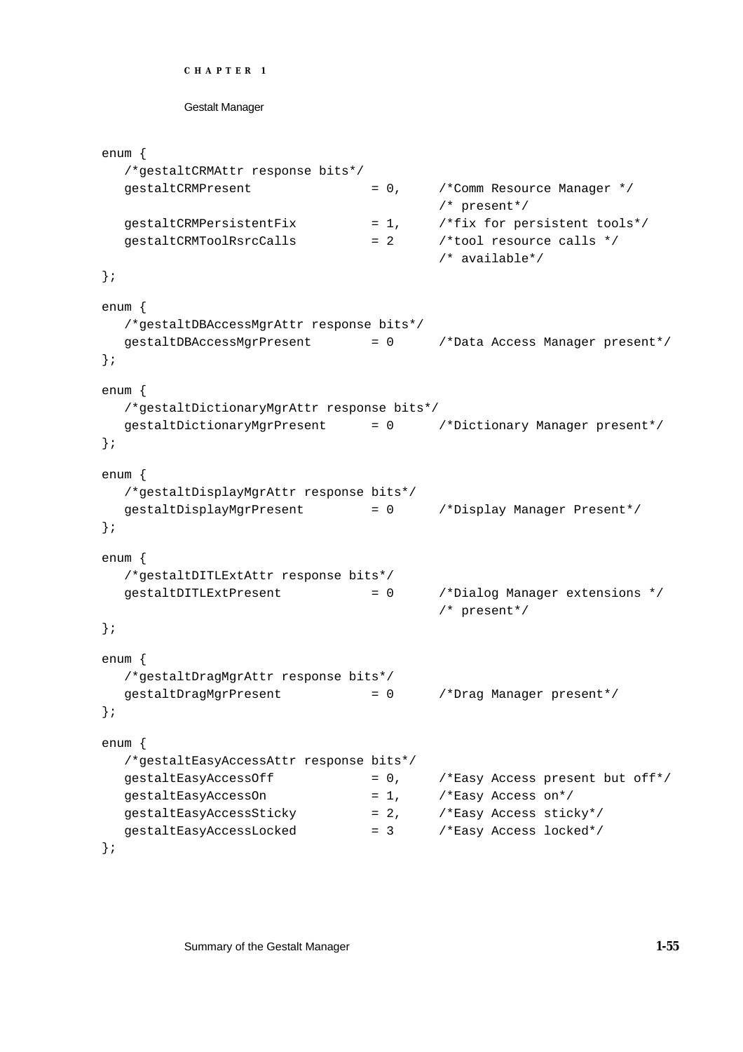```
enum {
   /*gestaltCRMAttr response bits*/
   gestaltCRMPresent               = 0,     /*Comm Resource Manager */
                                            /* present*/
   gestaltCRMPersistentFix         = 1,     /*fix for persistent tools*/
   gestaltCRMToolRsrcCalls         = 2      /*tool resource calls */
                                            /* available*/
};

enum {
   /*gestaltDBAccessMgrAttr response bits*/
   gestaltDBAccessMgrPresent       = 0      /*Data Access Manager present*/
};

enum {
   /*gestaltDictionaryMgrAttr response bits*/
   gestaltDictionaryMgrPresent     = 0      /*Dictionary Manager present*/
};

enum {
   /*gestaltDisplayMgrAttr response bits*/
   gestaltDisplayMgrPresent        = 0      /*Display Manager Present*/
};

enum {
   /*gestaltDITLExtAttr response bits*/
   gestaltDITLExtPresent           = 0      /*Dialog Manager extensions */
                                            /* present*/
};

enum {
   /*gestaltDragMgrAttr response bits*/
   gestaltDragMgrPresent           = 0      /*Drag Manager present*/
};

enum {
   /*gestaltEasyAccessAttr response bits*/
   gestaltEasyAccessOff            = 0,     /*Easy Access present but off*/
   gestaltEasyAccessOn             = 1,     /*Easy Access on*/
   gestaltEasyAccessSticky         = 2,     /*Easy Access sticky*/
   gestaltEasyAccessLocked         = 3      /*Easy Access locked*/
};
```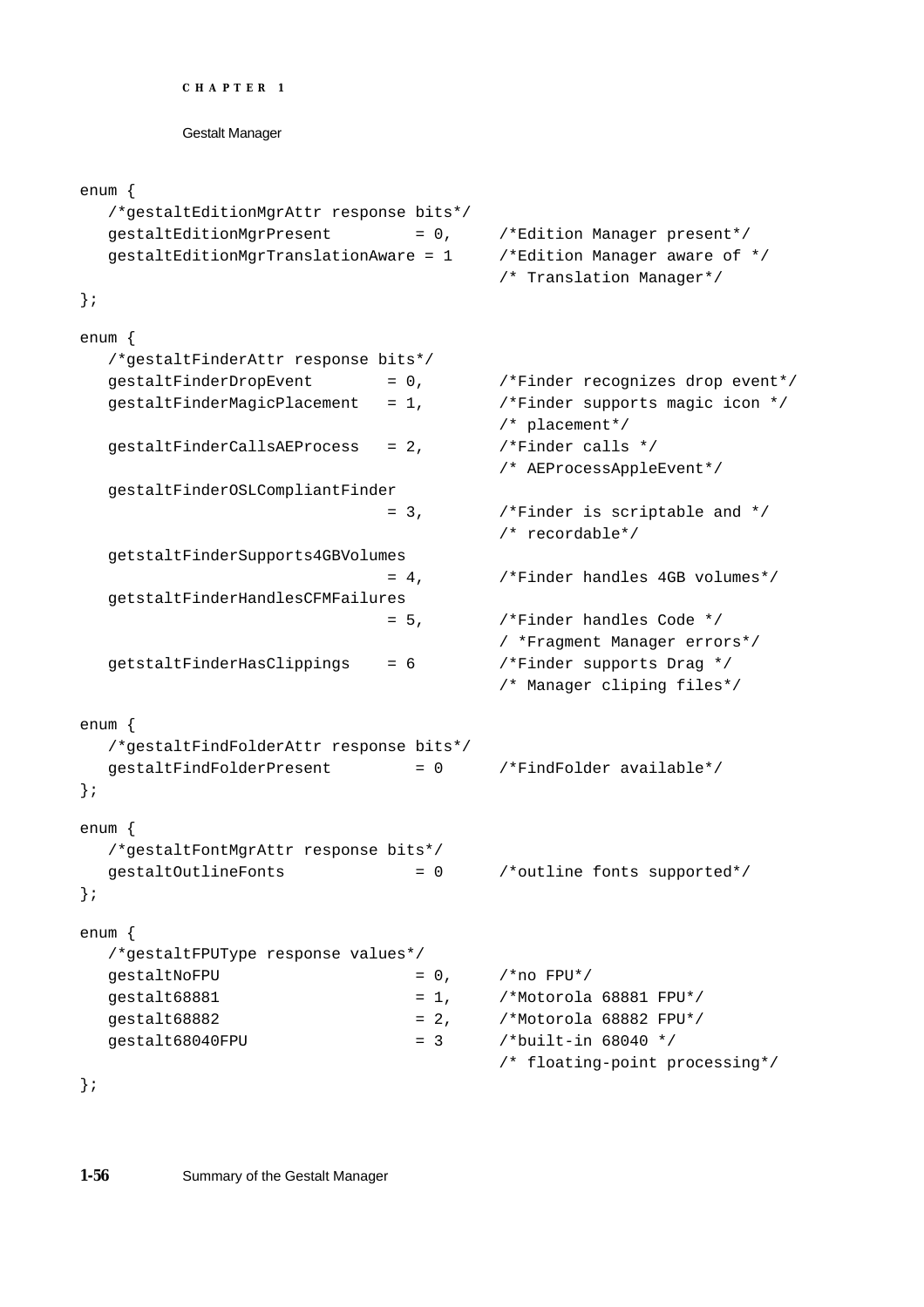```
enum {
   /*gestaltEditionMgrAttr response bits*/
   gestaltEditionMgrPresent         = 0,      /*Edition Manager present*/
   gestaltEditionMgrTranslationAware = 1      /*Edition Manager aware of */
                                              /* Translation Manager*/
};

enum {
   /*gestaltFinderAttr response bits*/
   gestaltFinderDropEvent        = 0,         /*Finder recognizes drop event*/
   gestaltFinderMagicPlacement   = 1,         /*Finder supports magic icon */
                                              /* placement*/
   gestaltFinderCallsAEProcess   = 2,         /*Finder calls */
                                              /* AEProcessAppleEvent*/
   gestaltFinderOSLCompliantFinder
                                 = 3,         /*Finder is scriptable and */
                                              /* recordable*/
   getstaltFinderSupports4GBVolumes
                                 = 4,         /*Finder handles 4GB volumes*/
   getstaltFinderHandlesCFMFailures
                                 = 5,         /*Finder handles Code */
                                              / *Fragment Manager errors*/
   getstaltFinderHasClippings    = 6          /*Finder supports Drag */
                                              /* Manager cliping files*/

enum {
   /*gestaltFindFolderAttr response bits*/
   gestaltFindFolderPresent         = 0       /*FindFolder available*/
};

enum {
   /*gestaltFontMgrAttr response bits*/
   gestaltOutlineFonts              = 0       /*outline fonts supported*/
};

enum {
   /*gestaltFPUType response values*/
   gestaltNoFPU                     = 0,      /*no FPU*/
   gestalt68881                     = 1,      /*Motorola 68881 FPU*/
   gestalt68882                     = 2,      /*Motorola 68882 FPU*/
   gestalt68040FPU                  = 3       /*built-in 68040 */
                                              /* floating-point processing*/
};
```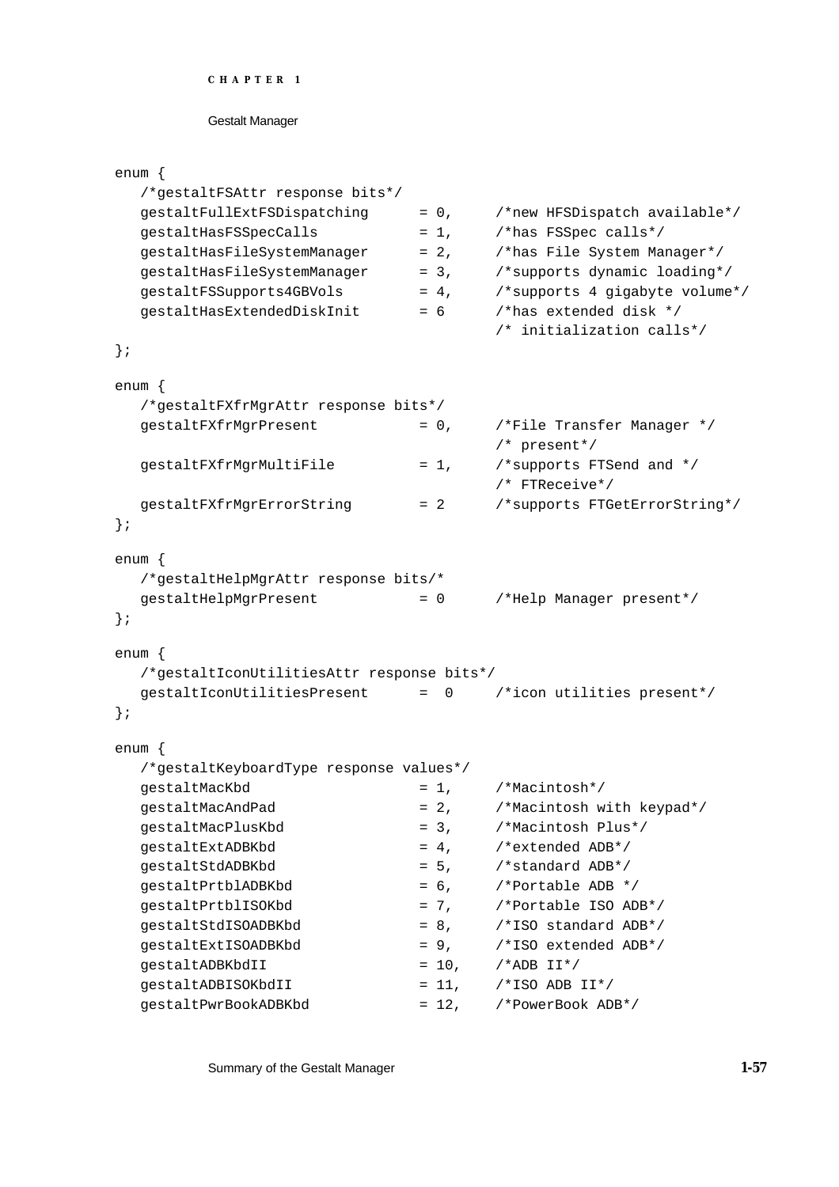```
enum {
   /*gestaltFSAttr response bits*/
   gestaltFullExtFSDispatching      = 0,     /*new HFSDispatch available*/
   gestaltHasFSSpecCalls            = 1,     /*has FSSpec calls*/
   gestaltHasFileSystemManager      = 2,     /*has File System Manager*/
   gestaltHasFileSystemManager      = 3,     /*supports dynamic loading*/
   gestaltFSSupports4GBVols         = 4,     /*supports 4 gigabyte volume*/
   gestaltHasExtendedDiskInit       = 6      /*has extended disk */
                                             /* initialization calls*/
};

enum {
   /*gestaltFXfrMgrAttr response bits*/
   gestaltFXfrMgrPresent            = 0,     /*File Transfer Manager */
                                             /* present*/
   gestaltFXfrMgrMultiFile          = 1,     /*supports FTSend and */
                                             /* FTReceive*/
   gestaltFXfrMgrErrorString        = 2      /*supports FTGetErrorString*/
};

enum {
   /*gestaltHelpMgrAttr response bits/*
   gestaltHelpMgrPresent            = 0      /*Help Manager present*/
};

enum {
   /*gestaltIconUtilitiesAttr response bits*/
   gestaltIconUtilitiesPresent      =  0     /*icon utilities present*/
};

enum {
   /*gestaltKeyboardType response values*/
   gestaltMacKbd                    = 1,     /*Macintosh*/
   gestaltMacAndPad                 = 2,     /*Macintosh with keypad*/
   gestaltMacPlusKbd                = 3,     /*Macintosh Plus*/
   gestaltExtADBKbd                 = 4,     /*extended ADB*/
   gestaltStdADBKbd                 = 5,     /*standard ADB*/
   gestaltPrtblADBKbd               = 6,     /*Portable ADB */
   gestaltPrtblISOKbd               = 7,     /*Portable ISO ADB*/
   gestaltStdISOADBKbd              = 8,     /*ISO standard ADB*/
   gestaltExtISOADBKbd              = 9,     /*ISO extended ADB*/
   gestaltADBKbdII                  = 10,    /*ADB II*/
   gestaltADBISOKbdII               = 11,    /*ISO ADB II*/
   gestaltPwrBookADBKbd             = 12,    /*PowerBook ADB*/
```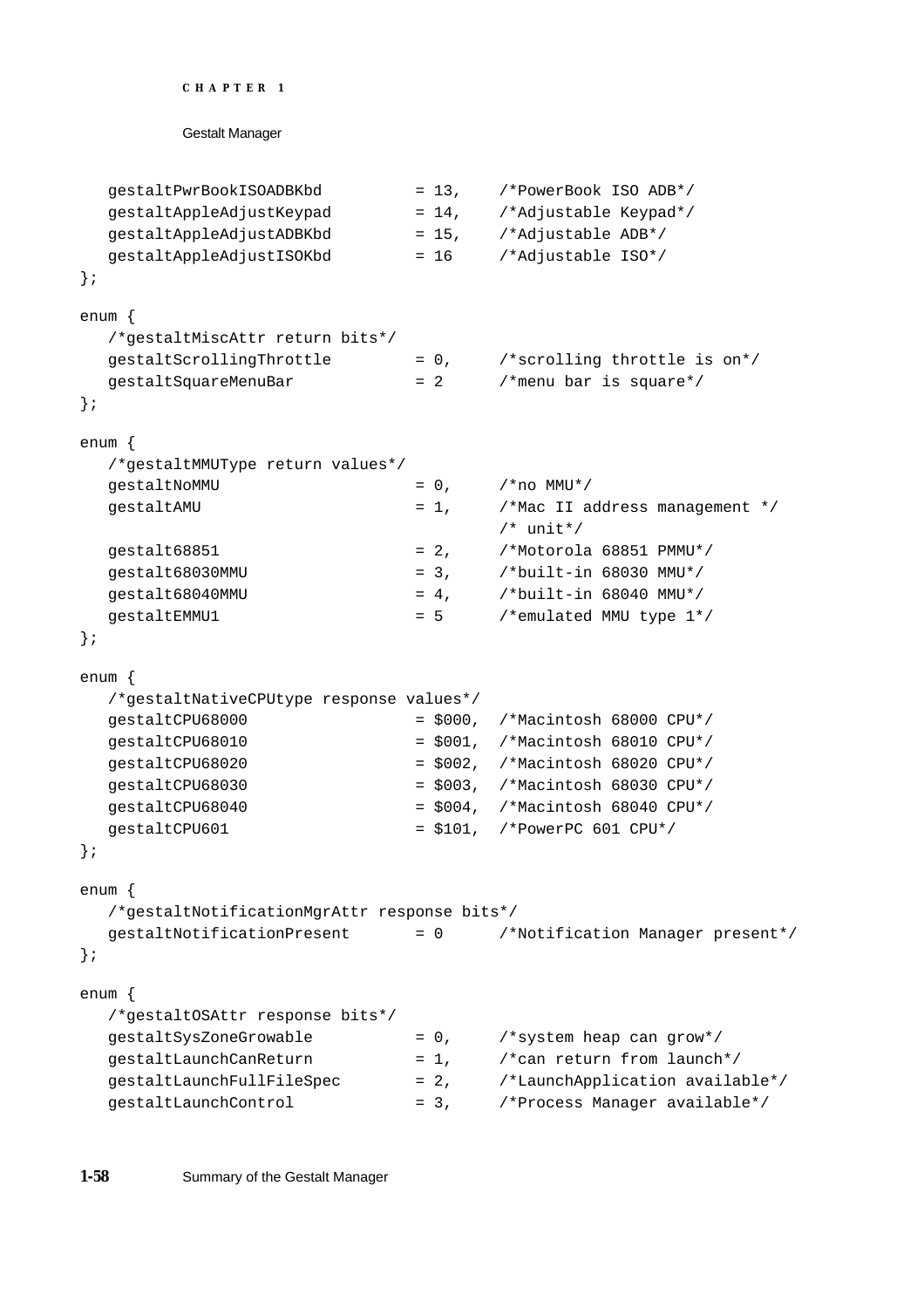```
   gestaltPwrBookISOADBKbd          = 13,    /*PowerBook ISO ADB*/
   gestaltAppleAdjustKeypad         = 14,    /*Adjustable Keypad*/
   gestaltAppleAdjustADBKbd         = 15,    /*Adjustable ADB*/
   gestaltAppleAdjustISOKbd         = 16     /*Adjustable ISO*/
};

enum {
   /*gestaltMiscAttr return bits*/
   gestaltScrollingThrottle         = 0,     /*scrolling throttle is on*/
   gestaltSquareMenuBar             = 2      /*menu bar is square*/
};

enum {
   /*gestaltMMUType return values*/
   gestaltNoMMU                     = 0,     /*no MMU*/
   gestaltAMU                       = 1,     /*Mac II address management */
                                             /* unit*/
   gestalt68851                     = 2,     /*Motorola 68851 PMMU*/
   gestalt68030MMU                  = 3,     /*built-in 68030 MMU*/
   gestalt68040MMU                  = 4,     /*built-in 68040 MMU*/
   gestaltEMMU1                     = 5      /*emulated MMU type 1*/
};

enum {
   /*gestaltNativeCPUtype response values*/
   gestaltCPU68000                  = $000,  /*Macintosh 68000 CPU*/
   gestaltCPU68010                  = $001,  /*Macintosh 68010 CPU*/
   gestaltCPU68020                  = $002,  /*Macintosh 68020 CPU*/
   gestaltCPU68030                  = $003,  /*Macintosh 68030 CPU*/
   gestaltCPU68040                  = $004,  /*Macintosh 68040 CPU*/
   gestaltCPU601                    = $101,  /*PowerPC 601 CPU*/
};

enum {
   /*gestaltNotificationMgrAttr response bits*/
   gestaltNotificationPresent       = 0      /*Notification Manager present*/
};

enum {
   /*gestaltOSAttr response bits*/
   gestaltSysZoneGrowable           = 0,     /*system heap can grow*/
   gestaltLaunchCanReturn           = 1,     /*can return from launch*/
   gestaltLaunchFullFileSpec        = 2,     /*LaunchApplication available*/
   gestaltLaunchControl             = 3,     /*Process Manager available*/
```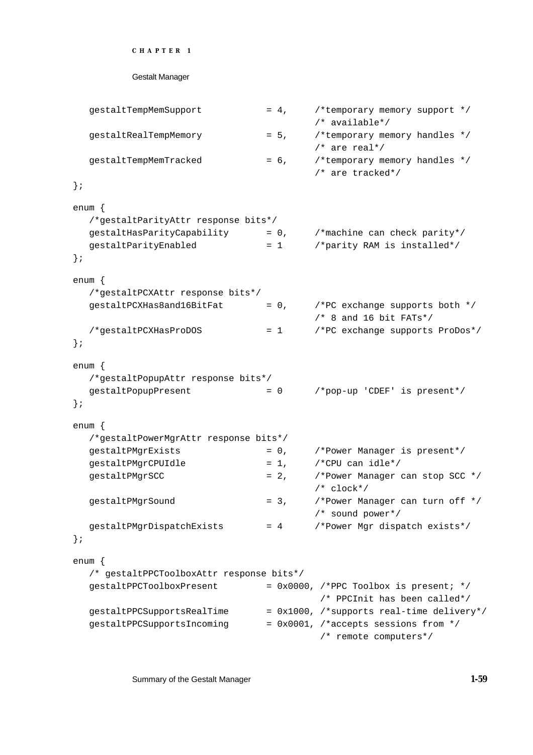```
   gestaltTempMemSupport          = 4,     /*temporary memory support */
                                           /* available*/
   gestaltRealTempMemory          = 5,     /*temporary memory handles */
                                           /* are real*/
   gestaltTempMemTracked          = 6,     /*temporary memory handles */
                                           /* are tracked*/
};

enum {
   /*gestaltParityAttr response bits*/
   gestaltHasParityCapability     = 0,     /*machine can check parity*/
   gestaltParityEnabled           = 1      /*parity RAM is installed*/
};

enum {
   /*gestaltPCXAttr response bits*/
   gestaltPCXHas8and16BitFat      = 0,     /*PC exchange supports both */
                                           /* 8 and 16 bit FATs*/
   /*gestaltPCXHasProDOS          = 1      /*PC exchange supports ProDos*/
};

enum {
   /*gestaltPopupAttr response bits*/
   gestaltPopupPresent            = 0      /*pop-up 'CDEF' is present*/
};

enum {
   /*gestaltPowerMgrAttr response bits*/
   gestaltPMgrExists              = 0,     /*Power Manager is present*/
   gestaltPMgrCPUIdle             = 1,     /*CPU can idle*/
   gestaltPMgrSCC                 = 2,     /*Power Manager can stop SCC */
                                           /* clock*/
   gestaltPMgrSound               = 3,     /*Power Manager can turn off */
                                           /* sound power*/
   gestaltPMgrDispatchExists      = 4      /*Power Mgr dispatch exists*/
};

enum {
   /* gestaltPPCToolboxAttr response bits*/
   gestaltPPCToolboxPresent       = 0x0000, /*PPC Toolbox is present; */
                                            /* PPCInit has been called*/
   gestaltPPCSupportsRealTime     = 0x1000, /*supports real-time delivery*/
   gestaltPPCSupportsIncoming     = 0x0001, /*accepts sessions from */
                                            /* remote computers*/
```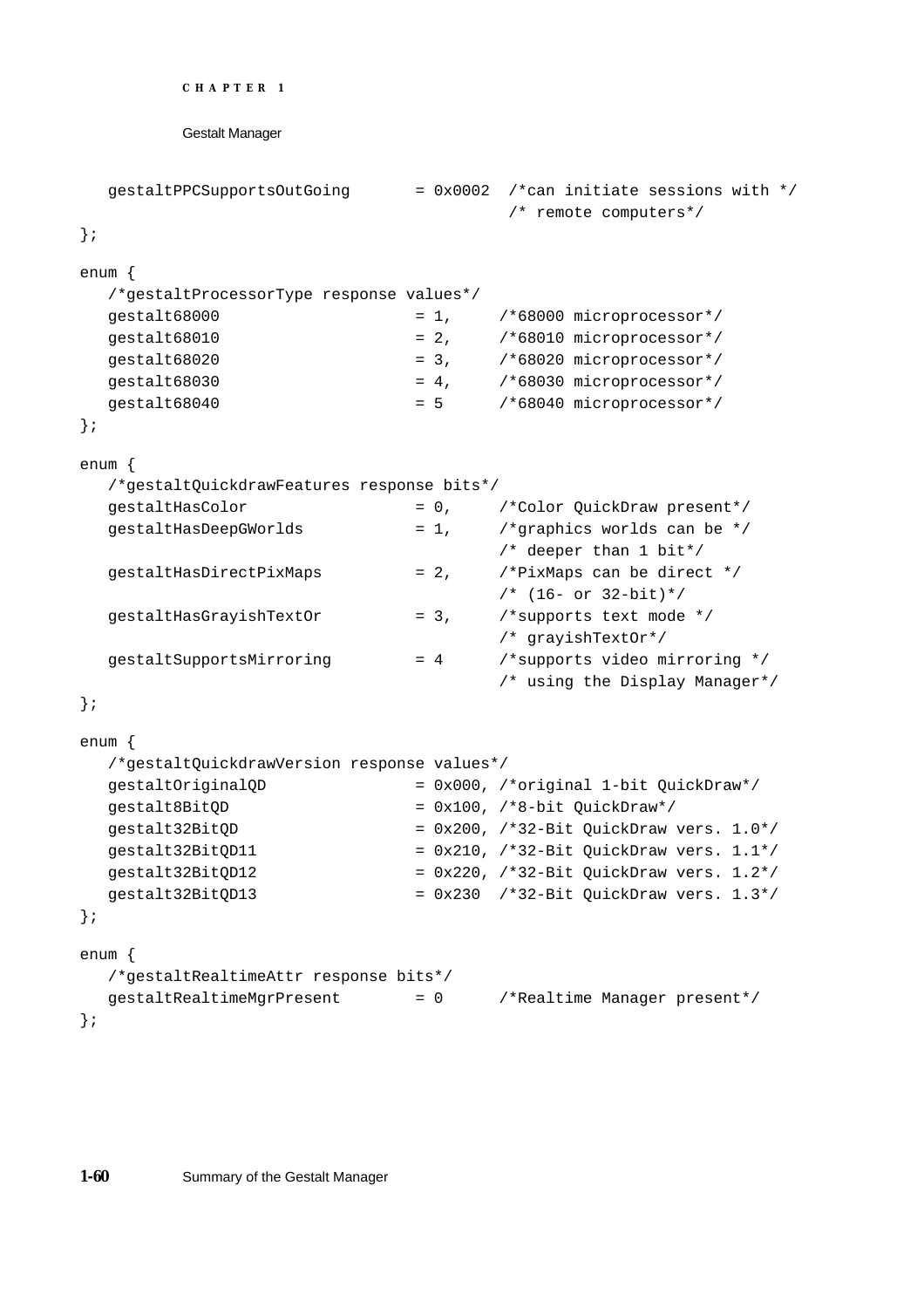```
   gestaltPPCSupportsOutGoing       = 0x0002  /*can initiate sessions with */
                                               /* remote computers*/
};

enum {
   /*gestaltProcessorType response values*/
   gestalt68000                     = 1,     /*68000 microprocessor*/
   gestalt68010                     = 2,     /*68010 microprocessor*/
   gestalt68020                     = 3,     /*68020 microprocessor*/
   gestalt68030                     = 4,     /*68030 microprocessor*/
   gestalt68040                     = 5      /*68040 microprocessor*/
};

enum {
   /*gestaltQuickdrawFeatures response bits*/
   gestaltHasColor                  = 0,     /*Color QuickDraw present*/
   gestaltHasDeepGWorlds            = 1,     /*graphics worlds can be */
                                             /* deeper than 1 bit*/
   gestaltHasDirectPixMaps          = 2,     /*PixMaps can be direct */
                                             /* (16- or 32-bit)*/
   gestaltHasGrayishTextOr          = 3,     /*supports text mode */
                                             /* grayishTextOr*/
   gestaltSupportsMirroring         = 4      /*supports video mirroring */
                                             /* using the Display Manager*/
};

enum {
   /*gestaltQuickdrawVersion response values*/
   gestaltOriginalQD                = 0x000, /*original 1-bit QuickDraw*/
   gestalt8BitQD                    = 0x100, /*8-bit QuickDraw*/
   gestalt32BitQD                   = 0x200, /*32-Bit QuickDraw vers. 1.0*/
   gestalt32BitQD11                 = 0x210, /*32-Bit QuickDraw vers. 1.1*/
   gestalt32BitQD12                 = 0x220, /*32-Bit QuickDraw vers. 1.2*/
   gestalt32BitQD13                 = 0x230  /*32-Bit QuickDraw vers. 1.3*/
};

enum {
   /*gestaltRealtimeAttr response bits*/
   gestaltRealtimeMgrPresent        = 0      /*Realtime Manager present*/
};
```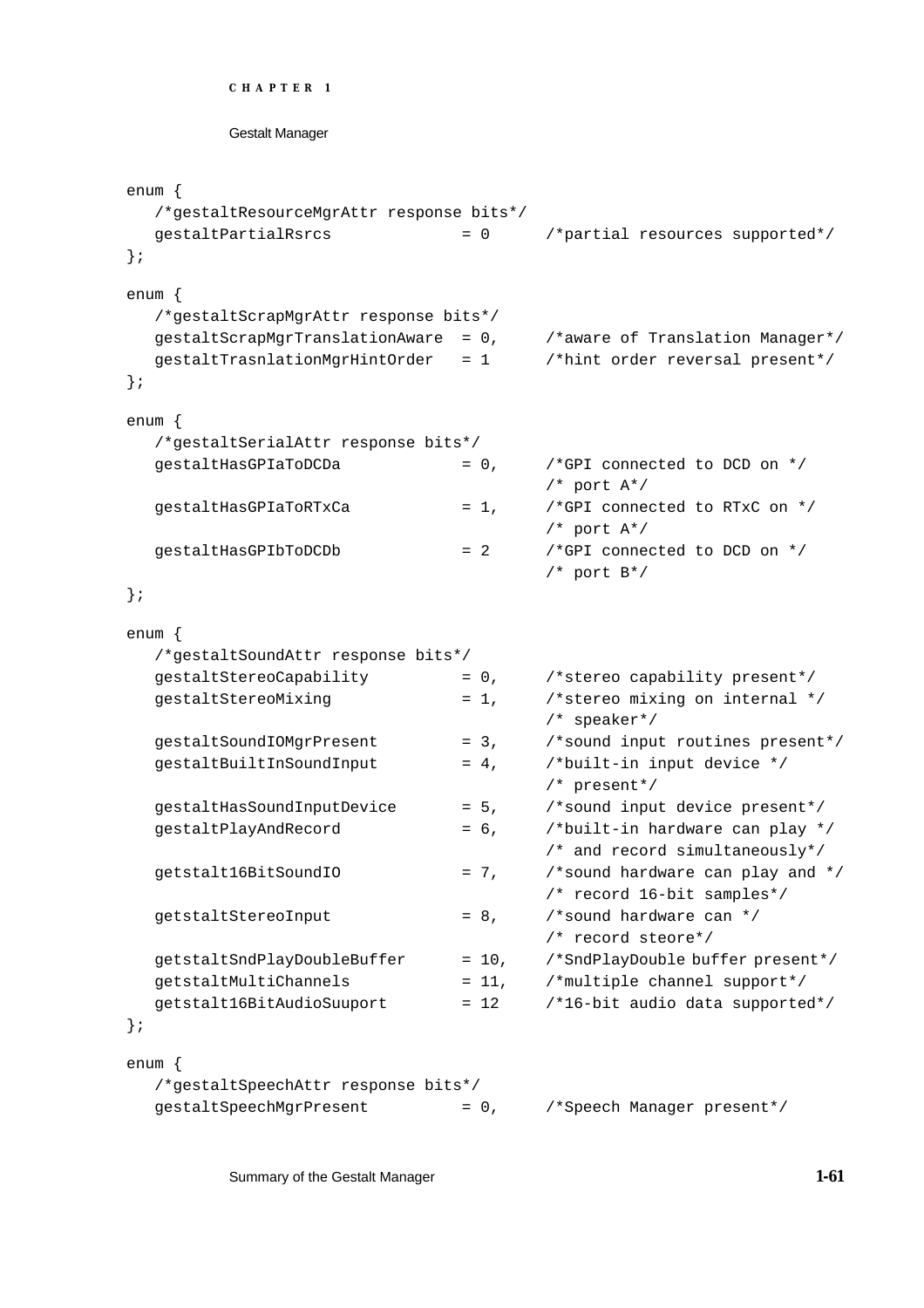```
enum {
   /*gestaltResourceMgrAttr response bits*/
   gestaltPartialRsrcs              = 0      /*partial resources supported*/
};

enum {
   /*gestaltScrapMgrAttr response bits*/
   gestaltScrapMgrTranslationAware  = 0,     /*aware of Translation Manager*/
   gestaltTrasnlationMgrHintOrder   = 1      /*hint order reversal present*/
};

enum {
   /*gestaltSerialAttr response bits*/
   gestaltHasGPIaToDCDa             = 0,     /*GPI connected to DCD on */
                                             /* port A*/
   gestaltHasGPIaToRTxCa            = 1,     /*GPI connected to RTxC on */
                                             /* port A*/
   gestaltHasGPIbToDCDb             = 2      /*GPI connected to DCD on */
                                             /* port B*/
};

enum {
   /*gestaltSoundAttr response bits*/
   gestaltStereoCapability          = 0,     /*stereo capability present*/
   gestaltStereoMixing              = 1,     /*stereo mixing on internal */
                                             /* speaker*/
   gestaltSoundIOMgrPresent         = 3,     /*sound input routines present*/
   gestaltBuiltInSoundInput         = 4,     /*built-in input device */
                                             /* present*/
   gestaltHasSoundInputDevice       = 5,     /*sound input device present*/
   gestaltPlayAndRecord             = 6,     /*built-in hardware can play */
                                             /* and record simultaneously*/
   getstalt16BitSoundIO             = 7,     /*sound hardware can play and */
                                             /* record 16-bit samples*/
   getstaltStereoInput              = 8,     /*sound hardware can */
                                             /* record steore*/
   getstaltSndPlayDoubleBuffer      = 10,    /*SndPlayDouble buffer present*/
   getstaltMultiChannels            = 11,    /*multiple channel support*/
   getstalt16BitAudioSuuport        = 12     /*16-bit audio data supported*/
};

enum {
   /*gestaltSpeechAttr response bits*/
   gestaltSpeechMgrPresent          = 0,     /*Speech Manager present*/
```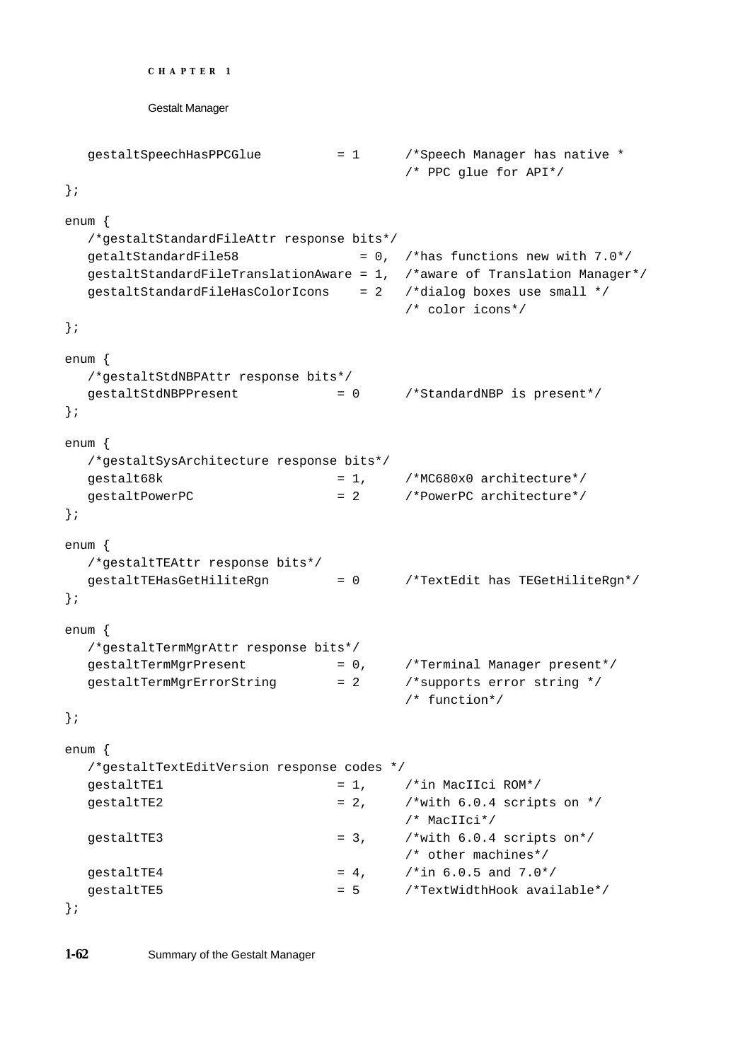```
   gestaltSpeechHasPPCGlue          = 1      /*Speech Manager has native *
                                             /* PPC glue for API*/
};

enum {
   /*gestaltStandardFileAttr response bits*/
   getaltStandardFile58                = 0,  /*has functions new with 7.0*/
   gestaltStandardFileTranslationAware = 1,  /*aware of Translation Manager*/
   gestaltStandardFileHasColorIcons    = 2   /*dialog boxes use small */
                                             /* color icons*/
};

enum {
   /*gestaltStdNBPAttr response bits*/
   gestaltStdNBPPresent             = 0      /*StandardNBP is present*/
};

enum {
   /*gestaltSysArchitecture response bits*/
   gestalt68k                       = 1,     /*MC680x0 architecture*/
   gestaltPowerPC                   = 2      /*PowerPC architecture*/
};

enum {
   /*gestaltTEAttr response bits*/
   gestaltTEHasGetHiliteRgn         = 0      /*TextEdit has TEGetHiliteRgn*/
};

enum {
   /*gestaltTermMgrAttr response bits*/
   gestaltTermMgrPresent            = 0,     /*Terminal Manager present*/
   gestaltTermMgrErrorString        = 2      /*supports error string */
                                             /* function*/
};

enum {
   /*gestaltTextEditVersion response codes */
   gestaltTE1                       = 1,     /*in MacIIci ROM*/
   gestaltTE2                       = 2,     /*with 6.0.4 scripts on */
                                             /* MacIIci*/
   gestaltTE3                       = 3,     /*with 6.0.4 scripts on*/
                                             /* other machines*/
   gestaltTE4                       = 4,     /*in 6.0.5 and 7.0*/
   gestaltTE5                       = 5      /*TextWidthHook available*/
};
```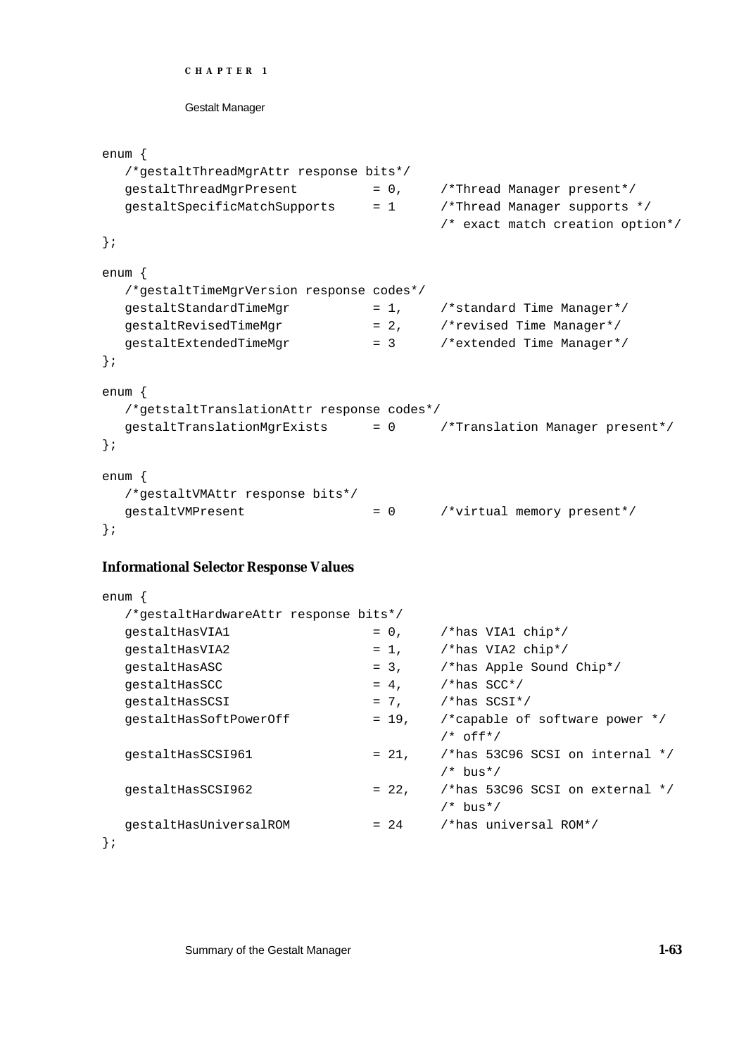```
enum {
   /*gestaltThreadMgrAttr response bits*/
   gestaltThreadMgrPresent         = 0,     /*Thread Manager present*/
   gestaltSpecificMatchSupports    = 1      /*Thread Manager supports */
                                            /* exact match creation option*/
};

enum {
   /*gestaltTimeMgrVersion response codes*/
   gestaltStandardTimeMgr          = 1,     /*standard Time Manager*/
   gestaltRevisedTimeMgr           = 2,     /*revised Time Manager*/
   gestaltExtendedTimeMgr          = 3      /*extended Time Manager*/
};

enum {
   /*getstaltTranslationAttr response codes*/
   gestaltTranslationMgrExists     = 0      /*Translation Manager present*/
};

enum {
   /*gestaltVMAttr response bits*/
   gestaltVMPresent                = 0      /*virtual memory present*/
};
```

### Informational Selector Response Values

```
enum {
   /*gestaltHardwareAttr response bits*/
   gestaltHasVIA1                  = 0,     /*has VIA1 chip*/
   gestaltHasVIA2                  = 1,     /*has VIA2 chip*/
   gestaltHasASC                   = 3,     /*has Apple Sound Chip*/
   gestaltHasSCC                   = 4,     /*has SCC*/
   gestaltHasSCSI                  = 7,     /*has SCSI*/
   gestaltHasSoftPowerOff          = 19,    /*capable of software power */
                                            /* off*/
   gestaltHasSCSI961               = 21,    /*has 53C96 SCSI on internal */
                                            /* bus*/
   gestaltHasSCSI962               = 22,    /*has 53C96 SCSI on external */
                                            /* bus*/
   gestaltHasUniversalROM          = 24     /*has universal ROM*/
};
```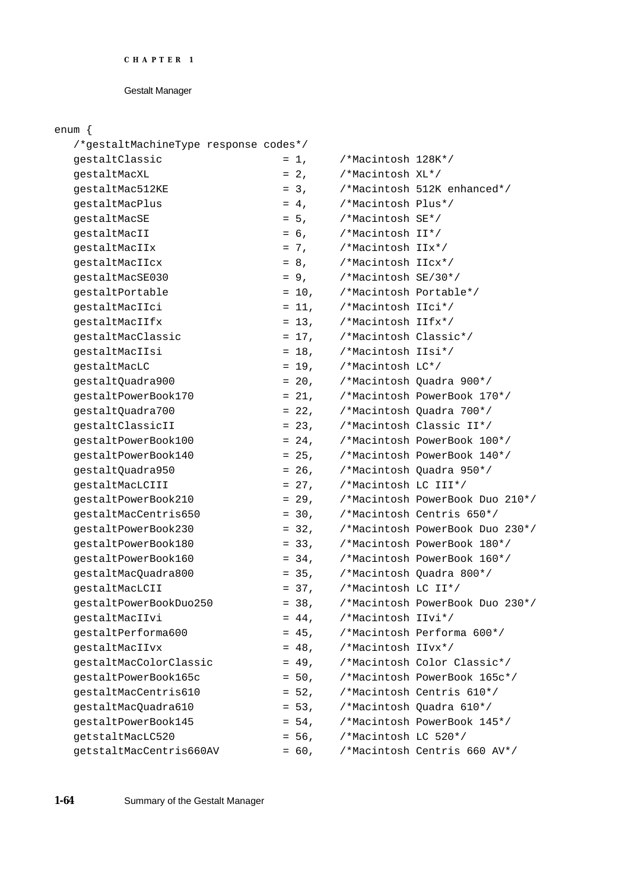```
enum {
   /*gestaltMachineType response codes*/
   gestaltClassic                = 1,     /*Macintosh 128K*/
   gestaltMacXL                  = 2,     /*Macintosh XL*/
   gestaltMac512KE               = 3,     /*Macintosh 512K enhanced*/
   gestaltMacPlus                = 4,     /*Macintosh Plus*/
   gestaltMacSE                  = 5,     /*Macintosh SE*/
   gestaltMacII                  = 6,     /*Macintosh II*/
   gestaltMacIIx                 = 7,     /*Macintosh IIx*/
   gestaltMacIIcx                = 8,     /*Macintosh IIcx*/
   gestaltMacSE030               = 9,     /*Macintosh SE/30*/
   gestaltPortable               = 10,    /*Macintosh Portable*/
   gestaltMacIIci                = 11,    /*Macintosh IIci*/
   gestaltMacIIfx                = 13,    /*Macintosh IIfx*/
   gestaltMacClassic             = 17,    /*Macintosh Classic*/
   gestaltMacIIsi                = 18,    /*Macintosh IIsi*/
   gestaltMacLC                  = 19,    /*Macintosh LC*/
   gestaltQuadra900              = 20,    /*Macintosh Quadra 900*/
   gestaltPowerBook170           = 21,    /*Macintosh PowerBook 170*/
   gestaltQuadra700              = 22,    /*Macintosh Quadra 700*/
   gestaltClassicII              = 23,    /*Macintosh Classic II*/
   gestaltPowerBook100           = 24,    /*Macintosh PowerBook 100*/
   gestaltPowerBook140           = 25,    /*Macintosh PowerBook 140*/
   gestaltQuadra950              = 26,    /*Macintosh Quadra 950*/
   gestaltMacLCIII               = 27,    /*Macintosh LC III*/
   gestaltPowerBook210           = 29,    /*Macintosh PowerBook Duo 210*/
   gestaltMacCentris650          = 30,    /*Macintosh Centris 650*/
   gestaltPowerBook230           = 32,    /*Macintosh PowerBook Duo 230*/
   gestaltPowerBook180           = 33,    /*Macintosh PowerBook 180*/
   gestaltPowerBook160           = 34,    /*Macintosh PowerBook 160*/
   gestaltMacQuadra800           = 35,    /*Macintosh Quadra 800*/
   gestaltMacLCII                = 37,    /*Macintosh LC II*/
   gestaltPowerBookDuo250        = 38,    /*Macintosh PowerBook Duo 230*/
   gestaltMacIIvi                = 44,    /*Macintosh IIvi*/
   gestaltPerforma600            = 45,    /*Macintosh Performa 600*/
   gestaltMacIIvx                = 48,    /*Macintosh IIvx*/
   gestaltMacColorClassic        = 49,    /*Macintosh Color Classic*/
   gestaltPowerBook165c          = 50,    /*Macintosh PowerBook 165c*/
   gestaltMacCentris610          = 52,    /*Macintosh Centris 610*/
   gestaltMacQuadra610           = 53,    /*Macintosh Quadra 610*/
   gestaltPowerBook145           = 54,    /*Macintosh PowerBook 145*/
   getstaltMacLC520              = 56,    /*Macintosh LC 520*/
   getstaltMacCentris660AV       = 60,    /*Macintosh Centris 660 AV*/
```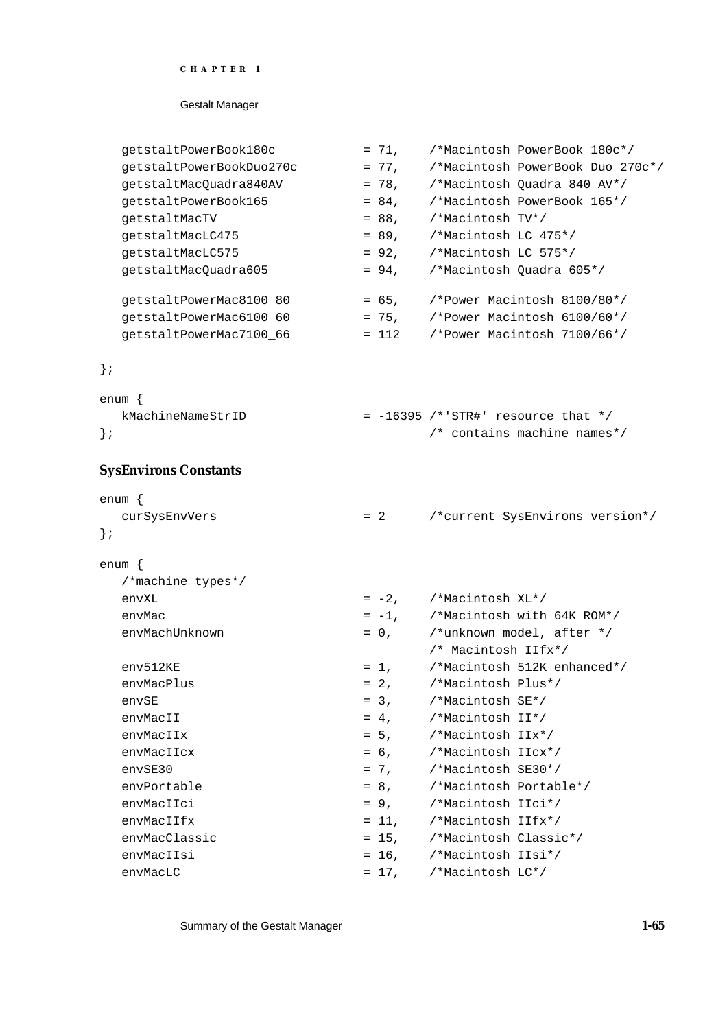```
   getstaltPowerBook180c          = 71,    /*Macintosh PowerBook 180c*/
   getstaltPowerBookDuo270c       = 77,    /*Macintosh PowerBook Duo 270c*/
   getstaltMacQuadra840AV         = 78,    /*Macintosh Quadra 840 AV*/
   getstaltPowerBook165           = 84,    /*Macintosh PowerBook 165*/
   getstaltMacTV                  = 88,    /*Macintosh TV*/
   getstaltMacLC475               = 89,    /*Macintosh LC 475*/
   getstaltMacLC575               = 92,    /*Macintosh LC 575*/
   getstaltMacQuadra605           = 94,    /*Macintosh Quadra 605*/

   getstaltPowerMac8100_80        = 65,    /*Power Macintosh 8100/80*/
   getstaltPowerMac6100_60        = 75,    /*Power Macintosh 6100/60*/
   getstaltPowerMac7100_66        = 112    /*Power Macintosh 7100/66*/

};

enum {
   kMachineNameStrID              = -16395 /*'STR#' resource that */
};                                         /* contains machine names*/
```

### SysEnvirons Constants

```
enum {
   curSysEnvVers                  = 2      /*current SysEnvirons version*/
};

enum {
   /*machine types*/
   envXL                          = -2,    /*Macintosh XL*/
   envMac                         = -1,    /*Macintosh with 64K ROM*/
   envMachUnknown                 = 0,     /*unknown model, after */
                                           /* Macintosh IIfx*/
   env512KE                       = 1,     /*Macintosh 512K enhanced*/
   envMacPlus                     = 2,     /*Macintosh Plus*/
   envSE                          = 3,     /*Macintosh SE*/
   envMacII                       = 4,     /*Macintosh II*/
   envMacIIx                      = 5,     /*Macintosh IIx*/
   envMacIIcx                     = 6,     /*Macintosh IIcx*/
   envSE30                        = 7,     /*Macintosh SE30*/
   envPortable                    = 8,     /*Macintosh Portable*/
   envMacIIci                     = 9,     /*Macintosh IIci*/
   envMacIIfx                     = 11,    /*Macintosh IIfx*/
   envMacClassic                  = 15,    /*Macintosh Classic*/
   envMacIIsi                     = 16,    /*Macintosh IIsi*/
   envMacLC                       = 17,    /*Macintosh LC*/
```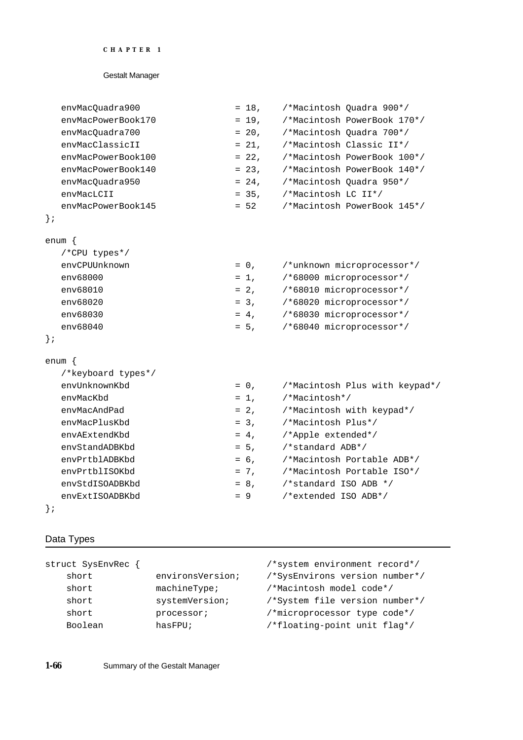```
   envMacQuadra900              = 18,    /*Macintosh Quadra 900*/
   envMacPowerBook170           = 19,    /*Macintosh PowerBook 170*/
   envMacQuadra700              = 20,    /*Macintosh Quadra 700*/
   envMacClassicII              = 21,    /*Macintosh Classic II*/
   envMacPowerBook100           = 22,    /*Macintosh PowerBook 100*/
   envMacPowerBook140           = 23,    /*Macintosh PowerBook 140*/
   envMacQuadra950              = 24,    /*Macintosh Quadra 950*/
   envMacLCII                   = 35,    /*Macintosh LC II*/
   envMacPowerBook145           = 52     /*Macintosh PowerBook 145*/
};

enum {
   /*CPU types*/
   envCPUUnknown                = 0,     /*unknown microprocessor*/
   env68000                     = 1,     /*68000 microprocessor*/
   env68010                     = 2,     /*68010 microprocessor*/
   env68020                     = 3,     /*68020 microprocessor*/
   env68030                     = 4,     /*68030 microprocessor*/
   env68040                     = 5,     /*68040 microprocessor*/
};

enum {
   /*keyboard types*/
   envUnknownKbd                = 0,     /*Macintosh Plus with keypad*/
   envMacKbd                    = 1,     /*Macintosh*/
   envMacAndPad                 = 2,     /*Macintosh with keypad*/
   envMacPlusKbd                = 3,     /*Macintosh Plus*/
   envAExtendKbd                = 4,     /*Apple extended*/
   envStandADBKbd               = 5,     /*standard ADB*/
   envPrtblADBKbd               = 6,     /*Macintosh Portable ADB*/
   envPrtblISOKbd               = 7,     /*Macintosh Portable ISO*/
   envStdISOADBKbd              = 8,     /*standard ISO ADB */
   envExtISOADBKbd              = 9      /*extended ISO ADB*/
};
```

## Data Types

```
struct SysEnvRec {                       /*system environment record*/
    short          environsVersion;     /*SysEnvirons version number*/
    short          machineType;         /*Macintosh model code*/
    short          systemVersion;       /*System file version number*/
    short          processor;           /*microprocessor type code*/
    Boolean        hasFPU;              /*floating-point unit flag*/
```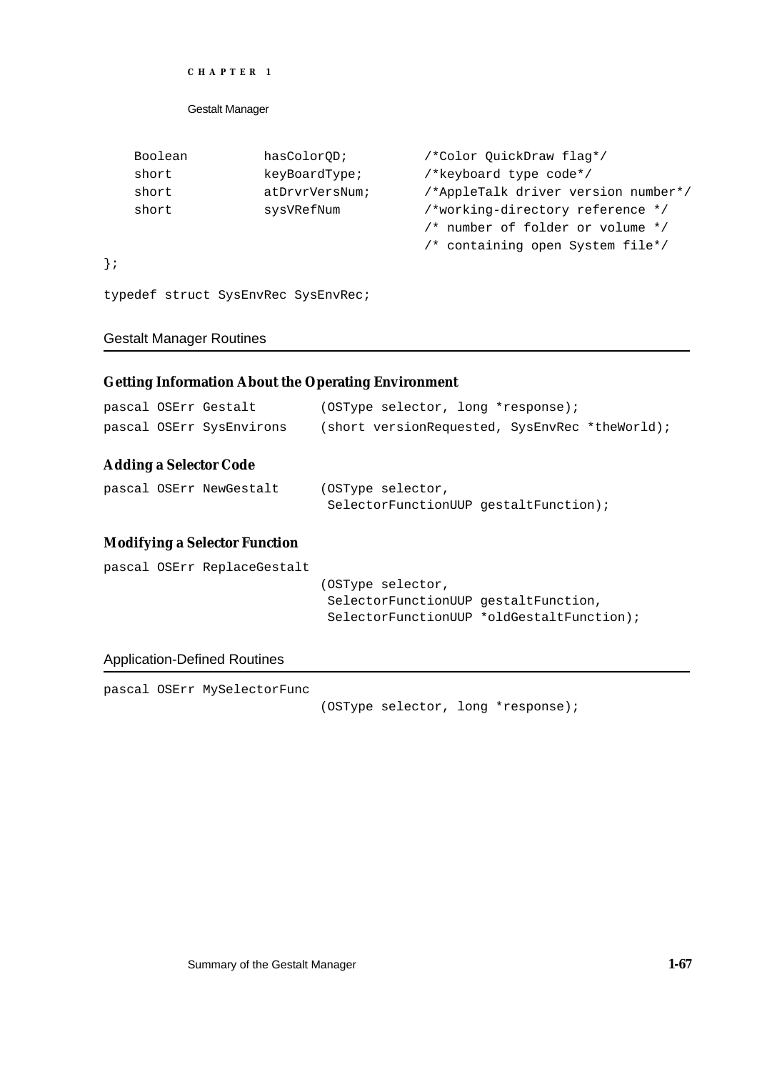```
    Boolean         hasColorQD;         /*Color QuickDraw flag*/
    short           keyBoardType;       /*keyboard type code*/
    short           atDrvrVersNum;      /*AppleTalk driver version number*/
    short           sysVRefNum          /*working-directory reference */
                                        /* number of folder or volume */
                                        /* containing open System file*/
};

typedef struct SysEnvRec SysEnvRec;
```

## Gestalt Manager Routines

### Getting Information About the Operating Environment

```
pascal OSErr Gestalt         (OSType selector, long *response);
pascal OSErr SysEnvirons     (short versionRequested, SysEnvRec *theWorld);
```

### Adding a Selector Code

```
pascal OSErr NewGestalt      (OSType selector,
                              SelectorFunctionUUP gestaltFunction);
```

### Modifying a Selector Function

```
pascal OSErr ReplaceGestalt
                             (OSType selector,
                              SelectorFunctionUUP gestaltFunction,
                              SelectorFunctionUUP *oldGestaltFunction);
```

## Application-Defined Routines

```
pascal OSErr MySelectorFunc
                             (OSType selector, long *response);
```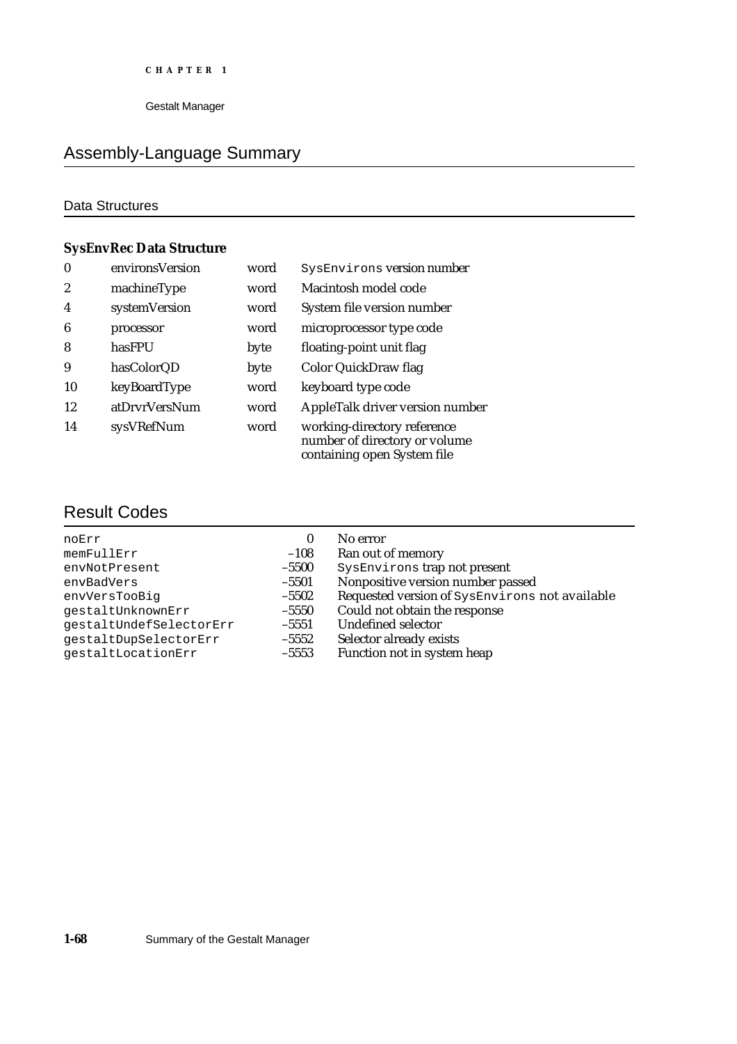## Assembly-Language Summary

### Data Structures

**SysEnvRec Data Structure**

| | | | |
|---|---|---|---|
| 0 | environsVersion | word | `SysEnvirons` version number |
| 2 | machineType | word | Macintosh model code |
| 4 | systemVersion | word | System file version number |
| 6 | processor | word | microprocessor type code |
| 8 | hasFPU | byte | floating-point unit flag |
| 9 | hasColorQD | byte | Color QuickDraw flag |
| 10 | keyBoardType | word | keyboard type code |
| 12 | atDrvrVersNum | word | AppleTalk driver version number |
| 14 | sysVRefNum | word | working-directory reference number of directory or volume containing open System file |

## Result Codes

| | | |
|---|---|---|
| `noErr` | 0 | No error |
| `memFullErr` | –108 | Ran out of memory |
| `envNotPresent` | –5500 | `SysEnvirons` trap not present |
| `envBadVers` | –5501 | Nonpositive version number passed |
| `envVersTooBig` | –5502 | Requested version of `SysEnvirons` not available |
| `gestaltUnknownErr` | –5550 | Could not obtain the response |
| `gestaltUndefSelectorErr` | –5551 | Undefined selector |
| `gestaltDupSelectorErr` | –5552 | Selector already exists |
| `gestaltLocationErr` | –5553 | Function not in system heap |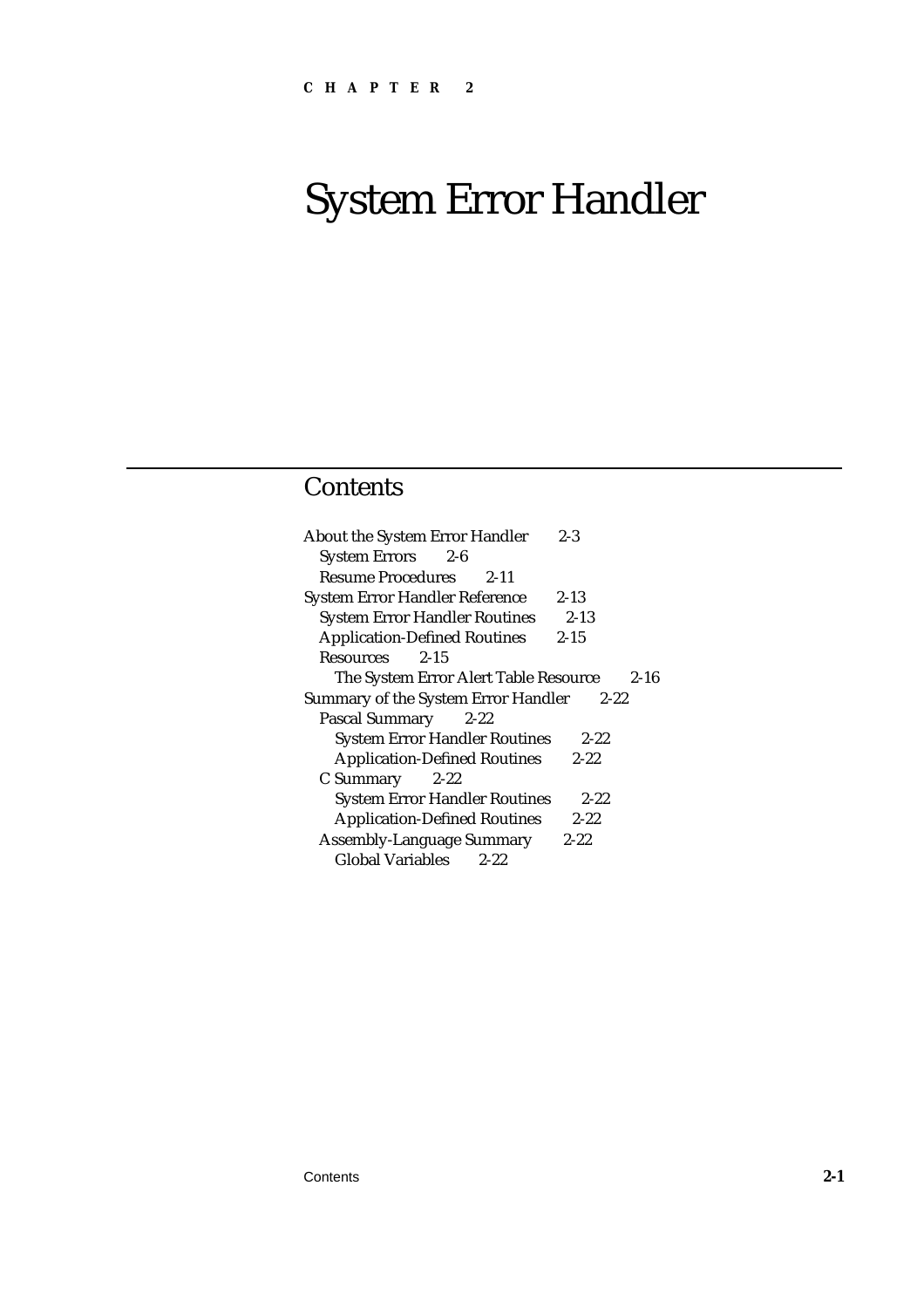CHAPTER 2

# System Error Handler

## Contents

About the System Error Handler 2-3
  System Errors 2-6
  Resume Procedures 2-11
System Error Handler Reference 2-13
  System Error Handler Routines 2-13
  Application-Defined Routines 2-15
  Resources 2-15
    The System Error Alert Table Resource 2-16
Summary of the System Error Handler 2-22
  Pascal Summary 2-22
    System Error Handler Routines 2-22
    Application-Defined Routines 2-22
  C Summary 2-22
    System Error Handler Routines 2-22
    Application-Defined Routines 2-22
  Assembly-Language Summary 2-22
    Global Variables 2-22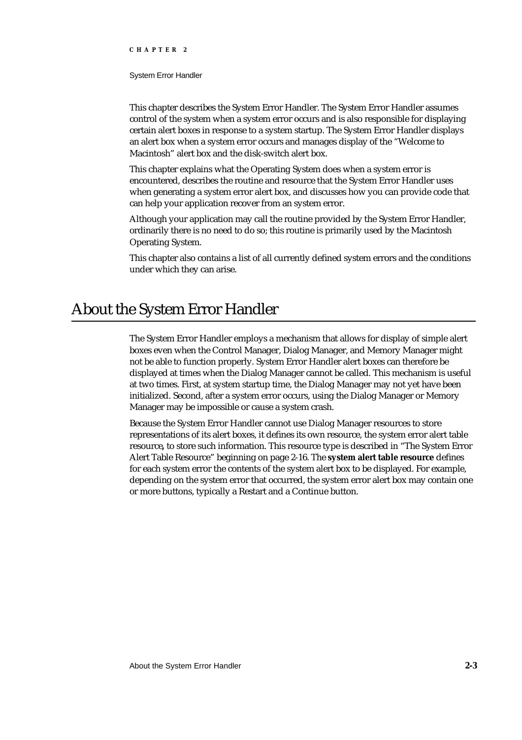This chapter describes the System Error Handler. The System Error Handler assumes control of the system when a system error occurs and is also responsible for displaying certain alert boxes in response to a system startup. The System Error Handler displays an alert box when a system error occurs and manages display of the "Welcome to Macintosh" alert box and the disk-switch alert box.

This chapter explains what the Operating System does when a system error is encountered, describes the routine and resource that the System Error Handler uses when generating a system error alert box, and discusses how you can provide code that can help your application recover from an system error.

Although your application may call the routine provided by the System Error Handler, ordinarily there is no need to do so; this routine is primarily used by the Macintosh Operating System.

This chapter also contains a list of all currently defined system errors and the conditions under which they can arise.

# About the System Error Handler

The System Error Handler employs a mechanism that allows for display of simple alert boxes even when the Control Manager, Dialog Manager, and Memory Manager might not be able to function properly. System Error Handler alert boxes can therefore be displayed at times when the Dialog Manager cannot be called. This mechanism is useful at two times. First, at system startup time, the Dialog Manager may not yet have been initialized. Second, after a system error occurs, using the Dialog Manager or Memory Manager may be impossible or cause a system crash.

Because the System Error Handler cannot use Dialog Manager resources to store representations of its alert boxes, it defines its own resource, the system error alert table resource, to store such information. This resource type is described in "The System Error Alert Table Resource" beginning on page 2-16. The **system alert table resource** defines for each system error the contents of the system alert box to be displayed. For example, depending on the system error that occurred, the system error alert box may contain one or more buttons, typically a Restart and a Continue button.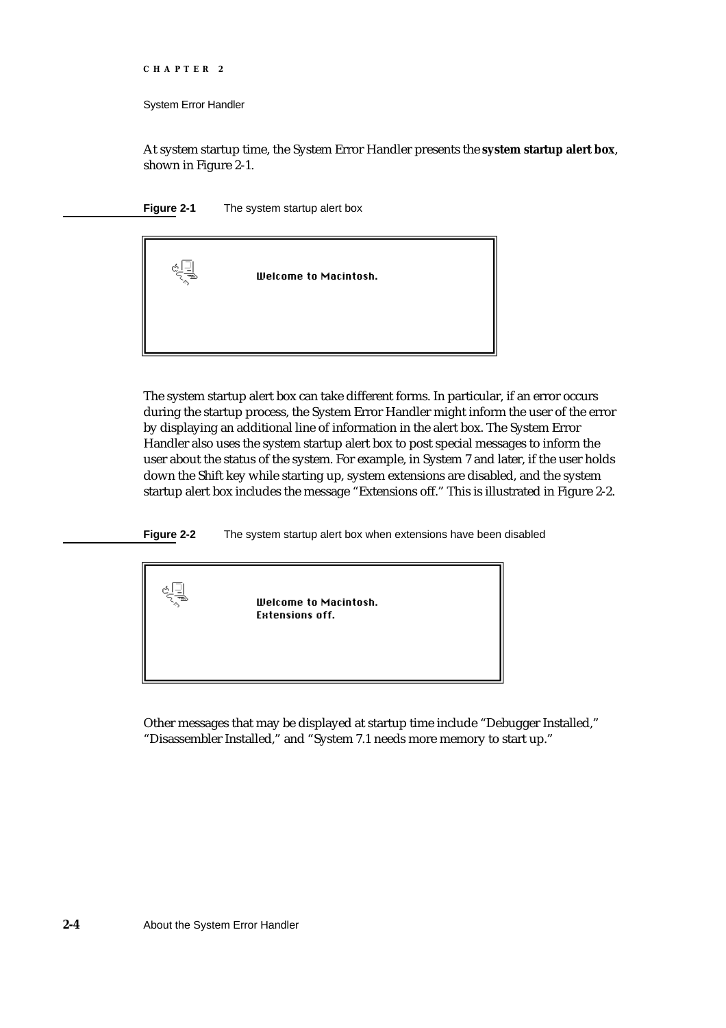At system startup time, the System Error Handler presents the **system startup alert box**, shown in Figure 2-1.

**Figure 2-1** The system startup alert box

Welcome to Macintosh.

The system startup alert box can take different forms. In particular, if an error occurs during the startup process, the System Error Handler might inform the user of the error by displaying an additional line of information in the alert box. The System Error Handler also uses the system startup alert box to post special messages to inform the user about the status of the system. For example, in System 7 and later, if the user holds down the Shift key while starting up, system extensions are disabled, and the system startup alert box includes the message "Extensions off." This is illustrated in Figure 2-2.

**Figure 2-2** The system startup alert box when extensions have been disabled

Welcome to Macintosh.
Extensions off.

Other messages that may be displayed at startup time include "Debugger Installed," "Disassembler Installed," and "System 7.1 needs more memory to start up."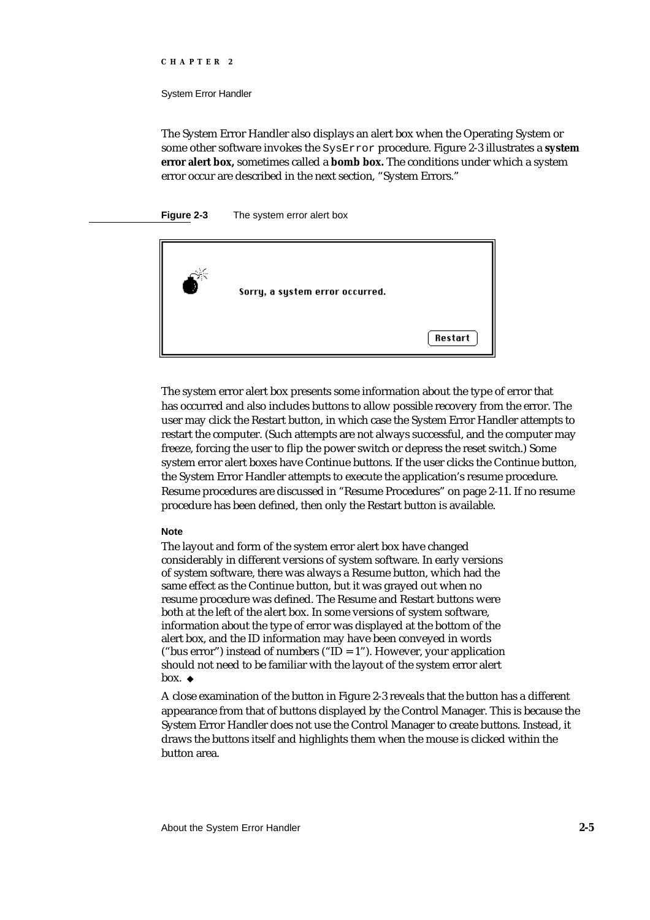The System Error Handler also displays an alert box when the Operating System or some other software invokes the `SysError` procedure. Figure 2-3 illustrates a **system error alert box,** sometimes called a **bomb box.** The conditions under which a system error occur are described in the next section, "System Errors."

**Figure 2-3** The system error alert box

The system error alert box presents some information about the type of error that has occurred and also includes buttons to allow possible recovery from the error. The user may click the Restart button, in which case the System Error Handler attempts to restart the computer. (Such attempts are not always successful, and the computer may freeze, forcing the user to flip the power switch or depress the reset switch.) Some system error alert boxes have Continue buttons. If the user clicks the Continue button, the System Error Handler attempts to execute the application's resume procedure. Resume procedures are discussed in "Resume Procedures" on page 2-11. If no resume procedure has been defined, then only the Restart button is available.

**Note**

The layout and form of the system error alert box have changed considerably in different versions of system software. In early versions of system software, there was always a Resume button, which had the same effect as the Continue button, but it was grayed out when no resume procedure was defined. The Resume and Restart buttons were both at the left of the alert box. In some versions of system software, information about the type of error was displayed at the bottom of the alert box, and the ID information may have been conveyed in words ("bus error") instead of numbers ("ID = 1"). However, your application should not need to be familiar with the layout of the system error alert box. ◆

A close examination of the button in Figure 2-3 reveals that the button has a different appearance from that of buttons displayed by the Control Manager. This is because the System Error Handler does not use the Control Manager to create buttons. Instead, it draws the buttons itself and highlights them when the mouse is clicked within the button area.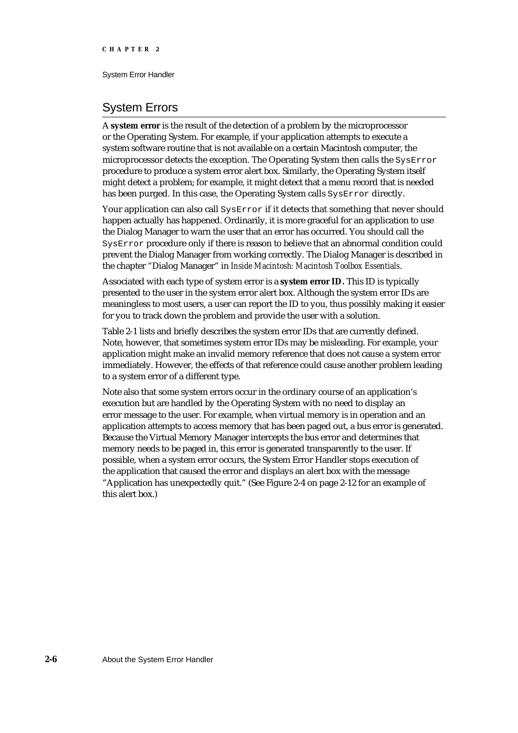## System Errors

A **system error** is the result of the detection of a problem by the microprocessor or the Operating System. For example, if your application attempts to execute a system software routine that is not available on a certain Macintosh computer, the microprocessor detects the exception. The Operating System then calls the `SysError` procedure to produce a system error alert box. Similarly, the Operating System itself might detect a problem; for example, it might detect that a menu record that is needed has been purged. In this case, the Operating System calls `SysError` directly.

Your application can also call `SysError` if it detects that something that never should happen actually has happened. Ordinarily, it is more graceful for an application to use the Dialog Manager to warn the user that an error has occurred. You should call the `SysError` procedure only if there is reason to believe that an abnormal condition could prevent the Dialog Manager from working correctly. The Dialog Manager is described in the chapter "Dialog Manager" in *Inside Macintosh: Macintosh Toolbox Essentials*.

Associated with each type of system error is a **system error ID.** This ID is typically presented to the user in the system error alert box. Although the system error IDs are meaningless to most users, a user can report the ID to you, thus possibly making it easier for you to track down the problem and provide the user with a solution.

Table 2-1 lists and briefly describes the system error IDs that are currently defined. Note, however, that sometimes system error IDs may be misleading. For example, your application might make an invalid memory reference that does not cause a system error immediately. However, the effects of that reference could cause another problem leading to a system error of a different type.

Note also that some system errors occur in the ordinary course of an application's execution but are handled by the Operating System with no need to display an error message to the user. For example, when virtual memory is in operation and an application attempts to access memory that has been paged out, a bus error is generated. Because the Virtual Memory Manager intercepts the bus error and determines that memory needs to be paged in, this error is generated transparently to the user. If possible, when a system error occurs, the System Error Handler stops execution of the application that caused the error and displays an alert box with the message "Application has unexpectedly quit." (See Figure 2-4 on page 2-12 for an example of this alert box.)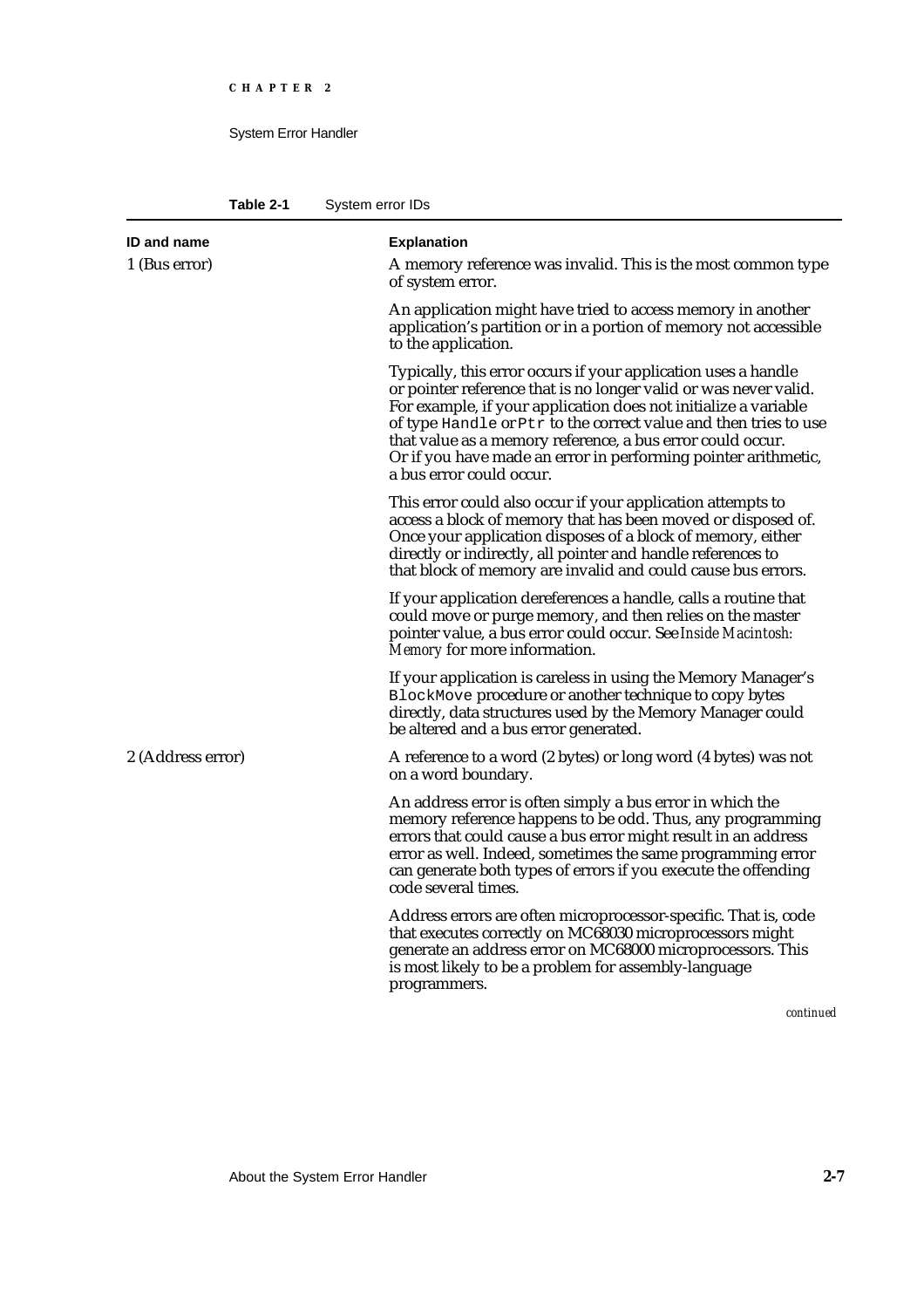**Table 2-1** System error IDs

| ID and name | Explanation |
|---|---|
| 1 (Bus error) | A memory reference was invalid. This is the most common type of system error. |
| | An application might have tried to access memory in another application's partition or in a portion of memory not accessible to the application. |
| | Typically, this error occurs if your application uses a handle or pointer reference that is no longer valid or was never valid. For example, if your application does not initialize a variable of type `Handle` or `Ptr` to the correct value and then tries to use that value as a memory reference, a bus error could occur. Or if you have made an error in performing pointer arithmetic, a bus error could occur. |
| | This error could also occur if your application attempts to access a block of memory that has been moved or disposed of. Once your application disposes of a block of memory, either directly or indirectly, all pointer and handle references to that block of memory are invalid and could cause bus errors. |
| | If your application dereferences a handle, calls a routine that could move or purge memory, and then relies on the master pointer value, a bus error could occur. See *Inside Macintosh: Memory* for more information. |
| | If your application is careless in using the Memory Manager's `BlockMove` procedure or another technique to copy bytes directly, data structures used by the Memory Manager could be altered and a bus error generated. |
| 2 (Address error) | A reference to a word (2 bytes) or long word (4 bytes) was not on a word boundary. |
| | An address error is often simply a bus error in which the memory reference happens to be odd. Thus, any programming errors that could cause a bus error might result in an address error as well. Indeed, sometimes the same programming error can generate both types of errors if you execute the offending code several times. |
| | Address errors are often microprocessor-specific. That is, code that executes correctly on MC68030 microprocessors might generate an address error on MC68000 microprocessors. This is most likely to be a problem for assembly-language programmers. |

*continued*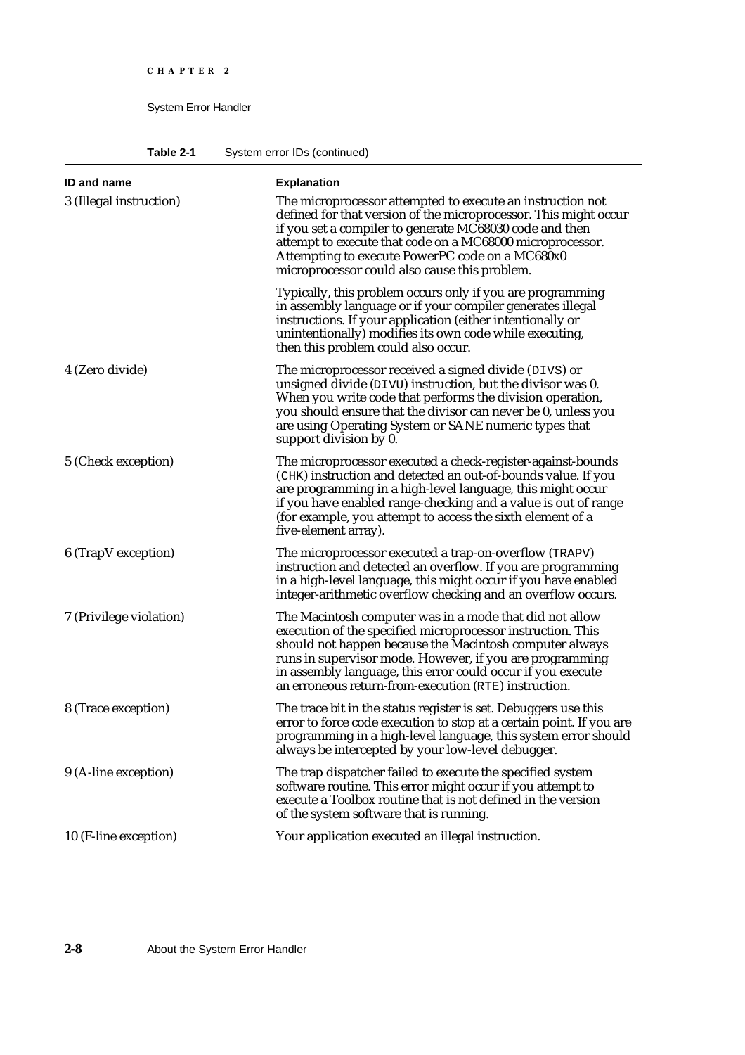**Table 2-1** System error IDs (continued)

| ID and name | Explanation |
|---|---|
| 3 (Illegal instruction) | The microprocessor attempted to execute an instruction not defined for that version of the microprocessor. This might occur if you set a compiler to generate MC68030 code and then attempt to execute that code on a MC68000 microprocessor. Attempting to execute PowerPC code on a MC680x0 microprocessor could also cause this problem.<br><br>Typically, this problem occurs only if you are programming in assembly language or if your compiler generates illegal instructions. If your application (either intentionally or unintentionally) modifies its own code while executing, then this problem could also occur. |
| 4 (Zero divide) | The microprocessor received a signed divide (`DIVS`) or unsigned divide (`DIVU`) instruction, but the divisor was 0. When you write code that performs the division operation, you should ensure that the divisor can never be 0, unless you are using Operating System or SANE numeric types that support division by 0. |
| 5 (Check exception) | The microprocessor executed a check-register-against-bounds (`CHK`) instruction and detected an out-of-bounds value. If you are programming in a high-level language, this might occur if you have enabled range-checking and a value is out of range (for example, you attempt to access the sixth element of a five-element array). |
| 6 (TrapV exception) | The microprocessor executed a trap-on-overflow (`TRAPV`) instruction and detected an overflow. If you are programming in a high-level language, this might occur if you have enabled integer-arithmetic overflow checking and an overflow occurs. |
| 7 (Privilege violation) | The Macintosh computer was in a mode that did not allow execution of the specified microprocessor instruction. This should not happen because the Macintosh computer always runs in supervisor mode. However, if you are programming in assembly language, this error could occur if you execute an erroneous return-from-execution (`RTE`) instruction. |
| 8 (Trace exception) | The trace bit in the status register is set. Debuggers use this error to force code execution to stop at a certain point. If you are programming in a high-level language, this system error should always be intercepted by your low-level debugger. |
| 9 (A-line exception) | The trap dispatcher failed to execute the specified system software routine. This error might occur if you attempt to execute a Toolbox routine that is not defined in the version of the system software that is running. |
| 10 (F-line exception) | Your application executed an illegal instruction. |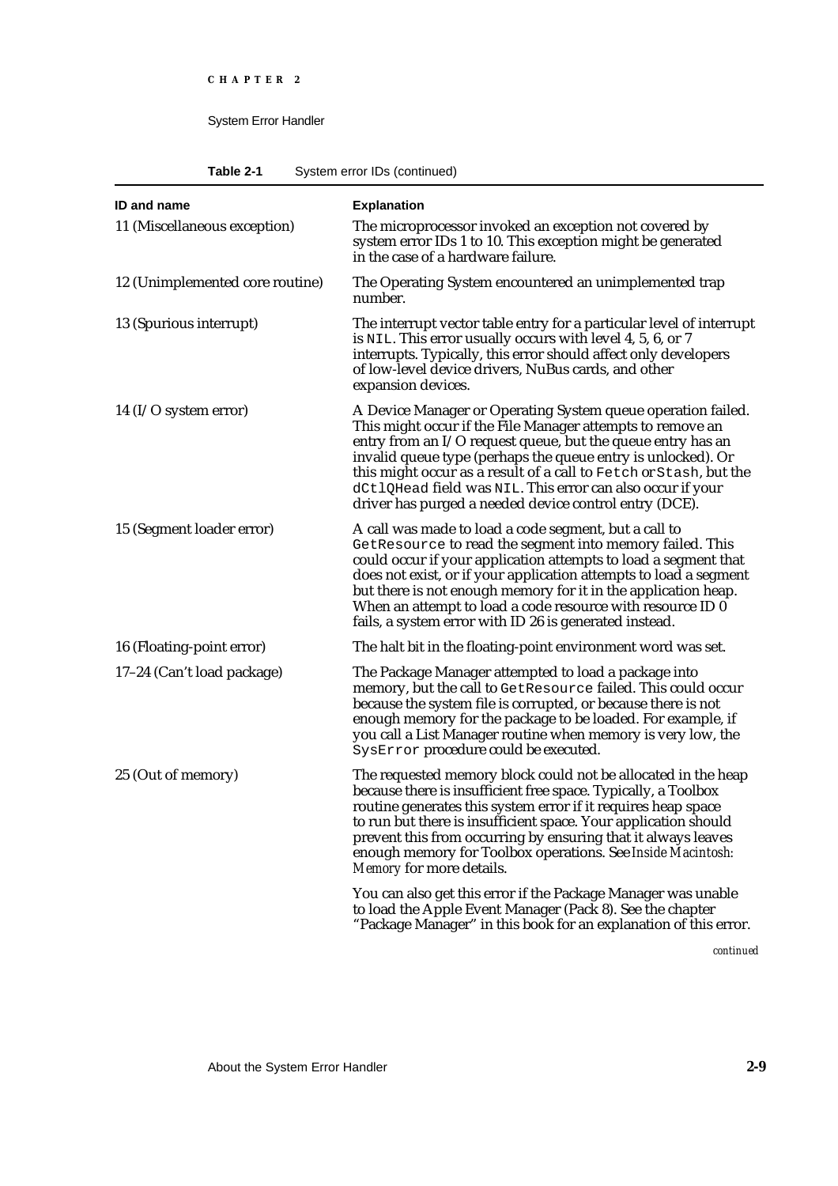**Table 2-1** System error IDs (continued)

| ID and name | Explanation |
|---|---|
| 11 (Miscellaneous exception) | The microprocessor invoked an exception not covered by system error IDs 1 to 10. This exception might be generated in the case of a hardware failure. |
| 12 (Unimplemented core routine) | The Operating System encountered an unimplemented trap number. |
| 13 (Spurious interrupt) | The interrupt vector table entry for a particular level of interrupt is `NIL`. This error usually occurs with level 4, 5, 6, or 7 interrupts. Typically, this error should affect only developers of low-level device drivers, NuBus cards, and other expansion devices. |
| 14 (I/O system error) | A Device Manager or Operating System queue operation failed. This might occur if the File Manager attempts to remove an entry from an I/O request queue, but the queue entry has an invalid queue type (perhaps the queue entry is unlocked). Or this might occur as a result of a call to `Fetch` or `Stash`, but the `dCtlQHead` field was `NIL`. This error can also occur if your driver has purged a needed device control entry (DCE). |
| 15 (Segment loader error) | A call was made to load a code segment, but a call to `GetResource` to read the segment into memory failed. This could occur if your application attempts to load a segment that does not exist, or if your application attempts to load a segment but there is not enough memory for it in the application heap. When an attempt to load a code resource with resource ID 0 fails, a system error with ID 26 is generated instead. |
| 16 (Floating-point error) | The halt bit in the floating-point environment word was set. |
| 17–24 (Can't load package) | The Package Manager attempted to load a package into memory, but the call to `GetResource` failed. This could occur because the system file is corrupted, or because there is not enough memory for the package to be loaded. For example, if you call a List Manager routine when memory is very low, the `SysError` procedure could be executed. |
| 25 (Out of memory) | The requested memory block could not be allocated in the heap because there is insufficient free space. Typically, a Toolbox routine generates this system error if it requires heap space to run but there is insufficient space. Your application should prevent this from occurring by ensuring that it always leaves enough memory for Toolbox operations. See *Inside Macintosh: Memory* for more details.<br><br>You can also get this error if the Package Manager was unable to load the Apple Event Manager (Pack 8). See the chapter "Package Manager" in this book for an explanation of this error. |

*continued*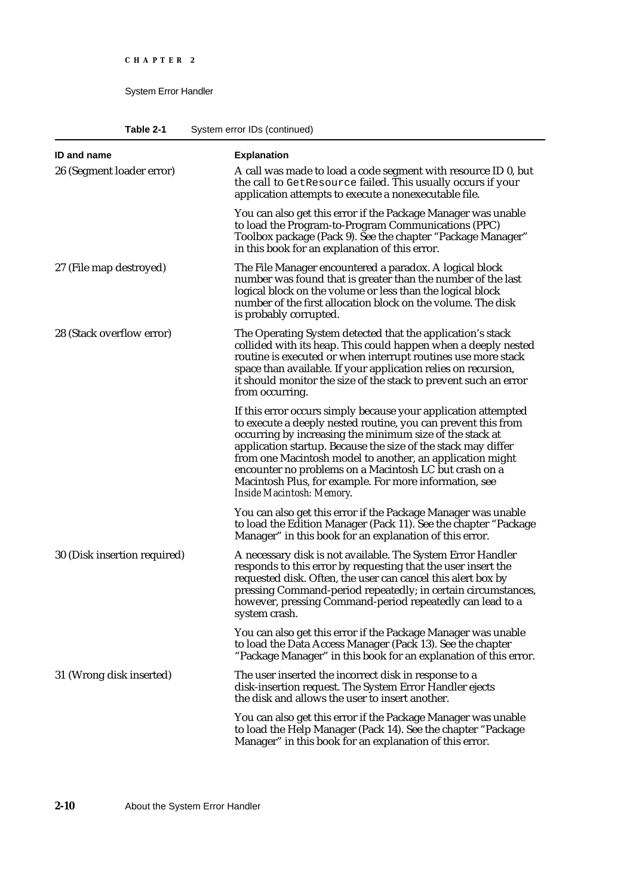**Table 2-1** System error IDs (continued)

| ID and name | Explanation |
|---|---|
| 26 (Segment loader error) | A call was made to load a code segment with resource ID 0, but the call to `GetResource` failed. This usually occurs if your application attempts to execute a nonexecutable file.<br><br>You can also get this error if the Package Manager was unable to load the Program-to-Program Communications (PPC) Toolbox package (Pack 9). See the chapter "Package Manager" in this book for an explanation of this error. |
| 27 (File map destroyed) | The File Manager encountered a paradox. A logical block number was found that is greater than the number of the last logical block on the volume or less than the logical block number of the first allocation block on the volume. The disk is probably corrupted. |
| 28 (Stack overflow error) | The Operating System detected that the application's stack collided with its heap. This could happen when a deeply nested routine is executed or when interrupt routines use more stack space than available. If your application relies on recursion, it should monitor the size of the stack to prevent such an error from occurring.<br><br>If this error occurs simply because your application attempted to execute a deeply nested routine, you can prevent this from occurring by increasing the minimum size of the stack at application startup. Because the size of the stack may differ from one Macintosh model to another, an application might encounter no problems on a Macintosh LC but crash on a Macintosh Plus, for example. For more information, see *Inside Macintosh: Memory*.<br><br>You can also get this error if the Package Manager was unable to load the Edition Manager (Pack 11). See the chapter "Package Manager" in this book for an explanation of this error. |
| 30 (Disk insertion required) | A necessary disk is not available. The System Error Handler responds to this error by requesting that the user insert the requested disk. Often, the user can cancel this alert box by pressing Command-period repeatedly; in certain circumstances, however, pressing Command-period repeatedly can lead to a system crash.<br><br>You can also get this error if the Package Manager was unable to load the Data Access Manager (Pack 13). See the chapter "Package Manager" in this book for an explanation of this error. |
| 31 (Wrong disk inserted) | The user inserted the incorrect disk in response to a disk-insertion request. The System Error Handler ejects the disk and allows the user to insert another.<br><br>You can also get this error if the Package Manager was unable to load the Help Manager (Pack 14). See the chapter "Package Manager" in this book for an explanation of this error. |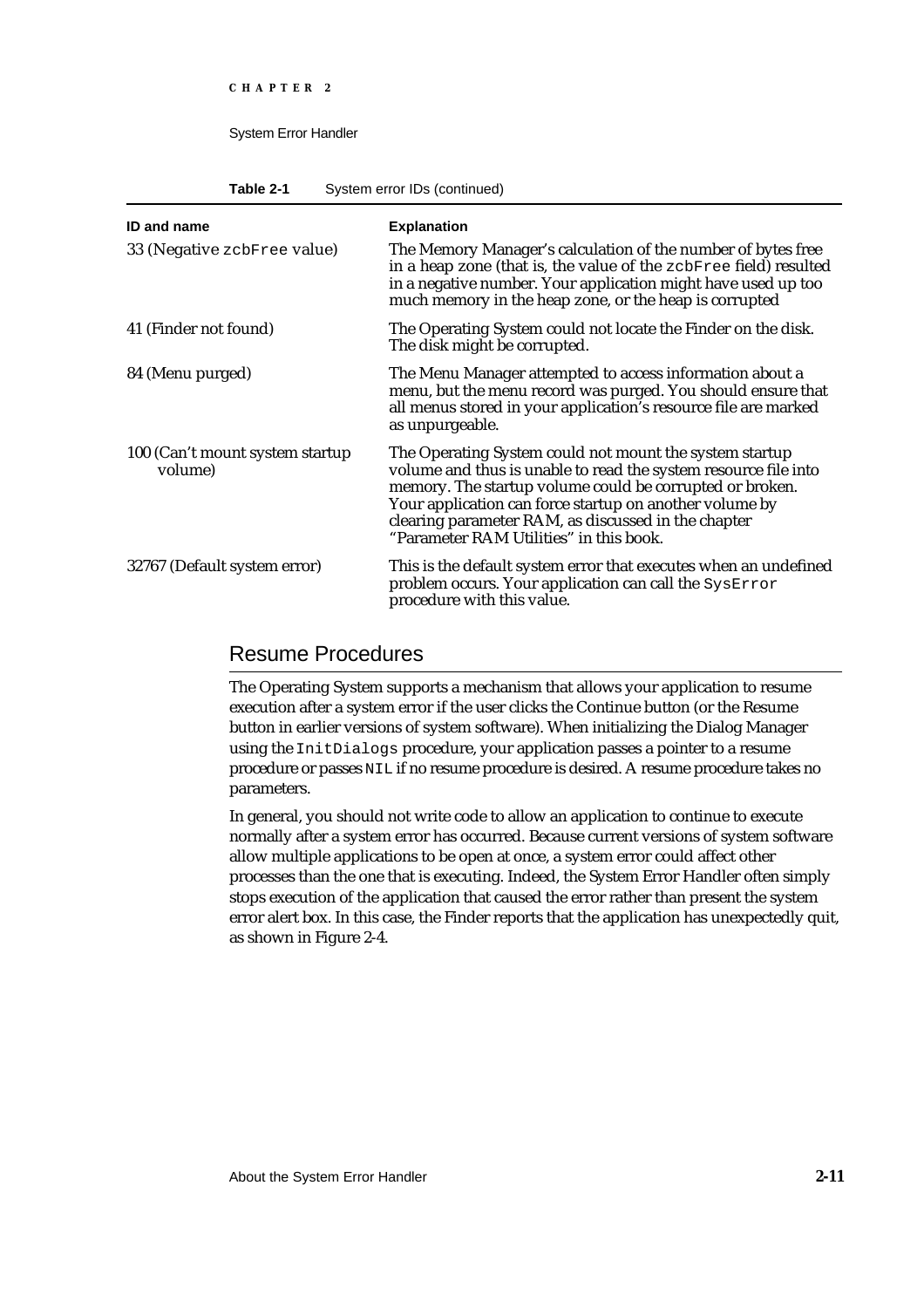**Table 2-1** System error IDs (continued)

| ID and name | Explanation |
|---|---|
| 33 (Negative `zcbFree` value) | The Memory Manager's calculation of the number of bytes free in a heap zone (that is, the value of the `zcbFree` field) resulted in a negative number. Your application might have used up too much memory in the heap zone, or the heap is corrupted |
| 41 (Finder not found) | The Operating System could not locate the Finder on the disk. The disk might be corrupted. |
| 84 (Menu purged) | The Menu Manager attempted to access information about a menu, but the menu record was purged. You should ensure that all menus stored in your application's resource file are marked as unpurgeable. |
| 100 (Can't mount system startup volume) | The Operating System could not mount the system startup volume and thus is unable to read the system resource file into memory. The startup volume could be corrupted or broken. Your application can force startup on another volume by clearing parameter RAM, as discussed in the chapter "Parameter RAM Utilities" in this book. |
| 32767 (Default system error) | This is the default system error that executes when an undefined problem occurs. Your application can call the `SysError` procedure with this value. |

## Resume Procedures

The Operating System supports a mechanism that allows your application to resume execution after a system error if the user clicks the Continue button (or the Resume button in earlier versions of system software). When initializing the Dialog Manager using the `InitDialogs` procedure, your application passes a pointer to a resume procedure or passes `NIL` if no resume procedure is desired. A resume procedure takes no parameters.

In general, you should not write code to allow an application to continue to execute normally after a system error has occurred. Because current versions of system software allow multiple applications to be open at once, a system error could affect other processes than the one that is executing. Indeed, the System Error Handler often simply stops execution of the application that caused the error rather than present the system error alert box. In this case, the Finder reports that the application has unexpectedly quit, as shown in Figure 2-4.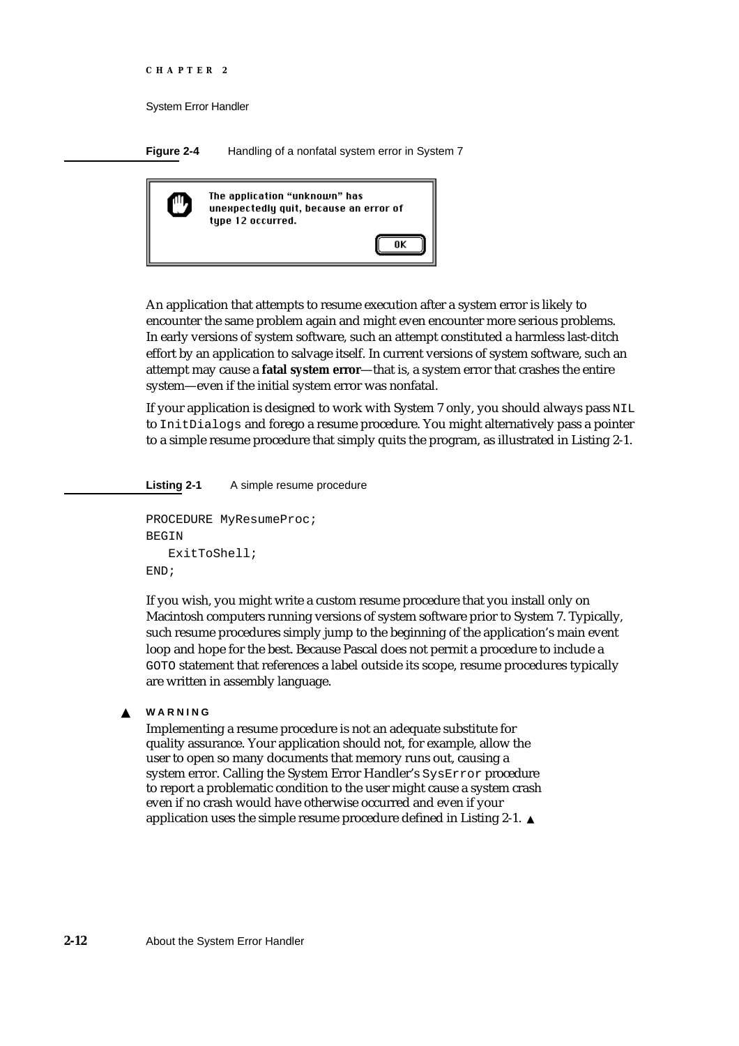**Figure 2-4** Handling of a nonfatal system error in System 7

The application "unknown" has unexpectedly quit, because an error of type 12 occurred.

OK

An application that attempts to resume execution after a system error is likely to encounter the same problem again and might even encounter more serious problems. In early versions of system software, such an attempt constituted a harmless last-ditch effort by an application to salvage itself. In current versions of system software, such an attempt may cause a **fatal system error**—that is, a system error that crashes the entire system—even if the initial system error was nonfatal.

If your application is designed to work with System 7 only, you should always pass `NIL` to `InitDialogs` and forego a resume procedure. You might alternatively pass a pointer to a simple resume procedure that simply quits the program, as illustrated in Listing 2-1.

**Listing 2-1** A simple resume procedure

```
PROCEDURE MyResumeProc;
BEGIN
   ExitToShell;
END;
```

If you wish, you might write a custom resume procedure that you install only on Macintosh computers running versions of system software prior to System 7. Typically, such resume procedures simply jump to the beginning of the application's main event loop and hope for the best. Because Pascal does not permit a procedure to include a `GOTO` statement that references a label outside its scope, resume procedures typically are written in assembly language.

▲ **WARNING**

Implementing a resume procedure is not an adequate substitute for quality assurance. Your application should not, for example, allow the user to open so many documents that memory runs out, causing a system error. Calling the System Error Handler's `SysError` procedure to report a problematic condition to the user might cause a system crash even if no crash would have otherwise occurred and even if your application uses the simple resume procedure defined in Listing 2-1. ▲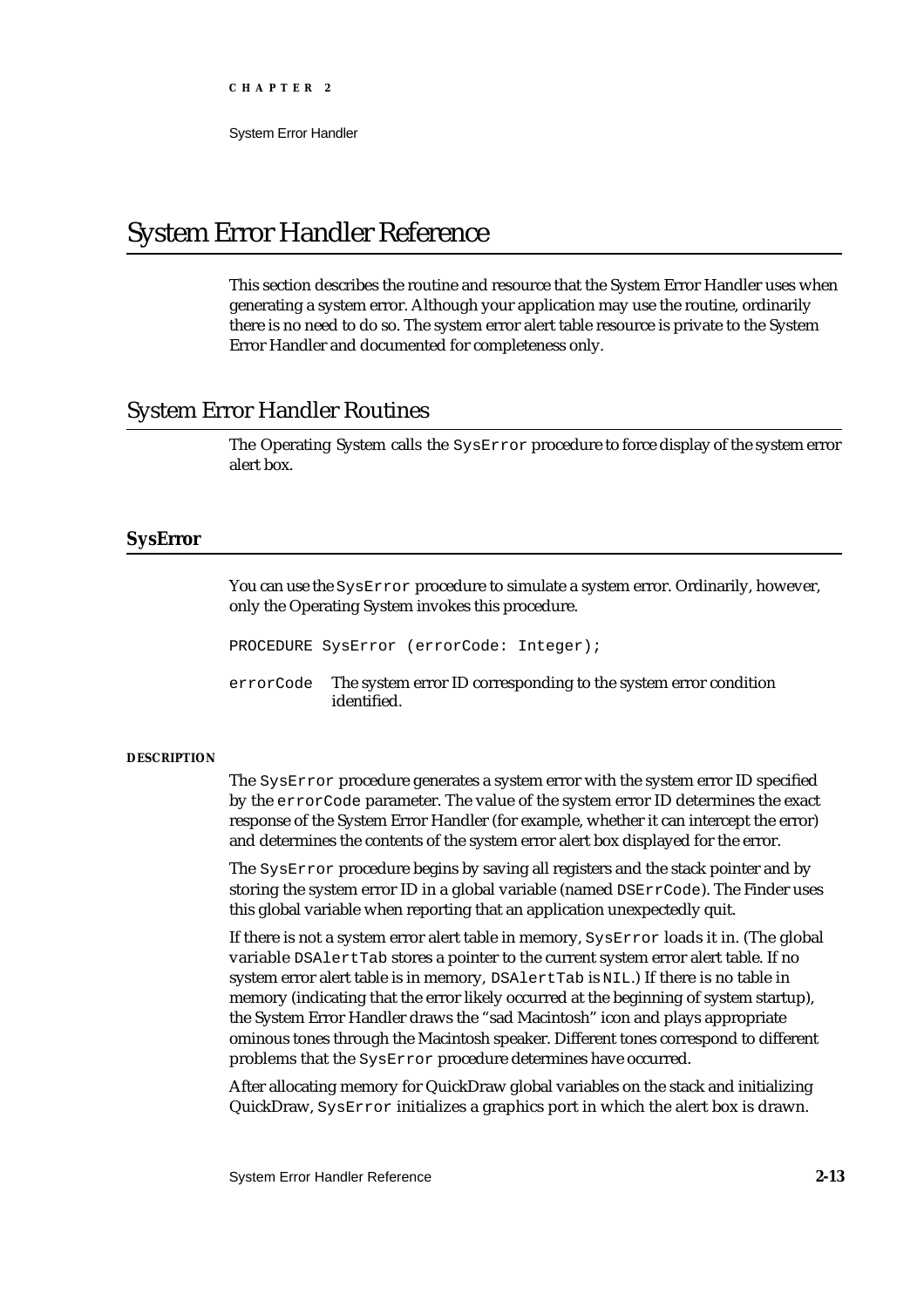# System Error Handler Reference

This section describes the routine and resource that the System Error Handler uses when generating a system error. Although your application may use the routine, ordinarily there is no need to do so. The system error alert table resource is private to the System Error Handler and documented for completeness only.

## System Error Handler Routines

The Operating System calls the `SysError` procedure to force display of the system error alert box.

### SysError

You can use the `SysError` procedure to simulate a system error. Ordinarily, however, only the Operating System invokes this procedure.

```
PROCEDURE SysError (errorCode: Integer);
```

`errorCode` The system error ID corresponding to the system error condition identified.

#### DESCRIPTION

The `SysError` procedure generates a system error with the system error ID specified by the `errorCode` parameter. The value of the system error ID determines the exact response of the System Error Handler (for example, whether it can intercept the error) and determines the contents of the system error alert box displayed for the error.

The `SysError` procedure begins by saving all registers and the stack pointer and by storing the system error ID in a global variable (named `DSErrCode`). The Finder uses this global variable when reporting that an application unexpectedly quit.

If there is not a system error alert table in memory, `SysError` loads it in. (The global variable `DSAlertTab` stores a pointer to the current system error alert table. If no system error alert table is in memory, `DSAlertTab` is `NIL`.) If there is no table in memory (indicating that the error likely occurred at the beginning of system startup), the System Error Handler draws the "sad Macintosh" icon and plays appropriate ominous tones through the Macintosh speaker. Different tones correspond to different problems that the `SysError` procedure determines have occurred.

After allocating memory for QuickDraw global variables on the stack and initializing QuickDraw, `SysError` initializes a graphics port in which the alert box is drawn.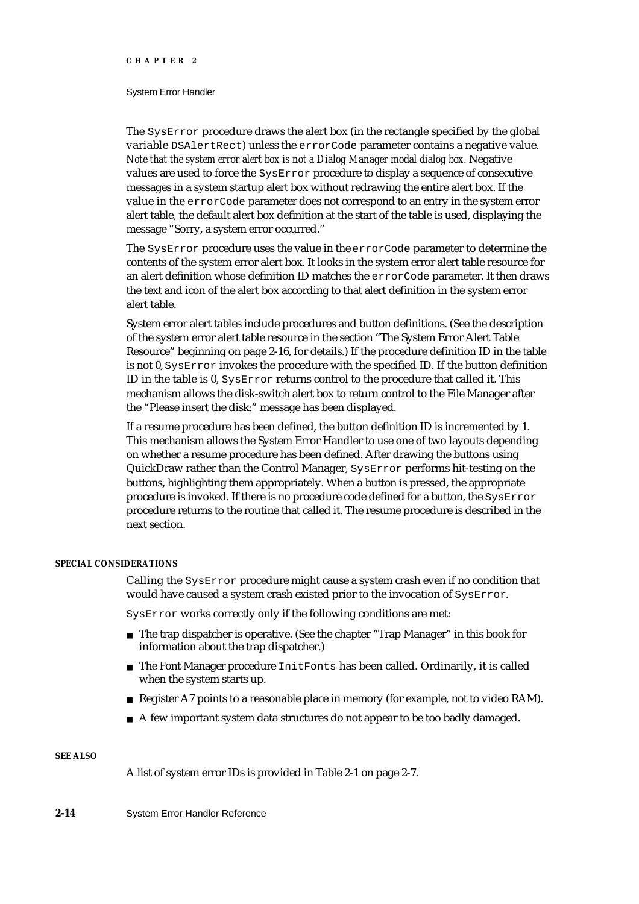The `SysError` procedure draws the alert box (in the rectangle specified by the global variable `DSAlertRect`) unless the `errorCode` parameter contains a negative value. *Note that the system error alert box is not a Dialog Manager modal dialog box.* Negative values are used to force the `SysError` procedure to display a sequence of consecutive messages in a system startup alert box without redrawing the entire alert box. If the value in the `errorCode` parameter does not correspond to an entry in the system error alert table, the default alert box definition at the start of the table is used, displaying the message "Sorry, a system error occurred."

The `SysError` procedure uses the value in the `errorCode` parameter to determine the contents of the system error alert box. It looks in the system error alert table resource for an alert definition whose definition ID matches the `errorCode` parameter. It then draws the text and icon of the alert box according to that alert definition in the system error alert table.

System error alert tables include procedures and button definitions. (See the description of the system error alert table resource in the section "The System Error Alert Table Resource" beginning on page 2-16, for details.) If the procedure definition ID in the table is not 0, `SysError` invokes the procedure with the specified ID. If the button definition ID in the table is 0, `SysError` returns control to the procedure that called it. This mechanism allows the disk-switch alert box to return control to the File Manager after the "Please insert the disk:" message has been displayed.

If a resume procedure has been defined, the button definition ID is incremented by 1. This mechanism allows the System Error Handler to use one of two layouts depending on whether a resume procedure has been defined. After drawing the buttons using QuickDraw rather than the Control Manager, `SysError` performs hit-testing on the buttons, highlighting them appropriately. When a button is pressed, the appropriate procedure is invoked. If there is no procedure code defined for a button, the `SysError` procedure returns to the routine that called it. The resume procedure is described in the next section.

#### SPECIAL CONSIDERATIONS

Calling the `SysError` procedure might cause a system crash even if no condition that would have caused a system crash existed prior to the invocation of `SysError`.

`SysError` works correctly only if the following conditions are met:

- The trap dispatcher is operative. (See the chapter "Trap Manager" in this book for information about the trap dispatcher.)
- The Font Manager procedure `InitFonts` has been called. Ordinarily, it is called when the system starts up.
- Register A7 points to a reasonable place in memory (for example, not to video RAM).
- A few important system data structures do not appear to be too badly damaged.

#### SEE ALSO

A list of system error IDs is provided in Table 2-1 on page 2-7.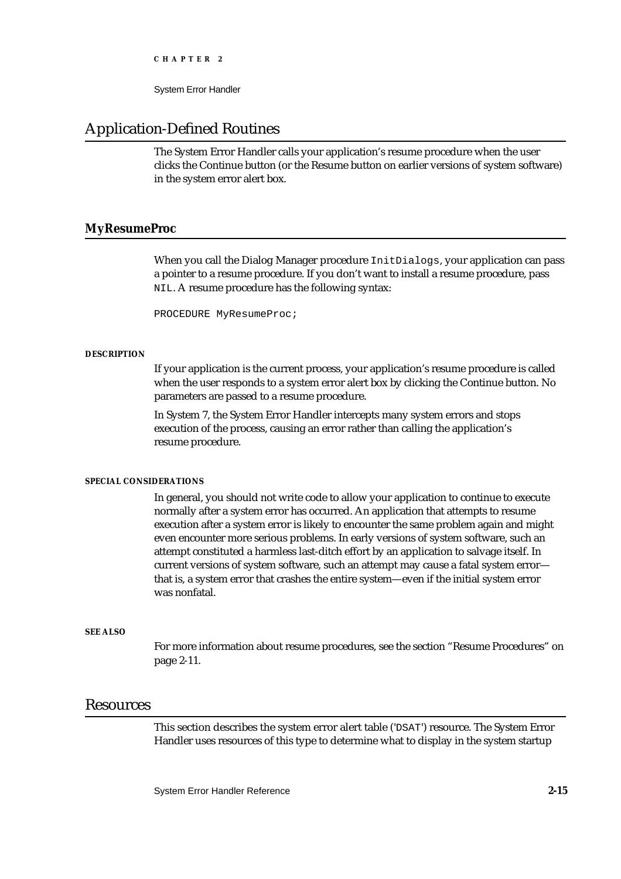## Application-Defined Routines

The System Error Handler calls your application's resume procedure when the user clicks the Continue button (or the Resume button on earlier versions of system software) in the system error alert box.

### MyResumeProc

When you call the Dialog Manager procedure `InitDialogs`, your application can pass a pointer to a resume procedure. If you don't want to install a resume procedure, pass `NIL`. A resume procedure has the following syntax:

```
PROCEDURE MyResumeProc;
```

**DESCRIPTION**

If your application is the current process, your application's resume procedure is called when the user responds to a system error alert box by clicking the Continue button. No parameters are passed to a resume procedure.

In System 7, the System Error Handler intercepts many system errors and stops execution of the process, causing an error rather than calling the application's resume procedure.

**SPECIAL CONSIDERATIONS**

In general, you should not write code to allow your application to continue to execute normally after a system error has occurred. An application that attempts to resume execution after a system error is likely to encounter the same problem again and might even encounter more serious problems. In early versions of system software, such an attempt constituted a harmless last-ditch effort by an application to salvage itself. In current versions of system software, such an attempt may cause a fatal system error—that is, a system error that crashes the entire system—even if the initial system error was nonfatal.

**SEE ALSO**

For more information about resume procedures, see the section "Resume Procedures" on page 2-11.

## Resources

This section describes the system error alert table ('DSAT') resource. The System Error Handler uses resources of this type to determine what to display in the system startup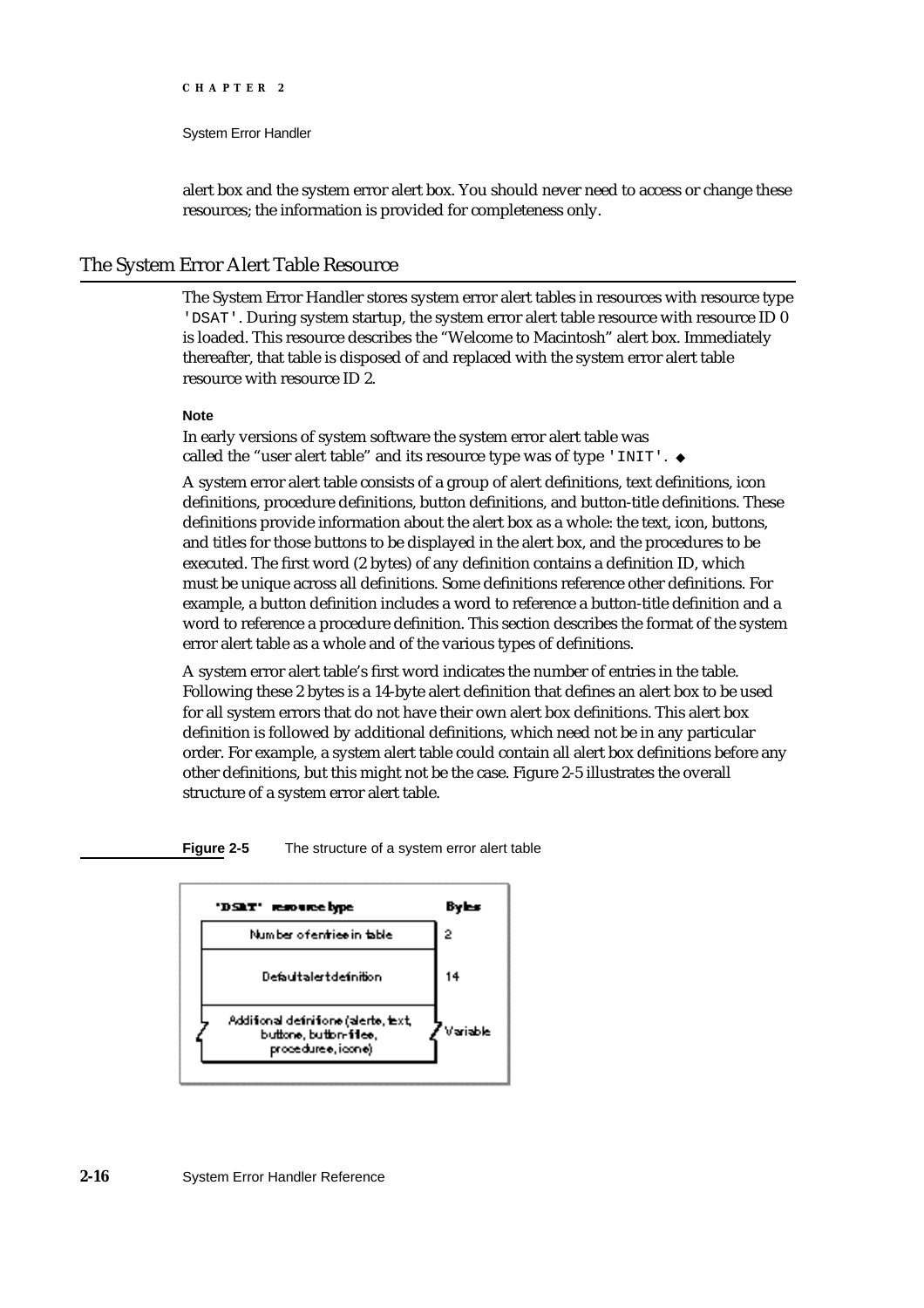alert box and the system error alert box. You should never need to access or change these resources; the information is provided for completeness only.

## The System Error Alert Table Resource

The System Error Handler stores system error alert tables in resources with resource type `'DSAT'`. During system startup, the system error alert table resource with resource ID 0 is loaded. This resource describes the "Welcome to Macintosh" alert box. Immediately thereafter, that table is disposed of and replaced with the system error alert table resource with resource ID 2.

**Note**

In early versions of system software the system error alert table was called the "user alert table" and its resource type was of type `'INIT'`. ◆

A system error alert table consists of a group of alert definitions, text definitions, icon definitions, procedure definitions, button definitions, and button-title definitions. These definitions provide information about the alert box as a whole: the text, icon, buttons, and titles for those buttons to be displayed in the alert box, and the procedures to be executed. The first word (2 bytes) of any definition contains a definition ID, which must be unique across all definitions. Some definitions reference other definitions. For example, a button definition includes a word to reference a button-title definition and a word to reference a procedure definition. This section describes the format of the system error alert table as a whole and of the various types of definitions.

A system error alert table's first word indicates the number of entries in the table. Following these 2 bytes is a 14-byte alert definition that defines an alert box to be used for all system errors that do not have their own alert box definitions. This alert box definition is followed by additional definitions, which need not be in any particular order. For example, a system alert table could contain all alert box definitions before any other definitions, but this might not be the case. Figure 2-5 illustrates the overall structure of a system error alert table.

**Figure 2-5** The structure of a system error alert table

| 'DSAT' resource type | Bytes |
|---|---|
| Number of entries in table | 2 |
| Default alert definition | 14 |
| Additional definitions (alerts, text, buttons, button-titles, procedures, icons) | Variable |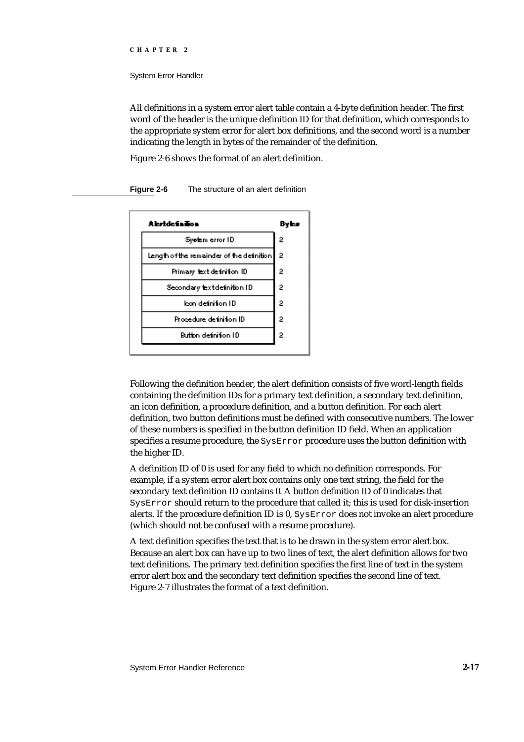All definitions in a system error alert table contain a 4-byte definition header. The first word of the header is the unique definition ID for that definition, which corresponds to the appropriate system error for alert box definitions, and the second word is a number indicating the length in bytes of the remainder of the definition.

Figure 2-6 shows the format of an alert definition.

**Figure 2-6** The structure of an alert definition

| Alert definition | Bytes |
|---|---|
| System error ID | 2 |
| Length of the remainder of the definition | 2 |
| Primary text definition ID | 2 |
| Secondary text definition ID | 2 |
| Icon definition ID | 2 |
| Procedure definition ID | 2 |
| Button definition ID | 2 |

Following the definition header, the alert definition consists of five word-length fields containing the definition IDs for a primary text definition, a secondary text definition, an icon definition, a procedure definition, and a button definition. For each alert definition, two button definitions must be defined with consecutive numbers. The lower of these numbers is specified in the button definition ID field. When an application specifies a resume procedure, the `SysError` procedure uses the button definition with the higher ID.

A definition ID of 0 is used for any field to which no definition corresponds. For example, if a system error alert box contains only one text string, the field for the secondary text definition ID contains 0. A button definition ID of 0 indicates that `SysError` should return to the procedure that called it; this is used for disk-insertion alerts. If the procedure definition ID is 0, `SysError` does not invoke an alert procedure (which should not be confused with a resume procedure).

A text definition specifies the text that is to be drawn in the system error alert box. Because an alert box can have up to two lines of text, the alert definition allows for two text definitions. The primary text definition specifies the first line of text in the system error alert box and the secondary text definition specifies the second line of text. Figure 2-7 illustrates the format of a text definition.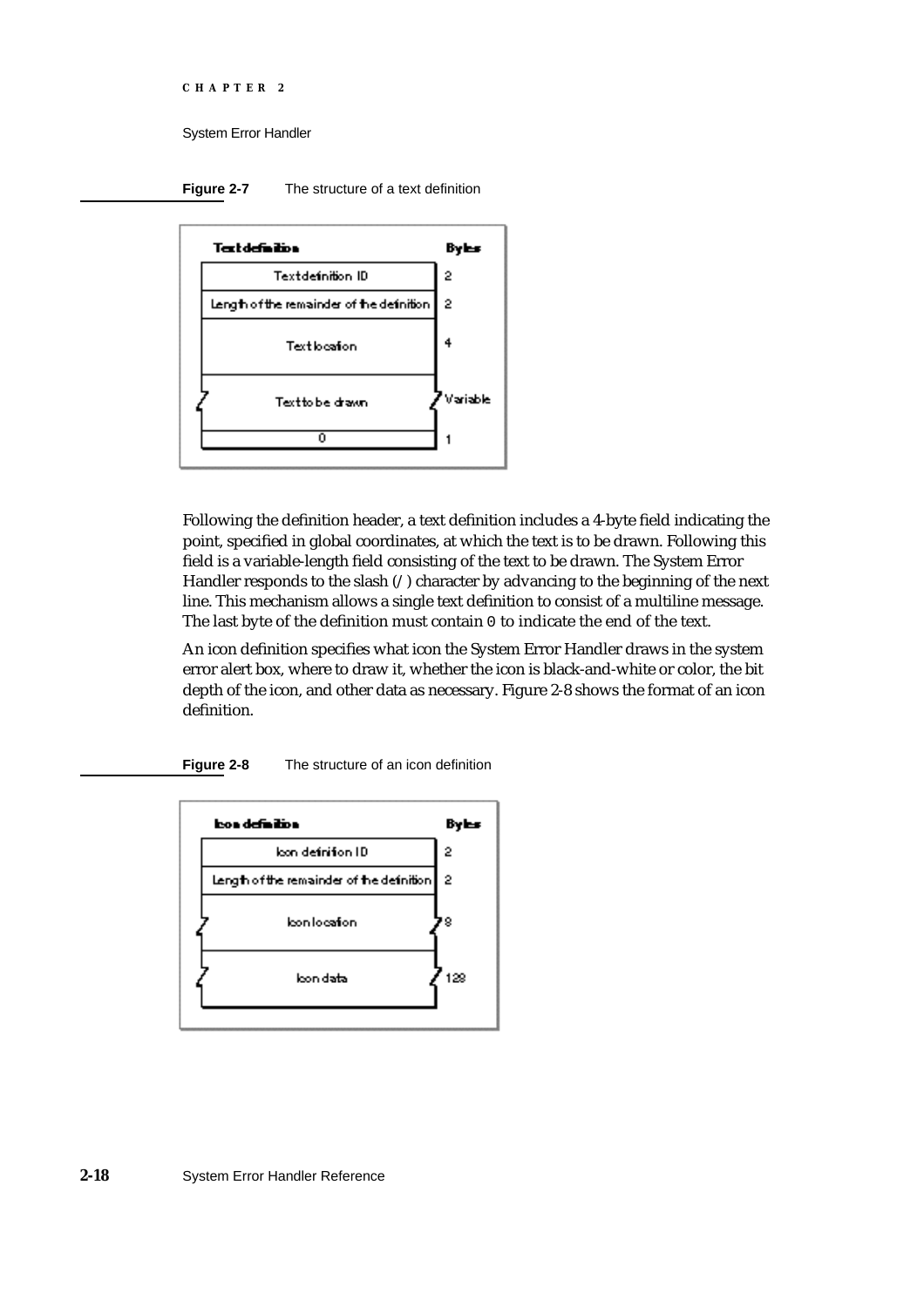**Figure 2-7** The structure of a text definition

| Text definition | Bytes |
|---|---|
| Text definition ID | 2 |
| Length of the remainder of the definition | 2 |
| Text location | 4 |
| Text to be drawn | Variable |
| 0 | 1 |

Following the definition header, a text definition includes a 4-byte field indicating the point, specified in global coordinates, at which the text is to be drawn. Following this field is a variable-length field consisting of the text to be drawn. The System Error Handler responds to the slash (/) character by advancing to the beginning of the next line. This mechanism allows a single text definition to consist of a multiline message. The last byte of the definition must contain 0 to indicate the end of the text.

An icon definition specifies what icon the System Error Handler draws in the system error alert box, where to draw it, whether the icon is black-and-white or color, the bit depth of the icon, and other data as necessary. Figure 2-8 shows the format of an icon definition.

**Figure 2-8** The structure of an icon definition

| Icon definition | Bytes |
|---|---|
| Icon definition ID | 2 |
| Length of the remainder of the definition | 2 |
| Icon location | 8 |
| Icon data | 128 |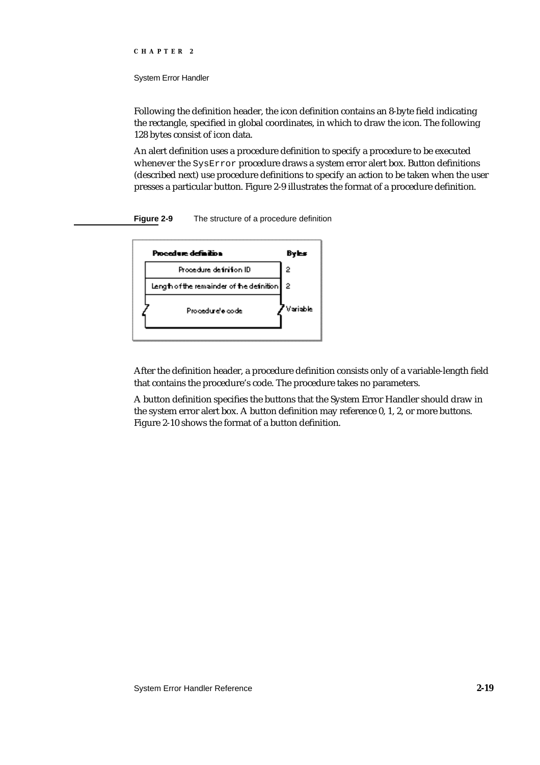Following the definition header, the icon definition contains an 8-byte field indicating the rectangle, specified in global coordinates, in which to draw the icon. The following 128 bytes consist of icon data.

An alert definition uses a procedure definition to specify a procedure to be executed whenever the `SysError` procedure draws a system error alert box. Button definitions (described next) use procedure definitions to specify an action to be taken when the user presses a particular button. Figure 2-9 illustrates the format of a procedure definition.

**Figure 2-9** The structure of a procedure definition

| Procedure definition | Bytes |
| --- | --- |
| Procedure definition ID | 2 |
| Length of the remainder of the definition | 2 |
| Procedure's code | Variable |

After the definition header, a procedure definition consists only of a variable-length field that contains the procedure's code. The procedure takes no parameters.

A button definition specifies the buttons that the System Error Handler should draw in the system error alert box. A button definition may reference 0, 1, 2, or more buttons. Figure 2-10 shows the format of a button definition.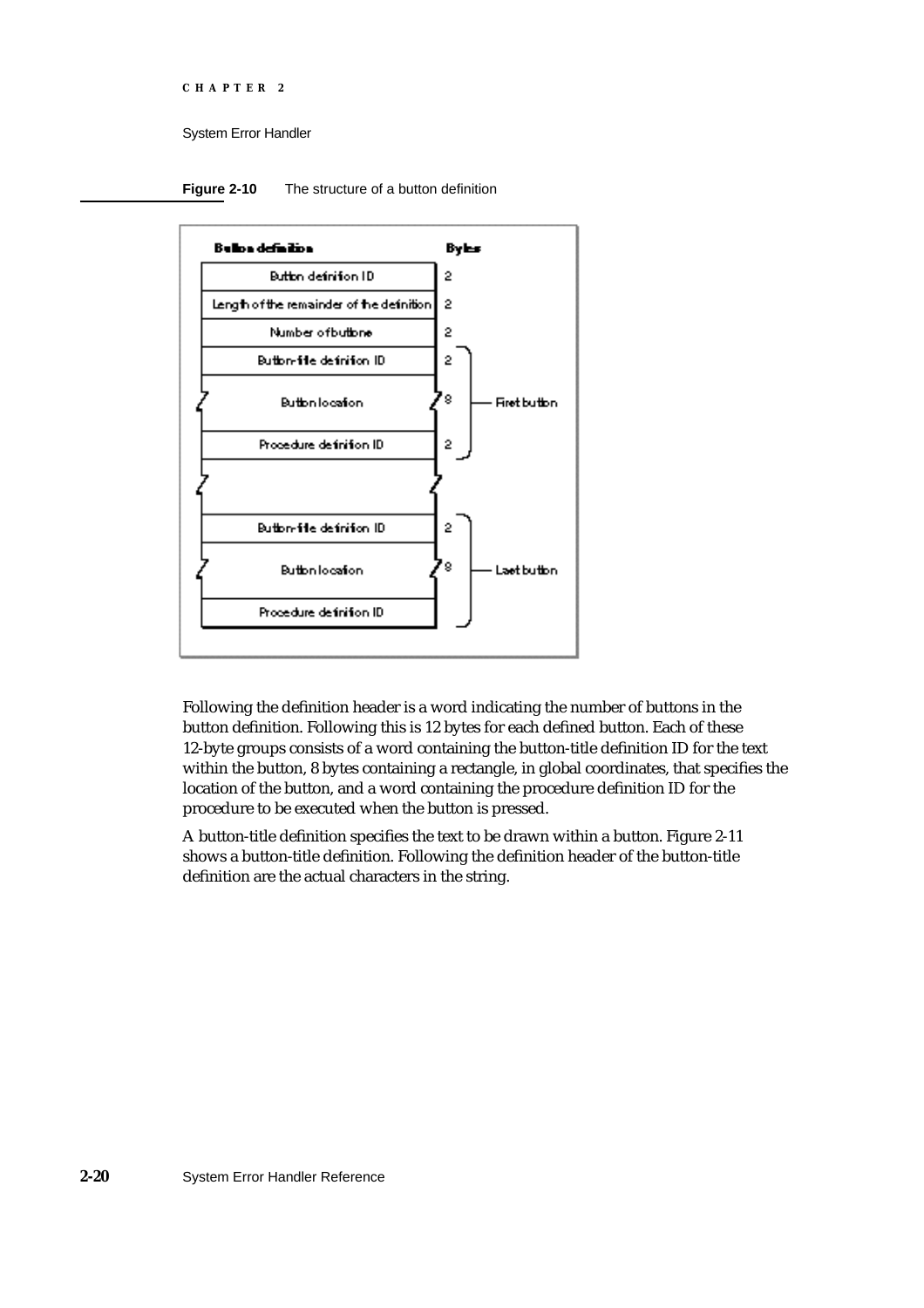**Figure 2-10** The structure of a button definition

| Button definition | Bytes | |
|---|---|---|
| Button definition ID | 2 | |
| Length of the remainder of the definition | 2 | |
| Number of buttons | 2 | |
| Button-title definition ID | 2 | First button |
| Button location | 8 | First button |
| Procedure definition ID | 2 | First button |
| ... | | |
| Button-title definition ID | 2 | Last button |
| Button location | 8 | Last button |
| Procedure definition ID | | Last button |

Following the definition header is a word indicating the number of buttons in the button definition. Following this is 12 bytes for each defined button. Each of these 12-byte groups consists of a word containing the button-title definition ID for the text within the button, 8 bytes containing a rectangle, in global coordinates, that specifies the location of the button, and a word containing the procedure definition ID for the procedure to be executed when the button is pressed.

A button-title definition specifies the text to be drawn within a button. Figure 2-11 shows a button-title definition. Following the definition header of the button-title definition are the actual characters in the string.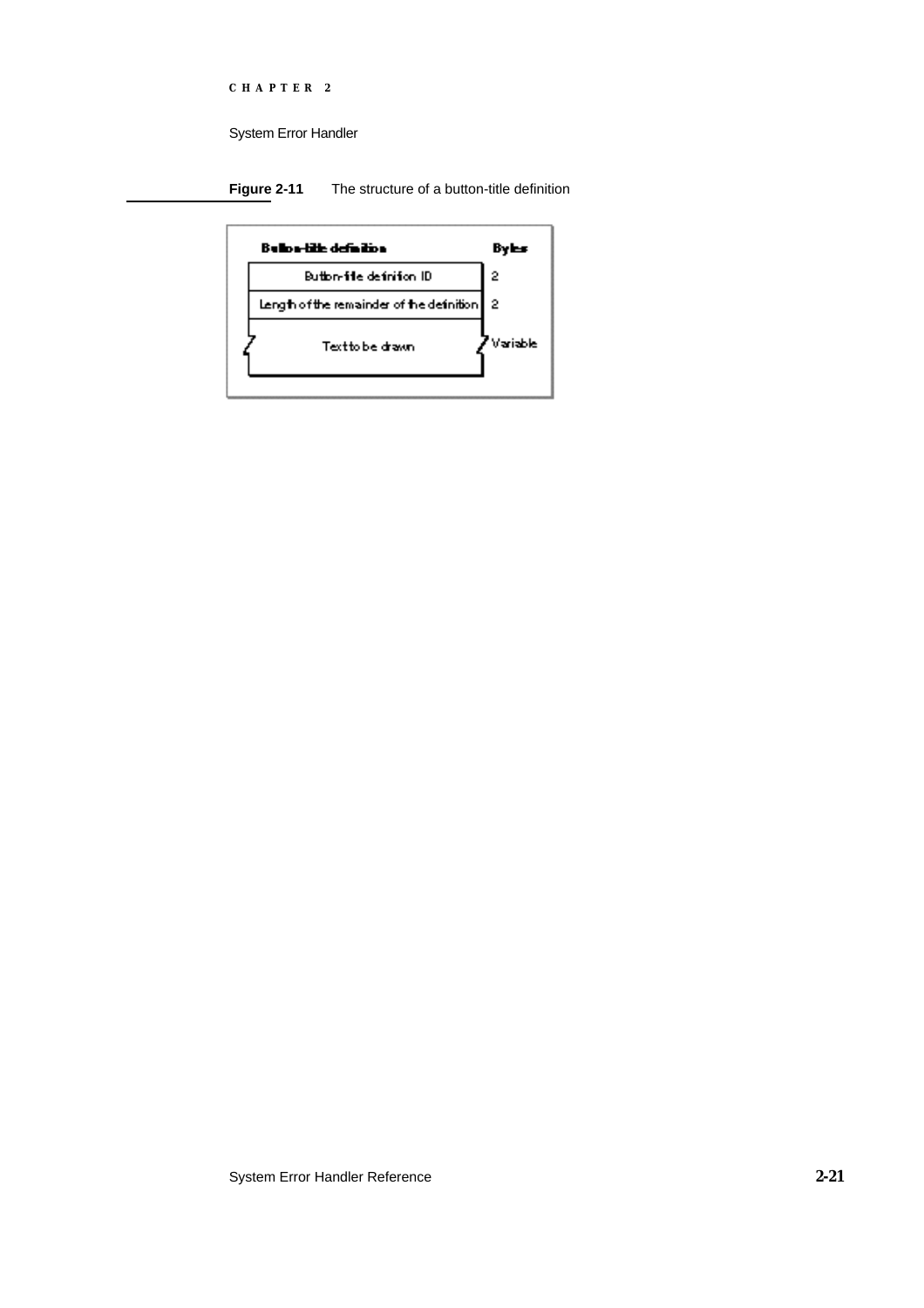**Figure 2-11** The structure of a button-title definition

| Button-title definition | Bytes |
| --- | --- |
| Button-title definition ID | 2 |
| Length of the remainder of the definition | 2 |
| Text to be drawn | Variable |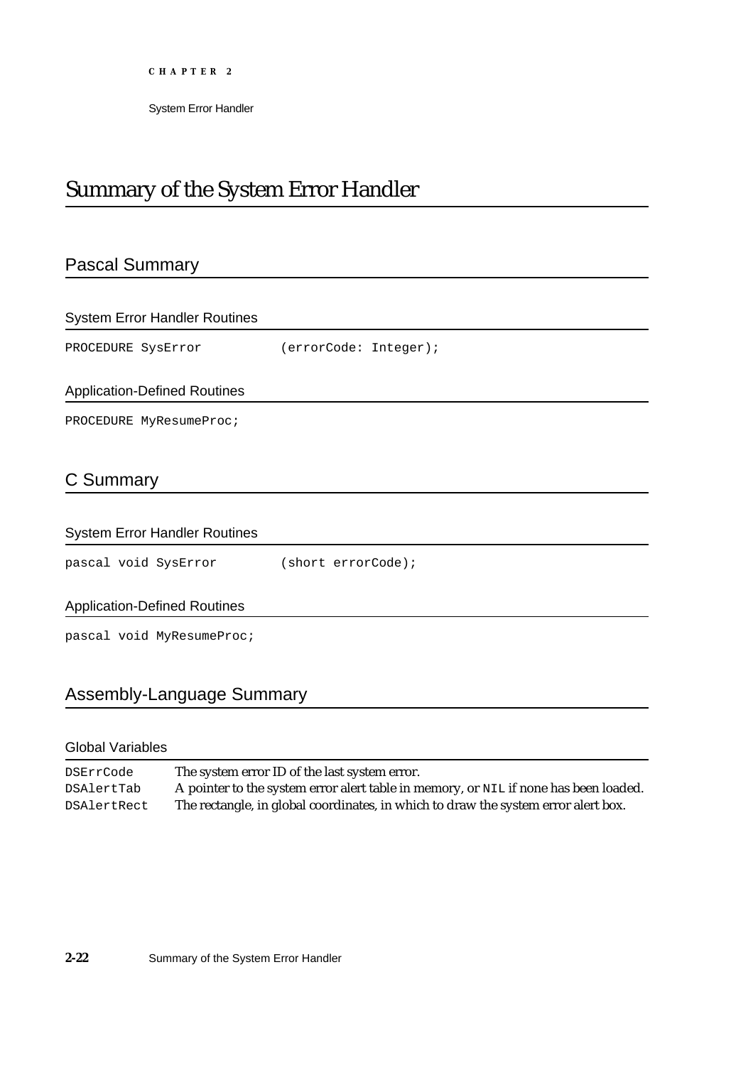# Summary of the System Error Handler

## Pascal Summary

### System Error Handler Routines

```
PROCEDURE SysError          (errorCode: Integer);
```

### Application-Defined Routines

```
PROCEDURE MyResumeProc;
```

## C Summary

### System Error Handler Routines

```
pascal void SysError        (short errorCode);
```

### Application-Defined Routines

```
pascal void MyResumeProc;
```

## Assembly-Language Summary

### Global Variables

| | |
|---|---|
| `DSErrCode` | The system error ID of the last system error. |
| `DSAlertTab` | A pointer to the system error alert table in memory, or `NIL` if none has been loaded. |
| `DSAlertRect` | The rectangle, in global coordinates, in which to draw the system error alert box. |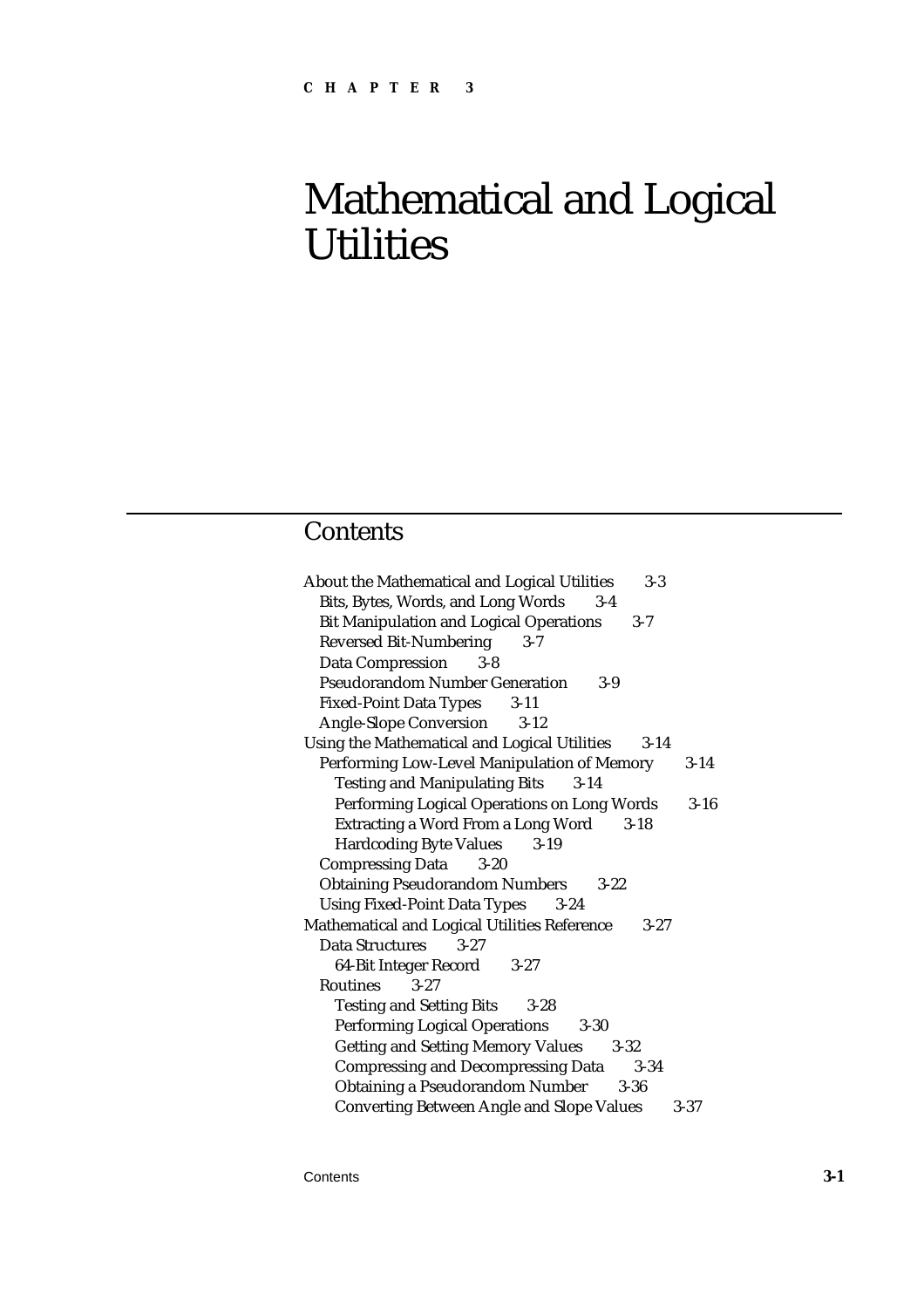CHAPTER 3

# Mathematical and Logical Utilities

## Contents

About the Mathematical and Logical Utilities 3-3
- Bits, Bytes, Words, and Long Words 3-4
- Bit Manipulation and Logical Operations 3-7
- Reversed Bit-Numbering 3-7
- Data Compression 3-8
- Pseudorandom Number Generation 3-9
- Fixed-Point Data Types 3-11
- Angle-Slope Conversion 3-12

Using the Mathematical and Logical Utilities 3-14
- Performing Low-Level Manipulation of Memory 3-14
  - Testing and Manipulating Bits 3-14
  - Performing Logical Operations on Long Words 3-16
  - Extracting a Word From a Long Word 3-18
  - Hardcoding Byte Values 3-19
- Compressing Data 3-20
- Obtaining Pseudorandom Numbers 3-22
- Using Fixed-Point Data Types 3-24

Mathematical and Logical Utilities Reference 3-27
- Data Structures 3-27
  - 64-Bit Integer Record 3-27
- Routines 3-27
  - Testing and Setting Bits 3-28
  - Performing Logical Operations 3-30
  - Getting and Setting Memory Values 3-32
  - Compressing and Decompressing Data 3-34
  - Obtaining a Pseudorandom Number 3-36
  - Converting Between Angle and Slope Values 3-37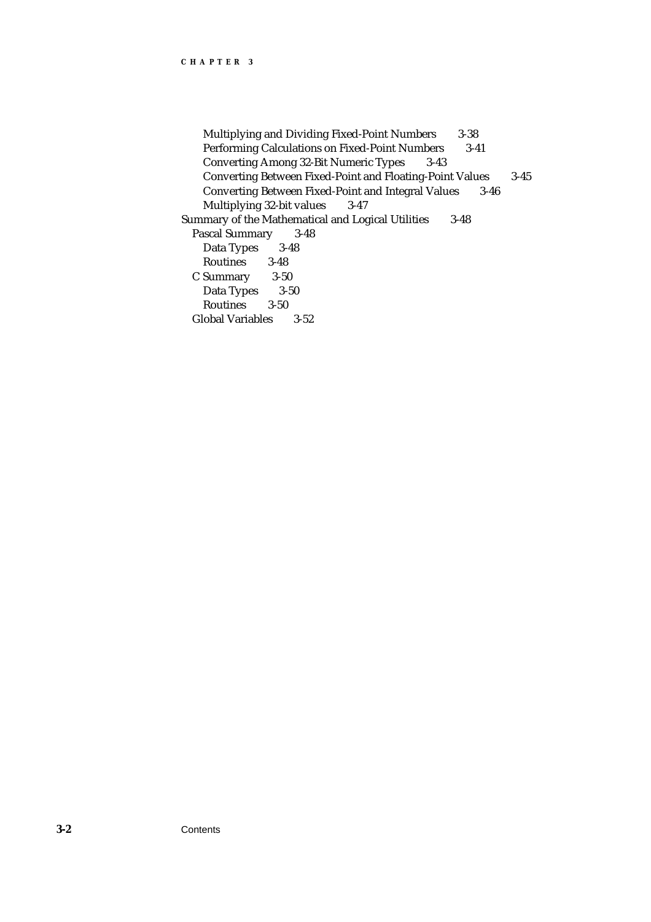- Multiplying and Dividing Fixed-Point Numbers 3-38
- Performing Calculations on Fixed-Point Numbers 3-41
- Converting Among 32-Bit Numeric Types 3-43
- Converting Between Fixed-Point and Floating-Point Values 3-45
- Converting Between Fixed-Point and Integral Values 3-46
- Multiplying 32-bit values 3-47

Summary of the Mathematical and Logical Utilities 3-48

- Pascal Summary 3-48
  - Data Types 3-48
  - Routines 3-48
- C Summary 3-50
  - Data Types 3-50
  - Routines 3-50
- Global Variables 3-52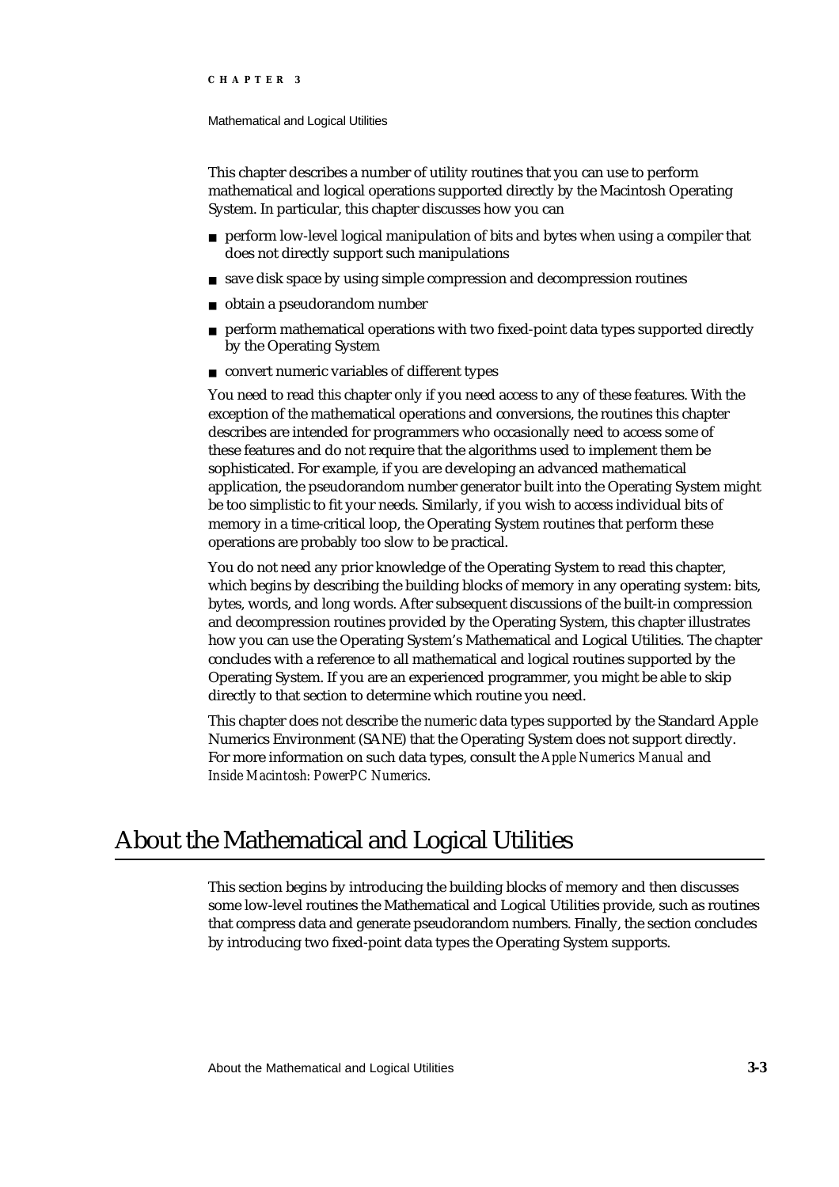This chapter describes a number of utility routines that you can use to perform mathematical and logical operations supported directly by the Macintosh Operating System. In particular, this chapter discusses how you can

- perform low-level logical manipulation of bits and bytes when using a compiler that does not directly support such manipulations
- save disk space by using simple compression and decompression routines
- obtain a pseudorandom number
- perform mathematical operations with two fixed-point data types supported directly by the Operating System
- convert numeric variables of different types

You need to read this chapter only if you need access to any of these features. With the exception of the mathematical operations and conversions, the routines this chapter describes are intended for programmers who occasionally need to access some of these features and do not require that the algorithms used to implement them be sophisticated. For example, if you are developing an advanced mathematical application, the pseudorandom number generator built into the Operating System might be too simplistic to fit your needs. Similarly, if you wish to access individual bits of memory in a time-critical loop, the Operating System routines that perform these operations are probably too slow to be practical.

You do not need any prior knowledge of the Operating System to read this chapter, which begins by describing the building blocks of memory in any operating system: bits, bytes, words, and long words. After subsequent discussions of the built-in compression and decompression routines provided by the Operating System, this chapter illustrates how you can use the Operating System's Mathematical and Logical Utilities. The chapter concludes with a reference to all mathematical and logical routines supported by the Operating System. If you are an experienced programmer, you might be able to skip directly to that section to determine which routine you need.

This chapter does not describe the numeric data types supported by the Standard Apple Numerics Environment (SANE) that the Operating System does not support directly. For more information on such data types, consult the *Apple Numerics Manual* and *Inside Macintosh: PowerPC Numerics*.

# About the Mathematical and Logical Utilities

This section begins by introducing the building blocks of memory and then discusses some low-level routines the Mathematical and Logical Utilities provide, such as routines that compress data and generate pseudorandom numbers. Finally, the section concludes by introducing two fixed-point data types the Operating System supports.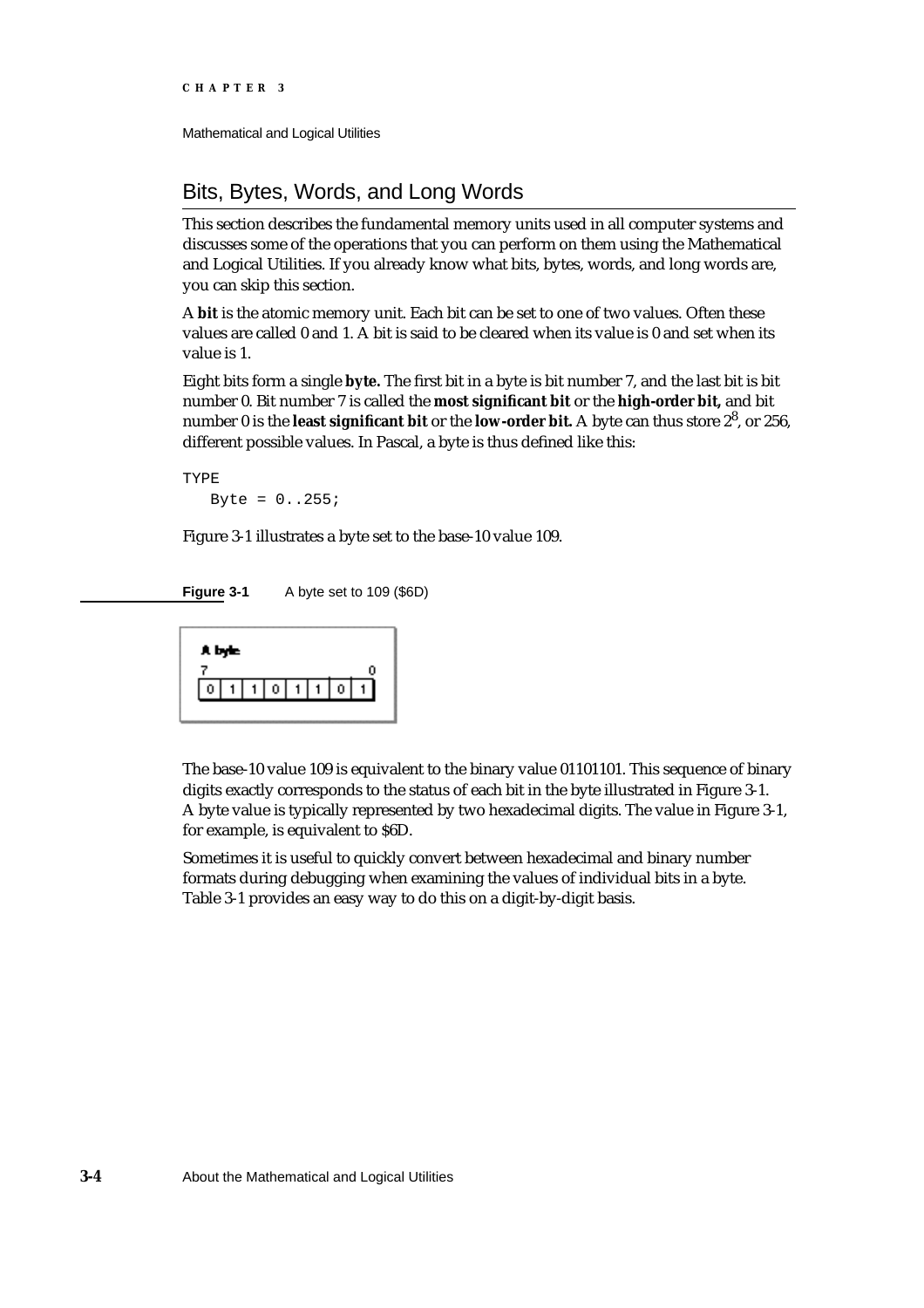## Bits, Bytes, Words, and Long Words

This section describes the fundamental memory units used in all computer systems and discusses some of the operations that you can perform on them using the Mathematical and Logical Utilities. If you already know what bits, bytes, words, and long words are, you can skip this section.

A **bit** is the atomic memory unit. Each bit can be set to one of two values. Often these values are called 0 and 1. A bit is said to be cleared when its value is 0 and set when its value is 1.

Eight bits form a single **byte.** The first bit in a byte is bit number 7, and the last bit is bit number 0. Bit number 7 is called the **most significant bit** or the **high-order bit,** and bit number 0 is the **least significant bit** or the **low-order bit.** A byte can thus store $2^8$, or 256, different possible values. In Pascal, a byte is thus defined like this:

```
TYPE
   Byte = 0..255;
```

Figure 3-1 illustrates a byte set to the base-10 value 109.

**Figure 3-1** A byte set to 109 ($6D)

| 7 | | | | | | | 0 |
|---|---|---|---|---|---|---|---|
| 0 | 1 | 1 | 0 | 1 | 1 | 0 | 1 |

The base-10 value 109 is equivalent to the binary value 01101101. This sequence of binary digits exactly corresponds to the status of each bit in the byte illustrated in Figure 3-1. A byte value is typically represented by two hexadecimal digits. The value in Figure 3-1, for example, is equivalent to $6D.

Sometimes it is useful to quickly convert between hexadecimal and binary number formats during debugging when examining the values of individual bits in a byte. Table 3-1 provides an easy way to do this on a digit-by-digit basis.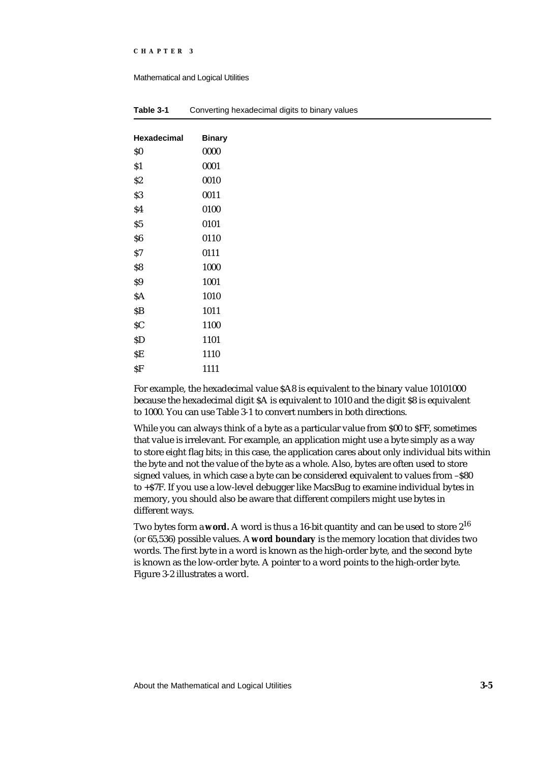**Table 3-1** Converting hexadecimal digits to binary values

| Hexadecimal | Binary |
|---|---|
| $0 | 0000 |
| $1 | 0001 |
| $2 | 0010 |
| $3 | 0011 |
| $4 | 0100 |
| $5 | 0101 |
| $6 | 0110 |
| $7 | 0111 |
| $8 | 1000 |
| $9 | 1001 |
| $A | 1010 |
| $B | 1011 |
| $C | 1100 |
| $D | 1101 |
| $E | 1110 |
| $F | 1111 |

For example, the hexadecimal value $A8 is equivalent to the binary value 10101000 because the hexadecimal digit $A is equivalent to 1010 and the digit $8 is equivalent to 1000. You can use Table 3-1 to convert numbers in both directions.

While you can always think of a byte as a particular value from $00 to $FF, sometimes that value is irrelevant. For example, an application might use a byte simply as a way to store eight flag bits; in this case, the application cares about only individual bits within the byte and not the value of the byte as a whole. Also, bytes are often used to store signed values, in which case a byte can be considered equivalent to values from –$80 to +$7F. If you use a low-level debugger like MacsBug to examine individual bytes in memory, you should also be aware that different compilers might use bytes in different ways.

Two bytes form a **word.** A word is thus a 16-bit quantity and can be used to store $2^{16}$ (or 65,536) possible values. A **word boundary** is the memory location that divides two words. The first byte in a word is known as the high-order byte, and the second byte is known as the low-order byte. A pointer to a word points to the high-order byte. Figure 3-2 illustrates a word.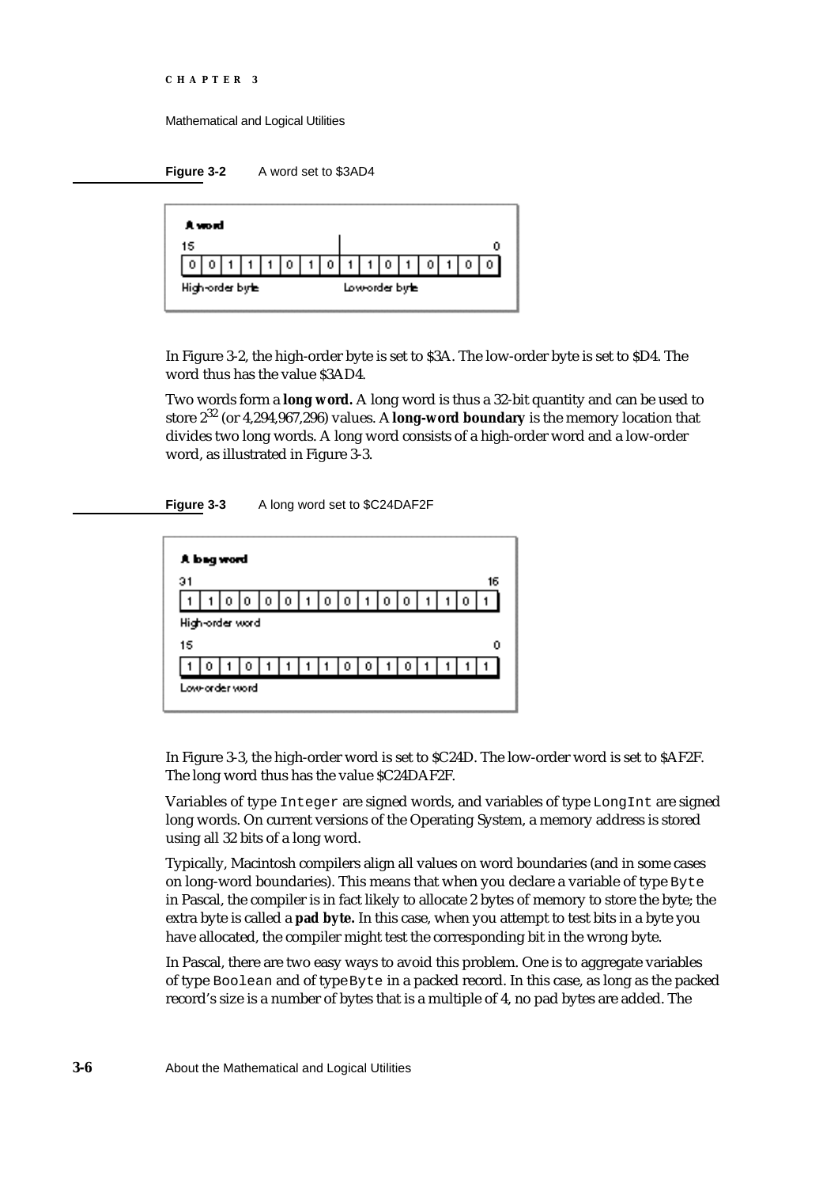**Figure 3-2** A word set to $3AD4

| A word | | | | | | | | | | | | | | | |
|---|---|---|---|---|---|---|---|---|---|---|---|---|---|---|---|
| 15 | | | | | | | | | | | | | | | 0 |
| 0 | 0 | 1 | 1 | 1 | 0 | 1 | 0 | 1 | 1 | 0 | 1 | 0 | 1 | 0 | 0 |
| High-order byte | | | | | | | | Low-order byte | | | | | | | |

In Figure 3-2, the high-order byte is set to $3A. The low-order byte is set to $D4. The word thus has the value $3AD4.

Two words form a **long word.** A long word is thus a 32-bit quantity and can be used to store $2^{32}$ (or 4,294,967,296) values. A **long-word boundary** is the memory location that divides two long words. A long word consists of a high-order word and a low-order word, as illustrated in Figure 3-3.

**Figure 3-3** A long word set to $C24DAF2F

| A long word | | | | | | | | | | | | | | | |
|---|---|---|---|---|---|---|---|---|---|---|---|---|---|---|---|
| 31 | | | | | | | | | | | | | | | 16 |
| 1 | 1 | 0 | 0 | 0 | 0 | 1 | 0 | 0 | 1 | 0 | 0 | 1 | 1 | 0 | 1 |
| High-order word | | | | | | | | | | | | | | | |
| 15 | | | | | | | | | | | | | | | 0 |
| 1 | 0 | 1 | 0 | 1 | 1 | 1 | 1 | 0 | 0 | 1 | 0 | 1 | 1 | 1 | 1 |
| Low-order word | | | | | | | | | | | | | | | |

In Figure 3-3, the high-order word is set to $C24D. The low-order word is set to $AF2F. The long word thus has the value $C24DAF2F.

Variables of type `Integer` are signed words, and variables of type `LongInt` are signed long words. On current versions of the Operating System, a memory address is stored using all 32 bits of a long word.

Typically, Macintosh compilers align all values on word boundaries (and in some cases on long-word boundaries). This means that when you declare a variable of type `Byte` in Pascal, the compiler is in fact likely to allocate 2 bytes of memory to store the byte; the extra byte is called a **pad byte.** In this case, when you attempt to test bits in a byte you have allocated, the compiler might test the corresponding bit in the wrong byte.

In Pascal, there are two easy ways to avoid this problem. One is to aggregate variables of type `Boolean` and of type `Byte` in a packed record. In this case, as long as the packed record's size is a number of bytes that is a multiple of 4, no pad bytes are added. The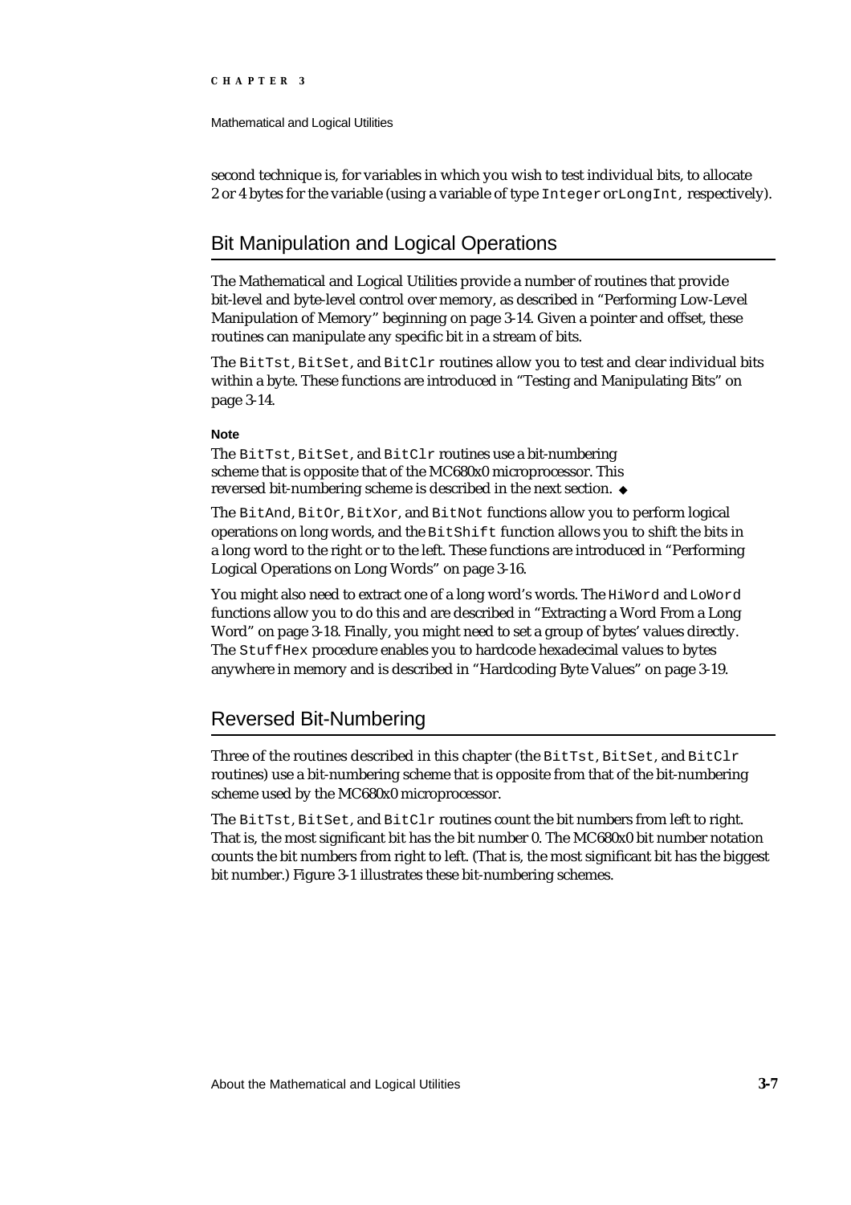second technique is, for variables in which you wish to test individual bits, to allocate 2 or 4 bytes for the variable (using a variable of type `Integer` or `LongInt`, respectively).

## Bit Manipulation and Logical Operations

The Mathematical and Logical Utilities provide a number of routines that provide bit-level and byte-level control over memory, as described in "Performing Low-Level Manipulation of Memory" beginning on page 3-14. Given a pointer and offset, these routines can manipulate any specific bit in a stream of bits.

The `BitTst`, `BitSet`, and `BitClr` routines allow you to test and clear individual bits within a byte. These functions are introduced in "Testing and Manipulating Bits" on page 3-14.

**Note**

The `BitTst`, `BitSet`, and `BitClr` routines use a bit-numbering scheme that is opposite that of the MC680x0 microprocessor. This reversed bit-numbering scheme is described in the next section. ◆

The `BitAnd`, `BitOr`, `BitXor`, and `BitNot` functions allow you to perform logical operations on long words, and the `BitShift` function allows you to shift the bits in a long word to the right or to the left. These functions are introduced in "Performing Logical Operations on Long Words" on page 3-16.

You might also need to extract one of a long word's words. The `HiWord` and `LoWord` functions allow you to do this and are described in "Extracting a Word From a Long Word" on page 3-18. Finally, you might need to set a group of bytes' values directly. The `StuffHex` procedure enables you to hardcode hexadecimal values to bytes anywhere in memory and is described in "Hardcoding Byte Values" on page 3-19.

## Reversed Bit-Numbering

Three of the routines described in this chapter (the `BitTst`, `BitSet`, and `BitClr` routines) use a bit-numbering scheme that is opposite from that of the bit-numbering scheme used by the MC680x0 microprocessor.

The `BitTst`, `BitSet`, and `BitClr` routines count the bit numbers from left to right. That is, the most significant bit has the bit number 0. The MC680x0 bit number notation counts the bit numbers from right to left. (That is, the most significant bit has the biggest bit number.) Figure 3-1 illustrates these bit-numbering schemes.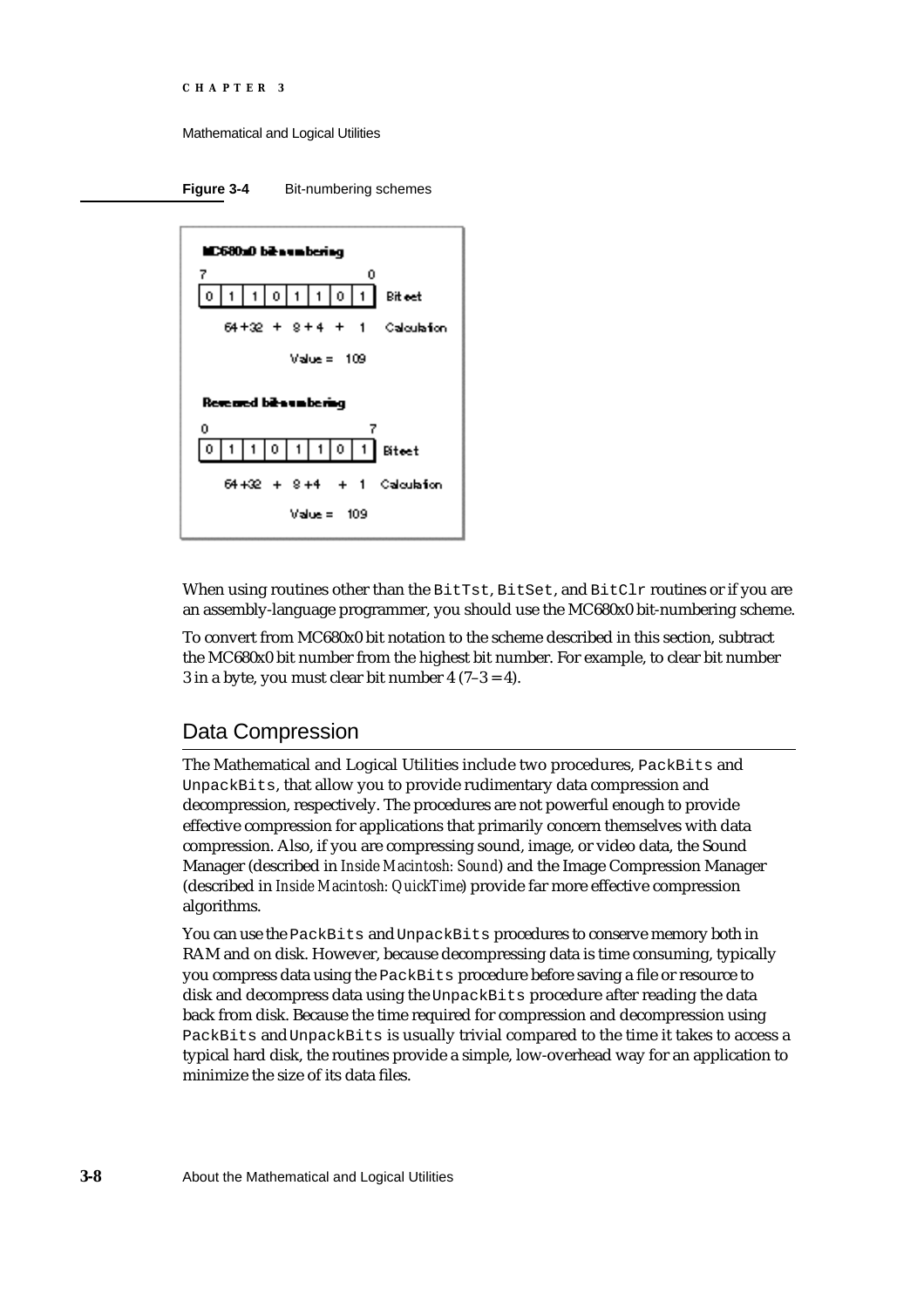**Figure 3-4** Bit-numbering schemes

MC680x0 bit-numbering

| 7 | | | | | | | 0 | |
|---|---|---|---|---|---|---|---|---|
| 0 | 1 | 1 | 0 | 1 | 1 | 0 | 1 | Bit set |

64 + 32 + 8 + 4 + 1 Calculation

Value = 109

Reversed bit-numbering

| 0 | | | | | | | 7 | |
|---|---|---|---|---|---|---|---|---|
| 0 | 1 | 1 | 0 | 1 | 1 | 0 | 1 | Bit set |

64 + 32 + 8 + 4 + 1 Calculation

Value = 109

When using routines other than the `BitTst`, `BitSet`, and `BitClr` routines or if you are an assembly-language programmer, you should use the MC680x0 bit-numbering scheme.

To convert from MC680x0 bit notation to the scheme described in this section, subtract the MC680x0 bit number from the highest bit number. For example, to clear bit number 3 in a byte, you must clear bit number 4 (7–3 = 4).

## Data Compression

The Mathematical and Logical Utilities include two procedures, `PackBits` and `UnpackBits`, that allow you to provide rudimentary data compression and decompression, respectively. The procedures are not powerful enough to provide effective compression for applications that primarily concern themselves with data compression. Also, if you are compressing sound, image, or video data, the Sound Manager (described in *Inside Macintosh: Sound*) and the Image Compression Manager (described in *Inside Macintosh: QuickTime*) provide far more effective compression algorithms.

You can use the `PackBits` and `UnpackBits` procedures to conserve memory both in RAM and on disk. However, because decompressing data is time consuming, typically you compress data using the `PackBits` procedure before saving a file or resource to disk and decompress data using the `UnpackBits` procedure after reading the data back from disk. Because the time required for compression and decompression using `PackBits` and `UnpackBits` is usually trivial compared to the time it takes to access a typical hard disk, the routines provide a simple, low-overhead way for an application to minimize the size of its data files.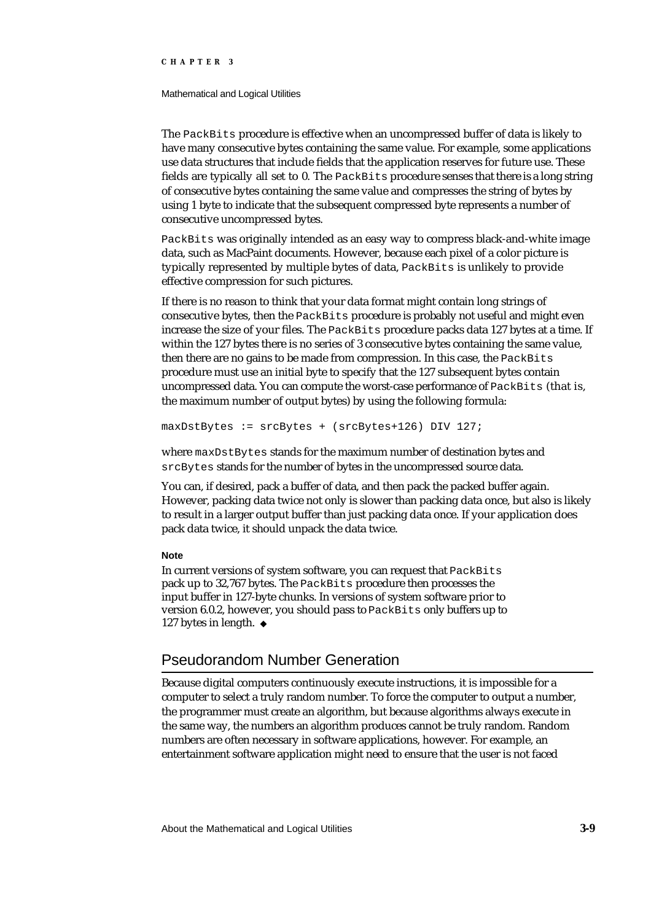The `PackBits` procedure is effective when an uncompressed buffer of data is likely to have many consecutive bytes containing the same value. For example, some applications use data structures that include fields that the application reserves for future use. These fields are typically all set to 0. The `PackBits` procedure senses that there is a long string of consecutive bytes containing the same value and compresses the string of bytes by using 1 byte to indicate that the subsequent compressed byte represents a number of consecutive uncompressed bytes.

`PackBits` was originally intended as an easy way to compress black-and-white image data, such as MacPaint documents. However, because each pixel of a color picture is typically represented by multiple bytes of data, `PackBits` is unlikely to provide effective compression for such pictures.

If there is no reason to think that your data format might contain long strings of consecutive bytes, then the `PackBits` procedure is probably not useful and might even increase the size of your files. The `PackBits` procedure packs data 127 bytes at a time. If within the 127 bytes there is no series of 3 consecutive bytes containing the same value, then there are no gains to be made from compression. In this case, the `PackBits` procedure must use an initial byte to specify that the 127 subsequent bytes contain uncompressed data. You can compute the worst-case performance of `PackBits` (that is, the maximum number of output bytes) by using the following formula:

```
maxDstBytes := srcBytes + (srcBytes+126) DIV 127;
```

where `maxDstBytes` stands for the maximum number of destination bytes and `srcBytes` stands for the number of bytes in the uncompressed source data.

You can, if desired, pack a buffer of data, and then pack the packed buffer again. However, packing data twice not only is slower than packing data once, but also is likely to result in a larger output buffer than just packing data once. If your application does pack data twice, it should unpack the data twice.

**Note**

In current versions of system software, you can request that `PackBits` pack up to 32,767 bytes. The `PackBits` procedure then processes the input buffer in 127-byte chunks. In versions of system software prior to version 6.0.2, however, you should pass to `PackBits` only buffers up to 127 bytes in length. ◆

## Pseudorandom Number Generation

Because digital computers continuously execute instructions, it is impossible for a computer to select a truly random number. To force the computer to output a number, the programmer must create an algorithm, but because algorithms always execute in the same way, the numbers an algorithm produces cannot be truly random. Random numbers are often necessary in software applications, however. For example, an entertainment software application might need to ensure that the user is not faced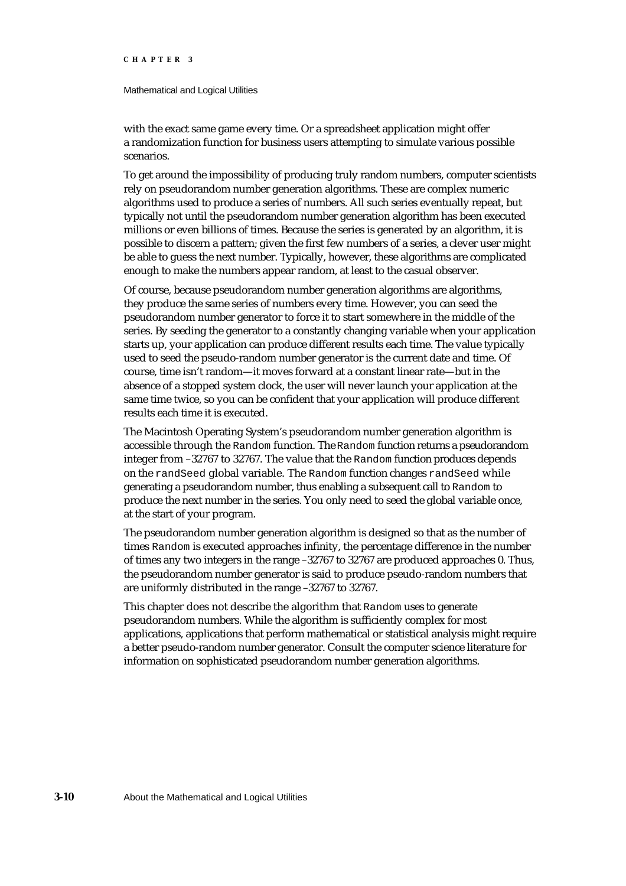with the exact same game every time. Or a spreadsheet application might offer a randomization function for business users attempting to simulate various possible scenarios.

To get around the impossibility of producing truly random numbers, computer scientists rely on pseudorandom number generation algorithms. These are complex numeric algorithms used to produce a series of numbers. All such series eventually repeat, but typically not until the pseudorandom number generation algorithm has been executed millions or even billions of times. Because the series is generated by an algorithm, it is possible to discern a pattern; given the first few numbers of a series, a clever user might be able to guess the next number. Typically, however, these algorithms are complicated enough to make the numbers appear random, at least to the casual observer.

Of course, because pseudorandom number generation algorithms are algorithms, they produce the same series of numbers every time. However, you can seed the pseudorandom number generator to force it to start somewhere in the middle of the series. By seeding the generator to a constantly changing variable when your application starts up, your application can produce different results each time. The value typically used to seed the pseudo-random number generator is the current date and time. Of course, time isn't random—it moves forward at a constant linear rate—but in the absence of a stopped system clock, the user will never launch your application at the same time twice, so you can be confident that your application will produce different results each time it is executed.

The Macintosh Operating System's pseudorandom number generation algorithm is accessible through the `Random` function. The `Random` function returns a pseudorandom integer from –32767 to 32767. The value that the `Random` function produces depends on the `randSeed` global variable. The `Random` function changes `randSeed` while generating a pseudorandom number, thus enabling a subsequent call to `Random` to produce the next number in the series. You only need to seed the global variable once, at the start of your program.

The pseudorandom number generation algorithm is designed so that as the number of times `Random` is executed approaches infinity, the percentage difference in the number of times any two integers in the range –32767 to 32767 are produced approaches 0. Thus, the pseudorandom number generator is said to produce pseudo-random numbers that are uniformly distributed in the range –32767 to 32767.

This chapter does not describe the algorithm that `Random` uses to generate pseudorandom numbers. While the algorithm is sufficiently complex for most applications, applications that perform mathematical or statistical analysis might require a better pseudo-random number generator. Consult the computer science literature for information on sophisticated pseudorandom number generation algorithms.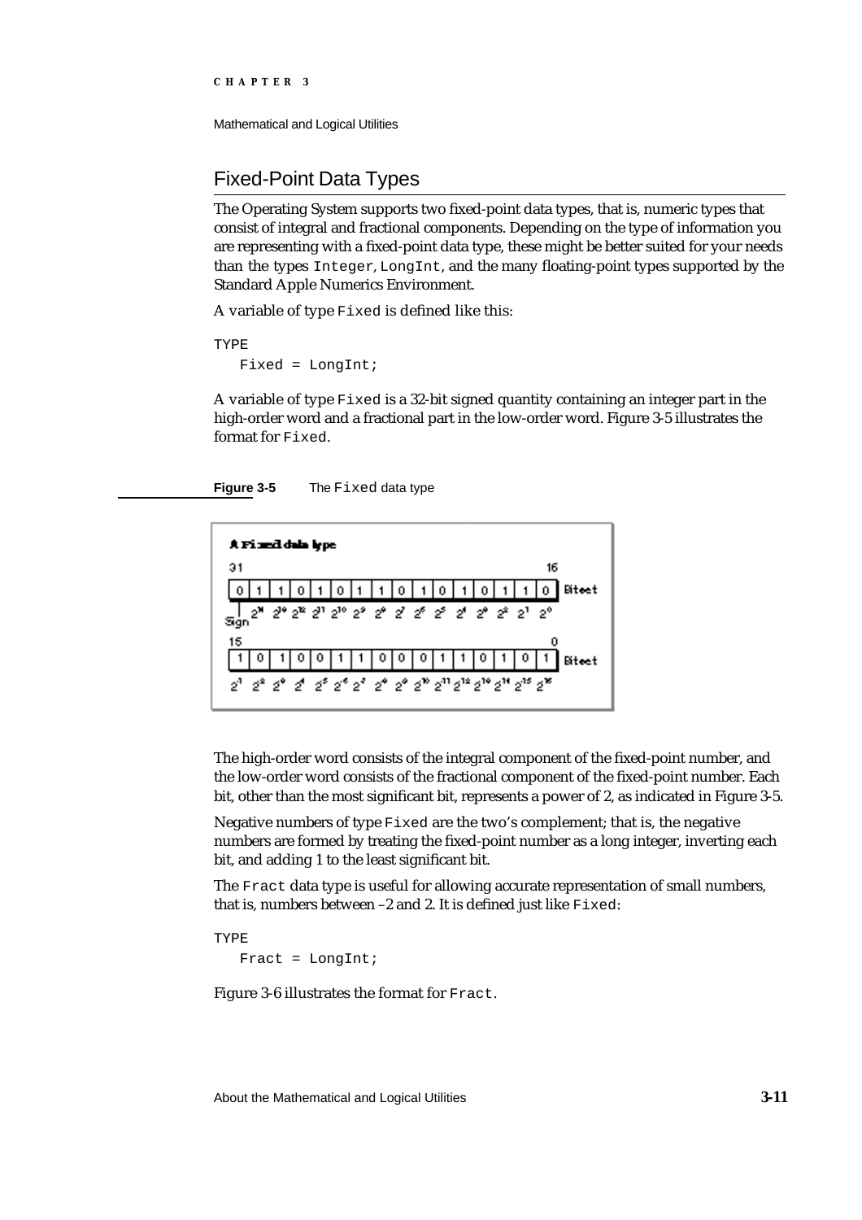## Fixed-Point Data Types

The Operating System supports two fixed-point data types, that is, numeric types that consist of integral and fractional components. Depending on the type of information you are representing with a fixed-point data type, these might be better suited for your needs than the types `Integer`, `LongInt`, and the many floating-point types supported by the Standard Apple Numerics Environment.

A variable of type `Fixed` is defined like this:

```
TYPE
   Fixed = LongInt;
```

A variable of type `Fixed` is a 32-bit signed quantity containing an integer part in the high-order word and a fractional part in the low-order word. Figure 3-5 illustrates the format for `Fixed`.

**Figure 3-5** The `Fixed` data type

The high-order word consists of the integral component of the fixed-point number, and the low-order word consists of the fractional component of the fixed-point number. Each bit, other than the most significant bit, represents a power of 2, as indicated in Figure 3-5.

Negative numbers of type `Fixed` are the two's complement; that is, the negative numbers are formed by treating the fixed-point number as a long integer, inverting each bit, and adding 1 to the least significant bit.

The `Fract` data type is useful for allowing accurate representation of small numbers, that is, numbers between –2 and 2. It is defined just like `Fixed`:

```
TYPE
   Fract = LongInt;
```

Figure 3-6 illustrates the format for `Fract`.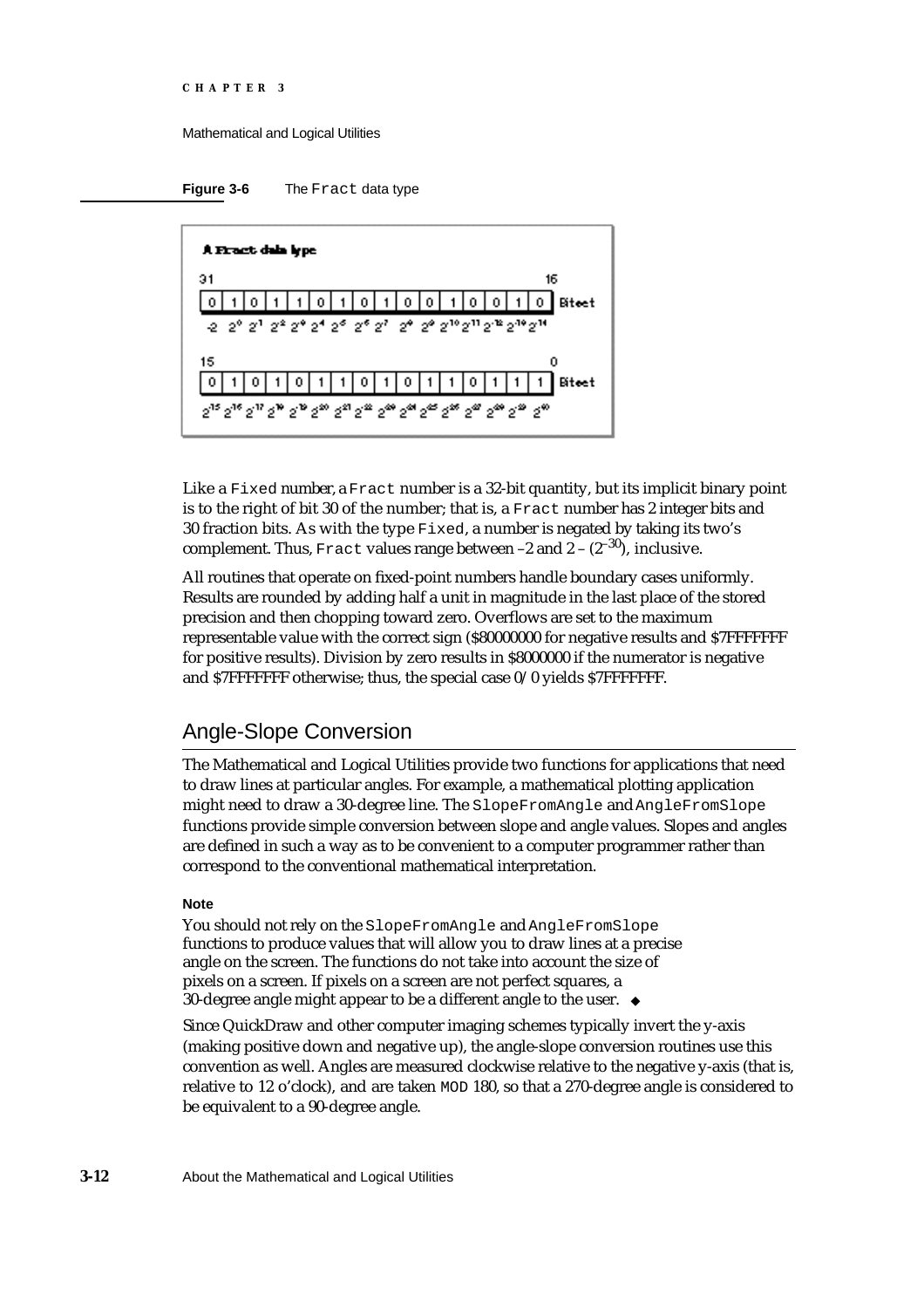**Figure 3-6** The `Fract` data type

Like a `Fixed` number, a `Fract` number is a 32-bit quantity, but its implicit binary point is to the right of bit 30 of the number; that is, a `Fract` number has 2 integer bits and 30 fraction bits. As with the type `Fixed`, a number is negated by taking its two's complement. Thus, `Fract` values range between –2 and 2 – ($2^{-30}$), inclusive.

All routines that operate on fixed-point numbers handle boundary cases uniformly. Results are rounded by adding half a unit in magnitude in the last place of the stored precision and then chopping toward zero. Overflows are set to the maximum representable value with the correct sign ($80000000 for negative results and $7FFFFFFF for positive results). Division by zero results in $8000000 if the numerator is negative and $7FFFFFFF otherwise; thus, the special case 0/0 yields $7FFFFFFF.

## Angle-Slope Conversion

The Mathematical and Logical Utilities provide two functions for applications that need to draw lines at particular angles. For example, a mathematical plotting application might need to draw a 30-degree line. The `SlopeFromAngle` and `AngleFromSlope` functions provide simple conversion between slope and angle values. Slopes and angles are defined in such a way as to be convenient to a computer programmer rather than correspond to the conventional mathematical interpretation.

**Note**

You should not rely on the `SlopeFromAngle` and `AngleFromSlope` functions to produce values that will allow you to draw lines at a precise angle on the screen. The functions do not take into account the size of pixels on a screen. If pixels on a screen are not perfect squares, a 30-degree angle might appear to be a different angle to the user. ◆

Since QuickDraw and other computer imaging schemes typically invert the y-axis (making positive down and negative up), the angle-slope conversion routines use this convention as well. Angles are measured clockwise relative to the negative y-axis (that is, relative to 12 o'clock), and are taken `MOD` 180, so that a 270-degree angle is considered to be equivalent to a 90-degree angle.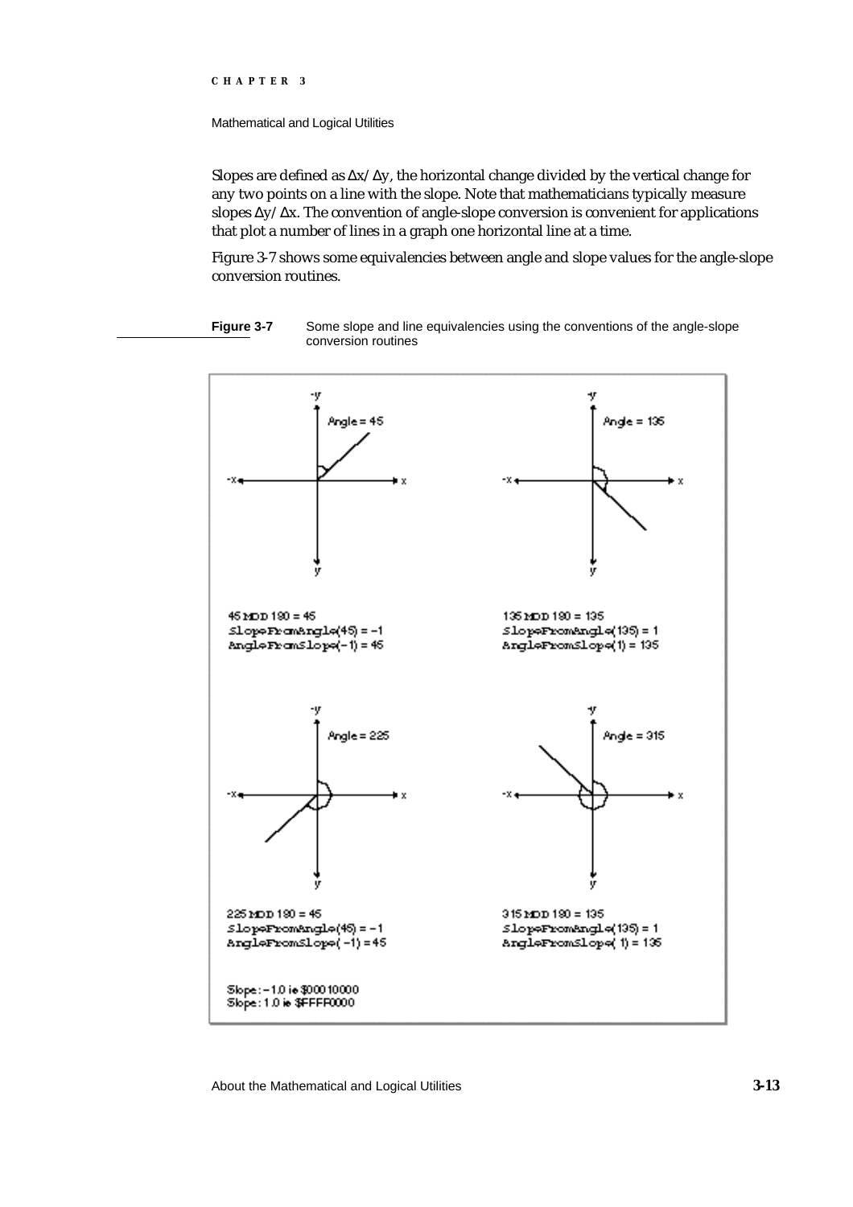Slopes are defined as $\Delta x/\Delta y$, the horizontal change divided by the vertical change for any two points on a line with the slope. Note that mathematicians typically measure slopes $\Delta y/\Delta x$. The convention of angle-slope conversion is convenient for applications that plot a number of lines in a graph one horizontal line at a time.

Figure 3-7 shows some equivalencies between angle and slope values for the angle-slope conversion routines.

**Figure 3-7** Some slope and line equivalencies using the conventions of the angle-slope conversion routines

```
45 MOD 180 = 45
SlopeFromAngle(45) = -1
AngleFromSlope(-1) = 45

135 MOD 180 = 135
SlopeFromAngle(135) = 1
AngleFromSlope(1) = 135

225 MOD 180 = 45
SlopeFromAngle(45) = -1
AngleFromSlope(-1) = 45

315 MOD 180 = 135
SlopeFromAngle(135) = 1
AngleFromSlope(1) = 135

Slope: -1.0 is $00010000
Slope: 1.0 is $FFFF0000
```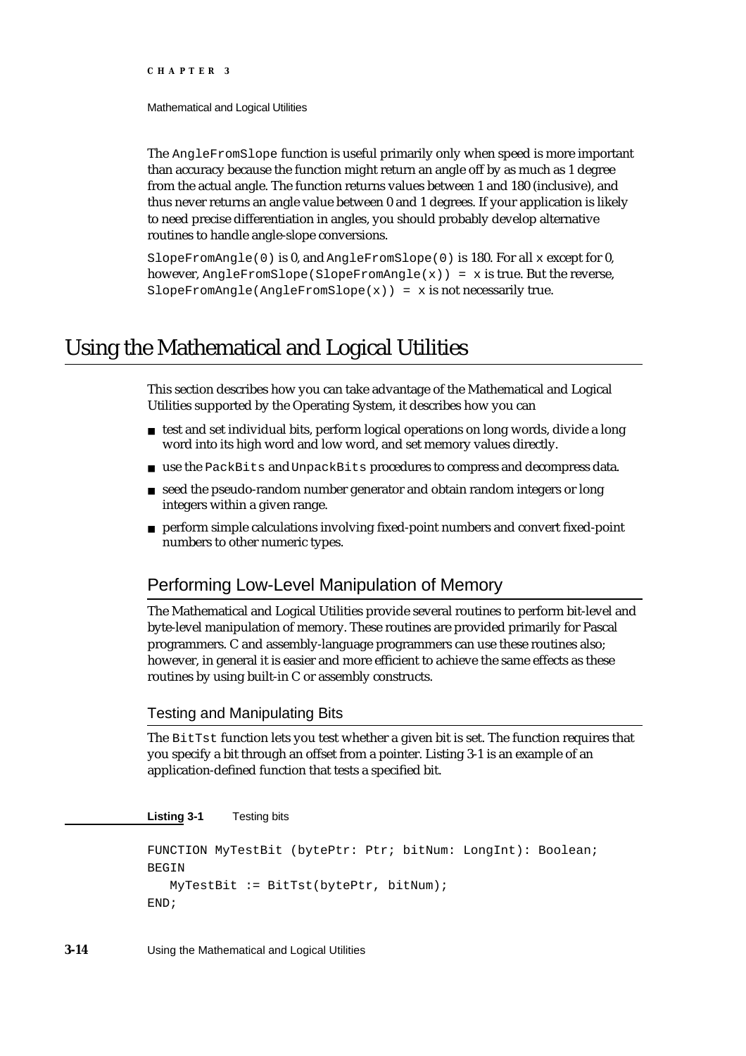The `AngleFromSlope` function is useful primarily only when speed is more important than accuracy because the function might return an angle off by as much as 1 degree from the actual angle. The function returns values between 1 and 180 (inclusive), and thus never returns an angle value between 0 and 1 degrees. If your application is likely to need precise differentiation in angles, you should probably develop alternative routines to handle angle-slope conversions.

`SlopeFromAngle(0)` is 0, and `AngleFromSlope(0)` is 180. For all `x` except for 0, however, `AngleFromSlope(SlopeFromAngle(x)) = x` is true. But the reverse, `SlopeFromAngle(AngleFromSlope(x)) = x` is not necessarily true.

# Using the Mathematical and Logical Utilities

This section describes how you can take advantage of the Mathematical and Logical Utilities supported by the Operating System, it describes how you can

- test and set individual bits, perform logical operations on long words, divide a long word into its high word and low word, and set memory values directly.
- use the `PackBits` and `UnpackBits` procedures to compress and decompress data.
- seed the pseudo-random number generator and obtain random integers or long integers within a given range.
- perform simple calculations involving fixed-point numbers and convert fixed-point numbers to other numeric types.

## Performing Low-Level Manipulation of Memory

The Mathematical and Logical Utilities provide several routines to perform bit-level and byte-level manipulation of memory. These routines are provided primarily for Pascal programmers. C and assembly-language programmers can use these routines also; however, in general it is easier and more efficient to achieve the same effects as these routines by using built-in C or assembly constructs.

### Testing and Manipulating Bits

The `BitTst` function lets you test whether a given bit is set. The function requires that you specify a bit through an offset from a pointer. Listing 3-1 is an example of an application-defined function that tests a specified bit.

**Listing 3-1** Testing bits

```
FUNCTION MyTestBit (bytePtr: Ptr; bitNum: LongInt): Boolean;
BEGIN
   MyTestBit := BitTst(bytePtr, bitNum);
END;
```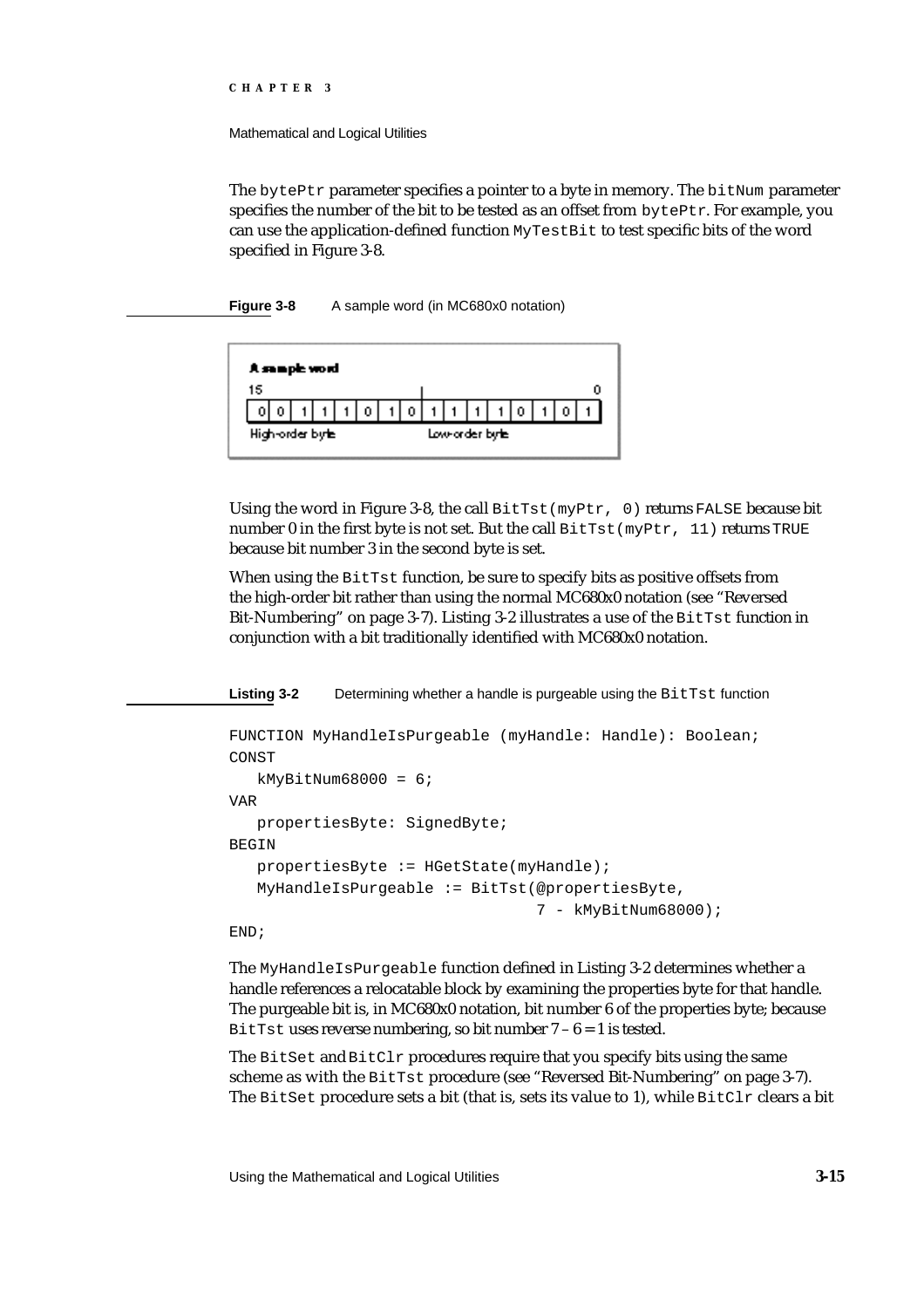The `bytePtr` parameter specifies a pointer to a byte in memory. The `bitNum` parameter specifies the number of the bit to be tested as an offset from `bytePtr`. For example, you can use the application-defined function `MyTestBit` to test specific bits of the word specified in Figure 3-8.

**Figure 3-8** A sample word (in MC680x0 notation)

| A sample word | | | | | | | | | | | | | | | |
|---|---|---|---|---|---|---|---|---|---|---|---|---|---|---|---|
| 15 | | | | | | | | | | | | | | | 0 |
| 0 | 0 | 1 | 1 | 1 | 0 | 1 | 0 | 1 | 1 | 1 | 1 | 0 | 1 | 0 | 1 |
| High-order byte | | | | | | | | Low-order byte | | | | | | | |

Using the word in Figure 3-8, the call `BitTst(myPtr, 0)` returns `FALSE` because bit number 0 in the first byte is not set. But the call `BitTst(myPtr, 11)` returns `TRUE` because bit number 3 in the second byte is set.

When using the `BitTst` function, be sure to specify bits as positive offsets from the high-order bit rather than using the normal MC680x0 notation (see "Reversed Bit-Numbering" on page 3-7). Listing 3-2 illustrates a use of the `BitTst` function in conjunction with a bit traditionally identified with MC680x0 notation.

**Listing 3-2** Determining whether a handle is purgeable using the `BitTst` function

```
FUNCTION MyHandleIsPurgeable (myHandle: Handle): Boolean;
CONST
   kMyBitNum68000 = 6;
VAR
   propertiesByte: SignedByte;
BEGIN
   propertiesByte := HGetState(myHandle);
   MyHandleIsPurgeable := BitTst(@propertiesByte,
                                 7 - kMyBitNum68000);
END;
```

The `MyHandleIsPurgeable` function defined in Listing 3-2 determines whether a handle references a relocatable block by examining the properties byte for that handle. The purgeable bit is, in MC680x0 notation, bit number 6 of the properties byte; because `BitTst` uses reverse numbering, so bit number 7 – 6 = 1 is tested.

The `BitSet` and `BitClr` procedures require that you specify bits using the same scheme as with the `BitTst` procedure (see "Reversed Bit-Numbering" on page 3-7). The `BitSet` procedure sets a bit (that is, sets its value to 1), while `BitClr` clears a bit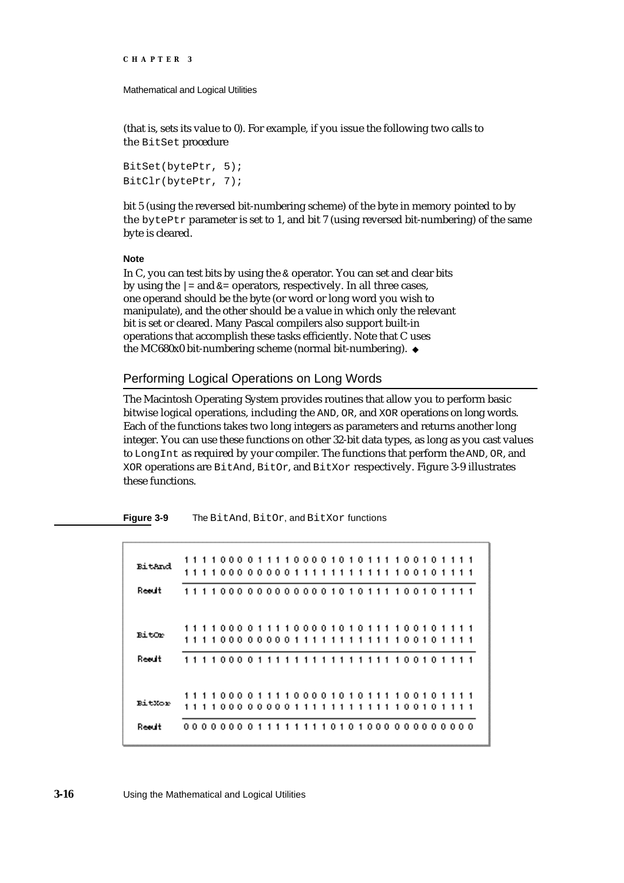(that is, sets its value to 0). For example, if you issue the following two calls to the `BitSet` procedure

```
BitSet(bytePtr, 5);
BitClr(bytePtr, 7);
```

bit 5 (using the reversed bit-numbering scheme) of the byte in memory pointed to by the `bytePtr` parameter is set to 1, and bit 7 (using reversed bit-numbering) of the same byte is cleared.

**Note**

In C, you can test bits by using the & operator. You can set and clear bits by using the |= and &= operators, respectively. In all three cases, one operand should be the byte (or word or long word you wish to manipulate), and the other should be a value in which only the relevant bit is set or cleared. Many Pascal compilers also support built-in operations that accomplish these tasks efficiently. Note that C uses the MC680x0 bit-numbering scheme (normal bit-numbering). ◆

## Performing Logical Operations on Long Words

The Macintosh Operating System provides routines that allow you to perform basic bitwise logical operations, including the AND, OR, and XOR operations on long words. Each of the functions takes two long integers as parameters and returns another long integer. You can use these functions on other 32-bit data types, as long as you cast values to `LongInt` as required by your compiler. The functions that perform the AND, OR, and XOR operations are `BitAnd`, `BitOr`, and `BitXor` respectively. Figure 3-9 illustrates these functions.

**Figure 3-9** The `BitAnd`, `BitOr`, and `BitXor` functions

```
BitAnd  1 1 1 1 0 0 0 0 1 1 1 1 0 0 0 0 1 0 1 0 1 1 1 1 0 0 1 0 1 1 1 1
        1 1 1 1 0 0 0 0 0 0 0 0 1 1 1 1 1 1 1 1 1 1 1 1 0 0 1 0 1 1 1 1
Result  1 1 1 1 0 0 0 0 0 0 0 0 0 0 0 0 1 0 1 0 1 1 1 1 0 0 1 0 1 1 1 1

BitOr   1 1 1 1 0 0 0 0 1 1 1 1 0 0 0 0 1 0 1 0 1 1 1 1 0 0 1 0 1 1 1 1
        1 1 1 1 0 0 0 0 0 0 0 0 1 1 1 1 1 1 1 1 1 1 1 1 0 0 1 0 1 1 1 1
Result  1 1 1 1 0 0 0 0 1 1 1 1 1 1 1 1 1 1 1 1 1 1 1 1 0 0 1 0 1 1 1 1

BitXor  1 1 1 1 0 0 0 0 1 1 1 1 0 0 0 0 1 0 1 0 1 1 1 1 0 0 1 0 1 1 1 1
        1 1 1 1 0 0 0 0 0 0 0 0 1 1 1 1 1 1 1 1 1 1 1 1 0 0 1 0 1 1 1 1
Result  0 0 0 0 0 0 0 0 1 1 1 1 1 1 1 1 0 1 0 1 0 0 0 0 0 0 0 0 0 0 0 0
```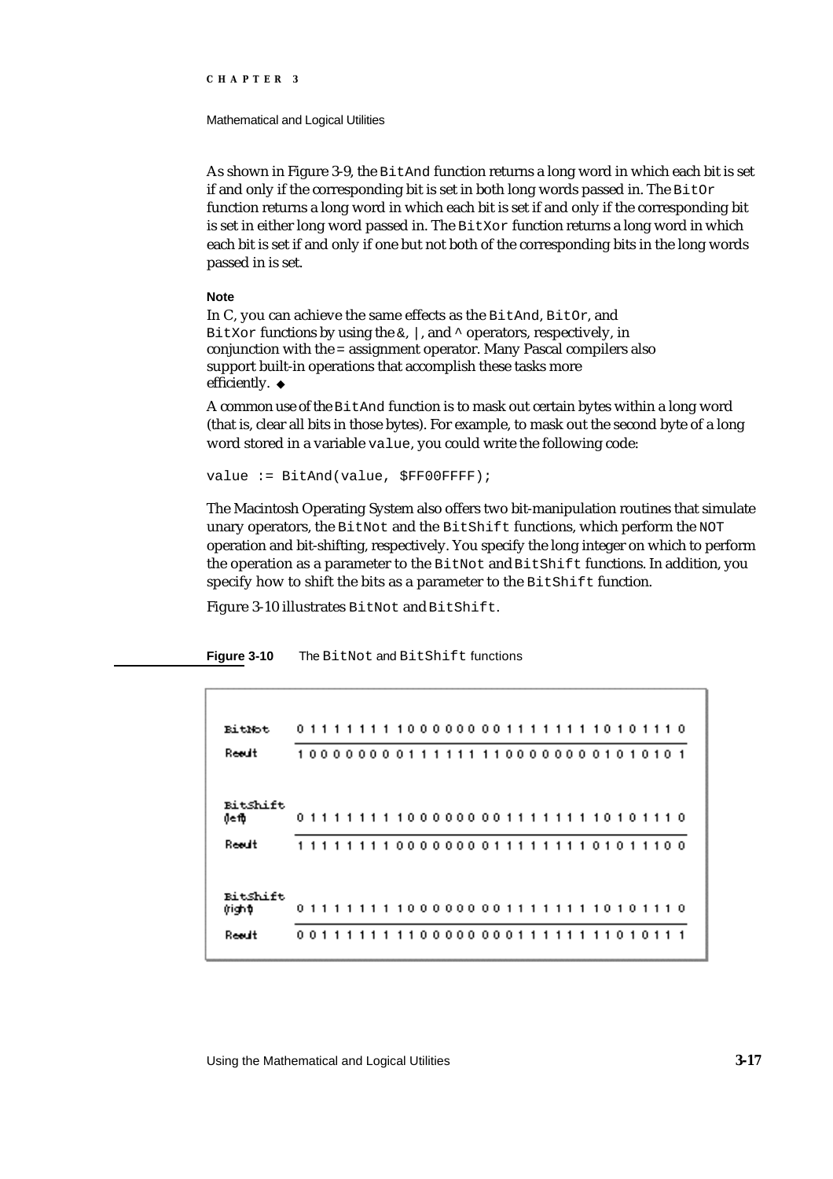As shown in Figure 3-9, the `BitAnd` function returns a long word in which each bit is set if and only if the corresponding bit is set in both long words passed in. The `BitOr` function returns a long word in which each bit is set if and only if the corresponding bit is set in either long word passed in. The `BitXor` function returns a long word in which each bit is set if and only if one but not both of the corresponding bits in the long words passed in is set.

**Note**

In C, you can achieve the same effects as the `BitAnd`, `BitOr`, and `BitXor` functions by using the `&`, `|`, and `^` operators, respectively, in conjunction with the `=` assignment operator. Many Pascal compilers also support built-in operations that accomplish these tasks more efficiently. ◆

A common use of the `BitAnd` function is to mask out certain bytes within a long word (that is, clear all bits in those bytes). For example, to mask out the second byte of a long word stored in a variable `value`, you could write the following code:

```
value := BitAnd(value, $FF00FFFF);
```

The Macintosh Operating System also offers two bit-manipulation routines that simulate unary operators, the `BitNot` and the `BitShift` functions, which perform the `NOT` operation and bit-shifting, respectively. You specify the long integer on which to perform the operation as a parameter to the `BitNot` and `BitShift` functions. In addition, you specify how to shift the bits as a parameter to the `BitShift` function.

Figure 3-10 illustrates `BitNot` and `BitShift`.

**Figure 3-10** The `BitNot` and `BitShift` functions

| | |
|---|---|
| BitNot | 0 1 1 1 1 1 1 1 1 0 0 0 0 0 0 0 0 1 1 1 1 1 1 1 1 0 1 0 1 1 1 0 |
| Result | 1 0 0 0 0 0 0 0 0 1 1 1 1 1 1 1 1 0 0 0 0 0 0 0 0 1 0 1 0 1 0 1 |
| BitShift (left) | 0 1 1 1 1 1 1 1 1 0 0 0 0 0 0 0 0 1 1 1 1 1 1 1 1 0 1 0 1 1 1 0 |
| Result | 1 1 1 1 1 1 1 1 0 0 0 0 0 0 0 0 1 1 1 1 1 1 1 1 0 1 0 1 1 1 0 0 |
| BitShift (right) | 0 1 1 1 1 1 1 1 1 0 0 0 0 0 0 0 0 1 1 1 1 1 1 1 1 0 1 0 1 1 1 0 |
| Result | 0 0 1 1 1 1 1 1 1 1 0 0 0 0 0 0 0 0 1 1 1 1 1 1 1 1 0 1 0 1 1 1 |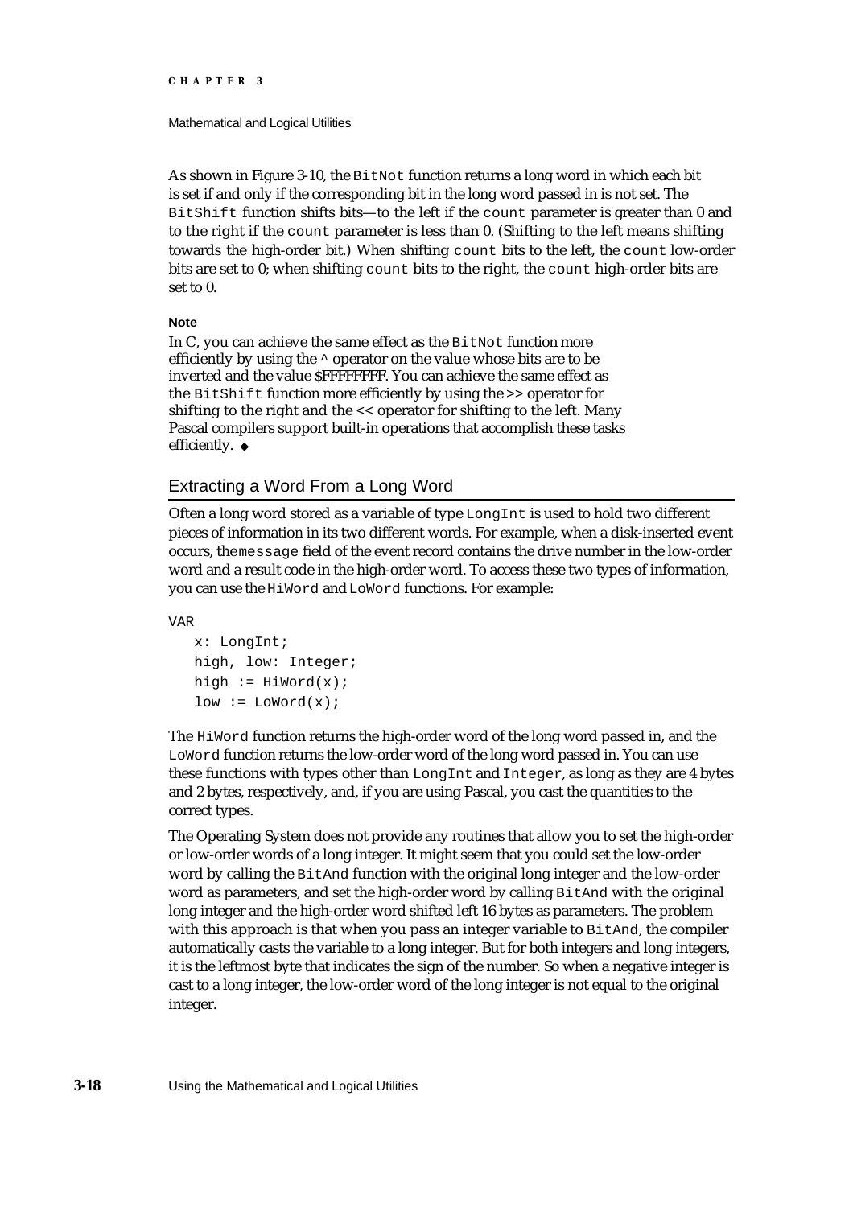As shown in Figure 3-10, the `BitNot` function returns a long word in which each bit is set if and only if the corresponding bit in the long word passed in is not set. The `BitShift` function shifts bits—to the left if the `count` parameter is greater than 0 and to the right if the `count` parameter is less than 0. (Shifting to the left means shifting towards the high-order bit.) When shifting `count` bits to the left, the `count` low-order bits are set to 0; when shifting `count` bits to the right, the `count` high-order bits are set to 0.

**Note**

In C, you can achieve the same effect as the `BitNot` function more efficiently by using the `^` operator on the value whose bits are to be inverted and the value $FFFFFFFF. You can achieve the same effect as the `BitShift` function more efficiently by using the `>>` operator for shifting to the right and the `<<` operator for shifting to the left. Many Pascal compilers support built-in operations that accomplish these tasks efficiently. ◆

## Extracting a Word From a Long Word

Often a long word stored as a variable of type `LongInt` is used to hold two different pieces of information in its two different words. For example, when a disk-inserted event occurs, the `message` field of the event record contains the drive number in the low-order word and a result code in the high-order word. To access these two types of information, you can use the `HiWord` and `LoWord` functions. For example:

```
VAR
   x: LongInt;
   high, low: Integer;
   high := HiWord(x);
   low := LoWord(x);
```

The `HiWord` function returns the high-order word of the long word passed in, and the `LoWord` function returns the low-order word of the long word passed in. You can use these functions with types other than `LongInt` and `Integer`, as long as they are 4 bytes and 2 bytes, respectively, and, if you are using Pascal, you cast the quantities to the correct types.

The Operating System does not provide any routines that allow you to set the high-order or low-order words of a long integer. It might seem that you could set the low-order word by calling the `BitAnd` function with the original long integer and the low-order word as parameters, and set the high-order word by calling `BitAnd` with the original long integer and the high-order word shifted left 16 bytes as parameters. The problem with this approach is that when you pass an integer variable to `BitAnd`, the compiler automatically casts the variable to a long integer. But for both integers and long integers, it is the leftmost byte that indicates the sign of the number. So when a negative integer is cast to a long integer, the low-order word of the long integer is not equal to the original integer.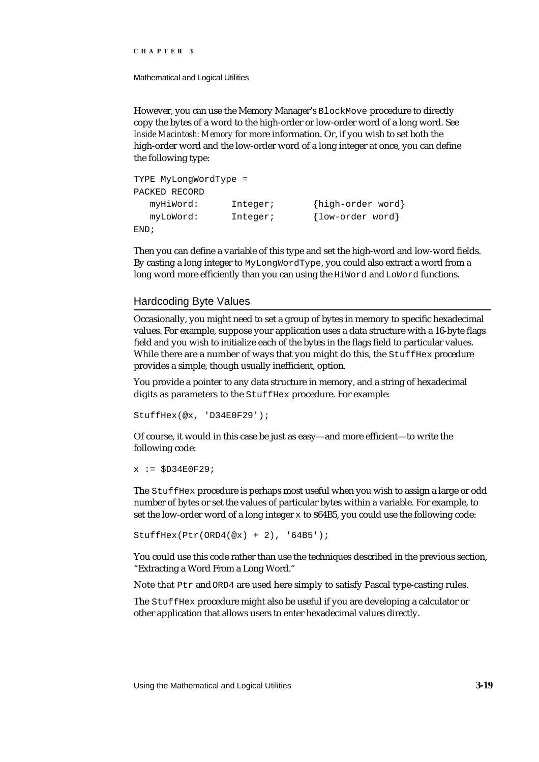However, you can use the Memory Manager's `BlockMove` procedure to directly copy the bytes of a word to the high-order or low-order word of a long word. See *Inside Macintosh: Memory* for more information. Or, if you wish to set both the high-order word and the low-order word of a long integer at once, you can define the following type:

```
TYPE MyLongWordType =
PACKED RECORD
   myHiWord:      Integer;       {high-order word}
   myLoWord:      Integer;       {low-order word}
END;
```

Then you can define a variable of this type and set the high-word and low-word fields. By casting a long integer to `MyLongWordType`, you could also extract a word from a long word more efficiently than you can using the `HiWord` and `LoWord` functions.

## Hardcoding Byte Values

Occasionally, you might need to set a group of bytes in memory to specific hexadecimal values. For example, suppose your application uses a data structure with a 16-byte flags field and you wish to initialize each of the bytes in the flags field to particular values. While there are a number of ways that you might do this, the `StuffHex` procedure provides a simple, though usually inefficient, option.

You provide a pointer to any data structure in memory, and a string of hexadecimal digits as parameters to the `StuffHex` procedure. For example:

```
StuffHex(@x, 'D34E0F29');
```

Of course, it would in this case be just as easy—and more efficient—to write the following code:

```
x := $D34E0F29;
```

The `StuffHex` procedure is perhaps most useful when you wish to assign a large or odd number of bytes or set the values of particular bytes within a variable. For example, to set the low-order word of a long integer `x` to $64B5, you could use the following code:

```
StuffHex(Ptr(ORD4(@x) + 2), '64B5');
```

You could use this code rather than use the techniques described in the previous section, "Extracting a Word From a Long Word."

Note that `Ptr` and `ORD4` are used here simply to satisfy Pascal type-casting rules.

The `StuffHex` procedure might also be useful if you are developing a calculator or other application that allows users to enter hexadecimal values directly.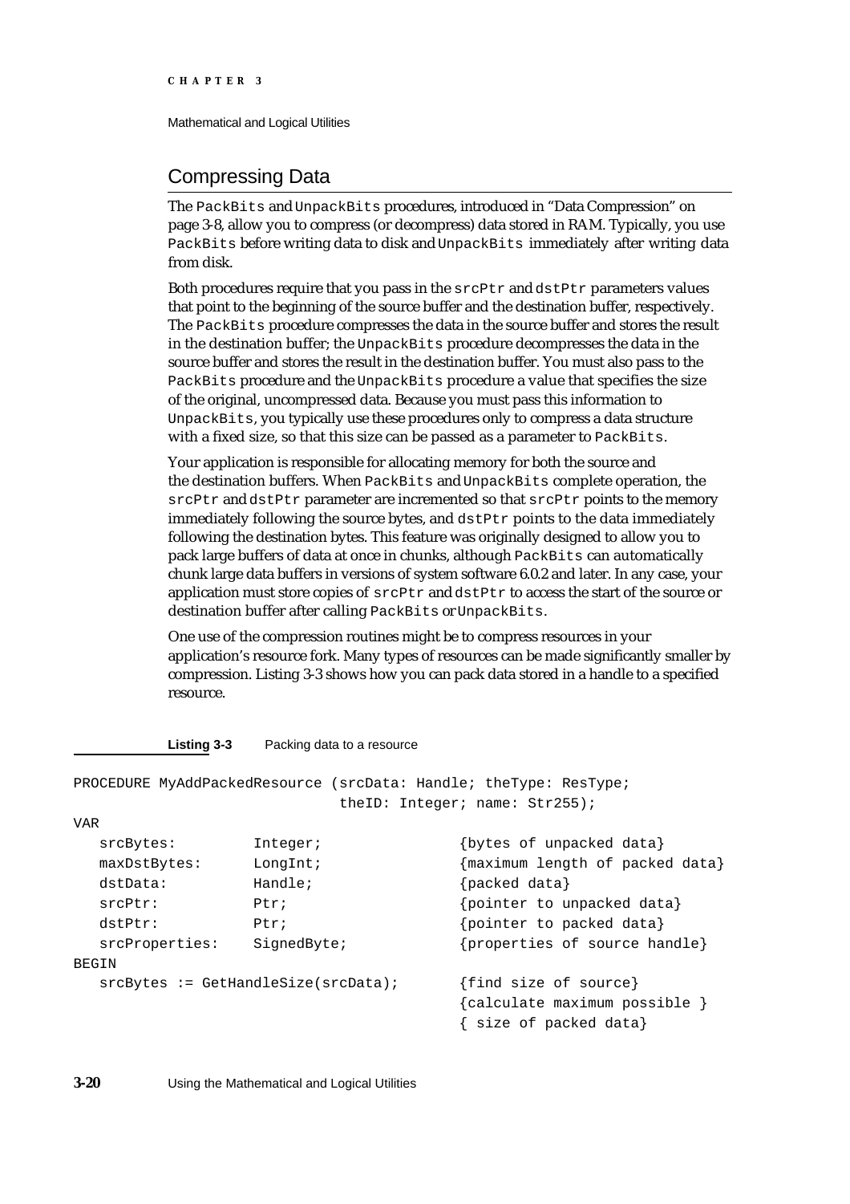## Compressing Data

The `PackBits` and `UnpackBits` procedures, introduced in "Data Compression" on page 3-8, allow you to compress (or decompress) data stored in RAM. Typically, you use `PackBits` before writing data to disk and `UnpackBits` immediately after writing data from disk.

Both procedures require that you pass in the `srcPtr` and `dstPtr` parameters values that point to the beginning of the source buffer and the destination buffer, respectively. The `PackBits` procedure compresses the data in the source buffer and stores the result in the destination buffer; the `UnpackBits` procedure decompresses the data in the source buffer and stores the result in the destination buffer. You must also pass to the `PackBits` procedure and the `UnpackBits` procedure a value that specifies the size of the original, uncompressed data. Because you must pass this information to `UnpackBits`, you typically use these procedures only to compress a data structure with a fixed size, so that this size can be passed as a parameter to `PackBits`.

Your application is responsible for allocating memory for both the source and the destination buffers. When `PackBits` and `UnpackBits` complete operation, the `srcPtr` and `dstPtr` parameter are incremented so that `srcPtr` points to the memory immediately following the source bytes, and `dstPtr` points to the data immediately following the destination bytes. This feature was originally designed to allow you to pack large buffers of data at once in chunks, although `PackBits` can automatically chunk large data buffers in versions of system software 6.0.2 and later. In any case, your application must store copies of `srcPtr` and `dstPtr` to access the start of the source or destination buffer after calling `PackBits` or `UnpackBits`.

One use of the compression routines might be to compress resources in your application's resource fork. Many types of resources can be made significantly smaller by compression. Listing 3-3 shows how you can pack data stored in a handle to a specified resource.

**Listing 3-3** Packing data to a resource

```
PROCEDURE MyAddPackedResource (srcData: Handle; theType: ResType;
                              theID: Integer; name: Str255);
VAR
   srcBytes:        Integer;               {bytes of unpacked data}
   maxDstBytes:     LongInt;               {maximum length of packed data}
   dstData:         Handle;                {packed data}
   srcPtr:          Ptr;                   {pointer to unpacked data}
   dstPtr:          Ptr;                   {pointer to packed data}
   srcProperties:   SignedByte;            {properties of source handle}
BEGIN
   srcBytes := GetHandleSize(srcData);     {find size of source}
                                           {calculate maximum possible }
                                           { size of packed data}
```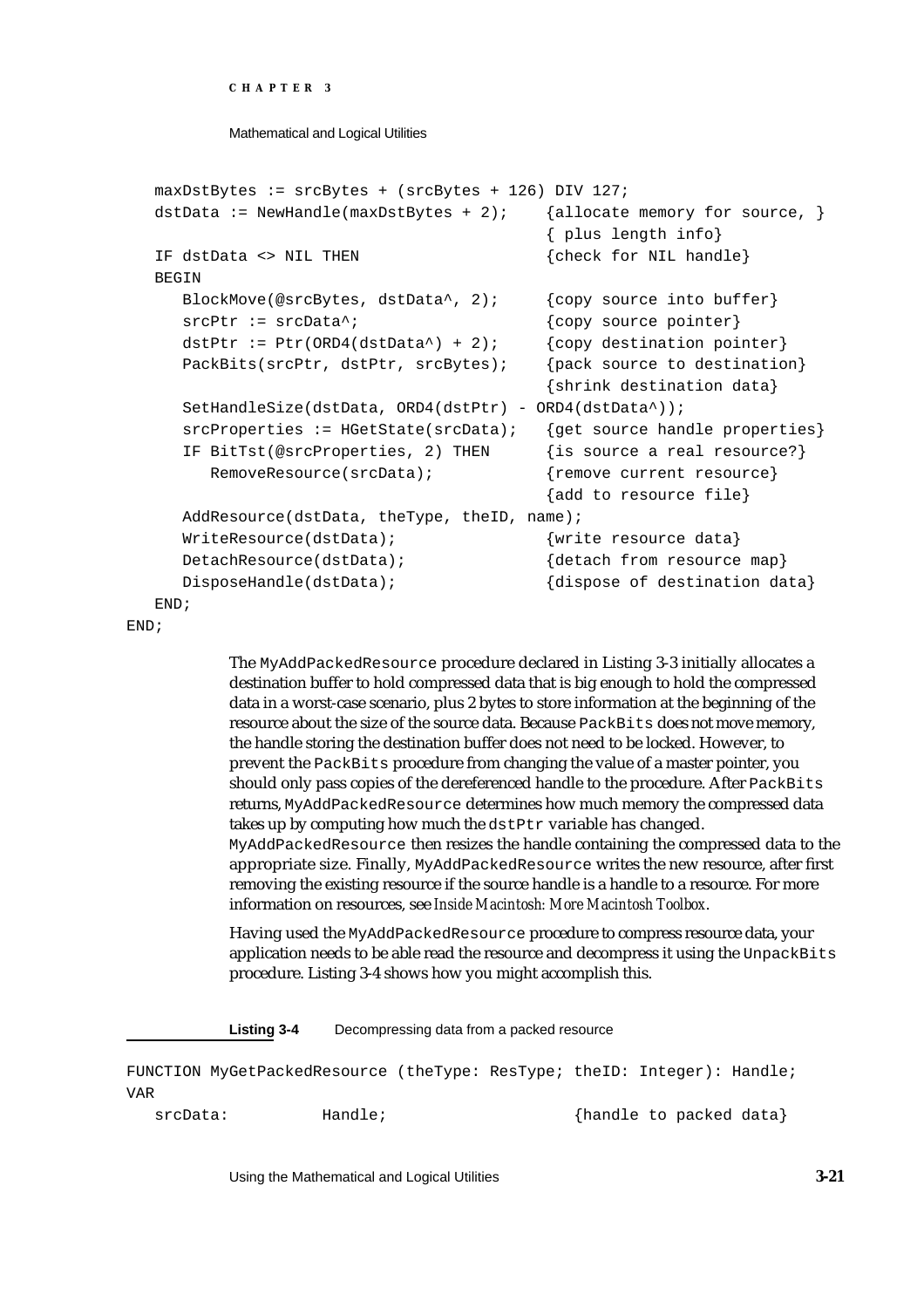```
   maxDstBytes := srcBytes + (srcBytes + 126) DIV 127;
   dstData := NewHandle(maxDstBytes + 2);    {allocate memory for source, }
                                             { plus length info}
   IF dstData <> NIL THEN                    {check for NIL handle}
   BEGIN
      BlockMove(@srcBytes, dstData^, 2);     {copy source into buffer}
      srcPtr := srcData^;                    {copy source pointer}
      dstPtr := Ptr(ORD4(dstData^) + 2);     {copy destination pointer}
      PackBits(srcPtr, dstPtr, srcBytes);    {pack source to destination}
                                             {shrink destination data}
      SetHandleSize(dstData, ORD4(dstPtr) - ORD4(dstData^));
      srcProperties := HGetState(srcData);   {get source handle properties}
      IF BitTst(@srcProperties, 2) THEN      {is source a real resource?}
         RemoveResource(srcData);            {remove current resource}
                                             {add to resource file}
      AddResource(dstData, theType, theID, name);
      WriteResource(dstData);                {write resource data}
      DetachResource(dstData);               {detach from resource map}
      DisposeHandle(dstData);                {dispose of destination data}
   END;
END;
```

The `MyAddPackedResource` procedure declared in Listing 3-3 initially allocates a destination buffer to hold compressed data that is big enough to hold the compressed data in a worst-case scenario, plus 2 bytes to store information at the beginning of the resource about the size of the source data. Because `PackBits` does not move memory, the handle storing the destination buffer does not need to be locked. However, to prevent the `PackBits` procedure from changing the value of a master pointer, you should only pass copies of the dereferenced handle to the procedure. After `PackBits` returns, `MyAddPackedResource` determines how much memory the compressed data takes up by computing how much the `dstPtr` variable has changed. `MyAddPackedResource` then resizes the handle containing the compressed data to the appropriate size. Finally, `MyAddPackedResource` writes the new resource, after first removing the existing resource if the source handle is a handle to a resource. For more information on resources, see *Inside Macintosh: More Macintosh Toolbox*.

Having used the `MyAddPackedResource` procedure to compress resource data, your application needs to be able read the resource and decompress it using the `UnpackBits` procedure. Listing 3-4 shows how you might accomplish this.

**Listing 3-4** Decompressing data from a packed resource

```
FUNCTION MyGetPackedResource (theType: ResType; theID: Integer): Handle;
VAR
   srcData:          Handle;                 {handle to packed data}
```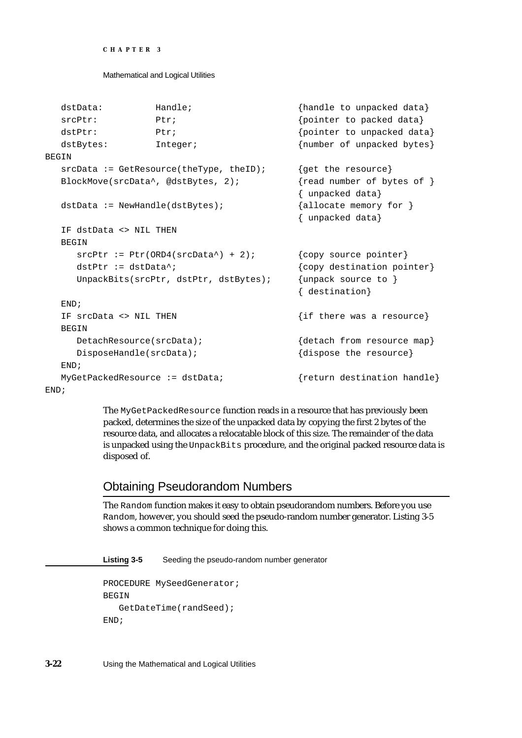```
   dstData:          Handle;                    {handle to unpacked data}
   srcPtr:           Ptr;                       {pointer to packed data}
   dstPtr:           Ptr;                       {pointer to unpacked data}
   dstBytes:         Integer;                   {number of unpacked bytes}
BEGIN
   srcData := GetResource(theType, theID);      {get the resource}
   BlockMove(srcData^, @dstBytes, 2);           {read number of bytes of }
                                                { unpacked data}
   dstData := NewHandle(dstBytes);              {allocate memory for }
                                                { unpacked data}
   IF dstData <> NIL THEN
   BEGIN
      srcPtr := Ptr(ORD4(srcData^) + 2);        {copy source pointer}
      dstPtr := dstData^;                       {copy destination pointer}
      UnpackBits(srcPtr, dstPtr, dstBytes);     {unpack source to }
                                                { destination}
   END;
   IF srcData <> NIL THEN                       {if there was a resource}
   BEGIN
      DetachResource(srcData);                  {detach from resource map}
      DisposeHandle(srcData);                   {dispose the resource}
   END;
   MyGetPackedResource := dstData;              {return destination handle}
END;
```

The `MyGetPackedResource` function reads in a resource that has previously been packed, determines the size of the unpacked data by copying the first 2 bytes of the resource data, and allocates a relocatable block of this size. The remainder of the data is unpacked using the `UnpackBits` procedure, and the original packed resource data is disposed of.

## Obtaining Pseudorandom Numbers

The `Random` function makes it easy to obtain pseudorandom numbers. Before you use `Random`, however, you should seed the pseudo-random number generator. Listing 3-5 shows a common technique for doing this.

**Listing 3-5** Seeding the pseudo-random number generator

```
PROCEDURE MySeedGenerator;
BEGIN
   GetDateTime(randSeed);
END;
```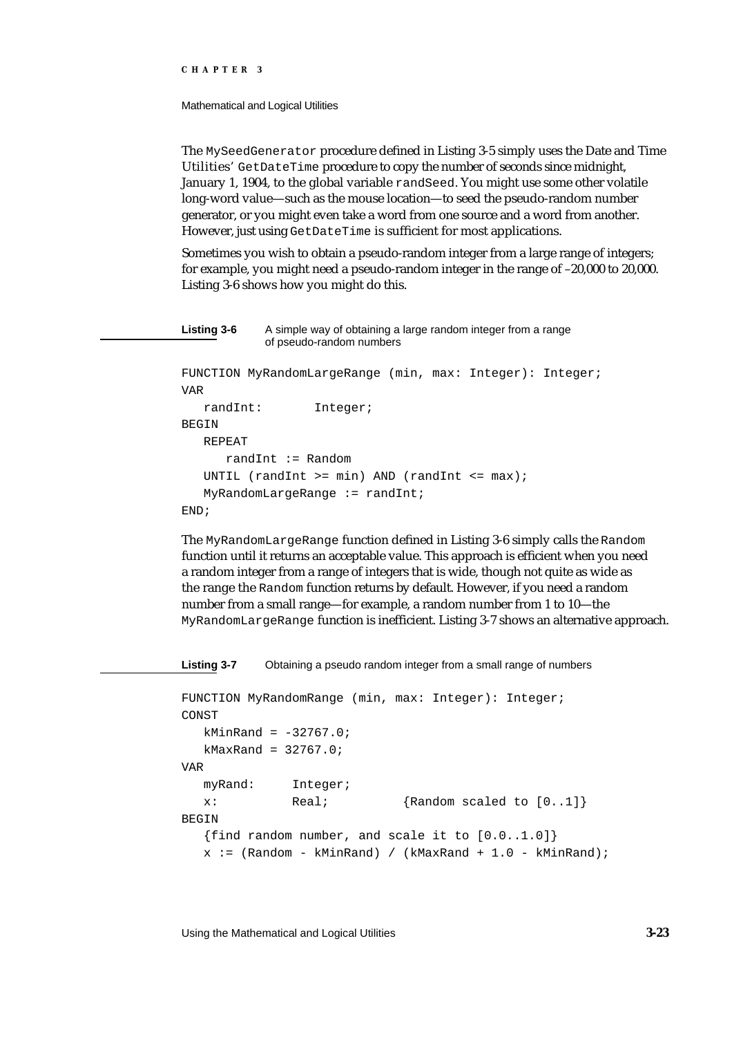The `MySeedGenerator` procedure defined in Listing 3-5 simply uses the Date and Time Utilities' `GetDateTime` procedure to copy the number of seconds since midnight, January 1, 1904, to the global variable `randSeed`. You might use some other volatile long-word value—such as the mouse location—to seed the pseudo-random number generator, or you might even take a word from one source and a word from another. However, just using `GetDateTime` is sufficient for most applications.

Sometimes you wish to obtain a pseudo-random integer from a large range of integers; for example, you might need a pseudo-random integer in the range of –20,000 to 20,000. Listing 3-6 shows how you might do this.

**Listing 3-6** A simple way of obtaining a large random integer from a range of pseudo-random numbers

```
FUNCTION MyRandomLargeRange (min, max: Integer): Integer;
VAR
   randInt:       Integer;
BEGIN
   REPEAT
      randInt := Random
   UNTIL (randInt >= min) AND (randInt <= max);
   MyRandomLargeRange := randInt;
END;
```

The `MyRandomLargeRange` function defined in Listing 3-6 simply calls the `Random` function until it returns an acceptable value. This approach is efficient when you need a random integer from a range of integers that is wide, though not quite as wide as the range the `Random` function returns by default. However, if you need a random number from a small range—for example, a random number from 1 to 10—the `MyRandomLargeRange` function is inefficient. Listing 3-7 shows an alternative approach.

**Listing 3-7** Obtaining a pseudo random integer from a small range of numbers

```
FUNCTION MyRandomRange (min, max: Integer): Integer;
CONST
   kMinRand = -32767.0;
   kMaxRand = 32767.0;
VAR
   myRand:     Integer;
   x:          Real;          {Random scaled to [0..1]}
BEGIN
   {find random number, and scale it to [0.0..1.0]}
   x := (Random - kMinRand) / (kMaxRand + 1.0 - kMinRand);
```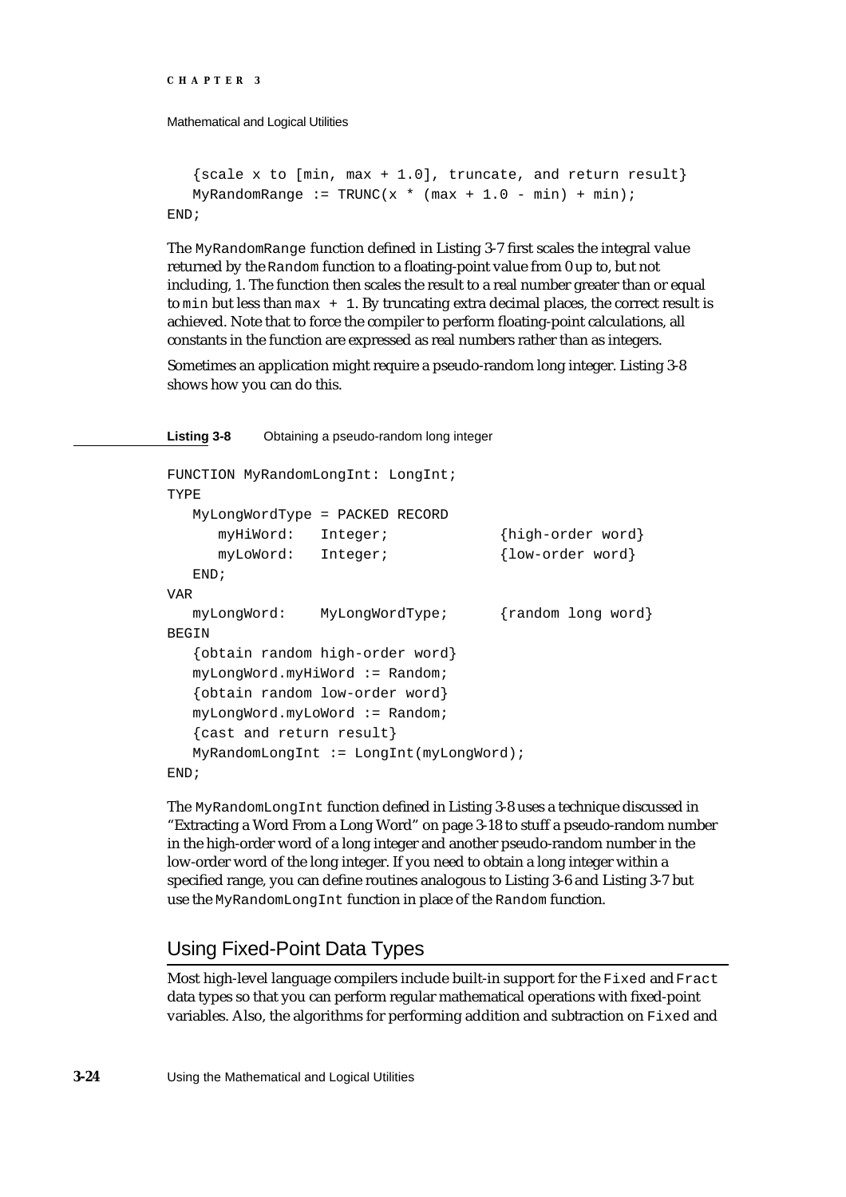```
   {scale x to [min, max + 1.0], truncate, and return result}
   MyRandomRange := TRUNC(x * (max + 1.0 - min) + min);
END;
```

The `MyRandomRange` function defined in Listing 3-7 first scales the integral value returned by the `Random` function to a floating-point value from 0 up to, but not including, 1. The function then scales the result to a real number greater than or equal to `min` but less than `max + 1`. By truncating extra decimal places, the correct result is achieved. Note that to force the compiler to perform floating-point calculations, all constants in the function are expressed as real numbers rather than as integers.

Sometimes an application might require a pseudo-random long integer. Listing 3-8 shows how you can do this.

**Listing 3-8** Obtaining a pseudo-random long integer

```
FUNCTION MyRandomLongInt: LongInt;
TYPE
   MyLongWordType = PACKED RECORD
      myHiWord:   Integer;            {high-order word}
      myLoWord:   Integer;            {low-order word}
   END;
VAR
   myLongWord:    MyLongWordType;     {random long word}
BEGIN
   {obtain random high-order word}
   myLongWord.myHiWord := Random;
   {obtain random low-order word}
   myLongWord.myLoWord := Random;
   {cast and return result}
   MyRandomLongInt := LongInt(myLongWord);
END;
```

The `MyRandomLongInt` function defined in Listing 3-8 uses a technique discussed in "Extracting a Word From a Long Word" on page 3-18 to stuff a pseudo-random number in the high-order word of a long integer and another pseudo-random number in the low-order word of the long integer. If you need to obtain a long integer within a specified range, you can define routines analogous to Listing 3-6 and Listing 3-7 but use the `MyRandomLongInt` function in place of the `Random` function.

## Using Fixed-Point Data Types

Most high-level language compilers include built-in support for the `Fixed` and `Fract` data types so that you can perform regular mathematical operations with fixed-point variables. Also, the algorithms for performing addition and subtraction on `Fixed` and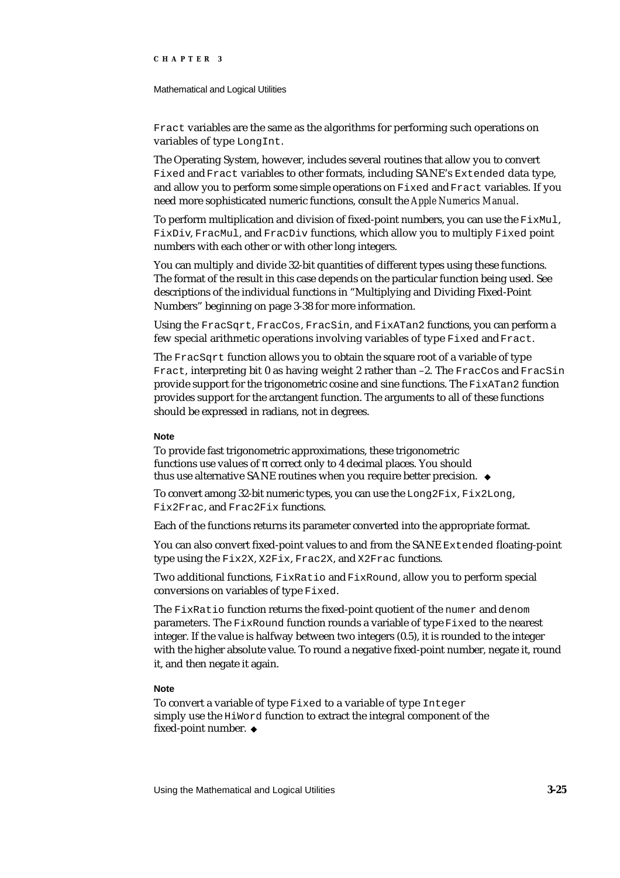`Fract` variables are the same as the algorithms for performing such operations on variables of type `LongInt`.

The Operating System, however, includes several routines that allow you to convert `Fixed` and `Fract` variables to other formats, including SANE's `Extended` data type, and allow you to perform some simple operations on `Fixed` and `Fract` variables. If you need more sophisticated numeric functions, consult the *Apple Numerics Manual*.

To perform multiplication and division of fixed-point numbers, you can use the `FixMul`, `FixDiv`, `FracMul`, and `FracDiv` functions, which allow you to multiply `Fixed` point numbers with each other or with other long integers.

You can multiply and divide 32-bit quantities of different types using these functions. The format of the result in this case depends on the particular function being used. See descriptions of the individual functions in "Multiplying and Dividing Fixed-Point Numbers" beginning on page 3-38 for more information.

Using the `FracSqrt`, `FracCos`, `FracSin`, and `FixATan2` functions, you can perform a few special arithmetic operations involving variables of type `Fixed` and `Fract`.

The `FracSqrt` function allows you to obtain the square root of a variable of type `Fract`, interpreting bit 0 as having weight 2 rather than –2. The `FracCos` and `FracSin` provide support for the trigonometric cosine and sine functions. The `FixATan2` function provides support for the arctangent function. The arguments to all of these functions should be expressed in radians, not in degrees.

**Note**

To provide fast trigonometric approximations, these trigonometric functions use values of π correct only to 4 decimal places. You should thus use alternative SANE routines when you require better precision. ◆

To convert among 32-bit numeric types, you can use the `Long2Fix`, `Fix2Long`, `Fix2Frac`, and `Frac2Fix` functions.

Each of the functions returns its parameter converted into the appropriate format.

You can also convert fixed-point values to and from the SANE `Extended` floating-point type using the `Fix2X`, `X2Fix`, `Frac2X`, and `X2Frac` functions.

Two additional functions, `FixRatio` and `FixRound`, allow you to perform special conversions on variables of type `Fixed`.

The `FixRatio` function returns the fixed-point quotient of the `numer` and `denom` parameters. The `FixRound` function rounds a variable of type `Fixed` to the nearest integer. If the value is halfway between two integers (0.5), it is rounded to the integer with the higher absolute value. To round a negative fixed-point number, negate it, round it, and then negate it again.

**Note**

To convert a variable of type `Fixed` to a variable of type `Integer` simply use the `HiWord` function to extract the integral component of the fixed-point number. ◆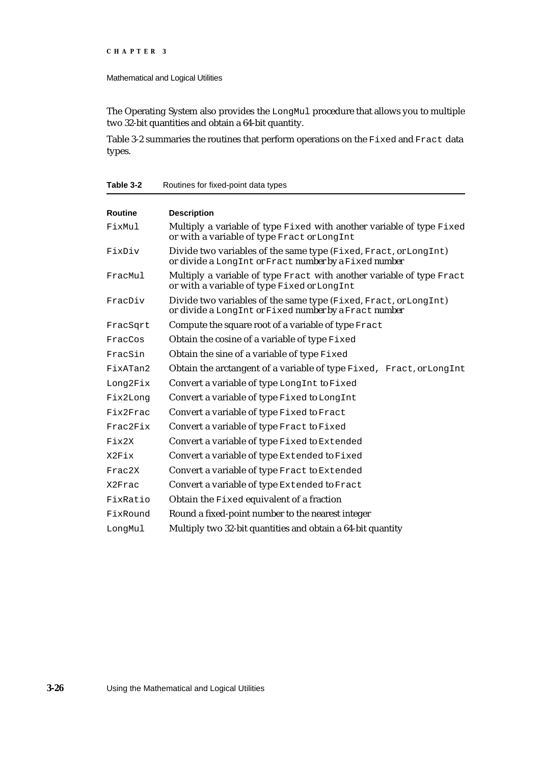The Operating System also provides the `LongMul` procedure that allows you to multiple two 32-bit quantities and obtain a 64-bit quantity.

Table 3-2 summaries the routines that perform operations on the `Fixed` and `Fract` data types.

**Table 3-2** Routines for fixed-point data types

| Routine | Description |
|---|---|
| `FixMul` | Multiply a variable of type `Fixed` with another variable of type `Fixed` or with a variable of type `Fract` or `LongInt` |
| `FixDiv` | Divide two variables of the same type (`Fixed`, `Fract`, or `LongInt`) or divide a `LongInt` or `Fract` number by a `Fixed` number |
| `FracMul` | Multiply a variable of type `Fract` with another variable of type `Fract` or with a variable of type `Fixed` or `LongInt` |
| `FracDiv` | Divide two variables of the same type (`Fixed`, `Fract`, or `LongInt`) or divide a `LongInt` or `Fixed` number by a `Fract` number |
| `FracSqrt` | Compute the square root of a variable of type `Fract` |
| `FracCos` | Obtain the cosine of a variable of type `Fixed` |
| `FracSin` | Obtain the sine of a variable of type `Fixed` |
| `FixATan2` | Obtain the arctangent of a variable of type `Fixed`, `Fract`, or `LongInt` |
| `Long2Fix` | Convert a variable of type `LongInt` to `Fixed` |
| `Fix2Long` | Convert a variable of type `Fixed` to `LongInt` |
| `Fix2Frac` | Convert a variable of type `Fixed` to `Fract` |
| `Frac2Fix` | Convert a variable of type `Fract` to `Fixed` |
| `Fix2X` | Convert a variable of type `Fixed` to `Extended` |
| `X2Fix` | Convert a variable of type `Extended` to `Fixed` |
| `Frac2X` | Convert a variable of type `Fract` to `Extended` |
| `X2Frac` | Convert a variable of type `Extended` to `Fract` |
| `FixRatio` | Obtain the `Fixed` equivalent of a fraction |
| `FixRound` | Round a fixed-point number to the nearest integer |
| `LongMul` | Multiply two 32-bit quantities and obtain a 64-bit quantity |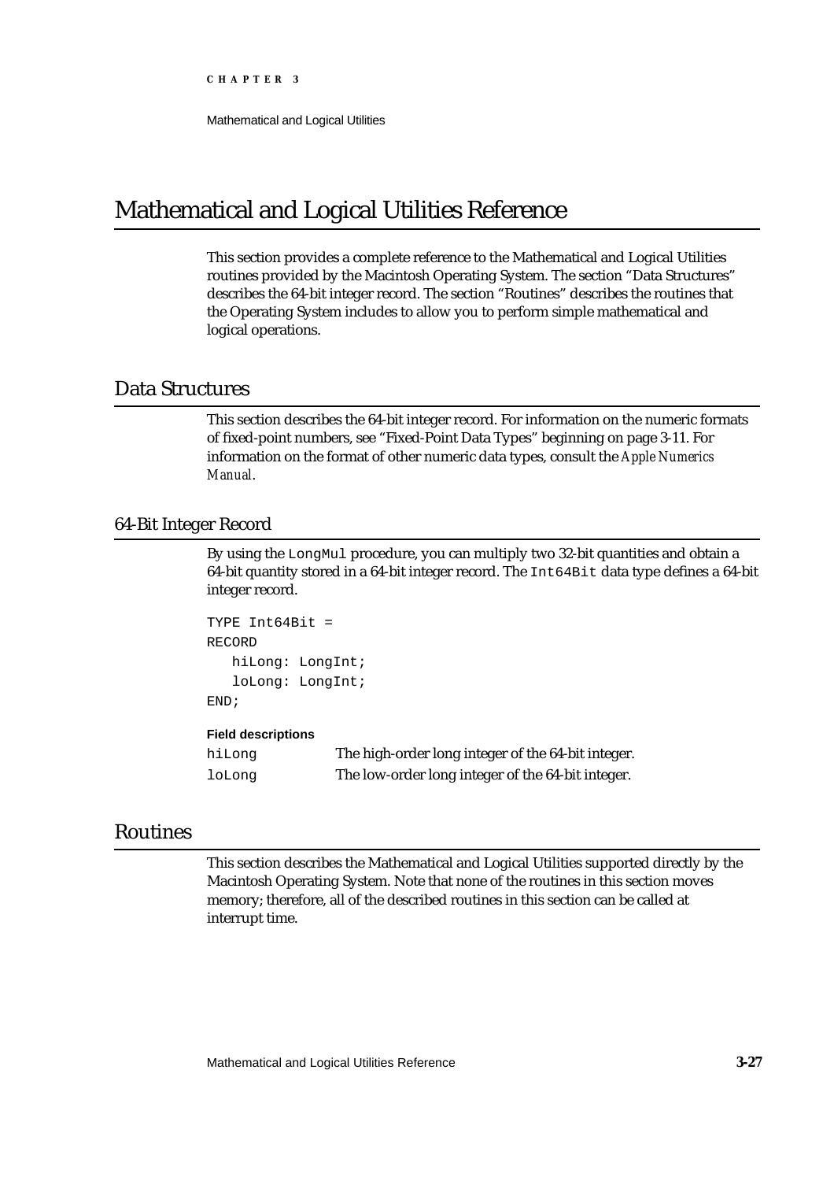# Mathematical and Logical Utilities Reference

This section provides a complete reference to the Mathematical and Logical Utilities routines provided by the Macintosh Operating System. The section "Data Structures" describes the 64-bit integer record. The section "Routines" describes the routines that the Operating System includes to allow you to perform simple mathematical and logical operations.

## Data Structures

This section describes the 64-bit integer record. For information on the numeric formats of fixed-point numbers, see "Fixed-Point Data Types" beginning on page 3-11. For information on the format of other numeric data types, consult the *Apple Numerics Manual*.

### 64-Bit Integer Record

By using the `LongMul` procedure, you can multiply two 32-bit quantities and obtain a 64-bit quantity stored in a 64-bit integer record. The `Int64Bit` data type defines a 64-bit integer record.

```
TYPE Int64Bit =
RECORD
   hiLong: LongInt;
   loLong: LongInt;
END;
```

**Field descriptions**

| | |
|---|---|
| `hiLong` | The high-order long integer of the 64-bit integer. |
| `loLong` | The low-order long integer of the 64-bit integer. |

## Routines

This section describes the Mathematical and Logical Utilities supported directly by the Macintosh Operating System. Note that none of the routines in this section moves memory; therefore, all of the described routines in this section can be called at interrupt time.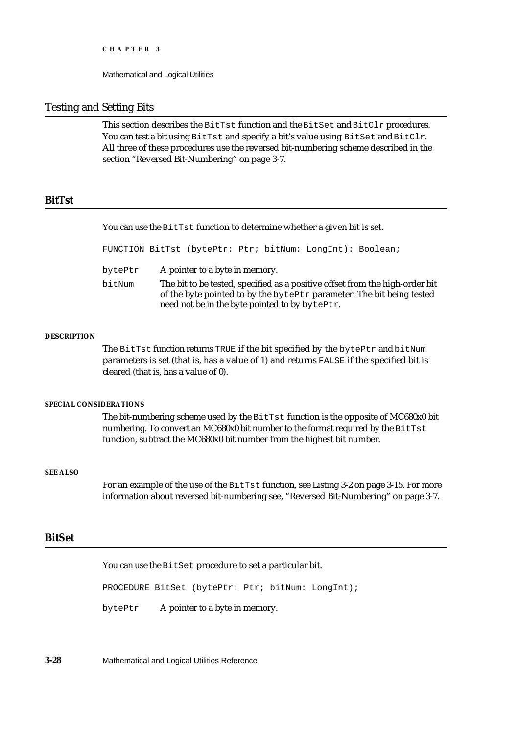## Testing and Setting Bits

This section describes the `BitTst` function and the `BitSet` and `BitClr` procedures. You can test a bit using `BitTst` and specify a bit's value using `BitSet` and `BitClr`. All three of these procedures use the reversed bit-numbering scheme described in the section "Reversed Bit-Numbering" on page 3-7.

### BitTst

You can use the `BitTst` function to determine whether a given bit is set.

```
FUNCTION BitTst (bytePtr: Ptr; bitNum: LongInt): Boolean;
```

`bytePtr` A pointer to a byte in memory.

`bitNum` The bit to be tested, specified as a positive offset from the high-order bit of the byte pointed to by the `bytePtr` parameter. The bit being tested need not be in the byte pointed to by `bytePtr`.

**DESCRIPTION**

The `BitTst` function returns `TRUE` if the bit specified by the `bytePtr` and `bitNum` parameters is set (that is, has a value of 1) and returns `FALSE` if the specified bit is cleared (that is, has a value of 0).

**SPECIAL CONSIDERATIONS**

The bit-numbering scheme used by the `BitTst` function is the opposite of MC680x0 bit numbering. To convert an MC680x0 bit number to the format required by the `BitTst` function, subtract the MC680x0 bit number from the highest bit number.

**SEE ALSO**

For an example of the use of the `BitTst` function, see Listing 3-2 on page 3-15. For more information about reversed bit-numbering see, "Reversed Bit-Numbering" on page 3-7.

### BitSet

You can use the `BitSet` procedure to set a particular bit.

```
PROCEDURE BitSet (bytePtr: Ptr; bitNum: LongInt);
```

`bytePtr` A pointer to a byte in memory.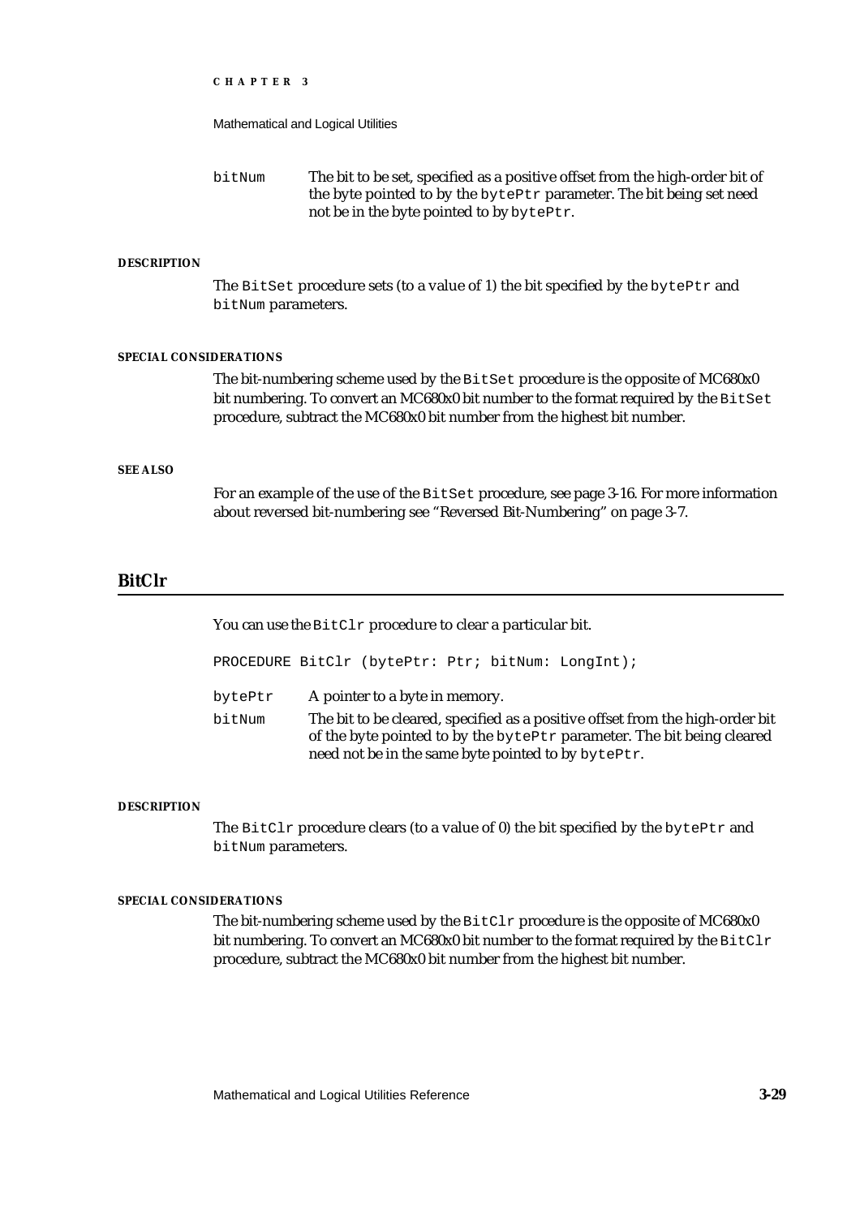bitNum	The bit to be set, specified as a positive offset from the high-order bit of the byte pointed to by the `bytePtr` parameter. The bit being set need not be in the byte pointed to by `bytePtr`.

**DESCRIPTION**

The `BitSet` procedure sets (to a value of 1) the bit specified by the `bytePtr` and `bitNum` parameters.

**SPECIAL CONSIDERATIONS**

The bit-numbering scheme used by the `BitSet` procedure is the opposite of MC680x0 bit numbering. To convert an MC680x0 bit number to the format required by the `BitSet` procedure, subtract the MC680x0 bit number from the highest bit number.

**SEE ALSO**

For an example of the use of the `BitSet` procedure, see page 3-16. For more information about reversed bit-numbering see "Reversed Bit-Numbering" on page 3-7.

## BitClr

You can use the `BitClr` procedure to clear a particular bit.

```
PROCEDURE BitClr (bytePtr: Ptr; bitNum: LongInt);
```

bytePtr	A pointer to a byte in memory.

bitNum	The bit to be cleared, specified as a positive offset from the high-order bit of the byte pointed to by the `bytePtr` parameter. The bit being cleared need not be in the same byte pointed to by `bytePtr`.

**DESCRIPTION**

The `BitClr` procedure clears (to a value of 0) the bit specified by the `bytePtr` and `bitNum` parameters.

**SPECIAL CONSIDERATIONS**

The bit-numbering scheme used by the `BitClr` procedure is the opposite of MC680x0 bit numbering. To convert an MC680x0 bit number to the format required by the `BitClr` procedure, subtract the MC680x0 bit number from the highest bit number.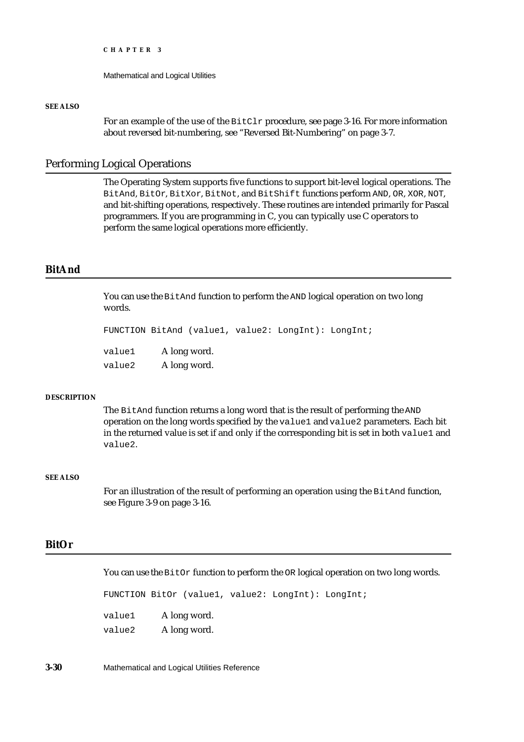**SEE ALSO**

For an example of the use of the `BitClr` procedure, see page 3-16. For more information about reversed bit-numbering, see "Reversed Bit-Numbering" on page 3-7.

## Performing Logical Operations

The Operating System supports five functions to support bit-level logical operations. The `BitAnd`, `BitOr`, `BitXor`, `BitNot`, and `BitShift` functions perform `AND`, `OR`, `XOR`, `NOT`, and bit-shifting operations, respectively. These routines are intended primarily for Pascal programmers. If you are programming in C, you can typically use C operators to perform the same logical operations more efficiently.

### BitAnd

You can use the `BitAnd` function to perform the `AND` logical operation on two long words.

```
FUNCTION BitAnd (value1, value2: LongInt): LongInt;
```

`value1` A long word.

`value2` A long word.

**DESCRIPTION**

The `BitAnd` function returns a long word that is the result of performing the `AND` operation on the long words specified by the `value1` and `value2` parameters. Each bit in the returned value is set if and only if the corresponding bit is set in both `value1` and `value2`.

**SEE ALSO**

For an illustration of the result of performing an operation using the `BitAnd` function, see Figure 3-9 on page 3-16.

### BitOr

You can use the `BitOr` function to perform the `OR` logical operation on two long words.

```
FUNCTION BitOr (value1, value2: LongInt): LongInt;
```

`value1` A long word.

`value2` A long word.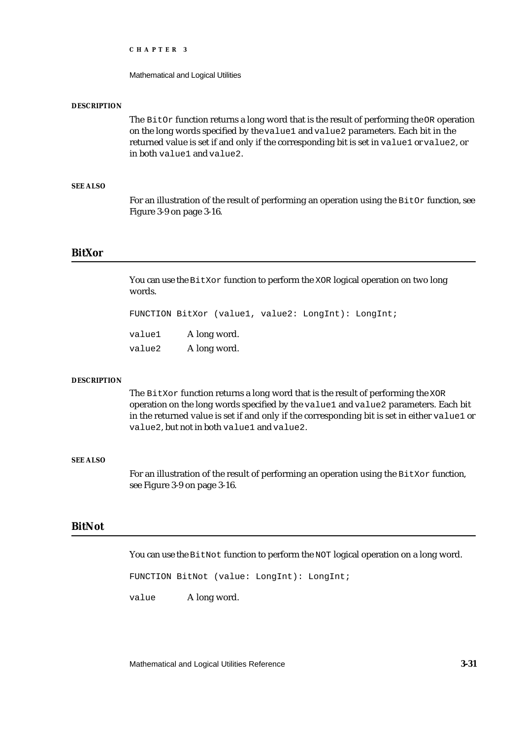**DESCRIPTION**

The `BitOr` function returns a long word that is the result of performing the `OR` operation on the long words specified by the `value1` and `value2` parameters. Each bit in the returned value is set if and only if the corresponding bit is set in `value1` or `value2`, or in both `value1` and `value2`.

**SEE ALSO**

For an illustration of the result of performing an operation using the `BitOr` function, see Figure 3-9 on page 3-16.

## BitXor

You can use the `BitXor` function to perform the `XOR` logical operation on two long words.

```
FUNCTION BitXor (value1, value2: LongInt): LongInt;
```

`value1` A long word.

`value2` A long word.

**DESCRIPTION**

The `BitXor` function returns a long word that is the result of performing the `XOR` operation on the long words specified by the `value1` and `value2` parameters. Each bit in the returned value is set if and only if the corresponding bit is set in either `value1` or `value2`, but not in both `value1` and `value2`.

**SEE ALSO**

For an illustration of the result of performing an operation using the `BitXor` function, see Figure 3-9 on page 3-16.

## BitNot

You can use the `BitNot` function to perform the `NOT` logical operation on a long word.

```
FUNCTION BitNot (value: LongInt): LongInt;
```

`value` A long word.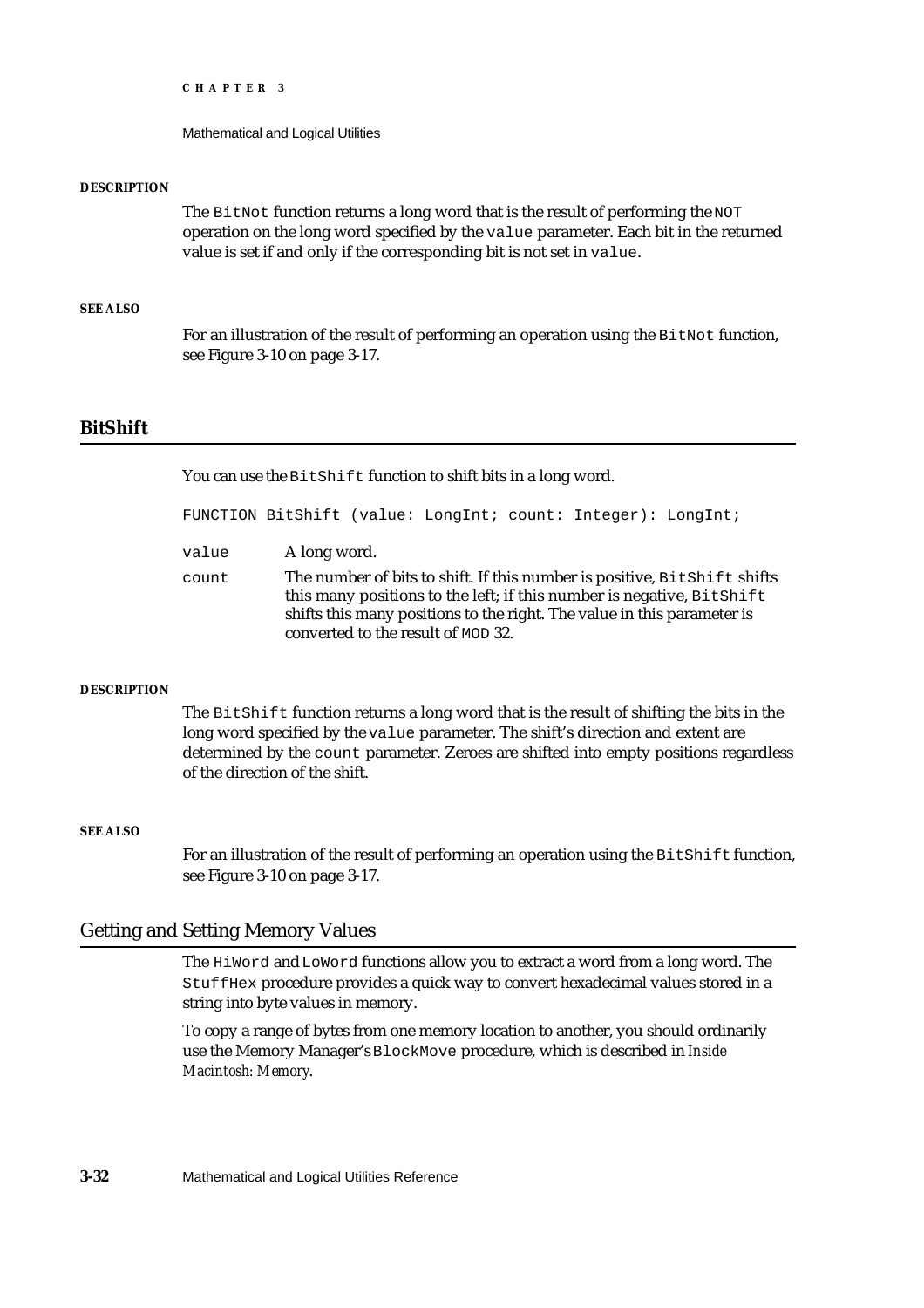#### DESCRIPTION

The `BitNot` function returns a long word that is the result of performing the `NOT` operation on the long word specified by the `value` parameter. Each bit in the returned value is set if and only if the corresponding bit is not set in `value`.

#### SEE ALSO

For an illustration of the result of performing an operation using the `BitNot` function, see Figure 3-10 on page 3-17.

## BitShift

You can use the `BitShift` function to shift bits in a long word.

```
FUNCTION BitShift (value: LongInt; count: Integer): LongInt;
```

`value` A long word.

`count` The number of bits to shift. If this number is positive, `BitShift` shifts this many positions to the left; if this number is negative, `BitShift` shifts this many positions to the right. The value in this parameter is converted to the result of `MOD` 32.

#### DESCRIPTION

The `BitShift` function returns a long word that is the result of shifting the bits in the long word specified by the `value` parameter. The shift's direction and extent are determined by the `count` parameter. Zeroes are shifted into empty positions regardless of the direction of the shift.

#### SEE ALSO

For an illustration of the result of performing an operation using the `BitShift` function, see Figure 3-10 on page 3-17.

### Getting and Setting Memory Values

The `HiWord` and `LoWord` functions allow you to extract a word from a long word. The `StuffHex` procedure provides a quick way to convert hexadecimal values stored in a string into byte values in memory.

To copy a range of bytes from one memory location to another, you should ordinarily use the Memory Manager's `BlockMove` procedure, which is described in *Inside Macintosh: Memory*.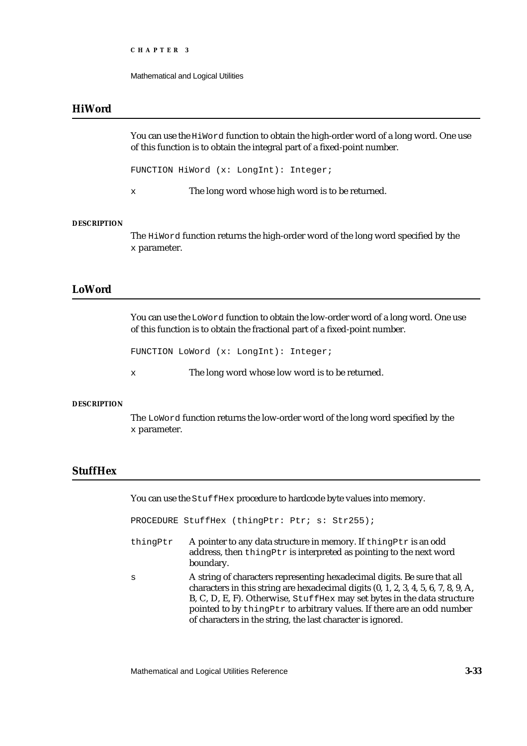## HiWord

You can use the `HiWord` function to obtain the high-order word of a long word. One use of this function is to obtain the integral part of a fixed-point number.

```
FUNCTION HiWord (x: LongInt): Integer;
```

`x` The long word whose high word is to be returned.

**DESCRIPTION**

The `HiWord` function returns the high-order word of the long word specified by the `x` parameter.

## LoWord

You can use the `LoWord` function to obtain the low-order word of a long word. One use of this function is to obtain the fractional part of a fixed-point number.

```
FUNCTION LoWord (x: LongInt): Integer;
```

`x` The long word whose low word is to be returned.

**DESCRIPTION**

The `LoWord` function returns the low-order word of the long word specified by the `x` parameter.

## StuffHex

You can use the `StuffHex` procedure to hardcode byte values into memory.

```
PROCEDURE StuffHex (thingPtr: Ptr; s: Str255);
```

`thingPtr` A pointer to any data structure in memory. If `thingPtr` is an odd address, then `thingPtr` is interpreted as pointing to the next word boundary.

`s` A string of characters representing hexadecimal digits. Be sure that all characters in this string are hexadecimal digits (0, 1, 2, 3, 4, 5, 6, 7, 8, 9, A, B, C, D, E, F). Otherwise, `StuffHex` may set bytes in the data structure pointed to by `thingPtr` to arbitrary values. If there are an odd number of characters in the string, the last character is ignored.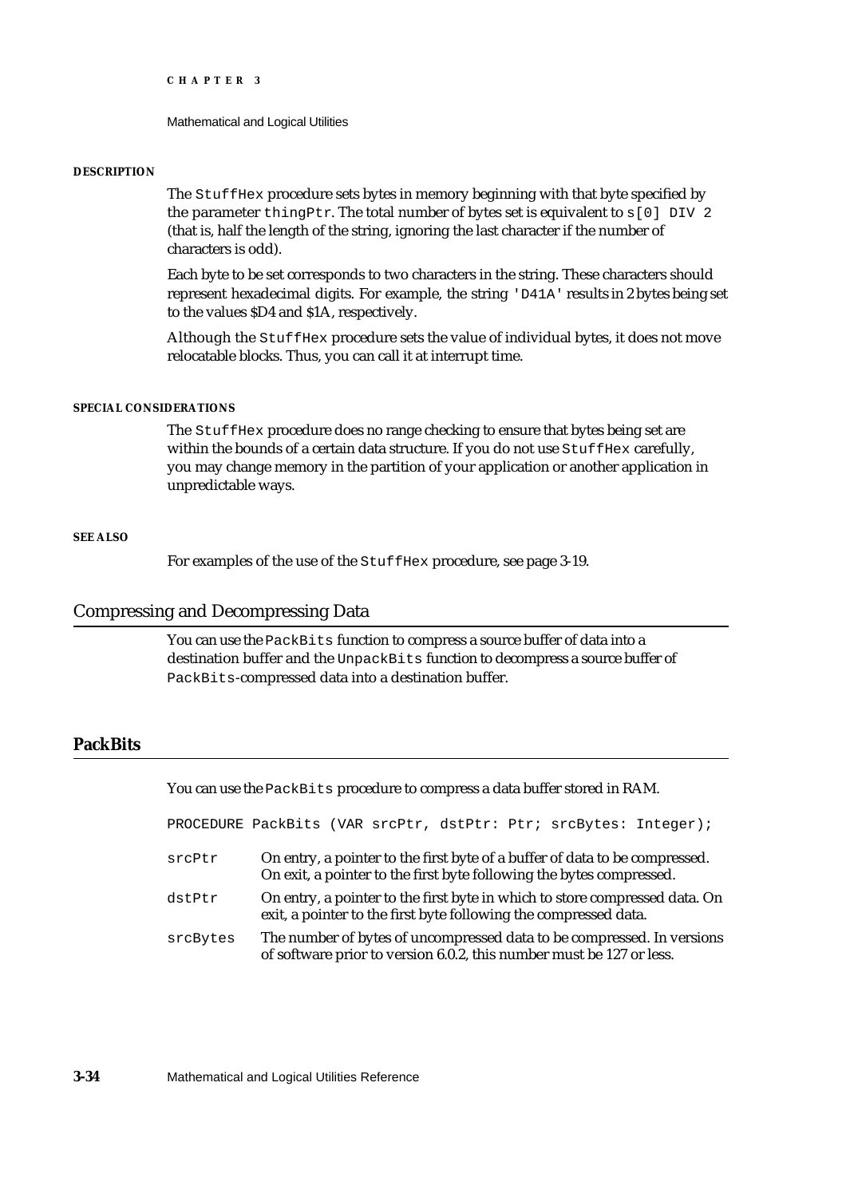**DESCRIPTION**

The `StuffHex` procedure sets bytes in memory beginning with that byte specified by the parameter `thingPtr`. The total number of bytes set is equivalent to `s[0] DIV 2` (that is, half the length of the string, ignoring the last character if the number of characters is odd).

Each byte to be set corresponds to two characters in the string. These characters should represent hexadecimal digits. For example, the string `'D41A'` results in 2 bytes being set to the values $D4 and $1A, respectively.

Although the `StuffHex` procedure sets the value of individual bytes, it does not move relocatable blocks. Thus, you can call it at interrupt time.

**SPECIAL CONSIDERATIONS**

The `StuffHex` procedure does no range checking to ensure that bytes being set are within the bounds of a certain data structure. If you do not use `StuffHex` carefully, you may change memory in the partition of your application or another application in unpredictable ways.

**SEE ALSO**

For examples of the use of the `StuffHex` procedure, see page 3-19.

## Compressing and Decompressing Data

You can use the `PackBits` function to compress a source buffer of data into a destination buffer and the `UnpackBits` function to decompress a source buffer of `PackBits`-compressed data into a destination buffer.

### PackBits

You can use the `PackBits` procedure to compress a data buffer stored in RAM.

```
PROCEDURE PackBits (VAR srcPtr, dstPtr: Ptr; srcBytes: Integer);
```

`srcPtr` On entry, a pointer to the first byte of a buffer of data to be compressed. On exit, a pointer to the first byte following the bytes compressed.

`dstPtr` On entry, a pointer to the first byte in which to store compressed data. On exit, a pointer to the first byte following the compressed data.

`srcBytes` The number of bytes of uncompressed data to be compressed. In versions of software prior to version 6.0.2, this number must be 127 or less.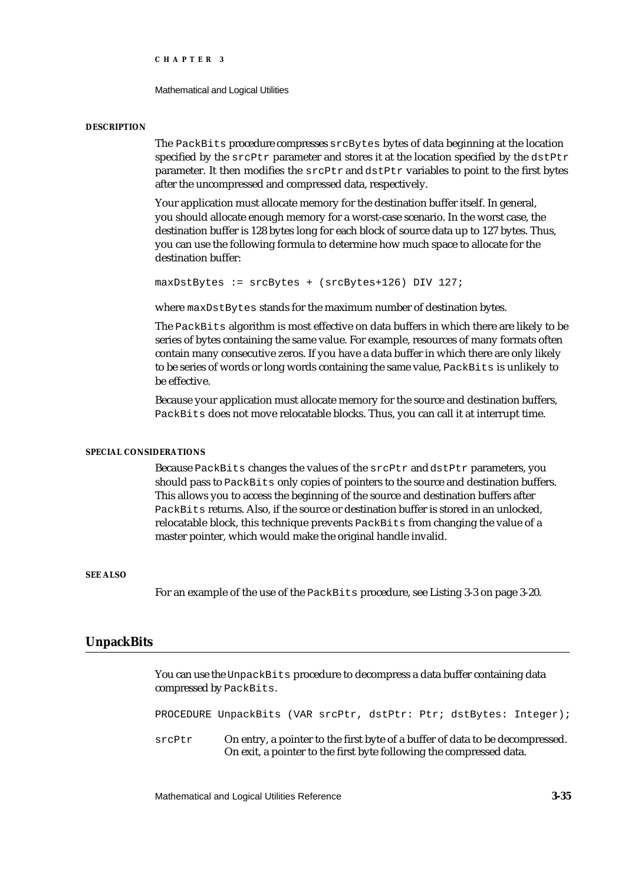**DESCRIPTION**

The `PackBits` procedure compresses `srcBytes` bytes of data beginning at the location specified by the `srcPtr` parameter and stores it at the location specified by the `dstPtr` parameter. It then modifies the `srcPtr` and `dstPtr` variables to point to the first bytes after the uncompressed and compressed data, respectively.

Your application must allocate memory for the destination buffer itself. In general, you should allocate enough memory for a worst-case scenario. In the worst case, the destination buffer is 128 bytes long for each block of source data up to 127 bytes. Thus, you can use the following formula to determine how much space to allocate for the destination buffer:

```
maxDstBytes := srcBytes + (srcBytes+126) DIV 127;
```

where `maxDstBytes` stands for the maximum number of destination bytes.

The `PackBits` algorithm is most effective on data buffers in which there are likely to be series of bytes containing the same value. For example, resources of many formats often contain many consecutive zeros. If you have a data buffer in which there are only likely to be series of words or long words containing the same value, `PackBits` is unlikely to be effective.

Because your application must allocate memory for the source and destination buffers, `PackBits` does not move relocatable blocks. Thus, you can call it at interrupt time.

**SPECIAL CONSIDERATIONS**

Because `PackBits` changes the values of the `srcPtr` and `dstPtr` parameters, you should pass to `PackBits` only copies of pointers to the source and destination buffers. This allows you to access the beginning of the source and destination buffers after `PackBits` returns. Also, if the source or destination buffer is stored in an unlocked, relocatable block, this technique prevents `PackBits` from changing the value of a master pointer, which would make the original handle invalid.

**SEE ALSO**

For an example of the use of the `PackBits` procedure, see Listing 3-3 on page 3-20.

## UnpackBits

You can use the `UnpackBits` procedure to decompress a data buffer containing data compressed by `PackBits`.

```
PROCEDURE UnpackBits (VAR srcPtr, dstPtr: Ptr; dstBytes: Integer);
```

`srcPtr` On entry, a pointer to the first byte of a buffer of data to be decompressed. On exit, a pointer to the first byte following the compressed data.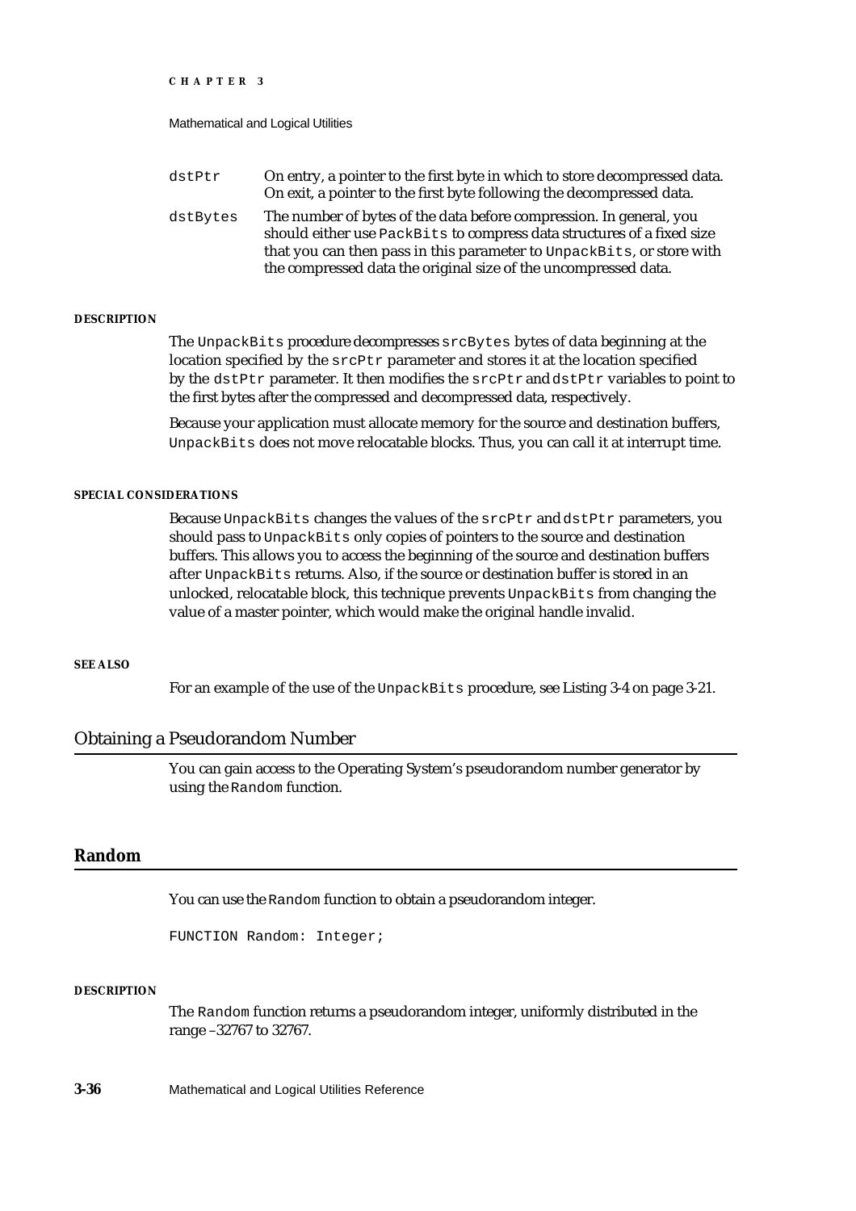dstPtr On entry, a pointer to the first byte in which to store decompressed data. On exit, a pointer to the first byte following the decompressed data.

dstBytes The number of bytes of the data before compression. In general, you should either use PackBits to compress data structures of a fixed size that you can then pass in this parameter to UnpackBits, or store with the compressed data the original size of the uncompressed data.

#### DESCRIPTION

The UnpackBits procedure decompresses srcBytes bytes of data beginning at the location specified by the srcPtr parameter and stores it at the location specified by the dstPtr parameter. It then modifies the srcPtr and dstPtr variables to point to the first bytes after the compressed and decompressed data, respectively.

Because your application must allocate memory for the source and destination buffers, UnpackBits does not move relocatable blocks. Thus, you can call it at interrupt time.

#### SPECIAL CONSIDERATIONS

Because UnpackBits changes the values of the srcPtr and dstPtr parameters, you should pass to UnpackBits only copies of pointers to the source and destination buffers. This allows you to access the beginning of the source and destination buffers after UnpackBits returns. Also, if the source or destination buffer is stored in an unlocked, relocatable block, this technique prevents UnpackBits from changing the value of a master pointer, which would make the original handle invalid.

#### SEE ALSO

For an example of the use of the UnpackBits procedure, see Listing 3-4 on page 3-21.

## Obtaining a Pseudorandom Number

You can gain access to the Operating System's pseudorandom number generator by using the Random function.

### Random

You can use the Random function to obtain a pseudorandom integer.

```
FUNCTION Random: Integer;
```

#### DESCRIPTION

The Random function returns a pseudorandom integer, uniformly distributed in the range –32767 to 32767.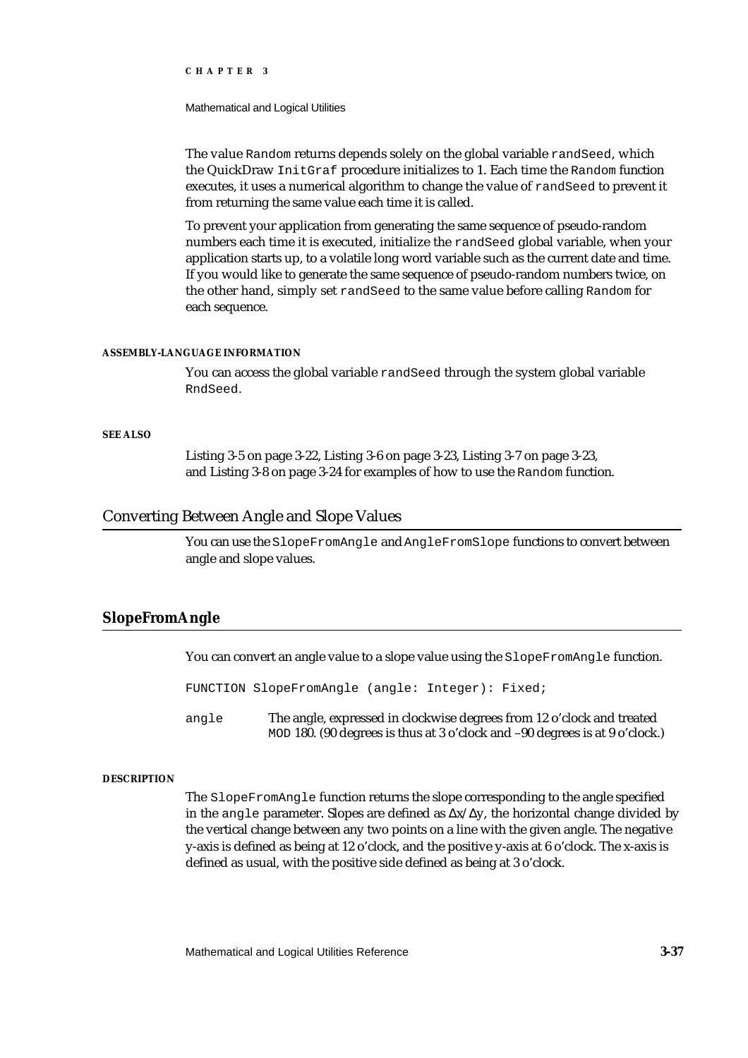The value Random returns depends solely on the global variable randSeed, which the QuickDraw InitGraf procedure initializes to 1. Each time the Random function executes, it uses a numerical algorithm to change the value of randSeed to prevent it from returning the same value each time it is called.

To prevent your application from generating the same sequence of pseudo-random numbers each time it is executed, initialize the randSeed global variable, when your application starts up, to a volatile long word variable such as the current date and time. If you would like to generate the same sequence of pseudo-random numbers twice, on the other hand, simply set randSeed to the same value before calling Random for each sequence.

#### ASSEMBLY-LANGUAGE INFORMATION

You can access the global variable randSeed through the system global variable RndSeed.

#### SEE ALSO

Listing 3-5 on page 3-22, Listing 3-6 on page 3-23, Listing 3-7 on page 3-23, and Listing 3-8 on page 3-24 for examples of how to use the Random function.

## Converting Between Angle and Slope Values

You can use the SlopeFromAngle and AngleFromSlope functions to convert between angle and slope values.

### SlopeFromAngle

You can convert an angle value to a slope value using the SlopeFromAngle function.

```
FUNCTION SlopeFromAngle (angle: Integer): Fixed;
```

angle — The angle, expressed in clockwise degrees from 12 o'clock and treated MOD 180. (90 degrees is thus at 3 o'clock and –90 degrees is at 9 o'clock.)

#### DESCRIPTION

The SlopeFromAngle function returns the slope corresponding to the angle specified in the angle parameter. Slopes are defined as $\Delta x/\Delta y$, the horizontal change divided by the vertical change between any two points on a line with the given angle. The negative y-axis is defined as being at 12 o'clock, and the positive y-axis at 6 o'clock. The x-axis is defined as usual, with the positive side defined as being at 3 o'clock.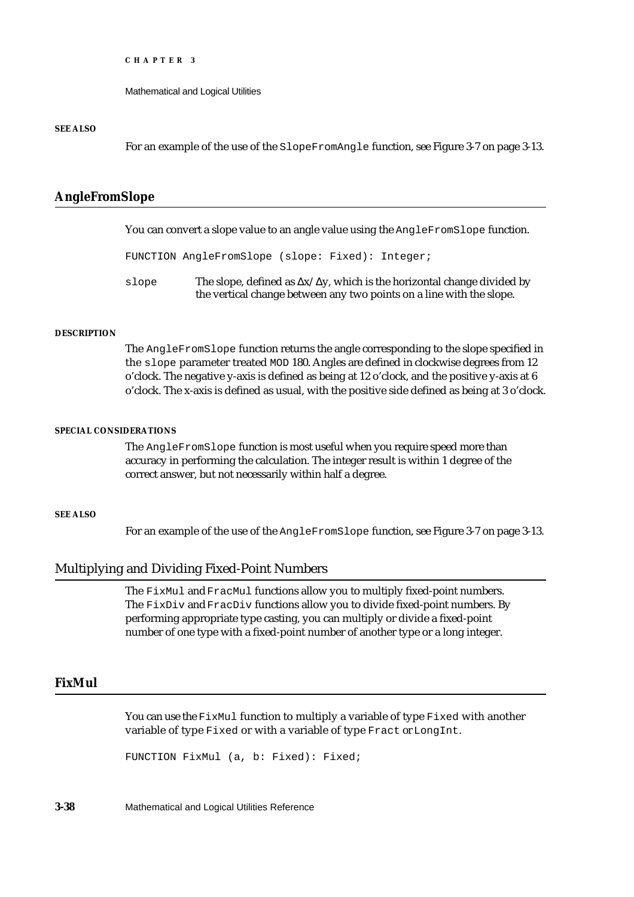#### SEE ALSO

For an example of the use of the `SlopeFromAngle` function, see Figure 3-7 on page 3-13.

## AngleFromSlope

You can convert a slope value to an angle value using the `AngleFromSlope` function.

```
FUNCTION AngleFromSlope (slope: Fixed): Integer;
```

`slope` The slope, defined as $\Delta x / \Delta y$, which is the horizontal change divided by the vertical change between any two points on a line with the slope.

#### DESCRIPTION

The `AngleFromSlope` function returns the angle corresponding to the slope specified in the `slope` parameter treated `MOD` 180. Angles are defined in clockwise degrees from 12 o'clock. The negative y-axis is defined as being at 12 o'clock, and the positive y-axis at 6 o'clock. The x-axis is defined as usual, with the positive side defined as being at 3 o'clock.

#### SPECIAL CONSIDERATIONS

The `AngleFromSlope` function is most useful when you require speed more than accuracy in performing the calculation. The integer result is within 1 degree of the correct answer, but not necessarily within half a degree.

#### SEE ALSO

For an example of the use of the `AngleFromSlope` function, see Figure 3-7 on page 3-13.

# Multiplying and Dividing Fixed-Point Numbers

The `FixMul` and `FracMul` functions allow you to multiply fixed-point numbers. The `FixDiv` and `FracDiv` functions allow you to divide fixed-point numbers. By performing appropriate type casting, you can multiply or divide a fixed-point number of one type with a fixed-point number of another type or a long integer.

## FixMul

You can use the `FixMul` function to multiply a variable of type `Fixed` with another variable of type `Fixed` or with a variable of type `Fract` or `LongInt`.

```
FUNCTION FixMul (a, b: Fixed): Fixed;
```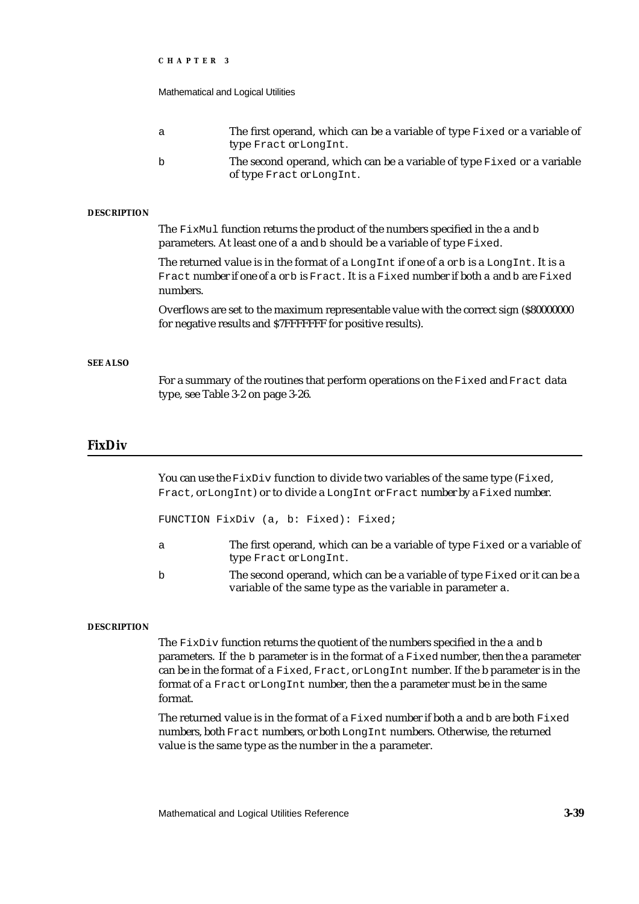a	The first operand, which can be a variable of type `Fixed` or a variable of type `Fract` or `LongInt`.

b	The second operand, which can be a variable of type `Fixed` or a variable of type `Fract` or `LongInt`.

**DESCRIPTION**

The `FixMul` function returns the product of the numbers specified in the `a` and `b` parameters. At least one of `a` and `b` should be a variable of type `Fixed`.

The returned value is in the format of a `LongInt` if one of `a` or `b` is a `LongInt`. It is a `Fract` number if one of `a` or `b` is `Fract`. It is a `Fixed` number if both `a` and `b` are `Fixed` numbers.

Overflows are set to the maximum representable value with the correct sign ($80000000 for negative results and $7FFFFFFF for positive results).

**SEE ALSO**

For a summary of the routines that perform operations on the `Fixed` and `Fract` data type, see Table 3-2 on page 3-26.

## FixDiv

You can use the `FixDiv` function to divide two variables of the same type (`Fixed`, `Fract`, or `LongInt`) or to divide a `LongInt` or `Fract` number by a `Fixed` number.

```
FUNCTION FixDiv (a, b: Fixed): Fixed;
```

a	The first operand, which can be a variable of type `Fixed` or a variable of type `Fract` or `LongInt`.

b	The second operand, which can be a variable of type `Fixed` or it can be a variable of the same type as the variable in parameter `a`.

**DESCRIPTION**

The `FixDiv` function returns the quotient of the numbers specified in the `a` and `b` parameters. If the `b` parameter is in the format of a `Fixed` number, then the `a` parameter can be in the format of a `Fixed`, `Fract`, or `LongInt` number. If the `b` parameter is in the format of a `Fract` or `LongInt` number, then the `a` parameter must be in the same format.

The returned value is in the format of a `Fixed` number if both `a` and `b` are both `Fixed` numbers, both `Fract` numbers, or both `LongInt` numbers. Otherwise, the returned value is the same type as the number in the `a` parameter.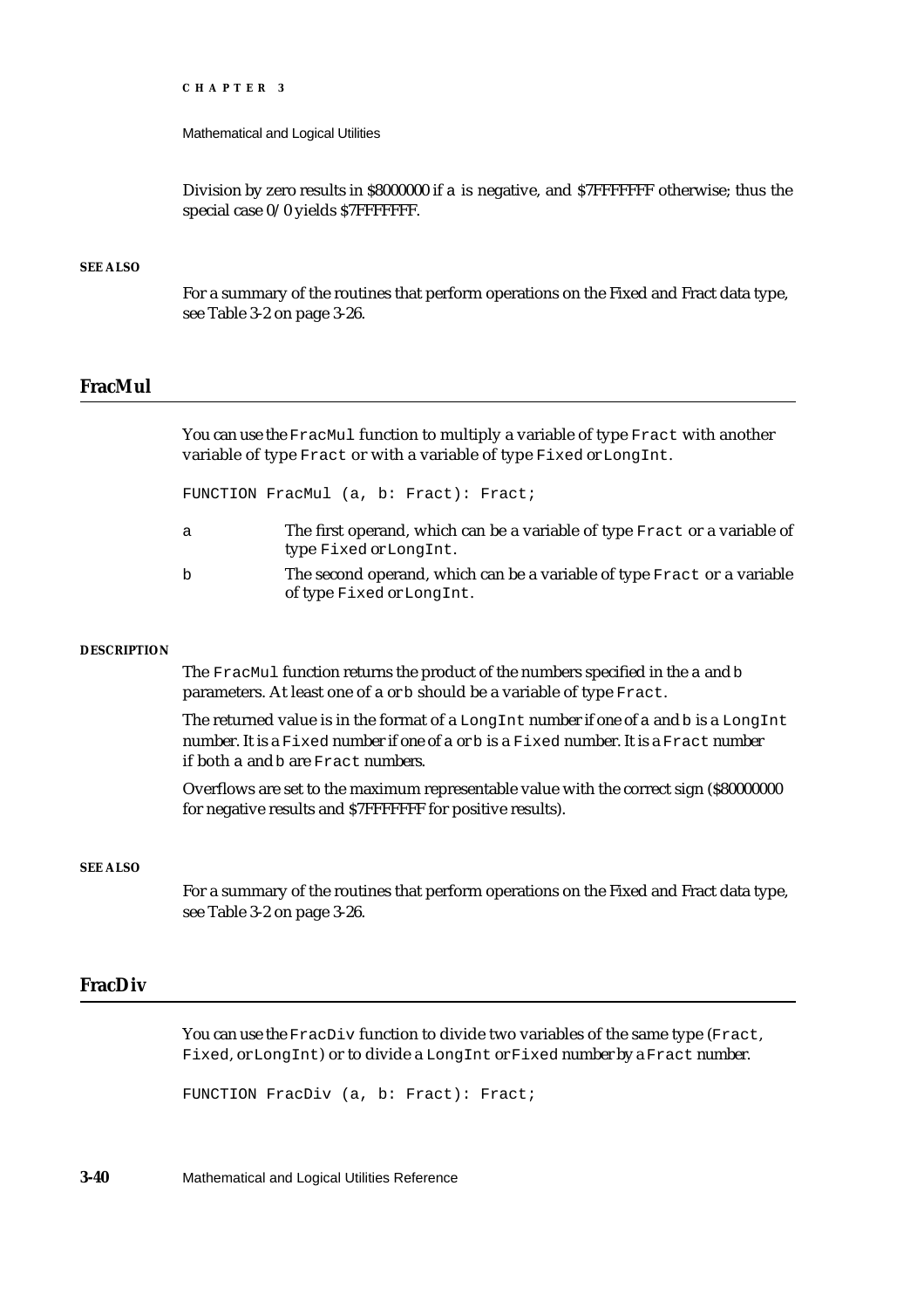Division by zero results in $8000000 if a is negative, and $7FFFFFFF otherwise; thus the special case 0/0 yields $7FFFFFFF.

**SEE ALSO**

For a summary of the routines that perform operations on the Fixed and Fract data type, see Table 3-2 on page 3-26.

## FracMul

You can use the `FracMul` function to multiply a variable of type `Fract` with another variable of type `Fract` or with a variable of type `Fixed` or `LongInt`.

```
FUNCTION FracMul (a, b: Fract): Fract;
```

`a` The first operand, which can be a variable of type `Fract` or a variable of type `Fixed` or `LongInt`.

`b` The second operand, which can be a variable of type `Fract` or a variable of type `Fixed` or `LongInt`.

**DESCRIPTION**

The `FracMul` function returns the product of the numbers specified in the `a` and `b` parameters. At least one of `a` or `b` should be a variable of type `Fract`.

The returned value is in the format of a `LongInt` number if one of `a` and `b` is a `LongInt` number. It is a `Fixed` number if one of `a` or `b` is a `Fixed` number. It is a `Fract` number if both `a` and `b` are `Fract` numbers.

Overflows are set to the maximum representable value with the correct sign ($80000000 for negative results and $7FFFFFFF for positive results).

**SEE ALSO**

For a summary of the routines that perform operations on the Fixed and Fract data type, see Table 3-2 on page 3-26.

## FracDiv

You can use the `FracDiv` function to divide two variables of the same type (`Fract`, `Fixed`, or `LongInt`) or to divide a `LongInt` or `Fixed` number by a `Fract` number.

```
FUNCTION FracDiv (a, b: Fract): Fract;
```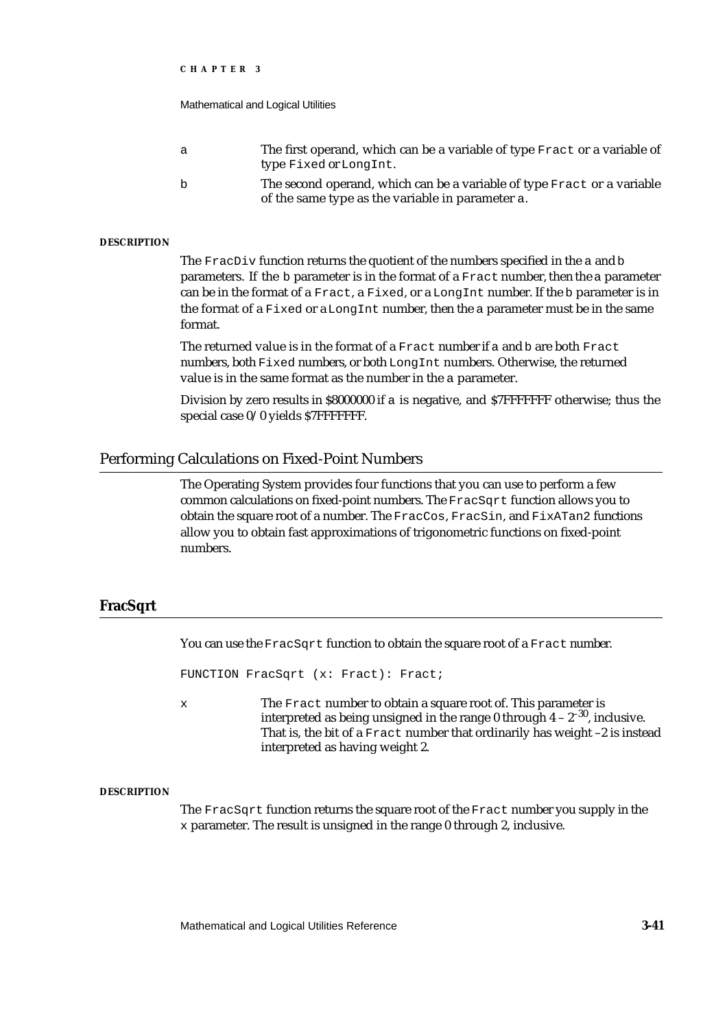a	The first operand, which can be a variable of type `Fract` or a variable of type `Fixed` or `LongInt`.

b	The second operand, which can be a variable of type `Fract` or a variable of the same type as the variable in parameter `a`.

**DESCRIPTION**

The `FracDiv` function returns the quotient of the numbers specified in the `a` and `b` parameters. If the `b` parameter is in the format of a `Fract` number, then the `a` parameter can be in the format of a `Fract`, a `Fixed`, or a `LongInt` number. If the `b` parameter is in the format of a `Fixed` or a `LongInt` number, then the `a` parameter must be in the same format.

The returned value is in the format of a `Fract` number if `a` and `b` are both `Fract` numbers, both `Fixed` numbers, or both `LongInt` numbers. Otherwise, the returned value is in the same format as the number in the `a` parameter.

Division by zero results in $8000000 if `a` is negative, and $7FFFFFFF otherwise; thus the special case 0/0 yields $7FFFFFFF.

## Performing Calculations on Fixed-Point Numbers

The Operating System provides four functions that you can use to perform a few common calculations on fixed-point numbers. The `FracSqrt` function allows you to obtain the square root of a number. The `FracCos`, `FracSin`, and `FixATan2` functions allow you to obtain fast approximations of trigonometric functions on fixed-point numbers.

## FracSqrt

You can use the `FracSqrt` function to obtain the square root of a `Fract` number.

```
FUNCTION FracSqrt (x: Fract): Fract;
```

x	The `Fract` number to obtain a square root of. This parameter is interpreted as being unsigned in the range 0 through $4 - 2^{-30}$, inclusive. That is, the bit of a `Fract` number that ordinarily has weight –2 is instead interpreted as having weight 2.

**DESCRIPTION**

The `FracSqrt` function returns the square root of the `Fract` number you supply in the `x` parameter. The result is unsigned in the range 0 through 2, inclusive.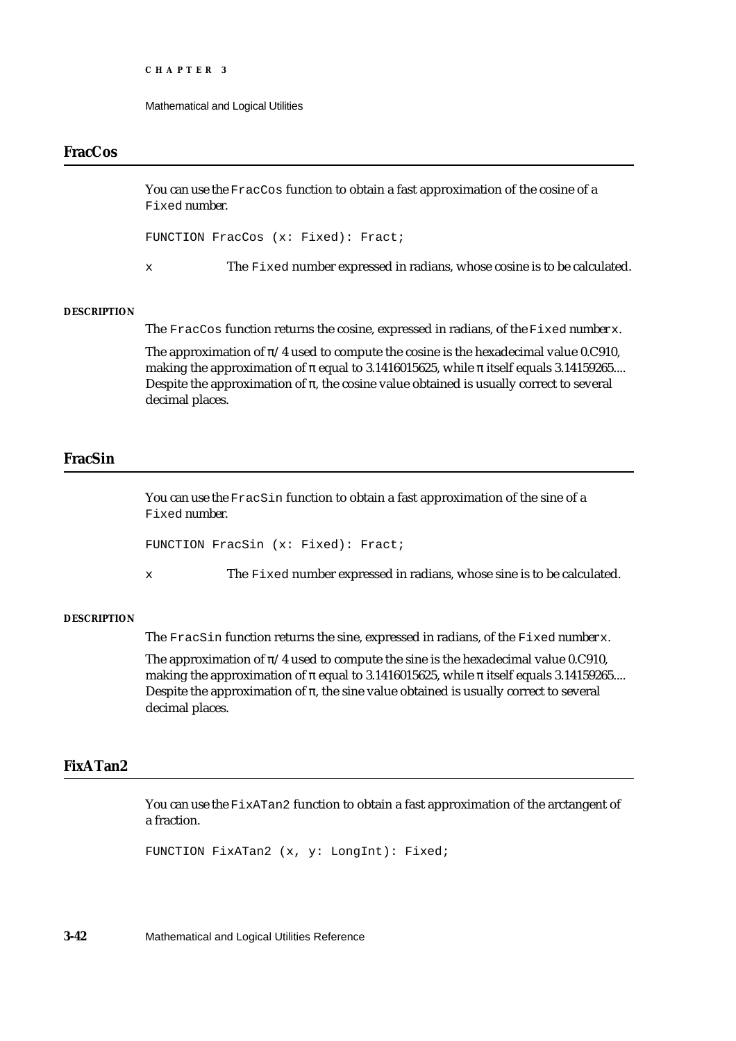## FracCos

You can use the `FracCos` function to obtain a fast approximation of the cosine of a `Fixed` number.

```
FUNCTION FracCos (x: Fixed): Fract;
```

x The `Fixed` number expressed in radians, whose cosine is to be calculated.

**DESCRIPTION**

The `FracCos` function returns the cosine, expressed in radians, of the `Fixed` number `x`.

The approximation of π/4 used to compute the cosine is the hexadecimal value 0.C910, making the approximation of π equal to 3.1416015625, while π itself equals 3.14159265.... Despite the approximation of π, the cosine value obtained is usually correct to several decimal places.

## FracSin

You can use the `FracSin` function to obtain a fast approximation of the sine of a `Fixed` number.

```
FUNCTION FracSin (x: Fixed): Fract;
```

x The `Fixed` number expressed in radians, whose sine is to be calculated.

**DESCRIPTION**

The `FracSin` function returns the sine, expressed in radians, of the `Fixed` number `x`.

The approximation of π/4 used to compute the sine is the hexadecimal value 0.C910, making the approximation of π equal to 3.1416015625, while π itself equals 3.14159265.... Despite the approximation of π, the sine value obtained is usually correct to several decimal places.

## FixATan2

You can use the `FixATan2` function to obtain a fast approximation of the arctangent of a fraction.

```
FUNCTION FixATan2 (x, y: LongInt): Fixed;
```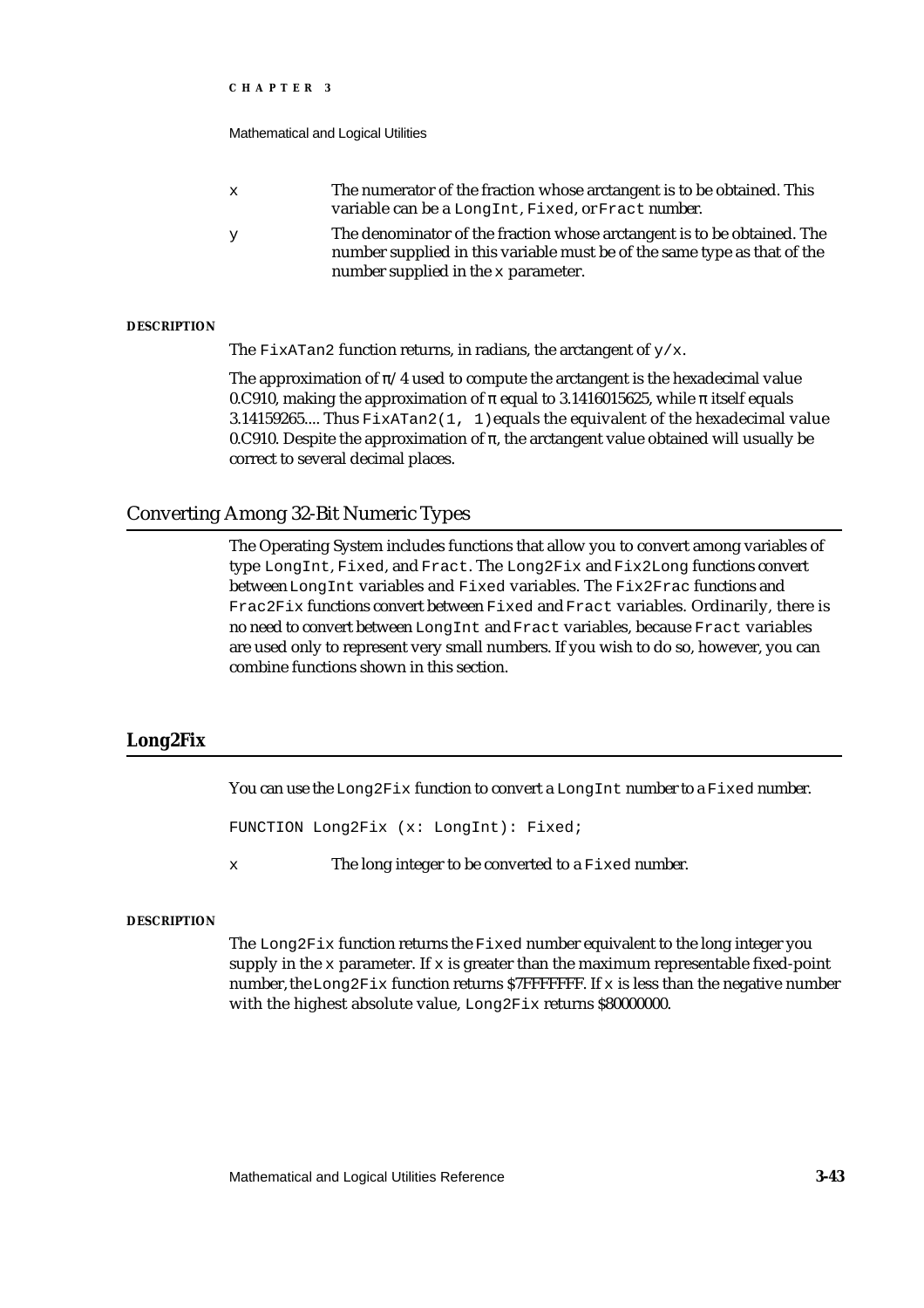x	The numerator of the fraction whose arctangent is to be obtained. This variable can be a `LongInt`, `Fixed`, or `Fract` number.

y	The denominator of the fraction whose arctangent is to be obtained. The number supplied in this variable must be of the same type as that of the number supplied in the `x` parameter.

**DESCRIPTION**

The `FixATan2` function returns, in radians, the arctangent of `y/x`.

The approximation of $\pi/4$ used to compute the arctangent is the hexadecimal value 0.C910, making the approximation of $\pi$ equal to 3.1416015625, while $\pi$ itself equals 3.14159265.... Thus `FixATan2(1, 1)` equals the equivalent of the hexadecimal value 0.C910. Despite the approximation of $\pi$, the arctangent value obtained will usually be correct to several decimal places.

## Converting Among 32-Bit Numeric Types

The Operating System includes functions that allow you to convert among variables of type `LongInt`, `Fixed`, and `Fract`. The `Long2Fix` and `Fix2Long` functions convert between `LongInt` variables and `Fixed` variables. The `Fix2Frac` functions and `Frac2Fix` functions convert between `Fixed` and `Fract` variables. Ordinarily, there is no need to convert between `LongInt` and `Fract` variables, because `Fract` variables are used only to represent very small numbers. If you wish to do so, however, you can combine functions shown in this section.

### Long2Fix

You can use the `Long2Fix` function to convert a `LongInt` number to a `Fixed` number.

```
FUNCTION Long2Fix (x: LongInt): Fixed;
```

x	The long integer to be converted to a `Fixed` number.

**DESCRIPTION**

The `Long2Fix` function returns the `Fixed` number equivalent to the long integer you supply in the `x` parameter. If `x` is greater than the maximum representable fixed-point number, the `Long2Fix` function returns $7FFFFFFF. If `x` is less than the negative number with the highest absolute value, `Long2Fix` returns $80000000.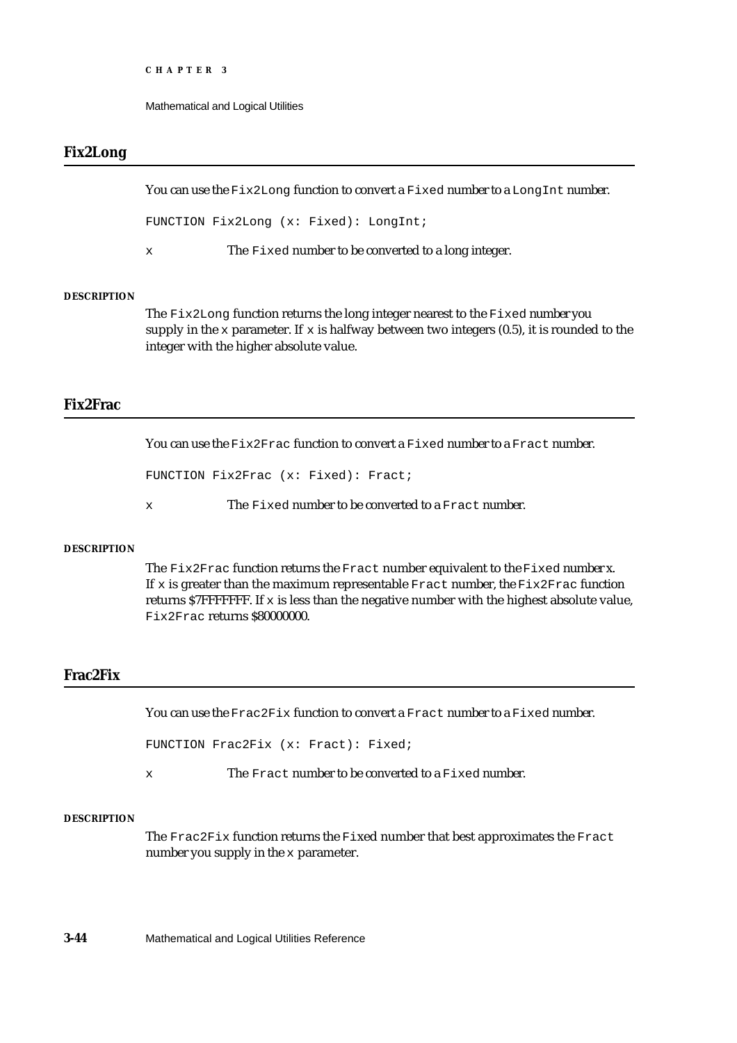## Fix2Long

You can use the `Fix2Long` function to convert a `Fixed` number to a `LongInt` number.

```
FUNCTION Fix2Long (x: Fixed): LongInt;
```

`x` The `Fixed` number to be converted to a long integer.

**DESCRIPTION**

The `Fix2Long` function returns the long integer nearest to the `Fixed` number you supply in the `x` parameter. If `x` is halfway between two integers (0.5), it is rounded to the integer with the higher absolute value.

## Fix2Frac

You can use the `Fix2Frac` function to convert a `Fixed` number to a `Fract` number.

```
FUNCTION Fix2Frac (x: Fixed): Fract;
```

`x` The `Fixed` number to be converted to a `Fract` number.

**DESCRIPTION**

The `Fix2Frac` function returns the `Fract` number equivalent to the `Fixed` number x. If `x` is greater than the maximum representable `Fract` number, the `Fix2Frac` function returns $7FFFFFFF. If `x` is less than the negative number with the highest absolute value, `Fix2Frac` returns $80000000.

## Frac2Fix

You can use the `Frac2Fix` function to convert a `Fract` number to a `Fixed` number.

```
FUNCTION Frac2Fix (x: Fract): Fixed;
```

`x` The `Fract` number to be converted to a `Fixed` number.

**DESCRIPTION**

The `Frac2Fix` function returns the `Fixed` number that best approximates the `Fract` number you supply in the `x` parameter.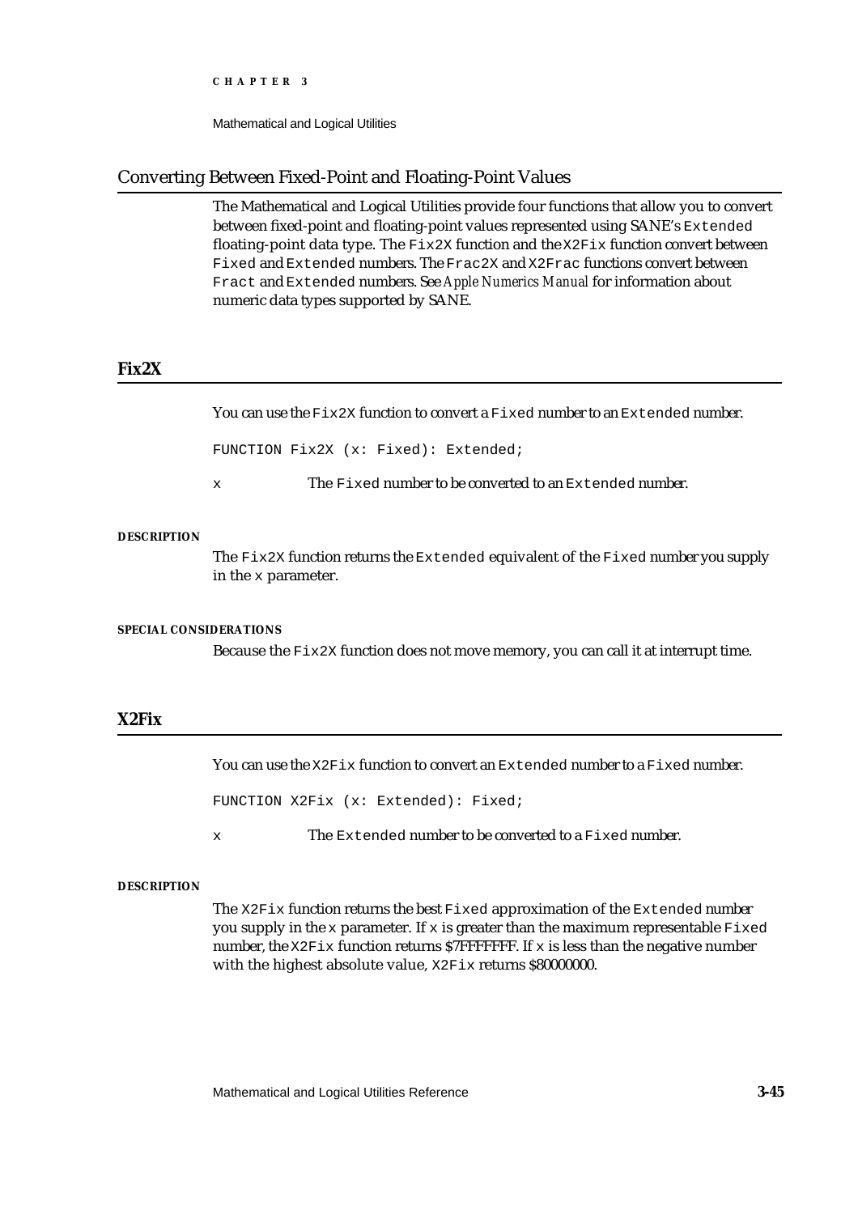## Converting Between Fixed-Point and Floating-Point Values

The Mathematical and Logical Utilities provide four functions that allow you to convert between fixed-point and floating-point values represented using SANE's `Extended` floating-point data type. The `Fix2X` function and the `X2Fix` function convert between `Fixed` and `Extended` numbers. The `Frac2X` and `X2Frac` functions convert between `Fract` and `Extended` numbers. See *Apple Numerics Manual* for information about numeric data types supported by SANE.

### Fix2X

You can use the `Fix2X` function to convert a `Fixed` number to an `Extended` number.

```
FUNCTION Fix2X (x: Fixed): Extended;
```

`x` The `Fixed` number to be converted to an `Extended` number.

**DESCRIPTION**

The `Fix2X` function returns the `Extended` equivalent of the `Fixed` number you supply in the `x` parameter.

**SPECIAL CONSIDERATIONS**

Because the `Fix2X` function does not move memory, you can call it at interrupt time.

### X2Fix

You can use the `X2Fix` function to convert an `Extended` number to a `Fixed` number.

```
FUNCTION X2Fix (x: Extended): Fixed;
```

`x` The `Extended` number to be converted to a `Fixed` number.

**DESCRIPTION**

The `X2Fix` function returns the best `Fixed` approximation of the `Extended` number you supply in the `x` parameter. If `x` is greater than the maximum representable `Fixed` number, the `X2Fix` function returns $7FFFFFFF. If `x` is less than the negative number with the highest absolute value, `X2Fix` returns $80000000.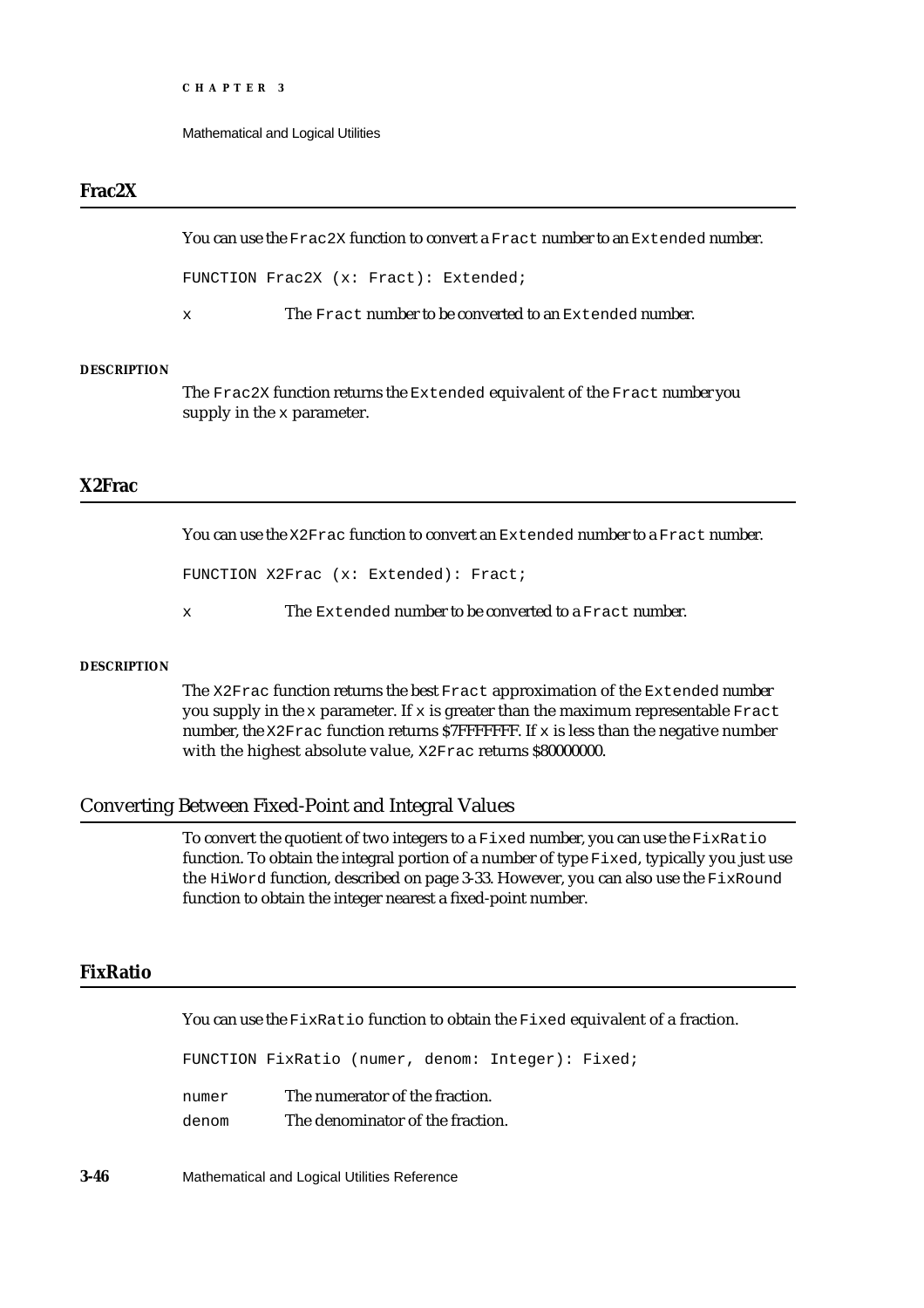## Frac2X

You can use the `Frac2X` function to convert a `Fract` number to an `Extended` number.

```
FUNCTION Frac2X (x: Fract): Extended;
```

`x` The `Fract` number to be converted to an `Extended` number.

**DESCRIPTION**

The `Frac2X` function returns the `Extended` equivalent of the `Fract` number you supply in the `x` parameter.

## X2Frac

You can use the `X2Frac` function to convert an `Extended` number to a `Fract` number.

```
FUNCTION X2Frac (x: Extended): Fract;
```

`x` The `Extended` number to be converted to a `Fract` number.

**DESCRIPTION**

The `X2Frac` function returns the best `Fract` approximation of the `Extended` number you supply in the `x` parameter. If `x` is greater than the maximum representable `Fract` number, the `X2Frac` function returns $7FFFFFFF. If `x` is less than the negative number with the highest absolute value, `X2Frac` returns $80000000.

# Converting Between Fixed-Point and Integral Values

To convert the quotient of two integers to a `Fixed` number, you can use the `FixRatio` function. To obtain the integral portion of a number of type `Fixed`, typically you just use the `HiWord` function, described on page 3-33. However, you can also use the `FixRound` function to obtain the integer nearest a fixed-point number.

## FixRatio

You can use the `FixRatio` function to obtain the `Fixed` equivalent of a fraction.

```
FUNCTION FixRatio (numer, denom: Integer): Fixed;
```

`numer` The numerator of the fraction.

`denom` The denominator of the fraction.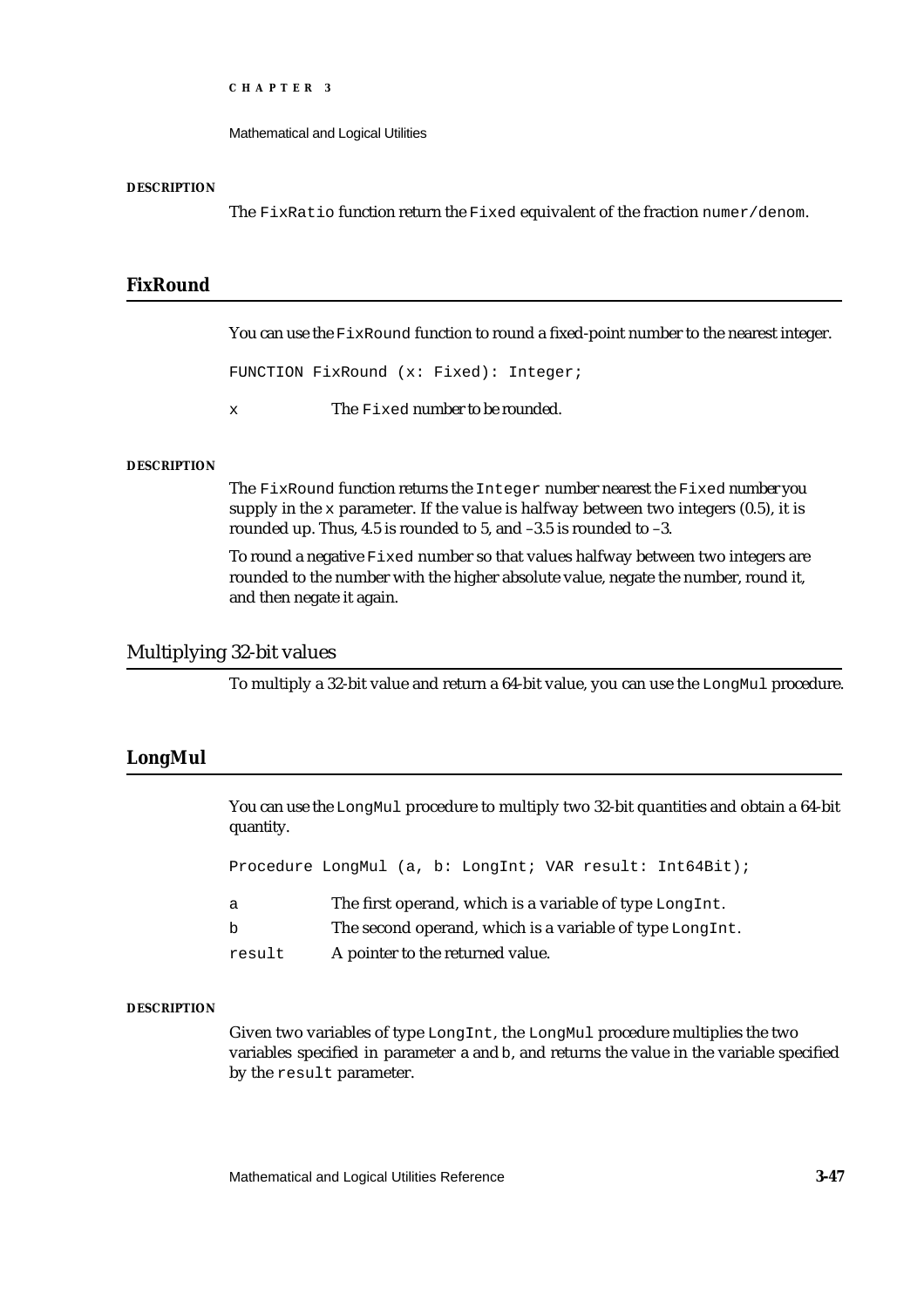**DESCRIPTION**

The `FixRatio` function return the `Fixed` equivalent of the fraction `numer/denom`.

## FixRound

You can use the `FixRound` function to round a fixed-point number to the nearest integer.

```
FUNCTION FixRound (x: Fixed): Integer;
```

`x` The `Fixed` number to be rounded.

**DESCRIPTION**

The `FixRound` function returns the `Integer` number nearest the `Fixed` number you supply in the `x` parameter. If the value is halfway between two integers (0.5), it is rounded up. Thus, 4.5 is rounded to 5, and –3.5 is rounded to –3.

To round a negative `Fixed` number so that values halfway between two integers are rounded to the number with the higher absolute value, negate the number, round it, and then negate it again.

# Multiplying 32-bit values

To multiply a 32-bit value and return a 64-bit value, you can use the `LongMul` procedure.

## LongMul

You can use the `LongMul` procedure to multiply two 32-bit quantities and obtain a 64-bit quantity.

```
Procedure LongMul (a, b: LongInt; VAR result: Int64Bit);
```

`a` The first operand, which is a variable of type `LongInt`.

`b` The second operand, which is a variable of type `LongInt`.

`result` A pointer to the returned value.

**DESCRIPTION**

Given two variables of type `LongInt`, the `LongMul` procedure multiplies the two variables specified in parameter `a` and `b`, and returns the value in the variable specified by the `result` parameter.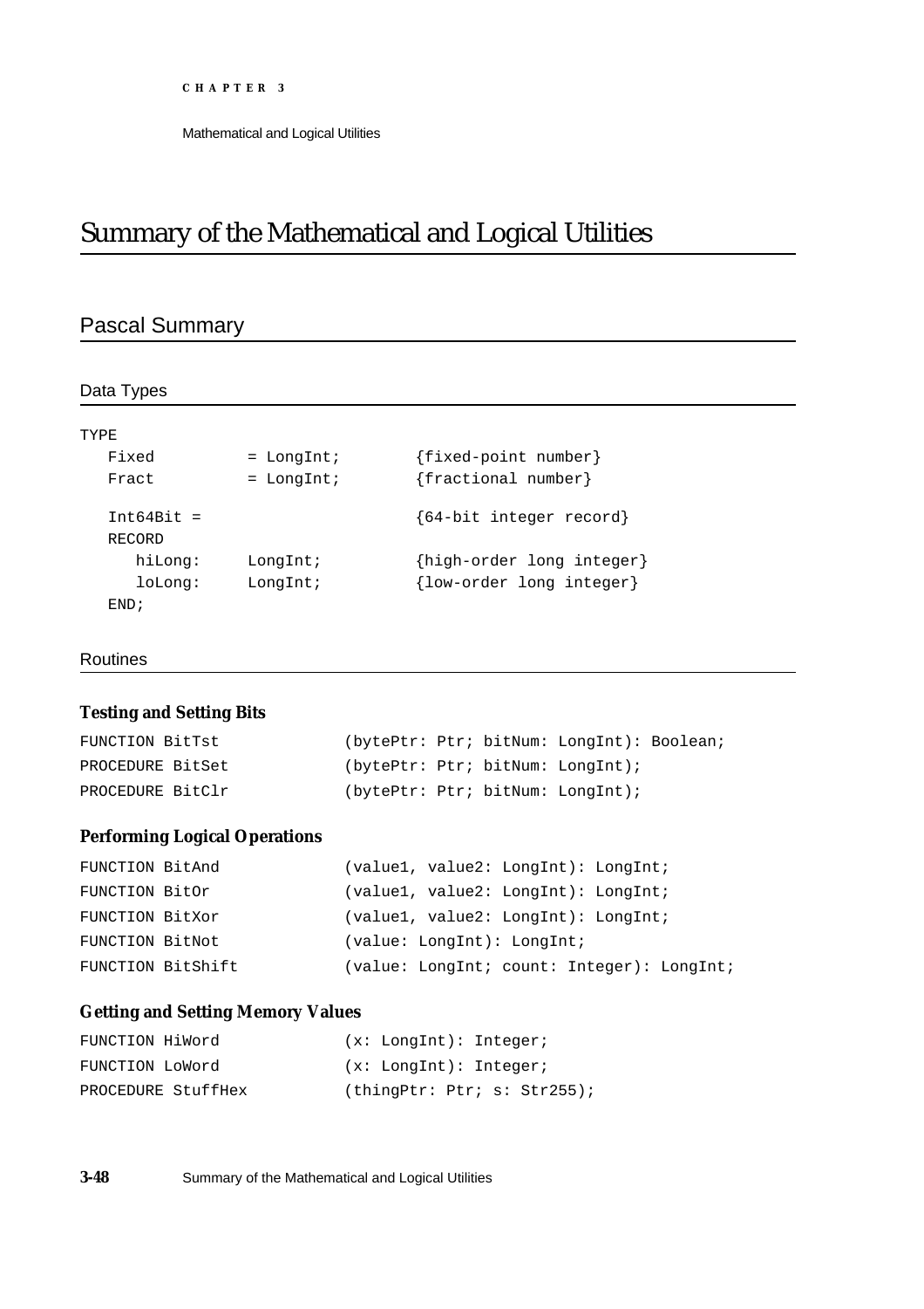# Summary of the Mathematical and Logical Utilities

## Pascal Summary

### Data Types

```
TYPE
   Fixed        = LongInt;       {fixed-point number}
   Fract        = LongInt;       {fractional number}

   Int64Bit =                    {64-bit integer record}
   RECORD
      hiLong:    LongInt;        {high-order long integer}
      loLong:    LongInt;        {low-order long integer}
   END;
```

### Routines

#### Testing and Setting Bits

```
FUNCTION BitTst            (bytePtr: Ptr; bitNum: LongInt): Boolean;
PROCEDURE BitSet           (bytePtr: Ptr; bitNum: LongInt);
PROCEDURE BitClr           (bytePtr: Ptr; bitNum: LongInt);
```

#### Performing Logical Operations

```
FUNCTION BitAnd            (value1, value2: LongInt): LongInt;
FUNCTION BitOr             (value1, value2: LongInt): LongInt;
FUNCTION BitXor            (value1, value2: LongInt): LongInt;
FUNCTION BitNot            (value: LongInt): LongInt;
FUNCTION BitShift          (value: LongInt; count: Integer): LongInt;
```

#### Getting and Setting Memory Values

```
FUNCTION HiWord            (x: LongInt): Integer;
FUNCTION LoWord            (x: LongInt): Integer;
PROCEDURE StuffHex         (thingPtr: Ptr; s: Str255);
```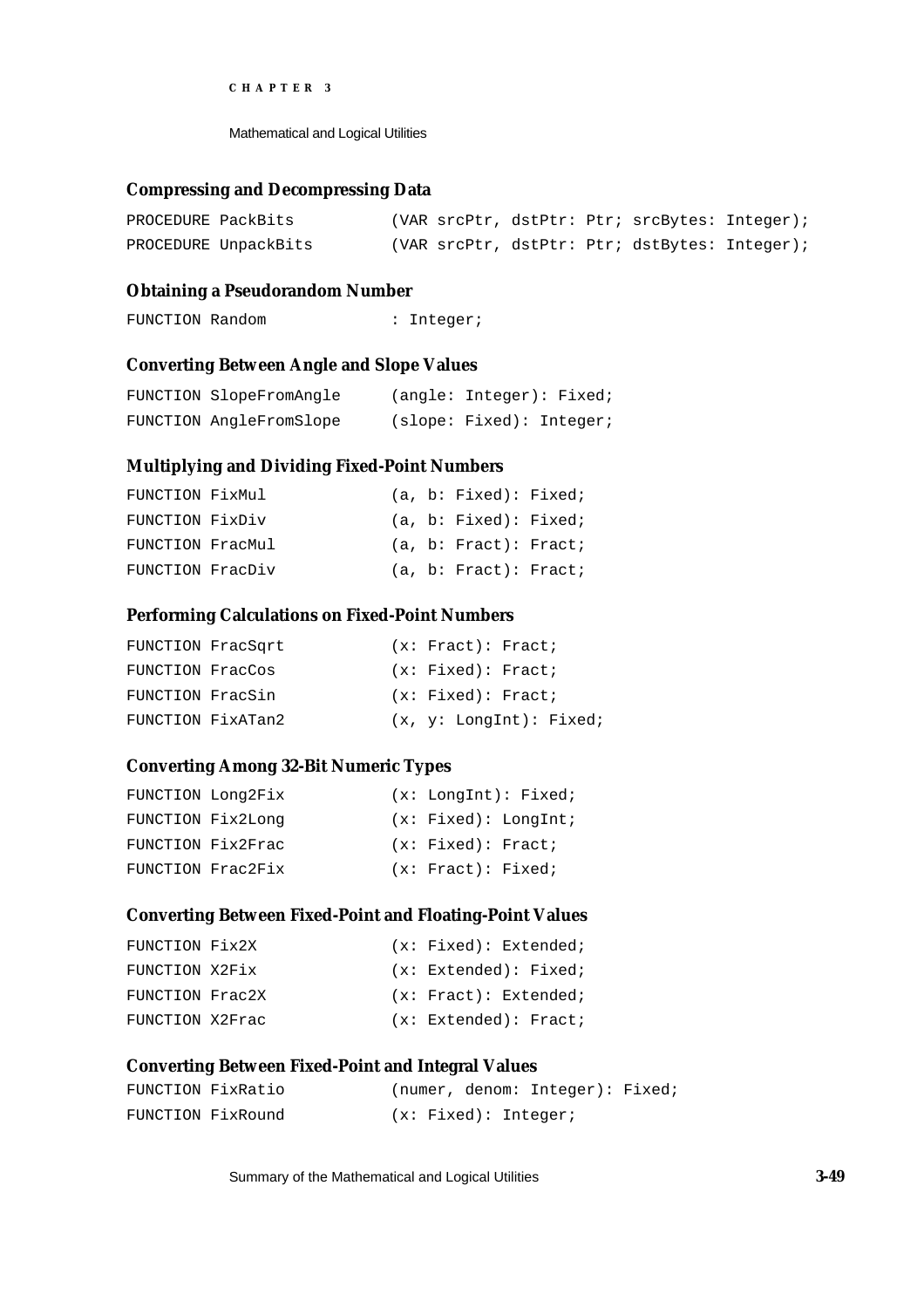### Compressing and Decompressing Data

```
PROCEDURE PackBits          (VAR srcPtr, dstPtr: Ptr; srcBytes: Integer);
PROCEDURE UnpackBits        (VAR srcPtr, dstPtr: Ptr; dstBytes: Integer);
```

### Obtaining a Pseudorandom Number

```
FUNCTION Random             : Integer;
```

### Converting Between Angle and Slope Values

```
FUNCTION SlopeFromAngle     (angle: Integer): Fixed;
FUNCTION AngleFromSlope     (slope: Fixed): Integer;
```

### Multiplying and Dividing Fixed-Point Numbers

```
FUNCTION FixMul             (a, b: Fixed): Fixed;
FUNCTION FixDiv             (a, b: Fixed): Fixed;
FUNCTION FracMul            (a, b: Fract): Fract;
FUNCTION FracDiv            (a, b: Fract): Fract;
```

### Performing Calculations on Fixed-Point Numbers

```
FUNCTION FracSqrt           (x: Fract): Fract;
FUNCTION FracCos            (x: Fixed): Fract;
FUNCTION FracSin            (x: Fixed): Fract;
FUNCTION FixATan2           (x, y: LongInt): Fixed;
```

### Converting Among 32-Bit Numeric Types

```
FUNCTION Long2Fix           (x: LongInt): Fixed;
FUNCTION Fix2Long           (x: Fixed): LongInt;
FUNCTION Fix2Frac           (x: Fixed): Fract;
FUNCTION Frac2Fix           (x: Fract): Fixed;
```

### Converting Between Fixed-Point and Floating-Point Values

```
FUNCTION Fix2X              (x: Fixed): Extended;
FUNCTION X2Fix              (x: Extended): Fixed;
FUNCTION Frac2X             (x: Fract): Extended;
FUNCTION X2Frac             (x: Extended): Fract;
```

### Converting Between Fixed-Point and Integral Values

```
FUNCTION FixRatio           (numer, denom: Integer): Fixed;
FUNCTION FixRound           (x: Fixed): Integer;
```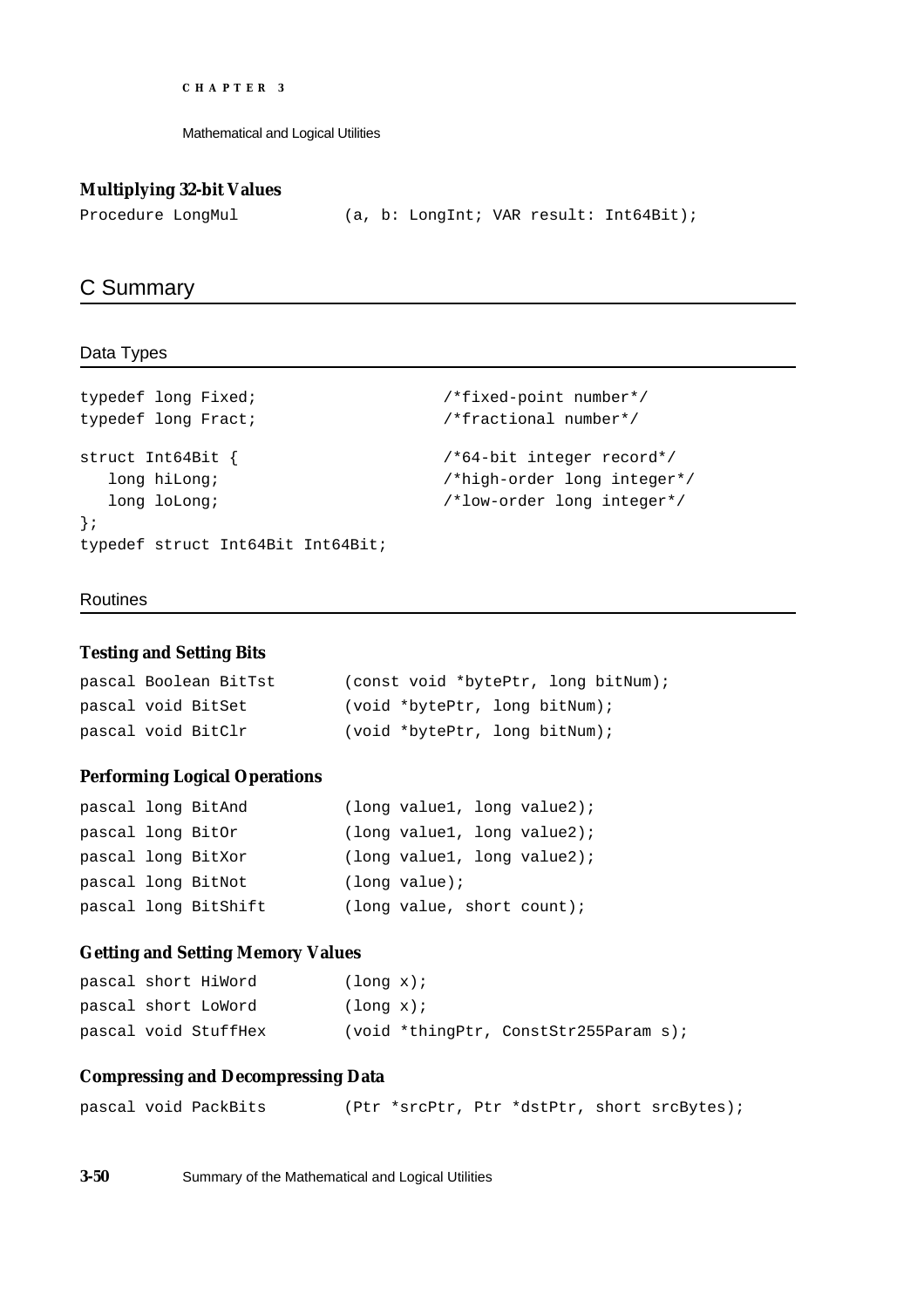### Multiplying 32-bit Values

```
Procedure LongMul           (a, b: LongInt; VAR result: Int64Bit);
```

## C Summary

### Data Types

```
typedef long Fixed;                    /*fixed-point number*/
typedef long Fract;                    /*fractional number*/

struct Int64Bit {                      /*64-bit integer record*/
   long hiLong;                        /*high-order long integer*/
   long loLong;                        /*low-order long integer*/
};
typedef struct Int64Bit Int64Bit;
```

### Routines

#### Testing and Setting Bits

```
pascal Boolean BitTst        (const void *bytePtr, long bitNum);
pascal void BitSet           (void *bytePtr, long bitNum);
pascal void BitClr           (void *bytePtr, long bitNum);
```

#### Performing Logical Operations

```
pascal long BitAnd           (long value1, long value2);
pascal long BitOr            (long value1, long value2);
pascal long BitXor           (long value1, long value2);
pascal long BitNot           (long value);
pascal long BitShift         (long value, short count);
```

#### Getting and Setting Memory Values

```
pascal short HiWord          (long x);
pascal short LoWord          (long x);
pascal void StuffHex         (void *thingPtr, ConstStr255Param s);
```

#### Compressing and Decompressing Data

```
pascal void PackBits         (Ptr *srcPtr, Ptr *dstPtr, short srcBytes);
```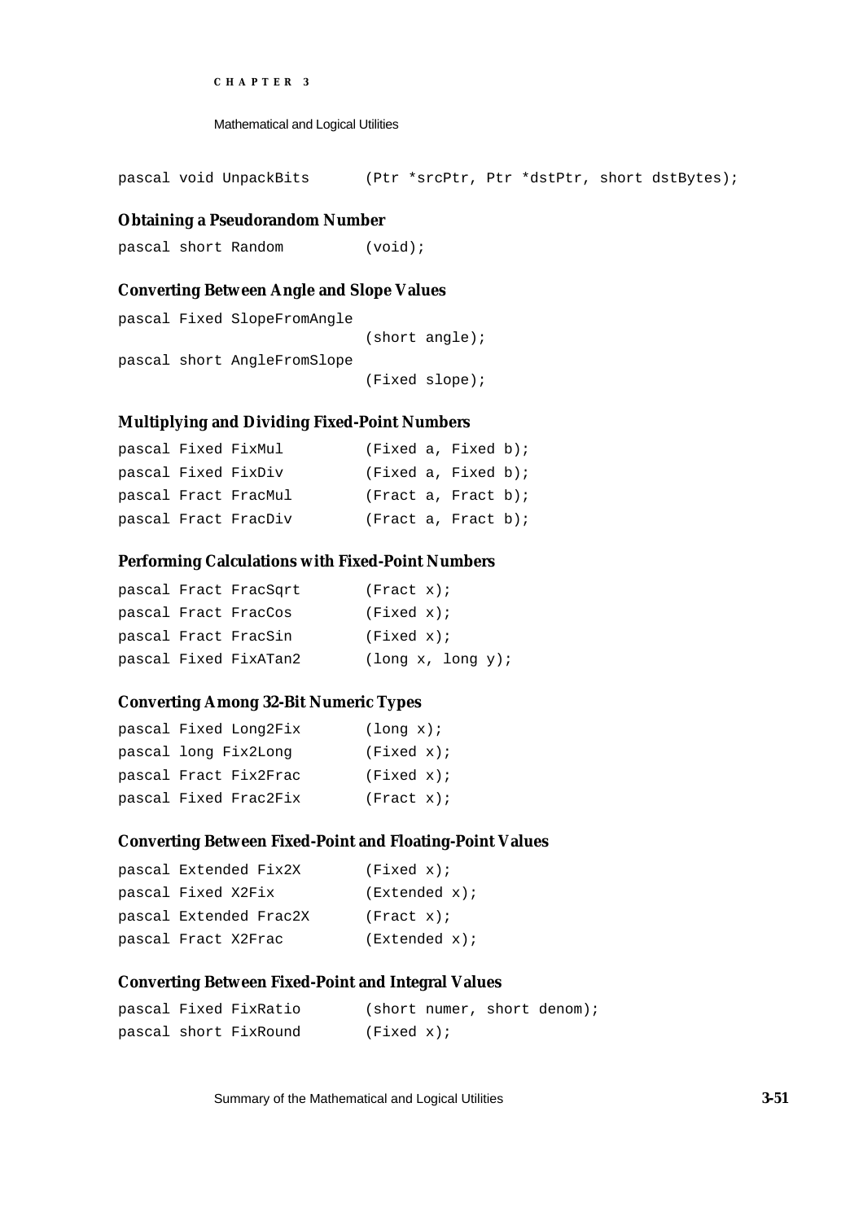```
pascal void UnpackBits      (Ptr *srcPtr, Ptr *dstPtr, short dstBytes);
```

### Obtaining a Pseudorandom Number

```
pascal short Random         (void);
```

### Converting Between Angle and Slope Values

```
pascal Fixed SlopeFromAngle
                            (short angle);
pascal short AngleFromSlope
                            (Fixed slope);
```

### Multiplying and Dividing Fixed-Point Numbers

```
pascal Fixed FixMul         (Fixed a, Fixed b);
pascal Fixed FixDiv         (Fixed a, Fixed b);
pascal Fract FracMul        (Fract a, Fract b);
pascal Fract FracDiv        (Fract a, Fract b);
```

### Performing Calculations with Fixed-Point Numbers

```
pascal Fract FracSqrt       (Fract x);
pascal Fract FracCos        (Fixed x);
pascal Fract FracSin        (Fixed x);
pascal Fixed FixATan2       (long x, long y);
```

### Converting Among 32-Bit Numeric Types

```
pascal Fixed Long2Fix       (long x);
pascal long Fix2Long        (Fixed x);
pascal Fract Fix2Frac       (Fixed x);
pascal Fixed Frac2Fix       (Fract x);
```

### Converting Between Fixed-Point and Floating-Point Values

```
pascal Extended Fix2X       (Fixed x);
pascal Fixed X2Fix          (Extended x);
pascal Extended Frac2X      (Fract x);
pascal Fract X2Frac         (Extended x);
```

### Converting Between Fixed-Point and Integral Values

```
pascal Fixed FixRatio       (short numer, short denom);
pascal short FixRound       (Fixed x);
```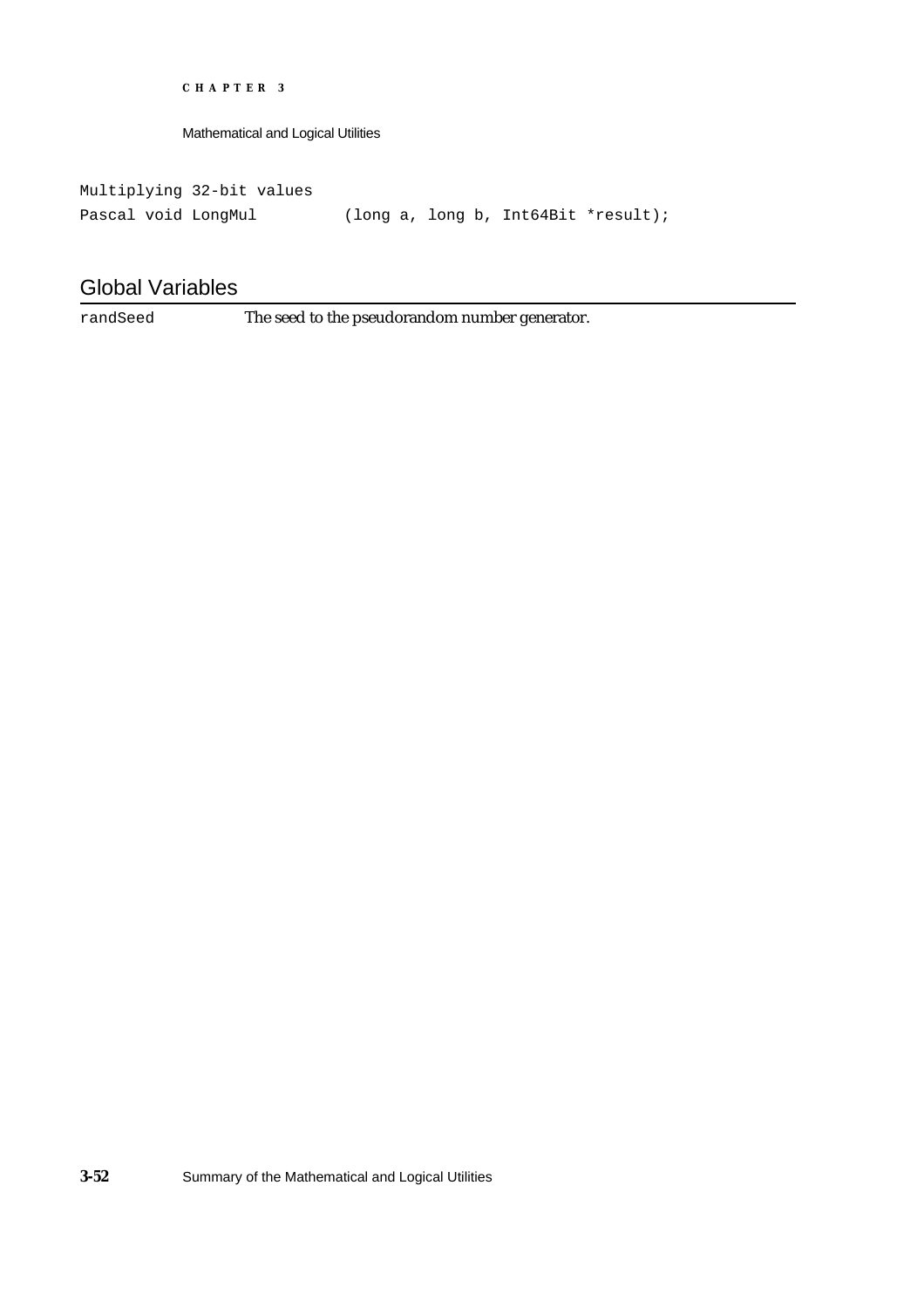```
Multiplying 32-bit values
Pascal void LongMul         (long a, long b, Int64Bit *result);
```

## Global Variables

| | |
|---|---|
| `randSeed` | The seed to the pseudorandom number generator. |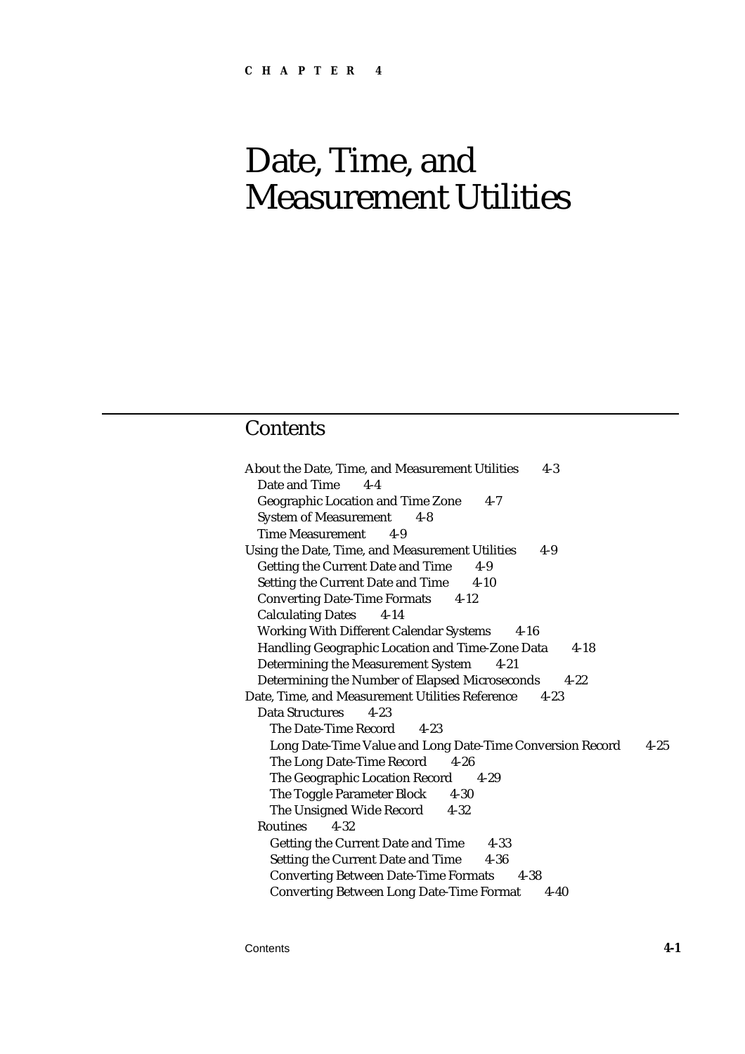CHAPTER 4

# Date, Time, and Measurement Utilities

## Contents

About the Date, Time, and Measurement Utilities 4-3
- Date and Time 4-4
- Geographic Location and Time Zone 4-7
- System of Measurement 4-8
- Time Measurement 4-9

Using the Date, Time, and Measurement Utilities 4-9
- Getting the Current Date and Time 4-9
- Setting the Current Date and Time 4-10
- Converting Date-Time Formats 4-12
- Calculating Dates 4-14
- Working With Different Calendar Systems 4-16
- Handling Geographic Location and Time-Zone Data 4-18
- Determining the Measurement System 4-21
- Determining the Number of Elapsed Microseconds 4-22

Date, Time, and Measurement Utilities Reference 4-23
- Data Structures 4-23
  - The Date-Time Record 4-23
  - Long Date-Time Value and Long Date-Time Conversion Record 4-25
  - The Long Date-Time Record 4-26
  - The Geographic Location Record 4-29
  - The Toggle Parameter Block 4-30
  - The Unsigned Wide Record 4-32
- Routines 4-32
  - Getting the Current Date and Time 4-33
  - Setting the Current Date and Time 4-36
  - Converting Between Date-Time Formats 4-38
  - Converting Between Long Date-Time Format 4-40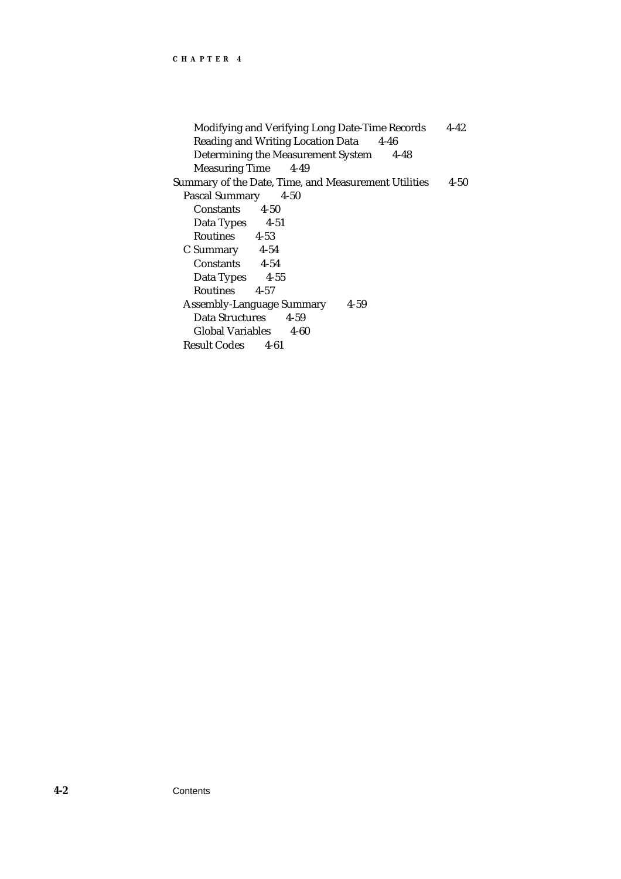- Modifying and Verifying Long Date-Time Records 4-42
- Reading and Writing Location Data 4-46
- Determining the Measurement System 4-48
- Measuring Time 4-49

Summary of the Date, Time, and Measurement Utilities 4-50

- Pascal Summary 4-50
  - Constants 4-50
  - Data Types 4-51
  - Routines 4-53
- C Summary 4-54
  - Constants 4-54
  - Data Types 4-55
  - Routines 4-57
- Assembly-Language Summary 4-59
  - Data Structures 4-59
  - Global Variables 4-60
- Result Codes 4-61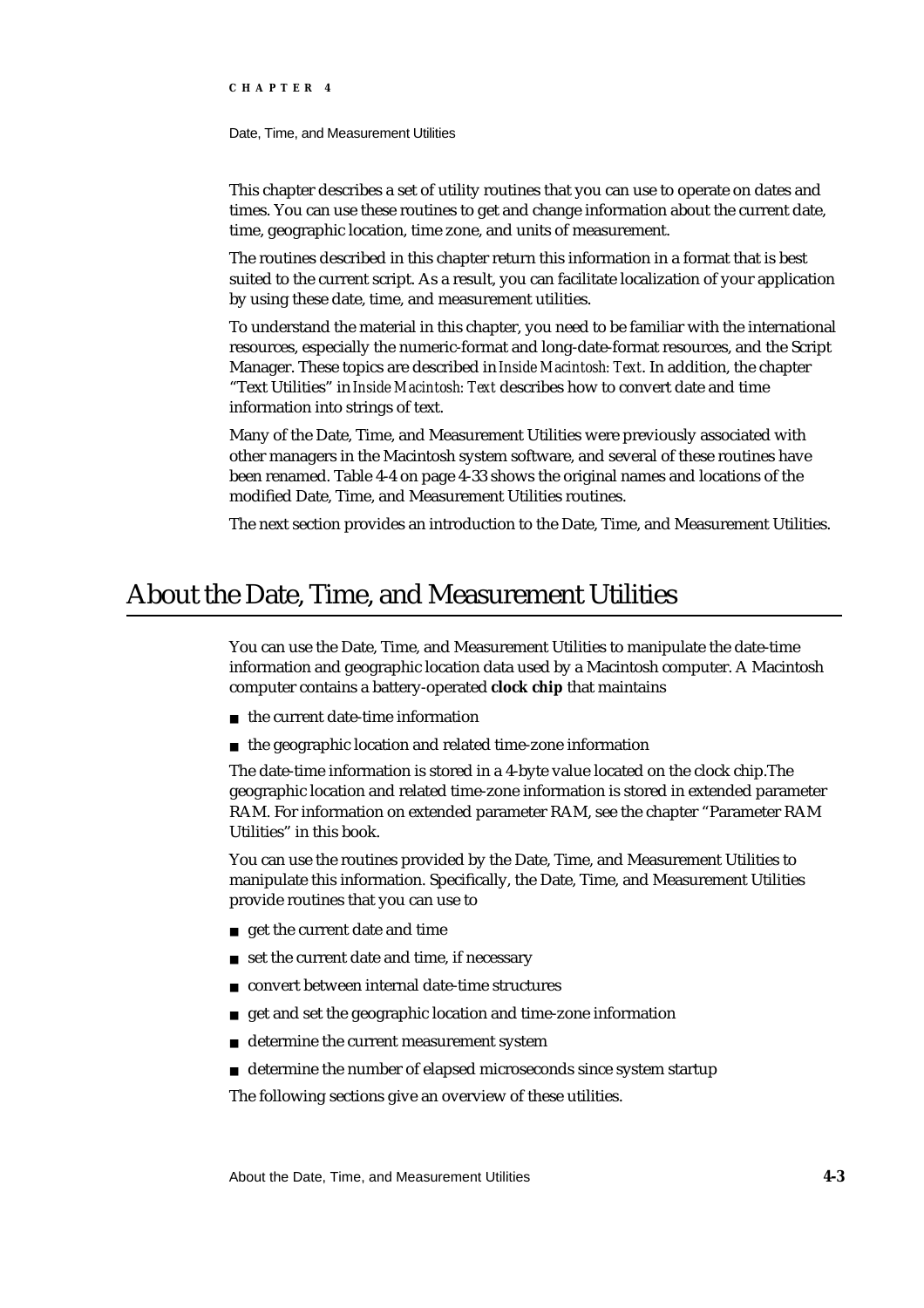This chapter describes a set of utility routines that you can use to operate on dates and times. You can use these routines to get and change information about the current date, time, geographic location, time zone, and units of measurement.

The routines described in this chapter return this information in a format that is best suited to the current script. As a result, you can facilitate localization of your application by using these date, time, and measurement utilities.

To understand the material in this chapter, you need to be familiar with the international resources, especially the numeric-format and long-date-format resources, and the Script Manager. These topics are described in *Inside Macintosh: Text*. In addition, the chapter "Text Utilities" in *Inside Macintosh: Text* describes how to convert date and time information into strings of text.

Many of the Date, Time, and Measurement Utilities were previously associated with other managers in the Macintosh system software, and several of these routines have been renamed. Table 4-4 on page 4-33 shows the original names and locations of the modified Date, Time, and Measurement Utilities routines.

The next section provides an introduction to the Date, Time, and Measurement Utilities.

# About the Date, Time, and Measurement Utilities

You can use the Date, Time, and Measurement Utilities to manipulate the date-time information and geographic location data used by a Macintosh computer. A Macintosh computer contains a battery-operated **clock chip** that maintains

- the current date-time information
- the geographic location and related time-zone information

The date-time information is stored in a 4-byte value located on the clock chip.The geographic location and related time-zone information is stored in extended parameter RAM. For information on extended parameter RAM, see the chapter "Parameter RAM Utilities" in this book.

You can use the routines provided by the Date, Time, and Measurement Utilities to manipulate this information. Specifically, the Date, Time, and Measurement Utilities provide routines that you can use to

- get the current date and time
- set the current date and time, if necessary
- convert between internal date-time structures
- get and set the geographic location and time-zone information
- determine the current measurement system
- determine the number of elapsed microseconds since system startup

The following sections give an overview of these utilities.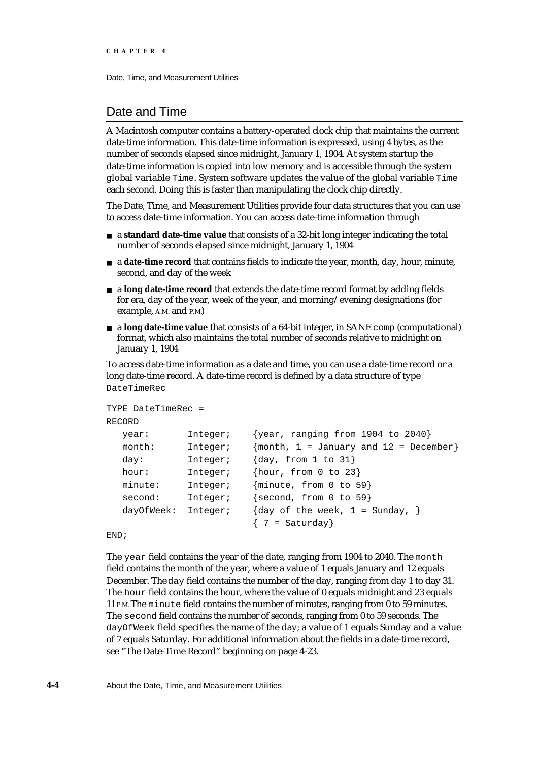## Date and Time

A Macintosh computer contains a battery-operated clock chip that maintains the current date-time information. This date-time information is expressed, using 4 bytes, as the number of seconds elapsed since midnight, January 1, 1904. At system startup the date-time information is copied into low memory and is accessible through the system global variable `Time`. System software updates the value of the global variable `Time` each second. Doing this is faster than manipulating the clock chip directly.

The Date, Time, and Measurement Utilities provide four data structures that you can use to access date-time information. You can access date-time information through

- a **standard date-time value** that consists of a 32-bit long integer indicating the total number of seconds elapsed since midnight, January 1, 1904
- a **date-time record** that contains fields to indicate the year, month, day, hour, minute, second, and day of the week
- a **long date-time record** that extends the date-time record format by adding fields for era, day of the year, week of the year, and morning/evening designations (for example, A.M. and P.M.)
- a **long date-time value** that consists of a 64-bit integer, in SANE `comp` (computational) format, which also maintains the total number of seconds relative to midnight on January 1, 1904

To access date-time information as a date and time, you can use a date-time record or a long date-time record. A date-time record is defined by a data structure of type `DateTimeRec`

```
TYPE DateTimeRec =
RECORD
   year:       Integer;    {year, ranging from 1904 to 2040}
   month:      Integer;    {month, 1 = January and 12 = December}
   day:        Integer;    {day, from 1 to 31}
   hour:       Integer;    {hour, from 0 to 23}
   minute:     Integer;    {minute, from 0 to 59}
   second:     Integer;    {second, from 0 to 59}
   dayOfWeek:  Integer;    {day of the week, 1 = Sunday, }
                           { 7 = Saturday}
END;
```

The `year` field contains the year of the date, ranging from 1904 to 2040. The `month` field contains the month of the year, where a value of 1 equals January and 12 equals December. The `day` field contains the number of the day, ranging from day 1 to day 31. The `hour` field contains the hour, where the value of 0 equals midnight and 23 equals 11 P.M. The `minute` field contains the number of minutes, ranging from 0 to 59 minutes. The `second` field contains the number of seconds, ranging from 0 to 59 seconds. The `dayOfWeek` field specifies the name of the day; a value of 1 equals Sunday and a value of 7 equals Saturday. For additional information about the fields in a date-time record, see "The Date-Time Record" beginning on page 4-23.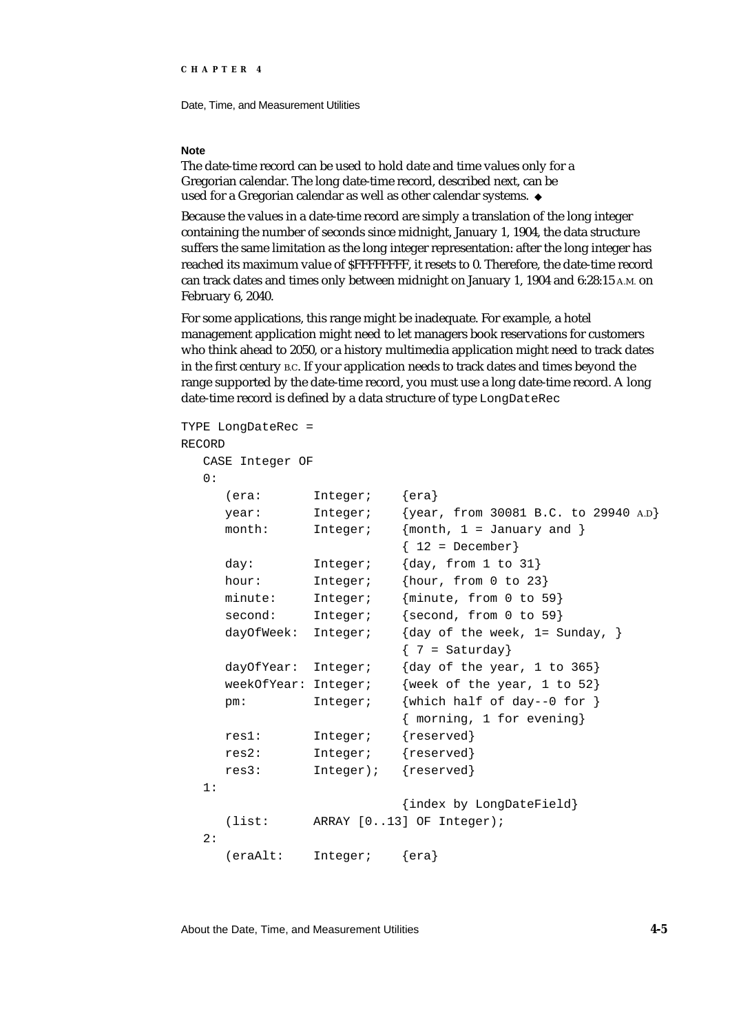**Note**

The date-time record can be used to hold date and time values only for a Gregorian calendar. The long date-time record, described next, can be used for a Gregorian calendar as well as other calendar systems. ◆

Because the values in a date-time record are simply a translation of the long integer containing the number of seconds since midnight, January 1, 1904, the data structure suffers the same limitation as the long integer representation: after the long integer has reached its maximum value of $FFFFFFFF, it resets to 0. Therefore, the date-time record can track dates and times only between midnight on January 1, 1904 and 6:28:15 A.M. on February 6, 2040.

For some applications, this range might be inadequate. For example, a hotel management application might need to let managers book reservations for customers who think ahead to 2050, or a history multimedia application might need to track dates in the first century B.C. If your application needs to track dates and times beyond the range supported by the date-time record, you must use a long date-time record. A long date-time record is defined by a data structure of type LongDateRec

```
TYPE LongDateRec =
RECORD
   CASE Integer OF
   0:
      (era:        Integer;    {era}
      year:        Integer;    {year, from 30081 B.C. to 29940 A.D}
      month:       Integer;    {month, 1 = January and }
                               { 12 = December}
      day:         Integer;    {day, from 1 to 31}
      hour:        Integer;    {hour, from 0 to 23}
      minute:      Integer;    {minute, from 0 to 59}
      second:      Integer;    {second, from 0 to 59}
      dayOfWeek:   Integer;    {day of the week, 1= Sunday, }
                               { 7 = Saturday}
      dayOfYear:   Integer;    {day of the year, 1 to 365}
      weekOfYear:  Integer;    {week of the year, 1 to 52}
      pm:          Integer;    {which half of day--0 for }
                               { morning, 1 for evening}
      res1:        Integer;    {reserved}
      res2:        Integer;    {reserved}
      res3:        Integer);   {reserved}
   1:
                               {index by LongDateField}
      (list:       ARRAY [0..13] OF Integer);
   2:
      (eraAlt:     Integer;    {era}
```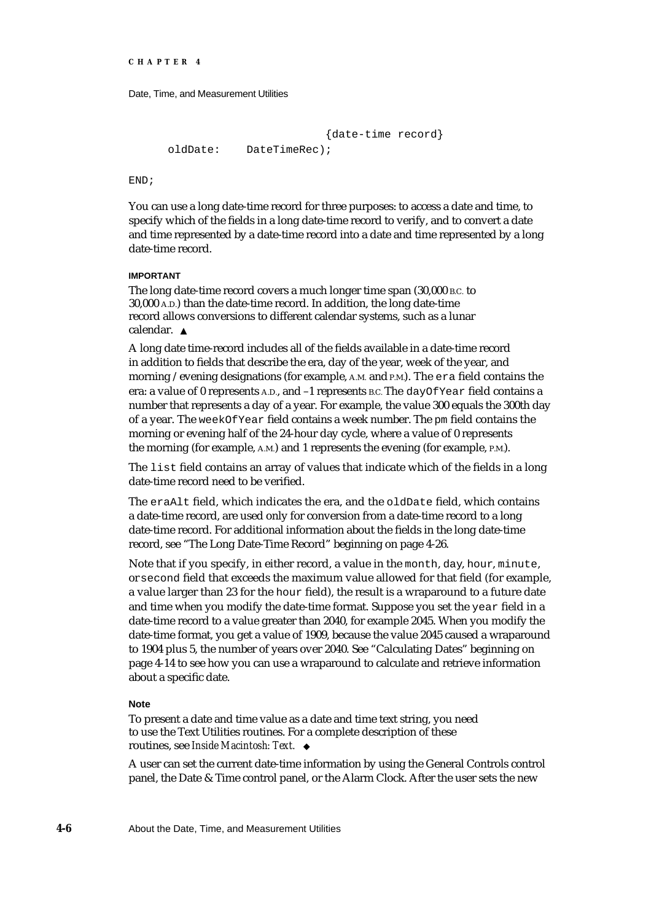```
                              {date-time record}
      oldDate:    DateTimeRec);

END;
```

You can use a long date-time record for three purposes: to access a date and time, to specify which of the fields in a long date-time record to verify, and to convert a date and time represented by a date-time record into a date and time represented by a long date-time record.

**IMPORTANT**

The long date-time record covers a much longer time span (30,000 B.C. to 30,000 A.D.) than the date-time record. In addition, the long date-time record allows conversions to different calendar systems, such as a lunar calendar. ▲

A long date time-record includes all of the fields available in a date-time record in addition to fields that describe the era, day of the year, week of the year, and morning / evening designations (for example, A.M. and P.M.). The `era` field contains the era: a value of 0 represents A.D., and –1 represents B.C. The `dayOfYear` field contains a number that represents a day of a year. For example, the value 300 equals the 300th day of a year. The `weekOfYear` field contains a week number. The `pm` field contains the morning or evening half of the 24-hour day cycle, where a value of 0 represents the morning (for example, A.M.) and 1 represents the evening (for example, P.M.).

The `list` field contains an array of values that indicate which of the fields in a long date-time record need to be verified.

The `eraAlt` field, which indicates the era, and the `oldDate` field, which contains a date-time record, are used only for conversion from a date-time record to a long date-time record. For additional information about the fields in the long date-time record, see "The Long Date-Time Record" beginning on page 4-26.

Note that if you specify, in either record, a value in the `month`, `day`, `hour`, `minute`, or `second` field that exceeds the maximum value allowed for that field (for example, a value larger than 23 for the `hour` field), the result is a wraparound to a future date and time when you modify the date-time format. Suppose you set the `year` field in a date-time record to a value greater than 2040, for example 2045. When you modify the date-time format, you get a value of 1909, because the value 2045 caused a wraparound to 1904 plus 5, the number of years over 2040. See "Calculating Dates" beginning on page 4-14 to see how you can use a wraparound to calculate and retrieve information about a specific date.

**Note**

To present a date and time value as a date and time text string, you need to use the Text Utilities routines. For a complete description of these routines, see *Inside Macintosh: Text*. ◆

A user can set the current date-time information by using the General Controls control panel, the Date & Time control panel, or the Alarm Clock. After the user sets the new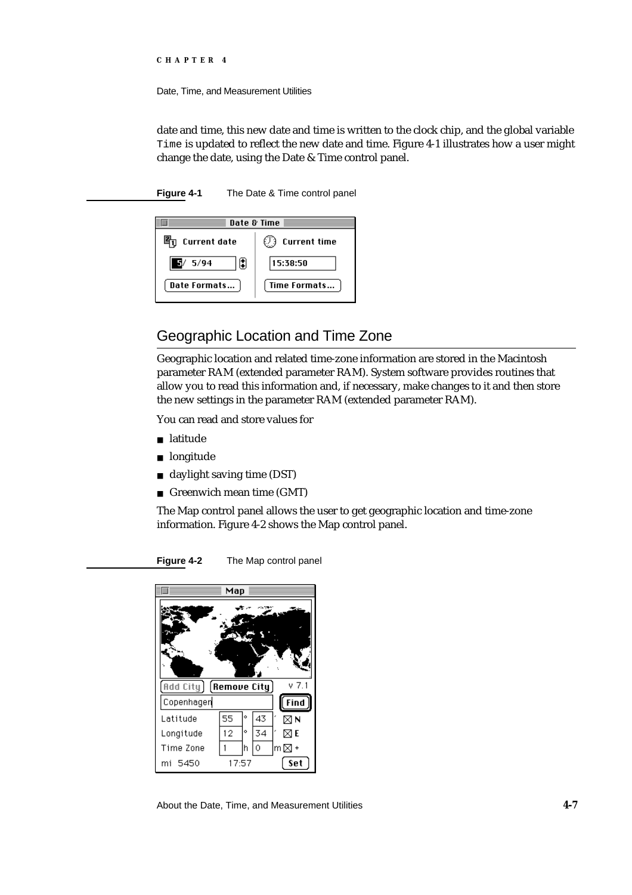date and time, this new date and time is written to the clock chip, and the global variable `Time` is updated to reflect the new date and time. Figure 4-1 illustrates how a user might change the date, using the Date & Time control panel.

**Figure 4-1** The Date & Time control panel

## Geographic Location and Time Zone

Geographic location and related time-zone information are stored in the Macintosh parameter RAM (extended parameter RAM). System software provides routines that allow you to read this information and, if necessary, make changes to it and then store the new settings in the parameter RAM (extended parameter RAM).

You can read and store values for

- latitude
- longitude
- daylight saving time (DST)
- Greenwich mean time (GMT)

The Map control panel allows the user to get geographic location and time-zone information. Figure 4-2 shows the Map control panel.

**Figure 4-2** The Map control panel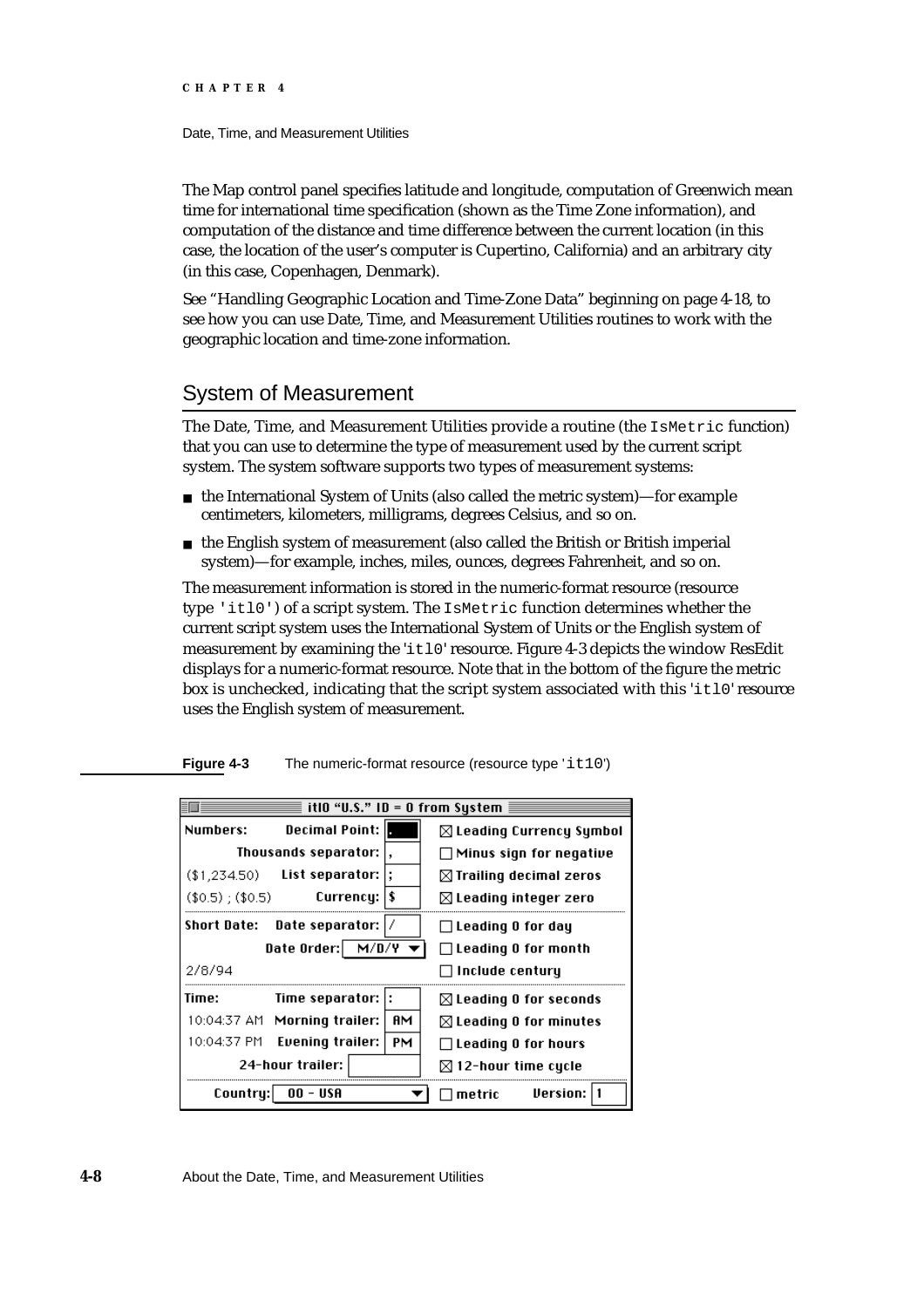The Map control panel specifies latitude and longitude, computation of Greenwich mean time for international time specification (shown as the Time Zone information), and computation of the distance and time difference between the current location (in this case, the location of the user's computer is Cupertino, California) and an arbitrary city (in this case, Copenhagen, Denmark).

See "Handling Geographic Location and Time-Zone Data" beginning on page 4-18, to see how you can use Date, Time, and Measurement Utilities routines to work with the geographic location and time-zone information.

## System of Measurement

The Date, Time, and Measurement Utilities provide a routine (the `IsMetric` function) that you can use to determine the type of measurement used by the current script system. The system software supports two types of measurement systems:

- the International System of Units (also called the metric system)—for example centimeters, kilometers, milligrams, degrees Celsius, and so on.
- the English system of measurement (also called the British or British imperial system)—for example, inches, miles, ounces, degrees Fahrenheit, and so on.

The measurement information is stored in the numeric-format resource (resource type `'itl0'`) of a script system. The `IsMetric` function determines whether the current script system uses the International System of Units or the English system of measurement by examining the `'itl0'` resource. Figure 4-3 depicts the window ResEdit displays for a numeric-format resource. Note that in the bottom of the figure the metric box is unchecked, indicating that the script system associated with this `'itl0'` resource uses the English system of measurement.

**Figure 4-3** The numeric-format resource (resource type `'itl0'`)

itl0 "U.S." ID = 0 from System

| | | |
|---|---|---|
| Numbers: Decimal Point: | . | ☒ Leading Currency Symbol |
| Thousands separator: | , | ☐ Minus sign for negative |
| ($1,234.50) List separator: | ; | ☒ Trailing decimal zeros |
| ($0.5) ; ($0.5) Currency: | $ | ☒ Leading integer zero |
| Short Date: Date separator: | / | ☐ Leading 0 for day |
| Date Order: | M/D/Y | ☐ Leading 0 for month |
| 2/8/94 | | ☐ Include century |
| Time: Time separator: | : | ☒ Leading 0 for seconds |
| 10:04:37 AM Morning trailer: | AM | ☒ Leading 0 for minutes |
| 10:04:37 PM Evening trailer: | PM | ☐ Leading 0 for hours |
| 24-hour trailer: | | ☒ 12-hour time cycle |
| Country: | 00 – USA | ☐ metric Version: 1 |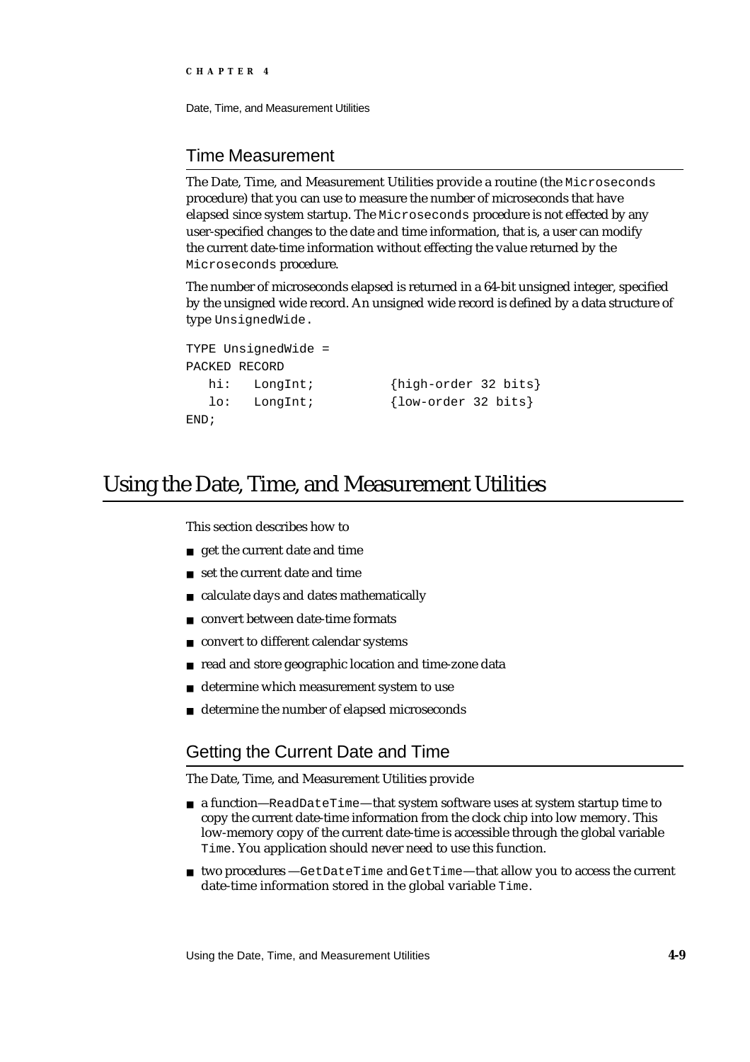## Time Measurement

The Date, Time, and Measurement Utilities provide a routine (the `Microseconds` procedure) that you can use to measure the number of microseconds that have elapsed since system startup. The `Microseconds` procedure is not effected by any user-specified changes to the date and time information, that is, a user can modify the current date-time information without effecting the value returned by the `Microseconds` procedure.

The number of microseconds elapsed is returned in a 64-bit unsigned integer, specified by the unsigned wide record. An unsigned wide record is defined by a data structure of type `UnsignedWide`.

```
TYPE UnsignedWide =
PACKED RECORD
   hi:   LongInt;          {high-order 32 bits}
   lo:   LongInt;          {low-order 32 bits}
END;
```

# Using the Date, Time, and Measurement Utilities

This section describes how to

- get the current date and time
- set the current date and time
- calculate days and dates mathematically
- convert between date-time formats
- convert to different calendar systems
- read and store geographic location and time-zone data
- determine which measurement system to use
- determine the number of elapsed microseconds

## Getting the Current Date and Time

The Date, Time, and Measurement Utilities provide

- a function—`ReadDateTime`—that system software uses at system startup time to copy the current date-time information from the clock chip into low memory. This low-memory copy of the current date-time is accessible through the global variable `Time`. You application should never need to use this function.
- two procedures —`GetDateTime` and `GetTime`—that allow you to access the current date-time information stored in the global variable `Time`.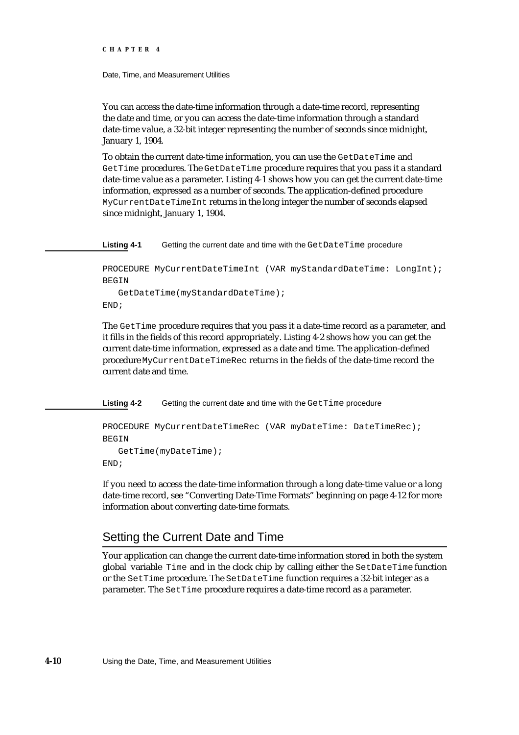You can access the date-time information through a date-time record, representing the date and time, or you can access the date-time information through a standard date-time value, a 32-bit integer representing the number of seconds since midnight, January 1, 1904.

To obtain the current date-time information, you can use the `GetDateTime` and `GetTime` procedures. The `GetDateTime` procedure requires that you pass it a standard date-time value as a parameter. Listing 4-1 shows how you can get the current date-time information, expressed as a number of seconds. The application-defined procedure `MyCurrentDateTimeInt` returns in the long integer the number of seconds elapsed since midnight, January 1, 1904.

**Listing 4-1** Getting the current date and time with the `GetDateTime` procedure

```
PROCEDURE MyCurrentDateTimeInt (VAR myStandardDateTime: LongInt);
BEGIN
   GetDateTime(myStandardDateTime);
END;
```

The `GetTime` procedure requires that you pass it a date-time record as a parameter, and it fills in the fields of this record appropriately. Listing 4-2 shows how you can get the current date-time information, expressed as a date and time. The application-defined procedure `MyCurrentDateTimeRec` returns in the fields of the date-time record the current date and time.

**Listing 4-2** Getting the current date and time with the `GetTime` procedure

```
PROCEDURE MyCurrentDateTimeRec (VAR myDateTime: DateTimeRec);
BEGIN
   GetTime(myDateTime);
END;
```

If you need to access the date-time information through a long date-time value or a long date-time record, see "Converting Date-Time Formats" beginning on page 4-12 for more information about converting date-time formats.

## Setting the Current Date and Time

Your application can change the current date-time information stored in both the system global variable `Time` and in the clock chip by calling either the `SetDateTime` function or the `SetTime` procedure. The `SetDateTime` function requires a 32-bit integer as a parameter. The `SetTime` procedure requires a date-time record as a parameter.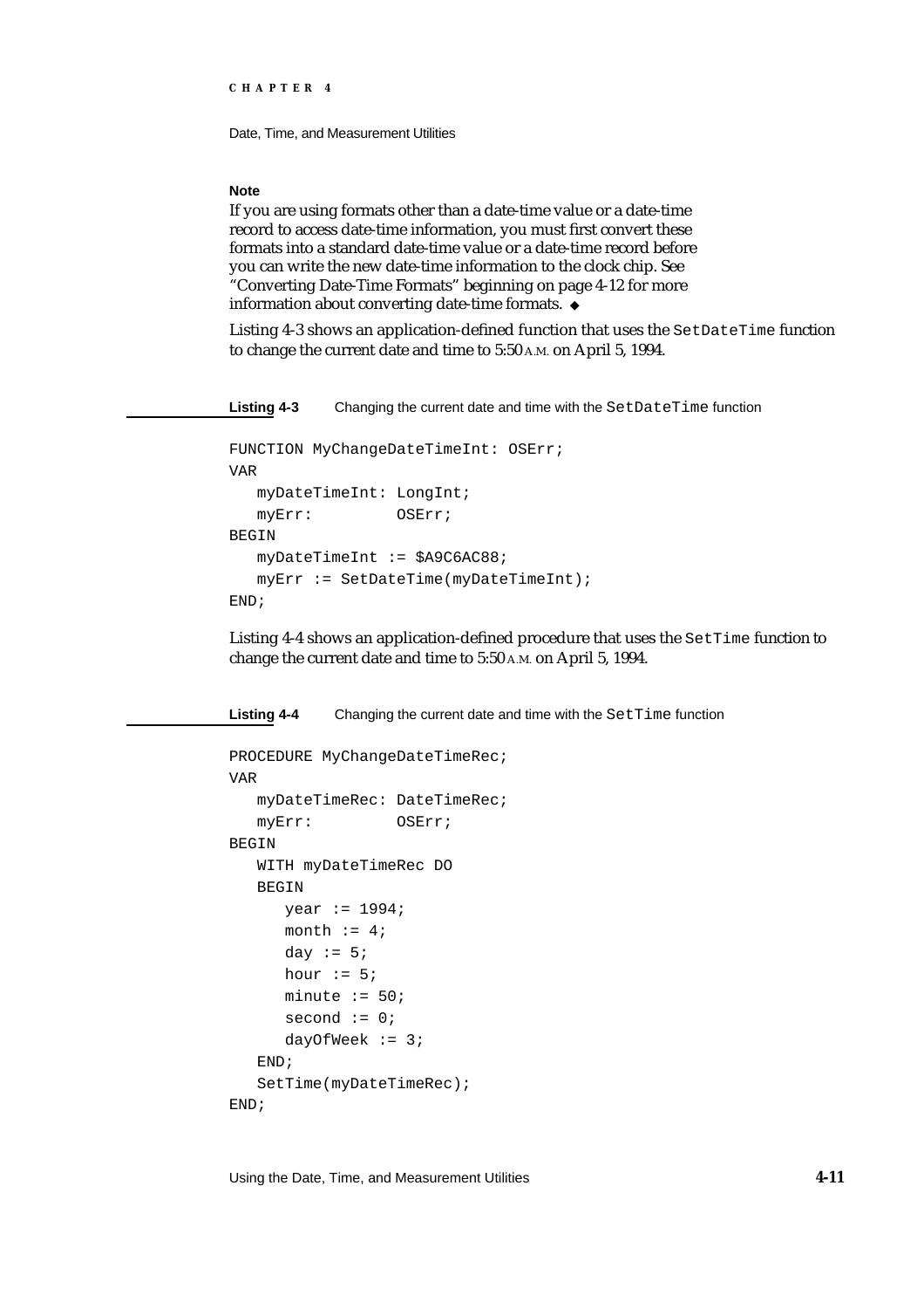**Note**

If you are using formats other than a date-time value or a date-time record to access date-time information, you must first convert these formats into a standard date-time value or a date-time record before you can write the new date-time information to the clock chip. See "Converting Date-Time Formats" beginning on page 4-12 for more information about converting date-time formats. ◆

Listing 4-3 shows an application-defined function that uses the `SetDateTime` function to change the current date and time to 5:50 A.M. on April 5, 1994.

**Listing 4-3** Changing the current date and time with the `SetDateTime` function

```
FUNCTION MyChangeDateTimeInt: OSErr;
VAR
   myDateTimeInt: LongInt;
   myErr:         OSErr;
BEGIN
   myDateTimeInt := $A9C6AC88;
   myErr := SetDateTime(myDateTimeInt);
END;
```

Listing 4-4 shows an application-defined procedure that uses the `SetTime` function to change the current date and time to 5:50 A.M. on April 5, 1994.

**Listing 4-4** Changing the current date and time with the `SetTime` function

```
PROCEDURE MyChangeDateTimeRec;
VAR
   myDateTimeRec: DateTimeRec;
   myErr:         OSErr;
BEGIN
   WITH myDateTimeRec DO
   BEGIN
      year := 1994;
      month := 4;
      day := 5;
      hour := 5;
      minute := 50;
      second := 0;
      dayOfWeek := 3;
   END;
   SetTime(myDateTimeRec);
END;
```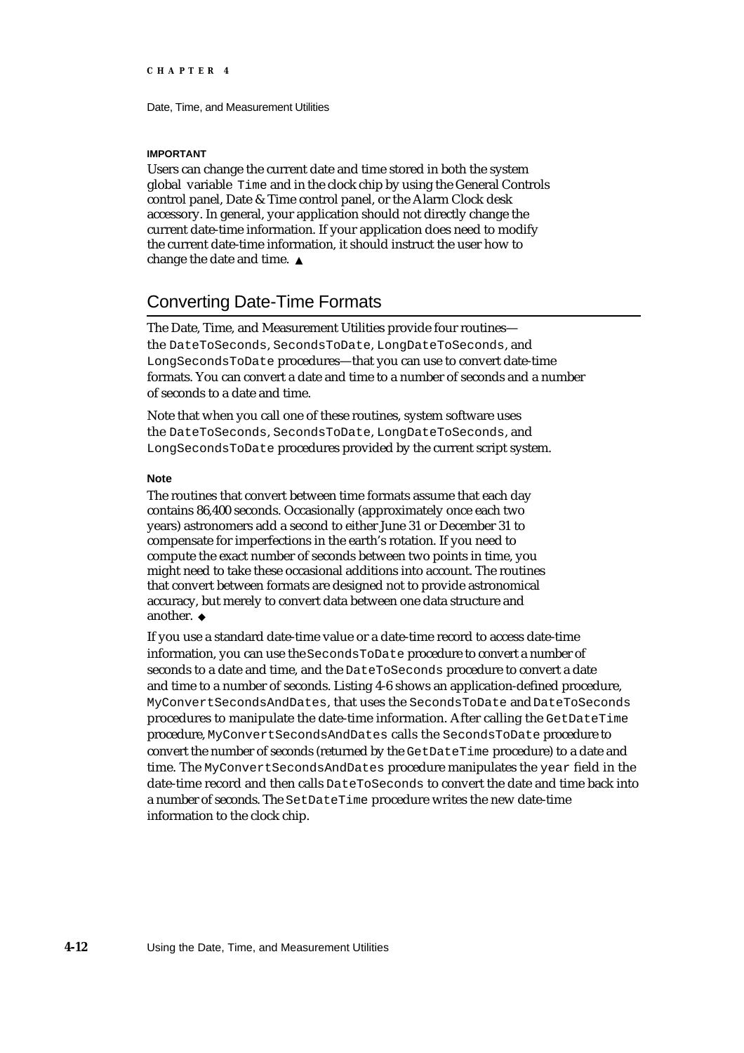**IMPORTANT**

Users can change the current date and time stored in both the system global variable Time and in the clock chip by using the General Controls control panel, Date & Time control panel, or the Alarm Clock desk accessory. In general, your application should not directly change the current date-time information. If your application does need to modify the current date-time information, it should instruct the user how to change the date and time. ▲

## Converting Date-Time Formats

The Date, Time, and Measurement Utilities provide four routines—the DateToSeconds, SecondsToDate, LongDateToSeconds, and LongSecondsToDate procedures—that you can use to convert date-time formats. You can convert a date and time to a number of seconds and a number of seconds to a date and time.

Note that when you call one of these routines, system software uses the DateToSeconds, SecondsToDate, LongDateToSeconds, and LongSecondsToDate procedures provided by the current script system.

**Note**

The routines that convert between time formats assume that each day contains 86,400 seconds. Occasionally (approximately once each two years) astronomers add a second to either June 31 or December 31 to compensate for imperfections in the earth's rotation. If you need to compute the exact number of seconds between two points in time, you might need to take these occasional additions into account. The routines that convert between formats are designed not to provide astronomical accuracy, but merely to convert data between one data structure and another. ◆

If you use a standard date-time value or a date-time record to access date-time information, you can use the SecondsToDate procedure to convert a number of seconds to a date and time, and the DateToSeconds procedure to convert a date and time to a number of seconds. Listing 4-6 shows an application-defined procedure, MyConvertSecondsAndDates, that uses the SecondsToDate and DateToSeconds procedures to manipulate the date-time information. After calling the GetDateTime procedure, MyConvertSecondsAndDates calls the SecondsToDate procedure to convert the number of seconds (returned by the GetDateTime procedure) to a date and time. The MyConvertSecondsAndDates procedure manipulates the year field in the date-time record and then calls DateToSeconds to convert the date and time back into a number of seconds. The SetDateTime procedure writes the new date-time information to the clock chip.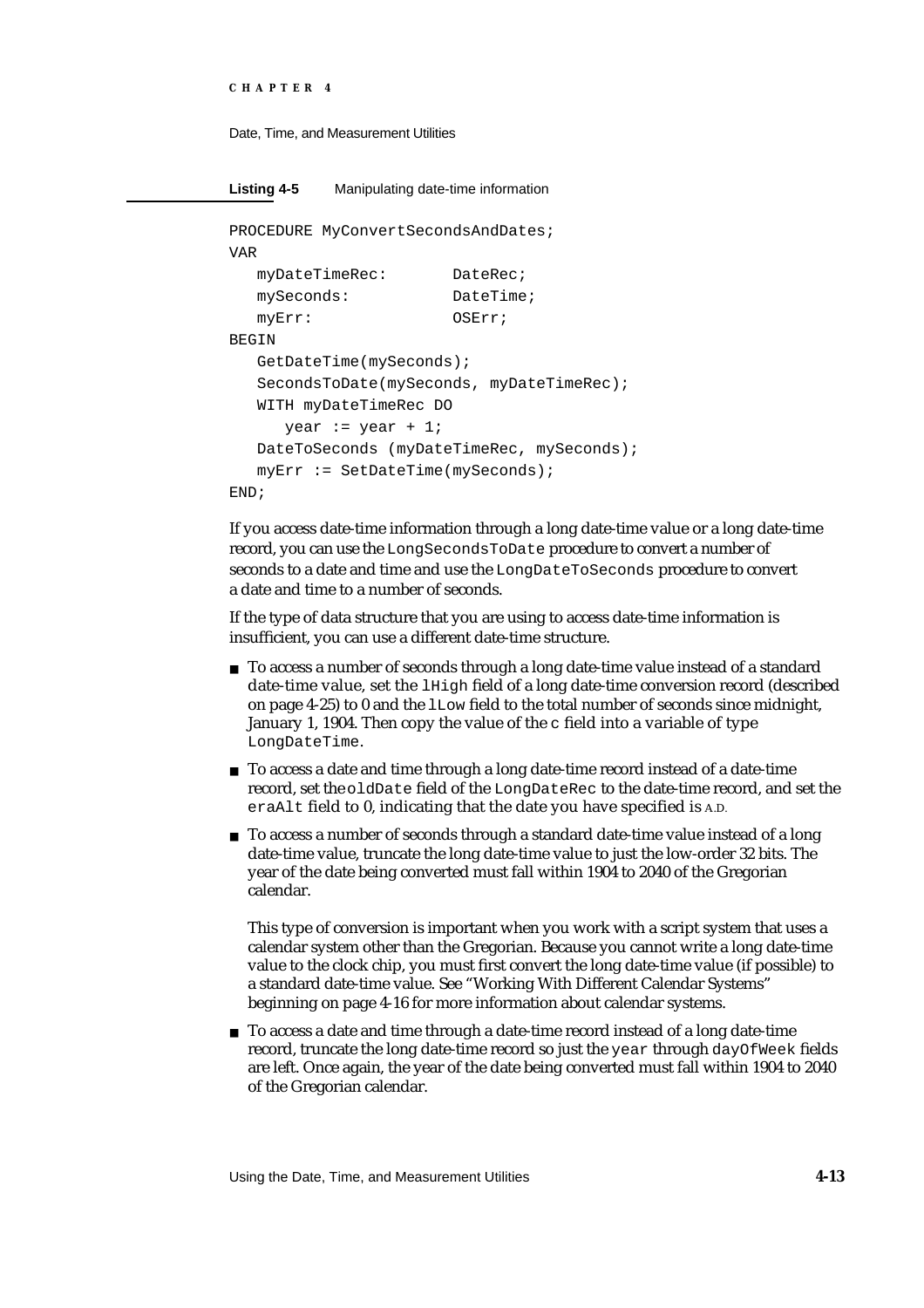**Listing 4-5** Manipulating date-time information

```
PROCEDURE MyConvertSecondsAndDates;
VAR
   myDateTimeRec:       DateRec;
   mySeconds:           DateTime;
   myErr:               OSErr;
BEGIN
   GetDateTime(mySeconds);
   SecondsToDate(mySeconds, myDateTimeRec);
   WITH myDateTimeRec DO
      year := year + 1;
   DateToSeconds (myDateTimeRec, mySeconds);
   myErr := SetDateTime(mySeconds);
END;
```

If you access date-time information through a long date-time value or a long date-time record, you can use the `LongSecondsToDate` procedure to convert a number of seconds to a date and time and use the `LongDateToSeconds` procedure to convert a date and time to a number of seconds.

If the type of data structure that you are using to access date-time information is insufficient, you can use a different date-time structure.

- To access a number of seconds through a long date-time value instead of a standard date-time value, set the `lHigh` field of a long date-time conversion record (described on page 4-25) to 0 and the `lLow` field to the total number of seconds since midnight, January 1, 1904. Then copy the value of the `c` field into a variable of type `LongDateTime`.
- To access a date and time through a long date-time record instead of a date-time record, set the `oldDate` field of the `LongDateRec` to the date-time record, and set the `eraAlt` field to 0, indicating that the date you have specified is A.D.
- To access a number of seconds through a standard date-time value instead of a long date-time value, truncate the long date-time value to just the low-order 32 bits. The year of the date being converted must fall within 1904 to 2040 of the Gregorian calendar.

  This type of conversion is important when you work with a script system that uses a calendar system other than the Gregorian. Because you cannot write a long date-time value to the clock chip, you must first convert the long date-time value (if possible) to a standard date-time value. See "Working With Different Calendar Systems" beginning on page 4-16 for more information about calendar systems.
- To access a date and time through a date-time record instead of a long date-time record, truncate the long date-time record so just the `year` through `dayOfWeek` fields are left. Once again, the year of the date being converted must fall within 1904 to 2040 of the Gregorian calendar.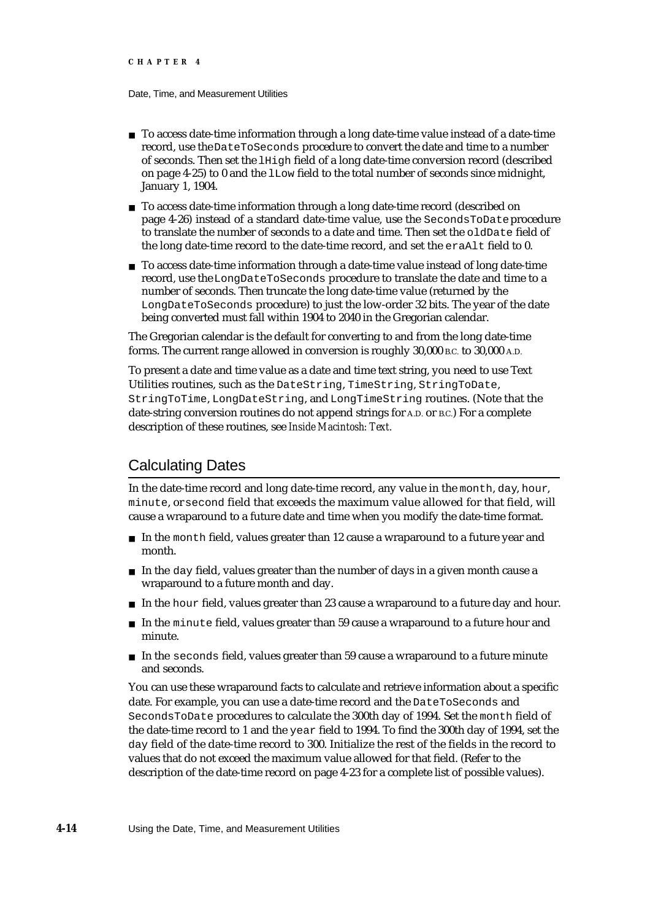- To access date-time information through a long date-time value instead of a date-time record, use the `DateToSeconds` procedure to convert the date and time to a number of seconds. Then set the `lHigh` field of a long date-time conversion record (described on page 4-25) to 0 and the `lLow` field to the total number of seconds since midnight, January 1, 1904.
- To access date-time information through a long date-time record (described on page 4-26) instead of a standard date-time value, use the `SecondsToDate` procedure to translate the number of seconds to a date and time. Then set the `oldDate` field of the long date-time record to the date-time record, and set the `eraAlt` field to 0.
- To access date-time information through a date-time value instead of long date-time record, use the `LongDateToSeconds` procedure to translate the date and time to a number of seconds. Then truncate the long date-time value (returned by the `LongDateToSeconds` procedure) to just the low-order 32 bits. The year of the date being converted must fall within 1904 to 2040 in the Gregorian calendar.

The Gregorian calendar is the default for converting to and from the long date-time forms. The current range allowed in conversion is roughly 30,000 B.C. to 30,000 A.D.

To present a date and time value as a date and time text string, you need to use Text Utilities routines, such as the `DateString`, `TimeString`, `StringToDate`, `StringToTime`, `LongDateString`, and `LongTimeString` routines. (Note that the date-string conversion routines do not append strings for A.D. or B.C.) For a complete description of these routines, see *Inside Macintosh: Text*.

## Calculating Dates

In the date-time record and long date-time record, any value in the `month`, `day`, `hour`, `minute`, or `second` field that exceeds the maximum value allowed for that field, will cause a wraparound to a future date and time when you modify the date-time format.

- In the `month` field, values greater than 12 cause a wraparound to a future year and month.
- In the `day` field, values greater than the number of days in a given month cause a wraparound to a future month and day.
- In the `hour` field, values greater than 23 cause a wraparound to a future day and hour.
- In the `minute` field, values greater than 59 cause a wraparound to a future hour and minute.
- In the `seconds` field, values greater than 59 cause a wraparound to a future minute and seconds.

You can use these wraparound facts to calculate and retrieve information about a specific date. For example, you can use a date-time record and the `DateToSeconds` and `SecondsToDate` procedures to calculate the 300th day of 1994. Set the `month` field of the date-time record to 1 and the `year` field to 1994. To find the 300th day of 1994, set the `day` field of the date-time record to 300. Initialize the rest of the fields in the record to values that do not exceed the maximum value allowed for that field. (Refer to the description of the date-time record on page 4-23 for a complete list of possible values).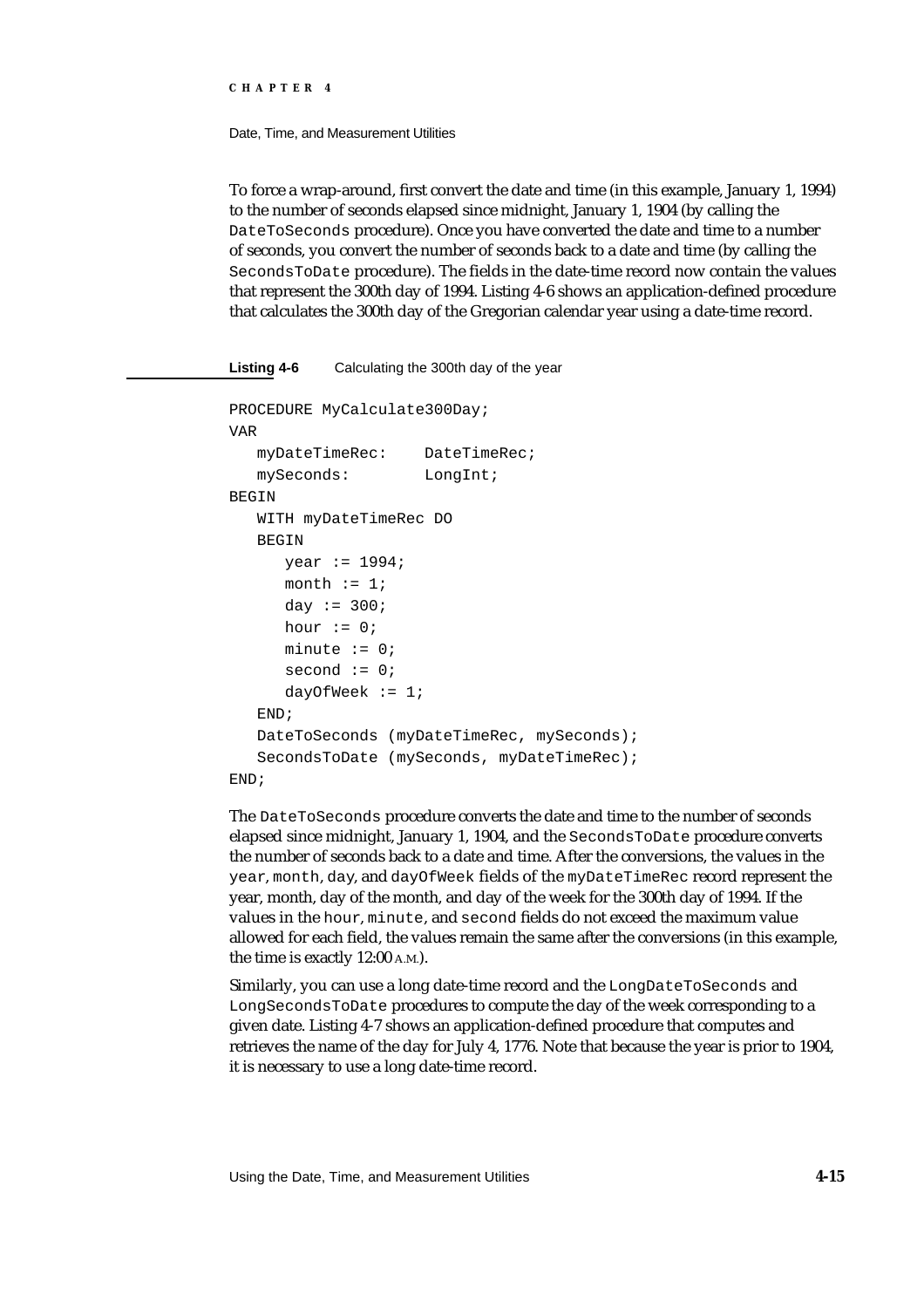To force a wrap-around, first convert the date and time (in this example, January 1, 1994) to the number of seconds elapsed since midnight, January 1, 1904 (by calling the `DateToSeconds` procedure). Once you have converted the date and time to a number of seconds, you convert the number of seconds back to a date and time (by calling the `SecondsToDate` procedure). The fields in the date-time record now contain the values that represent the 300th day of 1994. Listing 4-6 shows an application-defined procedure that calculates the 300th day of the Gregorian calendar year using a date-time record.

**Listing 4-6** Calculating the 300th day of the year

```
PROCEDURE MyCalculate300Day;
VAR
   myDateTimeRec:    DateTimeRec;
   mySeconds:        LongInt;
BEGIN
   WITH myDateTimeRec DO
   BEGIN
      year := 1994;
      month := 1;
      day := 300;
      hour := 0;
      minute := 0;
      second := 0;
      dayOfWeek := 1;
   END;
   DateToSeconds (myDateTimeRec, mySeconds);
   SecondsToDate (mySeconds, myDateTimeRec);
END;
```

The `DateToSeconds` procedure converts the date and time to the number of seconds elapsed since midnight, January 1, 1904, and the `SecondsToDate` procedure converts the number of seconds back to a date and time. After the conversions, the values in the `year`, `month`, `day`, and `dayOfWeek` fields of the `myDateTimeRec` record represent the year, month, day of the month, and day of the week for the 300th day of 1994. If the values in the `hour`, `minute`, and `second` fields do not exceed the maximum value allowed for each field, the values remain the same after the conversions (in this example, the time is exactly 12:00 A.M.).

Similarly, you can use a long date-time record and the `LongDateToSeconds` and `LongSecondsToDate` procedures to compute the day of the week corresponding to a given date. Listing 4-7 shows an application-defined procedure that computes and retrieves the name of the day for July 4, 1776. Note that because the year is prior to 1904, it is necessary to use a long date-time record.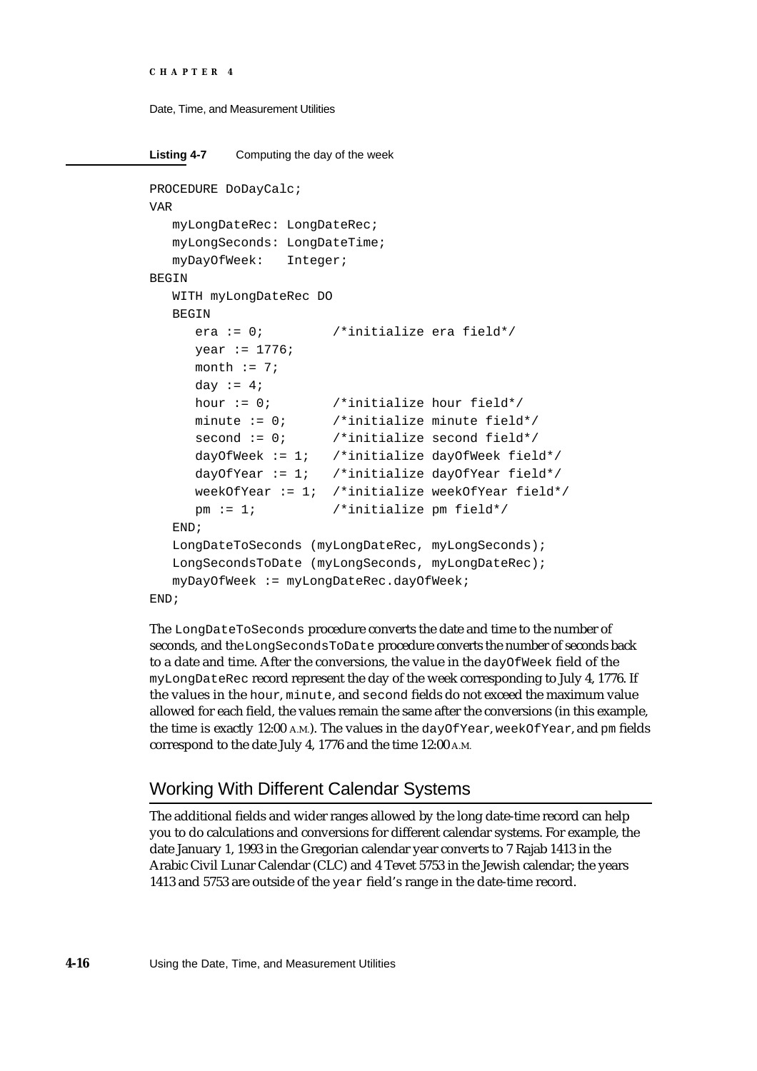**Listing 4-7** Computing the day of the week

```
PROCEDURE DoDayCalc;
VAR
   myLongDateRec: LongDateRec;
   myLongSeconds: LongDateTime;
   myDayOfWeek:   Integer;
BEGIN
   WITH myLongDateRec DO
   BEGIN
      era := 0;         /*initialize era field*/
      year := 1776;
      month := 7;
      day := 4;
      hour := 0;        /*initialize hour field*/
      minute := 0;      /*initialize minute field*/
      second := 0;      /*initialize second field*/
      dayOfWeek := 1;   /*initialize dayOfWeek field*/
      dayOfYear := 1;   /*initialize dayOfYear field*/
      weekOfYear := 1;  /*initialize weekOfYear field*/
      pm := 1;          /*initialize pm field*/
   END;
   LongDateToSeconds (myLongDateRec, myLongSeconds);
   LongSecondsToDate (myLongSeconds, myLongDateRec);
   myDayOfWeek := myLongDateRec.dayOfWeek;
END;
```

The `LongDateToSeconds` procedure converts the date and time to the number of seconds, and the `LongSecondsToDate` procedure converts the number of seconds back to a date and time. After the conversions, the value in the `dayOfWeek` field of the `myLongDateRec` record represent the day of the week corresponding to July 4, 1776. If the values in the `hour`, `minute`, and `second` fields do not exceed the maximum value allowed for each field, the values remain the same after the conversions (in this example, the time is exactly 12:00 A.M.). The values in the `dayOfYear`, `weekOfYear`, and `pm` fields correspond to the date July 4, 1776 and the time 12:00 A.M.

## Working With Different Calendar Systems

The additional fields and wider ranges allowed by the long date-time record can help you to do calculations and conversions for different calendar systems. For example, the date January 1, 1993 in the Gregorian calendar year converts to 7 Rajab 1413 in the Arabic Civil Lunar Calendar (CLC) and 4 Tevet 5753 in the Jewish calendar; the years 1413 and 5753 are outside of the `year` field's range in the date-time record.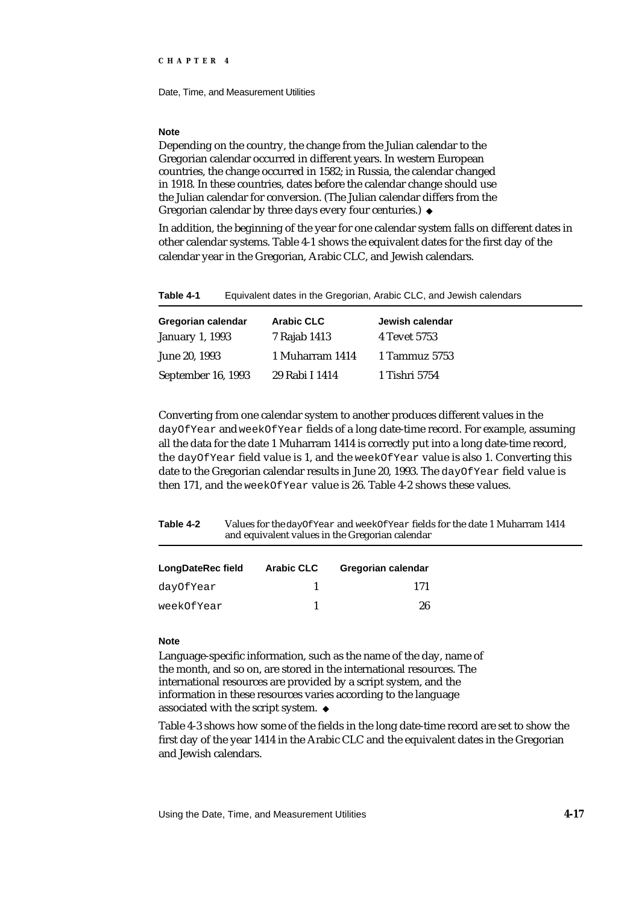**Note**

Depending on the country, the change from the Julian calendar to the Gregorian calendar occurred in different years. In western European countries, the change occurred in 1582; in Russia, the calendar changed in 1918. In these countries, dates before the calendar change should use the Julian calendar for conversion. (The Julian calendar differs from the Gregorian calendar by three days every four centuries.) ◆

In addition, the beginning of the year for one calendar system falls on different dates in other calendar systems. Table 4-1 shows the equivalent dates for the first day of the calendar year in the Gregorian, Arabic CLC, and Jewish calendars.

**Table 4-1** Equivalent dates in the Gregorian, Arabic CLC, and Jewish calendars

| Gregorian calendar | Arabic CLC | Jewish calendar |
|---|---|---|
| January 1, 1993 | 7 Rajab 1413 | 4 Tevet 5753 |
| June 20, 1993 | 1 Muharram 1414 | 1 Tammuz 5753 |
| September 16, 1993 | 29 Rabi I 1414 | 1 Tishri 5754 |

Converting from one calendar system to another produces different values in the `dayOfYear` and `weekOfYear` fields of a long date-time record. For example, assuming all the data for the date 1 Muharram 1414 is correctly put into a long date-time record, the `dayOfYear` field value is 1, and the `weekOfYear` value is also 1. Converting this date to the Gregorian calendar results in June 20, 1993. The `dayOfYear` field value is then 171, and the `weekOfYear` value is 26. Table 4-2 shows these values.

**Table 4-2** Values for the `dayOfYear` and `weekOfYear` fields for the date 1 Muharram 1414 and equivalent values in the Gregorian calendar

| LongDateRec field | Arabic CLC | Gregorian calendar |
|---|---|---|
| `dayOfYear` | 1 | 171 |
| `weekOfYear` | 1 | 26 |

**Note**

Language-specific information, such as the name of the day, name of the month, and so on, are stored in the international resources. The international resources are provided by a script system, and the information in these resources varies according to the language associated with the script system. ◆

Table 4-3 shows how some of the fields in the long date-time record are set to show the first day of the year 1414 in the Arabic CLC and the equivalent dates in the Gregorian and Jewish calendars.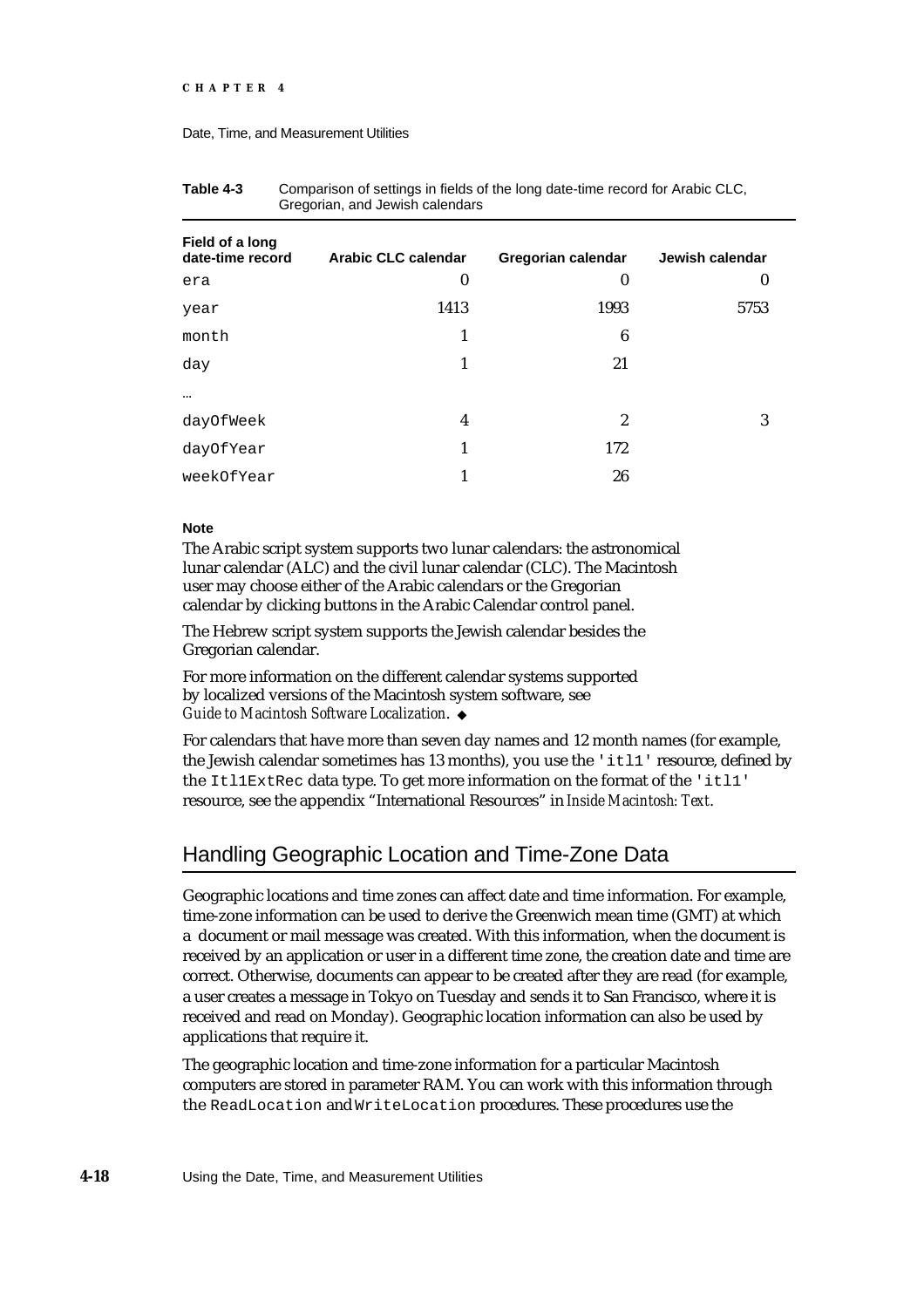**Table 4-3** Comparison of settings in fields of the long date-time record for Arabic CLC, Gregorian, and Jewish calendars

| Field of a long date-time record | Arabic CLC calendar | Gregorian calendar | Jewish calendar |
|---|---|---|---|
| `era` | 0 | 0 | 0 |
| `year` | 1413 | 1993 | 5753 |
| `month` | 1 | 6 | |
| `day` | 1 | 21 | |
| ... | | | |
| `dayOfWeek` | 4 | 2 | 3 |
| `dayOfYear` | 1 | 172 | |
| `weekOfYear` | 1 | 26 | |

**Note**

The Arabic script system supports two lunar calendars: the astronomical lunar calendar (ALC) and the civil lunar calendar (CLC). The Macintosh user may choose either of the Arabic calendars or the Gregorian calendar by clicking buttons in the Arabic Calendar control panel.

The Hebrew script system supports the Jewish calendar besides the Gregorian calendar.

For more information on the different calendar systems supported by localized versions of the Macintosh system software, see *Guide to Macintosh Software Localization*. ◆

For calendars that have more than seven day names and 12 month names (for example, the Jewish calendar sometimes has 13 months), you use the `'itl1'` resource, defined by the `Itl1ExtRec` data type. To get more information on the format of the `'itl1'` resource, see the appendix "International Resources" in *Inside Macintosh: Text*.

## Handling Geographic Location and Time-Zone Data

Geographic locations and time zones can affect date and time information. For example, time-zone information can be used to derive the Greenwich mean time (GMT) at which a document or mail message was created. With this information, when the document is received by an application or user in a different time zone, the creation date and time are correct. Otherwise, documents can appear to be created after they are read (for example, a user creates a message in Tokyo on Tuesday and sends it to San Francisco, where it is received and read on Monday). Geographic location information can also be used by applications that require it.

The geographic location and time-zone information for a particular Macintosh computers are stored in parameter RAM. You can work with this information through the `ReadLocation` and `WriteLocation` procedures. These procedures use the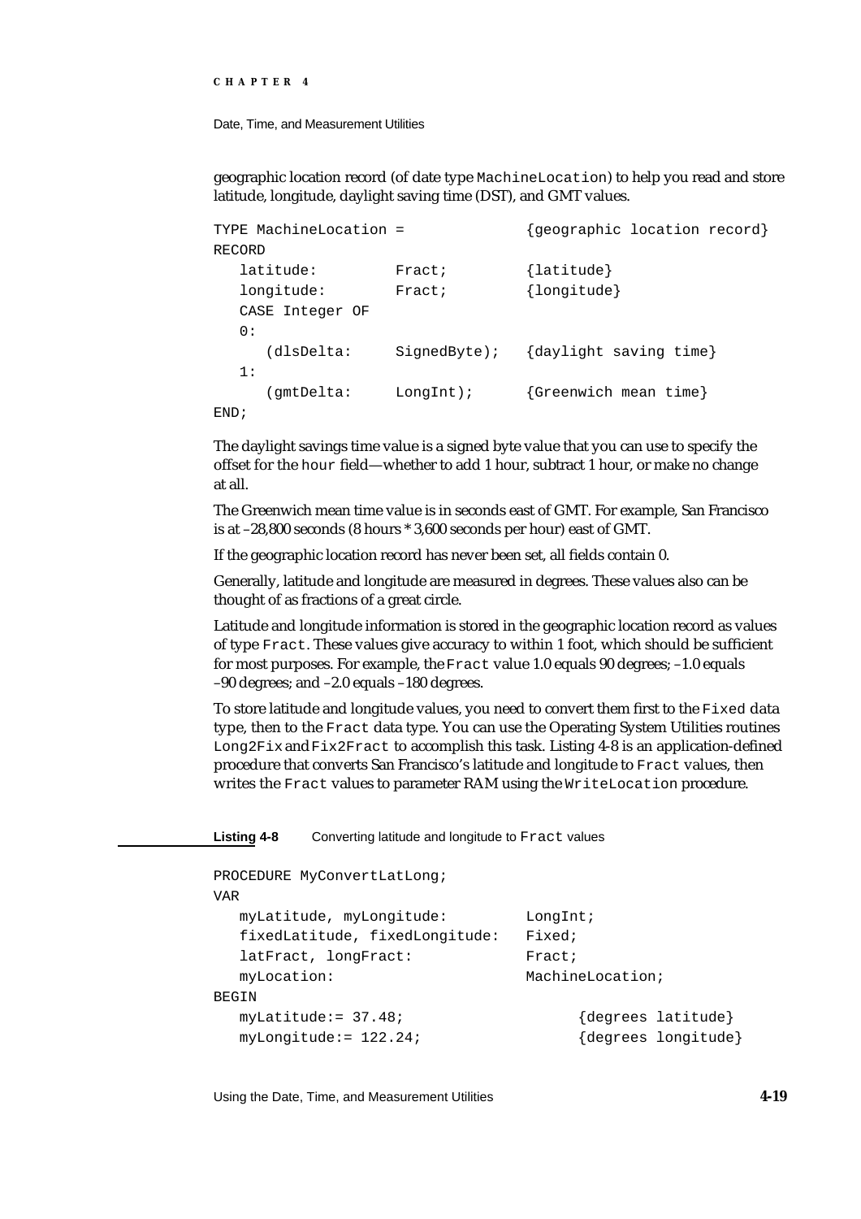geographic location record (of date type `MachineLocation`) to help you read and store latitude, longitude, daylight saving time (DST), and GMT values.

```
TYPE MachineLocation =              {geographic location record}
RECORD
   latitude:         Fract;         {latitude}
   longitude:        Fract;         {longitude}
   CASE Integer OF
   0:
      (dlsDelta:     SignedByte);   {daylight saving time}
   1:
      (gmtDelta:     LongInt);      {Greenwich mean time}
END;
```

The daylight savings time value is a signed byte value that you can use to specify the offset for the `hour` field—whether to add 1 hour, subtract 1 hour, or make no change at all.

The Greenwich mean time value is in seconds east of GMT. For example, San Francisco is at –28,800 seconds (8 hours * 3,600 seconds per hour) east of GMT.

If the geographic location record has never been set, all fields contain 0.

Generally, latitude and longitude are measured in degrees. These values also can be thought of as fractions of a great circle.

Latitude and longitude information is stored in the geographic location record as values of type `Fract`. These values give accuracy to within 1 foot, which should be sufficient for most purposes. For example, the `Fract` value 1.0 equals 90 degrees; –1.0 equals –90 degrees; and –2.0 equals –180 degrees.

To store latitude and longitude values, you need to convert them first to the `Fixed` data type, then to the `Fract` data type. You can use the Operating System Utilities routines `Long2Fix` and `Fix2Fract` to accomplish this task. Listing 4-8 is an application-defined procedure that converts San Francisco's latitude and longitude to `Fract` values, then writes the `Fract` values to parameter RAM using the `WriteLocation` procedure.

**Listing 4-8** Converting latitude and longitude to `Fract` values

```
PROCEDURE MyConvertLatLong;
VAR
   myLatitude, myLongitude:         LongInt;
   fixedLatitude, fixedLongitude:   Fixed;
   latFract, longFract:             Fract;
   myLocation:                      MachineLocation;
BEGIN
   myLatitude:= 37.48;                    {degrees latitude}
   myLongitude:= 122.24;                  {degrees longitude}
```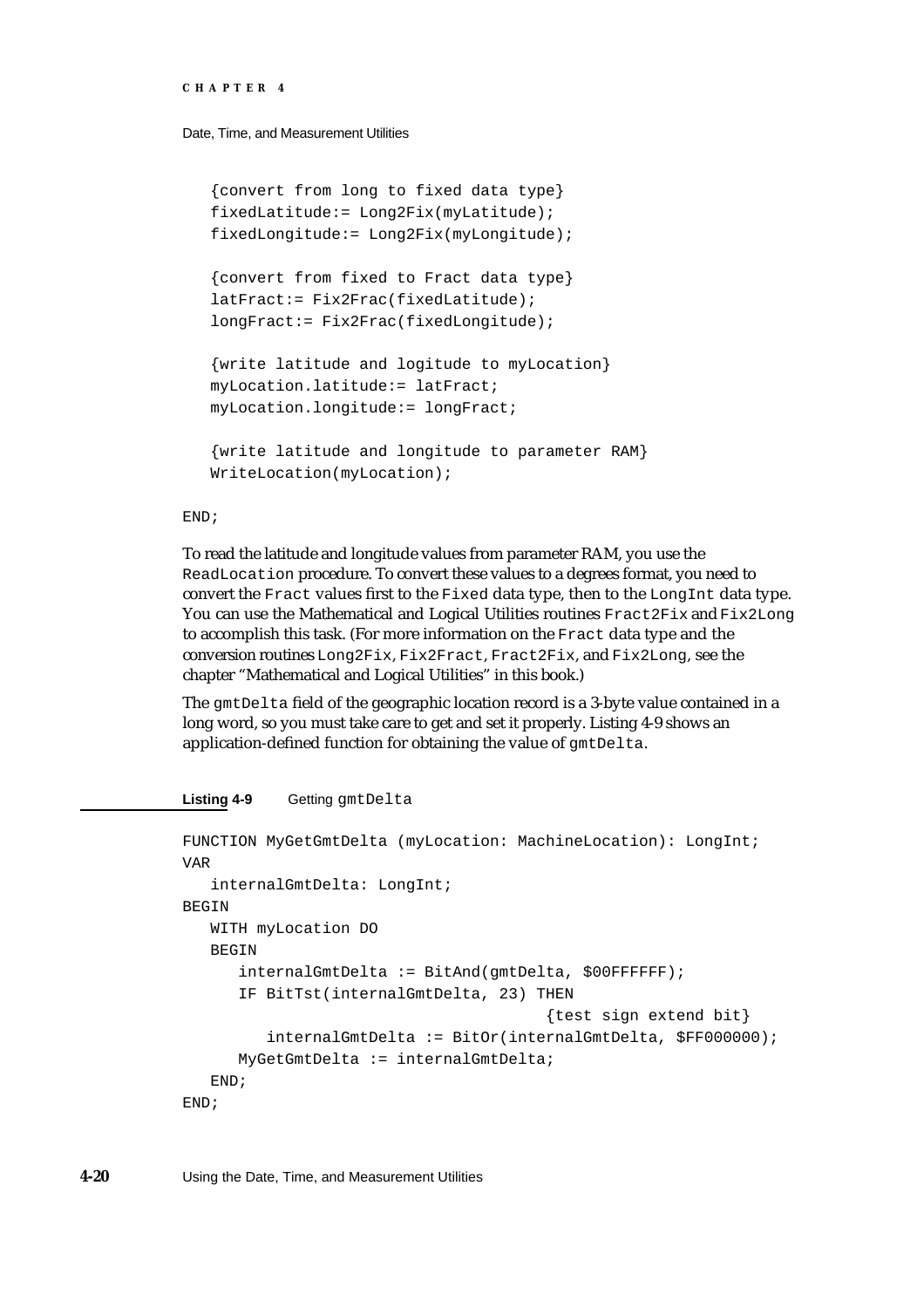```
   {convert from long to fixed data type}
   fixedLatitude:= Long2Fix(myLatitude);
   fixedLongitude:= Long2Fix(myLongitude);

   {convert from fixed to Fract data type}
   latFract:= Fix2Frac(fixedLatitude);
   longFract:= Fix2Frac(fixedLongitude);

   {write latitude and logitude to myLocation}
   myLocation.latitude:= latFract;
   myLocation.longitude:= longFract;

   {write latitude and longitude to parameter RAM}
   WriteLocation(myLocation);

END;
```

To read the latitude and longitude values from parameter RAM, you use the `ReadLocation` procedure. To convert these values to a degrees format, you need to convert the `Fract` values first to the `Fixed` data type, then to the `LongInt` data type. You can use the Mathematical and Logical Utilities routines `Fract2Fix` and `Fix2Long` to accomplish this task. (For more information on the `Fract` data type and the conversion routines `Long2Fix`, `Fix2Fract`, `Fract2Fix`, and `Fix2Long`, see the chapter "Mathematical and Logical Utilities" in this book.)

The `gmtDelta` field of the geographic location record is a 3-byte value contained in a long word, so you must take care to get and set it properly. Listing 4-9 shows an application-defined function for obtaining the value of `gmtDelta`.

**Listing 4-9** Getting `gmtDelta`

```
FUNCTION MyGetGmtDelta (myLocation: MachineLocation): LongInt;
VAR
   internalGmtDelta: LongInt;
BEGIN
   WITH myLocation DO
   BEGIN
      internalGmtDelta := BitAnd(gmtDelta, $00FFFFFF);
      IF BitTst(internalGmtDelta, 23) THEN
                                       {test sign extend bit}
         internalGmtDelta := BitOr(internalGmtDelta, $FF000000);
      MyGetGmtDelta := internalGmtDelta;
   END;
END;
```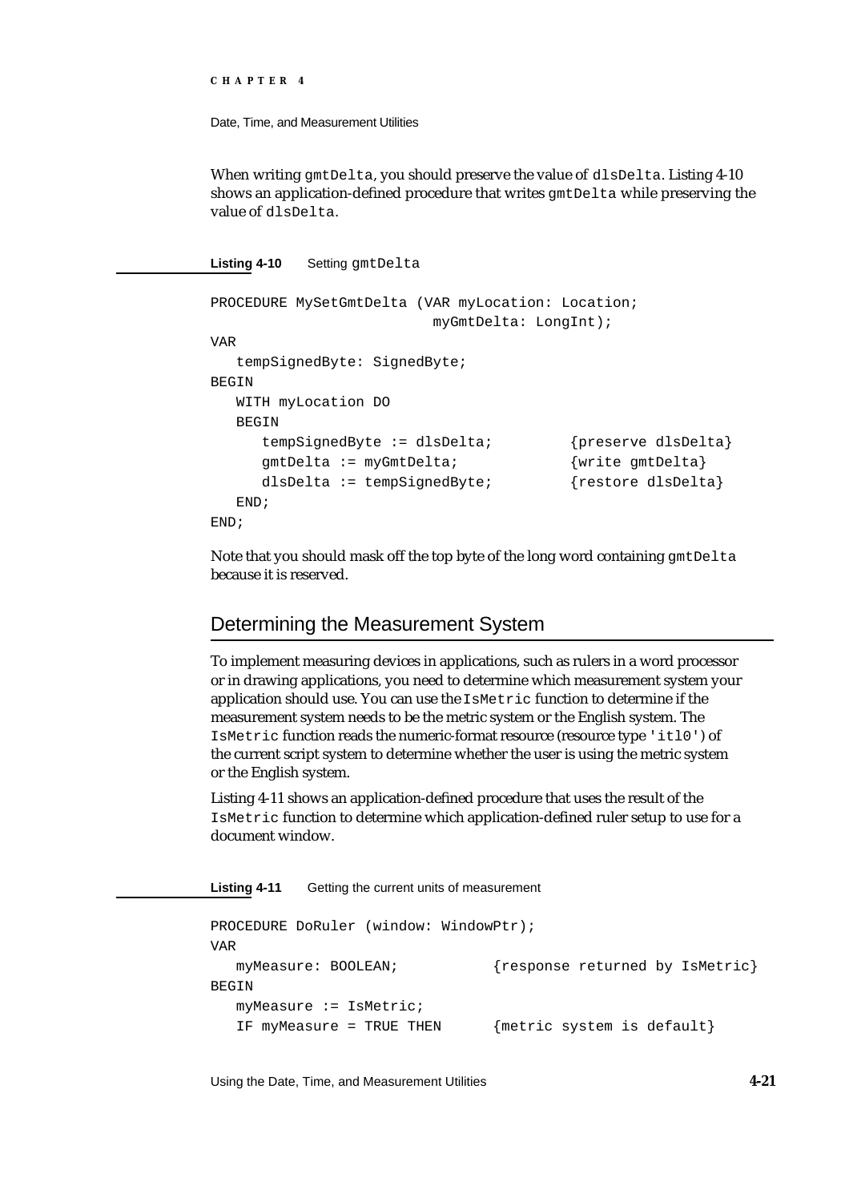When writing `gmtDelta`, you should preserve the value of `dlsDelta`. Listing 4-10 shows an application-defined procedure that writes `gmtDelta` while preserving the value of `dlsDelta`.

**Listing 4-10** Setting `gmtDelta`

```
PROCEDURE MySetGmtDelta (VAR myLocation: Location;
                          myGmtDelta: LongInt);
VAR
   tempSignedByte: SignedByte;
BEGIN
   WITH myLocation DO
   BEGIN
      tempSignedByte := dlsDelta;         {preserve dlsDelta}
      gmtDelta := myGmtDelta;             {write gmtDelta}
      dlsDelta := tempSignedByte;         {restore dlsDelta}
   END;
END;
```

Note that you should mask off the top byte of the long word containing `gmtDelta` because it is reserved.

## Determining the Measurement System

To implement measuring devices in applications, such as rulers in a word processor or in drawing applications, you need to determine which measurement system your application should use. You can use the `IsMetric` function to determine if the measurement system needs to be the metric system or the English system. The `IsMetric` function reads the numeric-format resource (resource type `'itl0'`) of the current script system to determine whether the user is using the metric system or the English system.

Listing 4-11 shows an application-defined procedure that uses the result of the `IsMetric` function to determine which application-defined ruler setup to use for a document window.

**Listing 4-11** Getting the current units of measurement

```
PROCEDURE DoRuler (window: WindowPtr);
VAR
   myMeasure: BOOLEAN;          {response returned by IsMetric}
BEGIN
   myMeasure := IsMetric;
   IF myMeasure = TRUE THEN     {metric system is default}
```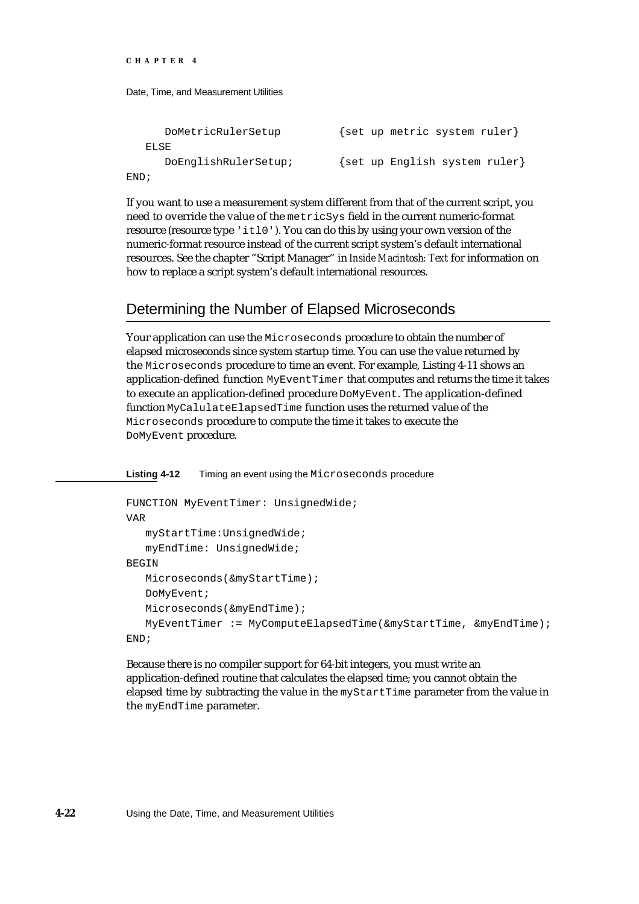```
      DoMetricRulerSetup          {set up metric system ruler}
   ELSE
      DoEnglishRulerSetup;        {set up English system ruler}
END;
```

If you want to use a measurement system different from that of the current script, you need to override the value of the `metricSys` field in the current numeric-format resource (resource type `'itl0'`). You can do this by using your own version of the numeric-format resource instead of the current script system's default international resources. See the chapter "Script Manager" in *Inside Macintosh: Text* for information on how to replace a script system's default international resources.

## Determining the Number of Elapsed Microseconds

Your application can use the `Microseconds` procedure to obtain the number of elapsed microseconds since system startup time. You can use the value returned by the `Microseconds` procedure to time an event. For example, Listing 4-11 shows an application-defined function `MyEventTimer` that computes and returns the time it takes to execute an application-defined procedure `DoMyEvent`. The application-defined function `MyCalulateElapsedTime` function uses the returned value of the `Microseconds` procedure to compute the time it takes to execute the `DoMyEvent` procedure.

**Listing 4-12** Timing an event using the `Microseconds` procedure

```
FUNCTION MyEventTimer: UnsignedWide;
VAR
   myStartTime:UnsignedWide;
   myEndTime: UnsignedWide;
BEGIN
   Microseconds(&myStartTime);
   DoMyEvent;
   Microseconds(&myEndTime);
   MyEventTimer := MyComputeElapsedTime(&myStartTime, &myEndTime);
END;
```

Because there is no compiler support for 64-bit integers, you must write an application-defined routine that calculates the elapsed time; you cannot obtain the elapsed time by subtracting the value in the `myStartTime` parameter from the value in the `myEndTime` parameter.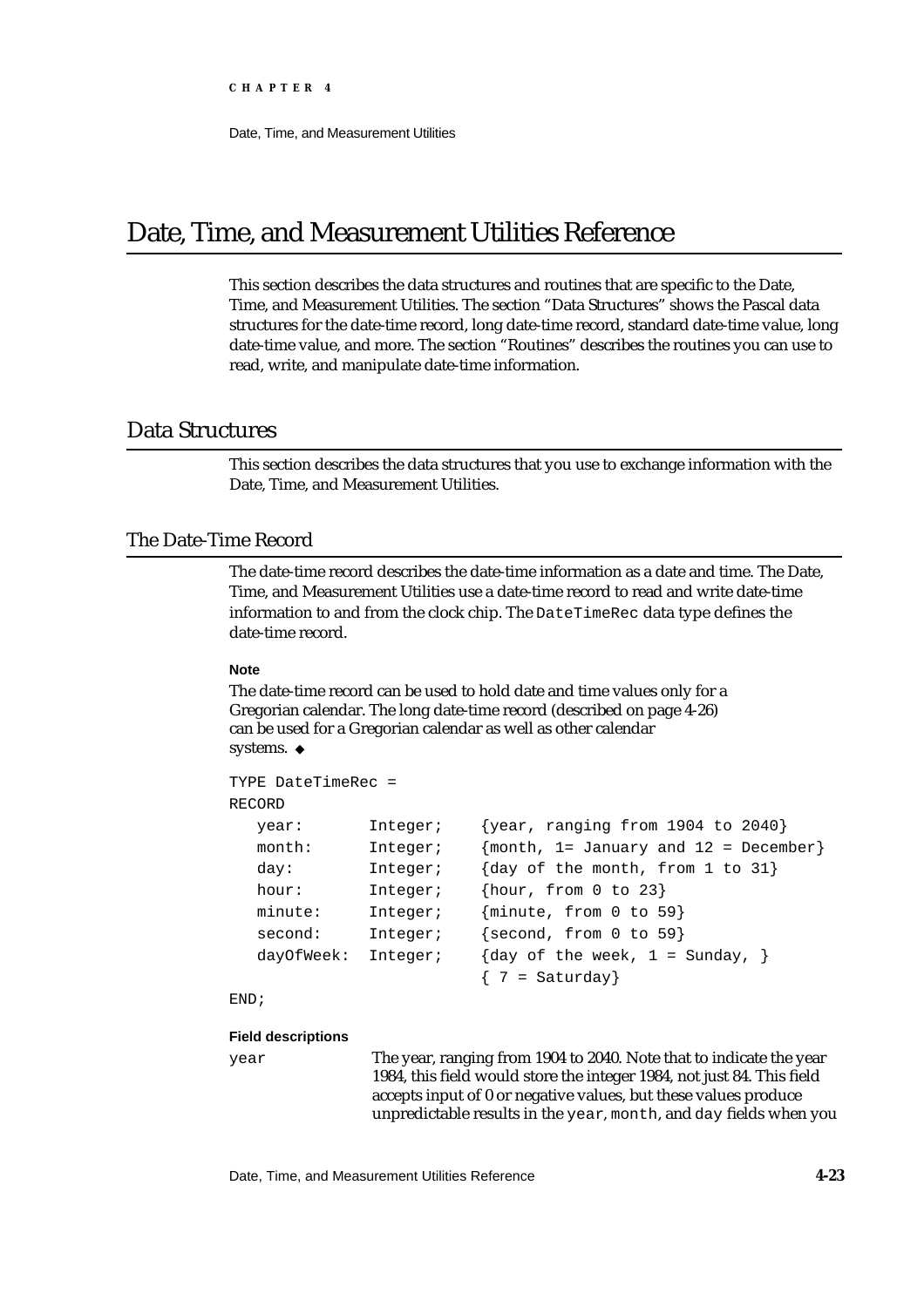# Date, Time, and Measurement Utilities Reference

This section describes the data structures and routines that are specific to the Date, Time, and Measurement Utilities. The section "Data Structures" shows the Pascal data structures for the date-time record, long date-time record, standard date-time value, long date-time value, and more. The section "Routines" describes the routines you can use to read, write, and manipulate date-time information.

## Data Structures

This section describes the data structures that you use to exchange information with the Date, Time, and Measurement Utilities.

### The Date-Time Record

The date-time record describes the date-time information as a date and time. The Date, Time, and Measurement Utilities use a date-time record to read and write date-time information to and from the clock chip. The `DateTimeRec` data type defines the date-time record.

**Note**

The date-time record can be used to hold date and time values only for a Gregorian calendar. The long date-time record (described on page 4-26) can be used for a Gregorian calendar as well as other calendar systems. ◆

```
TYPE DateTimeRec =
RECORD
   year:       Integer;    {year, ranging from 1904 to 2040}
   month:      Integer;    {month, 1= January and 12 = December}
   day:        Integer;    {day of the month, from 1 to 31}
   hour:       Integer;    {hour, from 0 to 23}
   minute:     Integer;    {minute, from 0 to 59}
   second:     Integer;    {second, from 0 to 59}
   dayOfWeek:  Integer;    {day of the week, 1 = Sunday, }
                           { 7 = Saturday}
END;
```

**Field descriptions**

`year` The year, ranging from 1904 to 2040. Note that to indicate the year 1984, this field would store the integer 1984, not just 84. This field accepts input of 0 or negative values, but these values produce unpredictable results in the `year`, `month`, and `day` fields when you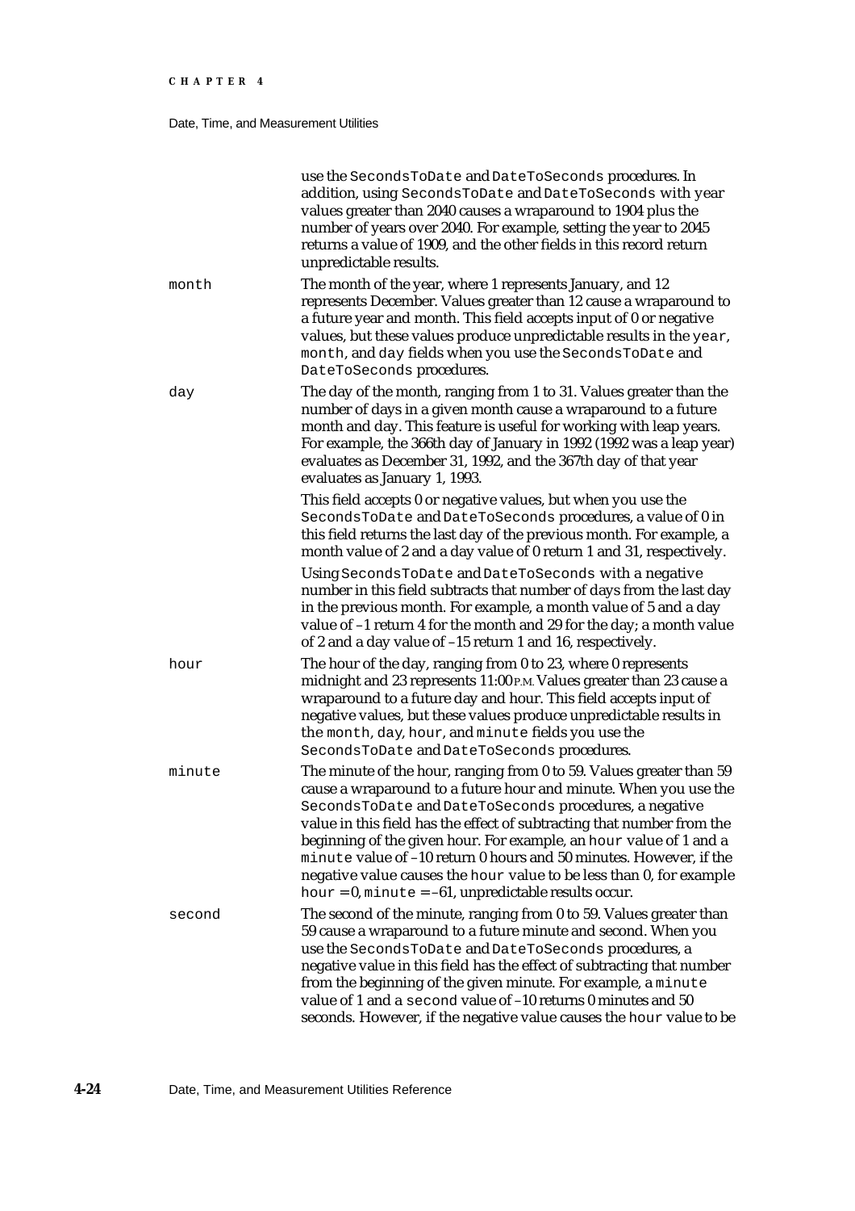use the `SecondsToDate` and `DateToSeconds` procedures. In addition, using `SecondsToDate` and `DateToSeconds` with year values greater than 2040 causes a wraparound to 1904 plus the number of years over 2040. For example, setting the year to 2045 returns a value of 1909, and the other fields in this record return unpredictable results.

`month`
: The month of the year, where 1 represents January, and 12 represents December. Values greater than 12 cause a wraparound to a future year and month. This field accepts input of 0 or negative values, but these values produce unpredictable results in the `year`, `month`, and `day` fields when you use the `SecondsToDate` and `DateToSeconds` procedures.

`day`
: The day of the month, ranging from 1 to 31. Values greater than the number of days in a given month cause a wraparound to a future month and day. This feature is useful for working with leap years. For example, the 366th day of January in 1992 (1992 was a leap year) evaluates as December 31, 1992, and the 367th day of that year evaluates as January 1, 1993.

  This field accepts 0 or negative values, but when you use the `SecondsToDate` and `DateToSeconds` procedures, a value of 0 in this field returns the last day of the previous month. For example, a month value of 2 and a day value of 0 return 1 and 31, respectively.

  Using `SecondsToDate` and `DateToSeconds` with a negative number in this field subtracts that number of days from the last day in the previous month. For example, a month value of 5 and a day value of –1 return 4 for the month and 29 for the day; a month value of 2 and a day value of –15 return 1 and 16, respectively.

`hour`
: The hour of the day, ranging from 0 to 23, where 0 represents midnight and 23 represents 11:00 P.M. Values greater than 23 cause a wraparound to a future day and hour. This field accepts input of negative values, but these values produce unpredictable results in the `month`, `day`, `hour`, and `minute` fields you use the `SecondsToDate` and `DateToSeconds` procedures.

`minute`
: The minute of the hour, ranging from 0 to 59. Values greater than 59 cause a wraparound to a future hour and minute. When you use the `SecondsToDate` and `DateToSeconds` procedures, a negative value in this field has the effect of subtracting that number from the beginning of the given hour. For example, an `hour` value of 1 and a `minute` value of –10 return 0 hours and 50 minutes. However, if the negative value causes the `hour` value to be less than 0, for example `hour` = 0, `minute` = –61, unpredictable results occur.

`second`
: The second of the minute, ranging from 0 to 59. Values greater than 59 cause a wraparound to a future minute and second. When you use the `SecondsToDate` and `DateToSeconds` procedures, a negative value in this field has the effect of subtracting that number from the beginning of the given minute. For example, a `minute` value of 1 and a `second` value of –10 returns 0 minutes and 50 seconds. However, if the negative value causes the `hour` value to be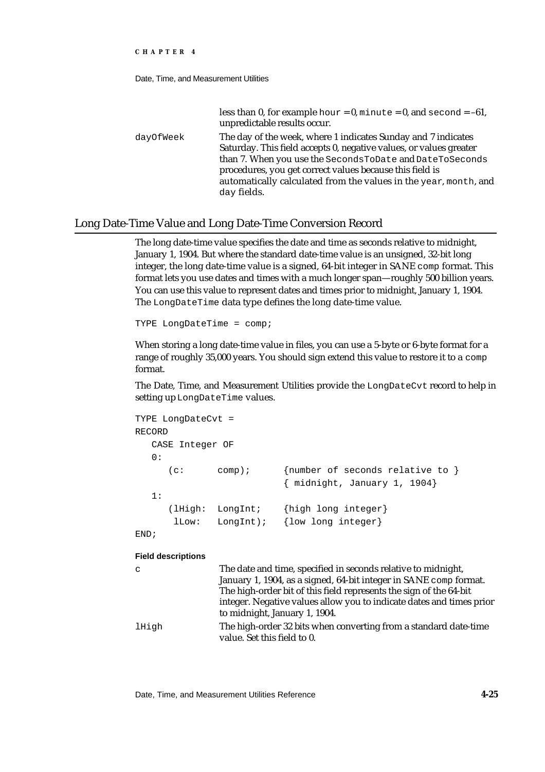less than 0, for example `hour` = 0, `minute` = 0, and `second` = –61, unpredictable results occur.

`dayOfWeek`
: The day of the week, where 1 indicates Sunday and 7 indicates Saturday. This field accepts 0, negative values, or values greater than 7. When you use the `SecondsToDate` and `DateToSeconds` procedures, you get correct values because this field is automatically calculated from the values in the `year`, `month`, and `day` fields.

## Long Date-Time Value and Long Date-Time Conversion Record

The long date-time value specifies the date and time as seconds relative to midnight, January 1, 1904. But where the standard date-time value is an unsigned, 32-bit long integer, the long date-time value is a signed, 64-bit integer in SANE `comp` format. This format lets you use dates and times with a much longer span—roughly 500 billion years. You can use this value to represent dates and times prior to midnight, January 1, 1904. The `LongDateTime` data type defines the long date-time value.

```
TYPE LongDateTime = comp;
```

When storing a long date-time value in files, you can use a 5-byte or 6-byte format for a range of roughly 35,000 years. You should sign extend this value to restore it to a `comp` format.

The Date, Time, and Measurement Utilities provide the `LongDateCvt` record to help in setting up `LongDateTime` values.

```
TYPE LongDateCvt =
RECORD
   CASE Integer OF
   0:
      (c:      comp);      {number of seconds relative to }
                           { midnight, January 1, 1904}
   1:
      (lHigh:  LongInt;    {high long integer}
       lLow:   LongInt);   {low long integer}
END;
```

**Field descriptions**

`c`
: The date and time, specified in seconds relative to midnight, January 1, 1904, as a signed, 64-bit integer in SANE `comp` format. The high-order bit of this field represents the sign of the 64-bit integer. Negative values allow you to indicate dates and times prior to midnight, January 1, 1904.

`lHigh`
: The high-order 32 bits when converting from a standard date-time value. Set this field to 0.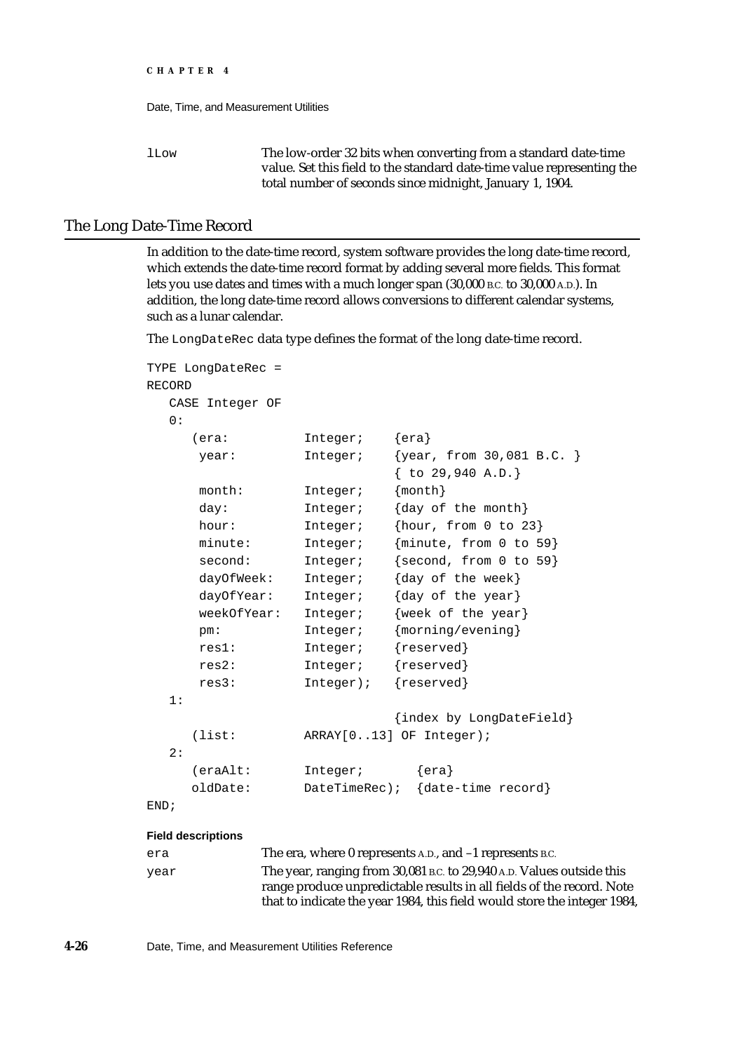lLow	The low-order 32 bits when converting from a standard date-time value. Set this field to the standard date-time value representing the total number of seconds since midnight, January 1, 1904.

## The Long Date-Time Record

In addition to the date-time record, system software provides the long date-time record, which extends the date-time record format by adding several more fields. This format lets you use dates and times with a much longer span (30,000 B.C. to 30,000 A.D.). In addition, the long date-time record allows conversions to different calendar systems, such as a lunar calendar.

The LongDateRec data type defines the format of the long date-time record.

```
TYPE LongDateRec =
RECORD
   CASE Integer OF
   0:
      (era:          Integer;    {era}
       year:         Integer;    {year, from 30,081 B.C. }
                                 { to 29,940 A.D.}
       month:        Integer;    {month}
       day:          Integer;    {day of the month}
       hour:         Integer;    {hour, from 0 to 23}
       minute:       Integer;    {minute, from 0 to 59}
       second:       Integer;    {second, from 0 to 59}
       dayOfWeek:    Integer;    {day of the week}
       dayOfYear:    Integer;    {day of the year}
       weekOfYear:   Integer;    {week of the year}
       pm:           Integer;    {morning/evening}
       res1:         Integer;    {reserved}
       res2:         Integer;    {reserved}
       res3:         Integer);   {reserved}
   1:
                                 {index by LongDateField}
      (list:         ARRAY[0..13] OF Integer);
   2:
      (eraAlt:       Integer;       {era}
      oldDate:       DateTimeRec);  {date-time record}
END;
```

**Field descriptions**

era	The era, where 0 represents A.D., and –1 represents B.C.

year	The year, ranging from 30,081 B.C. to 29,940 A.D. Values outside this range produce unpredictable results in all fields of the record. Note that to indicate the year 1984, this field would store the integer 1984,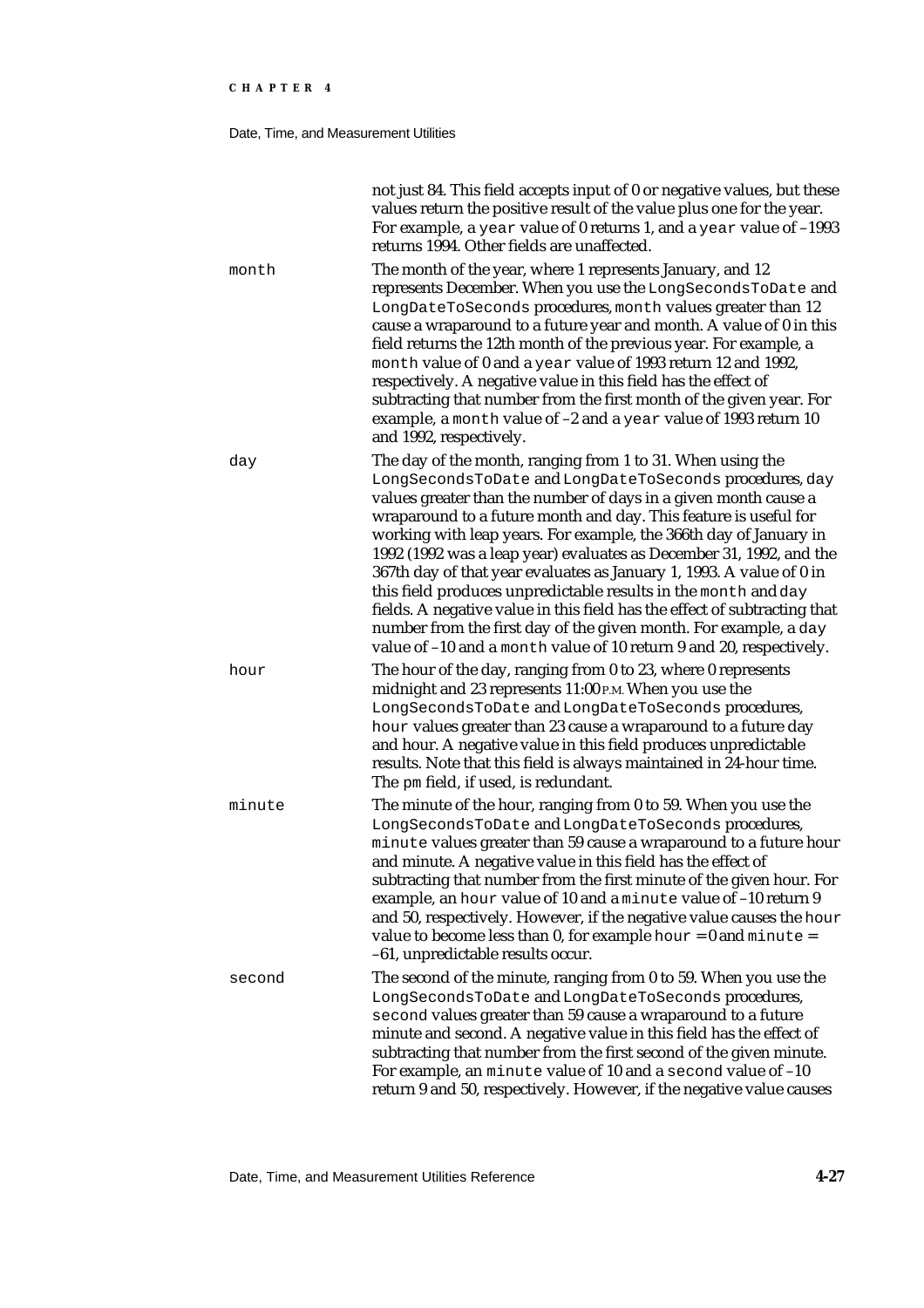not just 84. This field accepts input of 0 or negative values, but these values return the positive result of the value plus one for the year. For example, a `year` value of 0 returns 1, and a `year` value of –1993 returns 1994. Other fields are unaffected.

`month`
: The month of the year, where 1 represents January, and 12 represents December. When you use the `LongSecondsToDate` and `LongDateToSeconds` procedures, `month` values greater than 12 cause a wraparound to a future year and month. A value of 0 in this field returns the 12th month of the previous year. For example, a `month` value of 0 and a `year` value of 1993 return 12 and 1992, respectively. A negative value in this field has the effect of subtracting that number from the first month of the given year. For example, a `month` value of –2 and a `year` value of 1993 return 10 and 1992, respectively.

`day`
: The day of the month, ranging from 1 to 31. When using the `LongSecondsToDate` and `LongDateToSeconds` procedures, `day` values greater than the number of days in a given month cause a wraparound to a future month and day. This feature is useful for working with leap years. For example, the 366th day of January in 1992 (1992 was a leap year) evaluates as December 31, 1992, and the 367th day of that year evaluates as January 1, 1993. A value of 0 in this field produces unpredictable results in the `month` and `day` fields. A negative value in this field has the effect of subtracting that number from the first day of the given month. For example, a `day` value of –10 and a `month` value of 10 return 9 and 20, respectively.

`hour`
: The hour of the day, ranging from 0 to 23, where 0 represents midnight and 23 represents 11:00 P.M. When you use the `LongSecondsToDate` and `LongDateToSeconds` procedures, `hour` values greater than 23 cause a wraparound to a future day and hour. A negative value in this field produces unpredictable results. Note that this field is always maintained in 24-hour time. The `pm` field, if used, is redundant.

`minute`
: The minute of the hour, ranging from 0 to 59. When you use the `LongSecondsToDate` and `LongDateToSeconds` procedures, `minute` values greater than 59 cause a wraparound to a future hour and minute. A negative value in this field has the effect of subtracting that number from the first minute of the given hour. For example, an `hour` value of 10 and a `minute` value of –10 return 9 and 50, respectively. However, if the negative value causes the `hour` value to become less than 0, for example `hour` = 0 and `minute` = –61, unpredictable results occur.

`second`
: The second of the minute, ranging from 0 to 59. When you use the `LongSecondsToDate` and `LongDateToSeconds` procedures, `second` values greater than 59 cause a wraparound to a future minute and second. A negative value in this field has the effect of subtracting that number from the first second of the given minute. For example, an `minute` value of 10 and a `second` value of –10 return 9 and 50, respectively. However, if the negative value causes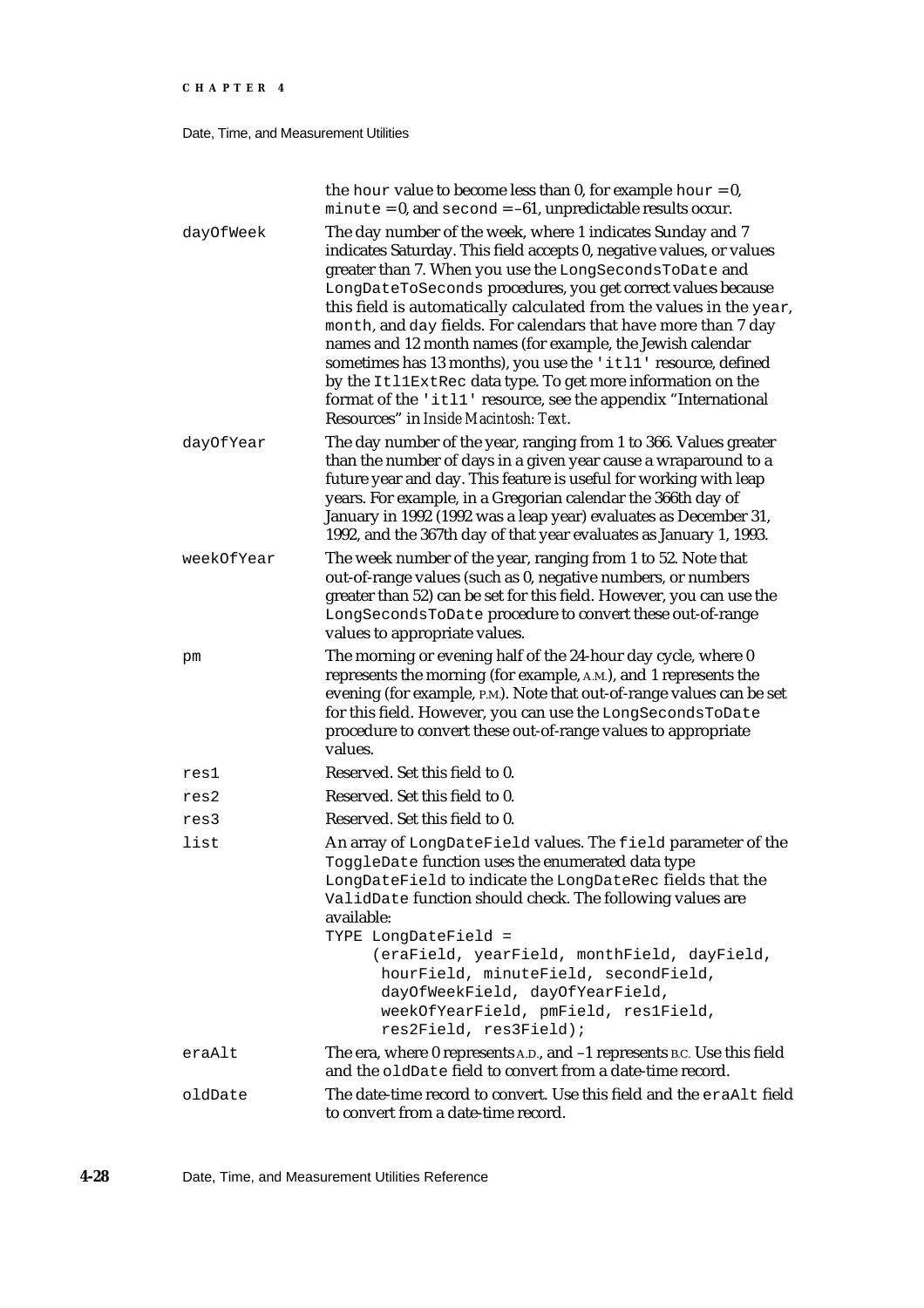the `hour` value to become less than 0, for example `hour` = 0, `minute` = 0, and `second` = –61, unpredictable results occur.

`dayOfWeek`
: The day number of the week, where 1 indicates Sunday and 7 indicates Saturday. This field accepts 0, negative values, or values greater than 7. When you use the `LongSecondsToDate` and `LongDateToSeconds` procedures, you get correct values because this field is automatically calculated from the values in the `year`, `month`, and `day` fields. For calendars that have more than 7 day names and 12 month names (for example, the Jewish calendar sometimes has 13 months), you use the `'itl1'` resource, defined by the `Itl1ExtRec` data type. To get more information on the format of the `'itl1'` resource, see the appendix "International Resources" in *Inside Macintosh: Text*.

`dayOfYear`
: The day number of the year, ranging from 1 to 366. Values greater than the number of days in a given year cause a wraparound to a future year and day. This feature is useful for working with leap years. For example, in a Gregorian calendar the 366th day of January in 1992 (1992 was a leap year) evaluates as December 31, 1992, and the 367th day of that year evaluates as January 1, 1993.

`weekOfYear`
: The week number of the year, ranging from 1 to 52. Note that out-of-range values (such as 0, negative numbers, or numbers greater than 52) can be set for this field. However, you can use the `LongSecondsToDate` procedure to convert these out-of-range values to appropriate values.

`pm`
: The morning or evening half of the 24-hour day cycle, where 0 represents the morning (for example, A.M.), and 1 represents the evening (for example, P.M.). Note that out-of-range values can be set for this field. However, you can use the `LongSecondsToDate` procedure to convert these out-of-range values to appropriate values.

`res1`
: Reserved. Set this field to 0.

`res2`
: Reserved. Set this field to 0.

`res3`
: Reserved. Set this field to 0.

`list`
: An array of `LongDateField` values. The `field` parameter of the `ToggleDate` function uses the enumerated data type `LongDateField` to indicate the `LongDateRec` fields that the `ValidDate` function should check. The following values are available:

```
TYPE LongDateField =
     (eraField, yearField, monthField, dayField,
      hourField, minuteField, secondField,
      dayOfWeekField, dayOfYearField,
      weekOfYearField, pmField, res1Field,
      res2Field, res3Field);
```

`eraAlt`
: The era, where 0 represents A.D., and –1 represents B.C. Use this field and the `oldDate` field to convert from a date-time record.

`oldDate`
: The date-time record to convert. Use this field and the `eraAlt` field to convert from a date-time record.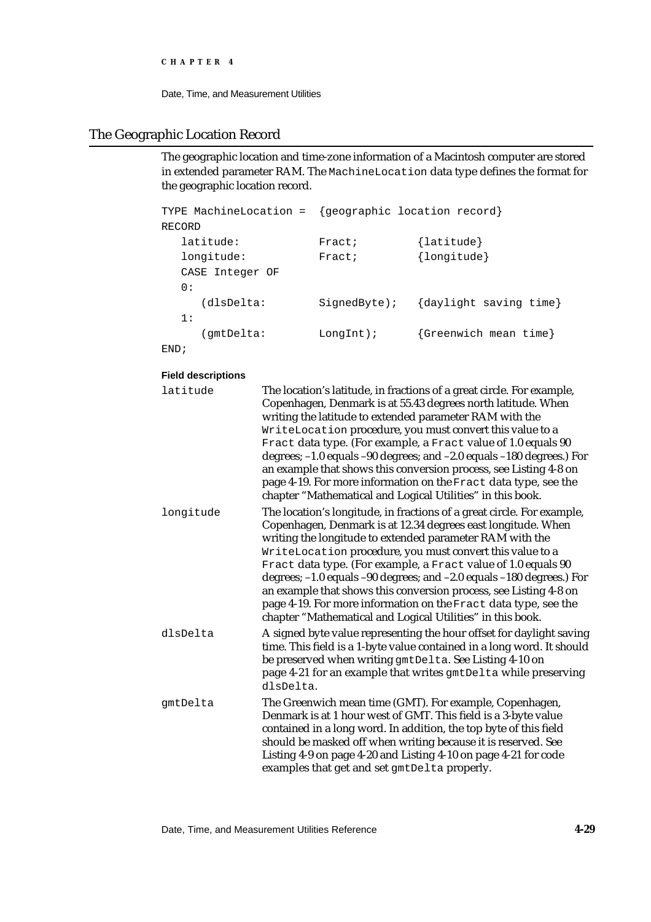## The Geographic Location Record

The geographic location and time-zone information of a Macintosh computer are stored in extended parameter RAM. The `MachineLocation` data type defines the format for the geographic location record.

```
TYPE MachineLocation =  {geographic location record}
RECORD
   latitude:            Fract;         {latitude}
   longitude:           Fract;         {longitude}
   CASE Integer OF
   0:
      (dlsDelta:        SignedByte);   {daylight saving time}
   1:
      (gmtDelta:        LongInt);      {Greenwich mean time}
END;
```

**Field descriptions**

`latitude` The location's latitude, in fractions of a great circle. For example, Copenhagen, Denmark is at 55.43 degrees north latitude. When writing the latitude to extended parameter RAM with the `WriteLocation` procedure, you must convert this value to a `Fract` data type. (For example, a `Fract` value of 1.0 equals 90 degrees; –1.0 equals –90 degrees; and –2.0 equals –180 degrees.) For an example that shows this conversion process, see Listing 4-8 on page 4-19. For more information on the `Fract` data type, see the chapter "Mathematical and Logical Utilities" in this book.

`longitude` The location's longitude, in fractions of a great circle. For example, Copenhagen, Denmark is at 12.34 degrees east longitude. When writing the longitude to extended parameter RAM with the `WriteLocation` procedure, you must convert this value to a `Fract` data type. (For example, a `Fract` value of 1.0 equals 90 degrees; –1.0 equals –90 degrees; and –2.0 equals –180 degrees.) For an example that shows this conversion process, see Listing 4-8 on page 4-19. For more information on the `Fract` data type, see the chapter "Mathematical and Logical Utilities" in this book.

`dlsDelta` A signed byte value representing the hour offset for daylight saving time. This field is a 1-byte value contained in a long word. It should be preserved when writing `gmtDelta`. See Listing 4-10 on page 4-21 for an example that writes `gmtDelta` while preserving `dlsDelta`.

`gmtDelta` The Greenwich mean time (GMT). For example, Copenhagen, Denmark is at 1 hour west of GMT. This field is a 3-byte value contained in a long word. In addition, the top byte of this field should be masked off when writing because it is reserved. See Listing 4-9 on page 4-20 and Listing 4-10 on page 4-21 for code examples that get and set `gmtDelta` properly.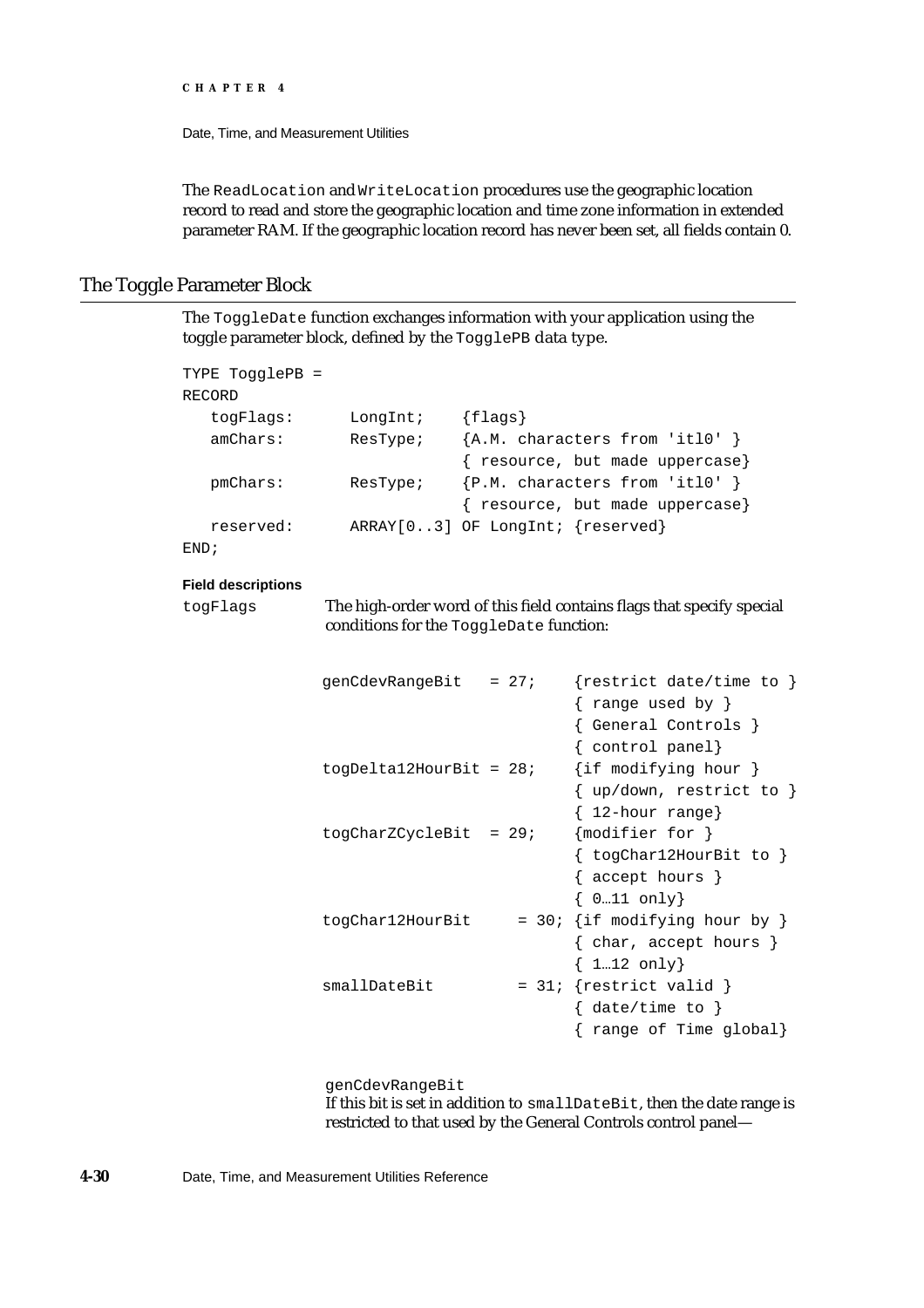The `ReadLocation` and `WriteLocation` procedures use the geographic location record to read and store the geographic location and time zone information in extended parameter RAM. If the geographic location record has never been set, all fields contain 0.

## The Toggle Parameter Block

The `ToggleDate` function exchanges information with your application using the toggle parameter block, defined by the `TogglePB` data type.

```
TYPE TogglePB =
RECORD
   togFlags:      LongInt;    {flags}
   amChars:       ResType;    {A.M. characters from 'itl0' }
                              { resource, but made uppercase}
   pmChars:       ResType;    {P.M. characters from 'itl0' }
                              { resource, but made uppercase}
   reserved:      ARRAY[0..3] OF LongInt; {reserved}
END;
```

**Field descriptions**

`togFlags` The high-order word of this field contains flags that specify special conditions for the `ToggleDate` function:

```
genCdevRangeBit   = 27;    {restrict date/time to }
                           { range used by }
                           { General Controls }
                           { control panel}
togDelta12HourBit = 28;    {if modifying hour }
                           { up/down, restrict to }
                           { 12-hour range}
togCharZCycleBit  = 29;    {modifier for }
                           { togChar12HourBit to }
                           { accept hours }
                           { 0…11 only}
togChar12HourBit     = 30; {if modifying hour by }
                           { char, accept hours }
                           { 1…12 only}
smallDateBit         = 31; {restrict valid }
                           { date/time to }
                           { range of Time global}
```

`genCdevRangeBit`
If this bit is set in addition to `smallDateBit`, then the date range is restricted to that used by the General Controls control panel—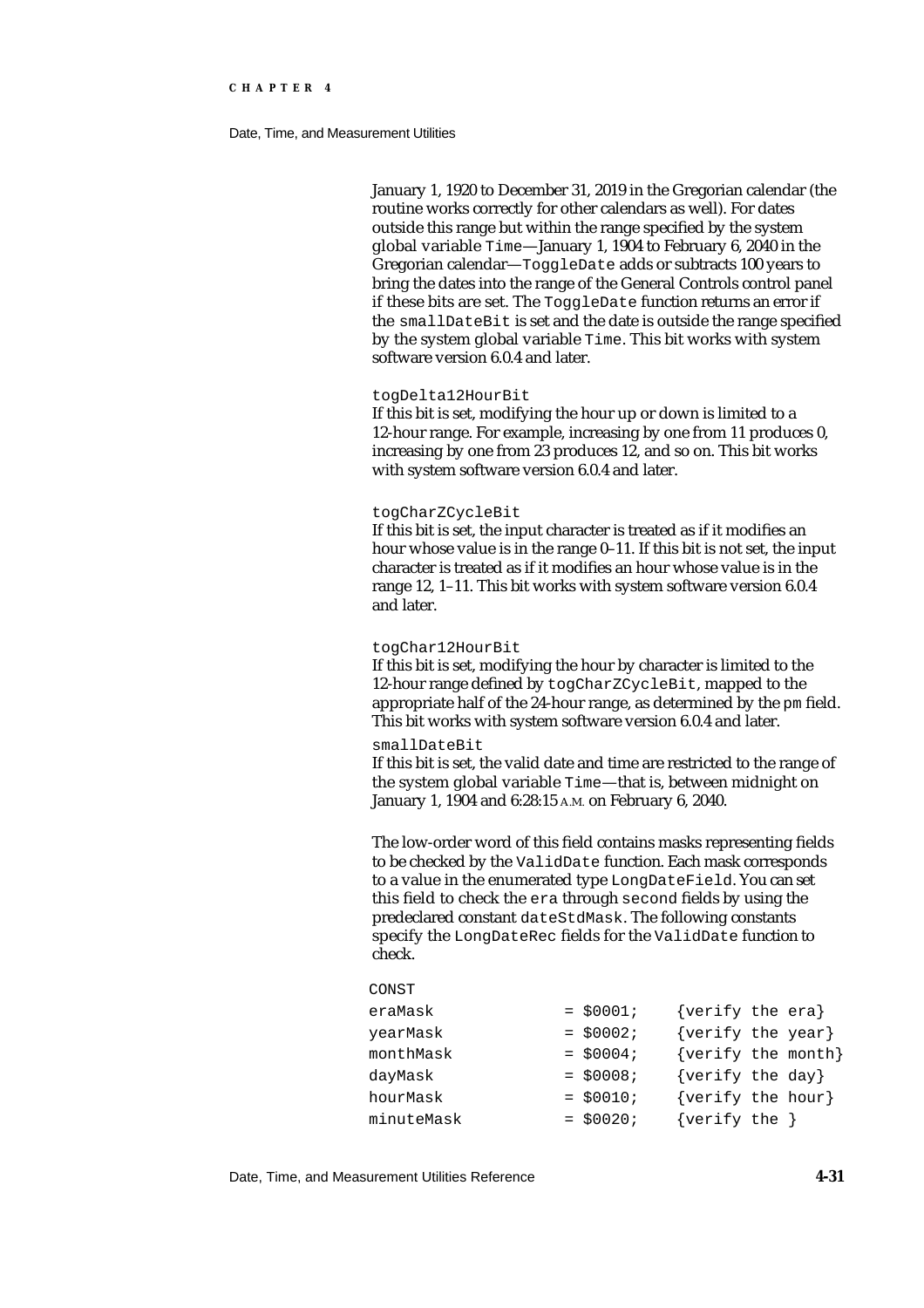January 1, 1920 to December 31, 2019 in the Gregorian calendar (the routine works correctly for other calendars as well). For dates outside this range but within the range specified by the system global variable `Time`—January 1, 1904 to February 6, 2040 in the Gregorian calendar—`ToggleDate` adds or subtracts 100 years to bring the dates into the range of the General Controls control panel if these bits are set. The `ToggleDate` function returns an error if the `smallDateBit` is set and the date is outside the range specified by the system global variable `Time`. This bit works with system software version 6.0.4 and later.

`togDelta12HourBit`
If this bit is set, modifying the hour up or down is limited to a 12-hour range. For example, increasing by one from 11 produces 0, increasing by one from 23 produces 12, and so on. This bit works with system software version 6.0.4 and later.

`togCharZCycleBit`
If this bit is set, the input character is treated as if it modifies an hour whose value is in the range 0–11. If this bit is not set, the input character is treated as if it modifies an hour whose value is in the range 12, 1–11. This bit works with system software version 6.0.4 and later.

`togChar12HourBit`
If this bit is set, modifying the hour by character is limited to the 12-hour range defined by `togCharZCycleBit`, mapped to the appropriate half of the 24-hour range, as determined by the `pm` field. This bit works with system software version 6.0.4 and later.

`smallDateBit`
If this bit is set, the valid date and time are restricted to the range of the system global variable `Time`—that is, between midnight on January 1, 1904 and 6:28:15 A.M. on February 6, 2040.

The low-order word of this field contains masks representing fields to be checked by the `ValidDate` function. Each mask corresponds to a value in the enumerated type `LongDateField`. You can set this field to check the `era` through `second` fields by using the predeclared constant `dateStdMask`. The following constants specify the `LongDateRec` fields for the `ValidDate` function to check.

```
CONST
eraMask             = $0001;    {verify the era}
yearMask            = $0002;    {verify the year}
monthMask           = $0004;    {verify the month}
dayMask             = $0008;    {verify the day}
hourMask            = $0010;    {verify the hour}
minuteMask          = $0020;    {verify the }
```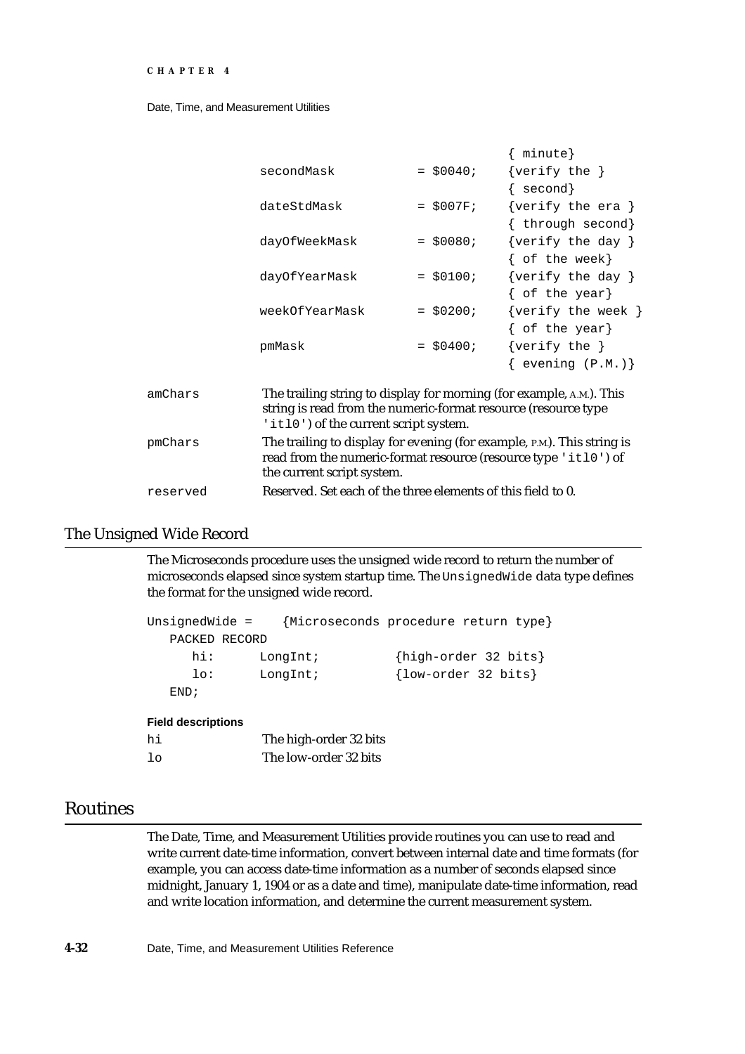```
                                              { minute}
            secondMask          = $0040;    {verify the }
                                              { second}
            dateStdMask         = $007F;    {verify the era }
                                              { through second}
            dayOfWeekMask       = $0080;    {verify the day }
                                              { of the week}
            dayOfYearMask       = $0100;    {verify the day }
                                              { of the year}
            weekOfYearMask      = $0200;    {verify the week }
                                              { of the year}
            pmMask              = $0400;    {verify the }
                                              { evening (P.M.)}
```

`amChars` The trailing string to display for morning (for example, A.M.). This string is read from the numeric-format resource (resource type `'itl0'`) of the current script system.

`pmChars` The trailing to display for evening (for example, P.M.). This string is read from the numeric-format resource (resource type `'itl0'`) of the current script system.

`reserved` Reserved. Set each of the three elements of this field to 0.

## The Unsigned Wide Record

The Microseconds procedure uses the unsigned wide record to return the number of microseconds elapsed since system startup time. The `UnsignedWide` data type defines the format for the unsigned wide record.

```
UnsignedWide =     {Microseconds procedure return type}
   PACKED RECORD
      hi:      LongInt;          {high-order 32 bits}
      lo:      LongInt;          {low-order 32 bits}
   END;
```

**Field descriptions**

`hi` The high-order 32 bits

`lo` The low-order 32 bits

# Routines

The Date, Time, and Measurement Utilities provide routines you can use to read and write current date-time information, convert between internal date and time formats (for example, you can access date-time information as a number of seconds elapsed since midnight, January 1, 1904 or as a date and time), manipulate date-time information, read and write location information, and determine the current measurement system.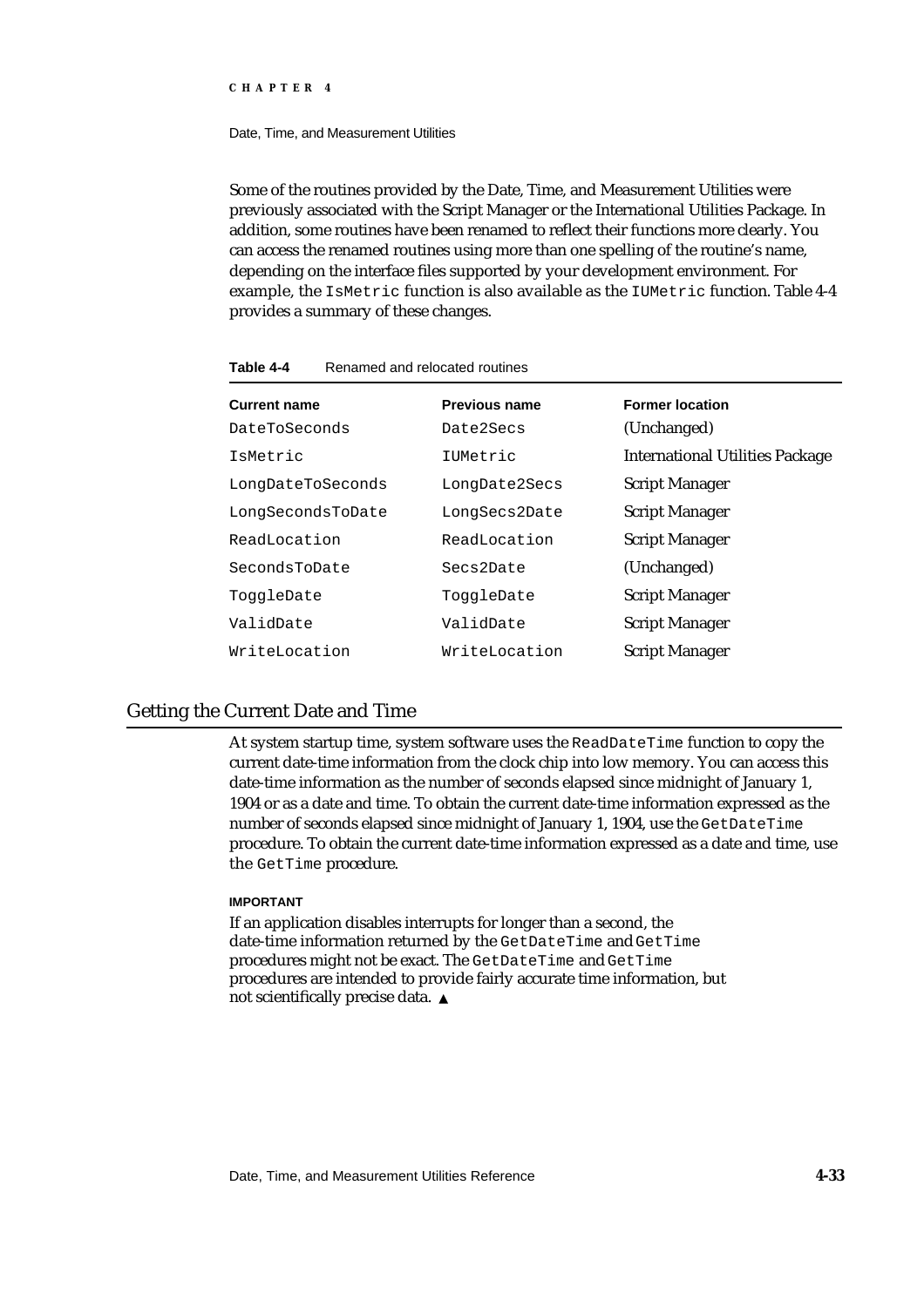Some of the routines provided by the Date, Time, and Measurement Utilities were previously associated with the Script Manager or the International Utilities Package. In addition, some routines have been renamed to reflect their functions more clearly. You can access the renamed routines using more than one spelling of the routine's name, depending on the interface files supported by your development environment. For example, the `IsMetric` function is also available as the `IUMetric` function. Table 4-4 provides a summary of these changes.

**Table 4-4** Renamed and relocated routines

| Current name | Previous name | Former location |
| --- | --- | --- |
| `DateToSeconds` | `Date2Secs` | (Unchanged) |
| `IsMetric` | `IUMetric` | International Utilities Package |
| `LongDateToSeconds` | `LongDate2Secs` | Script Manager |
| `LongSecondsToDate` | `LongSecs2Date` | Script Manager |
| `ReadLocation` | `ReadLocation` | Script Manager |
| `SecondsToDate` | `Secs2Date` | (Unchanged) |
| `ToggleDate` | `ToggleDate` | Script Manager |
| `ValidDate` | `ValidDate` | Script Manager |
| `WriteLocation` | `WriteLocation` | Script Manager |

## Getting the Current Date and Time

At system startup time, system software uses the `ReadDateTime` function to copy the current date-time information from the clock chip into low memory. You can access this date-time information as the number of seconds elapsed since midnight of January 1, 1904 or as a date and time. To obtain the current date-time information expressed as the number of seconds elapsed since midnight of January 1, 1904, use the `GetDateTime` procedure. To obtain the current date-time information expressed as a date and time, use the `GetTime` procedure.

**IMPORTANT**

If an application disables interrupts for longer than a second, the date-time information returned by the `GetDateTime` and `GetTime` procedures might not be exact. The `GetDateTime` and `GetTime` procedures are intended to provide fairly accurate time information, but not scientifically precise data. ▲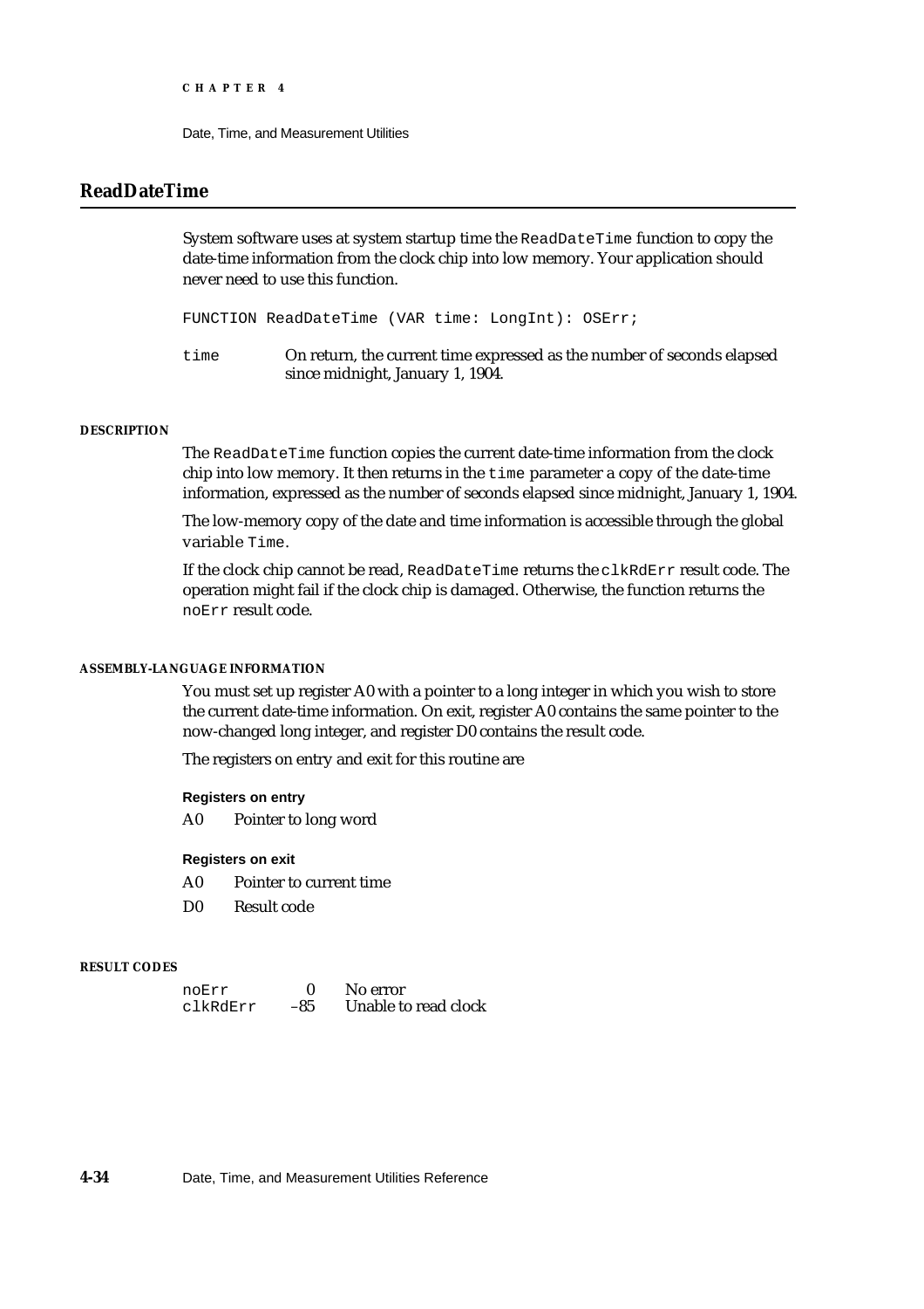## ReadDateTime

System software uses at system startup time the `ReadDateTime` function to copy the date-time information from the clock chip into low memory. Your application should never need to use this function.

```
FUNCTION ReadDateTime (VAR time: LongInt): OSErr;
```

`time` On return, the current time expressed as the number of seconds elapsed since midnight, January 1, 1904.

#### DESCRIPTION

The `ReadDateTime` function copies the current date-time information from the clock chip into low memory. It then returns in the `time` parameter a copy of the date-time information, expressed as the number of seconds elapsed since midnight, January 1, 1904.

The low-memory copy of the date and time information is accessible through the global variable `Time`.

If the clock chip cannot be read, `ReadDateTime` returns the `clkRdErr` result code. The operation might fail if the clock chip is damaged. Otherwise, the function returns the `noErr` result code.

#### ASSEMBLY-LANGUAGE INFORMATION

You must set up register A0 with a pointer to a long integer in which you wish to store the current date-time information. On exit, register A0 contains the same pointer to the now-changed long integer, and register D0 contains the result code.

The registers on entry and exit for this routine are

**Registers on entry**

A0 Pointer to long word

**Registers on exit**

A0 Pointer to current time

D0 Result code

#### RESULT CODES

| | | |
|---|---|---|
| `noErr` | 0 | No error |
| `clkRdErr` | –85 | Unable to read clock |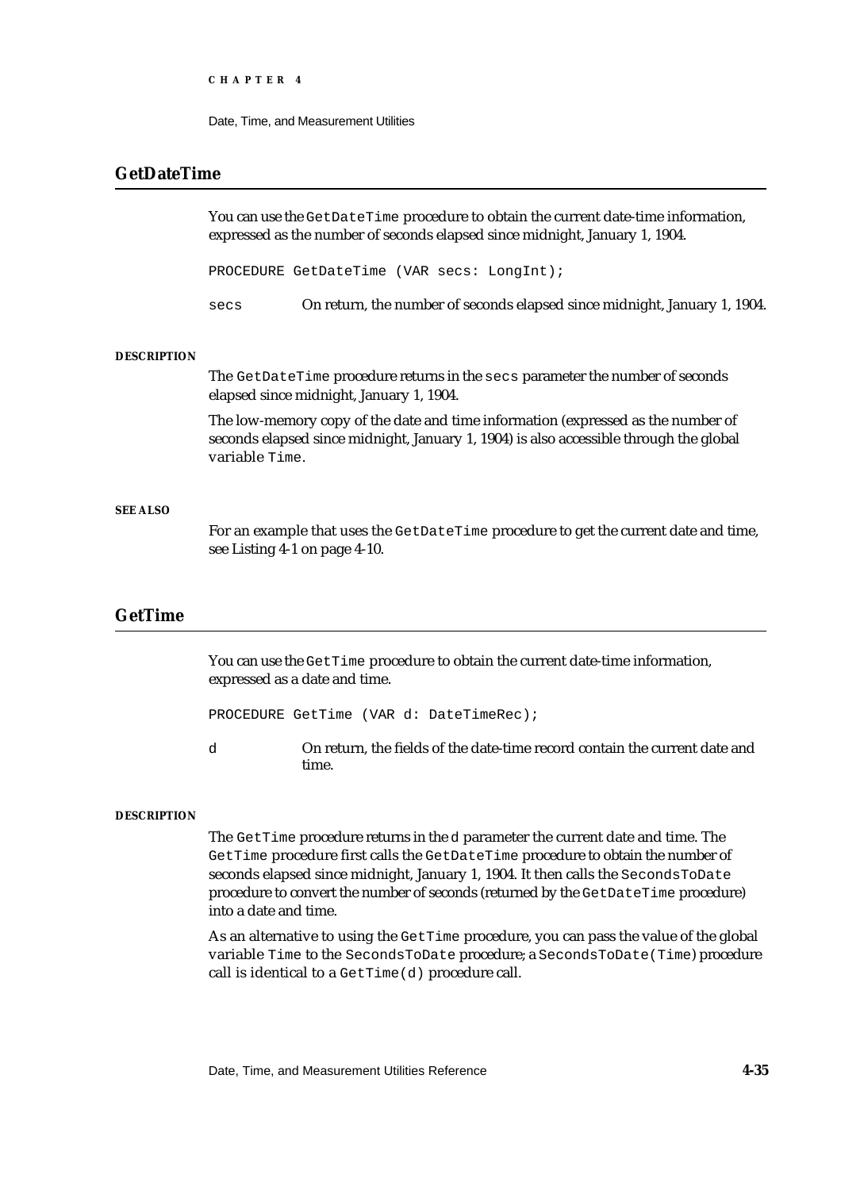## GetDateTime

You can use the `GetDateTime` procedure to obtain the current date-time information, expressed as the number of seconds elapsed since midnight, January 1, 1904.

```
PROCEDURE GetDateTime (VAR secs: LongInt);
```

`secs` On return, the number of seconds elapsed since midnight, January 1, 1904.

**DESCRIPTION**

The `GetDateTime` procedure returns in the `secs` parameter the number of seconds elapsed since midnight, January 1, 1904.

The low-memory copy of the date and time information (expressed as the number of seconds elapsed since midnight, January 1, 1904) is also accessible through the global variable `Time`.

**SEE ALSO**

For an example that uses the `GetDateTime` procedure to get the current date and time, see Listing 4-1 on page 4-10.

## GetTime

You can use the `GetTime` procedure to obtain the current date-time information, expressed as a date and time.

```
PROCEDURE GetTime (VAR d: DateTimeRec);
```

`d` On return, the fields of the date-time record contain the current date and time.

**DESCRIPTION**

The `GetTime` procedure returns in the `d` parameter the current date and time. The `GetTime` procedure first calls the `GetDateTime` procedure to obtain the number of seconds elapsed since midnight, January 1, 1904. It then calls the `SecondsToDate` procedure to convert the number of seconds (returned by the `GetDateTime` procedure) into a date and time.

As an alternative to using the `GetTime` procedure, you can pass the value of the global variable `Time` to the `SecondsToDate` procedure; a `SecondsToDate(Time)` procedure call is identical to a `GetTime(d)` procedure call.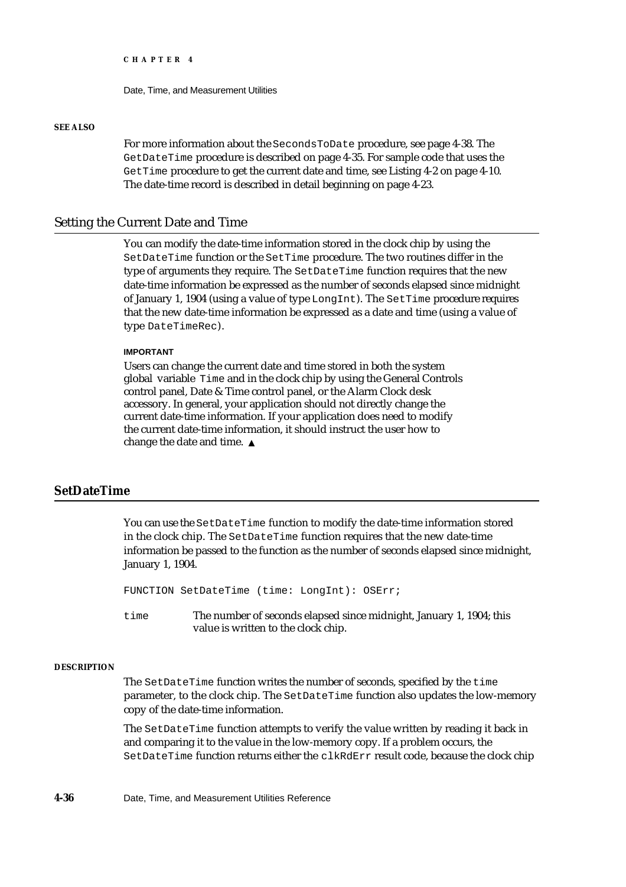**SEE ALSO**

For more information about the `SecondsToDate` procedure, see page 4-38. The `GetDateTime` procedure is described on page 4-35. For sample code that uses the `GetTime` procedure to get the current date and time, see Listing 4-2 on page 4-10. The date-time record is described in detail beginning on page 4-23.

## Setting the Current Date and Time

You can modify the date-time information stored in the clock chip by using the `SetDateTime` function or the `SetTime` procedure. The two routines differ in the type of arguments they require. The `SetDateTime` function requires that the new date-time information be expressed as the number of seconds elapsed since midnight of January 1, 1904 (using a value of type `LongInt`). The `SetTime` procedure requires that the new date-time information be expressed as a date and time (using a value of type `DateTimeRec`).

**IMPORTANT**

Users can change the current date and time stored in both the system global variable `Time` and in the clock chip by using the General Controls control panel, Date & Time control panel, or the Alarm Clock desk accessory. In general, your application should not directly change the current date-time information. If your application does need to modify the current date-time information, it should instruct the user how to change the date and time. ▲

### SetDateTime

You can use the `SetDateTime` function to modify the date-time information stored in the clock chip. The `SetDateTime` function requires that the new date-time information be passed to the function as the number of seconds elapsed since midnight, January 1, 1904.

```
FUNCTION SetDateTime (time: LongInt): OSErr;
```

`time` The number of seconds elapsed since midnight, January 1, 1904; this value is written to the clock chip.

**DESCRIPTION**

The `SetDateTime` function writes the number of seconds, specified by the `time` parameter, to the clock chip. The `SetDateTime` function also updates the low-memory copy of the date-time information.

The `SetDateTime` function attempts to verify the value written by reading it back in and comparing it to the value in the low-memory copy. If a problem occurs, the `SetDateTime` function returns either the `clkRdErr` result code, because the clock chip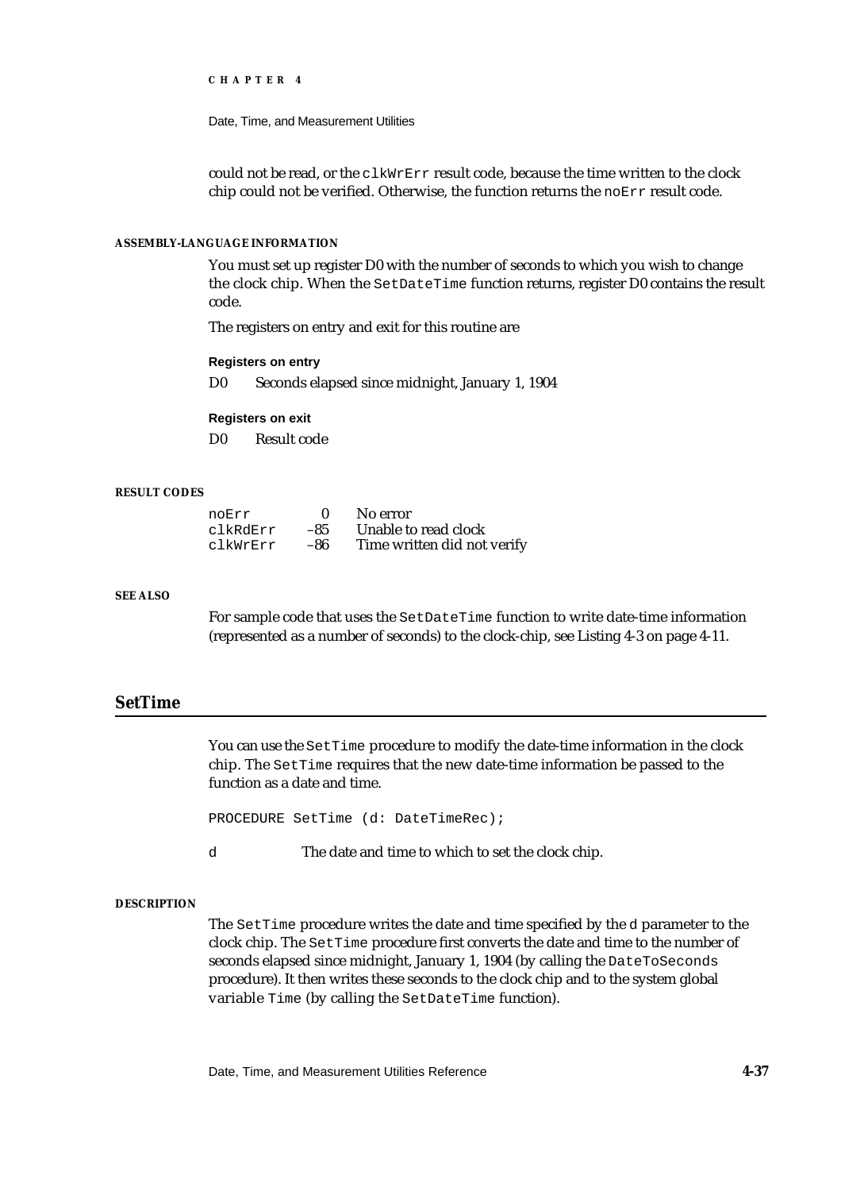could not be read, or the `clkWrErr` result code, because the time written to the clock chip could not be verified. Otherwise, the function returns the `noErr` result code.

#### ASSEMBLY-LANGUAGE INFORMATION

You must set up register D0 with the number of seconds to which you wish to change the clock chip. When the `SetDateTime` function returns, register D0 contains the result code.

The registers on entry and exit for this routine are

**Registers on entry**

| | |
|---|---|
| D0 | Seconds elapsed since midnight, January 1, 1904 |

**Registers on exit**

| | |
|---|---|
| D0 | Result code |

#### RESULT CODES

| | | |
|---|---|---|
| `noErr` | 0 | No error |
| `clkRdErr` | –85 | Unable to read clock |
| `clkWrErr` | –86 | Time written did not verify |

#### SEE ALSO

For sample code that uses the `SetDateTime` function to write date-time information (represented as a number of seconds) to the clock-chip, see Listing 4-3 on page 4-11.

## SetTime

You can use the `SetTime` procedure to modify the date-time information in the clock chip. The `SetTime` requires that the new date-time information be passed to the function as a date and time.

```
PROCEDURE SetTime (d: DateTimeRec);
```

`d` The date and time to which to set the clock chip.

#### DESCRIPTION

The `SetTime` procedure writes the date and time specified by the `d` parameter to the clock chip. The `SetTime` procedure first converts the date and time to the number of seconds elapsed since midnight, January 1, 1904 (by calling the `DateToSeconds` procedure). It then writes these seconds to the clock chip and to the system global variable `Time` (by calling the `SetDateTime` function).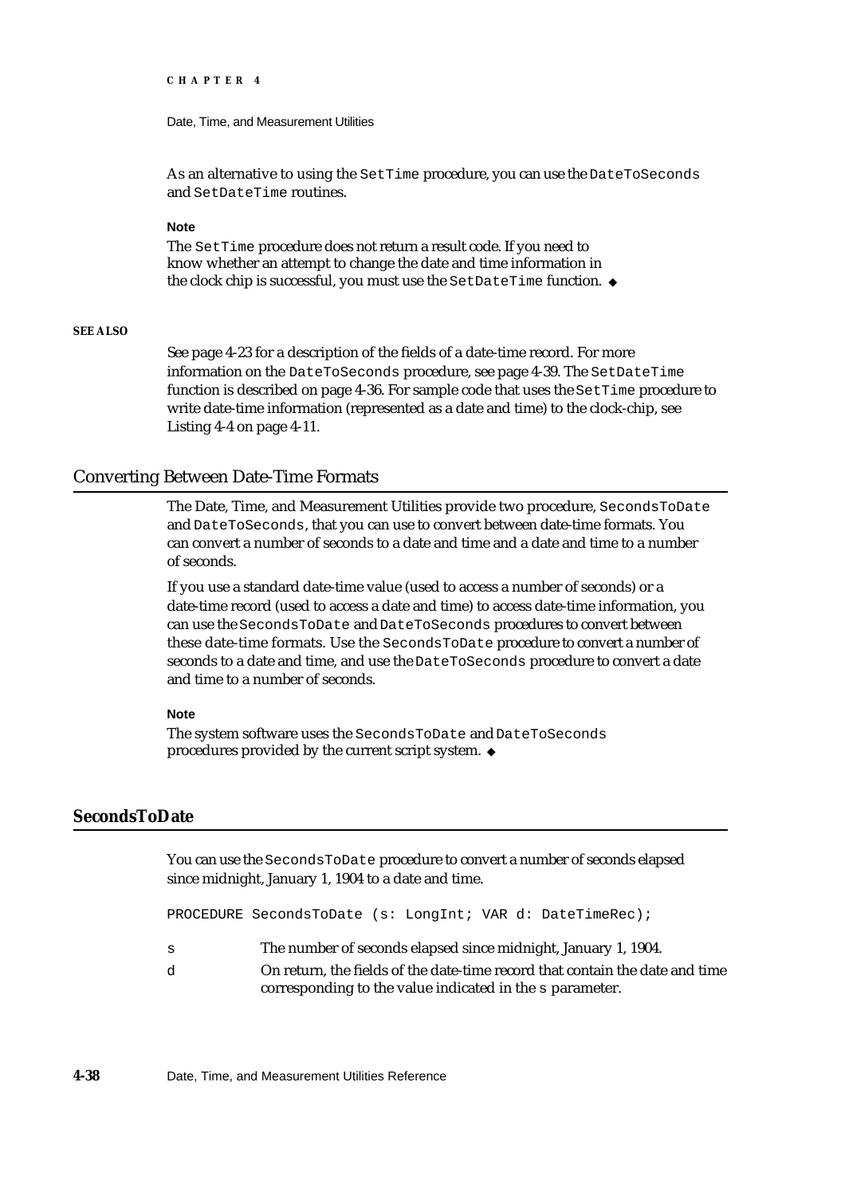As an alternative to using the `SetTime` procedure, you can use the `DateToSeconds` and `SetDateTime` routines.

**Note**

The `SetTime` procedure does not return a result code. If you need to know whether an attempt to change the date and time information in the clock chip is successful, you must use the `SetDateTime` function. ◆

**SEE ALSO**

See page 4-23 for a description of the fields of a date-time record. For more information on the `DateToSeconds` procedure, see page 4-39. The `SetDateTime` function is described on page 4-36. For sample code that uses the `SetTime` procedure to write date-time information (represented as a date and time) to the clock-chip, see Listing 4-4 on page 4-11.

## Converting Between Date-Time Formats

The Date, Time, and Measurement Utilities provide two procedure, `SecondsToDate` and `DateToSeconds`, that you can use to convert between date-time formats. You can convert a number of seconds to a date and time and a date and time to a number of seconds.

If you use a standard date-time value (used to access a number of seconds) or a date-time record (used to access a date and time) to access date-time information, you can use the `SecondsToDate` and `DateToSeconds` procedures to convert between these date-time formats. Use the `SecondsToDate` procedure to convert a number of seconds to a date and time, and use the `DateToSeconds` procedure to convert a date and time to a number of seconds.

**Note**

The system software uses the `SecondsToDate` and `DateToSeconds` procedures provided by the current script system. ◆

### SecondsToDate

You can use the `SecondsToDate` procedure to convert a number of seconds elapsed since midnight, January 1, 1904 to a date and time.

```
PROCEDURE SecondsToDate (s: LongInt; VAR d: DateTimeRec);
```

`s` — The number of seconds elapsed since midnight, January 1, 1904.

`d` — On return, the fields of the date-time record that contain the date and time corresponding to the value indicated in the `s` parameter.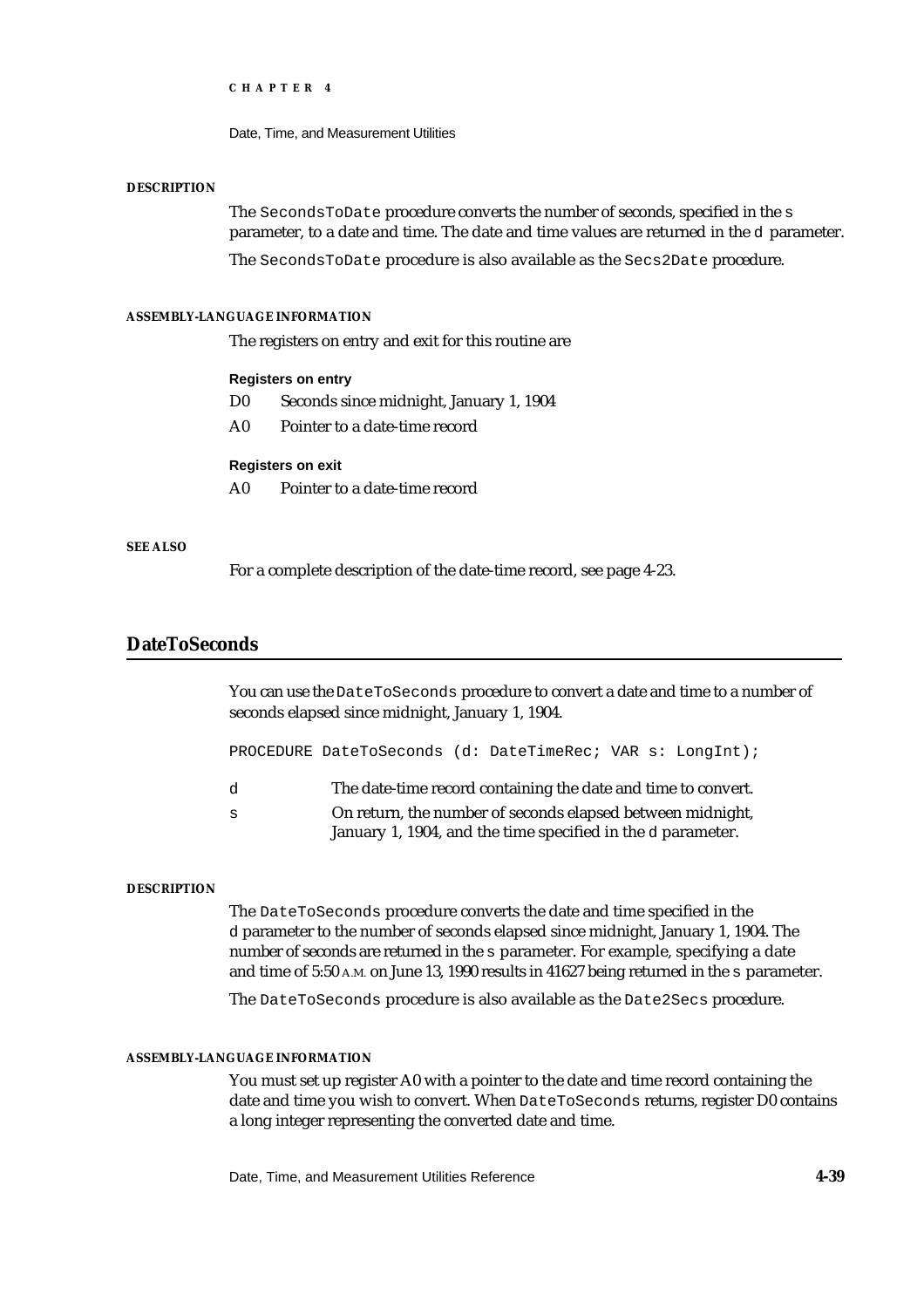**DESCRIPTION**

The `SecondsToDate` procedure converts the number of seconds, specified in the `s` parameter, to a date and time. The date and time values are returned in the `d` parameter.

The `SecondsToDate` procedure is also available as the `Secs2Date` procedure.

**ASSEMBLY-LANGUAGE INFORMATION**

The registers on entry and exit for this routine are

**Registers on entry**

| | |
|---|---|
| D0 | Seconds since midnight, January 1, 1904 |
| A0 | Pointer to a date-time record |

**Registers on exit**

| | |
|---|---|
| A0 | Pointer to a date-time record |

**SEE ALSO**

For a complete description of the date-time record, see page 4-23.

## DateToSeconds

You can use the `DateToSeconds` procedure to convert a date and time to a number of seconds elapsed since midnight, January 1, 1904.

```
PROCEDURE DateToSeconds (d: DateTimeRec; VAR s: LongInt);
```

| | |
|---|---|
| `d` | The date-time record containing the date and time to convert. |
| `s` | On return, the number of seconds elapsed between midnight, January 1, 1904, and the time specified in the `d` parameter. |

**DESCRIPTION**

The `DateToSeconds` procedure converts the date and time specified in the `d` parameter to the number of seconds elapsed since midnight, January 1, 1904. The number of seconds are returned in the `s` parameter. For example, specifying a date and time of 5:50 A.M. on June 13, 1990 results in 41627 being returned in the `s` parameter.

The `DateToSeconds` procedure is also available as the `Date2Secs` procedure.

**ASSEMBLY-LANGUAGE INFORMATION**

You must set up register A0 with a pointer to the date and time record containing the date and time you wish to convert. When `DateToSeconds` returns, register D0 contains a long integer representing the converted date and time.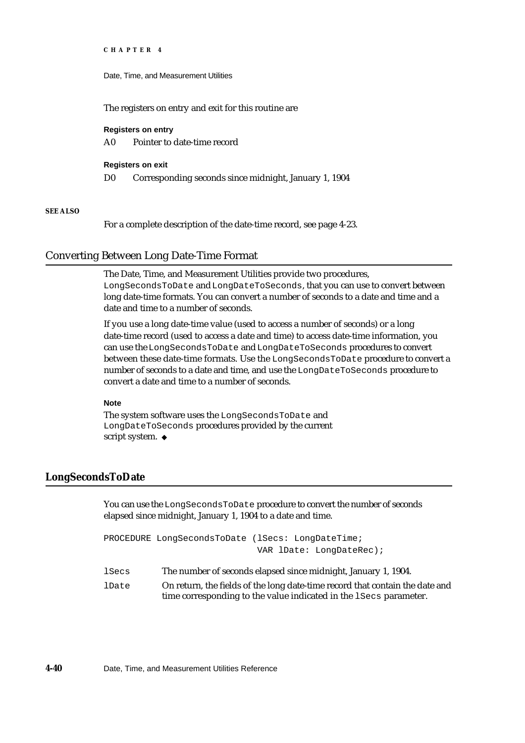The registers on entry and exit for this routine are

**Registers on entry**

A0 Pointer to date-time record

**Registers on exit**

D0 Corresponding seconds since midnight, January 1, 1904

**SEE ALSO**

For a complete description of the date-time record, see page 4-23.

## Converting Between Long Date-Time Format

The Date, Time, and Measurement Utilities provide two procedures, `LongSecondsToDate` and `LongDateToSeconds`, that you can use to convert between long date-time formats. You can convert a number of seconds to a date and time and a date and time to a number of seconds.

If you use a long date-time value (used to access a number of seconds) or a long date-time record (used to access a date and time) to access date-time information, you can use the `LongSecondsToDate` and `LongDateToSeconds` procedures to convert between these date-time formats. Use the `LongSecondsToDate` procedure to convert a number of seconds to a date and time, and use the `LongDateToSeconds` procedure to convert a date and time to a number of seconds.

**Note**

The system software uses the `LongSecondsToDate` and `LongDateToSeconds` procedures provided by the current script system. ◆

### LongSecondsToDate

You can use the `LongSecondsToDate` procedure to convert the number of seconds elapsed since midnight, January 1, 1904 to a date and time.

```
PROCEDURE LongSecondsToDate (lSecs: LongDateTime;
                              VAR lDate: LongDateRec);
```

`lSecs` The number of seconds elapsed since midnight, January 1, 1904.

`lDate` On return, the fields of the long date-time record that contain the date and time corresponding to the value indicated in the `lSecs` parameter.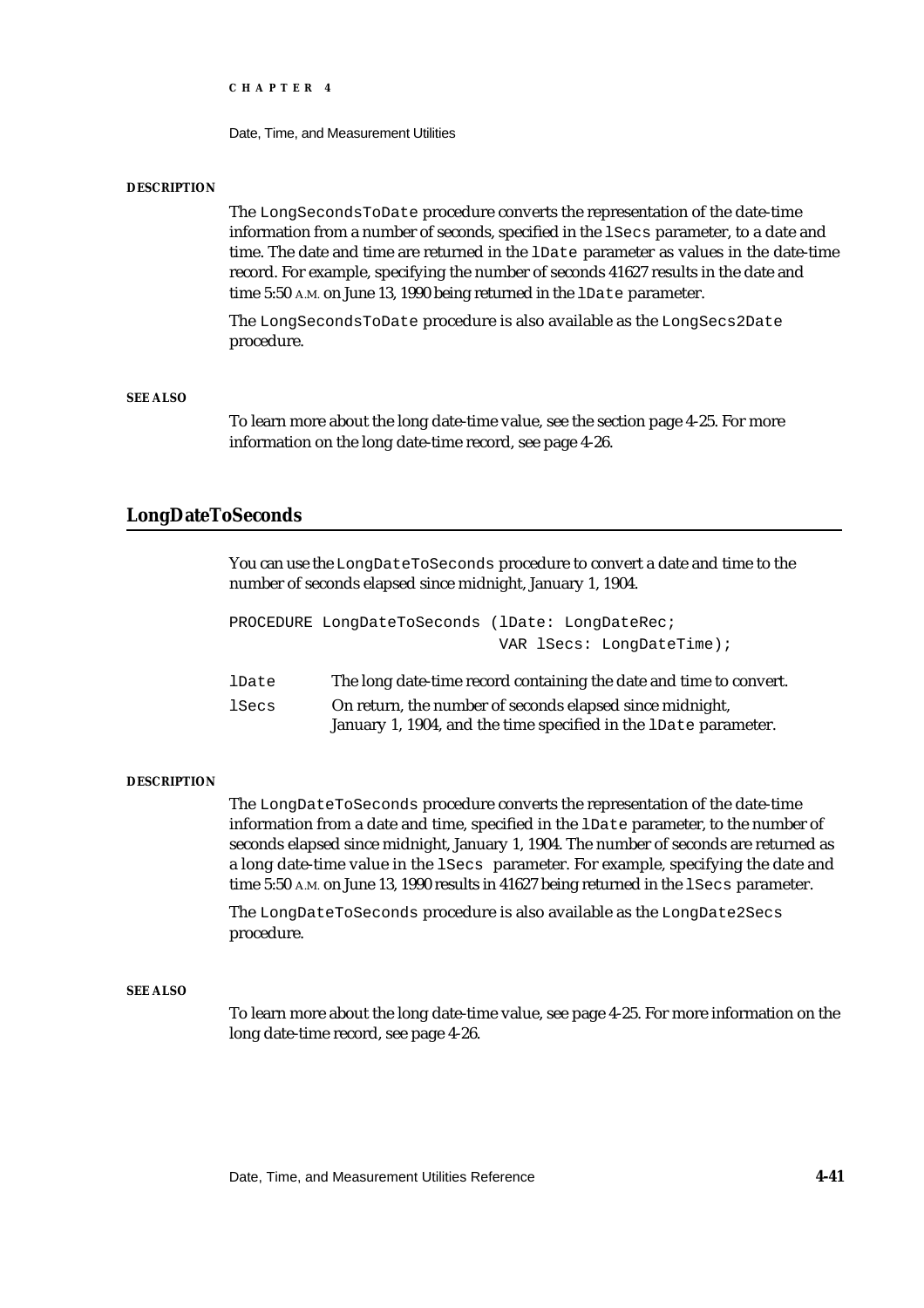**DESCRIPTION**

The `LongSecondsToDate` procedure converts the representation of the date-time information from a number of seconds, specified in the `lSecs` parameter, to a date and time. The date and time are returned in the `lDate` parameter as values in the date-time record. For example, specifying the number of seconds 41627 results in the date and time 5:50 A.M. on June 13, 1990 being returned in the `lDate` parameter.

The `LongSecondsToDate` procedure is also available as the `LongSecs2Date` procedure.

**SEE ALSO**

To learn more about the long date-time value, see the section page 4-25. For more information on the long date-time record, see page 4-26.

## LongDateToSeconds

You can use the `LongDateToSeconds` procedure to convert a date and time to the number of seconds elapsed since midnight, January 1, 1904.

```
PROCEDURE LongDateToSeconds (lDate: LongDateRec;
                             VAR lSecs: LongDateTime);
```

`lDate` The long date-time record containing the date and time to convert.

`lSecs` On return, the number of seconds elapsed since midnight, January 1, 1904, and the time specified in the `lDate` parameter.

**DESCRIPTION**

The `LongDateToSeconds` procedure converts the representation of the date-time information from a date and time, specified in the `lDate` parameter, to the number of seconds elapsed since midnight, January 1, 1904. The number of seconds are returned as a long date-time value in the `lSecs` parameter. For example, specifying the date and time 5:50 A.M. on June 13, 1990 results in 41627 being returned in the `lSecs` parameter.

The `LongDateToSeconds` procedure is also available as the `LongDate2Secs` procedure.

**SEE ALSO**

To learn more about the long date-time value, see page 4-25. For more information on the long date-time record, see page 4-26.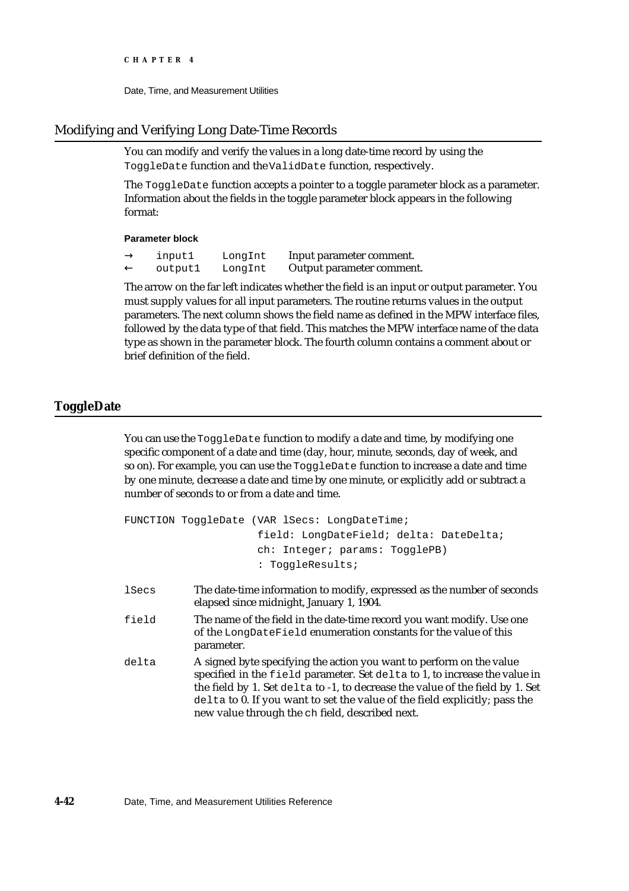## Modifying and Verifying Long Date-Time Records

You can modify and verify the values in a long date-time record by using the `ToggleDate` function and the `ValidDate` function, respectively.

The `ToggleDate` function accepts a pointer to a toggle parameter block as a parameter. Information about the fields in the toggle parameter block appears in the following format:

**Parameter block**

| | | | |
|---|---|---|---|
| → | `input1` | `LongInt` | Input parameter comment. |
| ← | `output1` | `LongInt` | Output parameter comment. |

The arrow on the far left indicates whether the field is an input or output parameter. You must supply values for all input parameters. The routine returns values in the output parameters. The next column shows the field name as defined in the MPW interface files, followed by the data type of that field. This matches the MPW interface name of the data type as shown in the parameter block. The fourth column contains a comment about or brief definition of the field.

## ToggleDate

You can use the `ToggleDate` function to modify a date and time, by modifying one specific component of a date and time (day, hour, minute, seconds, day of week, and so on). For example, you can use the `ToggleDate` function to increase a date and time by one minute, decrease a date and time by one minute, or explicitly add or subtract a number of seconds to or from a date and time.

```
FUNCTION ToggleDate (VAR lSecs: LongDateTime;
                     field: LongDateField; delta: DateDelta;
                     ch: Integer; params: TogglePB)
                     : ToggleResults;
```

`lSecs` The date-time information to modify, expressed as the number of seconds elapsed since midnight, January 1, 1904.

`field` The name of the field in the date-time record you want modify. Use one of the `LongDateField` enumeration constants for the value of this parameter.

`delta` A signed byte specifying the action you want to perform on the value specified in the `field` parameter. Set `delta` to 1, to increase the value in the field by 1. Set `delta` to -1, to decrease the value of the field by 1. Set `delta` to 0. If you want to set the value of the field explicitly; pass the new value through the `ch` field, described next.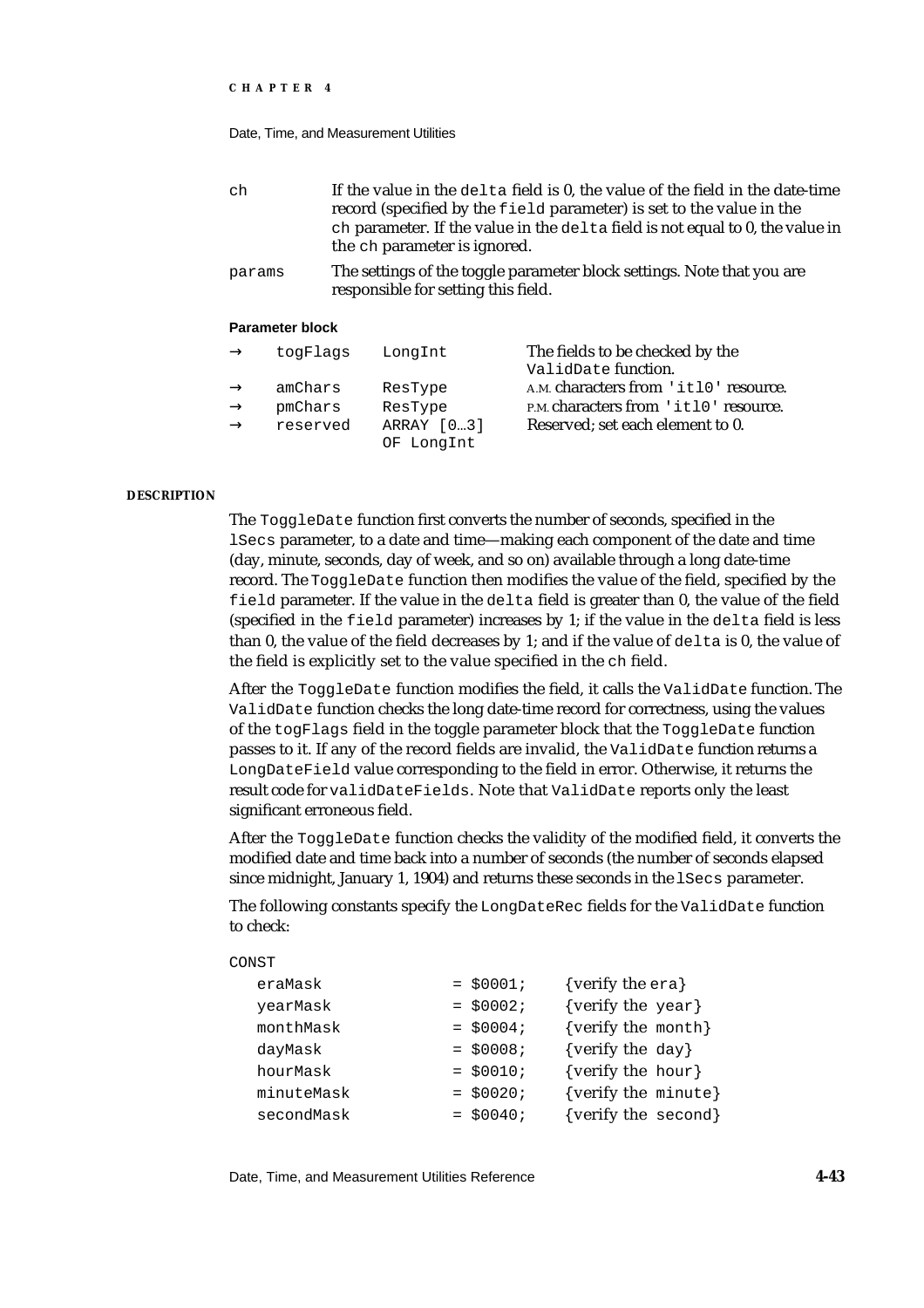`ch` If the value in the `delta` field is 0, the value of the field in the date-time record (specified by the `field` parameter) is set to the value in the `ch` parameter. If the value in the `delta` field is not equal to 0, the value in the `ch` parameter is ignored.

`params` The settings of the toggle parameter block settings. Note that you are responsible for setting this field.

**Parameter block**

| | | | |
|---|---|---|---|
| → | `togFlags` | `LongInt` | The fields to be checked by the `ValidDate` function. |
| → | `amChars` | `ResType` | A.M. characters from `'itl0'` resource. |
| → | `pmChars` | `ResType` | P.M. characters from `'itl0'` resource. |
| → | `reserved` | `ARRAY [0…3] OF LongInt` | Reserved; set each element to 0. |

**DESCRIPTION**

The `ToggleDate` function first converts the number of seconds, specified in the `lSecs` parameter, to a date and time—making each component of the date and time (day, minute, seconds, day of week, and so on) available through a long date-time record. The `ToggleDate` function then modifies the value of the field, specified by the `field` parameter. If the value in the `delta` field is greater than 0, the value of the field (specified in the `field` parameter) increases by 1; if the value in the `delta` field is less than 0, the value of the field decreases by 1; and if the value of `delta` is 0, the value of the field is explicitly set to the value specified in the `ch` field.

After the `ToggleDate` function modifies the field, it calls the `ValidDate` function. The `ValidDate` function checks the long date-time record for correctness, using the values of the `togFlags` field in the toggle parameter block that the `ToggleDate` function passes to it. If any of the record fields are invalid, the `ValidDate` function returns a `LongDateField` value corresponding to the field in error. Otherwise, it returns the result code for `validDateFields`. Note that `ValidDate` reports only the least significant erroneous field.

After the `ToggleDate` function checks the validity of the modified field, it converts the modified date and time back into a number of seconds (the number of seconds elapsed since midnight, January 1, 1904) and returns these seconds in the `lSecs` parameter.

The following constants specify the `LongDateRec` fields for the `ValidDate` function to check:

```
CONST
   eraMask           = $0001;    {verify the era}
   yearMask          = $0002;    {verify the year}
   monthMask         = $0004;    {verify the month}
   dayMask           = $0008;    {verify the day}
   hourMask          = $0010;    {verify the hour}
   minuteMask        = $0020;    {verify the minute}
   secondMask        = $0040;    {verify the second}
```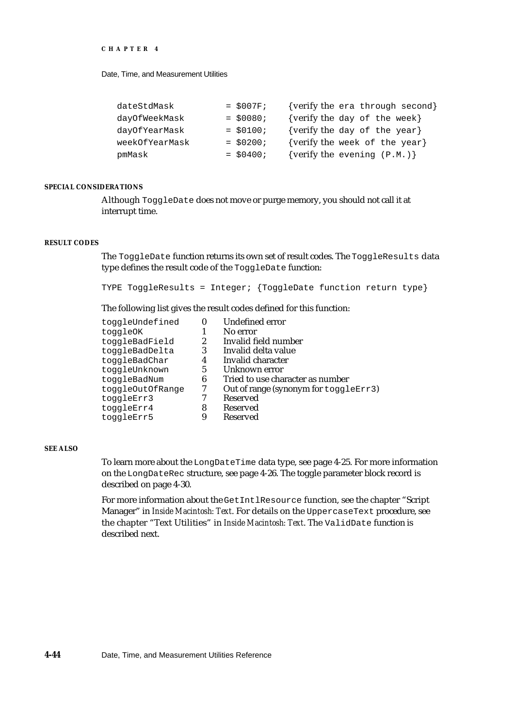```
dateStdMask         = $007F;    {verify the era through second}
dayOfWeekMask       = $0080;    {verify the day of the week}
dayOfYearMask       = $0100;    {verify the day of the year}
weekOfYearMask      = $0200;    {verify the week of the year}
pmMask              = $0400;    {verify the evening (P.M.)}
```

#### SPECIAL CONSIDERATIONS

Although `ToggleDate` does not move or purge memory, you should not call it at interrupt time.

#### RESULT CODES

The `ToggleDate` function returns its own set of result codes. The `ToggleResults` data type defines the result code of the `ToggleDate` function:

```
TYPE ToggleResults = Integer; {ToggleDate function return type}
```

The following list gives the result codes defined for this function:

| | | |
|---|---|---|
| toggleUndefined | 0 | Undefined error |
| toggleOK | 1 | No error |
| toggleBadField | 2 | Invalid field number |
| toggleBadDelta | 3 | Invalid delta value |
| toggleBadChar | 4 | Invalid character |
| toggleUnknown | 5 | Unknown error |
| toggleBadNum | 6 | Tried to use character as number |
| toggleOutOfRange | 7 | Out of range (synonym for `toggleErr3`) |
| toggleErr3 | 7 | Reserved |
| toggleErr4 | 8 | Reserved |
| toggleErr5 | 9 | Reserved |

#### SEE ALSO

To learn more about the `LongDateTime` data type, see page 4-25. For more information on the `LongDateRec` structure, see page 4-26. The toggle parameter block record is described on page 4-30.

For more information about the `GetIntlResource` function, see the chapter "Script Manager" in *Inside Macintosh: Text*. For details on the `UppercaseText` procedure, see the chapter "Text Utilities" in *Inside Macintosh: Text*. The `ValidDate` function is described next.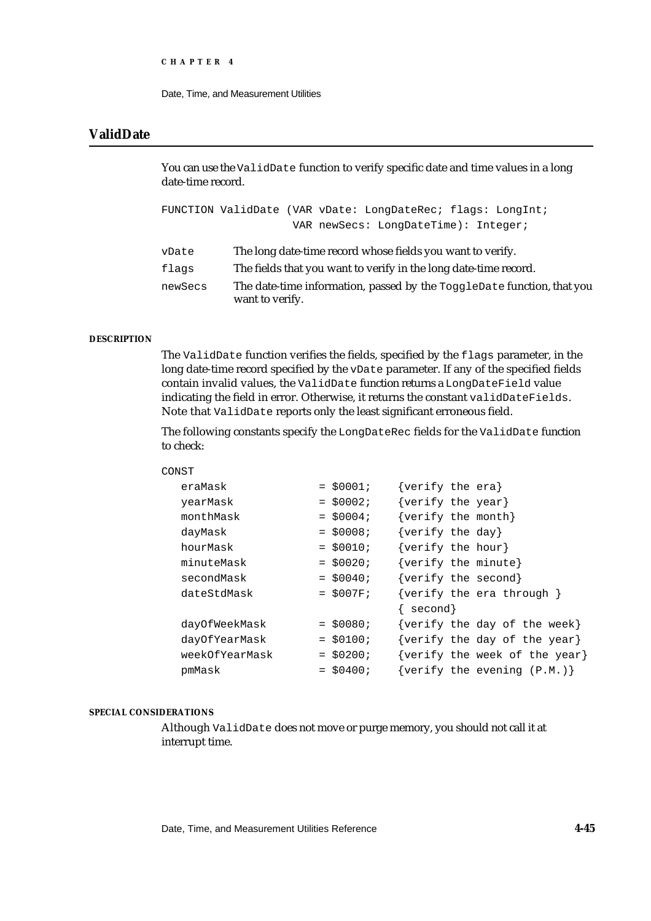## ValidDate

You can use the `ValidDate` function to verify specific date and time values in a long date-time record.

```
FUNCTION ValidDate (VAR vDate: LongDateRec; flags: LongInt;
                    VAR newSecs: LongDateTime): Integer;
```

`vDate` The long date-time record whose fields you want to verify.

`flags` The fields that you want to verify in the long date-time record.

`newSecs` The date-time information, passed by the `ToggleDate` function, that you want to verify.

#### DESCRIPTION

The `ValidDate` function verifies the fields, specified by the `flags` parameter, in the long date-time record specified by the `vDate` parameter. If any of the specified fields contain invalid values, the `ValidDate` function returns a `LongDateField` value indicating the field in error. Otherwise, it returns the constant `validDateFields`. Note that `ValidDate` reports only the least significant erroneous field.

The following constants specify the `LongDateRec` fields for the `ValidDate` function to check:

```
CONST
   eraMask          = $0001;    {verify the era}
   yearMask         = $0002;    {verify the year}
   monthMask        = $0004;    {verify the month}
   dayMask          = $0008;    {verify the day}
   hourMask         = $0010;    {verify the hour}
   minuteMask       = $0020;    {verify the minute}
   secondMask       = $0040;    {verify the second}
   dateStdMask      = $007F;    {verify the era through }
                                { second}
   dayOfWeekMask    = $0080;    {verify the day of the week}
   dayOfYearMask    = $0100;    {verify the day of the year}
   weekOfYearMask   = $0200;    {verify the week of the year}
   pmMask           = $0400;    {verify the evening (P.M.)}
```

#### SPECIAL CONSIDERATIONS

Although `ValidDate` does not move or purge memory, you should not call it at interrupt time.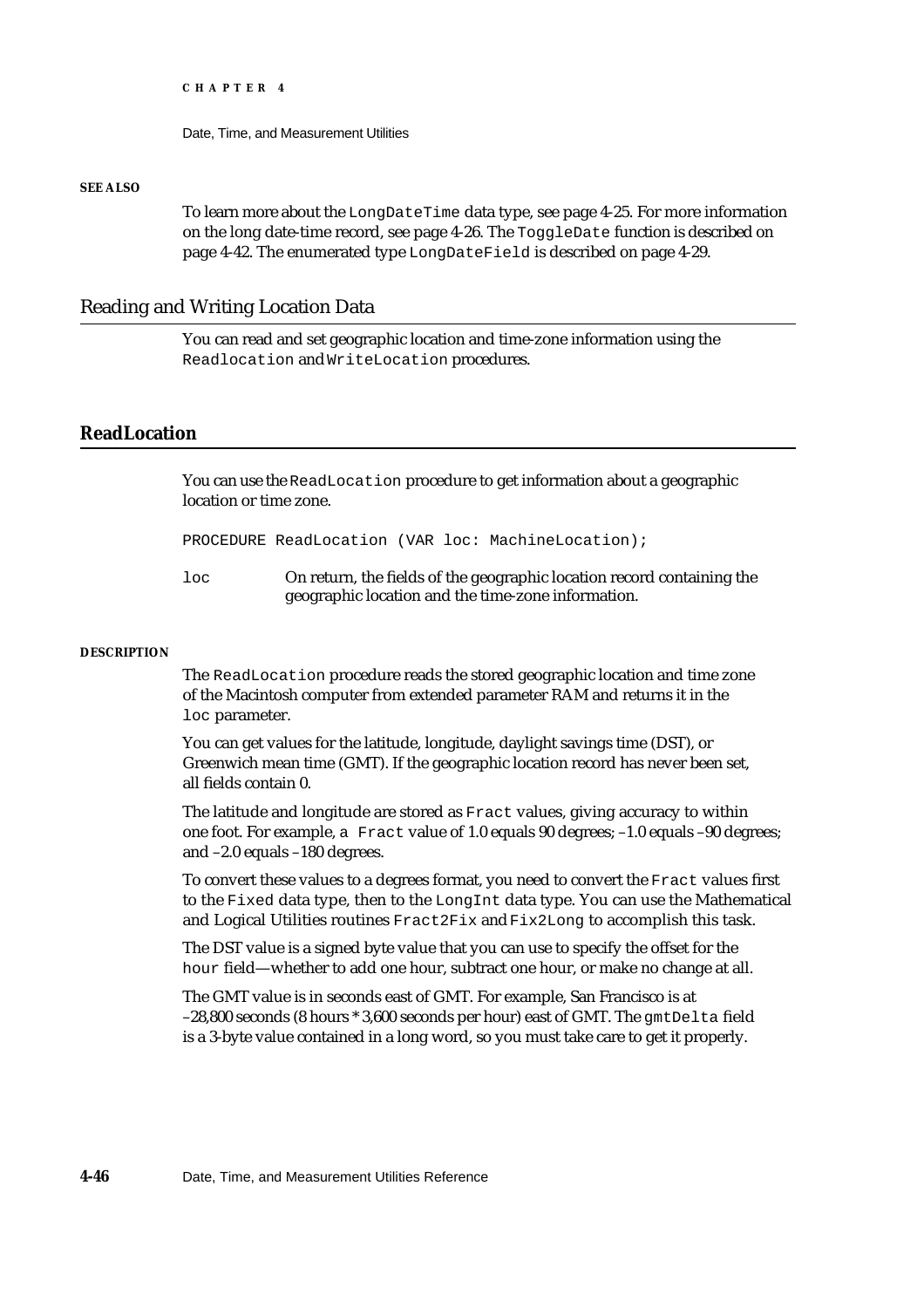**SEE ALSO**

To learn more about the `LongDateTime` data type, see page 4-25. For more information on the long date-time record, see page 4-26. The `ToggleDate` function is described on page 4-42. The enumerated type `LongDateField` is described on page 4-29.

## Reading and Writing Location Data

You can read and set geographic location and time-zone information using the `Readlocation` and `WriteLocation` procedures.

## ReadLocation

You can use the `ReadLocation` procedure to get information about a geographic location or time zone.

```
PROCEDURE ReadLocation (VAR loc: MachineLocation);
```

`loc` On return, the fields of the geographic location record containing the geographic location and the time-zone information.

**DESCRIPTION**

The `ReadLocation` procedure reads the stored geographic location and time zone of the Macintosh computer from extended parameter RAM and returns it in the `loc` parameter.

You can get values for the latitude, longitude, daylight savings time (DST), or Greenwich mean time (GMT). If the geographic location record has never been set, all fields contain 0.

The latitude and longitude are stored as `Fract` values, giving accuracy to within one foot. For example, a `Fract` value of 1.0 equals 90 degrees; –1.0 equals –90 degrees; and –2.0 equals –180 degrees.

To convert these values to a degrees format, you need to convert the `Fract` values first to the `Fixed` data type, then to the `LongInt` data type. You can use the Mathematical and Logical Utilities routines `Fract2Fix` and `Fix2Long` to accomplish this task.

The DST value is a signed byte value that you can use to specify the offset for the `hour` field—whether to add one hour, subtract one hour, or make no change at all.

The GMT value is in seconds east of GMT. For example, San Francisco is at –28,800 seconds (8 hours * 3,600 seconds per hour) east of GMT. The `gmtDelta` field is a 3-byte value contained in a long word, so you must take care to get it properly.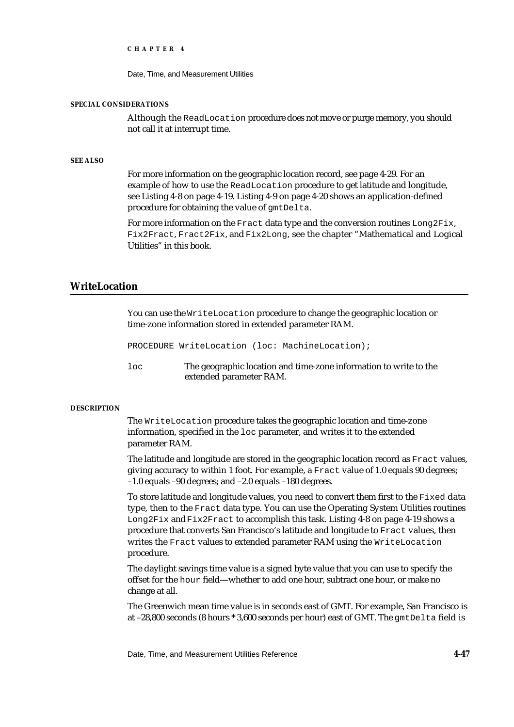#### SPECIAL CONSIDERATIONS

Although the `ReadLocation` procedure does not move or purge memory, you should not call it at interrupt time.

#### SEE ALSO

For more information on the geographic location record, see page 4-29. For an example of how to use the `ReadLocation` procedure to get latitude and longitude, see Listing 4-8 on page 4-19. Listing 4-9 on page 4-20 shows an application-defined procedure for obtaining the value of `gmtDelta`.

For more information on the `Fract` data type and the conversion routines `Long2Fix`, `Fix2Fract`, `Fract2Fix`, and `Fix2Long`, see the chapter "Mathematical and Logical Utilities" in this book.

## WriteLocation

You can use the `WriteLocation` procedure to change the geographic location or time-zone information stored in extended parameter RAM.

```
PROCEDURE WriteLocation (loc: MachineLocation);
```

`loc` The geographic location and time-zone information to write to the extended parameter RAM.

#### DESCRIPTION

The `WriteLocation` procedure takes the geographic location and time-zone information, specified in the `loc` parameter, and writes it to the extended parameter RAM.

The latitude and longitude are stored in the geographic location record as `Fract` values, giving accuracy to within 1 foot. For example, a `Fract` value of 1.0 equals 90 degrees; –1.0 equals –90 degrees; and –2.0 equals –180 degrees.

To store latitude and longitude values, you need to convert them first to the `Fixed` data type, then to the `Fract` data type. You can use the Operating System Utilities routines `Long2Fix` and `Fix2Fract` to accomplish this task. Listing 4-8 on page 4-19 shows a procedure that converts San Francisco's latitude and longitude to `Fract` values, then writes the `Fract` values to extended parameter RAM using the `WriteLocation` procedure.

The daylight savings time value is a signed byte value that you can use to specify the offset for the `hour` field—whether to add one hour, subtract one hour, or make no change at all.

The Greenwich mean time value is in seconds east of GMT. For example, San Francisco is at –28,800 seconds (8 hours * 3,600 seconds per hour) east of GMT. The `gmtDelta` field is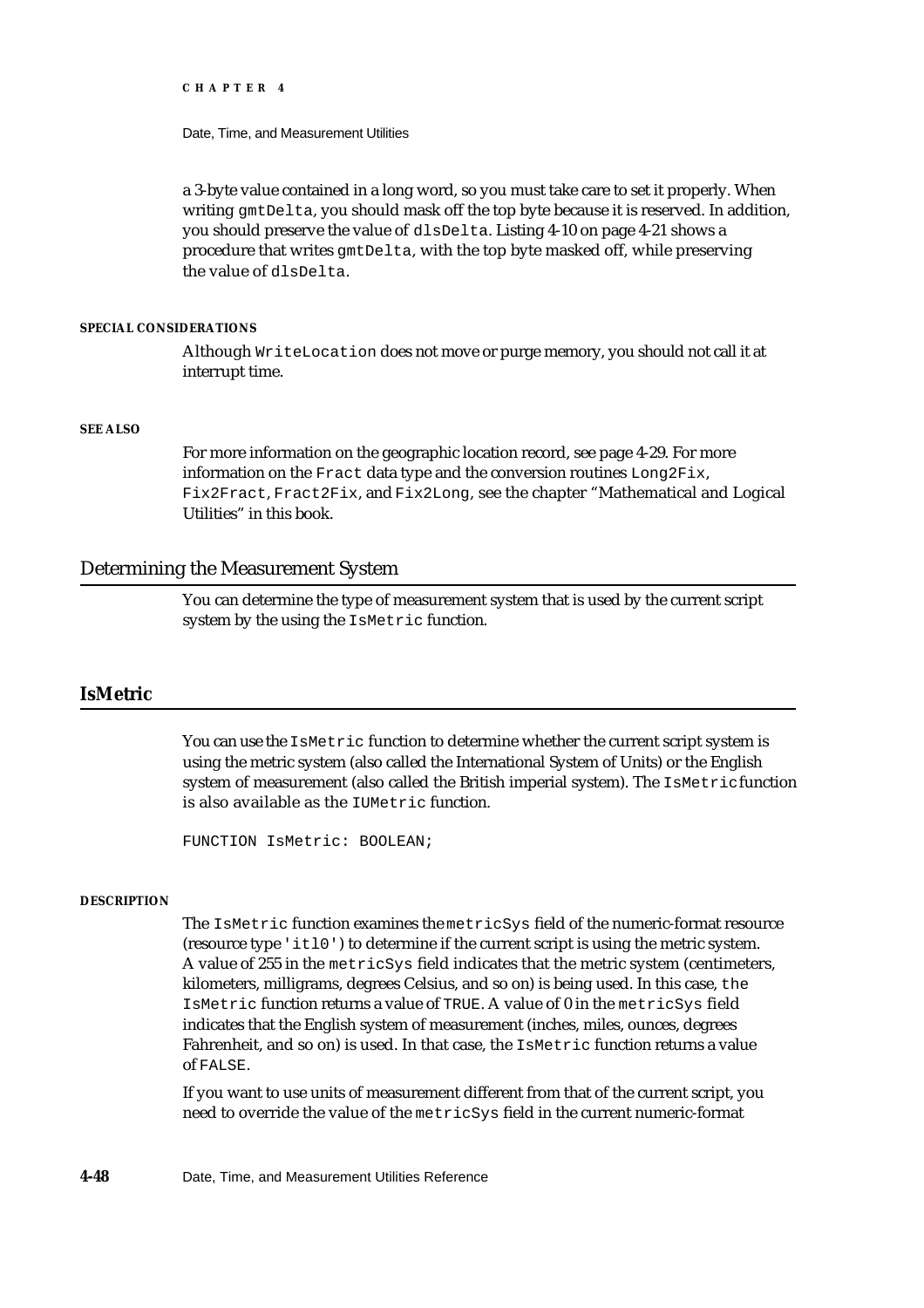a 3-byte value contained in a long word, so you must take care to set it properly. When writing `gmtDelta`, you should mask off the top byte because it is reserved. In addition, you should preserve the value of `dlsDelta`. Listing 4-10 on page 4-21 shows a procedure that writes `gmtDelta`, with the top byte masked off, while preserving the value of `dlsDelta`.

**SPECIAL CONSIDERATIONS**

Although `WriteLocation` does not move or purge memory, you should not call it at interrupt time.

**SEE ALSO**

For more information on the geographic location record, see page 4-29. For more information on the `Fract` data type and the conversion routines `Long2Fix`, `Fix2Fract`, `Fract2Fix`, and `Fix2Long`, see the chapter "Mathematical and Logical Utilities" in this book.

## Determining the Measurement System

You can determine the type of measurement system that is used by the current script system by the using the `IsMetric` function.

## IsMetric

You can use the `IsMetric` function to determine whether the current script system is using the metric system (also called the International System of Units) or the English system of measurement (also called the British imperial system). The `IsMetric` function is also available as the `IUMetric` function.

```
FUNCTION IsMetric: BOOLEAN;
```

**DESCRIPTION**

The `IsMetric` function examines the `metricSys` field of the numeric-format resource (resource type `'itl0'`) to determine if the current script is using the metric system. A value of 255 in the `metricSys` field indicates that the metric system (centimeters, kilometers, milligrams, degrees Celsius, and so on) is being used. In this case, the `IsMetric` function returns a value of `TRUE`. A value of 0 in the `metricSys` field indicates that the English system of measurement (inches, miles, ounces, degrees Fahrenheit, and so on) is used. In that case, the `IsMetric` function returns a value of `FALSE`.

If you want to use units of measurement different from that of the current script, you need to override the value of the `metricSys` field in the current numeric-format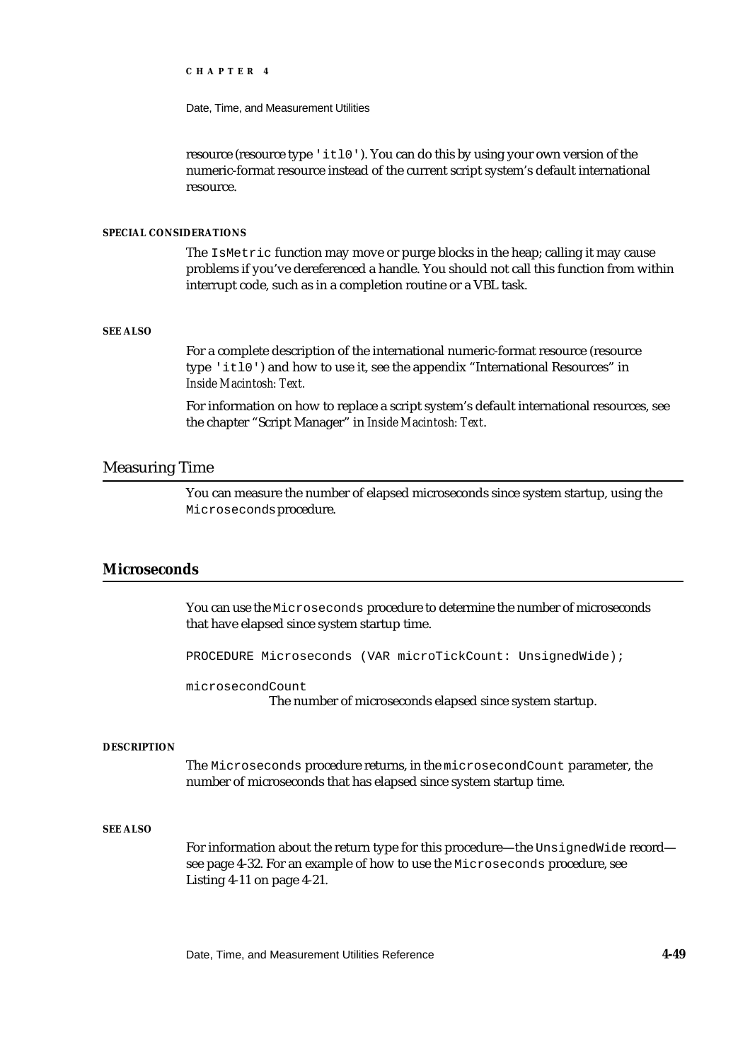resource (resource type 'itl0'). You can do this by using your own version of the numeric-format resource instead of the current script system's default international resource.

**SPECIAL CONSIDERATIONS**

The IsMetric function may move or purge blocks in the heap; calling it may cause problems if you've dereferenced a handle. You should not call this function from within interrupt code, such as in a completion routine or a VBL task.

**SEE ALSO**

For a complete description of the international numeric-format resource (resource type 'itl0') and how to use it, see the appendix "International Resources" in *Inside Macintosh: Text.*

For information on how to replace a script system's default international resources, see the chapter "Script Manager" in *Inside Macintosh: Text*.

## Measuring Time

You can measure the number of elapsed microseconds since system startup, using the Microseconds procedure.

### Microseconds

You can use the Microseconds procedure to determine the number of microseconds that have elapsed since system startup time.

```
PROCEDURE Microseconds (VAR microTickCount: UnsignedWide);
```

microsecondCount
: The number of microseconds elapsed since system startup.

**DESCRIPTION**

The Microseconds procedure returns, in the microsecondCount parameter, the number of microseconds that has elapsed since system startup time.

**SEE ALSO**

For information about the return type for this procedure—the UnsignedWide record—see page 4-32. For an example of how to use the Microseconds procedure, see Listing 4-11 on page 4-21.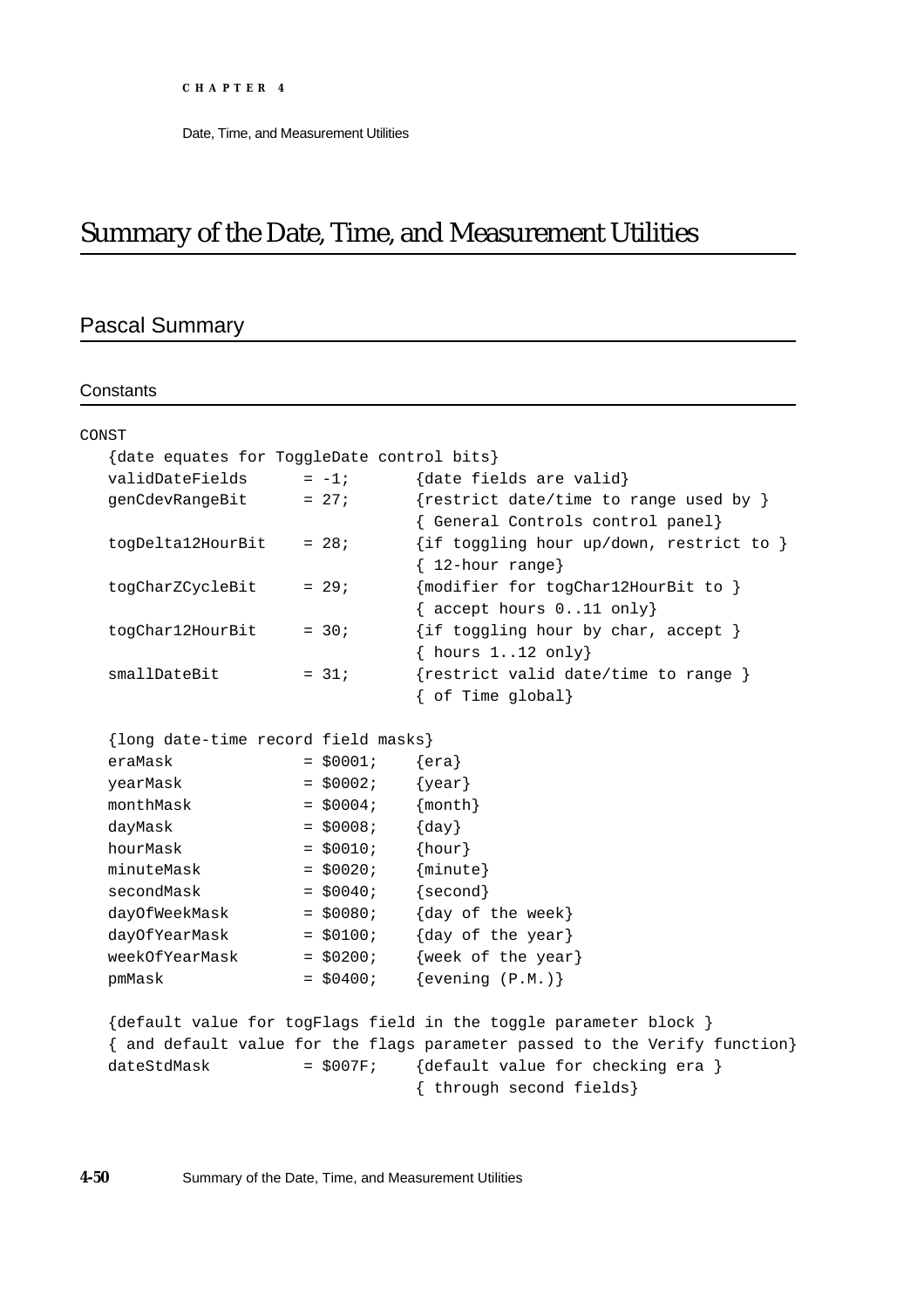# Summary of the Date, Time, and Measurement Utilities

## Pascal Summary

### Constants

```
CONST
   {date equates for ToggleDate control bits}
   validDateFields      = -1;       {date fields are valid}
   genCdevRangeBit      = 27;       {restrict date/time to range used by }
                                    { General Controls control panel}
   togDelta12HourBit    = 28;       {if toggling hour up/down, restrict to }
                                    { 12-hour range}
   togCharZCycleBit     = 29;       {modifier for togChar12HourBit to }
                                    { accept hours 0..11 only}
   togChar12HourBit     = 30;       {if toggling hour by char, accept }
                                    { hours 1..12 only}
   smallDateBit         = 31;       {restrict valid date/time to range }
                                    { of Time global}

   {long date-time record field masks}
   eraMask              = $0001;    {era}
   yearMask             = $0002;    {year}
   monthMask            = $0004;    {month}
   dayMask              = $0008;    {day}
   hourMask             = $0010;    {hour}
   minuteMask           = $0020;    {minute}
   secondMask           = $0040;    {second}
   dayOfWeekMask        = $0080;    {day of the week}
   dayOfYearMask        = $0100;    {day of the year}
   weekOfYearMask       = $0200;    {week of the year}
   pmMask               = $0400;    {evening (P.M.)}

   {default value for togFlags field in the toggle parameter block }
   { and default value for the flags parameter passed to the Verify function}
   dateStdMask          = $007F;    {default value for checking era }
                                    { through second fields}
```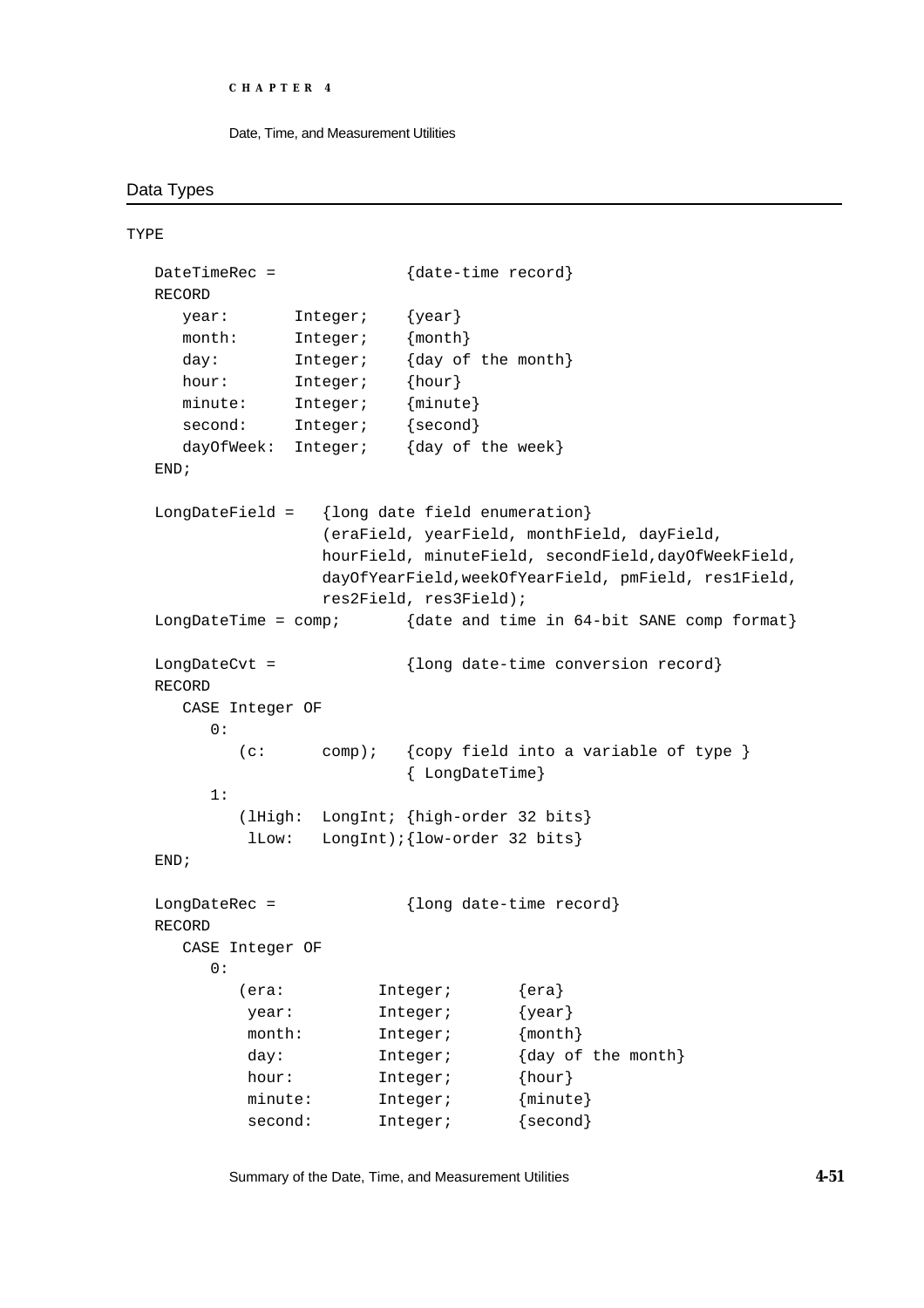## Data Types

```
TYPE

   DateTimeRec =              {date-time record}
   RECORD
      year:       Integer;    {year}
      month:      Integer;    {month}
      day:        Integer;    {day of the month}
      hour:       Integer;    {hour}
      minute:     Integer;    {minute}
      second:     Integer;    {second}
      dayOfWeek:  Integer;    {day of the week}
   END;

   LongDateField =   {long date field enumeration}
                     (eraField, yearField, monthField, dayField,
                     hourField, minuteField, secondField,dayOfWeekField,
                     dayOfYearField,weekOfYearField, pmField, res1Field,
                     res2Field, res3Field);
   LongDateTime = comp;       {date and time in 64-bit SANE comp format}

   LongDateCvt =              {long date-time conversion record}
   RECORD
      CASE Integer OF
         0:
            (c:      comp);   {copy field into a variable of type }
                              { LongDateTime}
         1:
            (lHigh:  LongInt; {high-order 32 bits}
             lLow:   LongInt);{low-order 32 bits}
   END;

   LongDateRec =              {long date-time record}
   RECORD
      CASE Integer OF
         0:
            (era:          Integer;       {era}
             year:         Integer;       {year}
             month:        Integer;       {month}
             day:          Integer;       {day of the month}
             hour:         Integer;       {hour}
             minute:       Integer;       {minute}
             second:       Integer;       {second}
```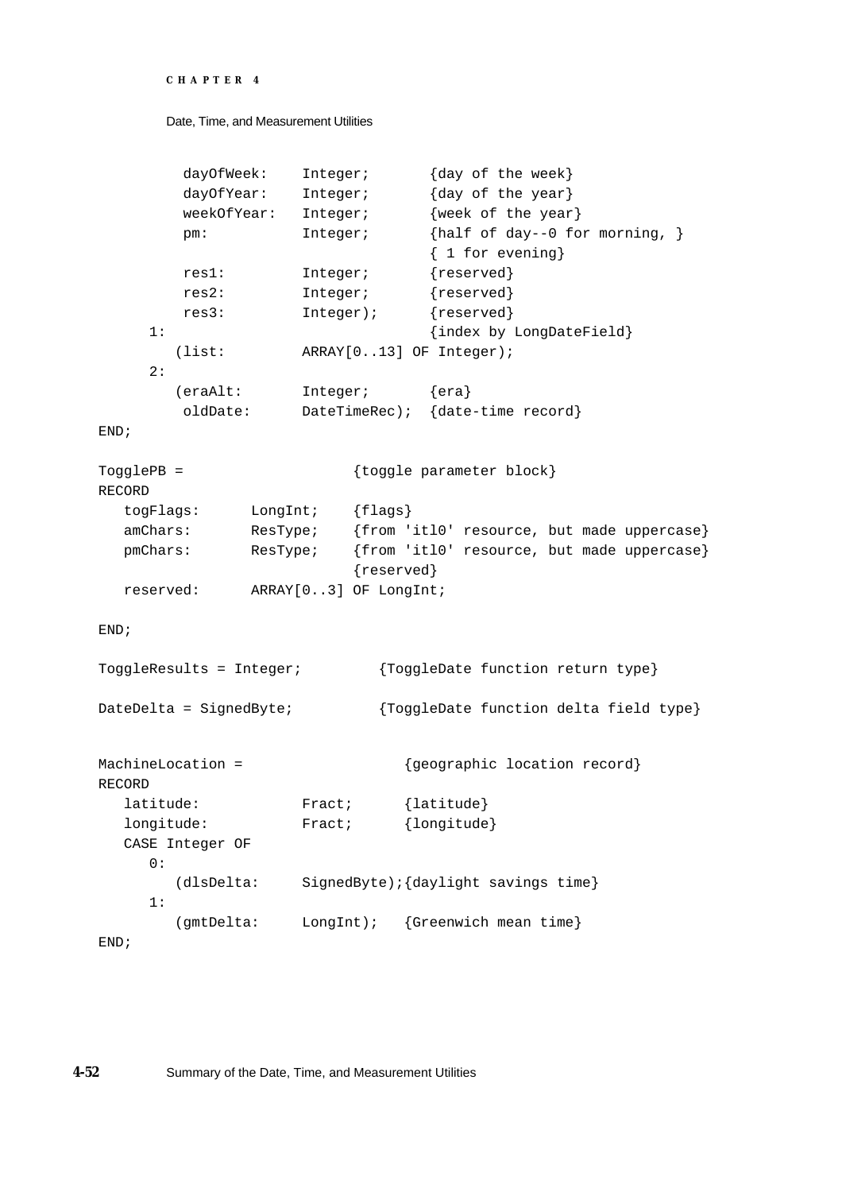```
         dayOfWeek:    Integer;       {day of the week}
         dayOfYear:    Integer;       {day of the year}
         weekOfYear:   Integer;       {week of the year}
         pm:           Integer;       {half of day--0 for morning, }
                                      { 1 for evening}
         res1:         Integer;       {reserved}
         res2:         Integer;       {reserved}
         res3:         Integer);      {reserved}
      1:                              {index by LongDateField}
        (list:         ARRAY[0..13] OF Integer);
      2:
        (eraAlt:       Integer;       {era}
         oldDate:      DateTimeRec);  {date-time record}
END;

TogglePB =                   {toggle parameter block}
RECORD
   togFlags:      LongInt;    {flags}
   amChars:       ResType;    {from 'itl0' resource, but made uppercase}
   pmChars:       ResType;    {from 'itl0' resource, but made uppercase}
                              {reserved}
   reserved:      ARRAY[0..3] OF LongInt;

END;

ToggleResults = Integer;         {ToggleDate function return type}

DateDelta = SignedByte;          {ToggleDate function delta field type}


MachineLocation =                  {geographic location record}
RECORD
   latitude:            Fract;      {latitude}
   longitude:           Fract;      {longitude}
   CASE Integer OF
      0:
        (dlsDelta:      SignedByte);{daylight savings time}
      1:
        (gmtDelta:      LongInt);   {Greenwich mean time}
END;
```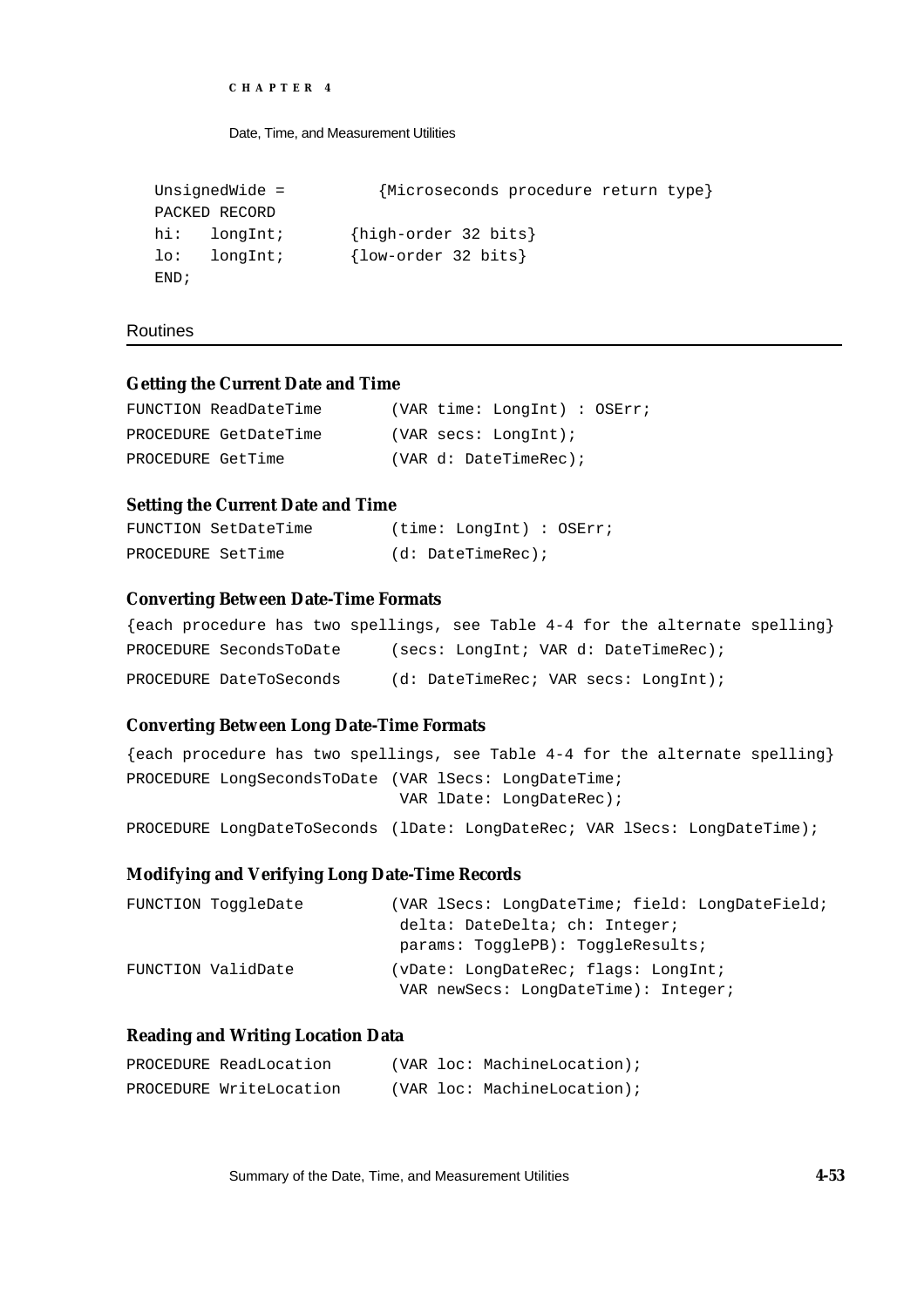```
UnsignedWide =          {Microseconds procedure return type}
PACKED RECORD
hi:   longInt;       {high-order 32 bits}
lo:   longInt;       {low-order 32 bits}
END;
```

## Routines

### Getting the Current Date and Time

```
FUNCTION ReadDateTime        (VAR time: LongInt) : OSErr;
PROCEDURE GetDateTime        (VAR secs: LongInt);
PROCEDURE GetTime            (VAR d: DateTimeRec);
```

### Setting the Current Date and Time

```
FUNCTION SetDateTime         (time: LongInt) : OSErr;
PROCEDURE SetTime            (d: DateTimeRec);
```

### Converting Between Date-Time Formats

```
{each procedure has two spellings, see Table 4-4 for the alternate spelling}
PROCEDURE SecondsToDate      (secs: LongInt; VAR d: DateTimeRec);
PROCEDURE DateToSeconds      (d: DateTimeRec; VAR secs: LongInt);
```

### Converting Between Long Date-Time Formats

```
{each procedure has two spellings, see Table 4-4 for the alternate spelling}
PROCEDURE LongSecondsToDate (VAR lSecs: LongDateTime;
                             VAR lDate: LongDateRec);
PROCEDURE LongDateToSeconds (lDate: LongDateRec; VAR lSecs: LongDateTime);
```

### Modifying and Verifying Long Date-Time Records

```
FUNCTION ToggleDate          (VAR lSecs: LongDateTime; field: LongDateField;
                              delta: DateDelta; ch: Integer;
                              params: TogglePB): ToggleResults;
FUNCTION ValidDate           (vDate: LongDateRec; flags: LongInt;
                              VAR newSecs: LongDateTime): Integer;
```

### Reading and Writing Location Data

```
PROCEDURE ReadLocation       (VAR loc: MachineLocation);
PROCEDURE WriteLocation      (VAR loc: MachineLocation);
```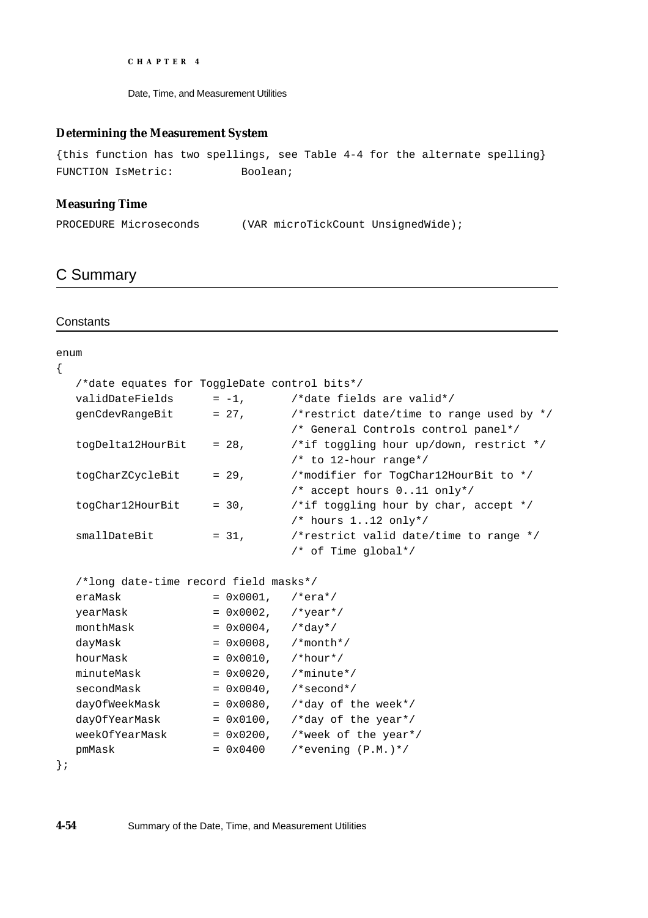### Determining the Measurement System

```
{this function has two spellings, see Table 4-4 for the alternate spelling}
FUNCTION IsMetric:          Boolean;
```

### Measuring Time

```
PROCEDURE Microseconds      (VAR microTickCount UnsignedWide);
```

## C Summary

### Constants

```
enum
{
   /*date equates for ToggleDate control bits*/
   validDateFields      = -1,       /*date fields are valid*/
   genCdevRangeBit      = 27,       /*restrict date/time to range used by */
                                    /* General Controls control panel*/
   togDelta12HourBit    = 28,       /*if toggling hour up/down, restrict */
                                    /* to 12-hour range*/
   togCharZCycleBit     = 29,       /*modifier for TogChar12HourBit to */
                                    /* accept hours 0..11 only*/
   togChar12HourBit     = 30,       /*if toggling hour by char, accept */
                                    /* hours 1..12 only*/
   smallDateBit         = 31,       /*restrict valid date/time to range */
                                    /* of Time global*/

   /*long date-time record field masks*/
   eraMask              = 0x0001,   /*era*/
   yearMask             = 0x0002,   /*year*/
   monthMask            = 0x0004,   /*day*/
   dayMask              = 0x0008,   /*month*/
   hourMask             = 0x0010,   /*hour*/
   minuteMask           = 0x0020,   /*minute*/
   secondMask           = 0x0040,   /*second*/
   dayOfWeekMask        = 0x0080,   /*day of the week*/
   dayOfYearMask        = 0x0100,   /*day of the year*/
   weekOfYearMask       = 0x0200,   /*week of the year*/
   pmMask               = 0x0400    /*evening (P.M.)*/
};
```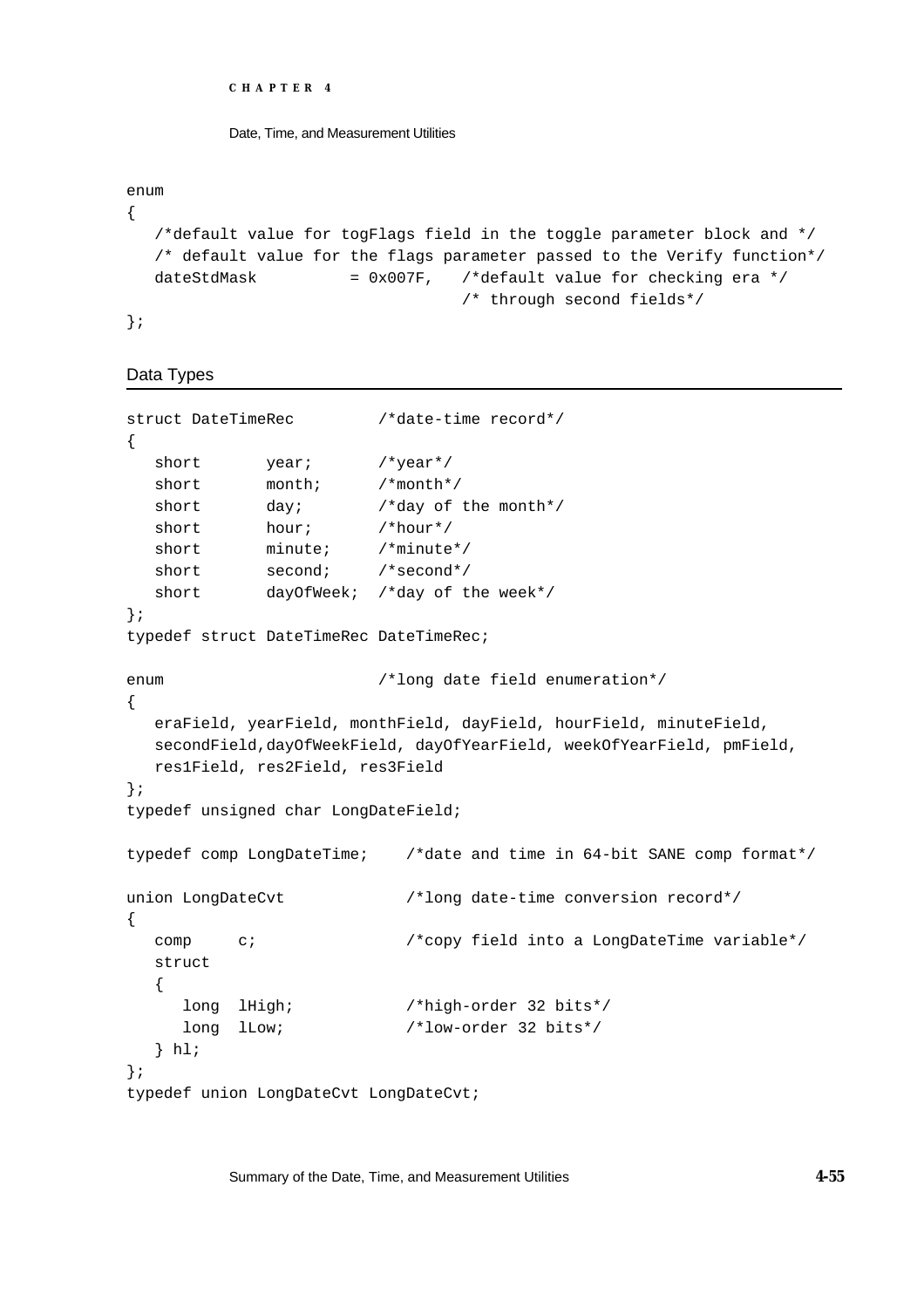```
enum
{
   /*default value for togFlags field in the toggle parameter block and */
   /* default value for the flags parameter passed to the Verify function*/
   dateStdMask          = 0x007F,   /*default value for checking era */
                                    /* through second fields*/
};
```

## Data Types

```
struct DateTimeRec         /*date-time record*/
{
   short       year;       /*year*/
   short       month;      /*month*/
   short       day;        /*day of the month*/
   short       hour;       /*hour*/
   short       minute;     /*minute*/
   short       second;     /*second*/
   short       dayOfWeek;  /*day of the week*/
};
typedef struct DateTimeRec DateTimeRec;

enum                       /*long date field enumeration*/
{
   eraField, yearField, monthField, dayField, hourField, minuteField,
   secondField,dayOfWeekField, dayOfYearField, weekOfYearField, pmField,
   res1Field, res2Field, res3Field
};
typedef unsigned char LongDateField;

typedef comp LongDateTime;    /*date and time in 64-bit SANE comp format*/

union LongDateCvt             /*long date-time conversion record*/
{
   comp     c;                /*copy field into a LongDateTime variable*/
   struct
   {
      long  lHigh;            /*high-order 32 bits*/
      long  lLow;             /*low-order 32 bits*/
   } hl;
};
typedef union LongDateCvt LongDateCvt;
```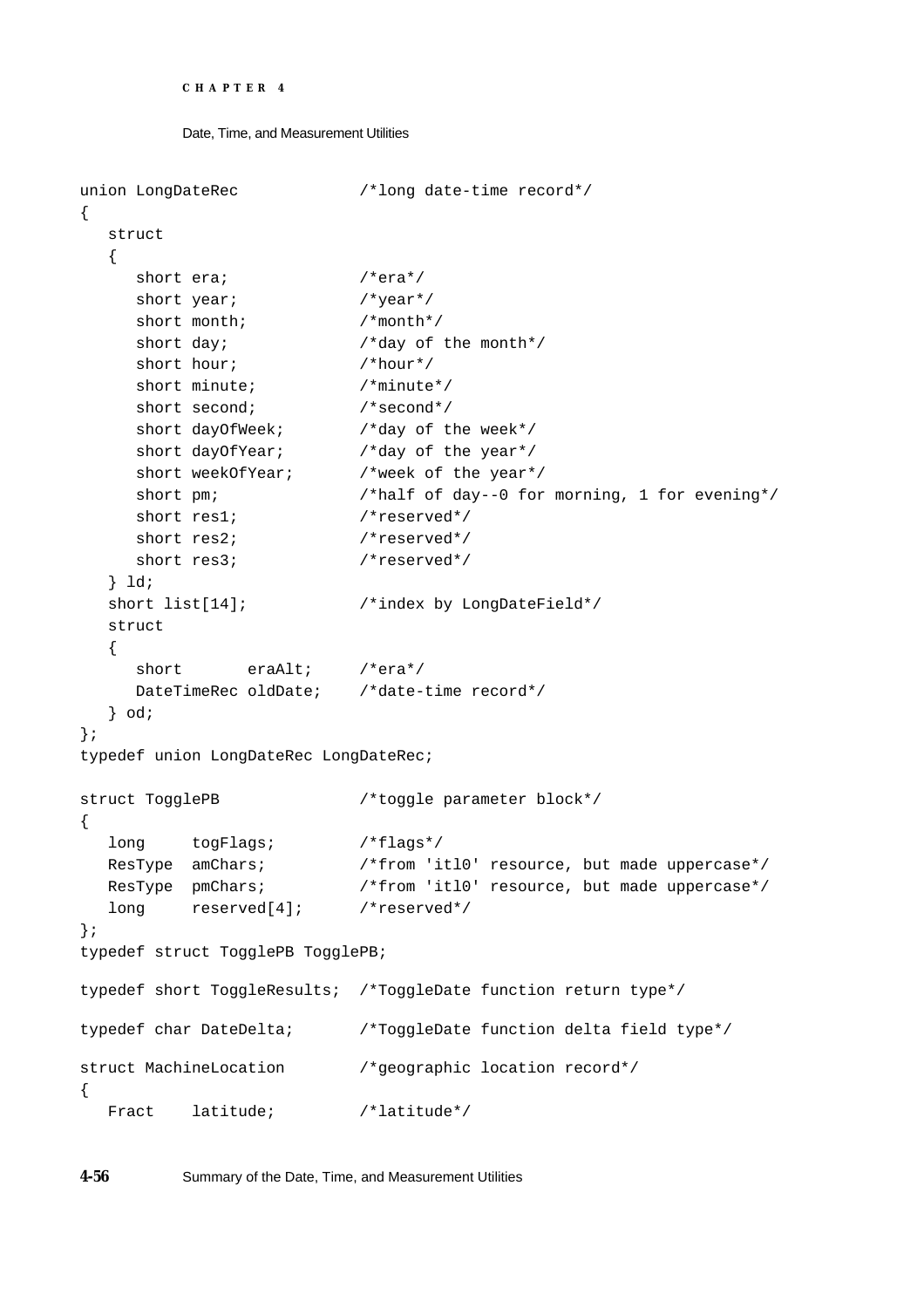```
union LongDateRec               /*long date-time record*/
{
   struct
   {
      short era;                /*era*/
      short year;               /*year*/
      short month;              /*month*/
      short day;                /*day of the month*/
      short hour;               /*hour*/
      short minute;             /*minute*/
      short second;             /*second*/
      short dayOfWeek;          /*day of the week*/
      short dayOfYear;          /*day of the year*/
      short weekOfYear;         /*week of the year*/
      short pm;                 /*half of day--0 for morning, 1 for evening*/
      short res1;               /*reserved*/
      short res2;               /*reserved*/
      short res3;               /*reserved*/
   } ld;
   short list[14];              /*index by LongDateField*/
   struct
   {
      short       eraAlt;       /*era*/
      DateTimeRec oldDate;      /*date-time record*/
   } od;
};
typedef union LongDateRec LongDateRec;

struct TogglePB                 /*toggle parameter block*/
{
   long     togFlags;           /*flags*/
   ResType  amChars;            /*from 'itl0' resource, but made uppercase*/
   ResType  pmChars;            /*from 'itl0' resource, but made uppercase*/
   long     reserved[4];        /*reserved*/
};
typedef struct TogglePB TogglePB;

typedef short ToggleResults;  /*ToggleDate function return type*/

typedef char DateDelta;         /*ToggleDate function delta field type*/

struct MachineLocation          /*geographic location record*/
{
   Fract    latitude;           /*latitude*/
```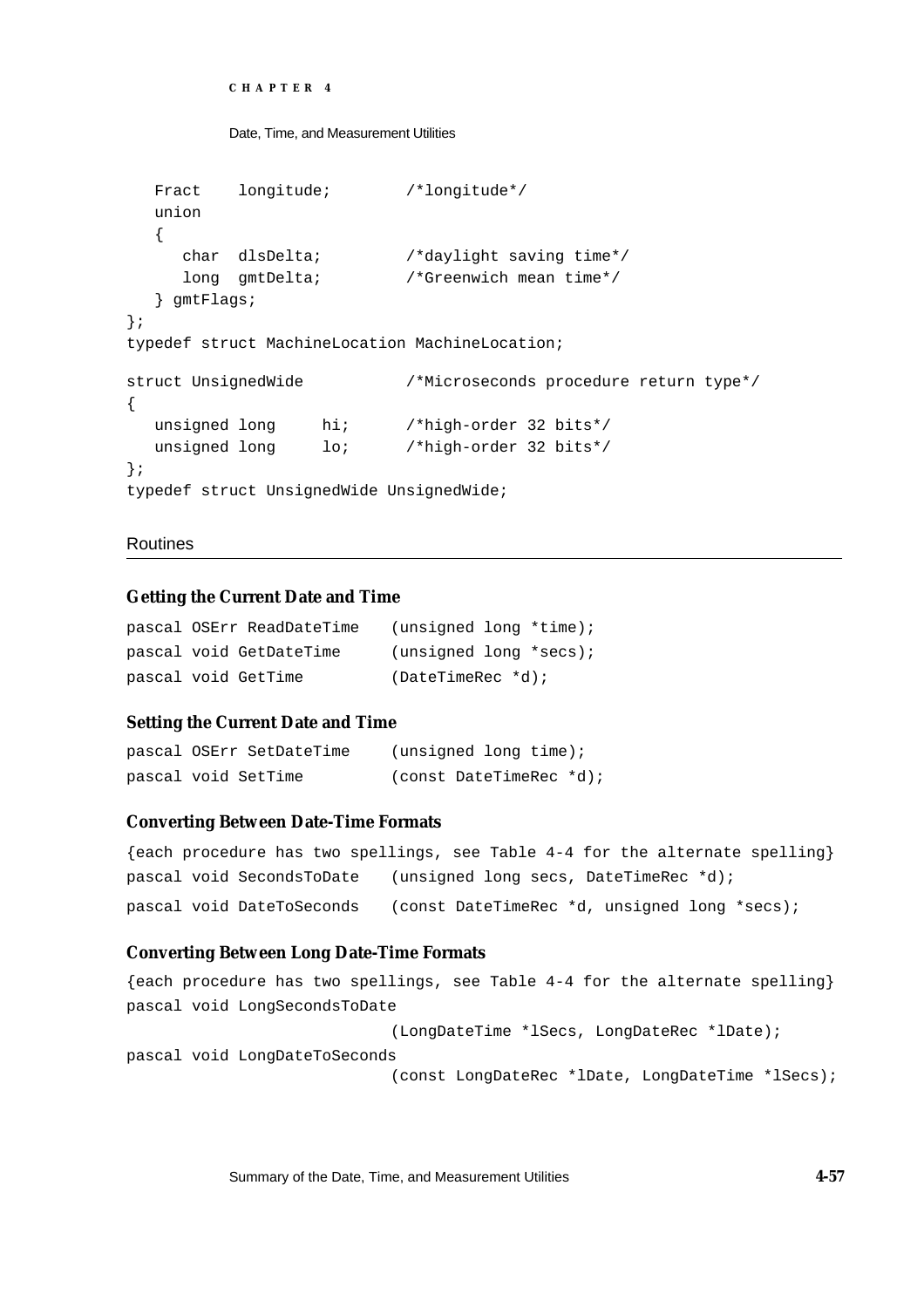```
   Fract    longitude;        /*longitude*/
   union
   {
      char  dlsDelta;         /*daylight saving time*/
      long  gmtDelta;         /*Greenwich mean time*/
   } gmtFlags;
};
typedef struct MachineLocation MachineLocation;

struct UnsignedWide           /*Microseconds procedure return type*/
{
   unsigned long     hi;      /*high-order 32 bits*/
   unsigned long     lo;      /*high-order 32 bits*/
};
typedef struct UnsignedWide UnsignedWide;
```

## Routines

### Getting the Current Date and Time

```
pascal OSErr ReadDateTime    (unsigned long *time);
pascal void GetDateTime      (unsigned long *secs);
pascal void GetTime          (DateTimeRec *d);
```

### Setting the Current Date and Time

```
pascal OSErr SetDateTime     (unsigned long time);
pascal void SetTime          (const DateTimeRec *d);
```

### Converting Between Date-Time Formats

```
{each procedure has two spellings, see Table 4-4 for the alternate spelling}
pascal void SecondsToDate    (unsigned long secs, DateTimeRec *d);
pascal void DateToSeconds    (const DateTimeRec *d, unsigned long *secs);
```

### Converting Between Long Date-Time Formats

```
{each procedure has two spellings, see Table 4-4 for the alternate spelling}
pascal void LongSecondsToDate
                             (LongDateTime *lSecs, LongDateRec *lDate);
pascal void LongDateToSeconds
                             (const LongDateRec *lDate, LongDateTime *lSecs);
```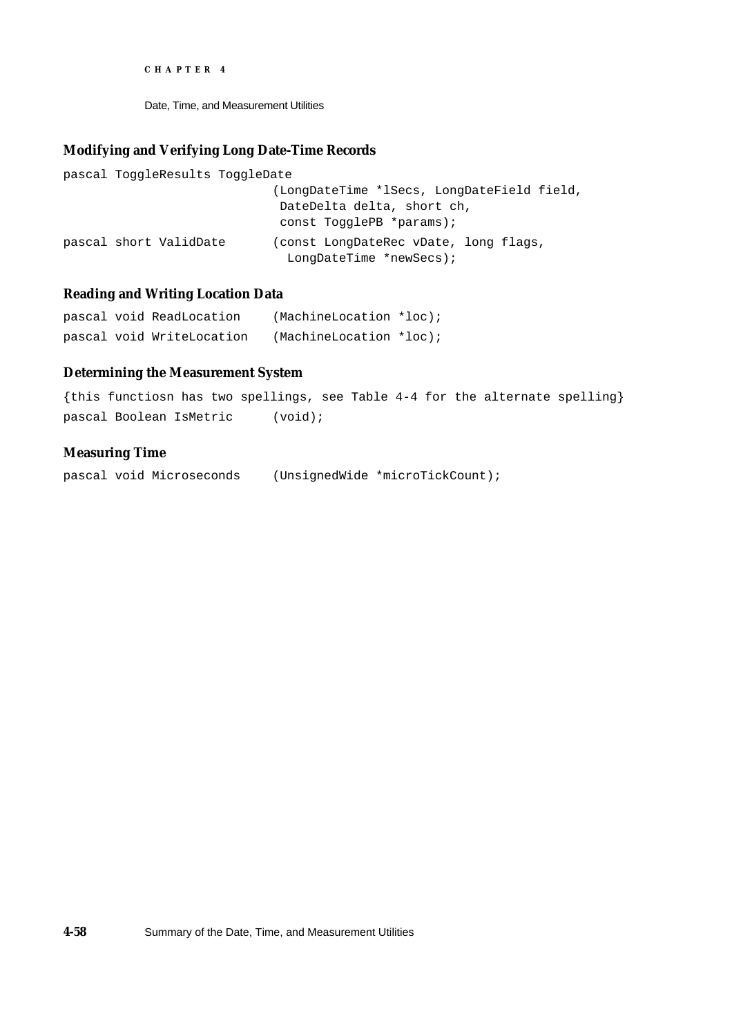### Modifying and Verifying Long Date-Time Records

```
pascal ToggleResults ToggleDate
                            (LongDateTime *lSecs, LongDateField field,
                             DateDelta delta, short ch,
                             const TogglePB *params);
pascal short ValidDate      (const LongDateRec vDate, long flags,
                              LongDateTime *newSecs);
```

### Reading and Writing Location Data

```
pascal void ReadLocation     (MachineLocation *loc);
pascal void WriteLocation    (MachineLocation *loc);
```

### Determining the Measurement System

```
{this functiosn has two spellings, see Table 4-4 for the alternate spelling}
pascal Boolean IsMetric      (void);
```

### Measuring Time

```
pascal void Microseconds     (UnsignedWide *microTickCount);
```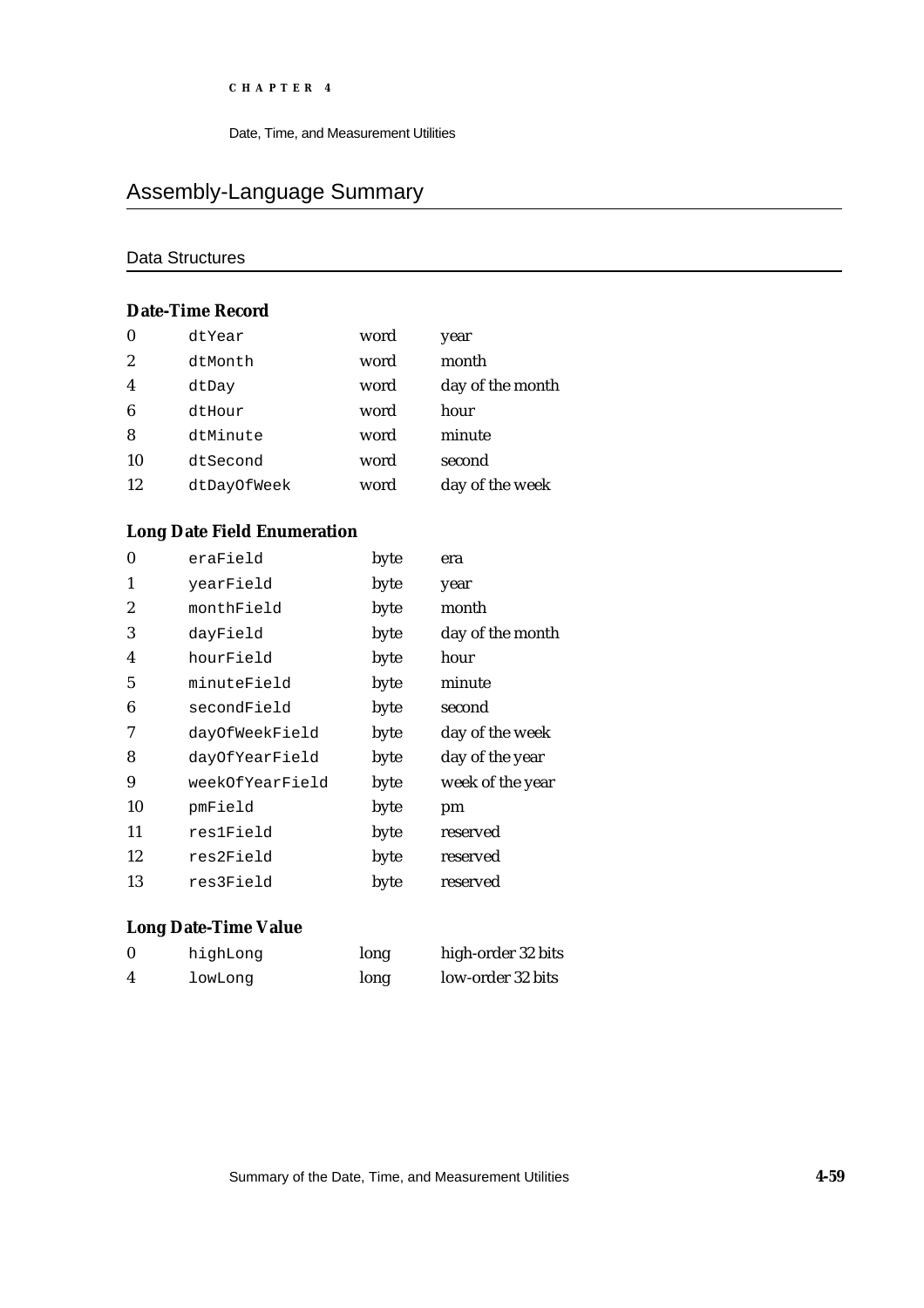# Assembly-Language Summary

## Data Structures

### Date-Time Record

| | | | |
|---|---|---|---|
| 0 | dtYear | word | year |
| 2 | dtMonth | word | month |
| 4 | dtDay | word | day of the month |
| 6 | dtHour | word | hour |
| 8 | dtMinute | word | minute |
| 10 | dtSecond | word | second |
| 12 | dtDayOfWeek | word | day of the week |

### Long Date Field Enumeration

| | | | |
|---|---|---|---|
| 0 | eraField | byte | era |
| 1 | yearField | byte | year |
| 2 | monthField | byte | month |
| 3 | dayField | byte | day of the month |
| 4 | hourField | byte | hour |
| 5 | minuteField | byte | minute |
| 6 | secondField | byte | second |
| 7 | dayOfWeekField | byte | day of the week |
| 8 | dayOfYearField | byte | day of the year |
| 9 | weekOfYearField | byte | week of the year |
| 10 | pmField | byte | pm |
| 11 | res1Field | byte | reserved |
| 12 | res2Field | byte | reserved |
| 13 | res3Field | byte | reserved |

### Long Date-Time Value

| | | | |
|---|---|---|---|
| 0 | highLong | long | high-order 32 bits |
| 4 | lowLong | long | low-order 32 bits |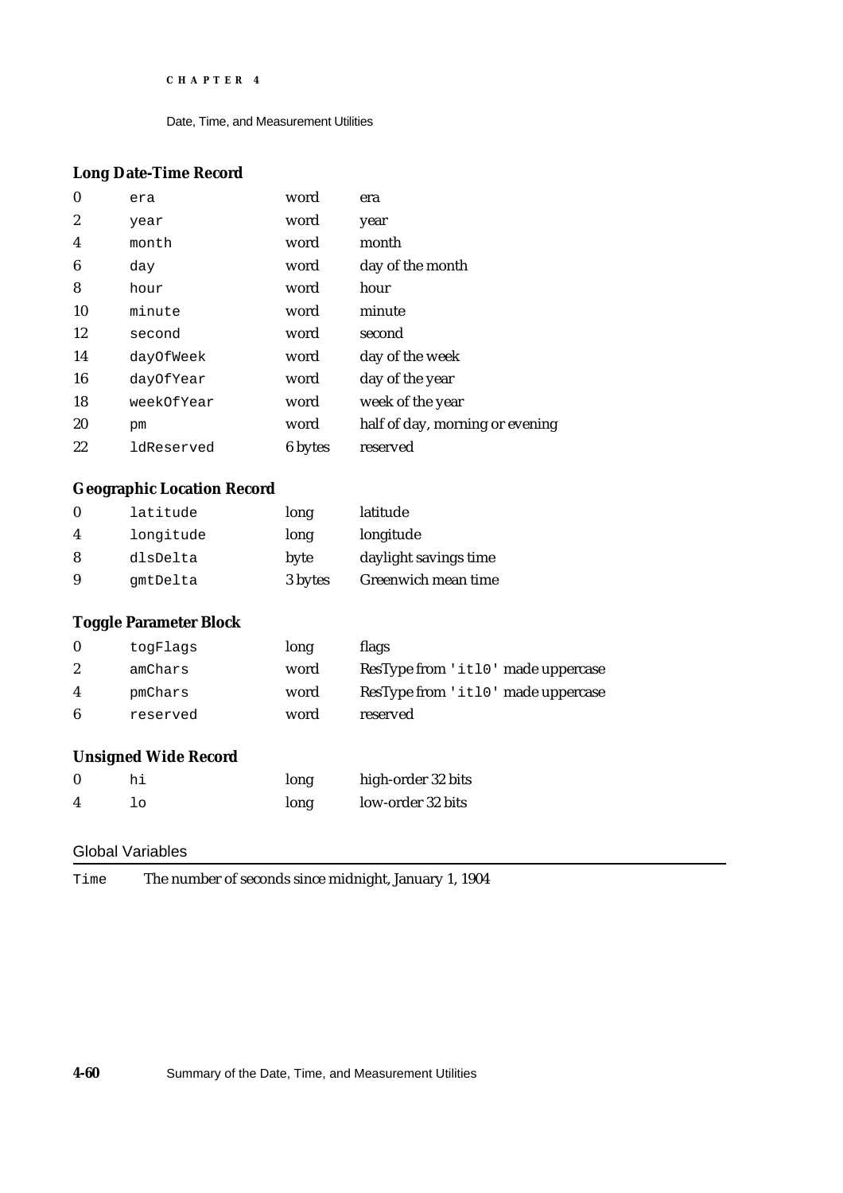### Long Date-Time Record

| | | | |
|---|---|---|---|
| 0 | `era` | word | era |
| 2 | `year` | word | year |
| 4 | `month` | word | month |
| 6 | `day` | word | day of the month |
| 8 | `hour` | word | hour |
| 10 | `minute` | word | minute |
| 12 | `second` | word | second |
| 14 | `dayOfWeek` | word | day of the week |
| 16 | `dayOfYear` | word | day of the year |
| 18 | `weekOfYear` | word | week of the year |
| 20 | `pm` | word | half of day, morning or evening |
| 22 | `ldReserved` | 6 bytes | reserved |

### Geographic Location Record

| | | | |
|---|---|---|---|
| 0 | `latitude` | long | latitude |
| 4 | `longitude` | long | longitude |
| 8 | `dlsDelta` | byte | daylight savings time |
| 9 | `gmtDelta` | 3 bytes | Greenwich mean time |

### Toggle Parameter Block

| | | | |
|---|---|---|---|
| 0 | `togFlags` | long | flags |
| 2 | `amChars` | word | ResType from `'itl0'` made uppercase |
| 4 | `pmChars` | word | ResType from `'itl0'` made uppercase |
| 6 | `reserved` | word | reserved |

### Unsigned Wide Record

| | | | |
|---|---|---|---|
| 0 | `hi` | long | high-order 32 bits |
| 4 | `lo` | long | low-order 32 bits |

## Global Variables

| | |
|---|---|
| `Time` | The number of seconds since midnight, January 1, 1904 |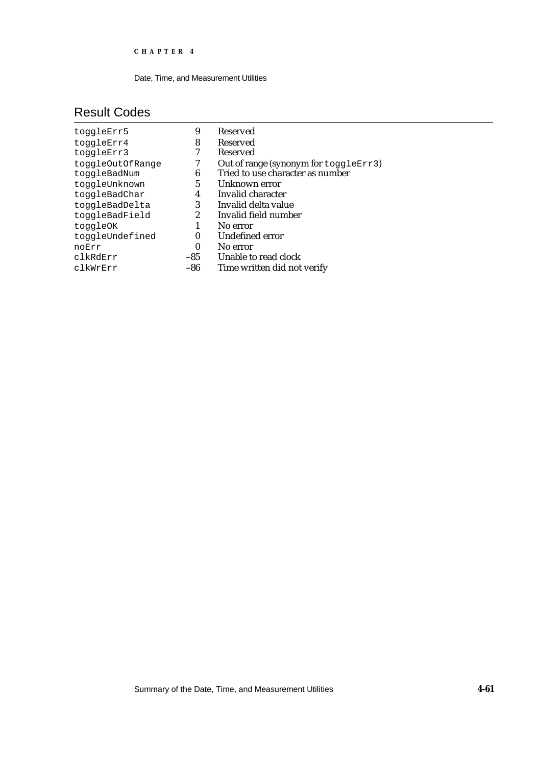## Result Codes

| | | |
|---|---|---|
| `toggleErr5` | 9 | Reserved |
| `toggleErr4` | 8 | Reserved |
| `toggleErr3` | 7 | Reserved |
| `toggleOutOfRange` | 7 | Out of range (synonym for `toggleErr3`) |
| `toggleBadNum` | 6 | Tried to use character as number |
| `toggleUnknown` | 5 | Unknown error |
| `toggleBadChar` | 4 | Invalid character |
| `toggleBadDelta` | 3 | Invalid delta value |
| `toggleBadField` | 2 | Invalid field number |
| `toggleOK` | 1 | No error |
| `toggleUndefined` | 0 | Undefined error |
| `noErr` | 0 | No error |
| `clkRdErr` | –85 | Unable to read clock |
| `clkWrErr` | –86 | Time written did not verify |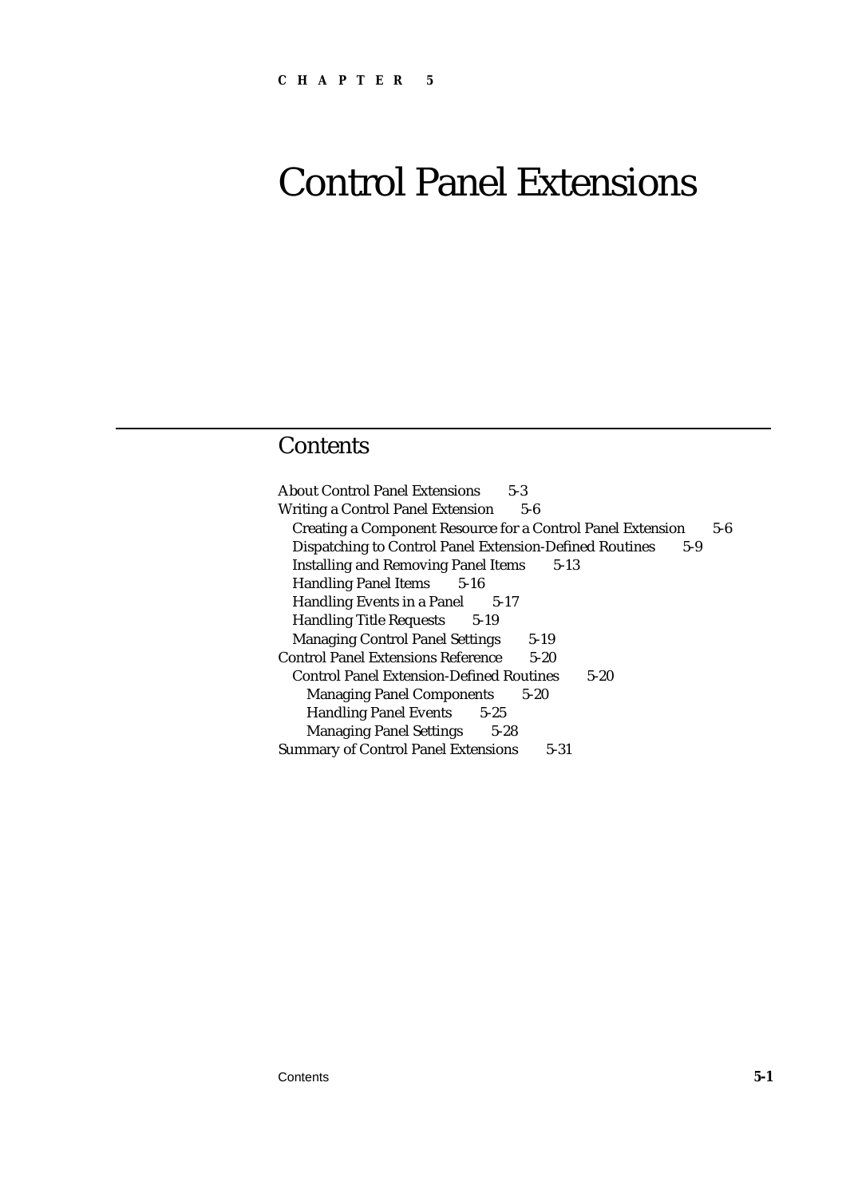CHAPTER 5

# Control Panel Extensions

## Contents

About Control Panel Extensions 5-3
Writing a Control Panel Extension 5-6
  Creating a Component Resource for a Control Panel Extension 5-6
  Dispatching to Control Panel Extension-Defined Routines 5-9
  Installing and Removing Panel Items 5-13
  Handling Panel Items 5-16
  Handling Events in a Panel 5-17
  Handling Title Requests 5-19
  Managing Control Panel Settings 5-19
Control Panel Extensions Reference 5-20
  Control Panel Extension-Defined Routines 5-20
    Managing Panel Components 5-20
    Handling Panel Events 5-25
    Managing Panel Settings 5-28
Summary of Control Panel Extensions 5-31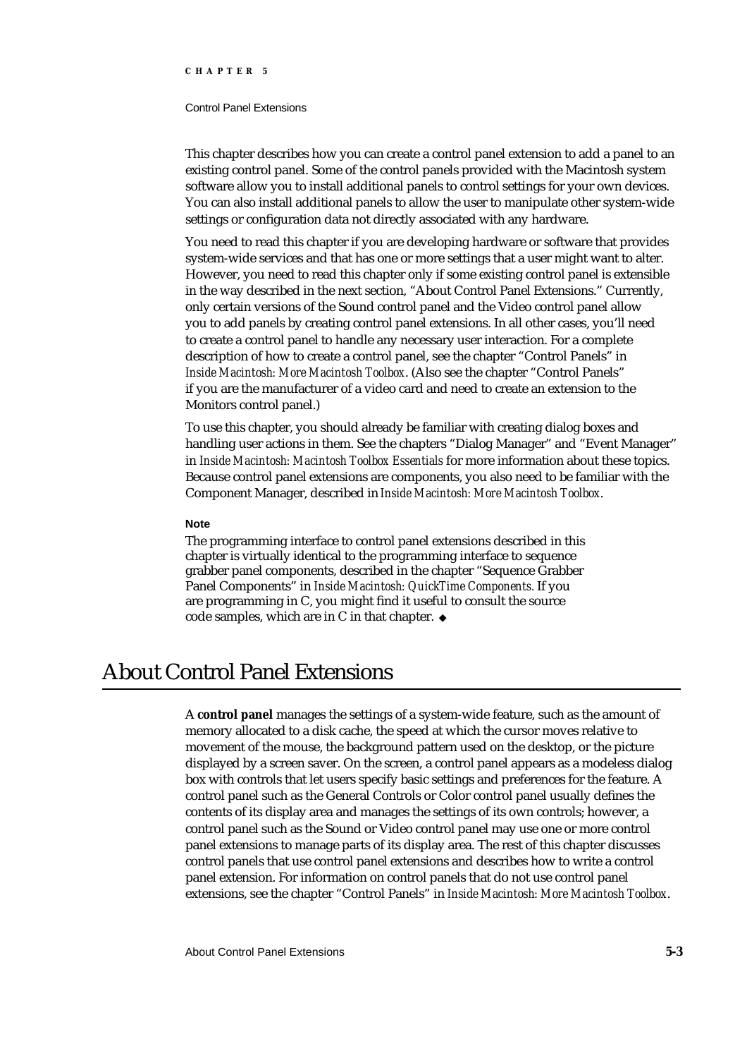This chapter describes how you can create a control panel extension to add a panel to an existing control panel. Some of the control panels provided with the Macintosh system software allow you to install additional panels to control settings for your own devices. You can also install additional panels to allow the user to manipulate other system-wide settings or configuration data not directly associated with any hardware.

You need to read this chapter if you are developing hardware or software that provides system-wide services and that has one or more settings that a user might want to alter. However, you need to read this chapter only if some existing control panel is extensible in the way described in the next section, "About Control Panel Extensions." Currently, only certain versions of the Sound control panel and the Video control panel allow you to add panels by creating control panel extensions. In all other cases, you'll need to create a control panel to handle any necessary user interaction. For a complete description of how to create a control panel, see the chapter "Control Panels" in *Inside Macintosh: More Macintosh Toolbox*. (Also see the chapter "Control Panels" if you are the manufacturer of a video card and need to create an extension to the Monitors control panel.)

To use this chapter, you should already be familiar with creating dialog boxes and handling user actions in them. See the chapters "Dialog Manager" and "Event Manager" in *Inside Macintosh: Macintosh Toolbox Essentials* for more information about these topics. Because control panel extensions are components, you also need to be familiar with the Component Manager, described in *Inside Macintosh: More Macintosh Toolbox*.

**Note**

The programming interface to control panel extensions described in this chapter is virtually identical to the programming interface to sequence grabber panel components, described in the chapter "Sequence Grabber Panel Components" in *Inside Macintosh: QuickTime Components*. If you are programming in C, you might find it useful to consult the source code samples, which are in C in that chapter. ◆

# About Control Panel Extensions

A **control panel** manages the settings of a system-wide feature, such as the amount of memory allocated to a disk cache, the speed at which the cursor moves relative to movement of the mouse, the background pattern used on the desktop, or the picture displayed by a screen saver. On the screen, a control panel appears as a modeless dialog box with controls that let users specify basic settings and preferences for the feature. A control panel such as the General Controls or Color control panel usually defines the contents of its display area and manages the settings of its own controls; however, a control panel such as the Sound or Video control panel may use one or more control panel extensions to manage parts of its display area. The rest of this chapter discusses control panels that use control panel extensions and describes how to write a control panel extension. For information on control panels that do not use control panel extensions, see the chapter "Control Panels" in *Inside Macintosh: More Macintosh Toolbox*.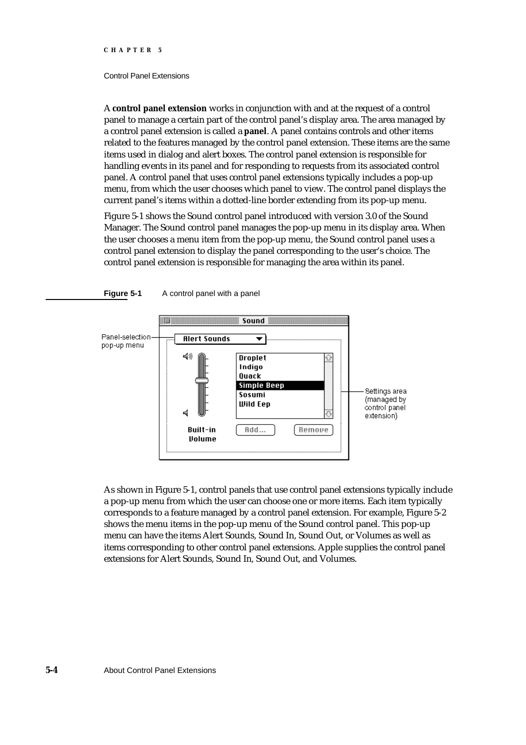A **control panel extension** works in conjunction with and at the request of a control panel to manage a certain part of the control panel's display area. The area managed by a control panel extension is called a **panel**. A panel contains controls and other items related to the features managed by the control panel extension. These items are the same items used in dialog and alert boxes. The control panel extension is responsible for handling events in its panel and for responding to requests from its associated control panel. A control panel that uses control panel extensions typically includes a pop-up menu, from which the user chooses which panel to view. The control panel displays the current panel's items within a dotted-line border extending from its pop-up menu.

Figure 5-1 shows the Sound control panel introduced with version 3.0 of the Sound Manager. The Sound control panel manages the pop-up menu in its display area. When the user chooses a menu item from the pop-up menu, the Sound control panel uses a control panel extension to display the panel corresponding to the user's choice. The control panel extension is responsible for managing the area within its panel.

**Figure 5-1** A control panel with a panel

As shown in Figure 5-1, control panels that use control panel extensions typically include a pop-up menu from which the user can choose one or more items. Each item typically corresponds to a feature managed by a control panel extension. For example, Figure 5-2 shows the menu items in the pop-up menu of the Sound control panel. This pop-up menu can have the items Alert Sounds, Sound In, Sound Out, or Volumes as well as items corresponding to other control panel extensions. Apple supplies the control panel extensions for Alert Sounds, Sound In, Sound Out, and Volumes.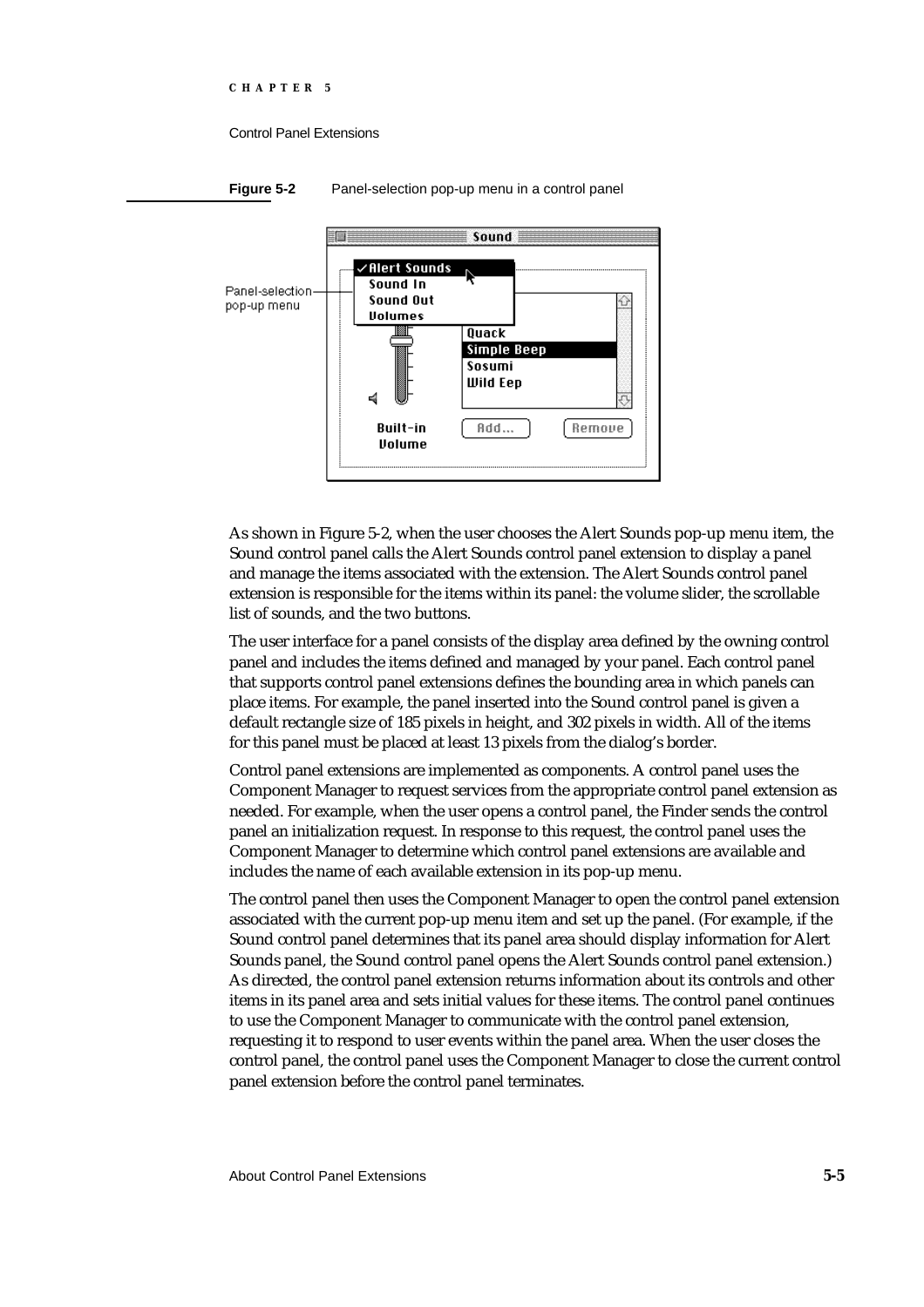**Figure 5-2** Panel-selection pop-up menu in a control panel

As shown in Figure 5-2, when the user chooses the Alert Sounds pop-up menu item, the Sound control panel calls the Alert Sounds control panel extension to display a panel and manage the items associated with the extension. The Alert Sounds control panel extension is responsible for the items within its panel: the volume slider, the scrollable list of sounds, and the two buttons.

The user interface for a panel consists of the display area defined by the owning control panel and includes the items defined and managed by your panel. Each control panel that supports control panel extensions defines the bounding area in which panels can place items. For example, the panel inserted into the Sound control panel is given a default rectangle size of 185 pixels in height, and 302 pixels in width. All of the items for this panel must be placed at least 13 pixels from the dialog's border.

Control panel extensions are implemented as components. A control panel uses the Component Manager to request services from the appropriate control panel extension as needed. For example, when the user opens a control panel, the Finder sends the control panel an initialization request. In response to this request, the control panel uses the Component Manager to determine which control panel extensions are available and includes the name of each available extension in its pop-up menu.

The control panel then uses the Component Manager to open the control panel extension associated with the current pop-up menu item and set up the panel. (For example, if the Sound control panel determines that its panel area should display information for Alert Sounds panel, the Sound control panel opens the Alert Sounds control panel extension.) As directed, the control panel extension returns information about its controls and other items in its panel area and sets initial values for these items. The control panel continues to use the Component Manager to communicate with the control panel extension, requesting it to respond to user events within the panel area. When the user closes the control panel, the control panel uses the Component Manager to close the current control panel extension before the control panel terminates.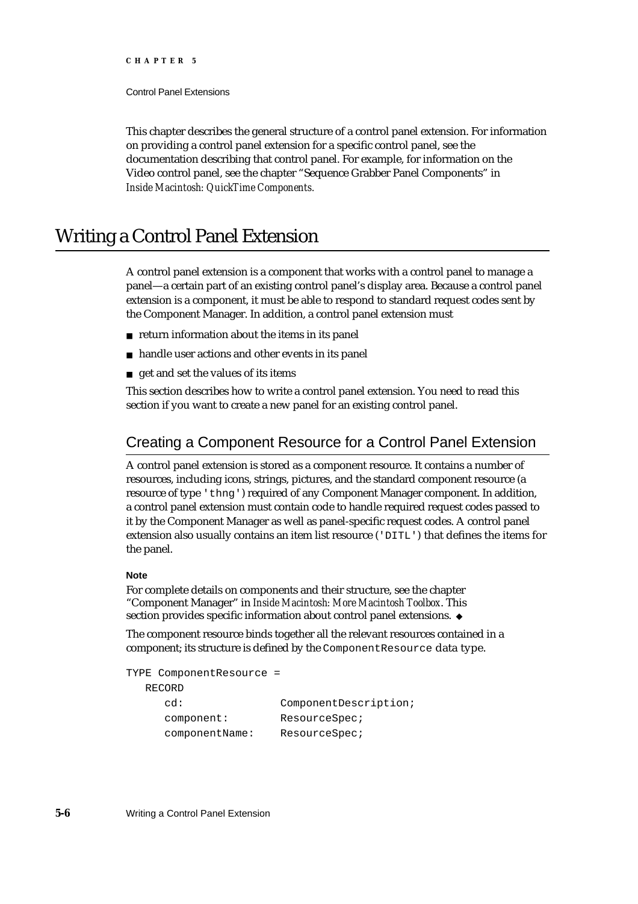This chapter describes the general structure of a control panel extension. For information on providing a control panel extension for a specific control panel, see the documentation describing that control panel. For example, for information on the Video control panel, see the chapter "Sequence Grabber Panel Components" in *Inside Macintosh: QuickTime Components.*

# Writing a Control Panel Extension

A control panel extension is a component that works with a control panel to manage a panel—a certain part of an existing control panel's display area. Because a control panel extension is a component, it must be able to respond to standard request codes sent by the Component Manager. In addition, a control panel extension must

- return information about the items in its panel
- handle user actions and other events in its panel
- get and set the values of its items

This section describes how to write a control panel extension. You need to read this section if you want to create a new panel for an existing control panel.

## Creating a Component Resource for a Control Panel Extension

A control panel extension is stored as a component resource. It contains a number of resources, including icons, strings, pictures, and the standard component resource (a resource of type `'thng'`) required of any Component Manager component. In addition, a control panel extension must contain code to handle required request codes passed to it by the Component Manager as well as panel-specific request codes. A control panel extension also usually contains an item list resource (`'DITL'`) that defines the items for the panel.

**Note**

For complete details on components and their structure, see the chapter "Component Manager" in *Inside Macintosh: More Macintosh Toolbox*. This section provides specific information about control panel extensions. ◆

The component resource binds together all the relevant resources contained in a component; its structure is defined by the `ComponentResource` data type.

```
TYPE ComponentResource =
   RECORD
      cd:              ComponentDescription;
      component:       ResourceSpec;
      componentName:   ResourceSpec;
```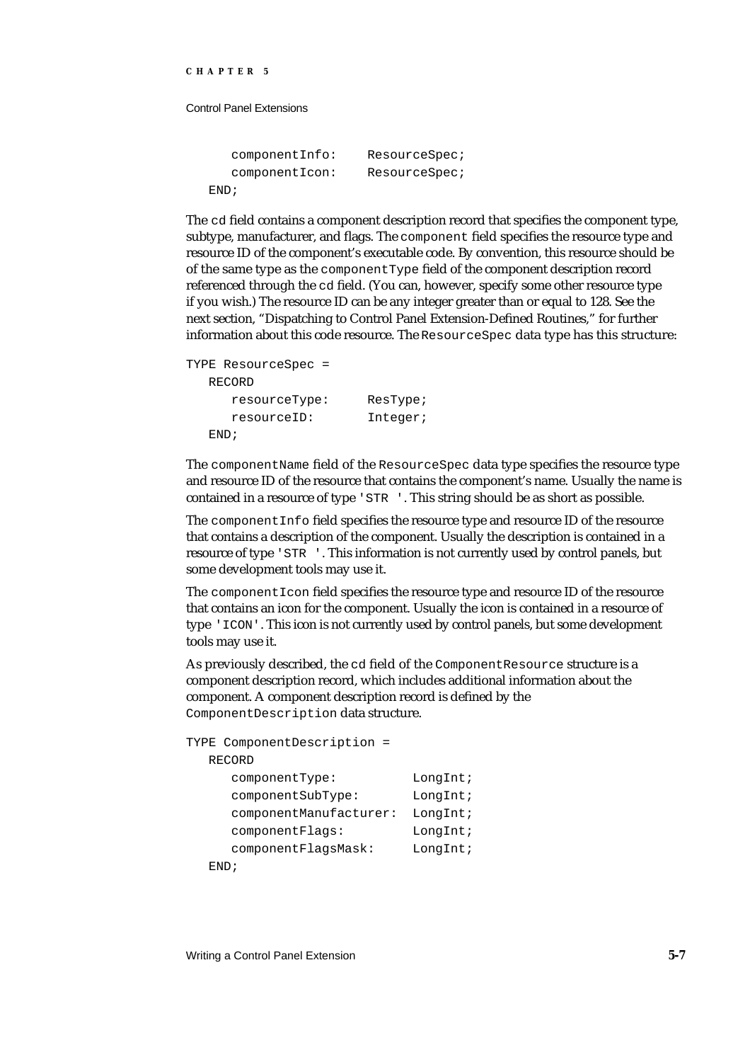```
      componentInfo:    ResourceSpec;
      componentIcon:    ResourceSpec;
   END;
```

The cd field contains a component description record that specifies the component type, subtype, manufacturer, and flags. The component field specifies the resource type and resource ID of the component's executable code. By convention, this resource should be of the same type as the componentType field of the component description record referenced through the cd field. (You can, however, specify some other resource type if you wish.) The resource ID can be any integer greater than or equal to 128. See the next section, "Dispatching to Control Panel Extension-Defined Routines," for further information about this code resource. The ResourceSpec data type has this structure:

```
TYPE ResourceSpec =
   RECORD
      resourceType:     ResType;
      resourceID:       Integer;
   END;
```

The componentName field of the ResourceSpec data type specifies the resource type and resource ID of the resource that contains the component's name. Usually the name is contained in a resource of type 'STR '. This string should be as short as possible.

The componentInfo field specifies the resource type and resource ID of the resource that contains a description of the component. Usually the description is contained in a resource of type 'STR '. This information is not currently used by control panels, but some development tools may use it.

The componentIcon field specifies the resource type and resource ID of the resource that contains an icon for the component. Usually the icon is contained in a resource of type 'ICON'. This icon is not currently used by control panels, but some development tools may use it.

As previously described, the cd field of the ComponentResource structure is a component description record, which includes additional information about the component. A component description record is defined by the ComponentDescription data structure.

```
TYPE ComponentDescription =
   RECORD
      componentType:          LongInt;
      componentSubType:       LongInt;
      componentManufacturer:  LongInt;
      componentFlags:         LongInt;
      componentFlagsMask:     LongInt;
   END;
```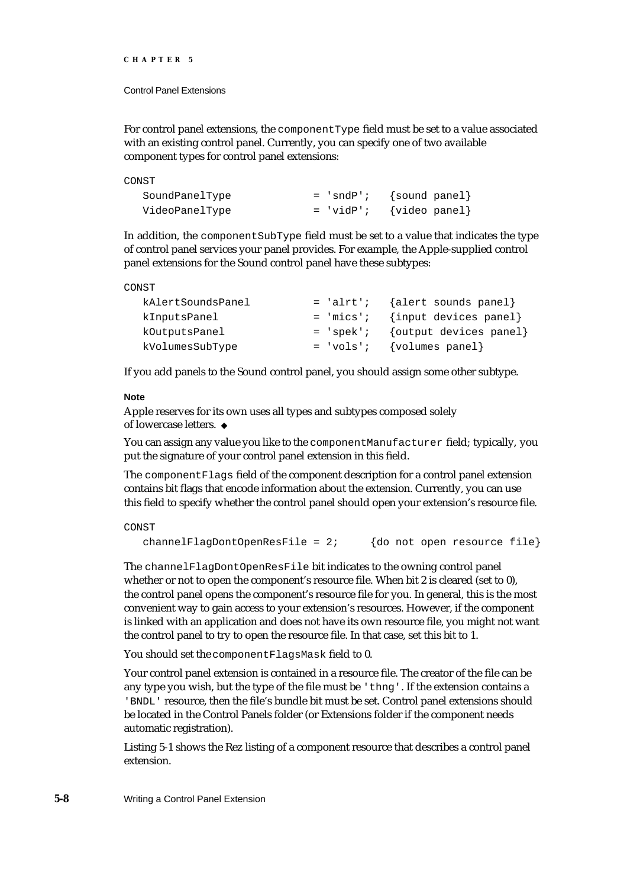For control panel extensions, the `componentType` field must be set to a value associated with an existing control panel. Currently, you can specify one of two available component types for control panel extensions:

```
CONST
   SoundPanelType             = 'sndP';   {sound panel}
   VideoPanelType             = 'vidP';   {video panel}
```

In addition, the `componentSubType` field must be set to a value that indicates the type of control panel services your panel provides. For example, the Apple-supplied control panel extensions for the Sound control panel have these subtypes:

```
CONST
   kAlertSoundsPanel          = 'alrt';   {alert sounds panel}
   kInputsPanel               = 'mics';   {input devices panel}
   kOutputsPanel              = 'spek';   {output devices panel}
   kVolumesSubType            = 'vols';   {volumes panel}
```

If you add panels to the Sound control panel, you should assign some other subtype.

**Note**

Apple reserves for its own uses all types and subtypes composed solely of lowercase letters. ◆

You can assign any value you like to the `componentManufacturer` field; typically, you put the signature of your control panel extension in this field.

The `componentFlags` field of the component description for a control panel extension contains bit flags that encode information about the extension. Currently, you can use this field to specify whether the control panel should open your extension's resource file.

```
CONST
   channelFlagDontOpenResFile = 2;     {do not open resource file}
```

The `channelFlagDontOpenResFile` bit indicates to the owning control panel whether or not to open the component's resource file. When bit 2 is cleared (set to 0), the control panel opens the component's resource file for you. In general, this is the most convenient way to gain access to your extension's resources. However, if the component is linked with an application and does not have its own resource file, you might not want the control panel to try to open the resource file. In that case, set this bit to 1.

You should set the `componentFlagsMask` field to 0.

Your control panel extension is contained in a resource file. The creator of the file can be any type you wish, but the type of the file must be `'thng'`. If the extension contains a `'BNDL'` resource, then the file's bundle bit must be set. Control panel extensions should be located in the Control Panels folder (or Extensions folder if the component needs automatic registration).

Listing 5-1 shows the Rez listing of a component resource that describes a control panel extension.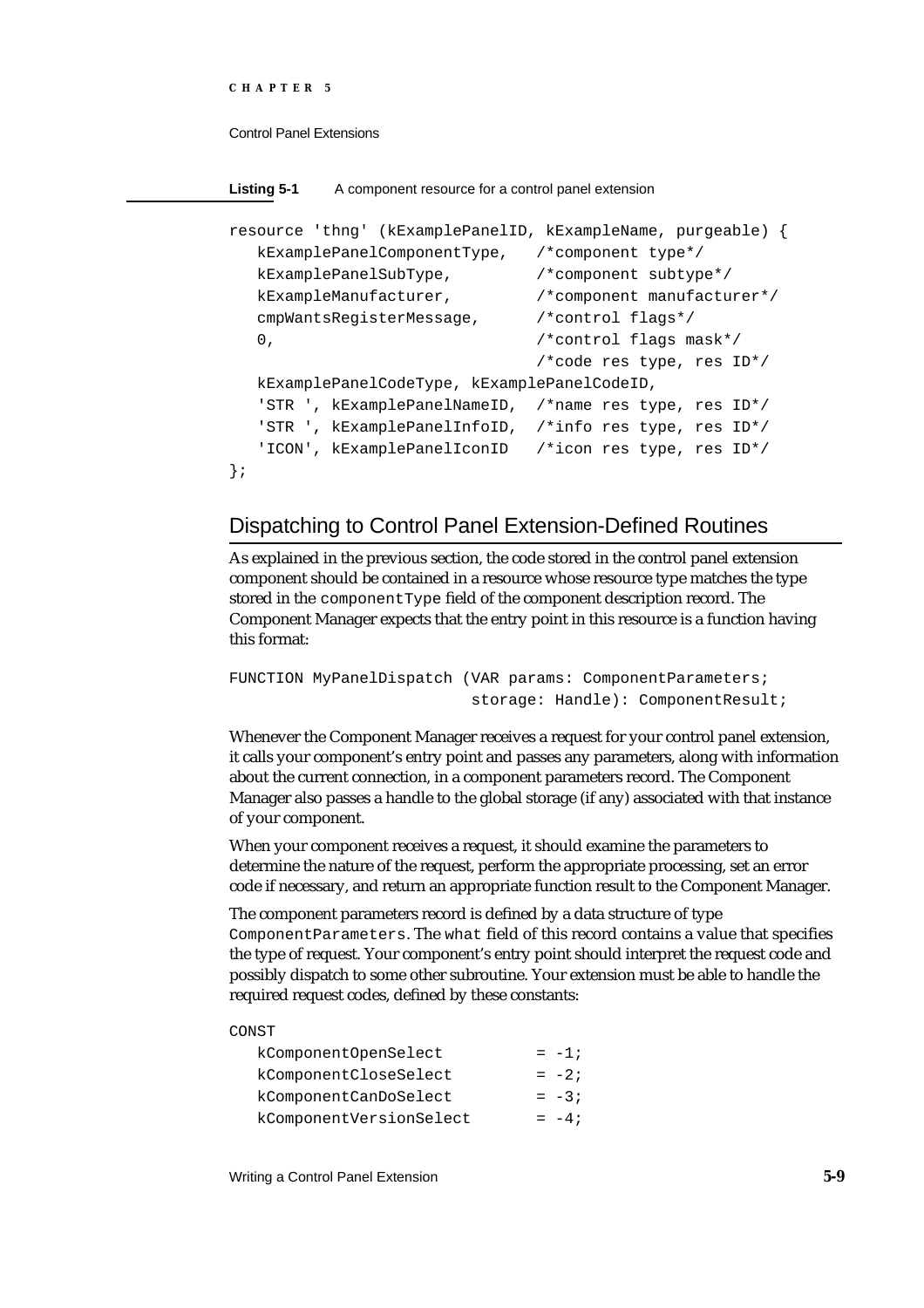**Listing 5-1** A component resource for a control panel extension

```
resource 'thng' (kExamplePanelID, kExampleName, purgeable) {
   kExamplePanelComponentType,   /*component type*/
   kExamplePanelSubType,         /*component subtype*/
   kExampleManufacturer,         /*component manufacturer*/
   cmpWantsRegisterMessage,      /*control flags*/
   0,                            /*control flags mask*/
                                 /*code res type, res ID*/
   kExamplePanelCodeType, kExamplePanelCodeID,
   'STR ', kExamplePanelNameID,  /*name res type, res ID*/
   'STR ', kExamplePanelInfoID,  /*info res type, res ID*/
   'ICON', kExamplePanelIconID   /*icon res type, res ID*/
};
```

## Dispatching to Control Panel Extension-Defined Routines

As explained in the previous section, the code stored in the control panel extension component should be contained in a resource whose resource type matches the type stored in the `componentType` field of the component description record. The Component Manager expects that the entry point in this resource is a function having this format:

```
FUNCTION MyPanelDispatch (VAR params: ComponentParameters;
                          storage: Handle): ComponentResult;
```

Whenever the Component Manager receives a request for your control panel extension, it calls your component's entry point and passes any parameters, along with information about the current connection, in a component parameters record. The Component Manager also passes a handle to the global storage (if any) associated with that instance of your component.

When your component receives a request, it should examine the parameters to determine the nature of the request, perform the appropriate processing, set an error code if necessary, and return an appropriate function result to the Component Manager.

The component parameters record is defined by a data structure of type `ComponentParameters`. The `what` field of this record contains a value that specifies the type of request. Your component's entry point should interpret the request code and possibly dispatch to some other subroutine. Your extension must be able to handle the required request codes, defined by these constants:

```
CONST
   kComponentOpenSelect          = -1;
   kComponentCloseSelect         = -2;
   kComponentCanDoSelect         = -3;
   kComponentVersionSelect       = -4;
```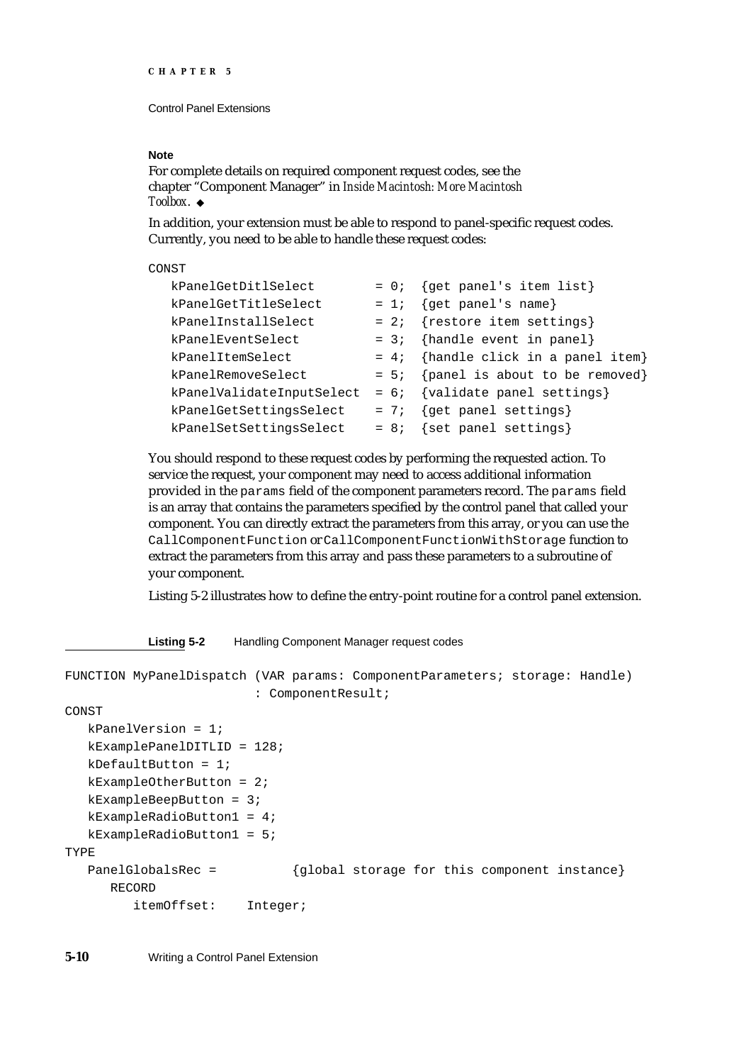**Note**

For complete details on required component request codes, see the chapter "Component Manager" in *Inside Macintosh: More Macintosh Toolbox*. ◆

In addition, your extension must be able to respond to panel-specific request codes. Currently, you need to be able to handle these request codes:

```
CONST
   kPanelGetDitlSelect       = 0;  {get panel's item list}
   kPanelGetTitleSelect      = 1;  {get panel's name}
   kPanelInstallSelect       = 2;  {restore item settings}
   kPanelEventSelect         = 3;  {handle event in panel}
   kPanelItemSelect          = 4;  {handle click in a panel item}
   kPanelRemoveSelect        = 5;  {panel is about to be removed}
   kPanelValidateInputSelect = 6;  {validate panel settings}
   kPanelGetSettingsSelect   = 7;  {get panel settings}
   kPanelSetSettingsSelect   = 8;  {set panel settings}
```

You should respond to these request codes by performing the requested action. To service the request, your component may need to access additional information provided in the `params` field of the component parameters record. The `params` field is an array that contains the parameters specified by the control panel that called your component. You can directly extract the parameters from this array, or you can use the `CallComponentFunction` or `CallComponentFunctionWithStorage` function to extract the parameters from this array and pass these parameters to a subroutine of your component.

Listing 5-2 illustrates how to define the entry-point routine for a control panel extension.

**Listing 5-2** Handling Component Manager request codes

```
FUNCTION MyPanelDispatch (VAR params: ComponentParameters; storage: Handle)
                        : ComponentResult;
CONST
   kPanelVersion = 1;
   kExamplePanelDITLID = 128;
   kDefaultButton = 1;
   kExampleOtherButton = 2;
   kExampleBeepButton = 3;
   kExampleRadioButton1 = 4;
   kExampleRadioButton1 = 5;
TYPE
   PanelGlobalsRec =          {global storage for this component instance}
      RECORD
         itemOffset:    Integer;
```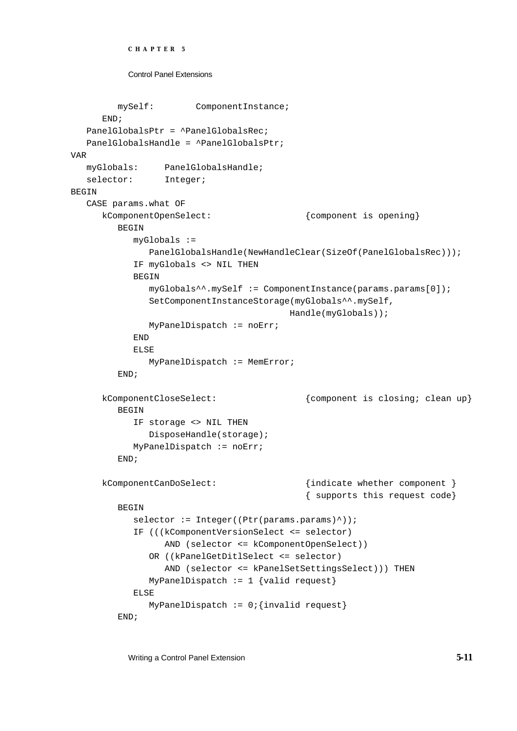```
         mySelf:        ComponentInstance;
      END;
   PanelGlobalsPtr = ^PanelGlobalsRec;
   PanelGlobalsHandle = ^PanelGlobalsPtr;
VAR
   myGlobals:     PanelGlobalsHandle;
   selector:      Integer;
BEGIN
   CASE params.what OF
      kComponentOpenSelect:                 {component is opening}
         BEGIN
            myGlobals :=
               PanelGlobalsHandle(NewHandleClear(SizeOf(PanelGlobalsRec)));
            IF myGlobals <> NIL THEN
            BEGIN
               myGlobals^^.mySelf := ComponentInstance(params.params[0]);
               SetComponentInstanceStorage(myGlobals^^.mySelf,
                                           Handle(myGlobals));
               MyPanelDispatch := noErr;
            END
            ELSE
               MyPanelDispatch := MemError;
         END;

      kComponentCloseSelect:                {component is closing; clean up}
         BEGIN
            IF storage <> NIL THEN
               DisposeHandle(storage);
            MyPanelDispatch := noErr;
         END;

      kComponentCanDoSelect:                {indicate whether component }
                                            { supports this request code}
         BEGIN
            selector := Integer((Ptr(params.params)^));
            IF (((kComponentVersionSelect <= selector)
                  AND (selector <= kComponentOpenSelect))
               OR ((kPanelGetDitlSelect <= selector)
                  AND (selector <= kPanelSetSettingsSelect))) THEN
               MyPanelDispatch := 1 {valid request}
            ELSE
               MyPanelDispatch := 0;{invalid request}
         END;
```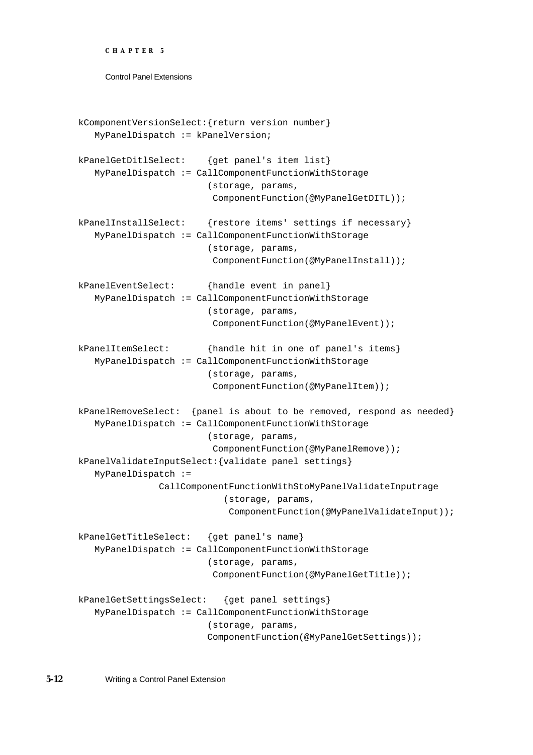```
kComponentVersionSelect:{return version number}
   MyPanelDispatch := kPanelVersion;

kPanelGetDitlSelect:    {get panel's item list}
   MyPanelDispatch := CallComponentFunctionWithStorage
                        (storage, params,
                         ComponentFunction(@MyPanelGetDITL));

kPanelInstallSelect:    {restore items' settings if necessary}
   MyPanelDispatch := CallComponentFunctionWithStorage
                        (storage, params,
                         ComponentFunction(@MyPanelInstall));

kPanelEventSelect:      {handle event in panel}
   MyPanelDispatch := CallComponentFunctionWithStorage
                        (storage, params,
                         ComponentFunction(@MyPanelEvent));

kPanelItemSelect:       {handle hit in one of panel's items}
   MyPanelDispatch := CallComponentFunctionWithStorage
                        (storage, params,
                         ComponentFunction(@MyPanelItem));

kPanelRemoveSelect:  {panel is about to be removed, respond as needed}
   MyPanelDispatch := CallComponentFunctionWithStorage
                        (storage, params,
                         ComponentFunction(@MyPanelRemove));
kPanelValidateInputSelect:{validate panel settings}
   MyPanelDispatch :=
            CallComponentFunctionWithStoMyPanelValidateInputrage
                           (storage, params,
                            ComponentFunction(@MyPanelValidateInput));

kPanelGetTitleSelect:   {get panel's name}
   MyPanelDispatch := CallComponentFunctionWithStorage
                        (storage, params,
                         ComponentFunction(@MyPanelGetTitle));

kPanelGetSettingsSelect:   {get panel settings}
   MyPanelDispatch := CallComponentFunctionWithStorage
                        (storage, params,
                        ComponentFunction(@MyPanelGetSettings));
```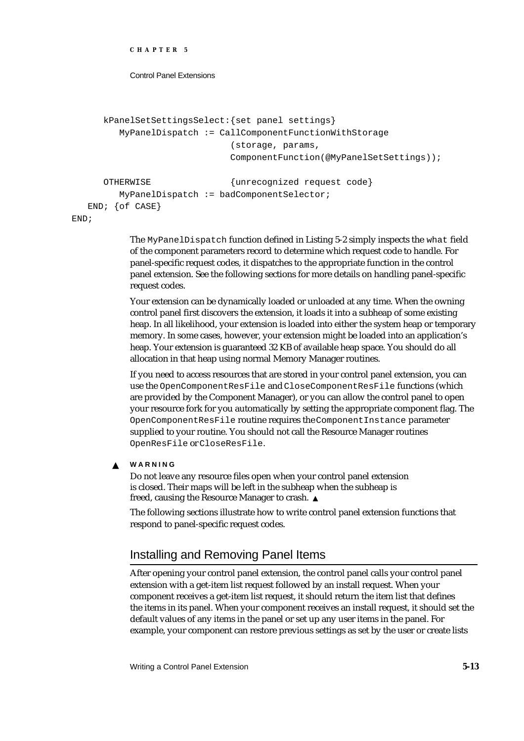```
      kPanelSetSettingsSelect:{set panel settings}
         MyPanelDispatch := CallComponentFunctionWithStorage
                              (storage, params,
                              ComponentFunction(@MyPanelSetSettings));

      OTHERWISE               {unrecognized request code}
         MyPanelDispatch := badComponentSelector;
   END; {of CASE}
END;
```

The `MyPanelDispatch` function defined in Listing 5-2 simply inspects the `what` field of the component parameters record to determine which request code to handle. For panel-specific request codes, it dispatches to the appropriate function in the control panel extension. See the following sections for more details on handling panel-specific request codes.

Your extension can be dynamically loaded or unloaded at any time. When the owning control panel first discovers the extension, it loads it into a subheap of some existing heap. In all likelihood, your extension is loaded into either the system heap or temporary memory. In some cases, however, your extension might be loaded into an application's heap. Your extension is guaranteed 32 KB of available heap space. You should do all allocation in that heap using normal Memory Manager routines.

If you need to access resources that are stored in your control panel extension, you can use the `OpenComponentResFile` and `CloseComponentResFile` functions (which are provided by the Component Manager), or you can allow the control panel to open your resource fork for you automatically by setting the appropriate component flag. The `OpenComponentResFile` routine requires the `ComponentInstance` parameter supplied to your routine. You should not call the Resource Manager routines `OpenResFile` or `CloseResFile`.

▲ **WARNING**

Do not leave any resource files open when your control panel extension is closed. Their maps will be left in the subheap when the subheap is freed, causing the Resource Manager to crash. ▲

The following sections illustrate how to write control panel extension functions that respond to panel-specific request codes.

## Installing and Removing Panel Items

After opening your control panel extension, the control panel calls your control panel extension with a get-item list request followed by an install request. When your component receives a get-item list request, it should return the item list that defines the items in its panel. When your component receives an install request, it should set the default values of any items in the panel or set up any user items in the panel. For example, your component can restore previous settings as set by the user or create lists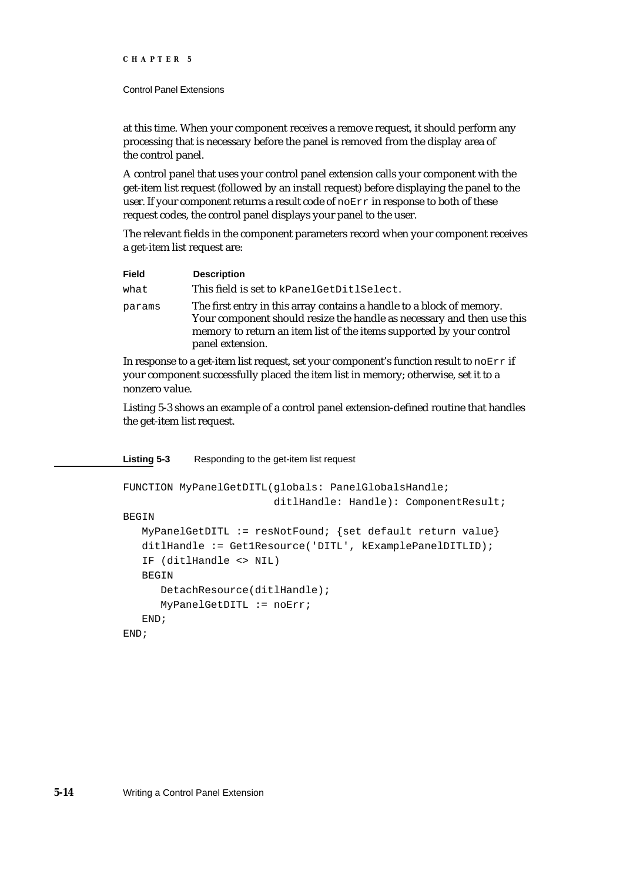at this time. When your component receives a remove request, it should perform any processing that is necessary before the panel is removed from the display area of the control panel.

A control panel that uses your control panel extension calls your component with the get-item list request (followed by an install request) before displaying the panel to the user. If your component returns a result code of `noErr` in response to both of these request codes, the control panel displays your panel to the user.

The relevant fields in the component parameters record when your component receives a get-item list request are:

| Field | Description |
|---|---|
| `what` | This field is set to `kPanelGetDitlSelect`. |
| `params` | The first entry in this array contains a handle to a block of memory. Your component should resize the handle as necessary and then use this memory to return an item list of the items supported by your control panel extension. |

In response to a get-item list request, set your component's function result to `noErr` if your component successfully placed the item list in memory; otherwise, set it to a nonzero value.

Listing 5-3 shows an example of a control panel extension-defined routine that handles the get-item list request.

**Listing 5-3** Responding to the get-item list request

```
FUNCTION MyPanelGetDITL(globals: PanelGlobalsHandle;
                        ditlHandle: Handle): ComponentResult;
BEGIN
   MyPanelGetDITL := resNotFound; {set default return value}
   ditlHandle := Get1Resource('DITL', kExamplePanelDITLID);
   IF (ditlHandle <> NIL)
   BEGIN
      DetachResource(ditlHandle);
      MyPanelGetDITL := noErr;
   END;
END;
```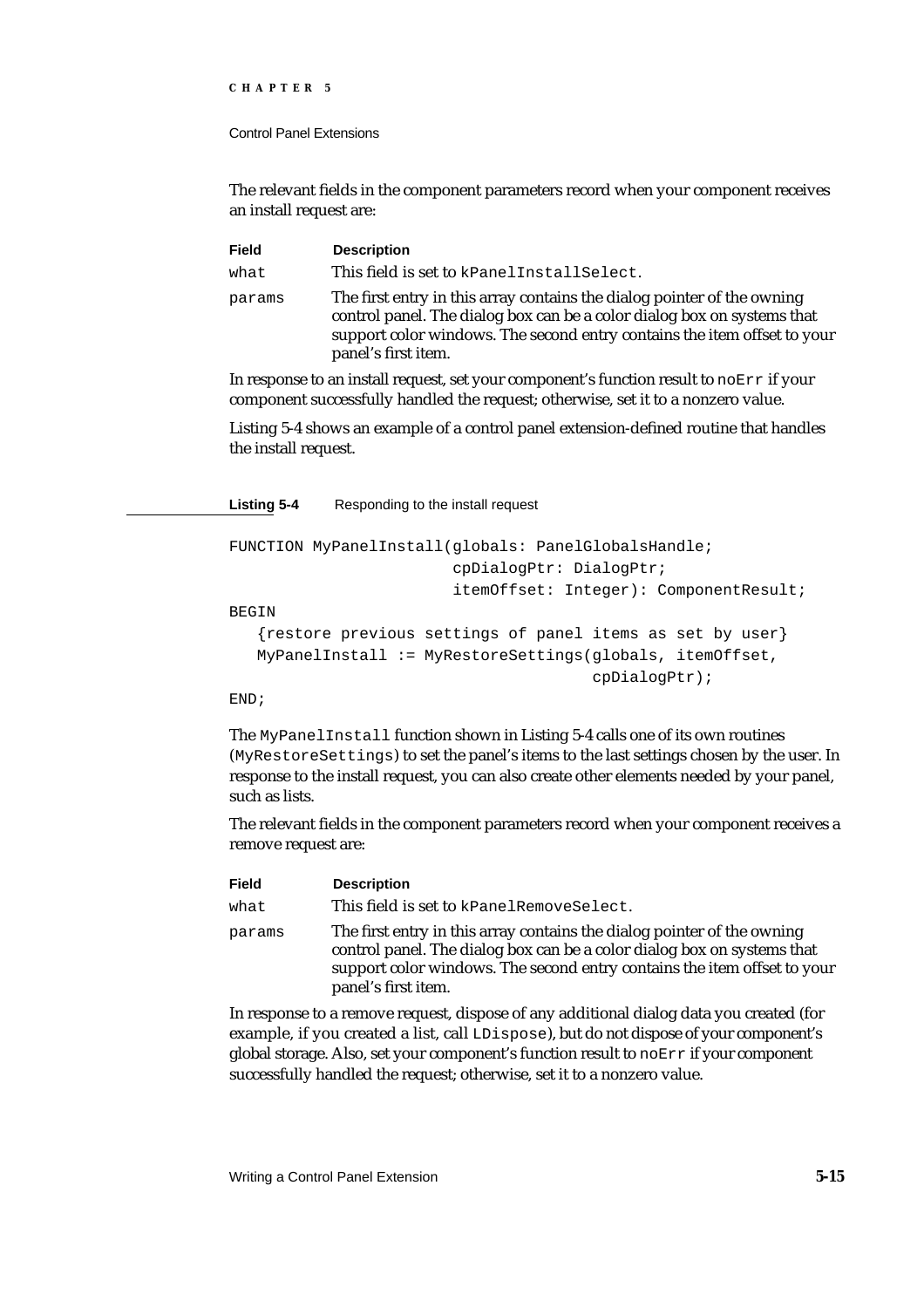The relevant fields in the component parameters record when your component receives an install request are:

| Field | Description |
|---|---|
| `what` | This field is set to `kPanelInstallSelect`. |
| `params` | The first entry in this array contains the dialog pointer of the owning control panel. The dialog box can be a color dialog box on systems that support color windows. The second entry contains the item offset to your panel's first item. |

In response to an install request, set your component's function result to `noErr` if your component successfully handled the request; otherwise, set it to a nonzero value.

Listing 5-4 shows an example of a control panel extension-defined routine that handles the install request.

**Listing 5-4** Responding to the install request

```
FUNCTION MyPanelInstall(globals: PanelGlobalsHandle;
                        cpDialogPtr: DialogPtr;
                        itemOffset: Integer): ComponentResult;
BEGIN
   {restore previous settings of panel items as set by user}
   MyPanelInstall := MyRestoreSettings(globals, itemOffset,
                                       cpDialogPtr);
END;
```

The `MyPanelInstall` function shown in Listing 5-4 calls one of its own routines (`MyRestoreSettings`) to set the panel's items to the last settings chosen by the user. In response to the install request, you can also create other elements needed by your panel, such as lists.

The relevant fields in the component parameters record when your component receives a remove request are:

| Field | Description |
|---|---|
| `what` | This field is set to `kPanelRemoveSelect`. |
| `params` | The first entry in this array contains the dialog pointer of the owning control panel. The dialog box can be a color dialog box on systems that support color windows. The second entry contains the item offset to your panel's first item. |

In response to a remove request, dispose of any additional dialog data you created (for example, if you created a list, call `LDispose`), but do not dispose of your component's global storage. Also, set your component's function result to `noErr` if your component successfully handled the request; otherwise, set it to a nonzero value.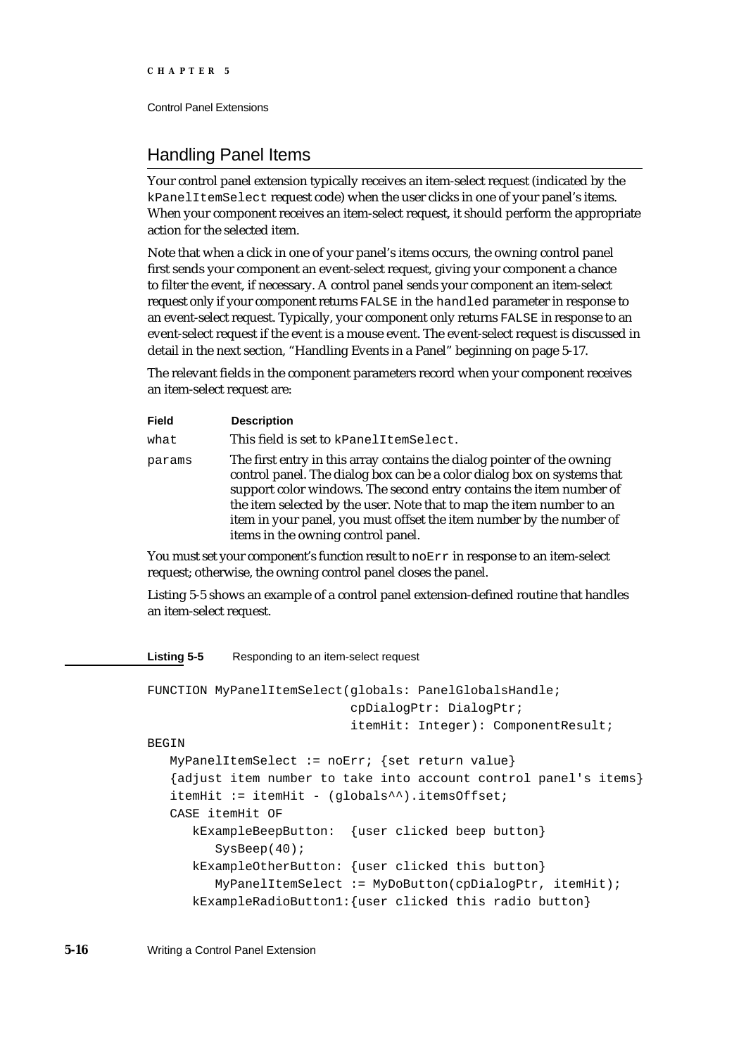## Handling Panel Items

Your control panel extension typically receives an item-select request (indicated by the `kPanelItemSelect` request code) when the user clicks in one of your panel's items. When your component receives an item-select request, it should perform the appropriate action for the selected item.

Note that when a click in one of your panel's items occurs, the owning control panel first sends your component an event-select request, giving your component a chance to filter the event, if necessary. A control panel sends your component an item-select request only if your component returns `FALSE` in the `handled` parameter in response to an event-select request. Typically, your component only returns `FALSE` in response to an event-select request if the event is a mouse event. The event-select request is discussed in detail in the next section, "Handling Events in a Panel" beginning on page 5-17.

The relevant fields in the component parameters record when your component receives an item-select request are:

| Field | Description |
|---|---|
| `what` | This field is set to `kPanelItemSelect`. |
| `params` | The first entry in this array contains the dialog pointer of the owning control panel. The dialog box can be a color dialog box on systems that support color windows. The second entry contains the item number of the item selected by the user. Note that to map the item number to an item in your panel, you must offset the item number by the number of items in the owning control panel. |

You must set your component's function result to `noErr` in response to an item-select request; otherwise, the owning control panel closes the panel.

Listing 5-5 shows an example of a control panel extension-defined routine that handles an item-select request.

**Listing 5-5** Responding to an item-select request

```
FUNCTION MyPanelItemSelect(globals: PanelGlobalsHandle;
                           cpDialogPtr: DialogPtr;
                           itemHit: Integer): ComponentResult;
BEGIN
   MyPanelItemSelect := noErr; {set return value}
   {adjust item number to take into account control panel's items}
   itemHit := itemHit - (globals^^).itemsOffset;
   CASE itemHit OF
      kExampleBeepButton:  {user clicked beep button}
         SysBeep(40);
      kExampleOtherButton: {user clicked this button}
         MyPanelItemSelect := MyDoButton(cpDialogPtr, itemHit);
      kExampleRadioButton1:{user clicked this radio button}
```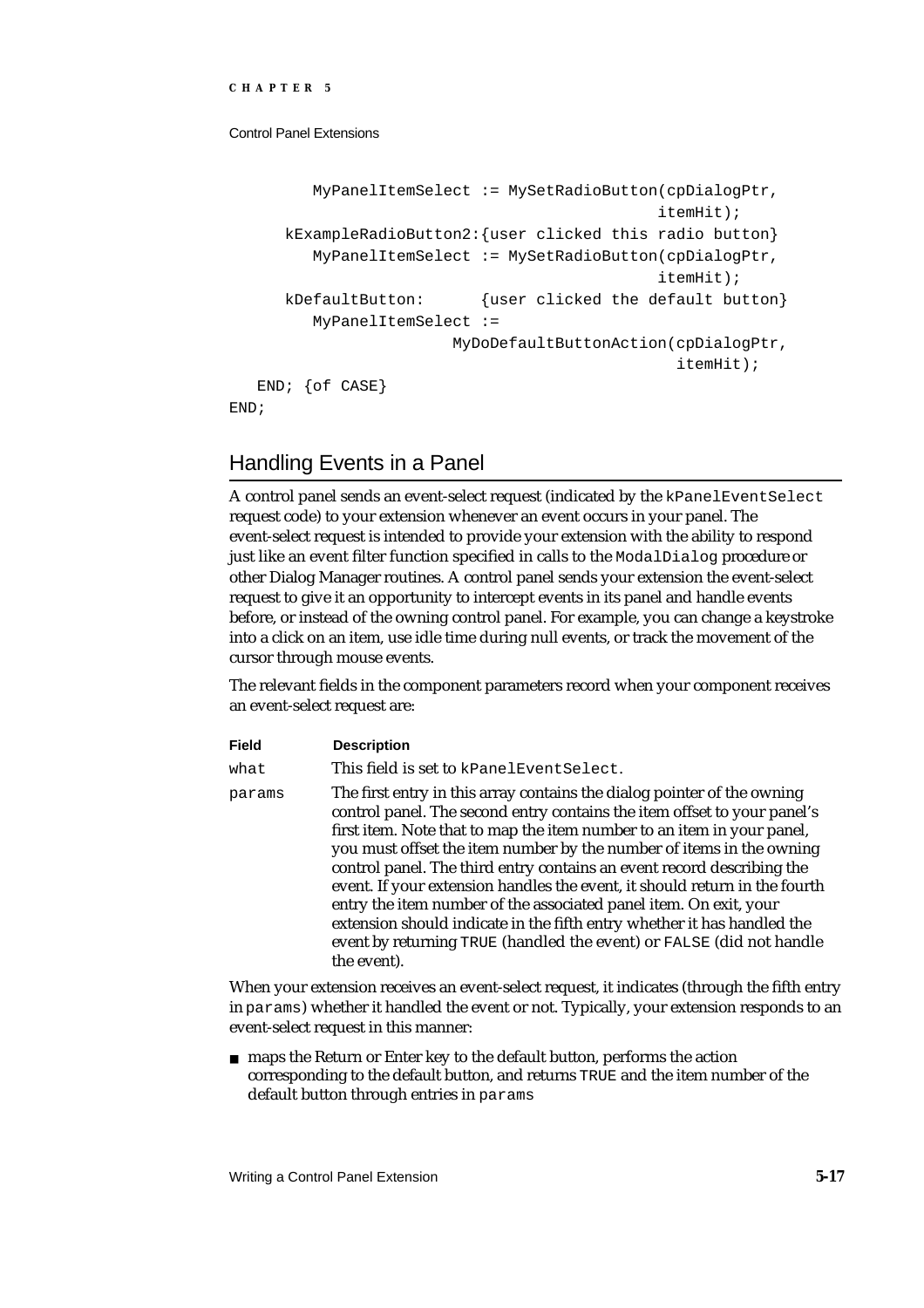```
         MyPanelItemSelect := MySetRadioButton(cpDialogPtr,
                                               itemHit);
      kExampleRadioButton2:{user clicked this radio button}
         MyPanelItemSelect := MySetRadioButton(cpDialogPtr,
                                               itemHit);
      kDefaultButton:      {user clicked the default button}
         MyPanelItemSelect :=
                        MyDoDefaultButtonAction(cpDialogPtr,
                                                  itemHit);
   END; {of CASE}
END;
```

## Handling Events in a Panel

A control panel sends an event-select request (indicated by the `kPanelEventSelect` request code) to your extension whenever an event occurs in your panel. The event-select request is intended to provide your extension with the ability to respond just like an event filter function specified in calls to the `ModalDialog` procedure or other Dialog Manager routines. A control panel sends your extension the event-select request to give it an opportunity to intercept events in its panel and handle events before, or instead of the owning control panel. For example, you can change a keystroke into a click on an item, use idle time during null events, or track the movement of the cursor through mouse events.

The relevant fields in the component parameters record when your component receives an event-select request are:

| Field | Description |
|---|---|
| `what` | This field is set to `kPanelEventSelect`. |
| `params` | The first entry in this array contains the dialog pointer of the owning control panel. The second entry contains the item offset to your panel's first item. Note that to map the item number to an item in your panel, you must offset the item number by the number of items in the owning control panel. The third entry contains an event record describing the event. If your extension handles the event, it should return in the fourth entry the item number of the associated panel item. On exit, your extension should indicate in the fifth entry whether it has handled the event by returning `TRUE` (handled the event) or `FALSE` (did not handle the event). |

When your extension receives an event-select request, it indicates (through the fifth entry in `params`) whether it handled the event or not. Typically, your extension responds to an event-select request in this manner:

- maps the Return or Enter key to the default button, performs the action corresponding to the default button, and returns `TRUE` and the item number of the default button through entries in `params`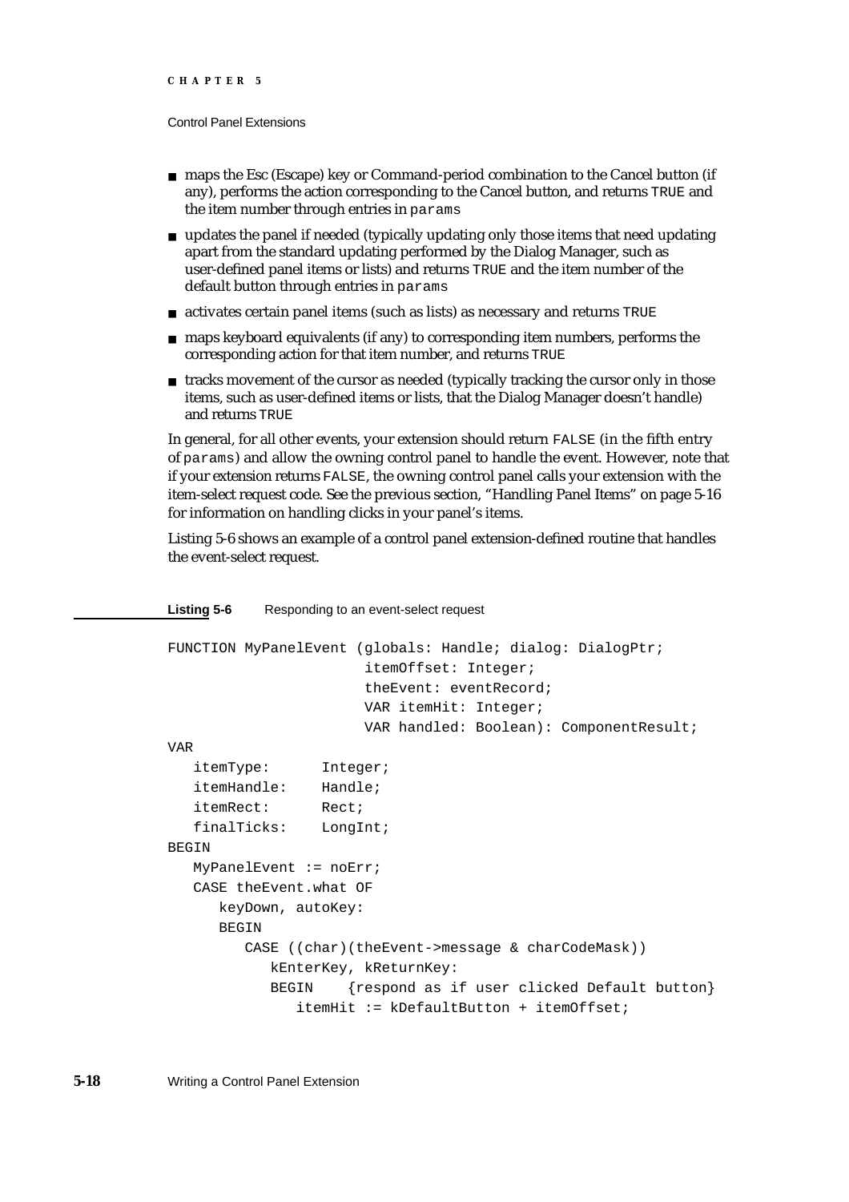- maps the Esc (Escape) key or Command-period combination to the Cancel button (if any), performs the action corresponding to the Cancel button, and returns `TRUE` and the item number through entries in `params`
- updates the panel if needed (typically updating only those items that need updating apart from the standard updating performed by the Dialog Manager, such as user-defined panel items or lists) and returns `TRUE` and the item number of the default button through entries in `params`
- activates certain panel items (such as lists) as necessary and returns `TRUE`
- maps keyboard equivalents (if any) to corresponding item numbers, performs the corresponding action for that item number, and returns `TRUE`
- tracks movement of the cursor as needed (typically tracking the cursor only in those items, such as user-defined items or lists, that the Dialog Manager doesn't handle) and returns `TRUE`

In general, for all other events, your extension should return `FALSE` (in the fifth entry of `params`) and allow the owning control panel to handle the event. However, note that if your extension returns `FALSE`, the owning control panel calls your extension with the item-select request code. See the previous section, "Handling Panel Items" on page 5-16 for information on handling clicks in your panel's items.

Listing 5-6 shows an example of a control panel extension-defined routine that handles the event-select request.

**Listing 5-6** Responding to an event-select request

```
FUNCTION MyPanelEvent (globals: Handle; dialog: DialogPtr;
                       itemOffset: Integer;
                       theEvent: eventRecord;
                       VAR itemHit: Integer;
                       VAR handled: Boolean): ComponentResult;
VAR
   itemType:      Integer;
   itemHandle:    Handle;
   itemRect:      Rect;
   finalTicks:    LongInt;
BEGIN
   MyPanelEvent := noErr;
   CASE theEvent.what OF
      keyDown, autoKey:
      BEGIN
         CASE ((char)(theEvent->message & charCodeMask))
            kEnterKey, kReturnKey:
            BEGIN    {respond as if user clicked Default button}
               itemHit := kDefaultButton + itemOffset;
```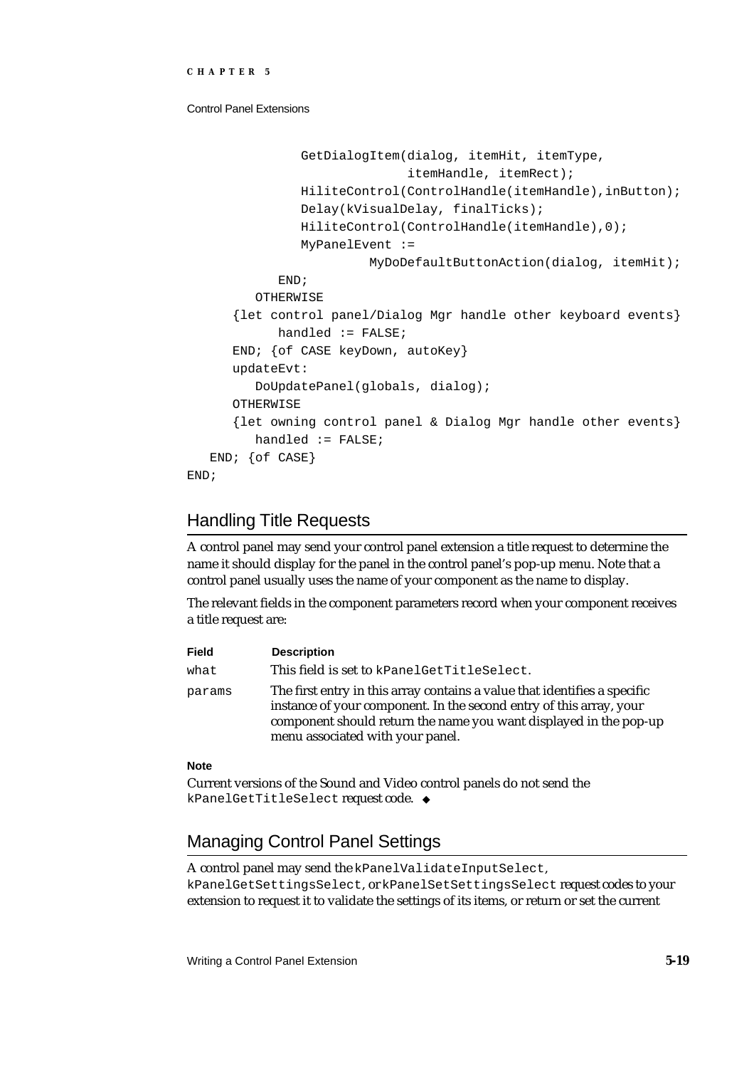```
            GetDialogItem(dialog, itemHit, itemType,
                          itemHandle, itemRect);
            HiliteControl(ControlHandle(itemHandle),inButton);
            Delay(kVisualDelay, finalTicks);
            HiliteControl(ControlHandle(itemHandle),0);
            MyPanelEvent :=
                     MyDoDefaultButtonAction(dialog, itemHit);
         END;
       OTHERWISE
     {let control panel/Dialog Mgr handle other keyboard events}
          handled := FALSE;
     END; {of CASE keyDown, autoKey}
     updateEvt:
        DoUpdatePanel(globals, dialog);
     OTHERWISE
     {let owning control panel & Dialog Mgr handle other events}
        handled := FALSE;
  END; {of CASE}
END;
```

## Handling Title Requests

A control panel may send your control panel extension a title request to determine the name it should display for the panel in the control panel's pop-up menu. Note that a control panel usually uses the name of your component as the name to display.

The relevant fields in the component parameters record when your component receives a title request are:

| Field | Description |
|---|---|
| `what` | This field is set to `kPanelGetTitleSelect`. |
| `params` | The first entry in this array contains a value that identifies a specific instance of your component. In the second entry of this array, your component should return the name you want displayed in the pop-up menu associated with your panel. |

**Note**

Current versions of the Sound and Video control panels do not send the `kPanelGetTitleSelect` request code. ◆

## Managing Control Panel Settings

A control panel may send the `kPanelValidateInputSelect`, `kPanelGetSettingsSelect`, or `kPanelSetSettingsSelect` request codes to your extension to request it to validate the settings of its items, or return or set the current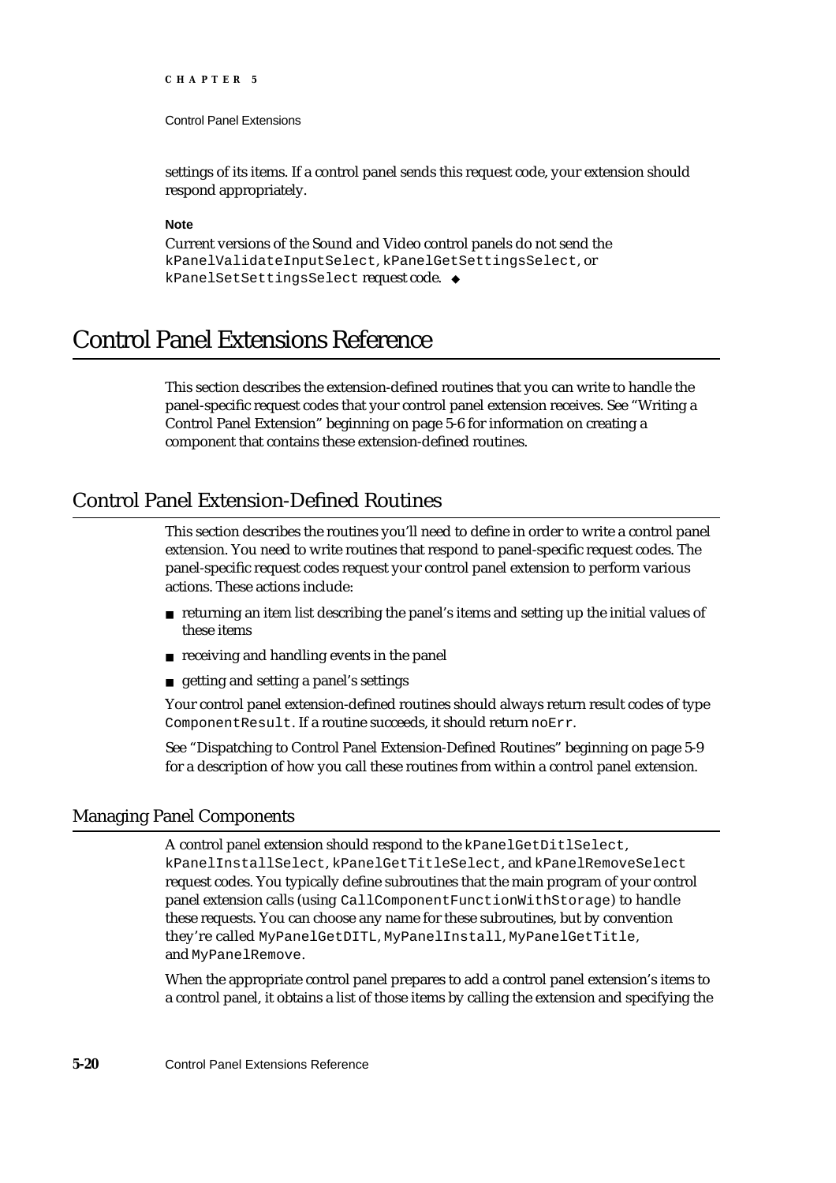settings of its items. If a control panel sends this request code, your extension should respond appropriately.

**Note**

Current versions of the Sound and Video control panels do not send the `kPanelValidateInputSelect`, `kPanelGetSettingsSelect`, or `kPanelSetSettingsSelect` request code. ◆

# Control Panel Extensions Reference

This section describes the extension-defined routines that you can write to handle the panel-specific request codes that your control panel extension receives. See "Writing a Control Panel Extension" beginning on page 5-6 for information on creating a component that contains these extension-defined routines.

## Control Panel Extension-Defined Routines

This section describes the routines you'll need to define in order to write a control panel extension. You need to write routines that respond to panel-specific request codes. The panel-specific request codes request your control panel extension to perform various actions. These actions include:

- returning an item list describing the panel's items and setting up the initial values of these items
- receiving and handling events in the panel
- getting and setting a panel's settings

Your control panel extension-defined routines should always return result codes of type `ComponentResult`. If a routine succeeds, it should return `noErr`.

See "Dispatching to Control Panel Extension-Defined Routines" beginning on page 5-9 for a description of how you call these routines from within a control panel extension.

### Managing Panel Components

A control panel extension should respond to the `kPanelGetDitlSelect`, `kPanelInstallSelect`, `kPanelGetTitleSelect`, and `kPanelRemoveSelect` request codes. You typically define subroutines that the main program of your control panel extension calls (using `CallComponentFunctionWithStorage`) to handle these requests. You can choose any name for these subroutines, but by convention they're called `MyPanelGetDITL`, `MyPanelInstall`, `MyPanelGetTitle`, and `MyPanelRemove`.

When the appropriate control panel prepares to add a control panel extension's items to a control panel, it obtains a list of those items by calling the extension and specifying the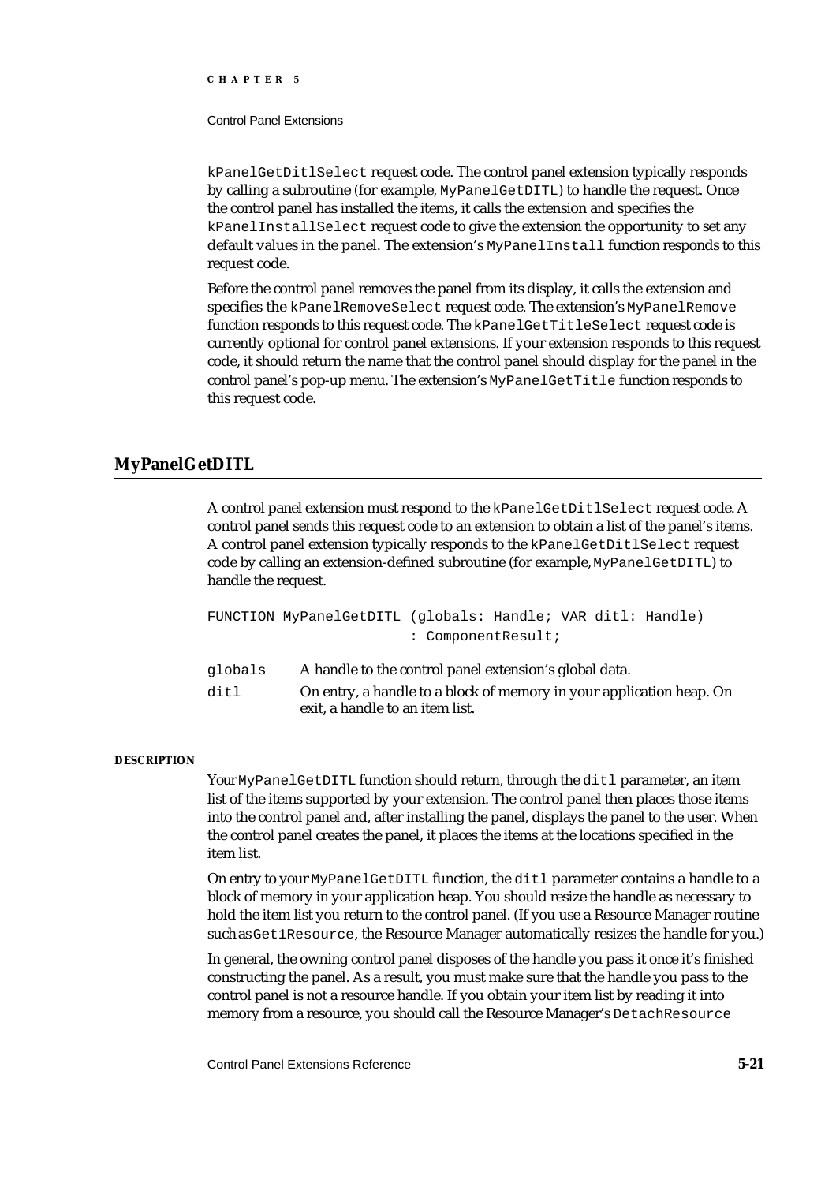`kPanelGetDitlSelect` request code. The control panel extension typically responds by calling a subroutine (for example, `MyPanelGetDITL`) to handle the request. Once the control panel has installed the items, it calls the extension and specifies the `kPanelInstallSelect` request code to give the extension the opportunity to set any default values in the panel. The extension's `MyPanelInstall` function responds to this request code.

Before the control panel removes the panel from its display, it calls the extension and specifies the `kPanelRemoveSelect` request code. The extension's `MyPanelRemove` function responds to this request code. The `kPanelGetTitleSelect` request code is currently optional for control panel extensions. If your extension responds to this request code, it should return the name that the control panel should display for the panel in the control panel's pop-up menu. The extension's `MyPanelGetTitle` function responds to this request code.

## MyPanelGetDITL

A control panel extension must respond to the `kPanelGetDitlSelect` request code. A control panel sends this request code to an extension to obtain a list of the panel's items. A control panel extension typically responds to the `kPanelGetDitlSelect` request code by calling an extension-defined subroutine (for example, `MyPanelGetDITL`) to handle the request.

```
FUNCTION MyPanelGetDITL (globals: Handle; VAR ditl: Handle)
                        : ComponentResult;
```

`globals` A handle to the control panel extension's global data.

`ditl` On entry, a handle to a block of memory in your application heap. On exit, a handle to an item list.

**DESCRIPTION**

Your `MyPanelGetDITL` function should return, through the `ditl` parameter, an item list of the items supported by your extension. The control panel then places those items into the control panel and, after installing the panel, displays the panel to the user. When the control panel creates the panel, it places the items at the locations specified in the item list.

On entry to your `MyPanelGetDITL` function, the `ditl` parameter contains a handle to a block of memory in your application heap. You should resize the handle as necessary to hold the item list you return to the control panel. (If you use a Resource Manager routine such as `Get1Resource`, the Resource Manager automatically resizes the handle for you.)

In general, the owning control panel disposes of the handle you pass it once it's finished constructing the panel. As a result, you must make sure that the handle you pass to the control panel is not a resource handle. If you obtain your item list by reading it into memory from a resource, you should call the Resource Manager's `DetachResource`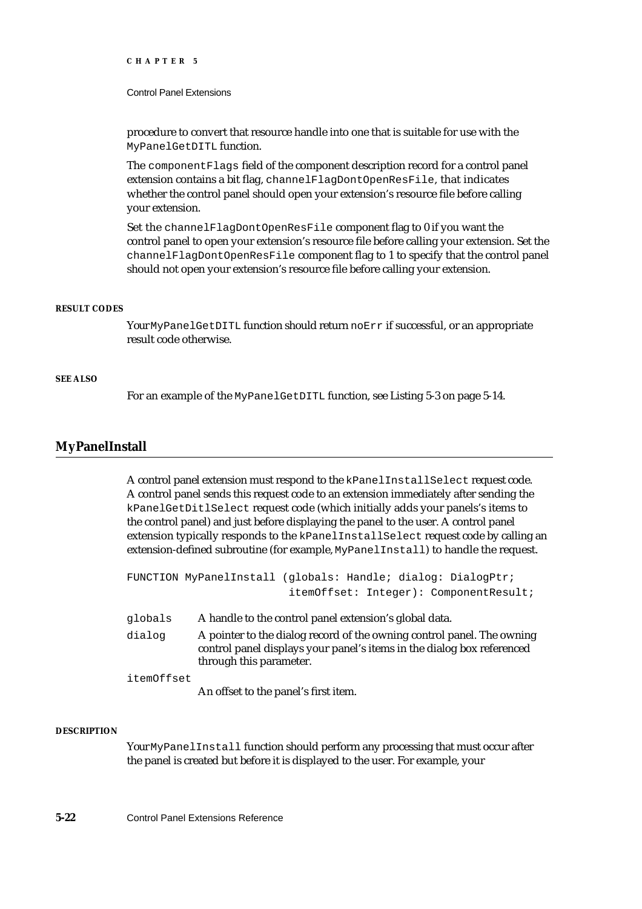procedure to convert that resource handle into one that is suitable for use with the `MyPanelGetDITL` function.

The `componentFlags` field of the component description record for a control panel extension contains a bit flag, `channelFlagDontOpenResFile`, that indicates whether the control panel should open your extension's resource file before calling your extension.

Set the `channelFlagDontOpenResFile` component flag to 0 if you want the control panel to open your extension's resource file before calling your extension. Set the `channelFlagDontOpenResFile` component flag to 1 to specify that the control panel should not open your extension's resource file before calling your extension.

**RESULT CODES**

Your `MyPanelGetDITL` function should return `noErr` if successful, or an appropriate result code otherwise.

**SEE ALSO**

For an example of the `MyPanelGetDITL` function, see Listing 5-3 on page 5-14.

## MyPanelInstall

A control panel extension must respond to the `kPanelInstallSelect` request code. A control panel sends this request code to an extension immediately after sending the `kPanelGetDitlSelect` request code (which initially adds your panels's items to the control panel) and just before displaying the panel to the user. A control panel extension typically responds to the `kPanelInstallSelect` request code by calling an extension-defined subroutine (for example, `MyPanelInstall`) to handle the request.

```
FUNCTION MyPanelInstall (globals: Handle; dialog: DialogPtr;
                         itemOffset: Integer): ComponentResult;
```

`globals` A handle to the control panel extension's global data.

`dialog` A pointer to the dialog record of the owning control panel. The owning control panel displays your panel's items in the dialog box referenced through this parameter.

`itemOffset` An offset to the panel's first item.

**DESCRIPTION**

Your `MyPanelInstall` function should perform any processing that must occur after the panel is created but before it is displayed to the user. For example, your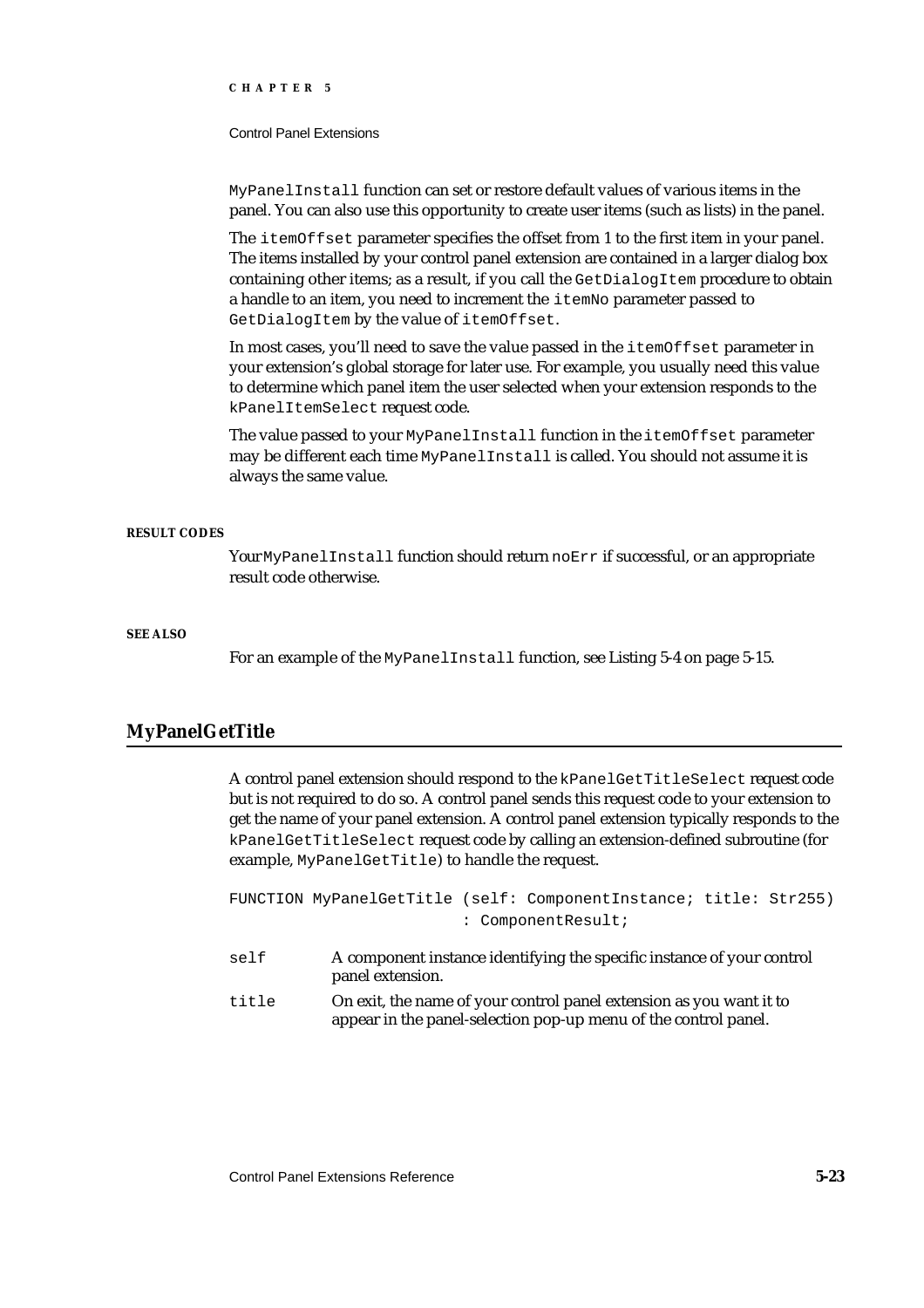MyPanelInstall function can set or restore default values of various items in the panel. You can also use this opportunity to create user items (such as lists) in the panel.

The itemOffset parameter specifies the offset from 1 to the first item in your panel. The items installed by your control panel extension are contained in a larger dialog box containing other items; as a result, if you call the GetDialogItem procedure to obtain a handle to an item, you need to increment the itemNo parameter passed to GetDialogItem by the value of itemOffset.

In most cases, you'll need to save the value passed in the itemOffset parameter in your extension's global storage for later use. For example, you usually need this value to determine which panel item the user selected when your extension responds to the kPanelItemSelect request code.

The value passed to your MyPanelInstall function in the itemOffset parameter may be different each time MyPanelInstall is called. You should not assume it is always the same value.

**RESULT CODES**

Your MyPanelInstall function should return noErr if successful, or an appropriate result code otherwise.

**SEE ALSO**

For an example of the MyPanelInstall function, see Listing 5-4 on page 5-15.

## MyPanelGetTitle

A control panel extension should respond to the kPanelGetTitleSelect request code but is not required to do so. A control panel sends this request code to your extension to get the name of your panel extension. A control panel extension typically responds to the kPanelGetTitleSelect request code by calling an extension-defined subroutine (for example, MyPanelGetTitle) to handle the request.

```
FUNCTION MyPanelGetTitle (self: ComponentInstance; title: Str255)
                         : ComponentResult;
```

self — A component instance identifying the specific instance of your control panel extension.

title — On exit, the name of your control panel extension as you want it to appear in the panel-selection pop-up menu of the control panel.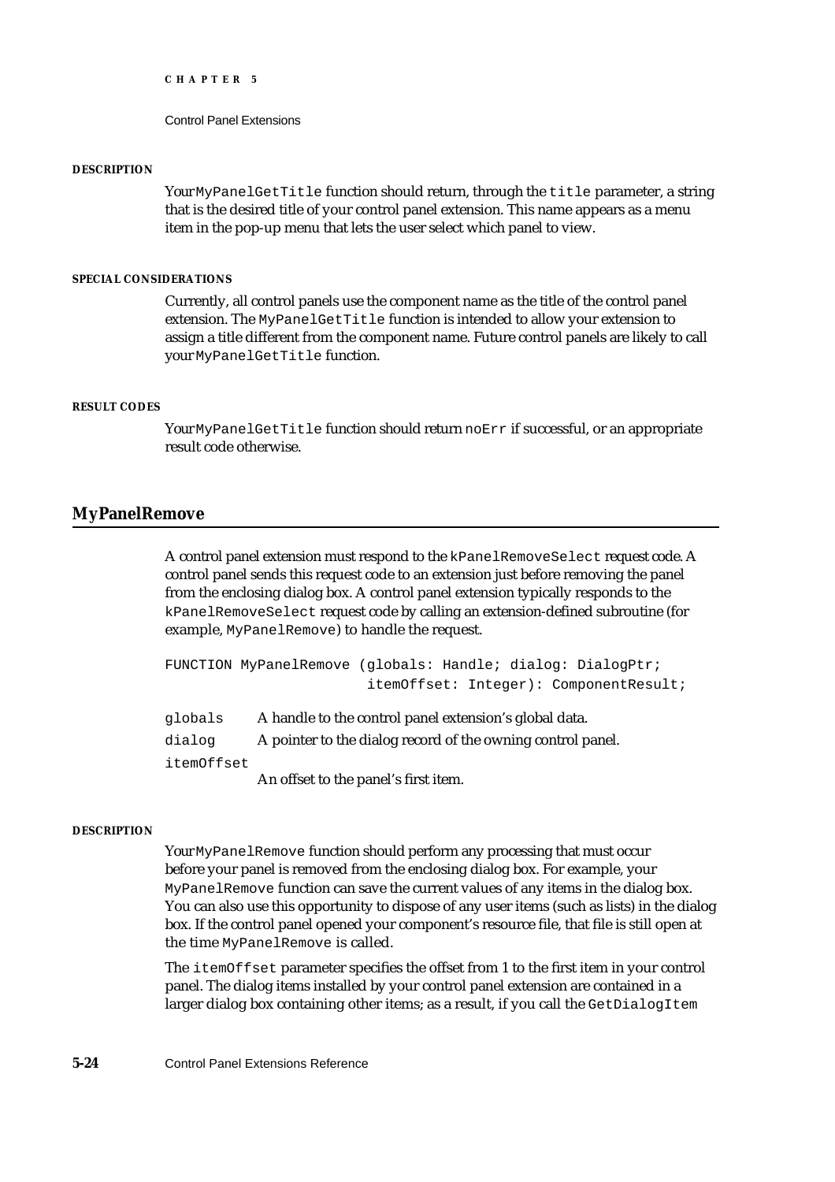#### DESCRIPTION

Your `MyPanelGetTitle` function should return, through the `title` parameter, a string that is the desired title of your control panel extension. This name appears as a menu item in the pop-up menu that lets the user select which panel to view.

#### SPECIAL CONSIDERATIONS

Currently, all control panels use the component name as the title of the control panel extension. The `MyPanelGetTitle` function is intended to allow your extension to assign a title different from the component name. Future control panels are likely to call your `MyPanelGetTitle` function.

#### RESULT CODES

Your `MyPanelGetTitle` function should return `noErr` if successful, or an appropriate result code otherwise.

## MyPanelRemove

A control panel extension must respond to the `kPanelRemoveSelect` request code. A control panel sends this request code to an extension just before removing the panel from the enclosing dialog box. A control panel extension typically responds to the `kPanelRemoveSelect` request code by calling an extension-defined subroutine (for example, `MyPanelRemove`) to handle the request.

```
FUNCTION MyPanelRemove (globals: Handle; dialog: DialogPtr;
                        itemOffset: Integer): ComponentResult;
```

`globals` A handle to the control panel extension's global data.

`dialog` A pointer to the dialog record of the owning control panel.

`itemOffset`
An offset to the panel's first item.

#### DESCRIPTION

Your `MyPanelRemove` function should perform any processing that must occur before your panel is removed from the enclosing dialog box. For example, your `MyPanelRemove` function can save the current values of any items in the dialog box. You can also use this opportunity to dispose of any user items (such as lists) in the dialog box. If the control panel opened your component's resource file, that file is still open at the time `MyPanelRemove` is called.

The `itemOffset` parameter specifies the offset from 1 to the first item in your control panel. The dialog items installed by your control panel extension are contained in a larger dialog box containing other items; as a result, if you call the `GetDialogItem`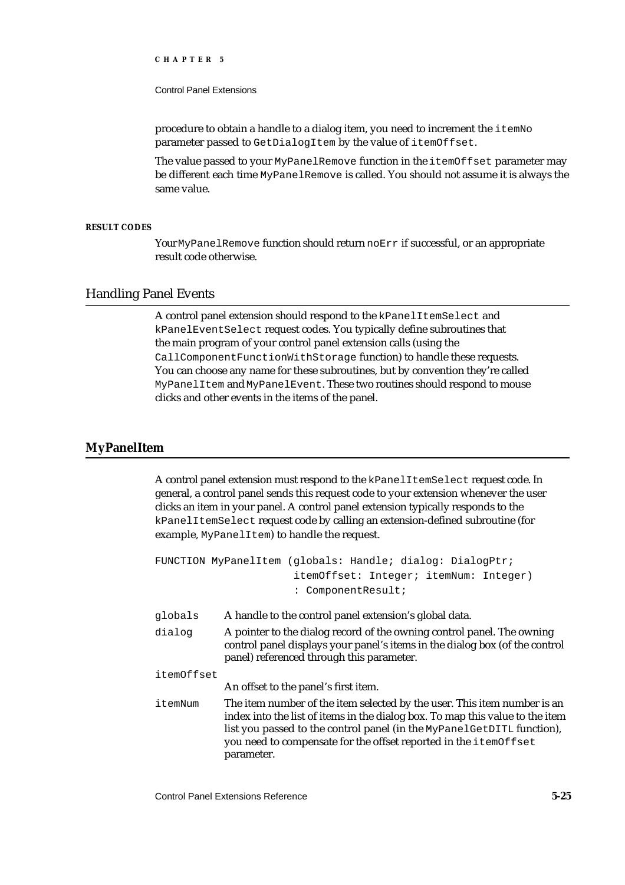procedure to obtain a handle to a dialog item, you need to increment the `itemNo` parameter passed to `GetDialogItem` by the value of `itemOffset`.

The value passed to your `MyPanelRemove` function in the `itemOffset` parameter may be different each time `MyPanelRemove` is called. You should not assume it is always the same value.

#### RESULT CODES

Your `MyPanelRemove` function should return `noErr` if successful, or an appropriate result code otherwise.

## Handling Panel Events

A control panel extension should respond to the `kPanelItemSelect` and `kPanelEventSelect` request codes. You typically define subroutines that the main program of your control panel extension calls (using the `CallComponentFunctionWithStorage` function) to handle these requests. You can choose any name for these subroutines, but by convention they're called `MyPanelItem` and `MyPanelEvent`. These two routines should respond to mouse clicks and other events in the items of the panel.

### MyPanelItem

A control panel extension must respond to the `kPanelItemSelect` request code. In general, a control panel sends this request code to your extension whenever the user clicks an item in your panel. A control panel extension typically responds to the `kPanelItemSelect` request code by calling an extension-defined subroutine (for example, `MyPanelItem`) to handle the request.

```
FUNCTION MyPanelItem (globals: Handle; dialog: DialogPtr;
                      itemOffset: Integer; itemNum: Integer)
                      : ComponentResult;
```

`globals` A handle to the control panel extension's global data.

`dialog` A pointer to the dialog record of the owning control panel. The owning control panel displays your panel's items in the dialog box (of the control panel) referenced through this parameter.

`itemOffset` An offset to the panel's first item.

`itemNum` The item number of the item selected by the user. This item number is an index into the list of items in the dialog box. To map this value to the item list you passed to the control panel (in the `MyPanelGetDITL` function), you need to compensate for the offset reported in the `itemOffset` parameter.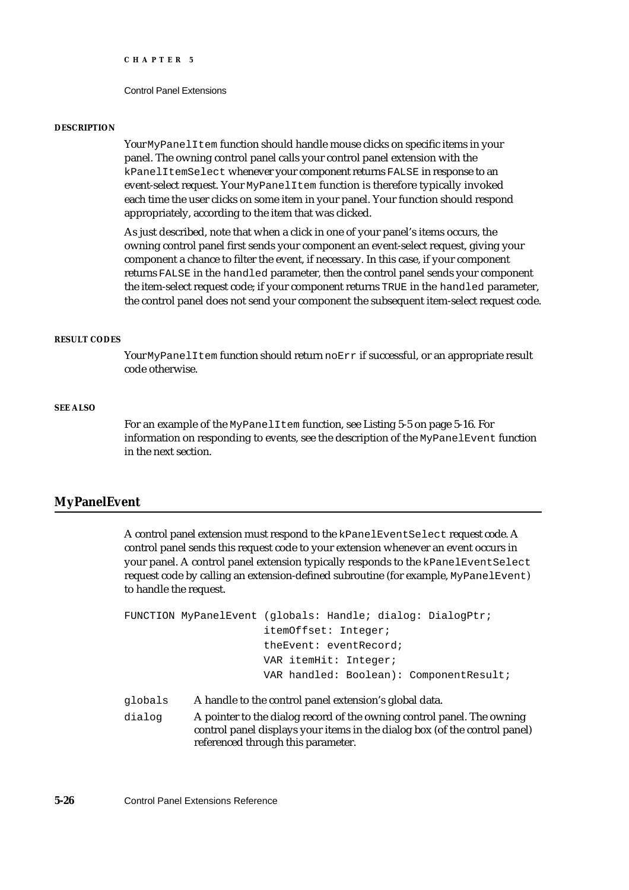**DESCRIPTION**

Your `MyPanelItem` function should handle mouse clicks on specific items in your panel. The owning control panel calls your control panel extension with the `kPanelItemSelect` whenever your component returns `FALSE` in response to an event-select request. Your `MyPanelItem` function is therefore typically invoked each time the user clicks on some item in your panel. Your function should respond appropriately, according to the item that was clicked.

As just described, note that when a click in one of your panel's items occurs, the owning control panel first sends your component an event-select request, giving your component a chance to filter the event, if necessary. In this case, if your component returns `FALSE` in the `handled` parameter, then the control panel sends your component the item-select request code; if your component returns `TRUE` in the `handled` parameter, the control panel does not send your component the subsequent item-select request code.

**RESULT CODES**

Your `MyPanelItem` function should return `noErr` if successful, or an appropriate result code otherwise.

**SEE ALSO**

For an example of the `MyPanelItem` function, see Listing 5-5 on page 5-16. For information on responding to events, see the description of the `MyPanelEvent` function in the next section.

## MyPanelEvent

A control panel extension must respond to the `kPanelEventSelect` request code. A control panel sends this request code to your extension whenever an event occurs in your panel. A control panel extension typically responds to the `kPanelEventSelect` request code by calling an extension-defined subroutine (for example, `MyPanelEvent`) to handle the request.

```
FUNCTION MyPanelEvent (globals: Handle; dialog: DialogPtr;
                       itemOffset: Integer;
                       theEvent: eventRecord;
                       VAR itemHit: Integer;
                       VAR handled: Boolean): ComponentResult;
```

`globals` A handle to the control panel extension's global data.

`dialog` A pointer to the dialog record of the owning control panel. The owning control panel displays your items in the dialog box (of the control panel) referenced through this parameter.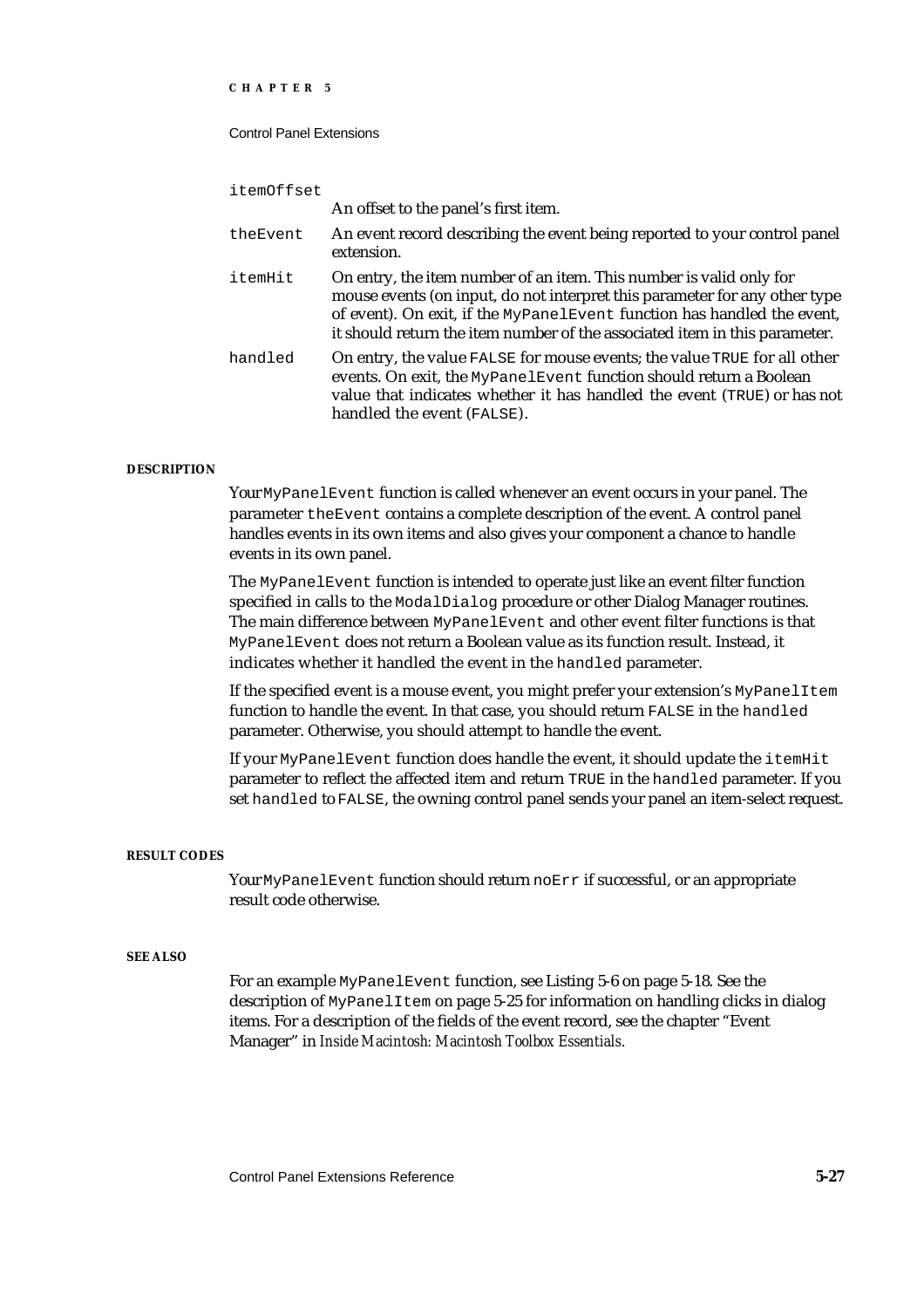`itemOffset`
An offset to the panel's first item.

`theEvent`
An event record describing the event being reported to your control panel extension.

`itemHit`
On entry, the item number of an item. This number is valid only for mouse events (on input, do not interpret this parameter for any other type of event). On exit, if the `MyPanelEvent` function has handled the event, it should return the item number of the associated item in this parameter.

`handled`
On entry, the value `FALSE` for mouse events; the value `TRUE` for all other events. On exit, the `MyPanelEvent` function should return a Boolean value that indicates whether it has handled the event (`TRUE`) or has not handled the event (`FALSE`).

#### DESCRIPTION

Your `MyPanelEvent` function is called whenever an event occurs in your panel. The parameter `theEvent` contains a complete description of the event. A control panel handles events in its own items and also gives your component a chance to handle events in its own panel.

The `MyPanelEvent` function is intended to operate just like an event filter function specified in calls to the `ModalDialog` procedure or other Dialog Manager routines. The main difference between `MyPanelEvent` and other event filter functions is that `MyPanelEvent` does not return a Boolean value as its function result. Instead, it indicates whether it handled the event in the `handled` parameter.

If the specified event is a mouse event, you might prefer your extension's `MyPanelItem` function to handle the event. In that case, you should return `FALSE` in the `handled` parameter. Otherwise, you should attempt to handle the event.

If your `MyPanelEvent` function does handle the event, it should update the `itemHit` parameter to reflect the affected item and return `TRUE` in the `handled` parameter. If you set `handled` to `FALSE`, the owning control panel sends your panel an item-select request.

#### RESULT CODES

Your `MyPanelEvent` function should return `noErr` if successful, or an appropriate result code otherwise.

#### SEE ALSO

For an example `MyPanelEvent` function, see Listing 5-6 on page 5-18. See the description of `MyPanelItem` on page 5-25 for information on handling clicks in dialog items. For a description of the fields of the event record, see the chapter "Event Manager" in *Inside Macintosh: Macintosh Toolbox Essentials*.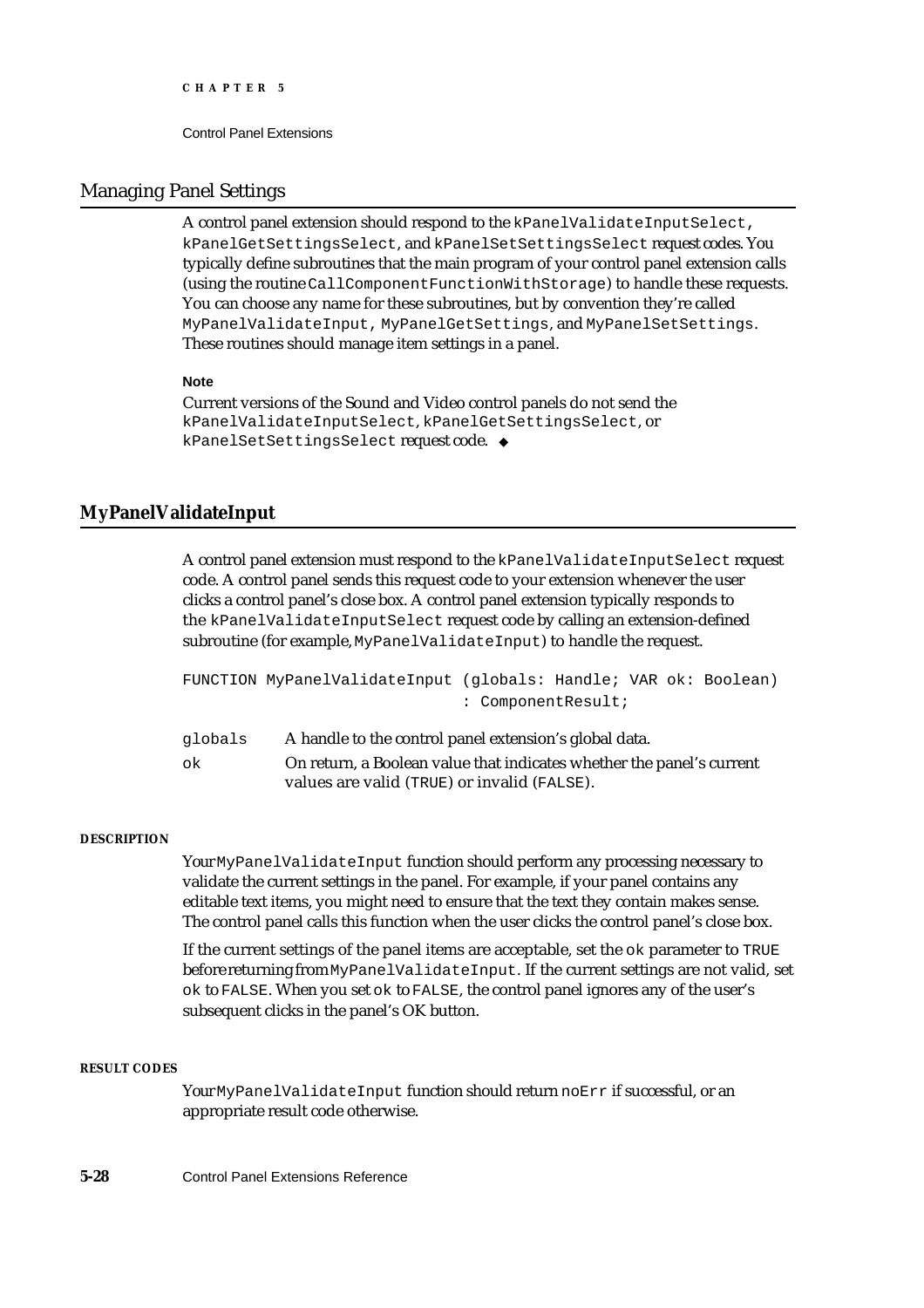## Managing Panel Settings

A control panel extension should respond to the `kPanelValidateInputSelect`, `kPanelGetSettingsSelect`, and `kPanelSetSettingsSelect` request codes. You typically define subroutines that the main program of your control panel extension calls (using the routine `CallComponentFunctionWithStorage`) to handle these requests. You can choose any name for these subroutines, but by convention they're called `MyPanelValidateInput`, `MyPanelGetSettings`, and `MyPanelSetSettings`. These routines should manage item settings in a panel.

**Note**

Current versions of the Sound and Video control panels do not send the `kPanelValidateInputSelect`, `kPanelGetSettingsSelect`, or `kPanelSetSettingsSelect` request code. ◆

## MyPanelValidateInput

A control panel extension must respond to the `kPanelValidateInputSelect` request code. A control panel sends this request code to your extension whenever the user clicks a control panel's close box. A control panel extension typically responds to the `kPanelValidateInputSelect` request code by calling an extension-defined subroutine (for example, `MyPanelValidateInput`) to handle the request.

```
FUNCTION MyPanelValidateInput (globals: Handle; VAR ok: Boolean)
                              : ComponentResult;
```

`globals` A handle to the control panel extension's global data.

`ok` On return, a Boolean value that indicates whether the panel's current values are valid (`TRUE`) or invalid (`FALSE`).

**DESCRIPTION**

Your `MyPanelValidateInput` function should perform any processing necessary to validate the current settings in the panel. For example, if your panel contains any editable text items, you might need to ensure that the text they contain makes sense. The control panel calls this function when the user clicks the control panel's close box.

If the current settings of the panel items are acceptable, set the `ok` parameter to `TRUE` before returning from `MyPanelValidateInput`. If the current settings are not valid, set `ok` to `FALSE`. When you set `ok` to `FALSE`, the control panel ignores any of the user's subsequent clicks in the panel's OK button.

**RESULT CODES**

Your `MyPanelValidateInput` function should return `noErr` if successful, or an appropriate result code otherwise.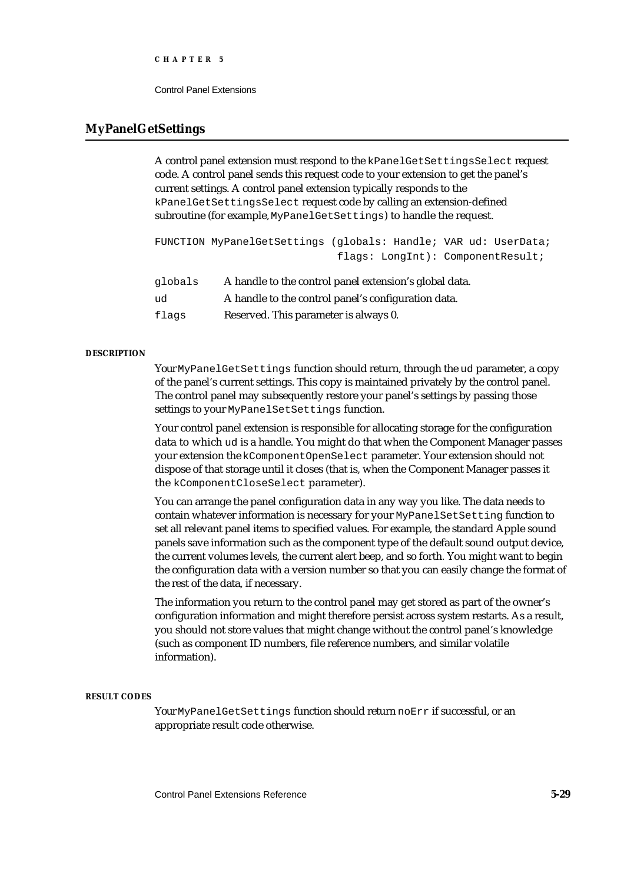## MyPanelGetSettings

A control panel extension must respond to the `kPanelGetSettingsSelect` request code. A control panel sends this request code to your extension to get the panel's current settings. A control panel extension typically responds to the `kPanelGetSettingsSelect` request code by calling an extension-defined subroutine (for example, `MyPanelGetSettings`) to handle the request.

```
FUNCTION MyPanelGetSettings (globals: Handle; VAR ud: UserData;
                             flags: LongInt): ComponentResult;
```

| | |
|---|---|
| `globals` | A handle to the control panel extension's global data. |
| `ud` | A handle to the control panel's configuration data. |
| `flags` | Reserved. This parameter is always 0. |

**DESCRIPTION**

Your `MyPanelGetSettings` function should return, through the `ud` parameter, a copy of the panel's current settings. This copy is maintained privately by the control panel. The control panel may subsequently restore your panel's settings by passing those settings to your `MyPanelSetSettings` function.

Your control panel extension is responsible for allocating storage for the configuration data to which `ud` is a handle. You might do that when the Component Manager passes your extension the `kComponentOpenSelect` parameter. Your extension should not dispose of that storage until it closes (that is, when the Component Manager passes it the `kComponentCloseSelect` parameter).

You can arrange the panel configuration data in any way you like. The data needs to contain whatever information is necessary for your `MyPanelSetSetting` function to set all relevant panel items to specified values. For example, the standard Apple sound panels save information such as the component type of the default sound output device, the current volumes levels, the current alert beep, and so forth. You might want to begin the configuration data with a version number so that you can easily change the format of the rest of the data, if necessary.

The information you return to the control panel may get stored as part of the owner's configuration information and might therefore persist across system restarts. As a result, you should not store values that might change without the control panel's knowledge (such as component ID numbers, file reference numbers, and similar volatile information).

**RESULT CODES**

Your `MyPanelGetSettings` function should return `noErr` if successful, or an appropriate result code otherwise.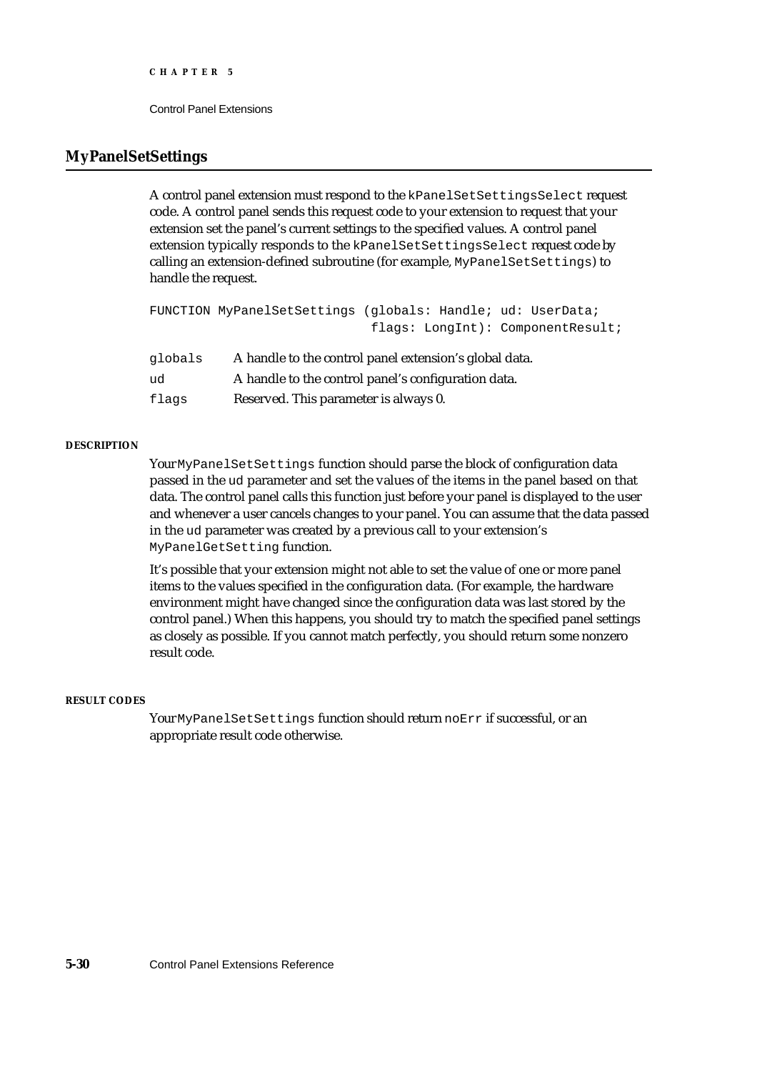## MyPanelSetSettings

A control panel extension must respond to the `kPanelSetSettingsSelect` request code. A control panel sends this request code to your extension to request that your extension set the panel's current settings to the specified values. A control panel extension typically responds to the `kPanelSetSettingsSelect` request code by calling an extension-defined subroutine (for example, `MyPanelSetSettings`) to handle the request.

```
FUNCTION MyPanelSetSettings (globals: Handle; ud: UserData;
                             flags: LongInt): ComponentResult;
```

| | |
|---|---|
| `globals` | A handle to the control panel extension's global data. |
| `ud` | A handle to the control panel's configuration data. |
| `flags` | Reserved. This parameter is always 0. |

#### DESCRIPTION

Your `MyPanelSetSettings` function should parse the block of configuration data passed in the `ud` parameter and set the values of the items in the panel based on that data. The control panel calls this function just before your panel is displayed to the user and whenever a user cancels changes to your panel. You can assume that the data passed in the `ud` parameter was created by a previous call to your extension's `MyPanelGetSetting` function.

It's possible that your extension might not able to set the value of one or more panel items to the values specified in the configuration data. (For example, the hardware environment might have changed since the configuration data was last stored by the control panel.) When this happens, you should try to match the specified panel settings as closely as possible. If you cannot match perfectly, you should return some nonzero result code.

#### RESULT CODES

Your `MyPanelSetSettings` function should return `noErr` if successful, or an appropriate result code otherwise.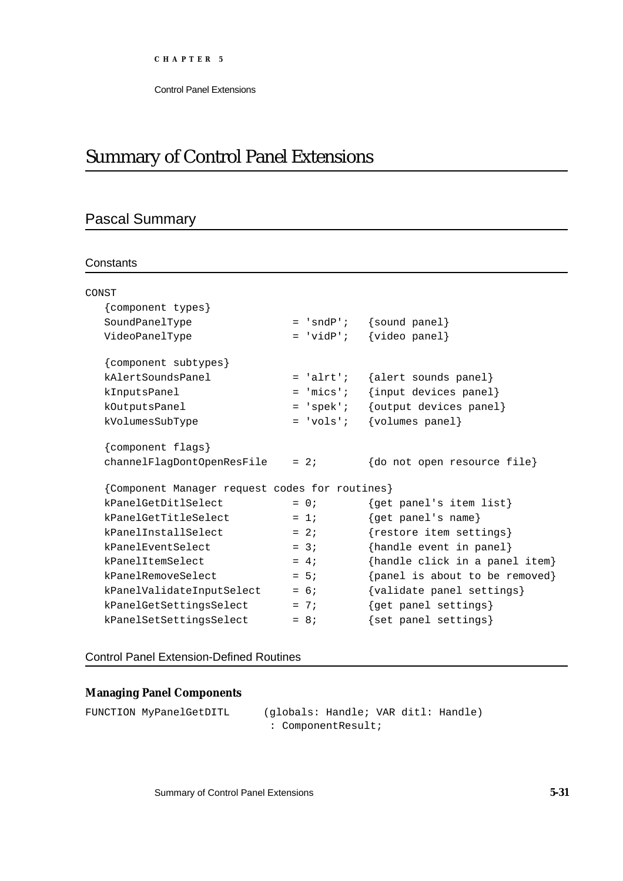# Summary of Control Panel Extensions

## Pascal Summary

### Constants

```
CONST
   {component types}
   SoundPanelType              = 'sndP';   {sound panel}
   VideoPanelType              = 'vidP';   {video panel}

   {component subtypes}
   kAlertSoundsPanel           = 'alrt';   {alert sounds panel}
   kInputsPanel                = 'mics';   {input devices panel}
   kOutputsPanel               = 'spek';   {output devices panel}
   kVolumesSubType             = 'vols';   {volumes panel}

   {component flags}
   channelFlagDontOpenResFile   = 2;       {do not open resource file}

   {Component Manager request codes for routines}
   kPanelGetDitlSelect         = 0;        {get panel's item list}
   kPanelGetTitleSelect        = 1;        {get panel's name}
   kPanelInstallSelect         = 2;        {restore item settings}
   kPanelEventSelect           = 3;        {handle event in panel}
   kPanelItemSelect            = 4;        {handle click in a panel item}
   kPanelRemoveSelect          = 5;        {panel is about to be removed}
   kPanelValidateInputSelect   = 6;        {validate panel settings}
   kPanelGetSettingsSelect     = 7;        {get panel settings}
   kPanelSetSettingsSelect     = 8;        {set panel settings}
```

### Control Panel Extension-Defined Routines

#### Managing Panel Components

```
FUNCTION MyPanelGetDITL      (globals: Handle; VAR ditl: Handle)
                              : ComponentResult;
```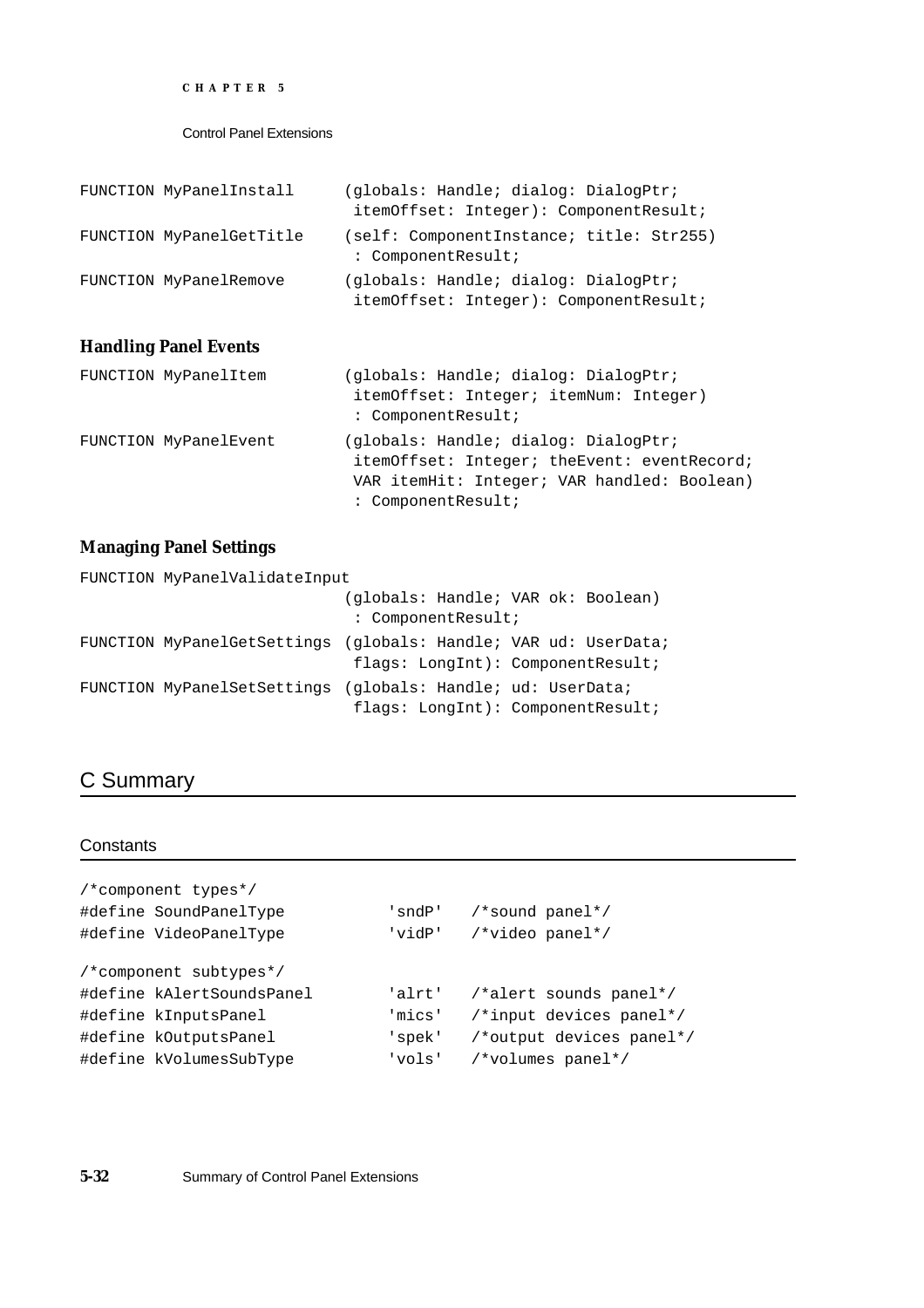```
FUNCTION MyPanelInstall      (globals: Handle; dialog: DialogPtr;
                              itemOffset: Integer): ComponentResult;
FUNCTION MyPanelGetTitle     (self: ComponentInstance; title: Str255)
                              : ComponentResult;
FUNCTION MyPanelRemove       (globals: Handle; dialog: DialogPtr;
                              itemOffset: Integer): ComponentResult;
```

### Handling Panel Events

```
FUNCTION MyPanelItem         (globals: Handle; dialog: DialogPtr;
                              itemOffset: Integer; itemNum: Integer)
                              : ComponentResult;
FUNCTION MyPanelEvent        (globals: Handle; dialog: DialogPtr;
                              itemOffset: Integer; theEvent: eventRecord;
                              VAR itemHit: Integer; VAR handled: Boolean)
                              : ComponentResult;
```

### Managing Panel Settings

```
FUNCTION MyPanelValidateInput
                             (globals: Handle; VAR ok: Boolean)
                              : ComponentResult;
FUNCTION MyPanelGetSettings  (globals: Handle; VAR ud: UserData;
                              flags: LongInt): ComponentResult;
FUNCTION MyPanelSetSettings  (globals: Handle; ud: UserData;
                              flags: LongInt): ComponentResult;
```

## C Summary

### Constants

```
/*component types*/
#define SoundPanelType            'sndP'   /*sound panel*/
#define VideoPanelType            'vidP'   /*video panel*/

/*component subtypes*/
#define kAlertSoundsPanel         'alrt'   /*alert sounds panel*/
#define kInputsPanel              'mics'   /*input devices panel*/
#define kOutputsPanel             'spek'   /*output devices panel*/
#define kVolumesSubType           'vols'   /*volumes panel*/
```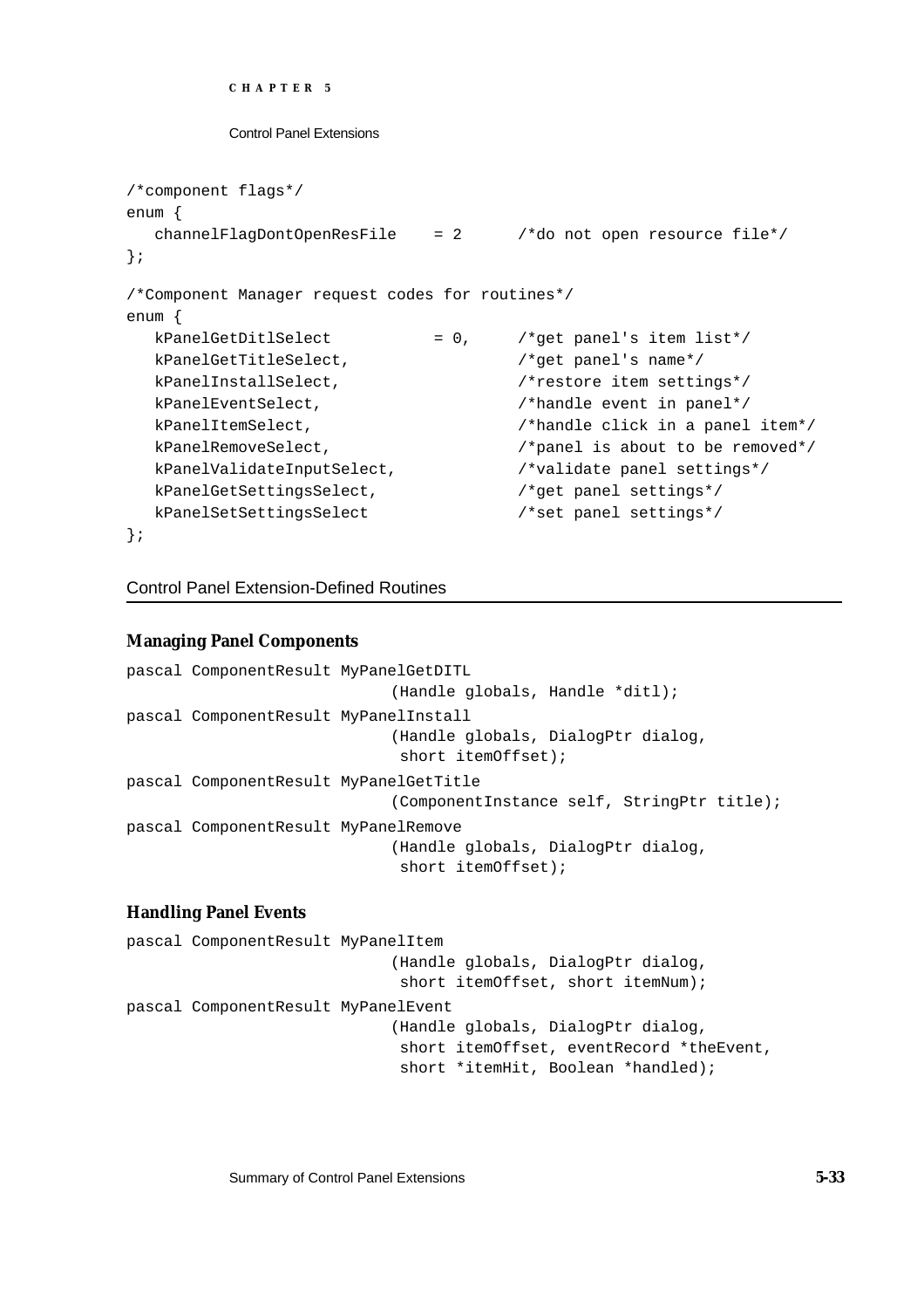```
/*component flags*/
enum {
   channelFlagDontOpenResFile    = 2      /*do not open resource file*/
};

/*Component Manager request codes for routines*/
enum {
   kPanelGetDitlSelect           = 0,     /*get panel's item list*/
   kPanelGetTitleSelect,                  /*get panel's name*/
   kPanelInstallSelect,                   /*restore item settings*/
   kPanelEventSelect,                     /*handle event in panel*/
   kPanelItemSelect,                      /*handle click in a panel item*/
   kPanelRemoveSelect,                    /*panel is about to be removed*/
   kPanelValidateInputSelect,             /*validate panel settings*/
   kPanelGetSettingsSelect,               /*get panel settings*/
   kPanelSetSettingsSelect                /*set panel settings*/
};
```

## Control Panel Extension-Defined Routines

### Managing Panel Components

```
pascal ComponentResult MyPanelGetDITL
                            (Handle globals, Handle *ditl);
pascal ComponentResult MyPanelInstall
                            (Handle globals, DialogPtr dialog,
                             short itemOffset);
pascal ComponentResult MyPanelGetTitle
                            (ComponentInstance self, StringPtr title);
pascal ComponentResult MyPanelRemove
                            (Handle globals, DialogPtr dialog,
                             short itemOffset);
```

### Handling Panel Events

```
pascal ComponentResult MyPanelItem
                            (Handle globals, DialogPtr dialog,
                             short itemOffset, short itemNum);
pascal ComponentResult MyPanelEvent
                            (Handle globals, DialogPtr dialog,
                             short itemOffset, eventRecord *theEvent,
                             short *itemHit, Boolean *handled);
```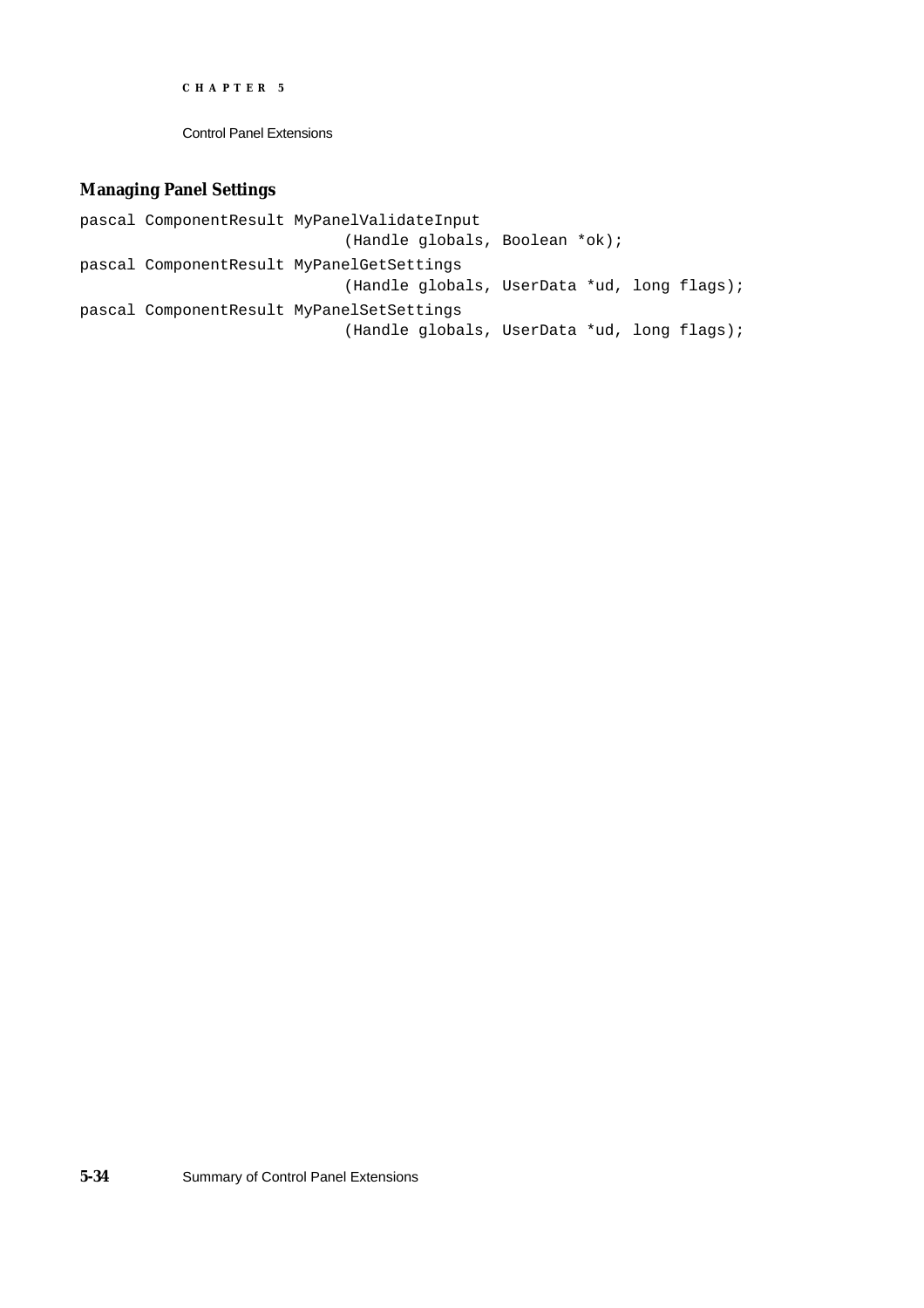### Managing Panel Settings

```
pascal ComponentResult MyPanelValidateInput
                            (Handle globals, Boolean *ok);
pascal ComponentResult MyPanelGetSettings
                            (Handle globals, UserData *ud, long flags);
pascal ComponentResult MyPanelSetSettings
                            (Handle globals, UserData *ud, long flags);
```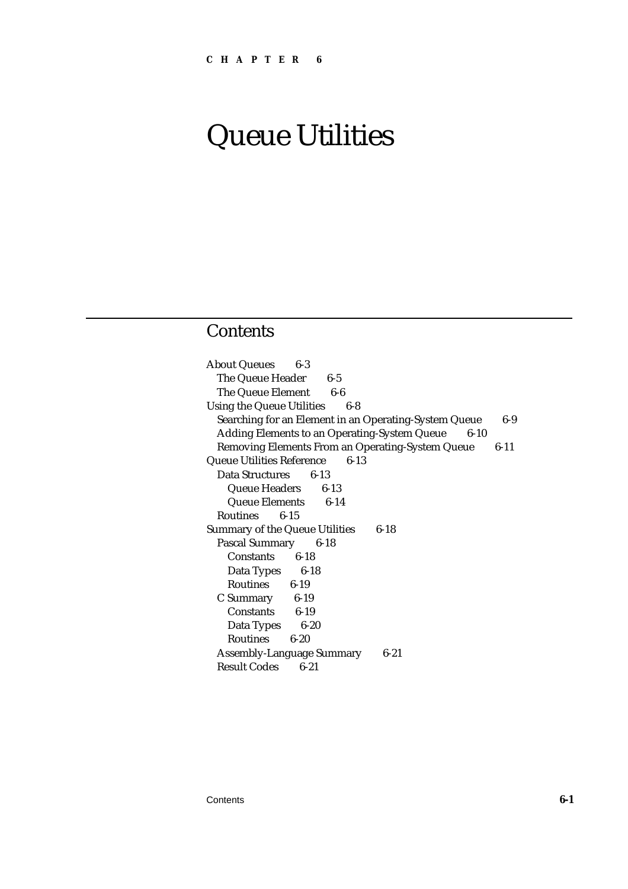CHAPTER 6

# Queue Utilities

## Contents

- About Queues 6-3
  - The Queue Header 6-5
  - The Queue Element 6-6
- Using the Queue Utilities 6-8
  - Searching for an Element in an Operating-System Queue 6-9
  - Adding Elements to an Operating-System Queue 6-10
  - Removing Elements From an Operating-System Queue 6-11
- Queue Utilities Reference 6-13
  - Data Structures 6-13
    - Queue Headers 6-13
    - Queue Elements 6-14
  - Routines 6-15
- Summary of the Queue Utilities 6-18
  - Pascal Summary 6-18
    - Constants 6-18
    - Data Types 6-18
    - Routines 6-19
  - C Summary 6-19
    - Constants 6-19
    - Data Types 6-20
    - Routines 6-20
  - Assembly-Language Summary 6-21
  - Result Codes 6-21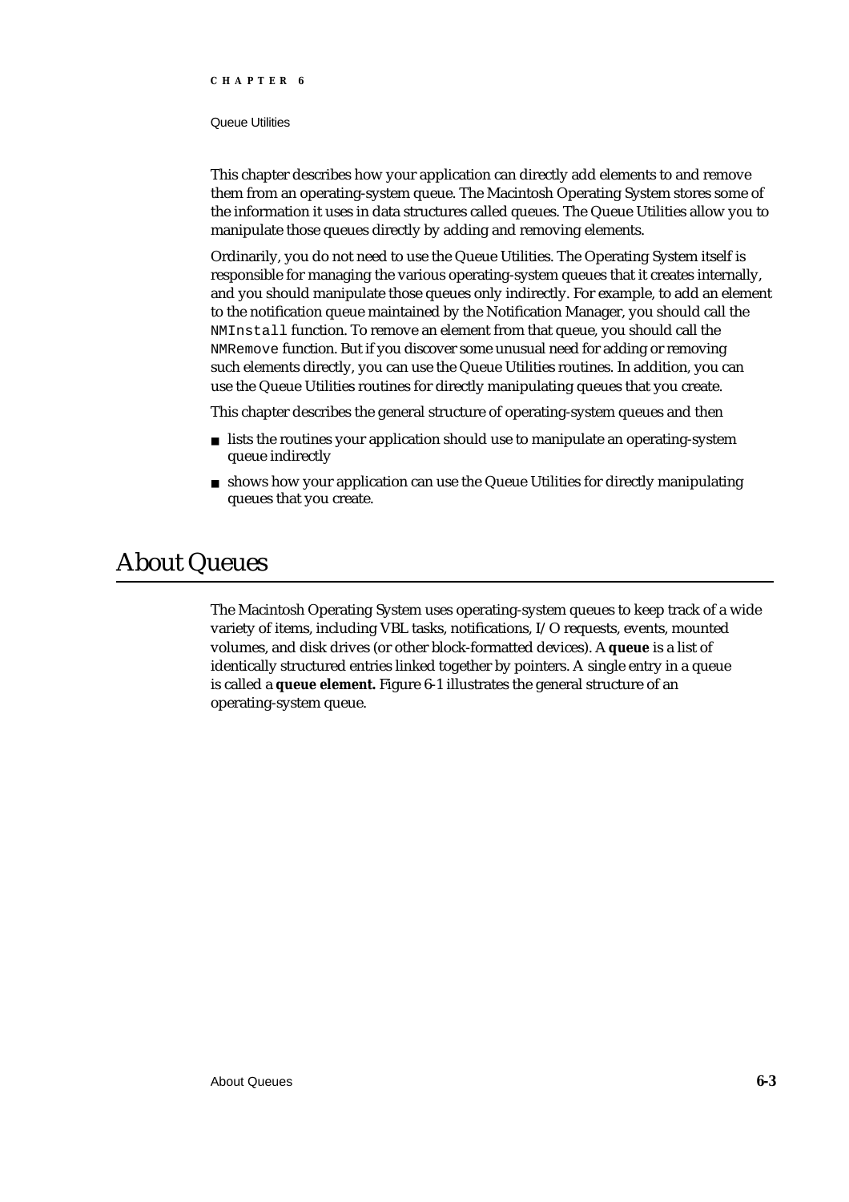This chapter describes how your application can directly add elements to and remove them from an operating-system queue. The Macintosh Operating System stores some of the information it uses in data structures called queues. The Queue Utilities allow you to manipulate those queues directly by adding and removing elements.

Ordinarily, you do not need to use the Queue Utilities. The Operating System itself is responsible for managing the various operating-system queues that it creates internally, and you should manipulate those queues only indirectly. For example, to add an element to the notification queue maintained by the Notification Manager, you should call the `NMInstall` function. To remove an element from that queue, you should call the `NMRemove` function. But if you discover some unusual need for adding or removing such elements directly, you can use the Queue Utilities routines. In addition, you can use the Queue Utilities routines for directly manipulating queues that you create.

This chapter describes the general structure of operating-system queues and then

- lists the routines your application should use to manipulate an operating-system queue indirectly
- shows how your application can use the Queue Utilities for directly manipulating queues that you create.

# About Queues

The Macintosh Operating System uses operating-system queues to keep track of a wide variety of items, including VBL tasks, notifications, I/O requests, events, mounted volumes, and disk drives (or other block-formatted devices). A **queue** is a list of identically structured entries linked together by pointers. A single entry in a queue is called a **queue element.** Figure 6-1 illustrates the general structure of an operating-system queue.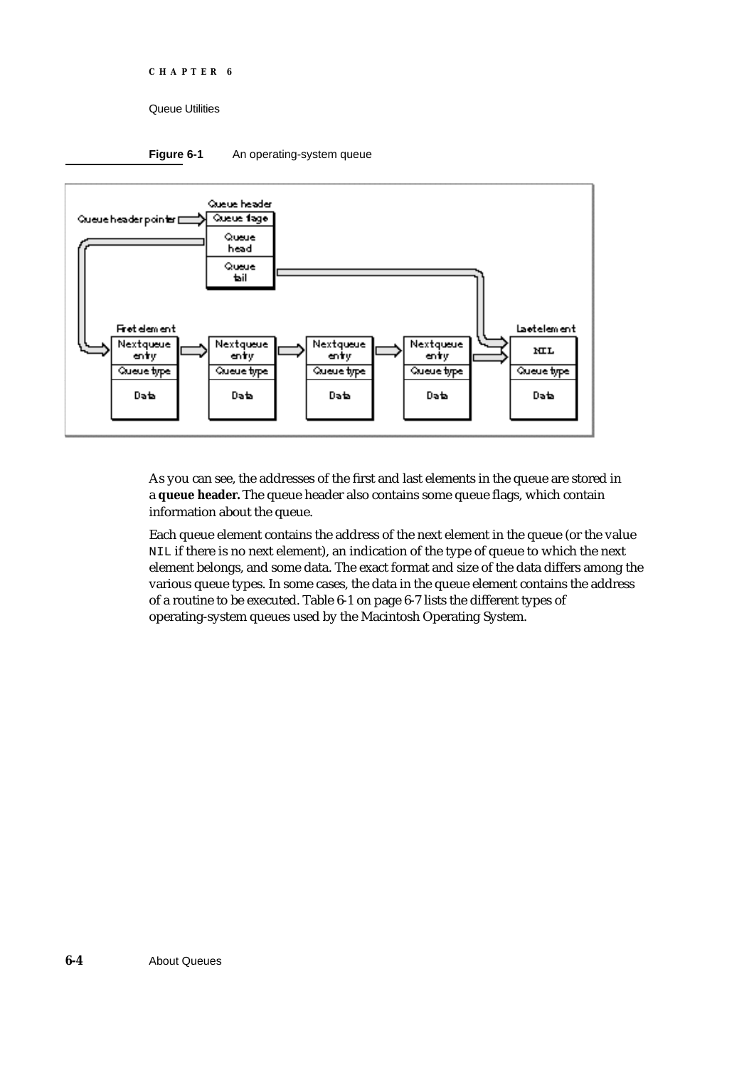**Figure 6-1** An operating-system queue

As you can see, the addresses of the first and last elements in the queue are stored in a **queue header.** The queue header also contains some queue flags, which contain information about the queue.

Each queue element contains the address of the next element in the queue (or the value `NIL` if there is no next element), an indication of the type of queue to which the next element belongs, and some data. The exact format and size of the data differs among the various queue types. In some cases, the data in the queue element contains the address of a routine to be executed. Table 6-1 on page 6-7 lists the different types of operating-system queues used by the Macintosh Operating System.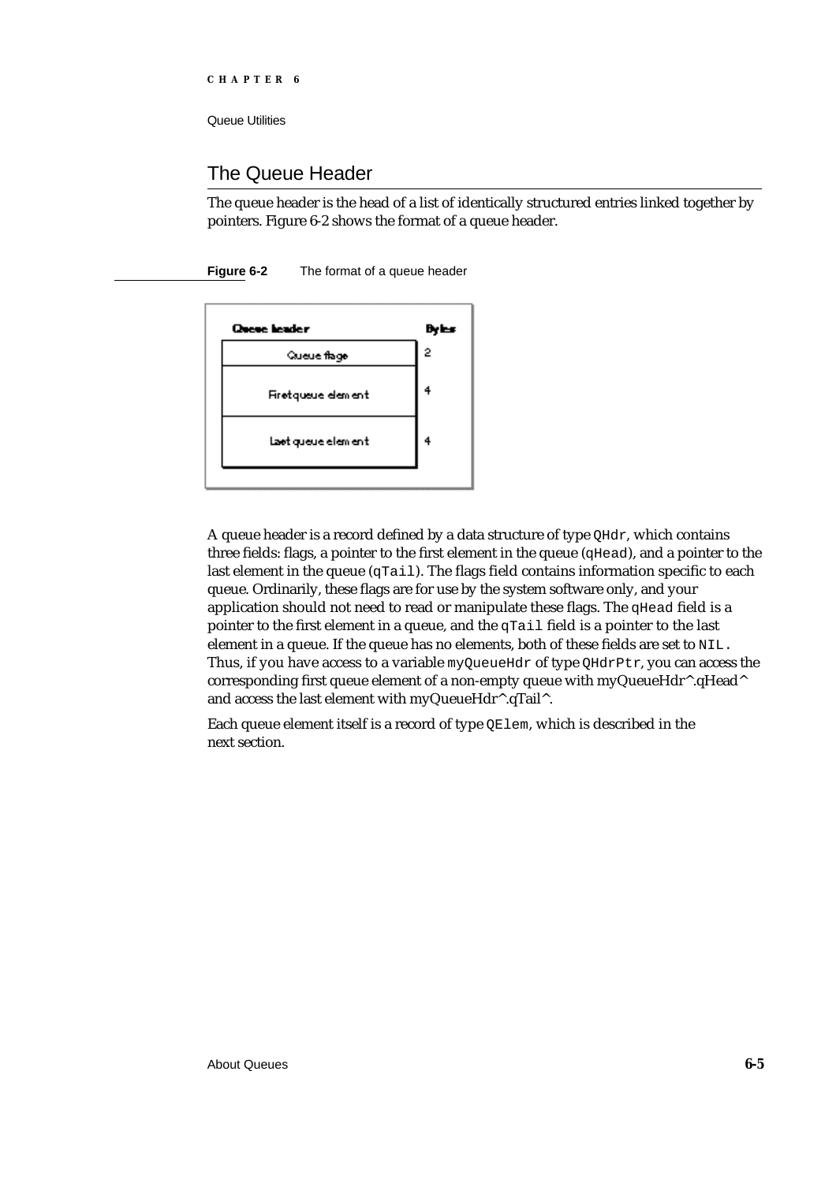## The Queue Header

The queue header is the head of a list of identically structured entries linked together by pointers. Figure 6-2 shows the format of a queue header.

**Figure 6-2** The format of a queue header

| Queue header | Bytes |
| --- | --- |
| Queue flags | 2 |
| First queue element | 4 |
| Last queue element | 4 |

A queue header is a record defined by a data structure of type `QHdr`, which contains three fields: flags, a pointer to the first element in the queue (`qHead`), and a pointer to the last element in the queue (`qTail`). The flags field contains information specific to each queue. Ordinarily, these flags are for use by the system software only, and your application should not need to read or manipulate these flags. The `qHead` field is a pointer to the first element in a queue, and the `qTail` field is a pointer to the last element in a queue. If the queue has no elements, both of these fields are set to `NIL`. Thus, if you have access to a variable `myQueueHdr` of type `QHdrPtr`, you can access the corresponding first queue element of a non-empty queue with myQueueHdr^.qHead^ and access the last element with myQueueHdr^.qTail^.

Each queue element itself is a record of type `QElem`, which is described in the next section.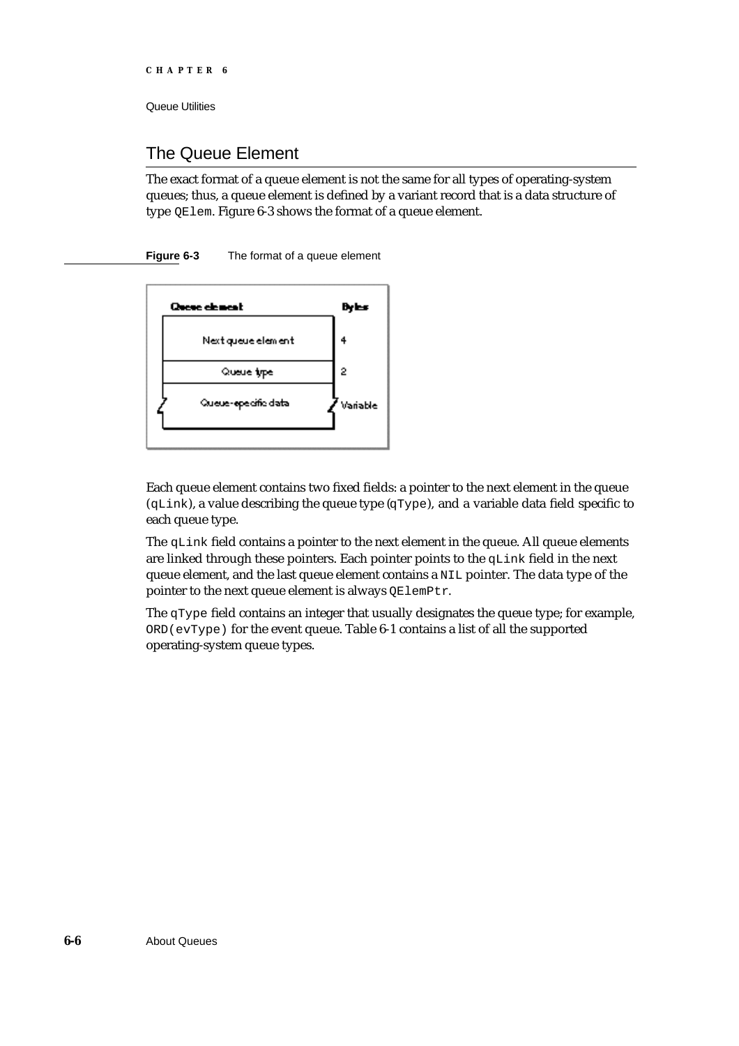## The Queue Element

The exact format of a queue element is not the same for all types of operating-system queues; thus, a queue element is defined by a variant record that is a data structure of type `QElem`. Figure 6-3 shows the format of a queue element.

**Figure 6-3** The format of a queue element

| Queue element | Bytes |
| --- | --- |
| Next queue element | 4 |
| Queue type | 2 |
| Queue-specific data | Variable |

Each queue element contains two fixed fields: a pointer to the next element in the queue (`qLink`), a value describing the queue type (`qType`), and a variable data field specific to each queue type.

The `qLink` field contains a pointer to the next element in the queue. All queue elements are linked through these pointers. Each pointer points to the `qLink` field in the next queue element, and the last queue element contains a `NIL` pointer. The data type of the pointer to the next queue element is always `QElemPtr`.

The `qType` field contains an integer that usually designates the queue type; for example, `ORD(evType)` for the event queue. Table 6-1 contains a list of all the supported operating-system queue types.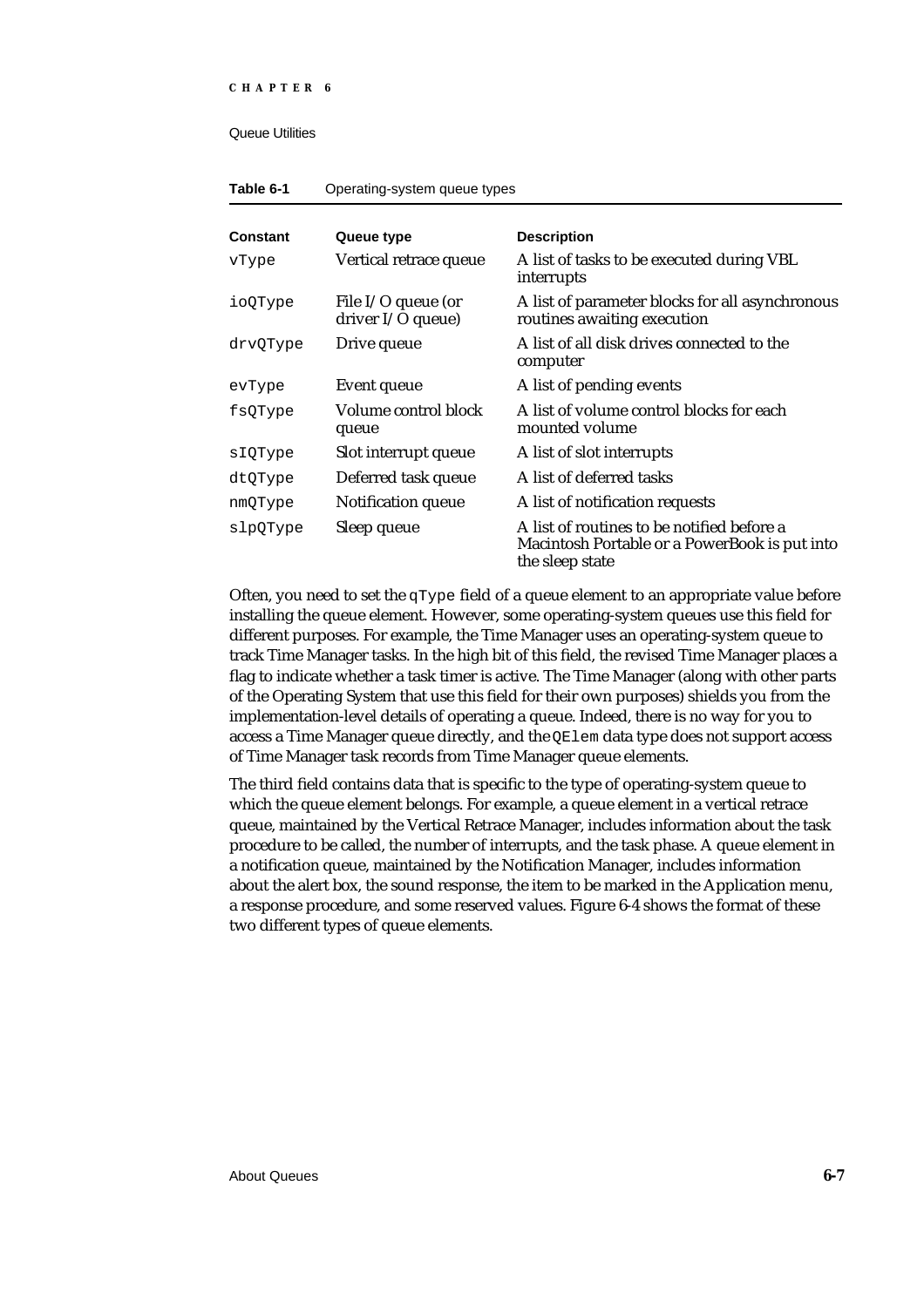**Table 6-1** Operating-system queue types

| Constant | Queue type | Description |
|---|---|---|
| vType | Vertical retrace queue | A list of tasks to be executed during VBL interrupts |
| ioQType | File I/O queue (or driver I/O queue) | A list of parameter blocks for all asynchronous routines awaiting execution |
| drvQType | Drive queue | A list of all disk drives connected to the computer |
| evType | Event queue | A list of pending events |
| fsQType | Volume control block queue | A list of volume control blocks for each mounted volume |
| sIQType | Slot interrupt queue | A list of slot interrupts |
| dtQType | Deferred task queue | A list of deferred tasks |
| nmQType | Notification queue | A list of notification requests |
| slpQType | Sleep queue | A list of routines to be notified before a Macintosh Portable or a PowerBook is put into the sleep state |

Often, you need to set the `qType` field of a queue element to an appropriate value before installing the queue element. However, some operating-system queues use this field for different purposes. For example, the Time Manager uses an operating-system queue to track Time Manager tasks. In the high bit of this field, the revised Time Manager places a flag to indicate whether a task timer is active. The Time Manager (along with other parts of the Operating System that use this field for their own purposes) shields you from the implementation-level details of operating a queue. Indeed, there is no way for you to access a Time Manager queue directly, and the `QElem` data type does not support access of Time Manager task records from Time Manager queue elements.

The third field contains data that is specific to the type of operating-system queue to which the queue element belongs. For example, a queue element in a vertical retrace queue, maintained by the Vertical Retrace Manager, includes information about the task procedure to be called, the number of interrupts, and the task phase. A queue element in a notification queue, maintained by the Notification Manager, includes information about the alert box, the sound response, the item to be marked in the Application menu, a response procedure, and some reserved values. Figure 6-4 shows the format of these two different types of queue elements.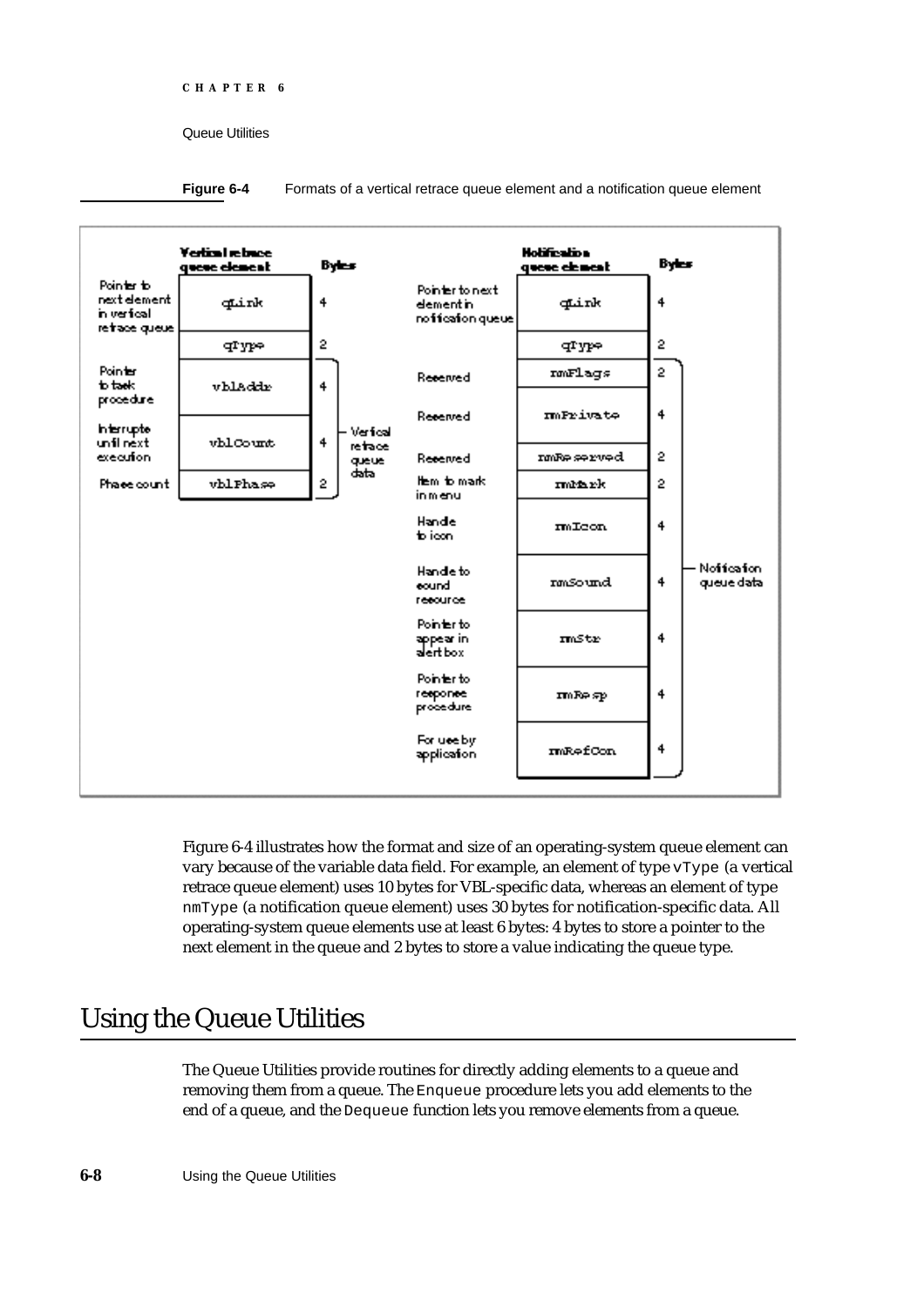**Figure 6-4** Formats of a vertical retrace queue element and a notification queue element

| | Vertical retrace queue element | Bytes | |
|---|---|---|---|
| Pointer to next element in vertical retrace queue | qLink | 4 | |
| | qType | 2 | |
| Pointer to task procedure | vblAddr | 4 | Vertical retrace queue data |
| Interrupts until next execution | vblCount | 4 | |
| Phase count | vblPhase | 2 | |

| | Notification queue element | Bytes | |
|---|---|---|---|
| Pointer to next element in notification queue | qLink | 4 | |
| | qType | 2 | |
| Reserved | nmFlags | 2 | Notification queue data |
| Reserved | nmPrivate | 4 | |
| Reserved | nmReserved | 2 | |
| Item to mark in menu | nmMark | 2 | |
| Handle to icon | nmIcon | 4 | |
| Handle to sound resource | nmSound | 4 | |
| Pointer to appear in alert box | nmStr | 4 | |
| Pointer to response procedure | nmResp | 4 | |
| For use by application | nmRefCon | 4 | |

Figure 6-4 illustrates how the format and size of an operating-system queue element can vary because of the variable data field. For example, an element of type `vType` (a vertical retrace queue element) uses 10 bytes for VBL-specific data, whereas an element of type `nmType` (a notification queue element) uses 30 bytes for notification-specific data. All operating-system queue elements use at least 6 bytes: 4 bytes to store a pointer to the next element in the queue and 2 bytes to store a value indicating the queue type.

# Using the Queue Utilities

The Queue Utilities provide routines for directly adding elements to a queue and removing them from a queue. The `Enqueue` procedure lets you add elements to the end of a queue, and the `Dequeue` function lets you remove elements from a queue.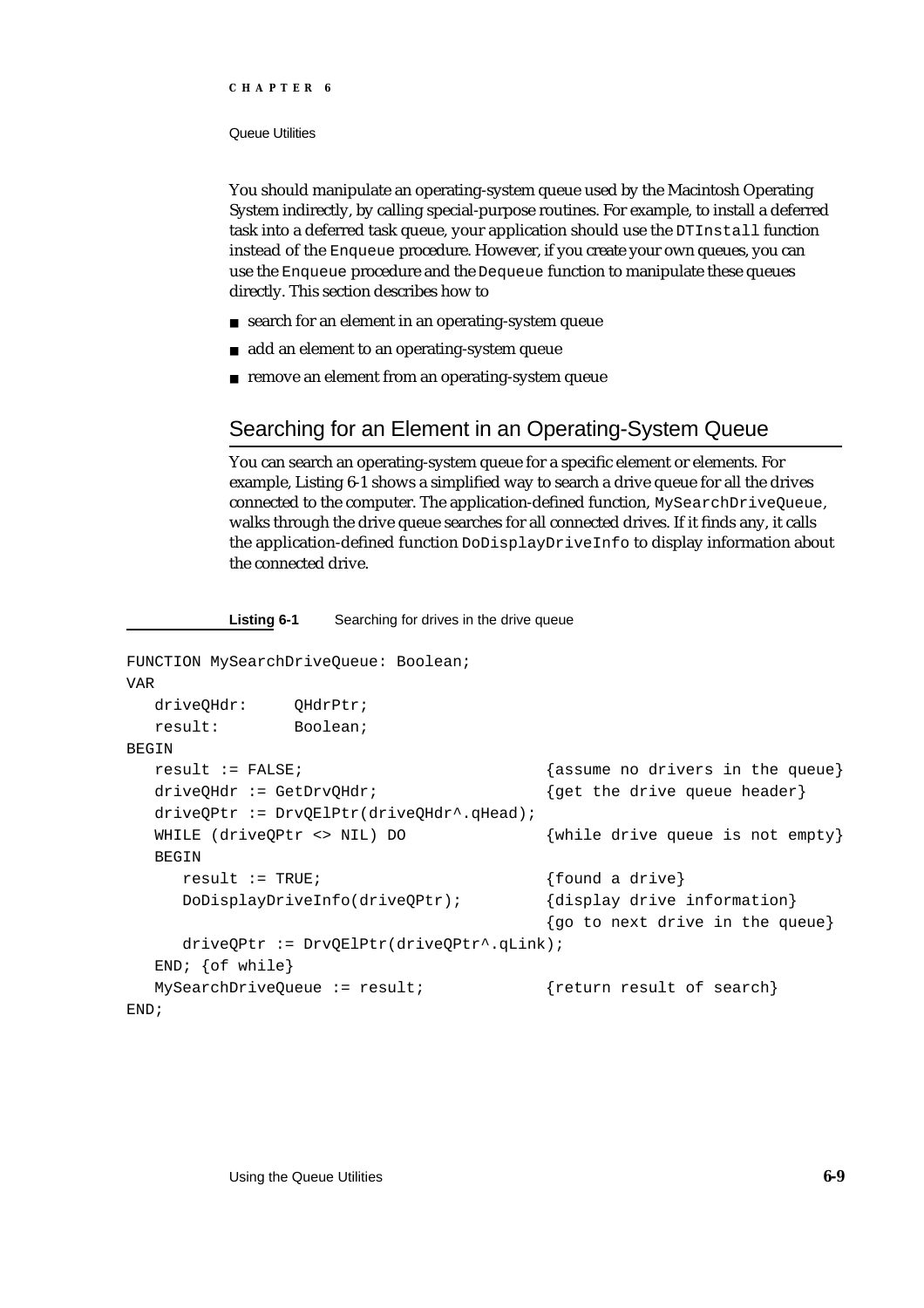You should manipulate an operating-system queue used by the Macintosh Operating System indirectly, by calling special-purpose routines. For example, to install a deferred task into a deferred task queue, your application should use the `DTInstall` function instead of the `Enqueue` procedure. However, if you create your own queues, you can use the `Enqueue` procedure and the `Dequeue` function to manipulate these queues directly. This section describes how to

- search for an element in an operating-system queue
- add an element to an operating-system queue
- remove an element from an operating-system queue

## Searching for an Element in an Operating-System Queue

You can search an operating-system queue for a specific element or elements. For example, Listing 6-1 shows a simplified way to search a drive queue for all the drives connected to the computer. The application-defined function, `MySearchDriveQueue`, walks through the drive queue searches for all connected drives. If it finds any, it calls the application-defined function `DoDisplayDriveInfo` to display information about the connected drive.

**Listing 6-1** Searching for drives in the drive queue

```
FUNCTION MySearchDriveQueue: Boolean;
VAR
   driveQHdr:     QHdrPtr;
   result:        Boolean;
BEGIN
   result := FALSE;                        {assume no drivers in the queue}
   driveQHdr := GetDrvQHdr;                {get the drive queue header}
   driveQPtr := DrvQElPtr(driveQHdr^.qHead);
   WHILE (driveQPtr <> NIL) DO             {while drive queue is not empty}
   BEGIN
      result := TRUE;                      {found a drive}
      DoDisplayDriveInfo(driveQPtr);       {display drive information}
                                           {go to next drive in the queue}
      driveQPtr := DrvQElPtr(driveQPtr^.qLink);
   END; {of while}
   MySearchDriveQueue := result;           {return result of search}
END;
```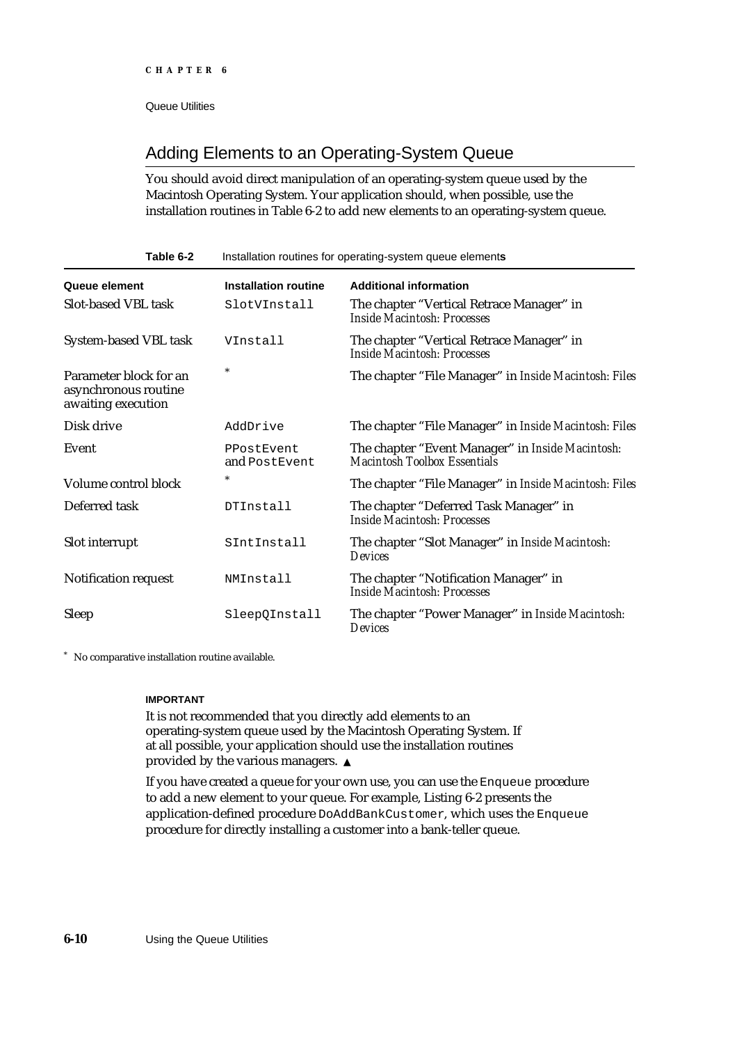## Adding Elements to an Operating-System Queue

You should avoid direct manipulation of an operating-system queue used by the Macintosh Operating System. Your application should, when possible, use the installation routines in Table 6-2 to add new elements to an operating-system queue.

**Table 6-2** Installation routines for operating-system queue elements

| Queue element | Installation routine | Additional information |
|---|---|---|
| Slot-based VBL task | `SlotVInstall` | The chapter "Vertical Retrace Manager" in *Inside Macintosh: Processes* |
| System-based VBL task | `VInstall` | The chapter "Vertical Retrace Manager" in *Inside Macintosh: Processes* |
| Parameter block for an asynchronous routine awaiting execution | * | The chapter "File Manager" in *Inside Macintosh: Files* |
| Disk drive | `AddDrive` | The chapter "File Manager" in *Inside Macintosh: Files* |
| Event | `PPostEvent` and `PostEvent` | The chapter "Event Manager" in *Inside Macintosh: Macintosh Toolbox Essentials* |
| Volume control block | * | The chapter "File Manager" in *Inside Macintosh: Files* |
| Deferred task | `DTInstall` | The chapter "Deferred Task Manager" in *Inside Macintosh: Processes* |
| Slot interrupt | `SIntInstall` | The chapter "Slot Manager" in *Inside Macintosh: Devices* |
| Notification request | `NMInstall` | The chapter "Notification Manager" in *Inside Macintosh: Processes* |
| Sleep | `SleepQInstall` | The chapter "Power Manager" in *Inside Macintosh: Devices* |

* No comparative installation routine available.

**IMPORTANT**

It is not recommended that you directly add elements to an operating-system queue used by the Macintosh Operating System. If at all possible, your application should use the installation routines provided by the various managers. ▲

If you have created a queue for your own use, you can use the `Enqueue` procedure to add a new element to your queue. For example, Listing 6-2 presents the application-defined procedure `DoAddBankCustomer`, which uses the `Enqueue` procedure for directly installing a customer into a bank-teller queue.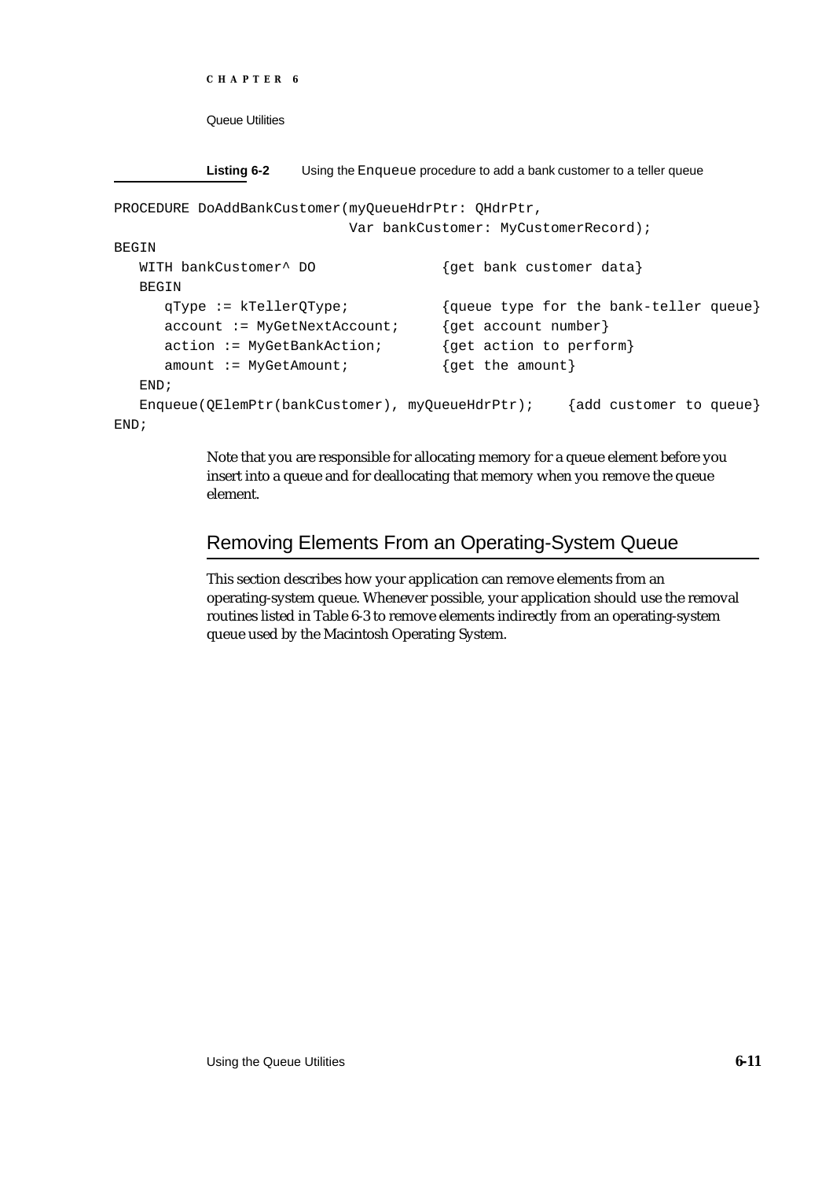**Listing 6-2** Using the `Enqueue` procedure to add a bank customer to a teller queue

```
PROCEDURE DoAddBankCustomer(myQueueHdrPtr: QHdrPtr,
                            Var bankCustomer: MyCustomerRecord);
BEGIN
   WITH bankCustomer^ DO               {get bank customer data}
   BEGIN
      qType := kTellerQType;           {queue type for the bank-teller queue}
      account := MyGetNextAccount;     {get account number}
      action := MyGetBankAction;       {get action to perform}
      amount := MyGetAmount;           {get the amount}
   END;
   Enqueue(QElemPtr(bankCustomer), myQueueHdrPtr);    {add customer to queue}
END;
```

Note that you are responsible for allocating memory for a queue element before you insert into a queue and for deallocating that memory when you remove the queue element.

## Removing Elements From an Operating-System Queue

This section describes how your application can remove elements from an operating-system queue. Whenever possible, your application should use the removal routines listed in Table 6-3 to remove elements indirectly from an operating-system queue used by the Macintosh Operating System.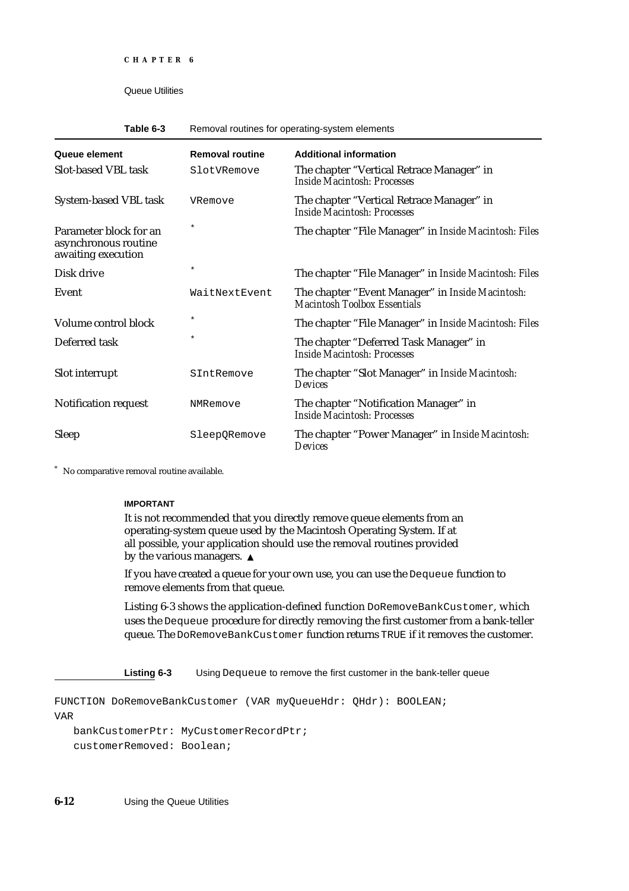**Table 6-3** Removal routines for operating-system elements

| Queue element | Removal routine | Additional information |
| --- | --- | --- |
| Slot-based VBL task | SlotVRemove | The chapter "Vertical Retrace Manager" in *Inside Macintosh: Processes* |
| System-based VBL task | VRemove | The chapter "Vertical Retrace Manager" in *Inside Macintosh: Processes* |
| Parameter block for an asynchronous routine awaiting execution | * | The chapter "File Manager" in *Inside Macintosh: Files* |
| Disk drive | * | The chapter "File Manager" in *Inside Macintosh: Files* |
| Event | WaitNextEvent | The chapter "Event Manager" in *Inside Macintosh: Macintosh Toolbox Essentials* |
| Volume control block | * | The chapter "File Manager" in *Inside Macintosh: Files* |
| Deferred task | * | The chapter "Deferred Task Manager" in *Inside Macintosh: Processes* |
| Slot interrupt | SIntRemove | The chapter "Slot Manager" in *Inside Macintosh: Devices* |
| Notification request | NMRemove | The chapter "Notification Manager" in *Inside Macintosh: Processes* |
| Sleep | SleepQRemove | The chapter "Power Manager" in *Inside Macintosh: Devices* |

* No comparative removal routine available.

**IMPORTANT**

It is not recommended that you directly remove queue elements from an operating-system queue used by the Macintosh Operating System. If at all possible, your application should use the removal routines provided by the various managers. ▲

If you have created a queue for your own use, you can use the `Dequeue` function to remove elements from that queue.

Listing 6-3 shows the application-defined function `DoRemoveBankCustomer`, which uses the `Dequeue` procedure for directly removing the first customer from a bank-teller queue. The `DoRemoveBankCustomer` function returns `TRUE` if it removes the customer.

**Listing 6-3** Using `Dequeue` to remove the first customer in the bank-teller queue

```
FUNCTION DoRemoveBankCustomer (VAR myQueueHdr: QHdr): BOOLEAN;
VAR
   bankCustomerPtr: MyCustomerRecordPtr;
   customerRemoved: Boolean;
```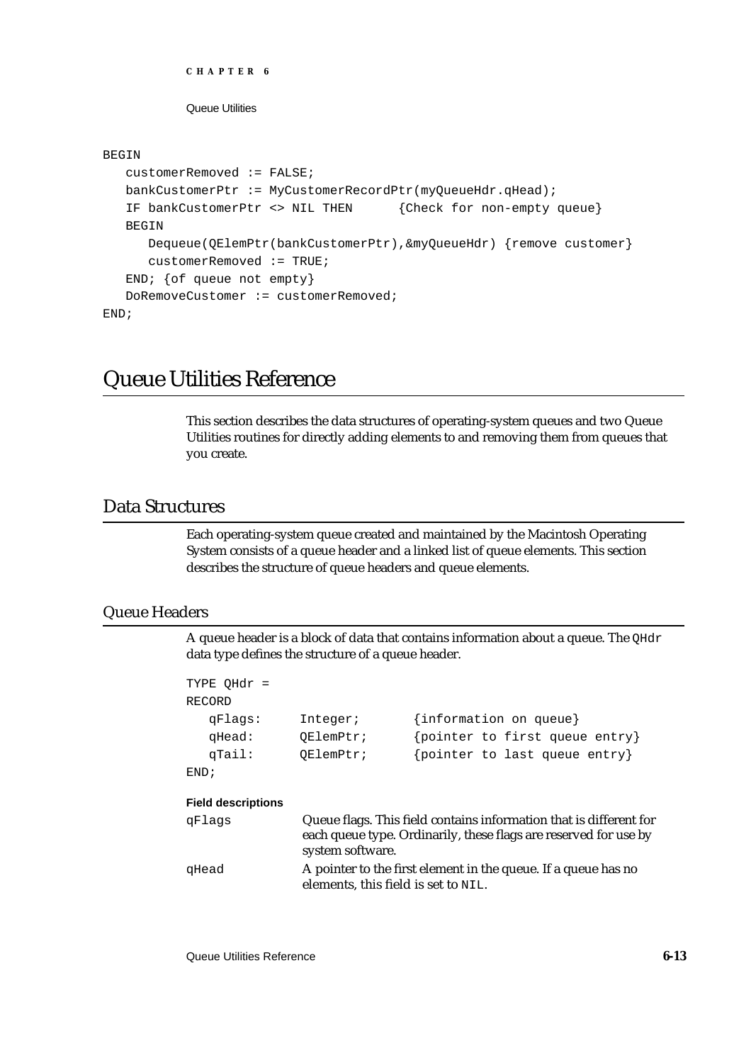```
BEGIN
   customerRemoved := FALSE;
   bankCustomerPtr := MyCustomerRecordPtr(myQueueHdr.qHead);
   IF bankCustomerPtr <> NIL THEN      {Check for non-empty queue}
   BEGIN
      Dequeue(QElemPtr(bankCustomerPtr),&myQueueHdr) {remove customer}
      customerRemoved := TRUE;
   END; {of queue not empty}
   DoRemoveCustomer := customerRemoved;
END;
```

# Queue Utilities Reference

This section describes the data structures of operating-system queues and two Queue Utilities routines for directly adding elements to and removing them from queues that you create.

## Data Structures

Each operating-system queue created and maintained by the Macintosh Operating System consists of a queue header and a linked list of queue elements. This section describes the structure of queue headers and queue elements.

### Queue Headers

A queue header is a block of data that contains information about a queue. The `QHdr` data type defines the structure of a queue header.

```
TYPE QHdr =
RECORD
   qFlags:     Integer;       {information on queue}
   qHead:      QElemPtr;      {pointer to first queue entry}
   qTail:      QElemPtr;      {pointer to last queue entry}
END;
```

**Field descriptions**

`qFlags` Queue flags. This field contains information that is different for each queue type. Ordinarily, these flags are reserved for use by system software.

`qHead` A pointer to the first element in the queue. If a queue has no elements, this field is set to `NIL`.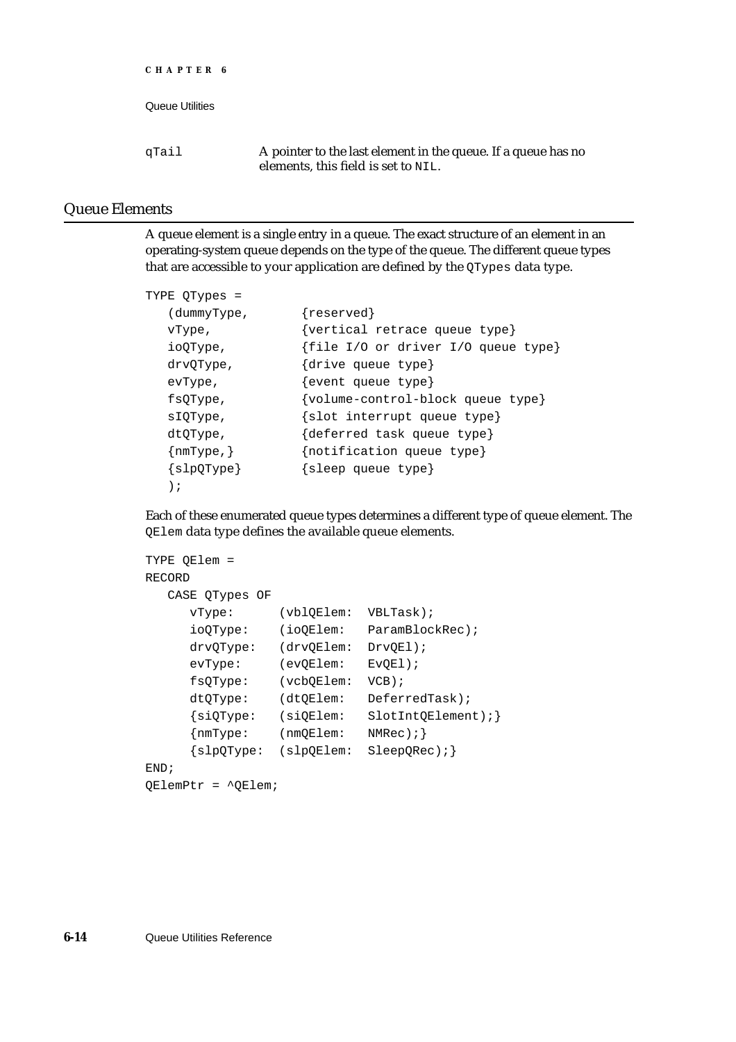qTail — A pointer to the last element in the queue. If a queue has no elements, this field is set to NIL.

## Queue Elements

A queue element is a single entry in a queue. The exact structure of an element in an operating-system queue depends on the type of the queue. The different queue types that are accessible to your application are defined by the QTypes data type.

```
TYPE QTypes =
   (dummyType,       {reserved}
   vType,            {vertical retrace queue type}
   ioQType,          {file I/O or driver I/O queue type}
   drvQType,         {drive queue type}
   evType,           {event queue type}
   fsQType,          {volume-control-block queue type}
   sIQType,          {slot interrupt queue type}
   dtQType,          {deferred task queue type}
   {nmType,}         {notification queue type}
   {slpQType}        {sleep queue type}
   );
```

Each of these enumerated queue types determines a different type of queue element. The QElem data type defines the available queue elements.

```
TYPE QElem =
RECORD
   CASE QTypes OF
      vType:      (vblQElem:  VBLTask);
      ioQType:    (ioQElem:   ParamBlockRec);
      drvQType:   (drvQElem:  DrvQEl);
      evType:     (evQElem:   EvQEl);
      fsQType:    (vcbQElem:  VCB);
      dtQType:    (dtQElem:   DeferredTask);
      {siQType:   (siQElem:   SlotIntQElement);}
      {nmType:    (nmQElem:   NMRec);}
      {slpQType:  (slpQElem:  SleepQRec);}
END;
QElemPtr = ^QElem;
```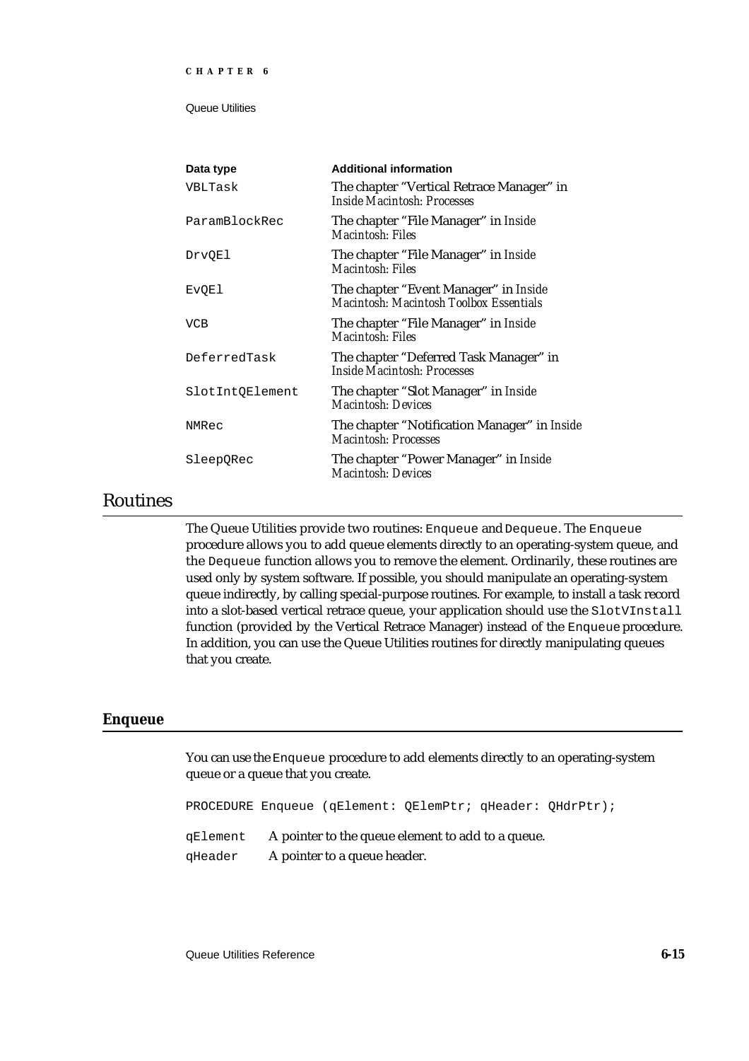| Data type | Additional information |
| --- | --- |
| VBLTask | The chapter "Vertical Retrace Manager" in *Inside Macintosh: Processes* |
| ParamBlockRec | The chapter "File Manager" in *Inside Macintosh: Files* |
| DrvQEl | The chapter "File Manager" in *Inside Macintosh: Files* |
| EvQEl | The chapter "Event Manager" in *Inside Macintosh: Macintosh Toolbox Essentials* |
| VCB | The chapter "File Manager" in *Inside Macintosh: Files* |
| DeferredTask | The chapter "Deferred Task Manager" in *Inside Macintosh: Processes* |
| SlotIntQElement | The chapter "Slot Manager" in *Inside Macintosh: Devices* |
| NMRec | The chapter "Notification Manager" in *Inside Macintosh: Processes* |
| SleepQRec | The chapter "Power Manager" in *Inside Macintosh: Devices* |

## Routines

The Queue Utilities provide two routines: `Enqueue` and `Dequeue`. The `Enqueue` procedure allows you to add queue elements directly to an operating-system queue, and the `Dequeue` function allows you to remove the element. Ordinarily, these routines are used only by system software. If possible, you should manipulate an operating-system queue indirectly, by calling special-purpose routines. For example, to install a task record into a slot-based vertical retrace queue, your application should use the `SlotVInstall` function (provided by the Vertical Retrace Manager) instead of the `Enqueue` procedure. In addition, you can use the Queue Utilities routines for directly manipulating queues that you create.

### Enqueue

You can use the `Enqueue` procedure to add elements directly to an operating-system queue or a queue that you create.

```
PROCEDURE Enqueue (qElement: QElemPtr; qHeader: QHdrPtr);
```

`qElement` A pointer to the queue element to add to a queue.

`qHeader` A pointer to a queue header.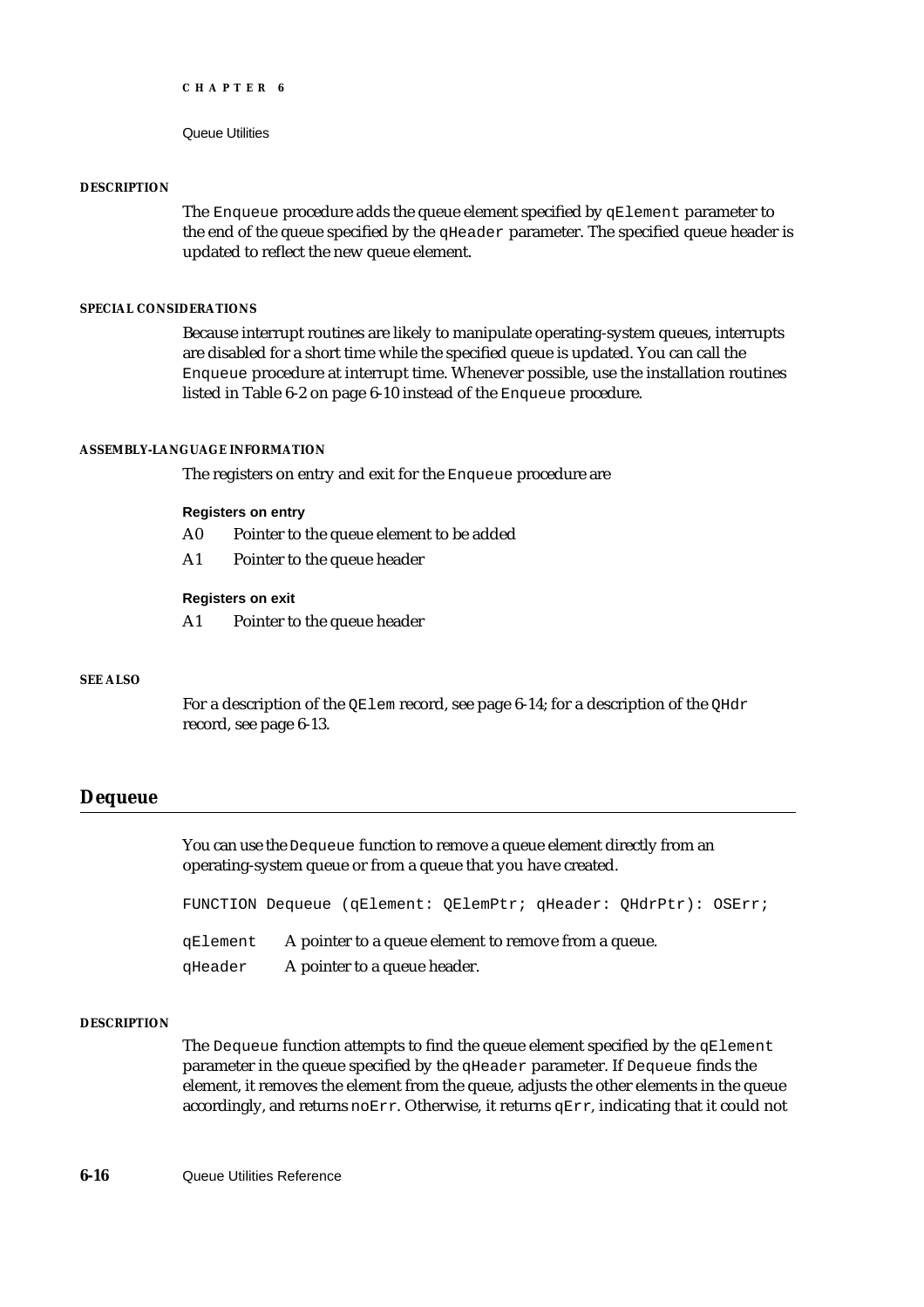#### DESCRIPTION

The `Enqueue` procedure adds the queue element specified by `qElement` parameter to the end of the queue specified by the `qHeader` parameter. The specified queue header is updated to reflect the new queue element.

#### SPECIAL CONSIDERATIONS

Because interrupt routines are likely to manipulate operating-system queues, interrupts are disabled for a short time while the specified queue is updated. You can call the `Enqueue` procedure at interrupt time. Whenever possible, use the installation routines listed in Table 6-2 on page 6-10 instead of the `Enqueue` procedure.

#### ASSEMBLY-LANGUAGE INFORMATION

The registers on entry and exit for the `Enqueue` procedure are

**Registers on entry**

A0 Pointer to the queue element to be added

A1 Pointer to the queue header

**Registers on exit**

A1 Pointer to the queue header

#### SEE ALSO

For a description of the `QElem` record, see page 6-14; for a description of the `QHdr` record, see page 6-13.

## Dequeue

You can use the `Dequeue` function to remove a queue element directly from an operating-system queue or from a queue that you have created.

```
FUNCTION Dequeue (qElement: QElemPtr; qHeader: QHdrPtr): OSErr;
```

`qElement` A pointer to a queue element to remove from a queue.

`qHeader` A pointer to a queue header.

#### DESCRIPTION

The `Dequeue` function attempts to find the queue element specified by the `qElement` parameter in the queue specified by the `qHeader` parameter. If `Dequeue` finds the element, it removes the element from the queue, adjusts the other elements in the queue accordingly, and returns `noErr`. Otherwise, it returns `qErr`, indicating that it could not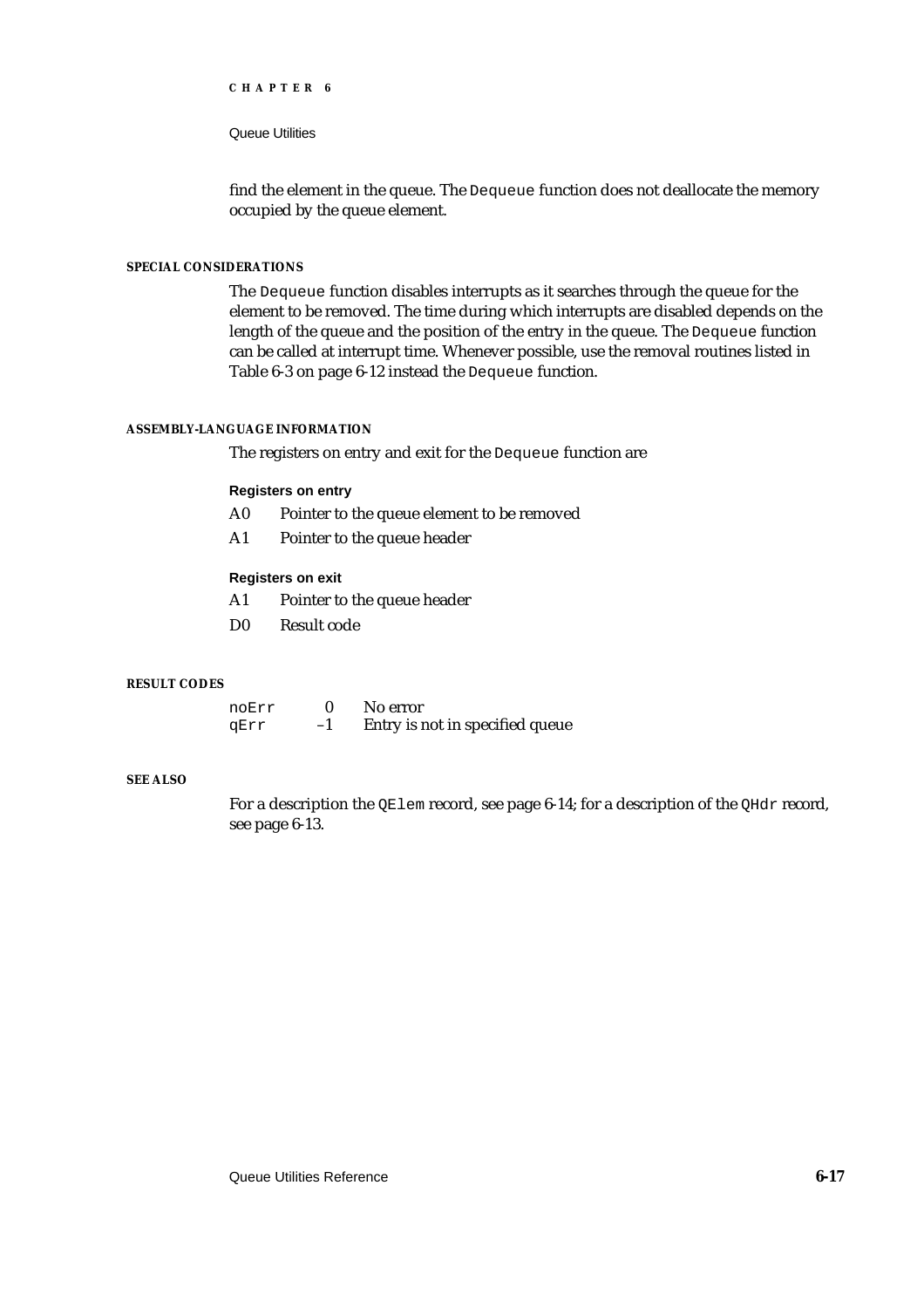find the element in the queue. The `Dequeue` function does not deallocate the memory occupied by the queue element.

#### SPECIAL CONSIDERATIONS

The `Dequeue` function disables interrupts as it searches through the queue for the element to be removed. The time during which interrupts are disabled depends on the length of the queue and the position of the entry in the queue. The `Dequeue` function can be called at interrupt time. Whenever possible, use the removal routines listed in Table 6-3 on page 6-12 instead the `Dequeue` function.

#### ASSEMBLY-LANGUAGE INFORMATION

The registers on entry and exit for the `Dequeue` function are

**Registers on entry**

| | |
|---|---|
| A0 | Pointer to the queue element to be removed |
| A1 | Pointer to the queue header |

**Registers on exit**

| | |
|---|---|
| A1 | Pointer to the queue header |
| D0 | Result code |

#### RESULT CODES

| | | |
|---|---|---|
| `noErr` | 0 | No error |
| `qErr` | –1 | Entry is not in specified queue |

#### SEE ALSO

For a description the `QElem` record, see page 6-14; for a description of the `QHdr` record, see page 6-13.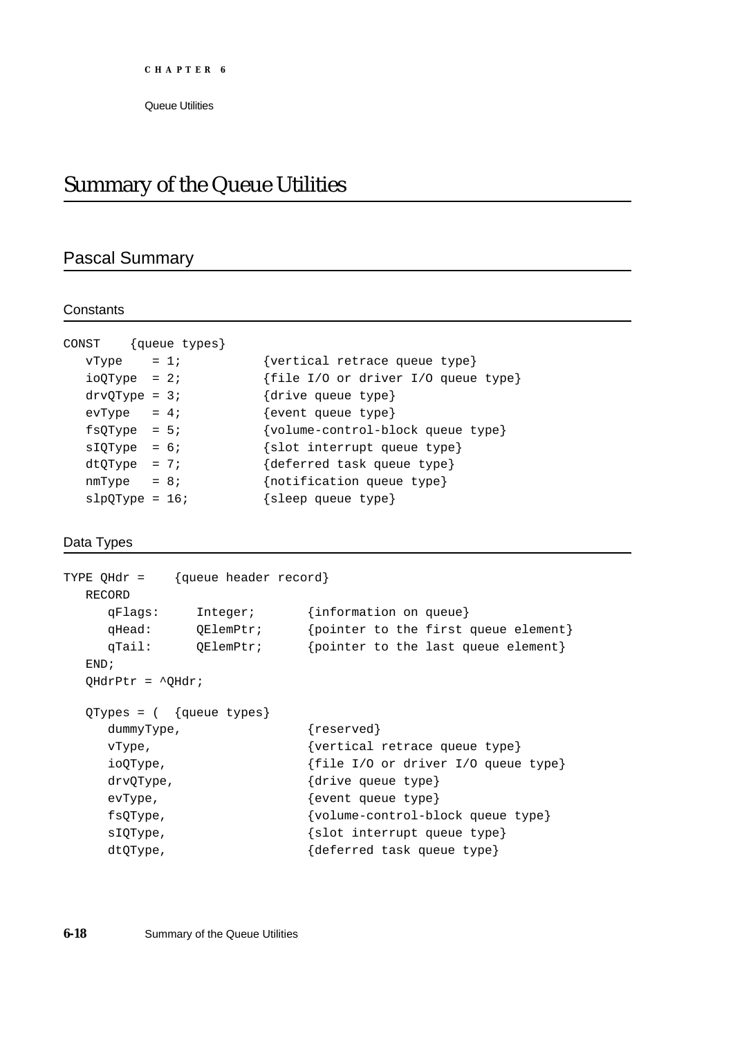# Summary of the Queue Utilities

## Pascal Summary

### Constants

```
CONST    {queue types}
   vType    = 1;          {vertical retrace queue type}
   ioQType  = 2;          {file I/O or driver I/O queue type}
   drvQType = 3;          {drive queue type}
   evType   = 4;          {event queue type}
   fsQType  = 5;          {volume-control-block queue type}
   sIQType  = 6;          {slot interrupt queue type}
   dtQType  = 7;          {deferred task queue type}
   nmType   = 8;          {notification queue type}
   slpQType = 16;         {sleep queue type}
```

### Data Types

```
TYPE QHdr =    {queue header record}
   RECORD
      qFlags:     Integer;       {information on queue}
      qHead:      QElemPtr;      {pointer to the first queue element}
      qTail:      QElemPtr;      {pointer to the last queue element}
   END;
   QHdrPtr = ^QHdr;

   QTypes = (  {queue types}
      dummyType,                 {reserved}
      vType,                     {vertical retrace queue type}
      ioQType,                   {file I/O or driver I/O queue type}
      drvQType,                  {drive queue type}
      evType,                    {event queue type}
      fsQType,                   {volume-control-block queue type}
      sIQType,                   {slot interrupt queue type}
      dtQType,                   {deferred task queue type}
```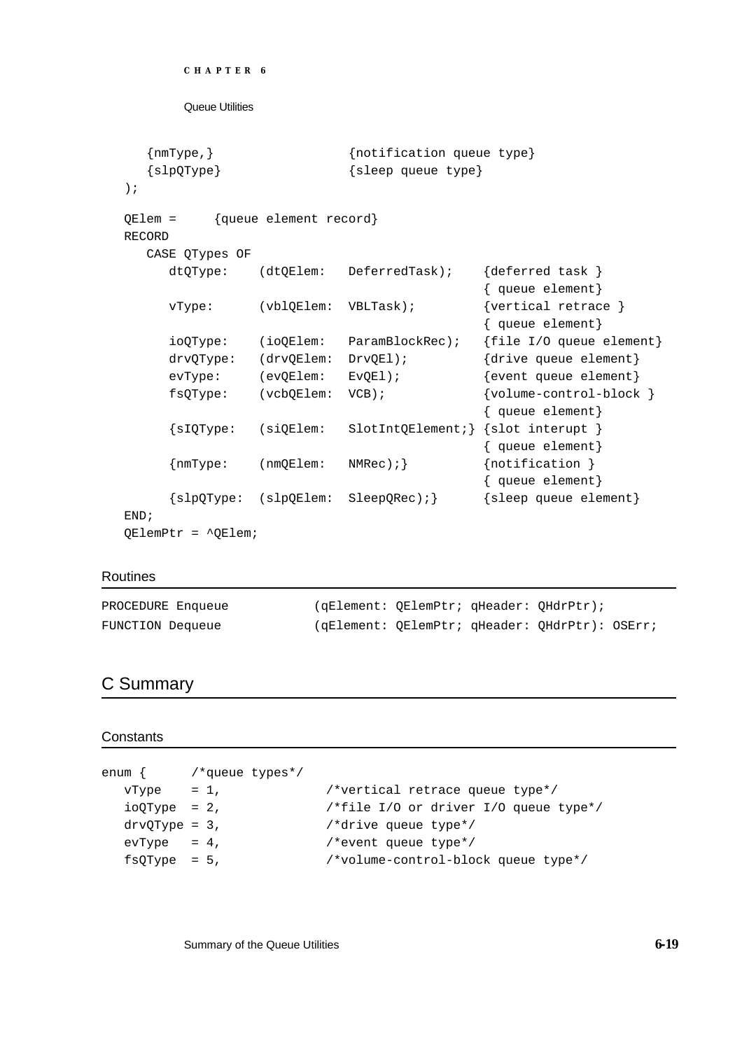```
      {nmType,}                  {notification queue type}
      {slpQType}                 {sleep queue type}
   );

   QElem =     {queue element record}
   RECORD
      CASE QTypes OF
         dtQType:    (dtQElem:   DeferredTask);    {deferred task }
                                                   { queue element}
         vType:      (vblQElem:  VBLTask);         {vertical retrace }
                                                   { queue element}
         ioQType:    (ioQElem:   ParamBlockRec);   {file I/O queue element}
         drvQType:   (drvQElem:  DrvQEl);          {drive queue element}
         evType:     (evQElem:   EvQEl);           {event queue element}
         fsQType:    (vcbQElem:  VCB);             {volume-control-block }
                                                   { queue element}
         {sIQType:   (siQElem:   SlotIntQElement;} {slot interupt }
                                                   { queue element}
         {nmType:    (nmQElem:   NMRec);}          {notification }
                                                   { queue element}
         {slpQType:  (slpQElem:  SleepQRec);}      {sleep queue element}
   END;
   QElemPtr = ^QElem;
```

### Routines

```
PROCEDURE Enqueue          (qElement: QElemPtr; qHeader: QHdrPtr);
FUNCTION Dequeue           (qElement: QElemPtr; qHeader: QHdrPtr): OSErr;
```

## C Summary

### Constants

```
enum {      /*queue types*/
   vType    = 1,            /*vertical retrace queue type*/
   ioQType  = 2,            /*file I/O or driver I/O queue type*/
   drvQType = 3,            /*drive queue type*/
   evType   = 4,            /*event queue type*/
   fsQType  = 5,            /*volume-control-block queue type*/
```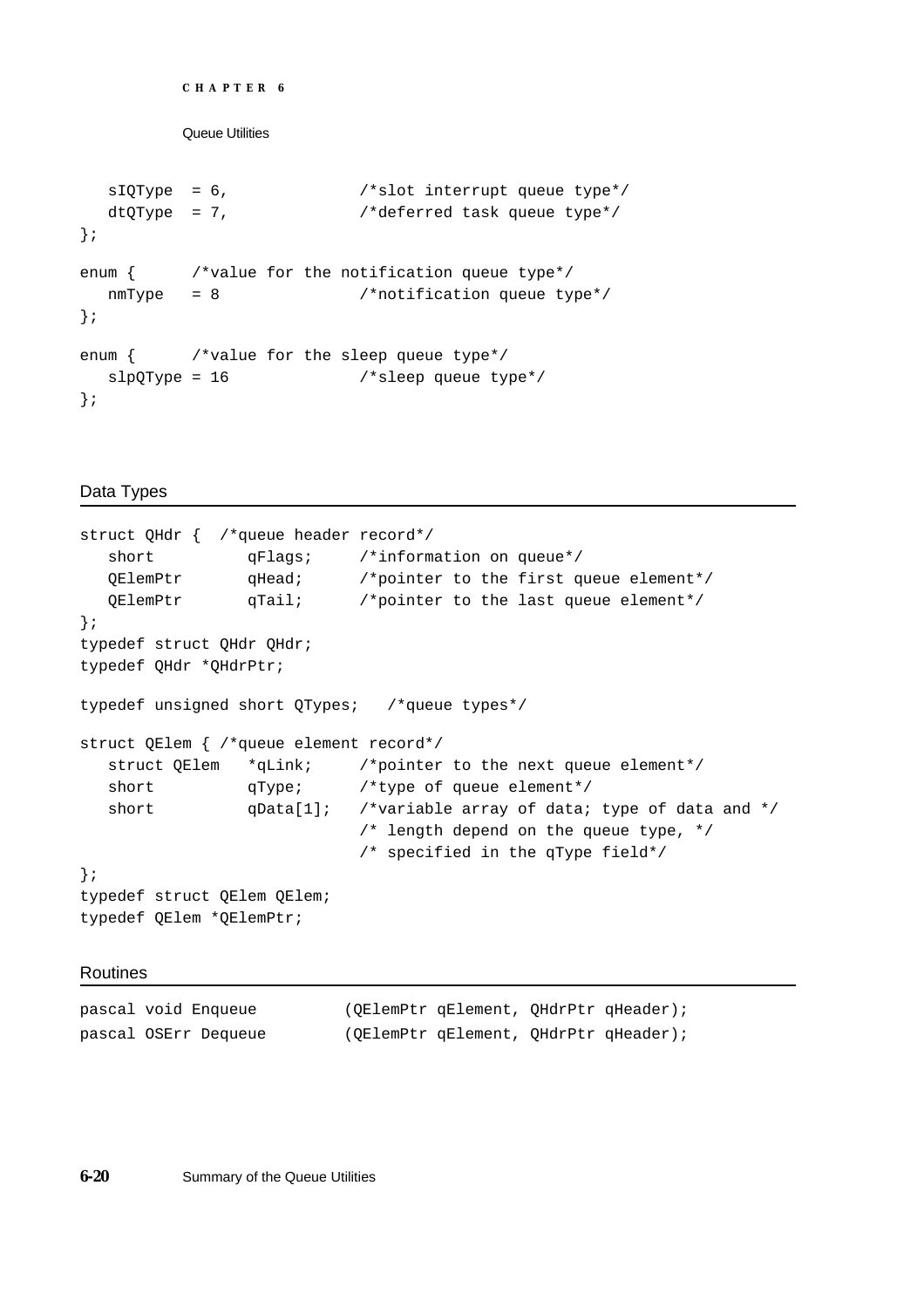```
   sIQType  = 6,             /*slot interrupt queue type*/
   dtQType  = 7,             /*deferred task queue type*/
};

enum {      /*value for the notification queue type*/
   nmType   = 8              /*notification queue type*/
};

enum {      /*value for the sleep queue type*/
   slpQType = 16             /*sleep queue type*/
};
```

## Data Types

```
struct QHdr {  /*queue header record*/
   short          qFlags;     /*information on queue*/
   QElemPtr       qHead;      /*pointer to the first queue element*/
   QElemPtr       qTail;      /*pointer to the last queue element*/
};
typedef struct QHdr QHdr;
typedef QHdr *QHdrPtr;

typedef unsigned short QTypes;   /*queue types*/

struct QElem { /*queue element record*/
   struct QElem   *qLink;     /*pointer to the next queue element*/
   short          qType;      /*type of queue element*/
   short          qData[1];   /*variable array of data; type of data and */
                              /* length depend on the queue type, */
                              /* specified in the qType field*/
};
typedef struct QElem QElem;
typedef QElem *QElemPtr;
```

## Routines

```
pascal void Enqueue         (QElemPtr qElement, QHdrPtr qHeader);
pascal OSErr Dequeue        (QElemPtr qElement, QHdrPtr qHeader);
```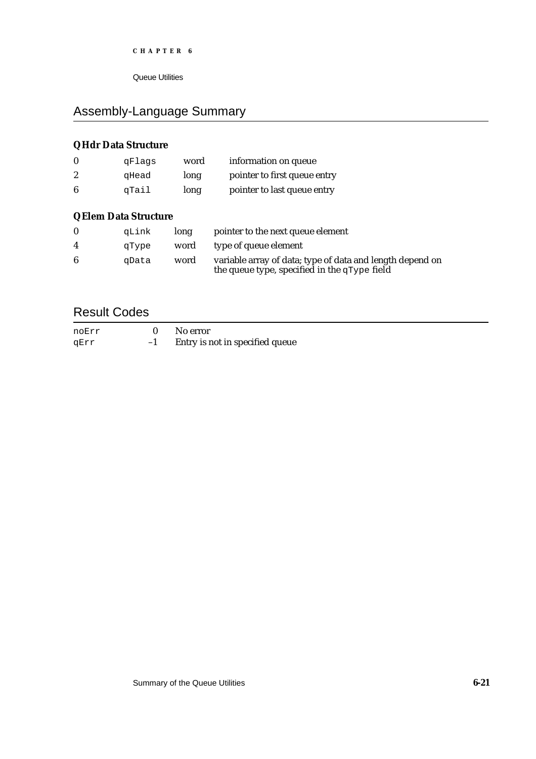## Assembly-Language Summary

### QHdr Data Structure

| | | | |
|---|---|---|---|
| 0 | `qFlags` | word | information on queue |
| 2 | `qHead` | long | pointer to first queue entry |
| 6 | `qTail` | long | pointer to last queue entry |

### QElem Data Structure

| | | | |
|---|---|---|---|
| 0 | `qLink` | long | pointer to the next queue element |
| 4 | `qType` | word | type of queue element |
| 6 | `qData` | word | variable array of data; type of data and length depend on the queue type, specified in the `qType` field |

## Result Codes

| | | |
|---|---|---|
| `noErr` | 0 | No error |
| `qErr` | –1 | Entry is not in specified queue |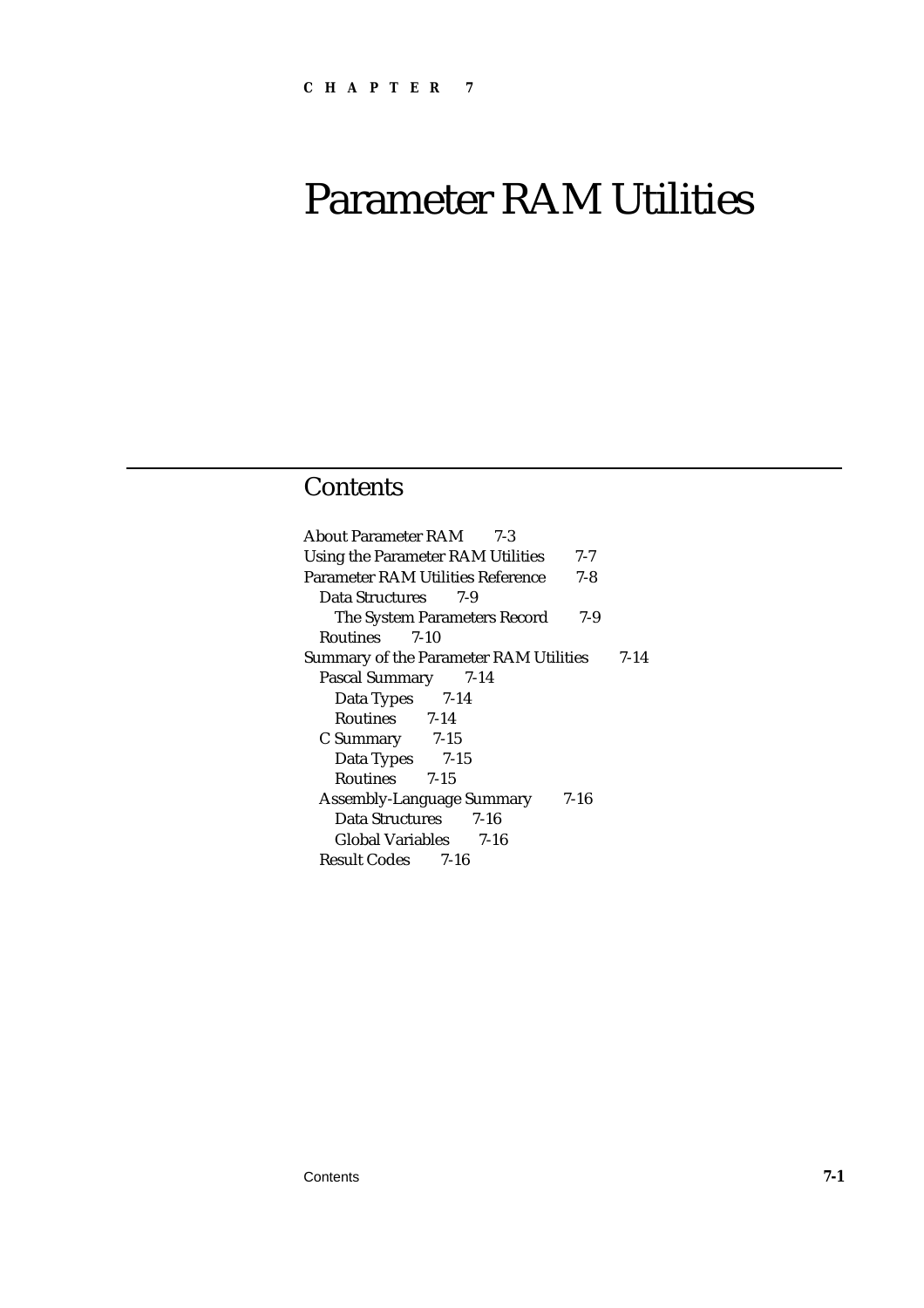CHAPTER 7

# Parameter RAM Utilities

## Contents

About Parameter RAM 7-3
Using the Parameter RAM Utilities 7-7
Parameter RAM Utilities Reference 7-8
- Data Structures 7-9
  - The System Parameters Record 7-9
- Routines 7-10

Summary of the Parameter RAM Utilities 7-14
- Pascal Summary 7-14
  - Data Types 7-14
  - Routines 7-14
- C Summary 7-15
  - Data Types 7-15
  - Routines 7-15
- Assembly-Language Summary 7-16
  - Data Structures 7-16
  - Global Variables 7-16
- Result Codes 7-16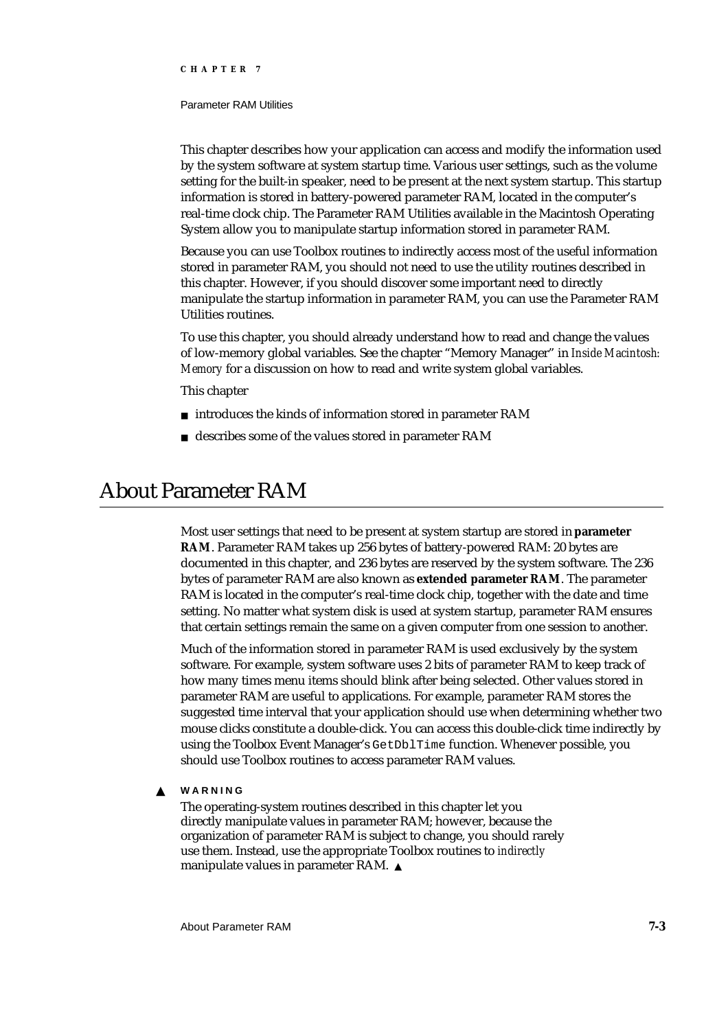This chapter describes how your application can access and modify the information used by the system software at system startup time. Various user settings, such as the volume setting for the built-in speaker, need to be present at the next system startup. This startup information is stored in battery-powered parameter RAM, located in the computer's real-time clock chip. The Parameter RAM Utilities available in the Macintosh Operating System allow you to manipulate startup information stored in parameter RAM.

Because you can use Toolbox routines to indirectly access most of the useful information stored in parameter RAM, you should not need to use the utility routines described in this chapter. However, if you should discover some important need to directly manipulate the startup information in parameter RAM, you can use the Parameter RAM Utilities routines.

To use this chapter, you should already understand how to read and change the values of low-memory global variables. See the chapter "Memory Manager" in *Inside Macintosh: Memory* for a discussion on how to read and write system global variables.

This chapter

- introduces the kinds of information stored in parameter RAM
- describes some of the values stored in parameter RAM

# About Parameter RAM

Most user settings that need to be present at system startup are stored in **parameter RAM**. Parameter RAM takes up 256 bytes of battery-powered RAM: 20 bytes are documented in this chapter, and 236 bytes are reserved by the system software. The 236 bytes of parameter RAM are also known as **extended parameter RAM**. The parameter RAM is located in the computer's real-time clock chip, together with the date and time setting. No matter what system disk is used at system startup, parameter RAM ensures that certain settings remain the same on a given computer from one session to another.

Much of the information stored in parameter RAM is used exclusively by the system software. For example, system software uses 2 bits of parameter RAM to keep track of how many times menu items should blink after being selected. Other values stored in parameter RAM are useful to applications. For example, parameter RAM stores the suggested time interval that your application should use when determining whether two mouse clicks constitute a double-click. You can access this double-click time indirectly by using the Toolbox Event Manager's `GetDblTime` function. Whenever possible, you should use Toolbox routines to access parameter RAM values.

▲ **WARNING**

The operating-system routines described in this chapter let you directly manipulate values in parameter RAM; however, because the organization of parameter RAM is subject to change, you should rarely use them. Instead, use the appropriate Toolbox routines to *indirectly* manipulate values in parameter RAM. ▲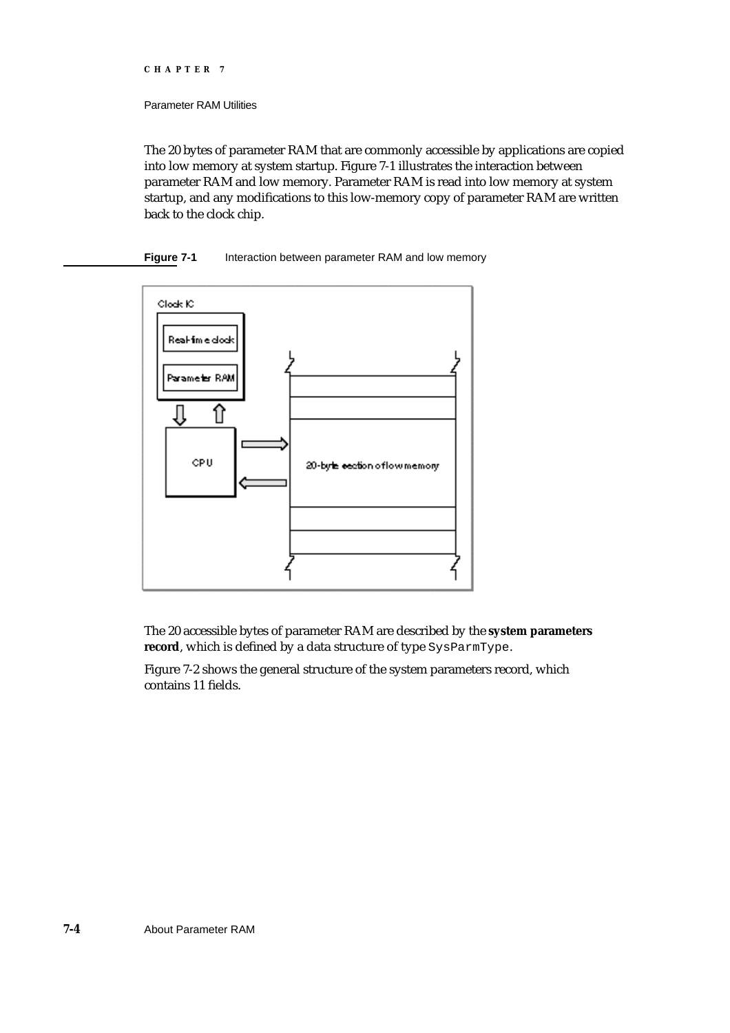The 20 bytes of parameter RAM that are commonly accessible by applications are copied into low memory at system startup. Figure 7-1 illustrates the interaction between parameter RAM and low memory. Parameter RAM is read into low memory at system startup, and any modifications to this low-memory copy of parameter RAM are written back to the clock chip.

**Figure 7-1** Interaction between parameter RAM and low memory

The 20 accessible bytes of parameter RAM are described by the **system parameters record**, which is defined by a data structure of type `SysParmType`.

Figure 7-2 shows the general structure of the system parameters record, which contains 11 fields.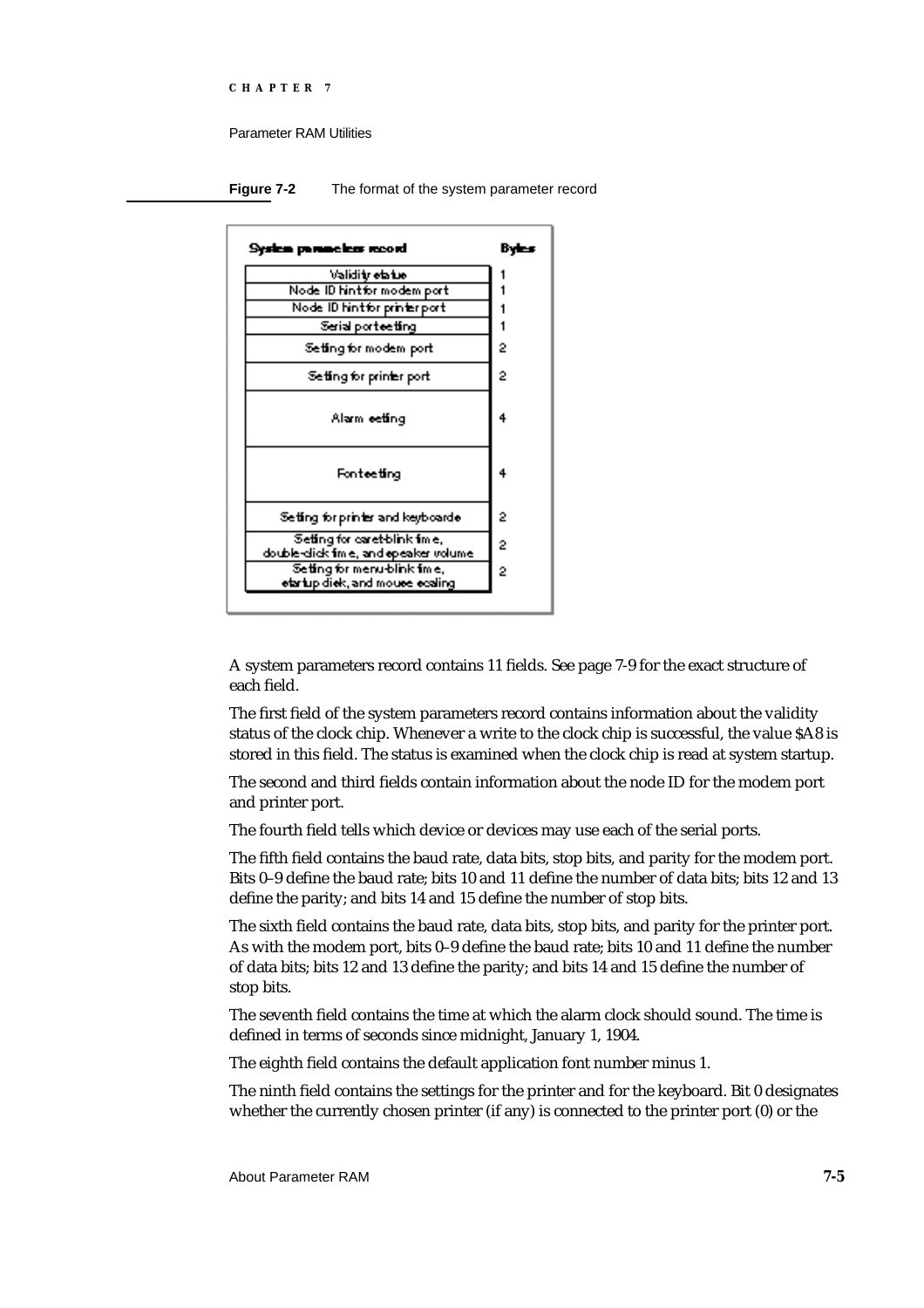**Figure 7-2** The format of the system parameter record

| System parameters record | Bytes |
| --- | --- |
| Validity status | 1 |
| Node ID hint for modem port | 1 |
| Node ID hint for printer port | 1 |
| Serial port setting | 1 |
| Setting for modem port | 2 |
| Setting for printer port | 2 |
| Alarm setting | 4 |
| Font setting | 4 |
| Setting for printer and keyboards | 2 |
| Setting for caret-blink time, double-click time, and speaker volume | 2 |
| Setting for menu-blink time, startup disk, and mouse scaling | 2 |

A system parameters record contains 11 fields. See page 7-9 for the exact structure of each field.

The first field of the system parameters record contains information about the validity status of the clock chip. Whenever a write to the clock chip is successful, the value $A8 is stored in this field. The status is examined when the clock chip is read at system startup.

The second and third fields contain information about the node ID for the modem port and printer port.

The fourth field tells which device or devices may use each of the serial ports.

The fifth field contains the baud rate, data bits, stop bits, and parity for the modem port. Bits 0–9 define the baud rate; bits 10 and 11 define the number of data bits; bits 12 and 13 define the parity; and bits 14 and 15 define the number of stop bits.

The sixth field contains the baud rate, data bits, stop bits, and parity for the printer port. As with the modem port, bits 0–9 define the baud rate; bits 10 and 11 define the number of data bits; bits 12 and 13 define the parity; and bits 14 and 15 define the number of stop bits.

The seventh field contains the time at which the alarm clock should sound. The time is defined in terms of seconds since midnight, January 1, 1904.

The eighth field contains the default application font number minus 1.

The ninth field contains the settings for the printer and for the keyboard. Bit 0 designates whether the currently chosen printer (if any) is connected to the printer port (0) or the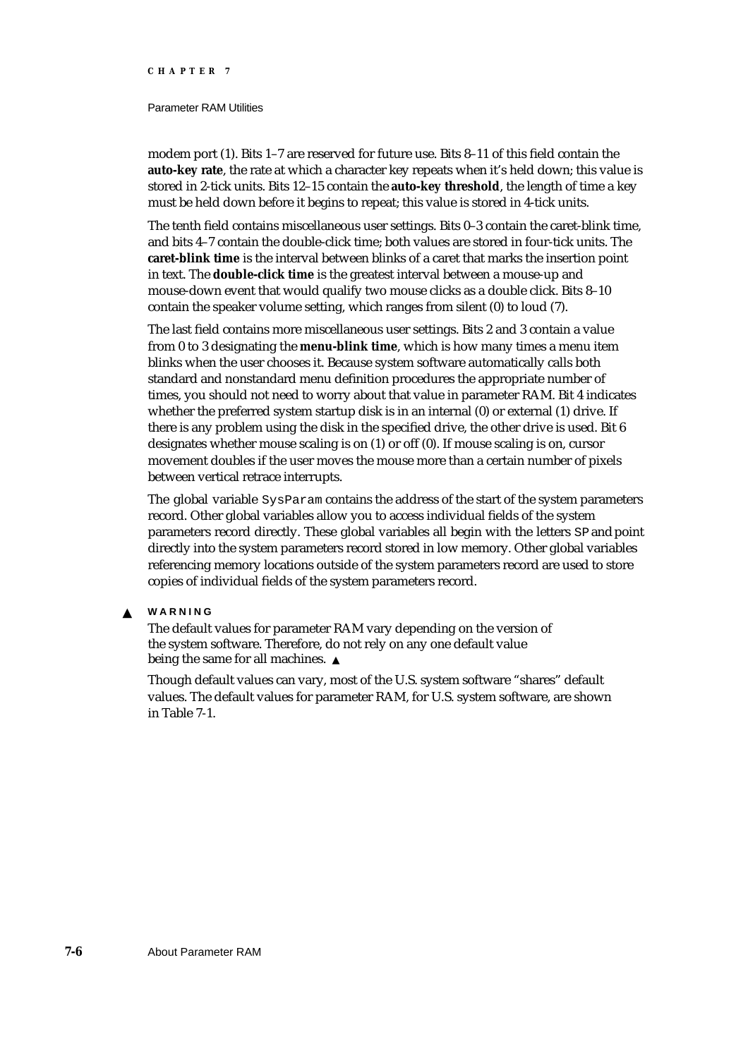modem port (1). Bits 1–7 are reserved for future use. Bits 8–11 of this field contain the **auto-key rate**, the rate at which a character key repeats when it's held down; this value is stored in 2-tick units. Bits 12–15 contain the **auto-key threshold**, the length of time a key must be held down before it begins to repeat; this value is stored in 4-tick units.

The tenth field contains miscellaneous user settings. Bits 0–3 contain the caret-blink time, and bits 4–7 contain the double-click time; both values are stored in four-tick units. The **caret-blink time** is the interval between blinks of a caret that marks the insertion point in text. The **double-click time** is the greatest interval between a mouse-up and mouse-down event that would qualify two mouse clicks as a double click. Bits 8–10 contain the speaker volume setting, which ranges from silent (0) to loud (7).

The last field contains more miscellaneous user settings. Bits 2 and 3 contain a value from 0 to 3 designating the **menu-blink time**, which is how many times a menu item blinks when the user chooses it. Because system software automatically calls both standard and nonstandard menu definition procedures the appropriate number of times, you should not need to worry about that value in parameter RAM. Bit 4 indicates whether the preferred system startup disk is in an internal (0) or external (1) drive. If there is any problem using the disk in the specified drive, the other drive is used. Bit 6 designates whether mouse scaling is on (1) or off (0). If mouse scaling is on, cursor movement doubles if the user moves the mouse more than a certain number of pixels between vertical retrace interrupts.

The global variable `SysParam` contains the address of the start of the system parameters record. Other global variables allow you to access individual fields of the system parameters record directly. These global variables all begin with the letters `SP` and point directly into the system parameters record stored in low memory. Other global variables referencing memory locations outside of the system parameters record are used to store copies of individual fields of the system parameters record.

▲ **WARNING**

The default values for parameter RAM vary depending on the version of the system software. Therefore, do not rely on any one default value being the same for all machines. ▲

Though default values can vary, most of the U.S. system software "shares" default values. The default values for parameter RAM, for U.S. system software, are shown in Table 7-1.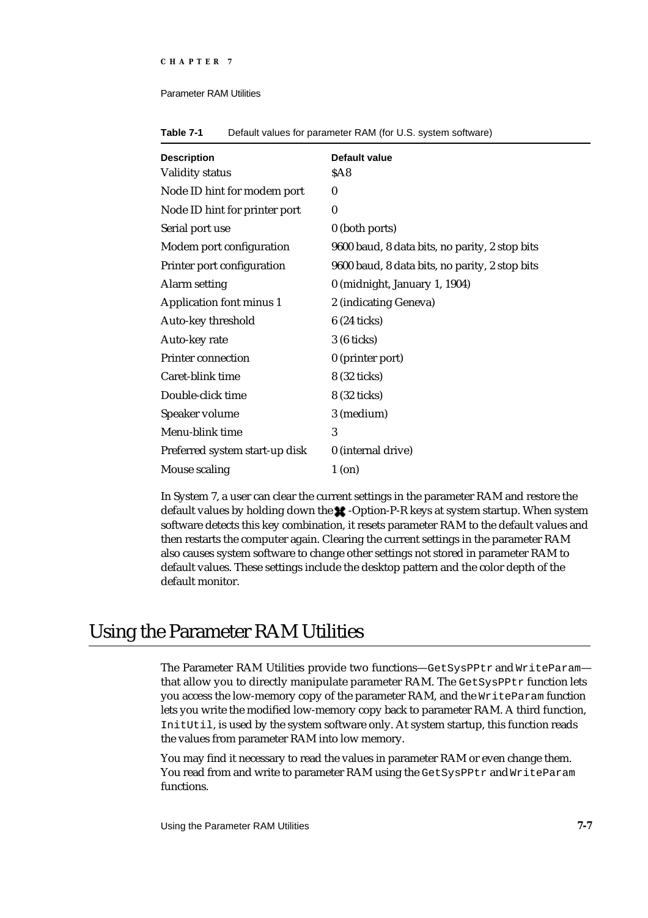**Table 7-1** Default values for parameter RAM (for U.S. system software)

| Description | Default value |
| --- | --- |
| Validity status | $A8 |
| Node ID hint for modem port | 0 |
| Node ID hint for printer port | 0 |
| Serial port use | 0 (both ports) |
| Modem port configuration | 9600 baud, 8 data bits, no parity, 2 stop bits |
| Printer port configuration | 9600 baud, 8 data bits, no parity, 2 stop bits |
| Alarm setting | 0 (midnight, January 1, 1904) |
| Application font minus 1 | 2 (indicating Geneva) |
| Auto-key threshold | 6 (24 ticks) |
| Auto-key rate | 3 (6 ticks) |
| Printer connection | 0 (printer port) |
| Caret-blink time | 8 (32 ticks) |
| Double-click time | 8 (32 ticks) |
| Speaker volume | 3 (medium) |
| Menu-blink time | 3 |
| Preferred system start-up disk | 0 (internal drive) |
| Mouse scaling | 1 (on) |

In System 7, a user can clear the current settings in the parameter RAM and restore the default values by holding down the ⌘-Option-P-R keys at system startup. When system software detects this key combination, it resets parameter RAM to the default values and then restarts the computer again. Clearing the current settings in the parameter RAM also causes system software to change other settings not stored in parameter RAM to default values. These settings include the desktop pattern and the color depth of the default monitor.

# Using the Parameter RAM Utilities

The Parameter RAM Utilities provide two functions—`GetSysPPtr` and `WriteParam`—that allow you to directly manipulate parameter RAM. The `GetSysPPtr` function lets you access the low-memory copy of the parameter RAM, and the `WriteParam` function lets you write the modified low-memory copy back to parameter RAM. A third function, `InitUtil`, is used by the system software only. At system startup, this function reads the values from parameter RAM into low memory.

You may find it necessary to read the values in parameter RAM or even change them. You read from and write to parameter RAM using the `GetSysPPtr` and `WriteParam` functions.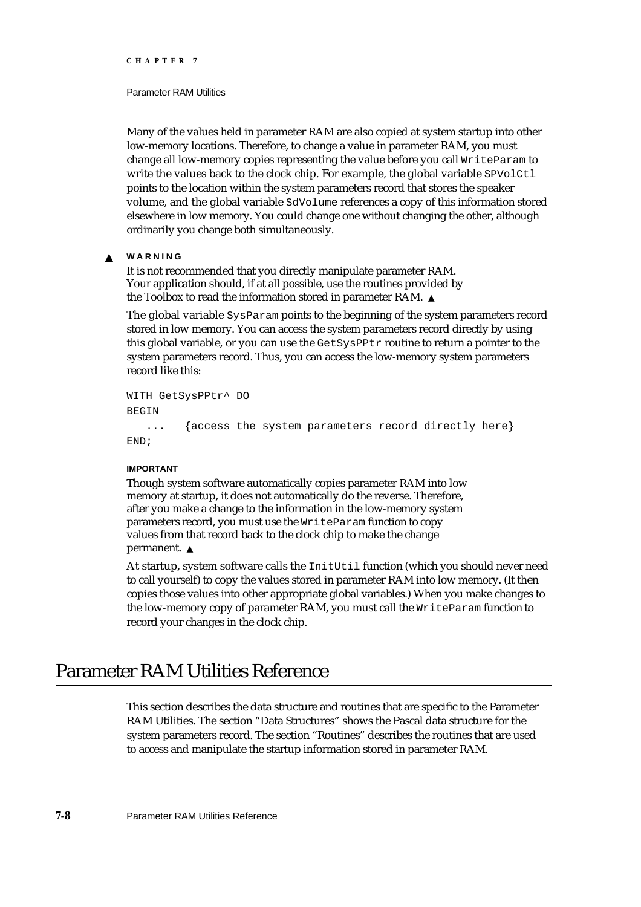Many of the values held in parameter RAM are also copied at system startup into other low-memory locations. Therefore, to change a value in parameter RAM, you must change all low-memory copies representing the value before you call `WriteParam` to write the values back to the clock chip. For example, the global variable `SPVolCtl` points to the location within the system parameters record that stores the speaker volume, and the global variable `SdVolume` references a copy of this information stored elsewhere in low memory. You could change one without changing the other, although ordinarily you change both simultaneously.

**▲ WARNING**

It is not recommended that you directly manipulate parameter RAM. Your application should, if at all possible, use the routines provided by the Toolbox to read the information stored in parameter RAM. ▲

The global variable `SysParam` points to the beginning of the system parameters record stored in low memory. You can access the system parameters record directly by using this global variable, or you can use the `GetSysPPtr` routine to return a pointer to the system parameters record. Thus, you can access the low-memory system parameters record like this:

```
WITH GetSysPPtr^ DO
BEGIN
   ...   {access the system parameters record directly here}
END;
```

**IMPORTANT**

Though system software automatically copies parameter RAM into low memory at startup, it does not automatically do the reverse. Therefore, after you make a change to the information in the low-memory system parameters record, you must use the `WriteParam` function to copy values from that record back to the clock chip to make the change permanent. ▲

At startup, system software calls the `InitUtil` function (which you should never need to call yourself) to copy the values stored in parameter RAM into low memory. (It then copies those values into other appropriate global variables.) When you make changes to the low-memory copy of parameter RAM, you must call the `WriteParam` function to record your changes in the clock chip.

# Parameter RAM Utilities Reference

This section describes the data structure and routines that are specific to the Parameter RAM Utilities. The section "Data Structures" shows the Pascal data structure for the system parameters record. The section "Routines" describes the routines that are used to access and manipulate the startup information stored in parameter RAM.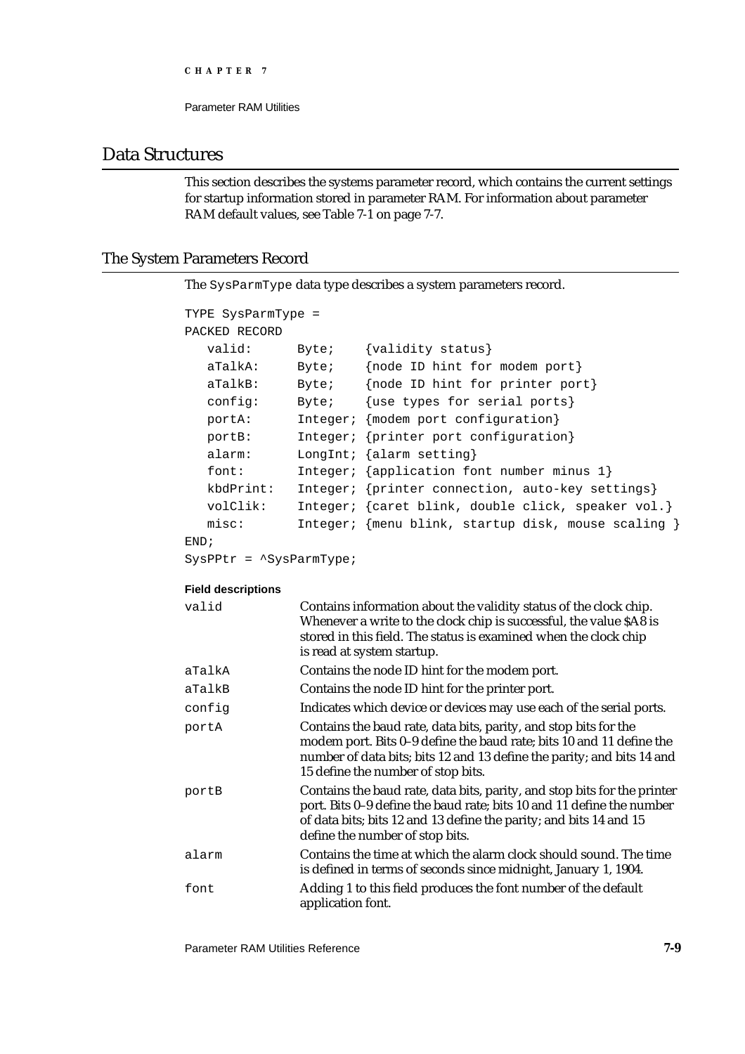## Data Structures

This section describes the systems parameter record, which contains the current settings for startup information stored in parameter RAM. For information about parameter RAM default values, see Table 7-1 on page 7-7.

### The System Parameters Record

The `SysParmType` data type describes a system parameters record.

```
TYPE SysParmType =
PACKED RECORD
   valid:      Byte;    {validity status}
   aTalkA:     Byte;    {node ID hint for modem port}
   aTalkB:     Byte;    {node ID hint for printer port}
   config:     Byte;    {use types for serial ports}
   portA:      Integer; {modem port configuration}
   portB:      Integer; {printer port configuration}
   alarm:      LongInt; {alarm setting}
   font:       Integer; {application font number minus 1}
   kbdPrint:   Integer; {printer connection, auto-key settings}
   volClik:    Integer; {caret blink, double click, speaker vol.}
   misc:       Integer; {menu blink, startup disk, mouse scaling }
END;
SysPPtr = ^SysParmType;
```

**Field descriptions**

`valid` Contains information about the validity status of the clock chip. Whenever a write to the clock chip is successful, the value $A8 is stored in this field. The status is examined when the clock chip is read at system startup.

`aTalkA` Contains the node ID hint for the modem port.

`aTalkB` Contains the node ID hint for the printer port.

`config` Indicates which device or devices may use each of the serial ports.

`portA` Contains the baud rate, data bits, parity, and stop bits for the modem port. Bits 0–9 define the baud rate; bits 10 and 11 define the number of data bits; bits 12 and 13 define the parity; and bits 14 and 15 define the number of stop bits.

`portB` Contains the baud rate, data bits, parity, and stop bits for the printer port. Bits 0–9 define the baud rate; bits 10 and 11 define the number of data bits; bits 12 and 13 define the parity; and bits 14 and 15 define the number of stop bits.

`alarm` Contains the time at which the alarm clock should sound. The time is defined in terms of seconds since midnight, January 1, 1904.

`font` Adding 1 to this field produces the font number of the default application font.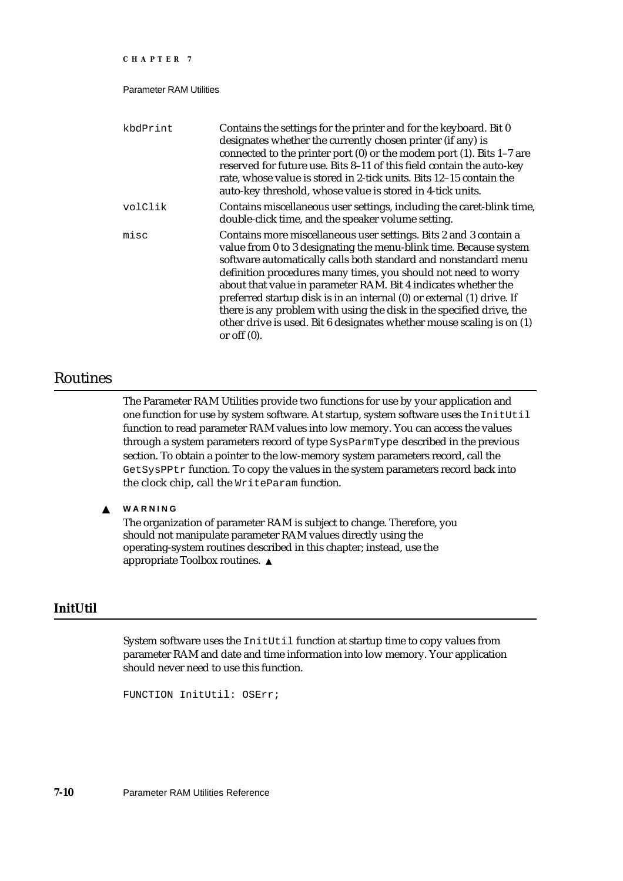kbdPrint
: Contains the settings for the printer and for the keyboard. Bit 0 designates whether the currently chosen printer (if any) is connected to the printer port (0) or the modem port (1). Bits 1–7 are reserved for future use. Bits 8–11 of this field contain the auto-key rate, whose value is stored in 2-tick units. Bits 12–15 contain the auto-key threshold, whose value is stored in 4-tick units.

volClik
: Contains miscellaneous user settings, including the caret-blink time, double-click time, and the speaker volume setting.

misc
: Contains more miscellaneous user settings. Bits 2 and 3 contain a value from 0 to 3 designating the menu-blink time. Because system software automatically calls both standard and nonstandard menu definition procedures many times, you should not need to worry about that value in parameter RAM. Bit 4 indicates whether the preferred startup disk is in an internal (0) or external (1) drive. If there is any problem with using the disk in the specified drive, the other drive is used. Bit 6 designates whether mouse scaling is on (1) or off (0).

# Routines

The Parameter RAM Utilities provide two functions for use by your application and one function for use by system software. At startup, system software uses the `InitUtil` function to read parameter RAM values into low memory. You can access the values through a system parameters record of type `SysParmType` described in the previous section. To obtain a pointer to the low-memory system parameters record, call the `GetSysPPtr` function. To copy the values in the system parameters record back into the clock chip, call the `WriteParam` function.

▲ **WARNING**

The organization of parameter RAM is subject to change. Therefore, you should not manipulate parameter RAM values directly using the operating-system routines described in this chapter; instead, use the appropriate Toolbox routines. ▲

## InitUtil

System software uses the `InitUtil` function at startup time to copy values from parameter RAM and date and time information into low memory. Your application should never need to use this function.

```
FUNCTION InitUtil: OSErr;
```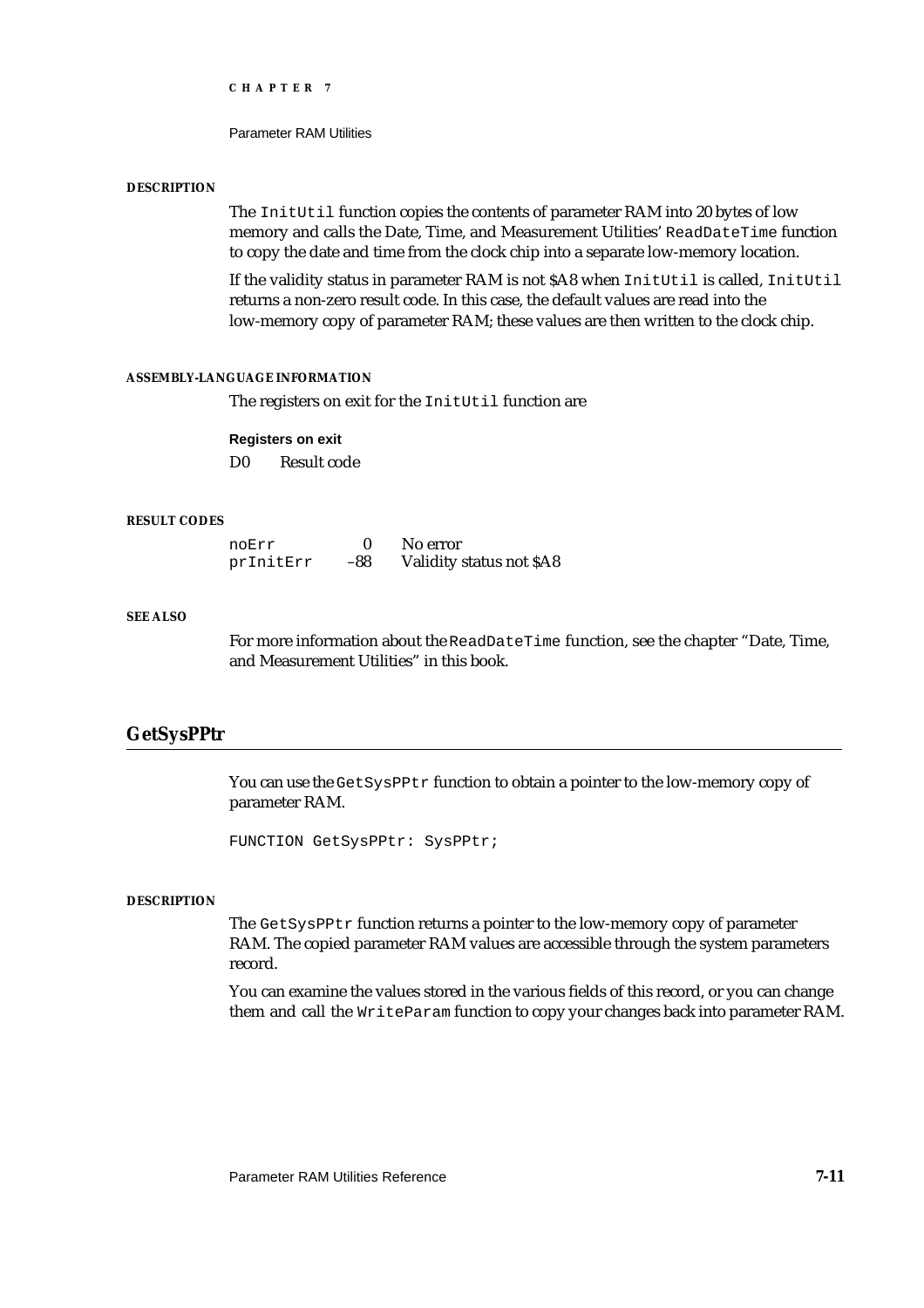**DESCRIPTION**

The `InitUtil` function copies the contents of parameter RAM into 20 bytes of low memory and calls the Date, Time, and Measurement Utilities' `ReadDateTime` function to copy the date and time from the clock chip into a separate low-memory location.

If the validity status in parameter RAM is not $A8 when `InitUtil` is called, `InitUtil` returns a non-zero result code. In this case, the default values are read into the low-memory copy of parameter RAM; these values are then written to the clock chip.

**ASSEMBLY-LANGUAGE INFORMATION**

The registers on exit for the `InitUtil` function are

**Registers on exit**

| | |
|---|---|
| D0 | Result code |

**RESULT CODES**

| | | |
|---|---|---|
| `noErr` | 0 | No error |
| `prInitErr` | –88 | Validity status not $A8 |

**SEE ALSO**

For more information about the `ReadDateTime` function, see the chapter "Date, Time, and Measurement Utilities" in this book.

## GetSysPPtr

You can use the `GetSysPPtr` function to obtain a pointer to the low-memory copy of parameter RAM.

```
FUNCTION GetSysPPtr: SysPPtr;
```

**DESCRIPTION**

The `GetSysPPtr` function returns a pointer to the low-memory copy of parameter RAM. The copied parameter RAM values are accessible through the system parameters record.

You can examine the values stored in the various fields of this record, or you can change them and call the `WriteParam` function to copy your changes back into parameter RAM.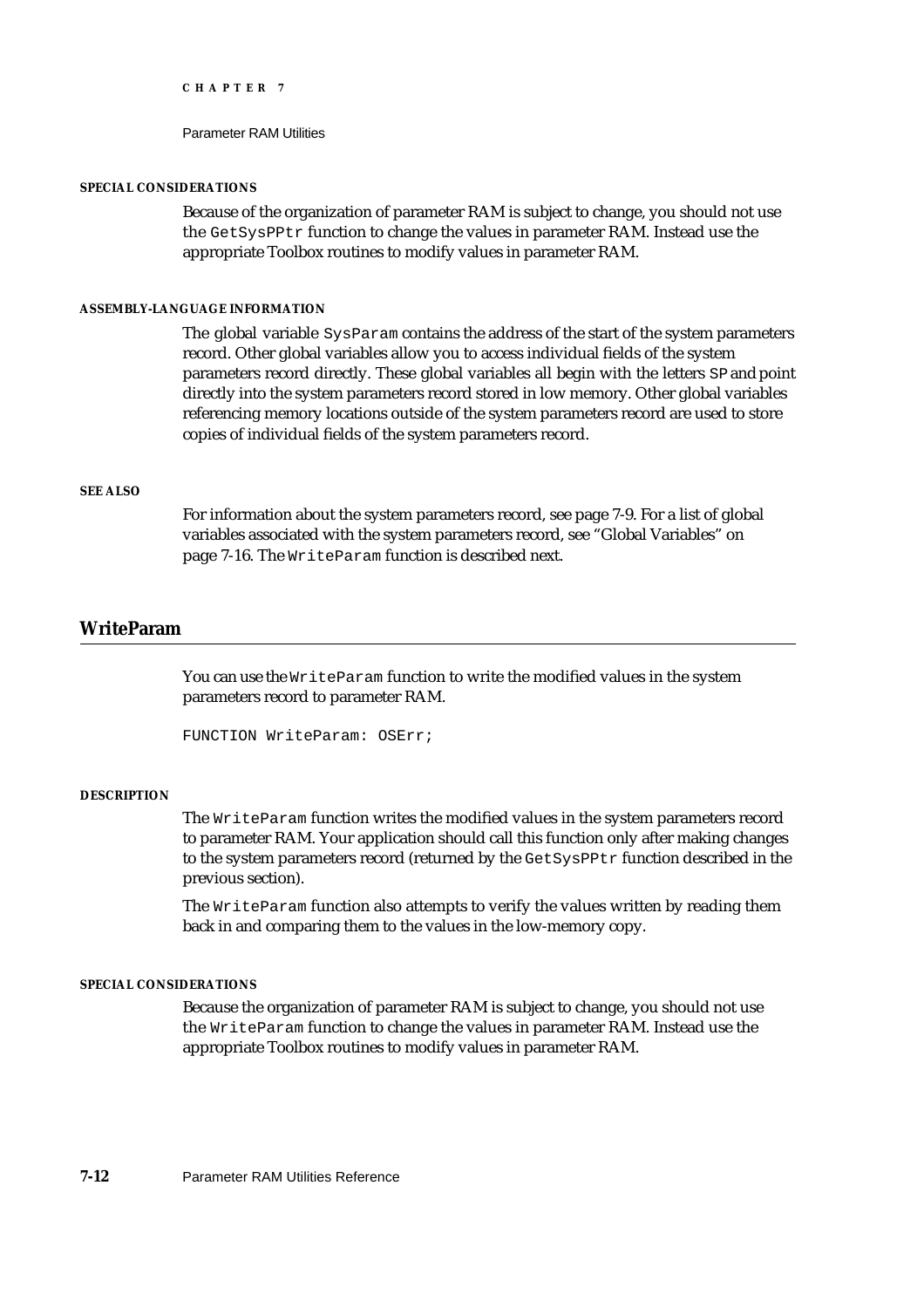#### SPECIAL CONSIDERATIONS

Because of the organization of parameter RAM is subject to change, you should not use the `GetSysPPtr` function to change the values in parameter RAM. Instead use the appropriate Toolbox routines to modify values in parameter RAM.

#### ASSEMBLY-LANGUAGE INFORMATION

The global variable `SysParam` contains the address of the start of the system parameters record. Other global variables allow you to access individual fields of the system parameters record directly. These global variables all begin with the letters `SP` and point directly into the system parameters record stored in low memory. Other global variables referencing memory locations outside of the system parameters record are used to store copies of individual fields of the system parameters record.

#### SEE ALSO

For information about the system parameters record, see page 7-9. For a list of global variables associated with the system parameters record, see "Global Variables" on page 7-16. The `WriteParam` function is described next.

## WriteParam

You can use the `WriteParam` function to write the modified values in the system parameters record to parameter RAM.

```
FUNCTION WriteParam: OSErr;
```

#### DESCRIPTION

The `WriteParam` function writes the modified values in the system parameters record to parameter RAM. Your application should call this function only after making changes to the system parameters record (returned by the `GetSysPPtr` function described in the previous section).

The `WriteParam` function also attempts to verify the values written by reading them back in and comparing them to the values in the low-memory copy.

#### SPECIAL CONSIDERATIONS

Because the organization of parameter RAM is subject to change, you should not use the `WriteParam` function to change the values in parameter RAM. Instead use the appropriate Toolbox routines to modify values in parameter RAM.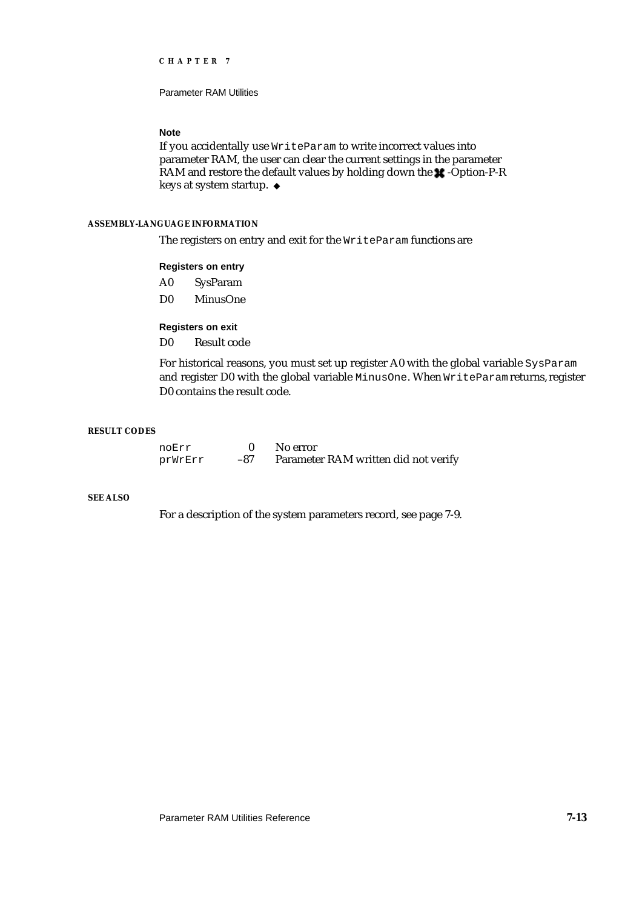**Note**

If you accidentally use `WriteParam` to write incorrect values into parameter RAM, the user can clear the current settings in the parameter RAM and restore the default values by holding down the ⌘-Option-P-R keys at system startup. ◆

#### ASSEMBLY-LANGUAGE INFORMATION

The registers on entry and exit for the `WriteParam` functions are

**Registers on entry**

| | |
|---|---|
| A0 | SysParam |
| D0 | MinusOne |

**Registers on exit**

| | |
|---|---|
| D0 | Result code |

For historical reasons, you must set up register A0 with the global variable `SysParam` and register D0 with the global variable `MinusOne`. When `WriteParam` returns, register D0 contains the result code.

#### RESULT CODES

| | | |
|---|---|---|
| `noErr` | 0 | No error |
| `prWrErr` | –87 | Parameter RAM written did not verify |

#### SEE ALSO

For a description of the system parameters record, see page 7-9.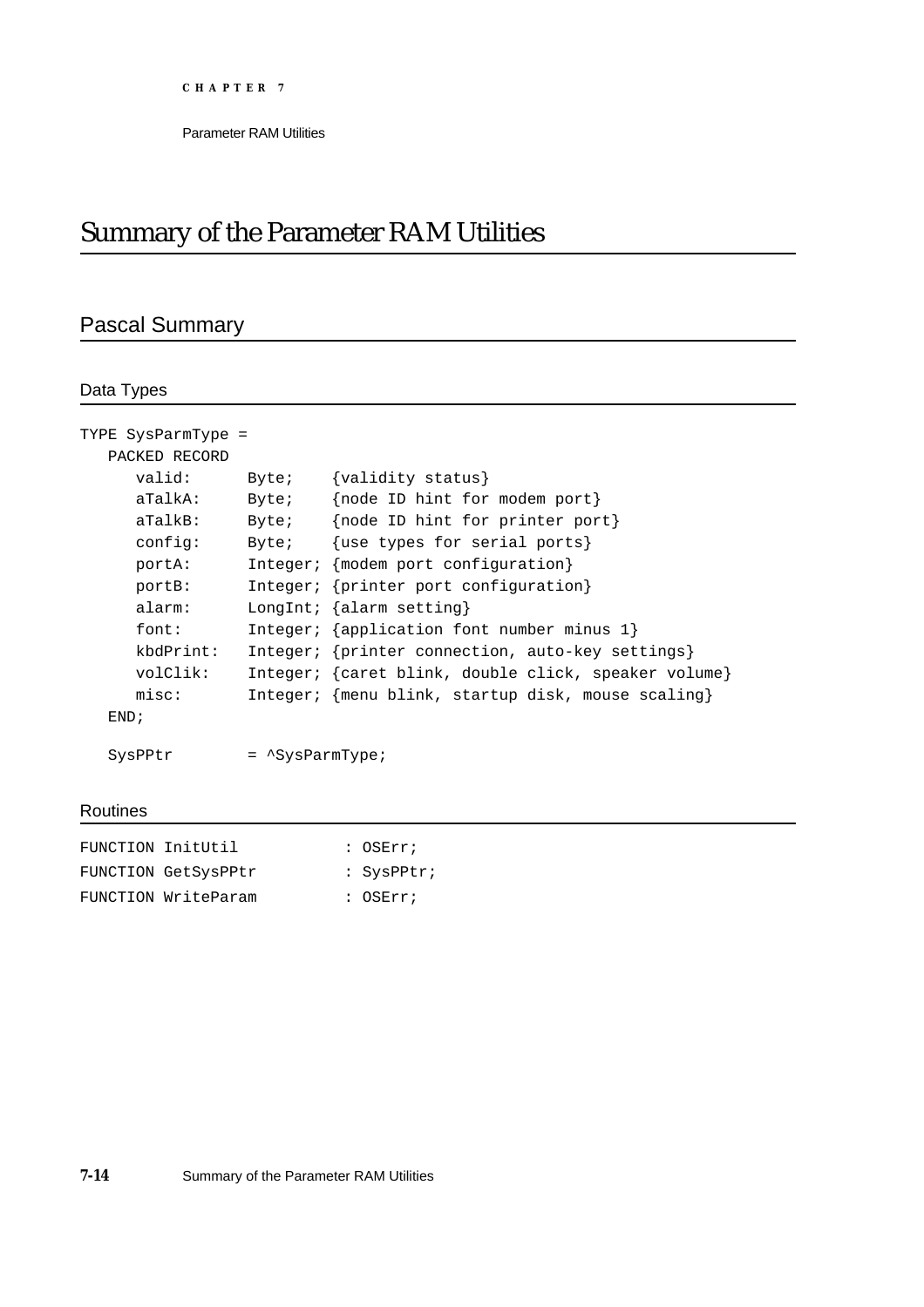# Summary of the Parameter RAM Utilities

## Pascal Summary

### Data Types

```
TYPE SysParmType =
   PACKED RECORD
      valid:      Byte;    {validity status}
      aTalkA:     Byte;    {node ID hint for modem port}
      aTalkB:     Byte;    {node ID hint for printer port}
      config:     Byte;    {use types for serial ports}
      portA:      Integer; {modem port configuration}
      portB:      Integer; {printer port configuration}
      alarm:      LongInt; {alarm setting}
      font:       Integer; {application font number minus 1}
      kbdPrint:   Integer; {printer connection, auto-key settings}
      volClik:    Integer; {caret blink, double click, speaker volume}
      misc:       Integer; {menu blink, startup disk, mouse scaling}
   END;

   SysPPtr        = ^SysParmType;
```

### Routines

```
FUNCTION InitUtil           : OSErr;
FUNCTION GetSysPPtr         : SysPPtr;
FUNCTION WriteParam         : OSErr;
```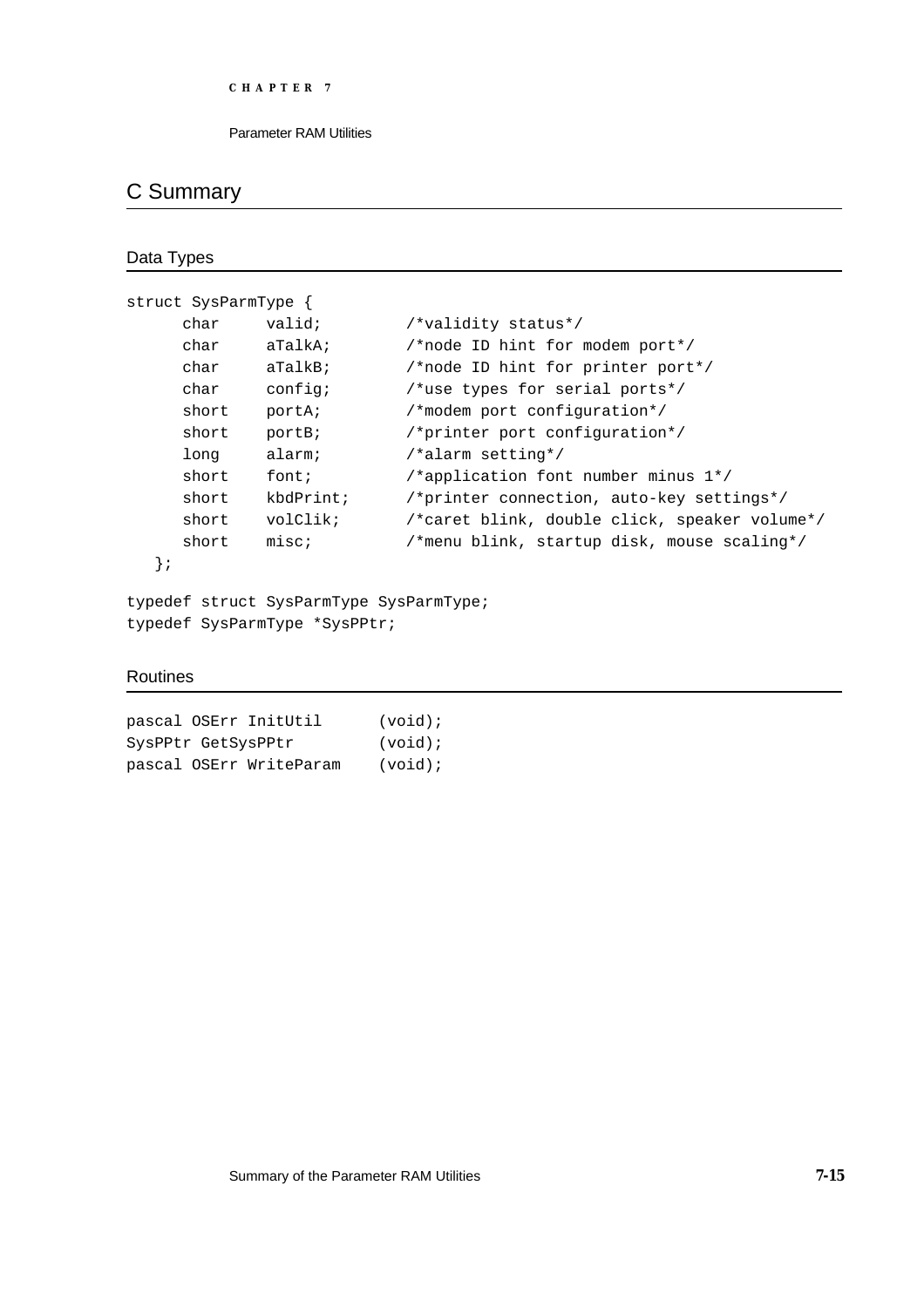## C Summary

### Data Types

```
struct SysParmType {
      char     valid;          /*validity status*/
      char     aTalkA;         /*node ID hint for modem port*/
      char     aTalkB;         /*node ID hint for printer port*/
      char     config;         /*use types for serial ports*/
      short    portA;          /*modem port configuration*/
      short    portB;          /*printer port configuration*/
      long     alarm;          /*alarm setting*/
      short    font;           /*application font number minus 1*/
      short    kbdPrint;       /*printer connection, auto-key settings*/
      short    volClik;        /*caret blink, double click, speaker volume*/
      short    misc;           /*menu blink, startup disk, mouse scaling*/
   };

typedef struct SysParmType SysParmType;
typedef SysParmType *SysPPtr;
```

### Routines

```
pascal OSErr InitUtil       (void);
SysPPtr GetSysPPtr          (void);
pascal OSErr WriteParam     (void);
```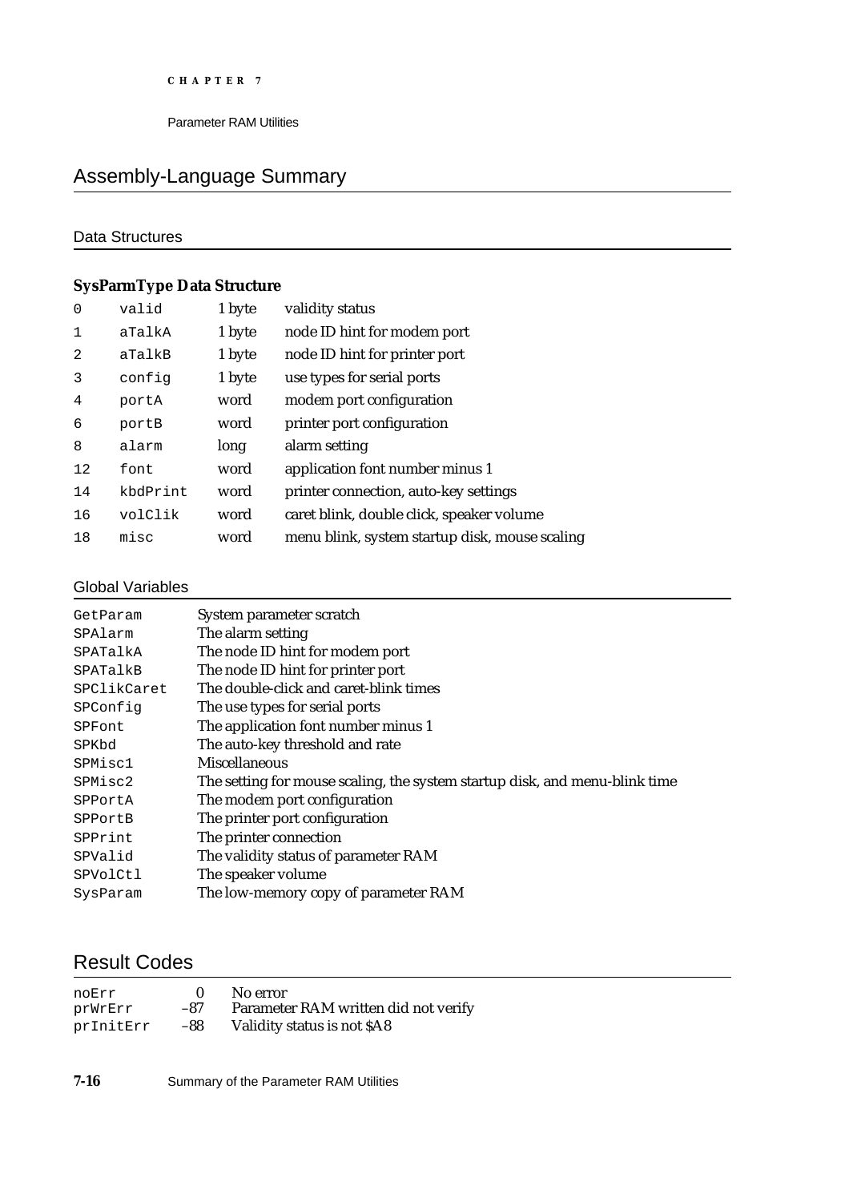## Assembly-Language Summary

### Data Structures

#### SysParmType Data Structure

| | | | |
|---|---|---|---|
| 0 | valid | 1 byte | validity status |
| 1 | aTalkA | 1 byte | node ID hint for modem port |
| 2 | aTalkB | 1 byte | node ID hint for printer port |
| 3 | config | 1 byte | use types for serial ports |
| 4 | portA | word | modem port configuration |
| 6 | portB | word | printer port configuration |
| 8 | alarm | long | alarm setting |
| 12 | font | word | application font number minus 1 |
| 14 | kbdPrint | word | printer connection, auto-key settings |
| 16 | volClik | word | caret blink, double click, speaker volume |
| 18 | misc | word | menu blink, system startup disk, mouse scaling |

### Global Variables

| | |
|---|---|
| GetParam | System parameter scratch |
| SPAlarm | The alarm setting |
| SPATalkA | The node ID hint for modem port |
| SPATalkB | The node ID hint for printer port |
| SPClikCaret | The double-click and caret-blink times |
| SPConfig | The use types for serial ports |
| SPFont | The application font number minus 1 |
| SPKbd | The auto-key threshold and rate |
| SPMisc1 | Miscellaneous |
| SPMisc2 | The setting for mouse scaling, the system startup disk, and menu-blink time |
| SPPortA | The modem port configuration |
| SPPortB | The printer port configuration |
| SPPrint | The printer connection |
| SPValid | The validity status of parameter RAM |
| SPVolCtl | The speaker volume |
| SysParam | The low-memory copy of parameter RAM |

## Result Codes

| | | |
|---|---|---|
| noErr | 0 | No error |
| prWrErr | –87 | Parameter RAM written did not verify |
| prInitErr | –88 | Validity status is not $A8 |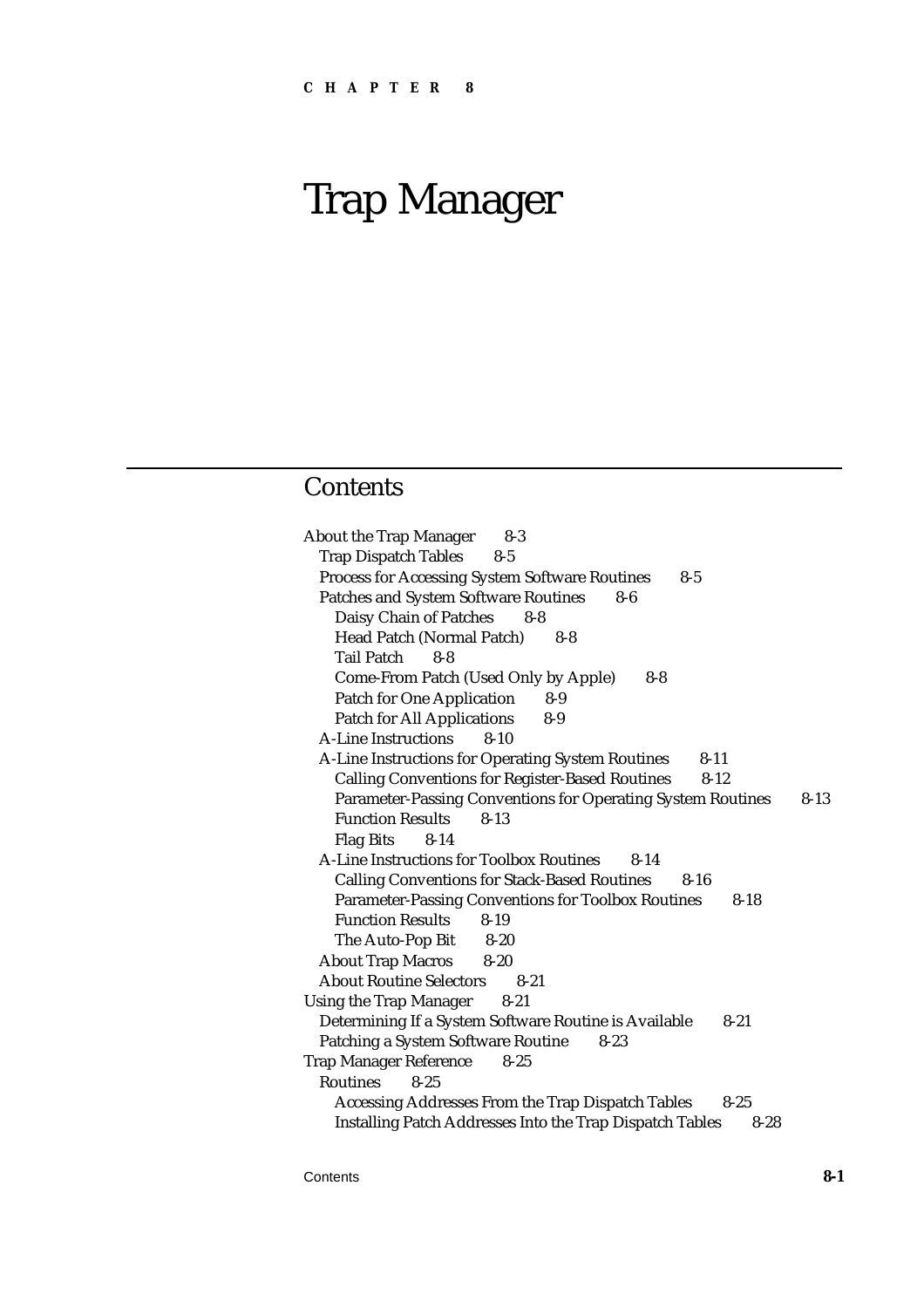CHAPTER 8

# Trap Manager

## Contents

About the Trap Manager 8-3
- Trap Dispatch Tables 8-5
- Process for Accessing System Software Routines 8-5
- Patches and System Software Routines 8-6
  - Daisy Chain of Patches 8-8
  - Head Patch (Normal Patch) 8-8
  - Tail Patch 8-8
  - Come-From Patch (Used Only by Apple) 8-8
  - Patch for One Application 8-9
  - Patch for All Applications 8-9
- A-Line Instructions 8-10
- A-Line Instructions for Operating System Routines 8-11
  - Calling Conventions for Register-Based Routines 8-12
  - Parameter-Passing Conventions for Operating System Routines 8-13
  - Function Results 8-13
  - Flag Bits 8-14
- A-Line Instructions for Toolbox Routines 8-14
  - Calling Conventions for Stack-Based Routines 8-16
  - Parameter-Passing Conventions for Toolbox Routines 8-18
  - Function Results 8-19
  - The Auto-Pop Bit 8-20
- About Trap Macros 8-20
- About Routine Selectors 8-21

Using the Trap Manager 8-21
- Determining If a System Software Routine is Available 8-21
- Patching a System Software Routine 8-23

Trap Manager Reference 8-25
- Routines 8-25
  - Accessing Addresses From the Trap Dispatch Tables 8-25
  - Installing Patch Addresses Into the Trap Dispatch Tables 8-28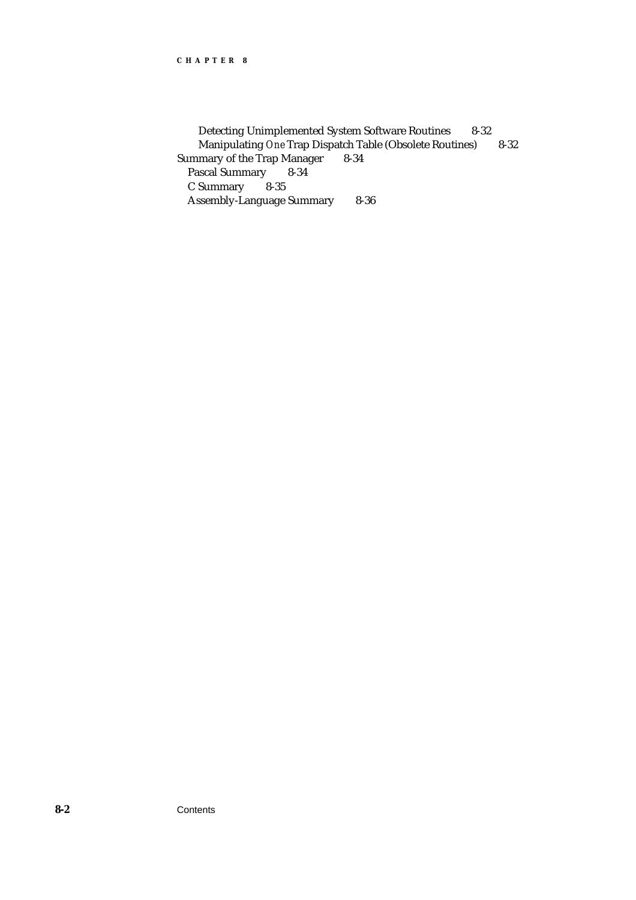Detecting Unimplemented System Software Routines 8-32
Manipulating *One* Trap Dispatch Table (Obsolete Routines) 8-32
Summary of the Trap Manager 8-34
Pascal Summary 8-34
C Summary 8-35
Assembly-Language Summary 8-36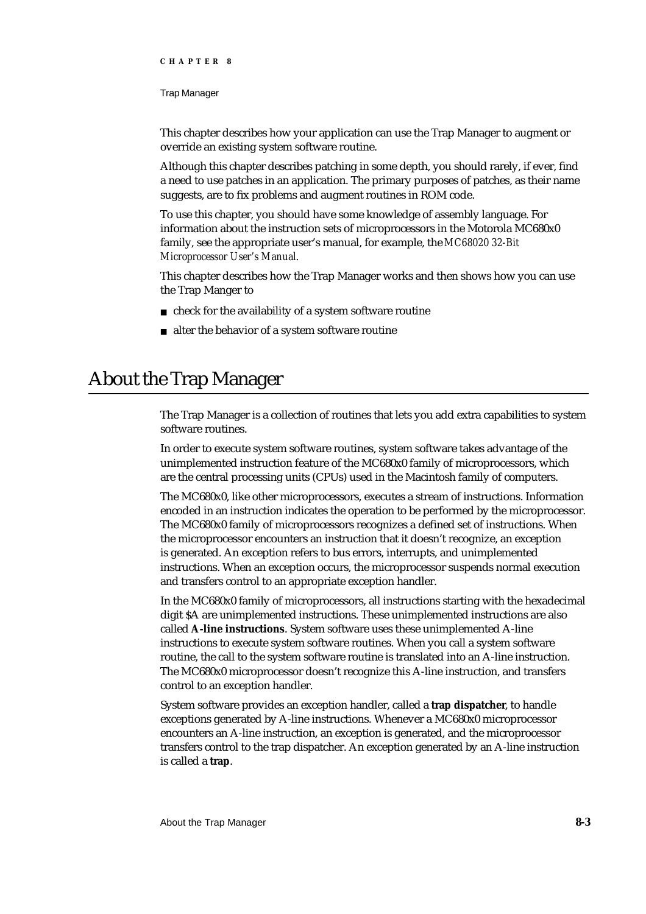This chapter describes how your application can use the Trap Manager to augment or override an existing system software routine.

Although this chapter describes patching in some depth, you should rarely, if ever, find a need to use patches in an application. The primary purposes of patches, as their name suggests, are to fix problems and augment routines in ROM code.

To use this chapter, you should have some knowledge of assembly language. For information about the instruction sets of microprocessors in the Motorola MC680x0 family, see the appropriate user's manual, for example, the *MC68020 32-Bit Microprocessor User's Manual*.

This chapter describes how the Trap Manager works and then shows how you can use the Trap Manger to

- check for the availability of a system software routine
- alter the behavior of a system software routine

# About the Trap Manager

The Trap Manager is a collection of routines that lets you add extra capabilities to system software routines.

In order to execute system software routines, system software takes advantage of the unimplemented instruction feature of the MC680x0 family of microprocessors, which are the central processing units (CPUs) used in the Macintosh family of computers.

The MC680x0, like other microprocessors, executes a stream of instructions. Information encoded in an instruction indicates the operation to be performed by the microprocessor. The MC680x0 family of microprocessors recognizes a defined set of instructions. When the microprocessor encounters an instruction that it doesn't recognize, an exception is generated. An exception refers to bus errors, interrupts, and unimplemented instructions. When an exception occurs, the microprocessor suspends normal execution and transfers control to an appropriate exception handler.

In the MC680x0 family of microprocessors, all instructions starting with the hexadecimal digit $A are unimplemented instructions. These unimplemented instructions are also called **A-line instructions**. System software uses these unimplemented A-line instructions to execute system software routines. When you call a system software routine, the call to the system software routine is translated into an A-line instruction. The MC680x0 microprocessor doesn't recognize this A-line instruction, and transfers control to an exception handler.

System software provides an exception handler, called a **trap dispatcher**, to handle exceptions generated by A-line instructions. Whenever a MC680x0 microprocessor encounters an A-line instruction, an exception is generated, and the microprocessor transfers control to the trap dispatcher. An exception generated by an A-line instruction is called a **trap**.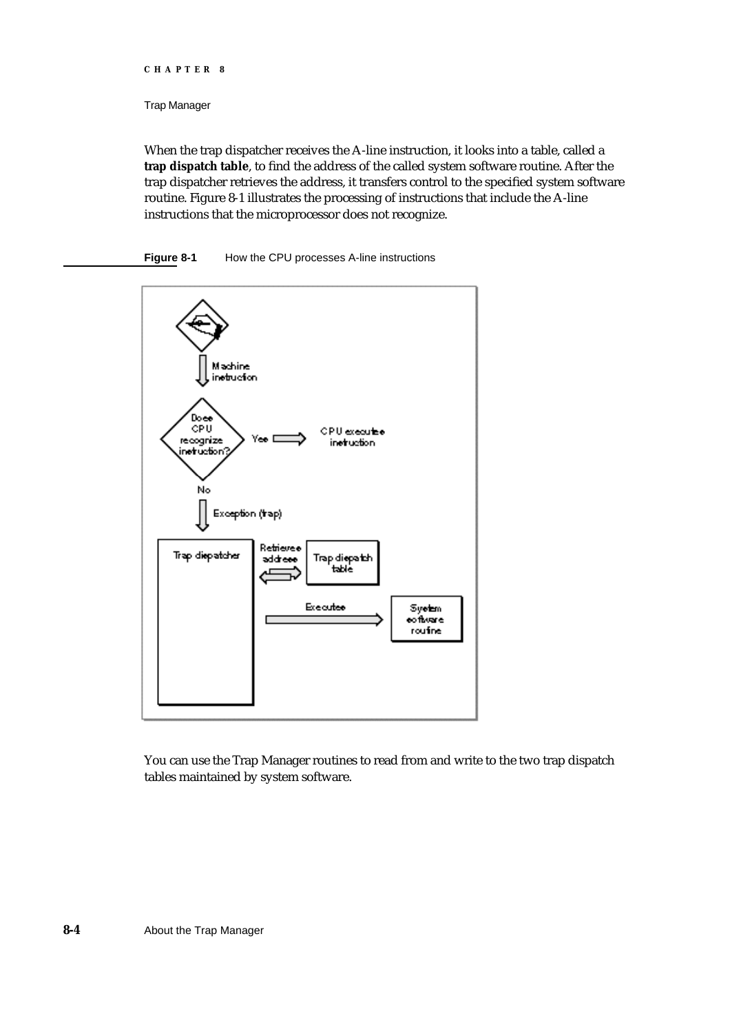When the trap dispatcher receives the A-line instruction, it looks into a table, called a **trap dispatch table**, to find the address of the called system software routine. After the trap dispatcher retrieves the address, it transfers control to the specified system software routine. Figure 8-1 illustrates the processing of instructions that include the A-line instructions that the microprocessor does not recognize.

**Figure 8-1** How the CPU processes A-line instructions

You can use the Trap Manager routines to read from and write to the two trap dispatch tables maintained by system software.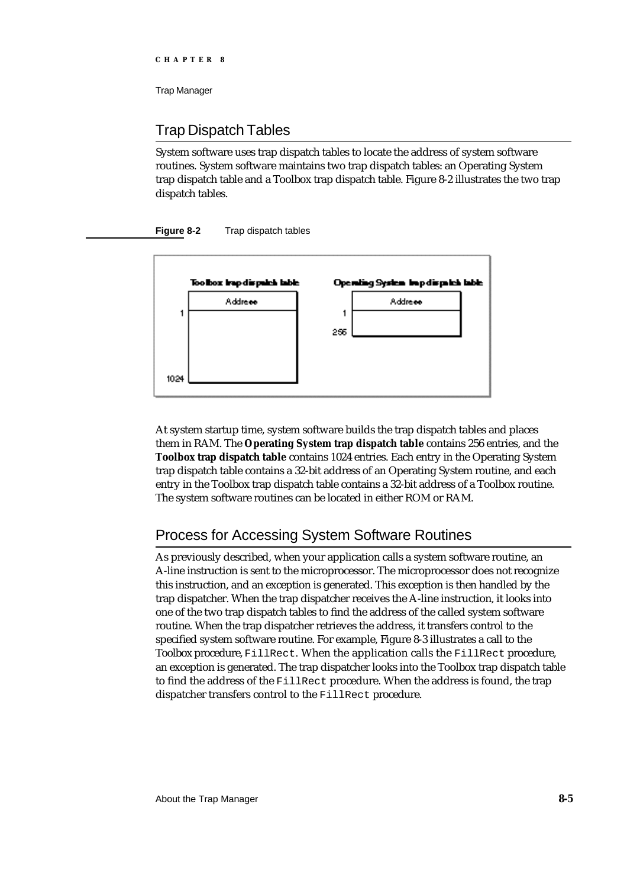## Trap Dispatch Tables

System software uses trap dispatch tables to locate the address of system software routines. System software maintains two trap dispatch tables: an Operating System trap dispatch table and a Toolbox trap dispatch table. Figure 8-2 illustrates the two trap dispatch tables.

**Figure 8-2** Trap dispatch tables

At system startup time, system software builds the trap dispatch tables and places them in RAM. The **Operating System trap dispatch table** contains 256 entries, and the **Toolbox trap dispatch table** contains 1024 entries. Each entry in the Operating System trap dispatch table contains a 32-bit address of an Operating System routine, and each entry in the Toolbox trap dispatch table contains a 32-bit address of a Toolbox routine. The system software routines can be located in either ROM or RAM.

## Process for Accessing System Software Routines

As previously described, when your application calls a system software routine, an A-line instruction is sent to the microprocessor. The microprocessor does not recognize this instruction, and an exception is generated. This exception is then handled by the trap dispatcher. When the trap dispatcher receives the A-line instruction, it looks into one of the two trap dispatch tables to find the address of the called system software routine. When the trap dispatcher retrieves the address, it transfers control to the specified system software routine. For example, Figure 8-3 illustrates a call to the Toolbox procedure, `FillRect`. When the application calls the `FillRect` procedure, an exception is generated. The trap dispatcher looks into the Toolbox trap dispatch table to find the address of the `FillRect` procedure. When the address is found, the trap dispatcher transfers control to the `FillRect` procedure.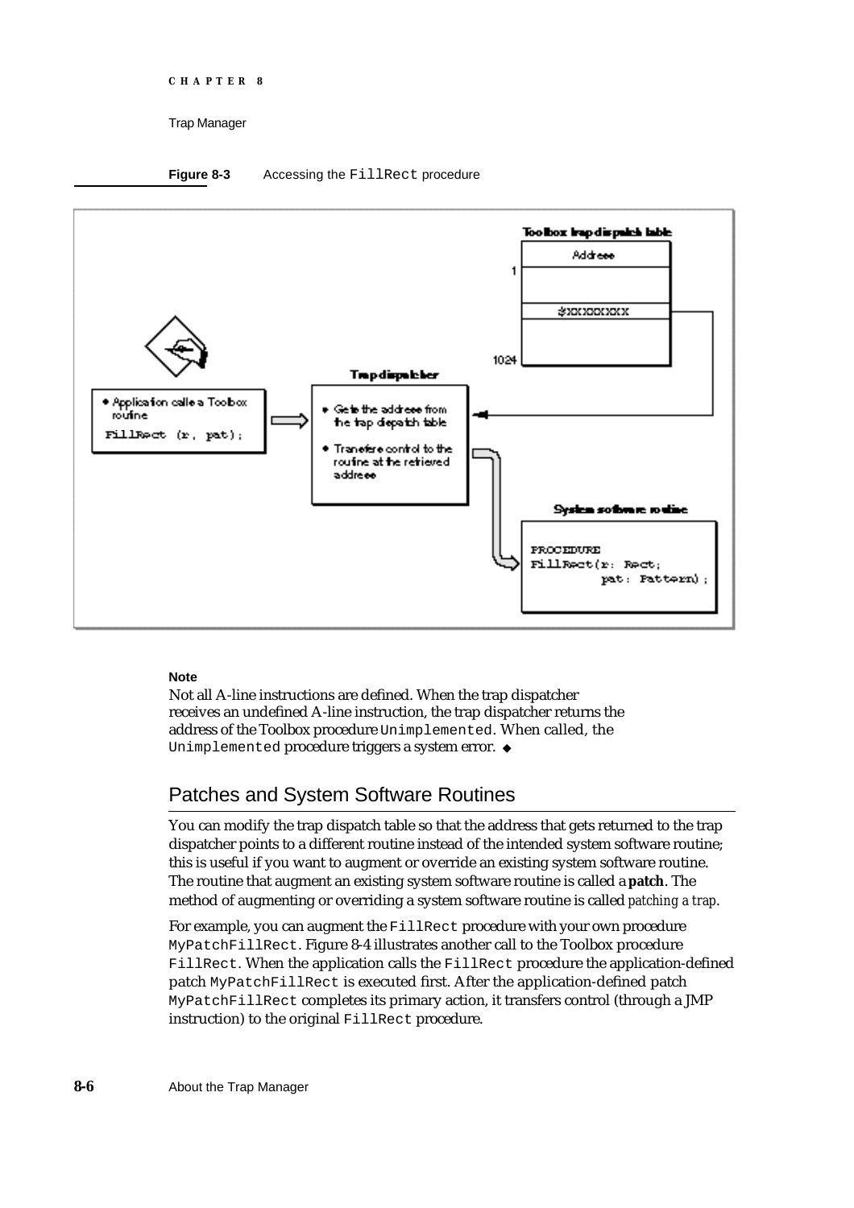**Figure 8-3** Accessing the `FillRect` procedure

**Note**

Not all A-line instructions are defined. When the trap dispatcher receives an undefined A-line instruction, the trap dispatcher returns the address of the Toolbox procedure `Unimplemented`. When called, the `Unimplemented` procedure triggers a system error. ◆

## Patches and System Software Routines

You can modify the trap dispatch table so that the address that gets returned to the trap dispatcher points to a different routine instead of the intended system software routine; this is useful if you want to augment or override an existing system software routine. The routine that augment an existing system software routine is called a **patch**. The method of augmenting or overriding a system software routine is called *patching a trap*.

For example, you can augment the `FillRect` procedure with your own procedure `MyPatchFillRect`. Figure 8-4 illustrates another call to the Toolbox procedure `FillRect`. When the application calls the `FillRect` procedure the application-defined patch `MyPatchFillRect` is executed first. After the application-defined patch `MyPatchFillRect` completes its primary action, it transfers control (through a JMP instruction) to the original `FillRect` procedure.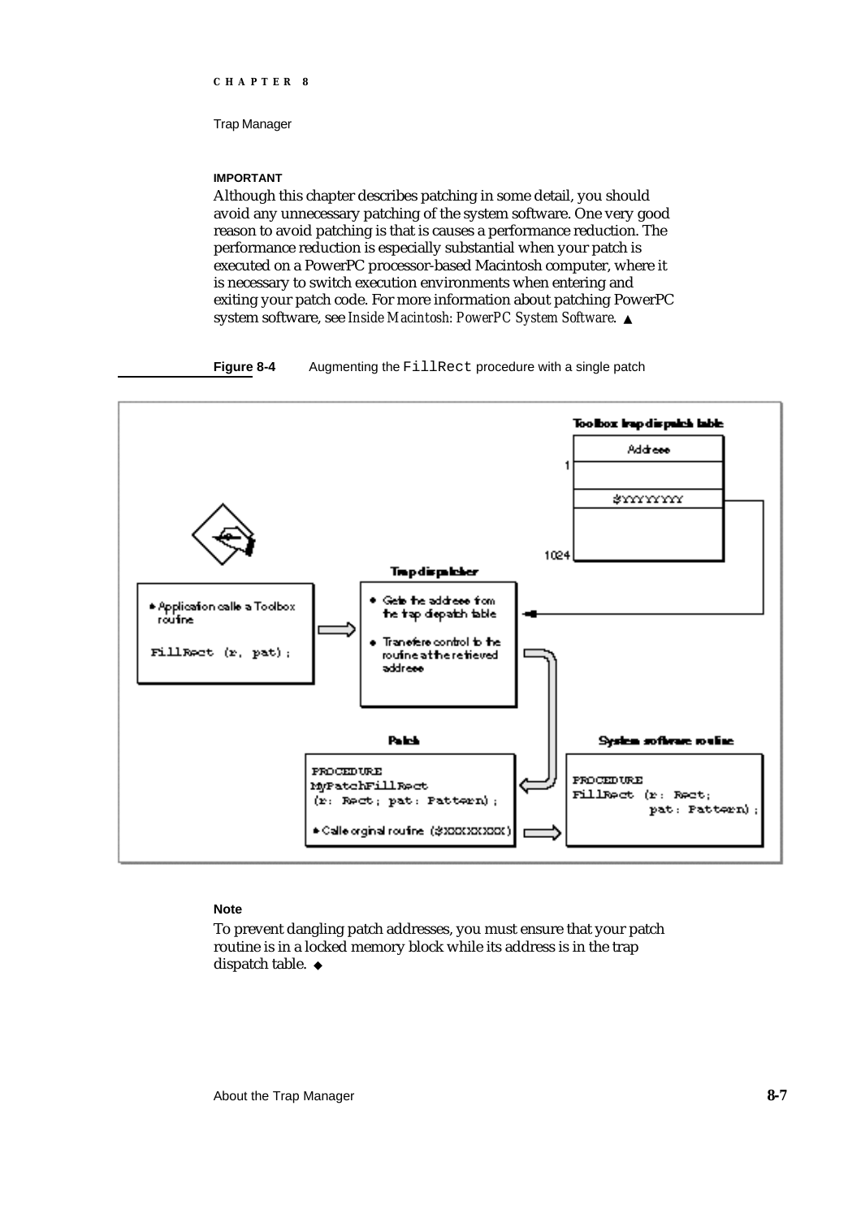**IMPORTANT**

Although this chapter describes patching in some detail, you should avoid any unnecessary patching of the system software. One very good reason to avoid patching is that is causes a performance reduction. The performance reduction is especially substantial when your patch is executed on a PowerPC processor-based Macintosh computer, where it is necessary to switch execution environments when entering and exiting your patch code. For more information about patching PowerPC system software, see *Inside Macintosh: PowerPC System Software*. ▲

**Figure 8-4** Augmenting the `FillRect` procedure with a single patch

**Note**

To prevent dangling patch addresses, you must ensure that your patch routine is in a locked memory block while its address is in the trap dispatch table. ◆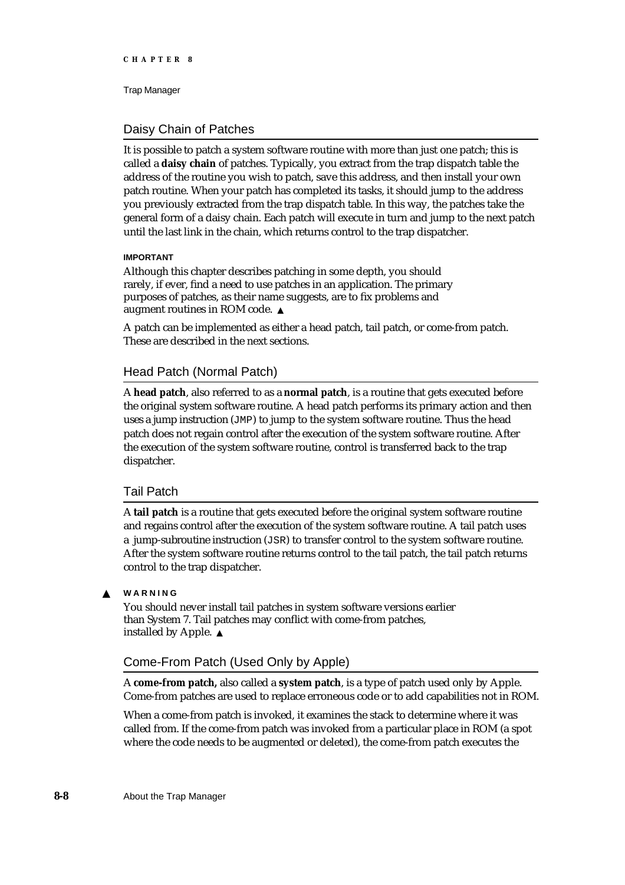## Daisy Chain of Patches

It is possible to patch a system software routine with more than just one patch; this is called a **daisy chain** of patches. Typically, you extract from the trap dispatch table the address of the routine you wish to patch, save this address, and then install your own patch routine. When your patch has completed its tasks, it should jump to the address you previously extracted from the trap dispatch table. In this way, the patches take the general form of a daisy chain. Each patch will execute in turn and jump to the next patch until the last link in the chain, which returns control to the trap dispatcher.

**IMPORTANT**

Although this chapter describes patching in some depth, you should rarely, if ever, find a need to use patches in an application. The primary purposes of patches, as their name suggests, are to fix problems and augment routines in ROM code. ▲

A patch can be implemented as either a head patch, tail patch, or come-from patch. These are described in the next sections.

## Head Patch (Normal Patch)

A **head patch**, also referred to as a **normal patch**, is a routine that gets executed before the original system software routine. A head patch performs its primary action and then uses a jump instruction (`JMP`) to jump to the system software routine. Thus the head patch does not regain control after the execution of the system software routine. After the execution of the system software routine, control is transferred back to the trap dispatcher.

## Tail Patch

A **tail patch** is a routine that gets executed before the original system software routine and regains control after the execution of the system software routine. A tail patch uses a jump-subroutine instruction (`JSR`) to transfer control to the system software routine. After the system software routine returns control to the tail patch, the tail patch returns control to the trap dispatcher.

▲ **WARNING**

You should never install tail patches in system software versions earlier than System 7. Tail patches may conflict with come-from patches, installed by Apple. ▲

## Come-From Patch (Used Only by Apple)

A **come-from patch,** also called a **system patch**, is a type of patch used only by Apple. Come-from patches are used to replace erroneous code or to add capabilities not in ROM.

When a come-from patch is invoked, it examines the stack to determine where it was called from. If the come-from patch was invoked from a particular place in ROM (a spot where the code needs to be augmented or deleted), the come-from patch executes the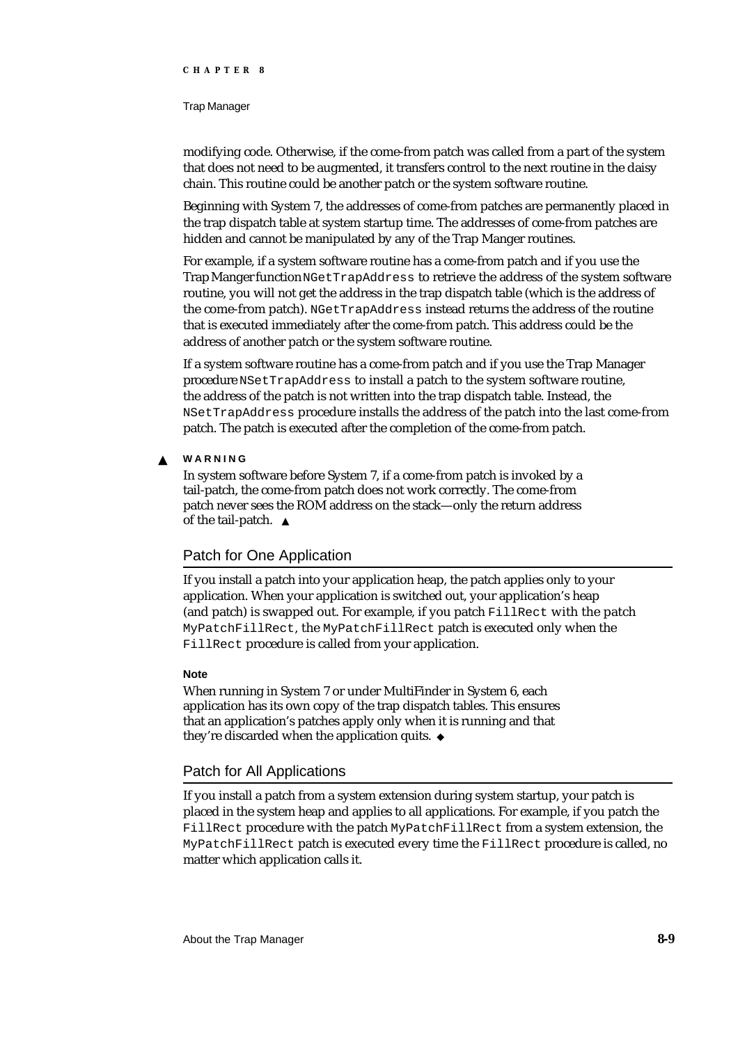modifying code. Otherwise, if the come-from patch was called from a part of the system that does not need to be augmented, it transfers control to the next routine in the daisy chain. This routine could be another patch or the system software routine.

Beginning with System 7, the addresses of come-from patches are permanently placed in the trap dispatch table at system startup time. The addresses of come-from patches are hidden and cannot be manipulated by any of the Trap Manger routines.

For example, if a system software routine has a come-from patch and if you use the Trap Manger function `NGetTrapAddress` to retrieve the address of the system software routine, you will not get the address in the trap dispatch table (which is the address of the come-from patch). `NGetTrapAddress` instead returns the address of the routine that is executed immediately after the come-from patch. This address could be the address of another patch or the system software routine.

If a system software routine has a come-from patch and if you use the Trap Manager procedure `NSetTrapAddress` to install a patch to the system software routine, the address of the patch is not written into the trap dispatch table. Instead, the `NSetTrapAddress` procedure installs the address of the patch into the last come-from patch. The patch is executed after the completion of the come-from patch.

▲ **WARNING**

In system software before System 7, if a come-from patch is invoked by a tail-patch, the come-from patch does not work correctly. The come-from patch never sees the ROM address on the stack—only the return address of the tail-patch. ▲

## Patch for One Application

If you install a patch into your application heap, the patch applies only to your application. When your application is switched out, your application's heap (and patch) is swapped out. For example, if you patch `FillRect` with the patch `MyPatchFillRect`, the `MyPatchFillRect` patch is executed only when the `FillRect` procedure is called from your application.

**Note**

When running in System 7 or under MultiFinder in System 6, each application has its own copy of the trap dispatch tables. This ensures that an application's patches apply only when it is running and that they're discarded when the application quits. ◆

## Patch for All Applications

If you install a patch from a system extension during system startup, your patch is placed in the system heap and applies to all applications. For example, if you patch the `FillRect` procedure with the patch `MyPatchFillRect` from a system extension, the `MyPatchFillRect` patch is executed every time the `FillRect` procedure is called, no matter which application calls it.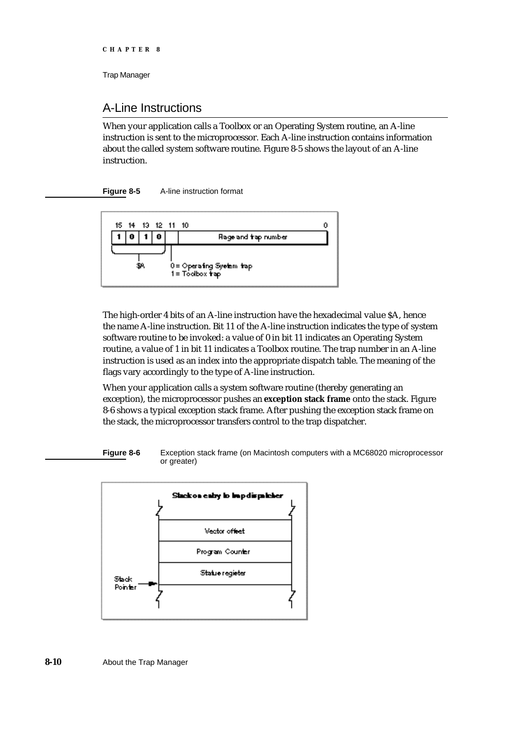## A-Line Instructions

When your application calls a Toolbox or an Operating System routine, an A-line instruction is sent to the microprocessor. Each A-line instruction contains information about the called system software routine. Figure 8-5 shows the layout of an A-line instruction.

**Figure 8-5** A-line instruction format

| 15 | 14 | 13 | 12 | 11 | 10 … 0 |
|---|---|---|---|---|---|
| 1 | 0 | 1 | 0 | | Flags and trap number |

Bits 15–12: $A

Bit 11: 0 = Operating System trap; 1 = Toolbox trap

The high-order 4 bits of an A-line instruction have the hexadecimal value $A, hence the name A-line instruction. Bit 11 of the A-line instruction indicates the type of system software routine to be invoked: a value of 0 in bit 11 indicates an Operating System routine, a value of 1 in bit 11 indicates a Toolbox routine. The trap number in an A-line instruction is used as an index into the appropriate dispatch table. The meaning of the flags vary accordingly to the type of A-line instruction.

When your application calls a system software routine (thereby generating an exception), the microprocessor pushes an **exception stack frame** onto the stack. Figure 8-6 shows a typical exception stack frame. After pushing the exception stack frame on the stack, the microprocessor transfers control to the trap dispatcher.

**Figure 8-6** Exception stack frame (on Macintosh computers with a MC68020 microprocessor or greater)

Stack on entry to trap dispatcher

| |
|---|
| Vector offset |
| Program Counter |
| Status register |

Stack Pointer → (points to Status register)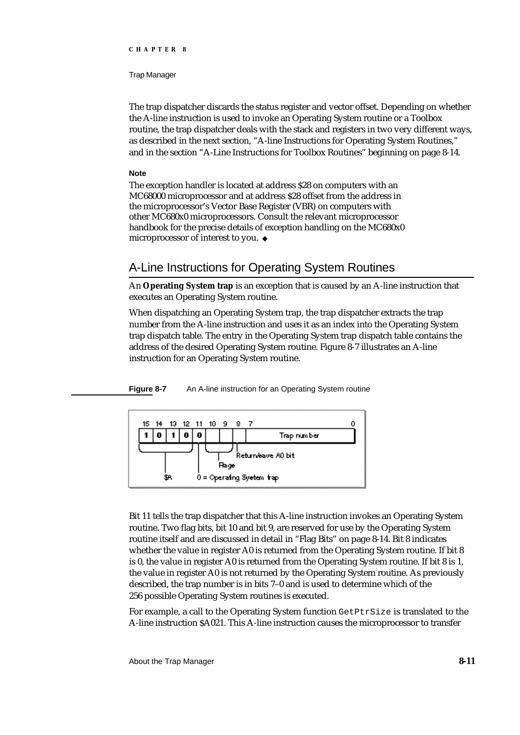The trap dispatcher discards the status register and vector offset. Depending on whether the A-line instruction is used to invoke an Operating System routine or a Toolbox routine, the trap dispatcher deals with the stack and registers in two very different ways, as described in the next section, "A-line Instructions for Operating System Routines," and in the section "A-Line Instructions for Toolbox Routines" beginning on page 8-14.

**Note**

The exception handler is located at address $28 on computers with an MC68000 microprocessor and at address $28 offset from the address in the microprocessor's Vector Base Register (VBR) on computers with other MC680x0 microprocessors. Consult the relevant microprocessor handbook for the precise details of exception handling on the MC680x0 microprocessor of interest to you. ◆

## A-Line Instructions for Operating System Routines

An **Operating System trap** is an exception that is caused by an A-line instruction that executes an Operating System routine.

When dispatching an Operating System trap, the trap dispatcher extracts the trap number from the A-line instruction and uses it as an index into the Operating System trap dispatch table. The entry in the Operating System trap dispatch table contains the address of the desired Operating System routine. Figure 8-7 illustrates an A-line instruction for an Operating System routine.

**Figure 8-7** An A-line instruction for an Operating System routine

Bit 11 tells the trap dispatcher that this A-line instruction invokes an Operating System routine. Two flag bits, bit 10 and bit 9, are reserved for use by the Operating System routine itself and are discussed in detail in "Flag Bits" on page 8-14. Bit 8 indicates whether the value in register A0 is returned from the Operating System routine. If bit 8 is 0, the value in register A0 is returned from the Operating System routine. If bit 8 is 1, the value in register A0 is not returned by the Operating System routine. As previously described, the trap number is in bits 7–0 and is used to determine which of the 256 possible Operating System routines is executed.

For example, a call to the Operating System function `GetPtrSize` is translated to the A-line instruction $A021. This A-line instruction causes the microprocessor to transfer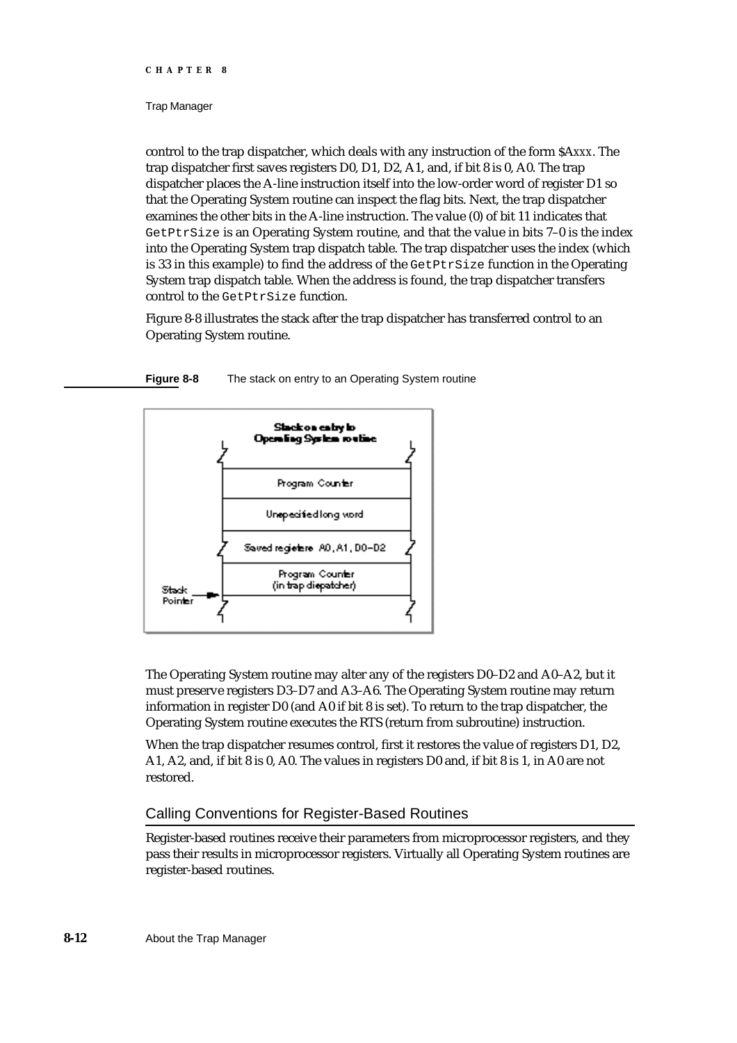control to the trap dispatcher, which deals with any instruction of the form $A*xxx*. The trap dispatcher first saves registers D0, D1, D2, A1, and, if bit 8 is 0, A0. The trap dispatcher places the A-line instruction itself into the low-order word of register D1 so that the Operating System routine can inspect the flag bits. Next, the trap dispatcher examines the other bits in the A-line instruction. The value (0) of bit 11 indicates that `GetPtrSize` is an Operating System routine, and that the value in bits 7–0 is the index into the Operating System trap dispatch table. The trap dispatcher uses the index (which is 33 in this example) to find the address of the `GetPtrSize` function in the Operating System trap dispatch table. When the address is found, the trap dispatcher transfers control to the `GetPtrSize` function.

Figure 8-8 illustrates the stack after the trap dispatcher has transferred control to an Operating System routine.

**Figure 8-8** The stack on entry to an Operating System routine

Stack on entry to Operating System routine

| |
|---|
| Program Counter |
| Unspecified long word |
| Saved registers A0, A1, D0–D2 |
| Program Counter (in trap dispatcher) |

Stack Pointer

The Operating System routine may alter any of the registers D0–D2 and A0–A2, but it must preserve registers D3–D7 and A3–A6. The Operating System routine may return information in register D0 (and A0 if bit 8 is set). To return to the trap dispatcher, the Operating System routine executes the RTS (return from subroutine) instruction.

When the trap dispatcher resumes control, first it restores the value of registers D1, D2, A1, A2, and, if bit 8 is 0, A0. The values in registers D0 and, if bit 8 is 1, in A0 are not restored.

## Calling Conventions for Register-Based Routines

Register-based routines receive their parameters from microprocessor registers, and they pass their results in microprocessor registers. Virtually all Operating System routines are register-based routines.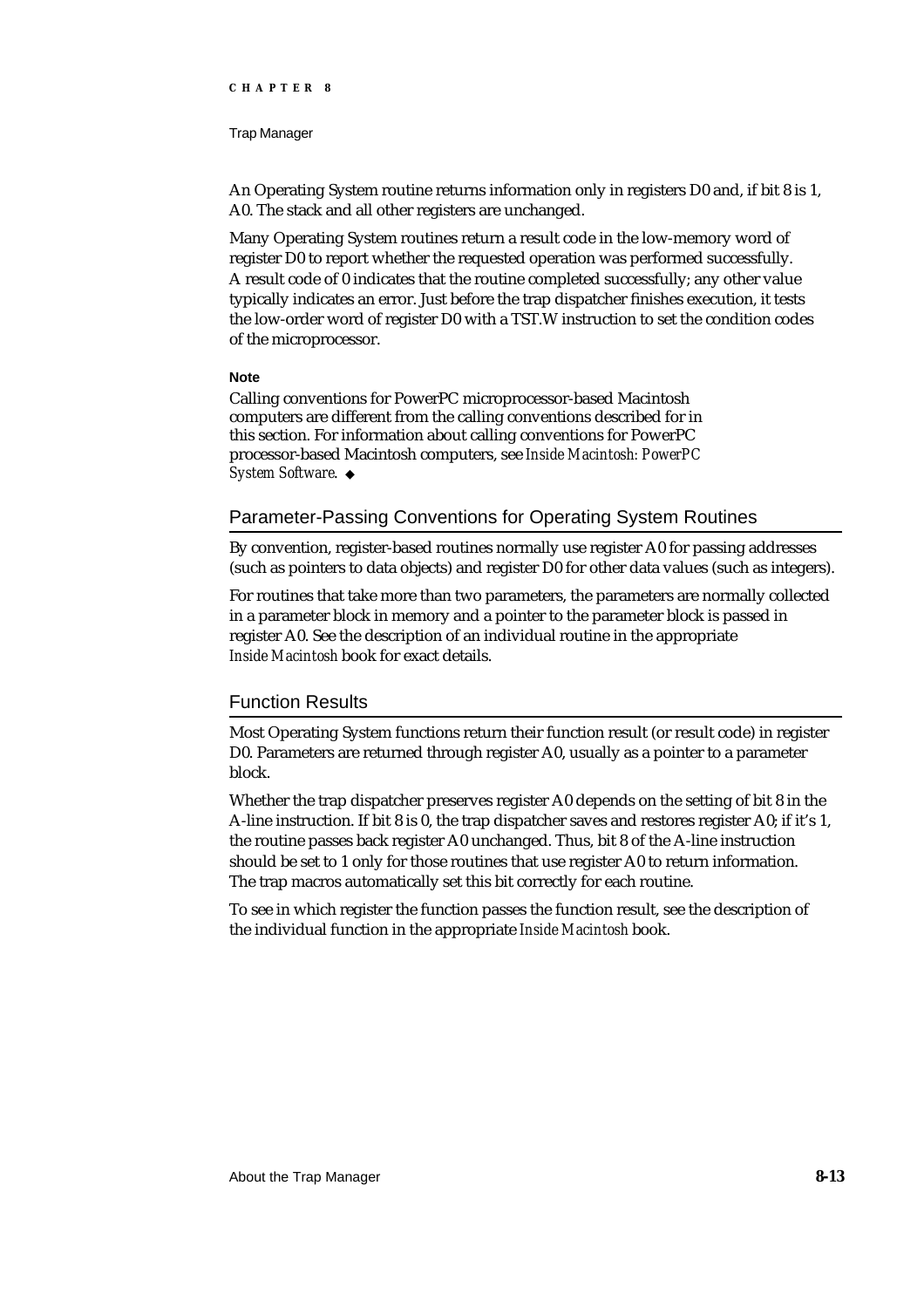An Operating System routine returns information only in registers D0 and, if bit 8 is 1, A0. The stack and all other registers are unchanged.

Many Operating System routines return a result code in the low-memory word of register D0 to report whether the requested operation was performed successfully. A result code of 0 indicates that the routine completed successfully; any other value typically indicates an error. Just before the trap dispatcher finishes execution, it tests the low-order word of register D0 with a TST.W instruction to set the condition codes of the microprocessor.

**Note**

Calling conventions for PowerPC microprocessor-based Macintosh computers are different from the calling conventions described for in this section. For information about calling conventions for PowerPC processor-based Macintosh computers, see *Inside Macintosh: PowerPC System Software*. ◆

## Parameter-Passing Conventions for Operating System Routines

By convention, register-based routines normally use register A0 for passing addresses (such as pointers to data objects) and register D0 for other data values (such as integers).

For routines that take more than two parameters, the parameters are normally collected in a parameter block in memory and a pointer to the parameter block is passed in register A0. See the description of an individual routine in the appropriate *Inside Macintosh* book for exact details.

## Function Results

Most Operating System functions return their function result (or result code) in register D0. Parameters are returned through register A0, usually as a pointer to a parameter block.

Whether the trap dispatcher preserves register A0 depends on the setting of bit 8 in the A-line instruction. If bit 8 is 0, the trap dispatcher saves and restores register A0; if it's 1, the routine passes back register A0 unchanged. Thus, bit 8 of the A-line instruction should be set to 1 only for those routines that use register A0 to return information. The trap macros automatically set this bit correctly for each routine.

To see in which register the function passes the function result, see the description of the individual function in the appropriate *Inside Macintosh* book.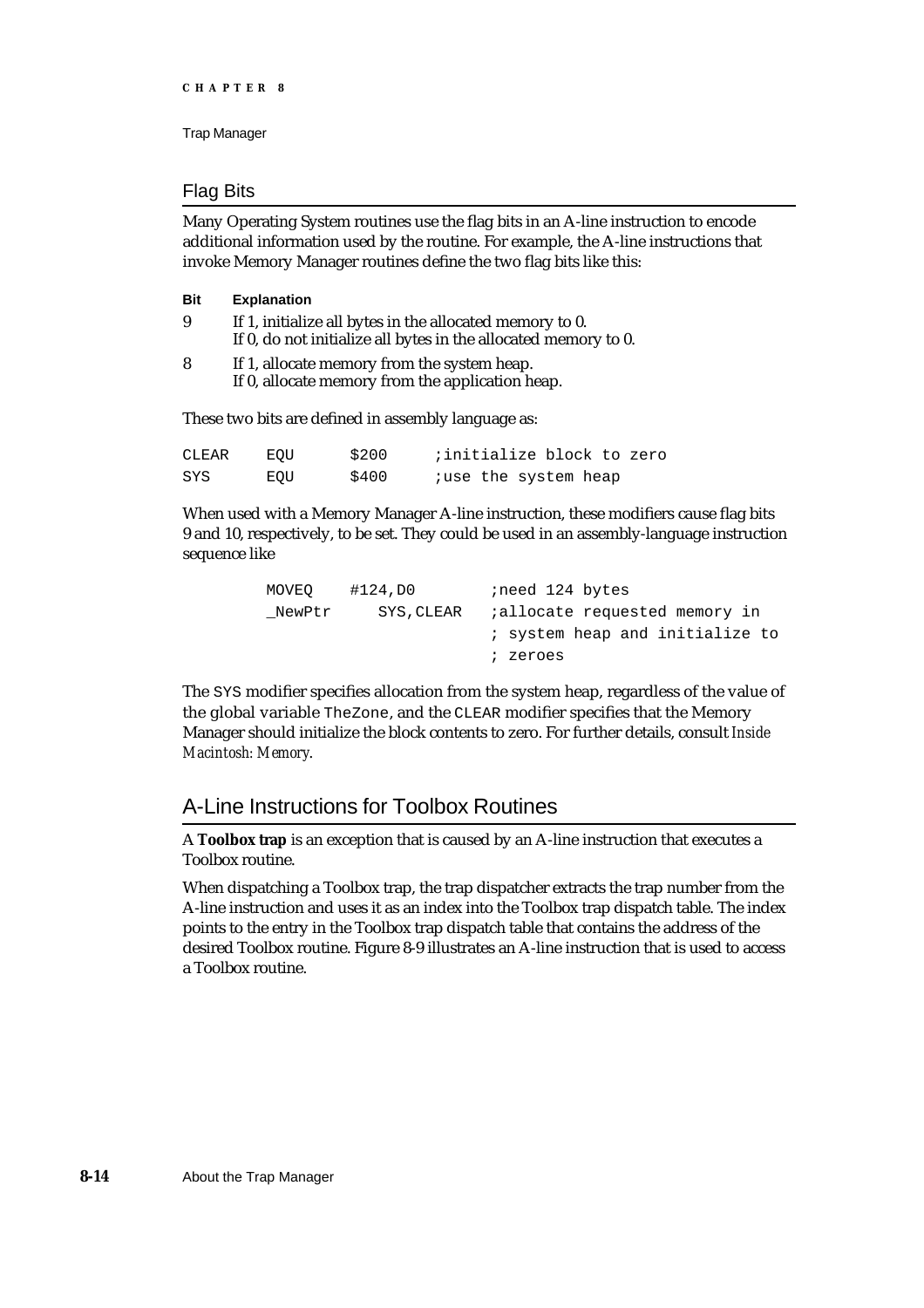## Flag Bits

Many Operating System routines use the flag bits in an A-line instruction to encode additional information used by the routine. For example, the A-line instructions that invoke Memory Manager routines define the two flag bits like this:

| Bit | Explanation |
|---|---|
| 9 | If 1, initialize all bytes in the allocated memory to 0.<br>If 0, do not initialize all bytes in the allocated memory to 0. |
| 8 | If 1, allocate memory from the system heap.<br>If 0, allocate memory from the application heap. |

These two bits are defined in assembly language as:

```
CLEAR   EQU     $200    ;initialize block to zero
SYS     EQU     $400    ;use the system heap
```

When used with a Memory Manager A-line instruction, these modifiers cause flag bits 9 and 10, respectively, to be set. They could be used in an assembly-language instruction sequence like

```
        MOVEQ   #124,D0         ;need 124 bytes
        _NewPtr     SYS,CLEAR   ;allocate requested memory in
                                ; system heap and initialize to
                                ; zeroes
```

The SYS modifier specifies allocation from the system heap, regardless of the value of the global variable TheZone, and the CLEAR modifier specifies that the Memory Manager should initialize the block contents to zero. For further details, consult *Inside Macintosh: Memory*.

## A-Line Instructions for Toolbox Routines

A **Toolbox trap** is an exception that is caused by an A-line instruction that executes a Toolbox routine.

When dispatching a Toolbox trap, the trap dispatcher extracts the trap number from the A-line instruction and uses it as an index into the Toolbox trap dispatch table. The index points to the entry in the Toolbox trap dispatch table that contains the address of the desired Toolbox routine. Figure 8-9 illustrates an A-line instruction that is used to access a Toolbox routine.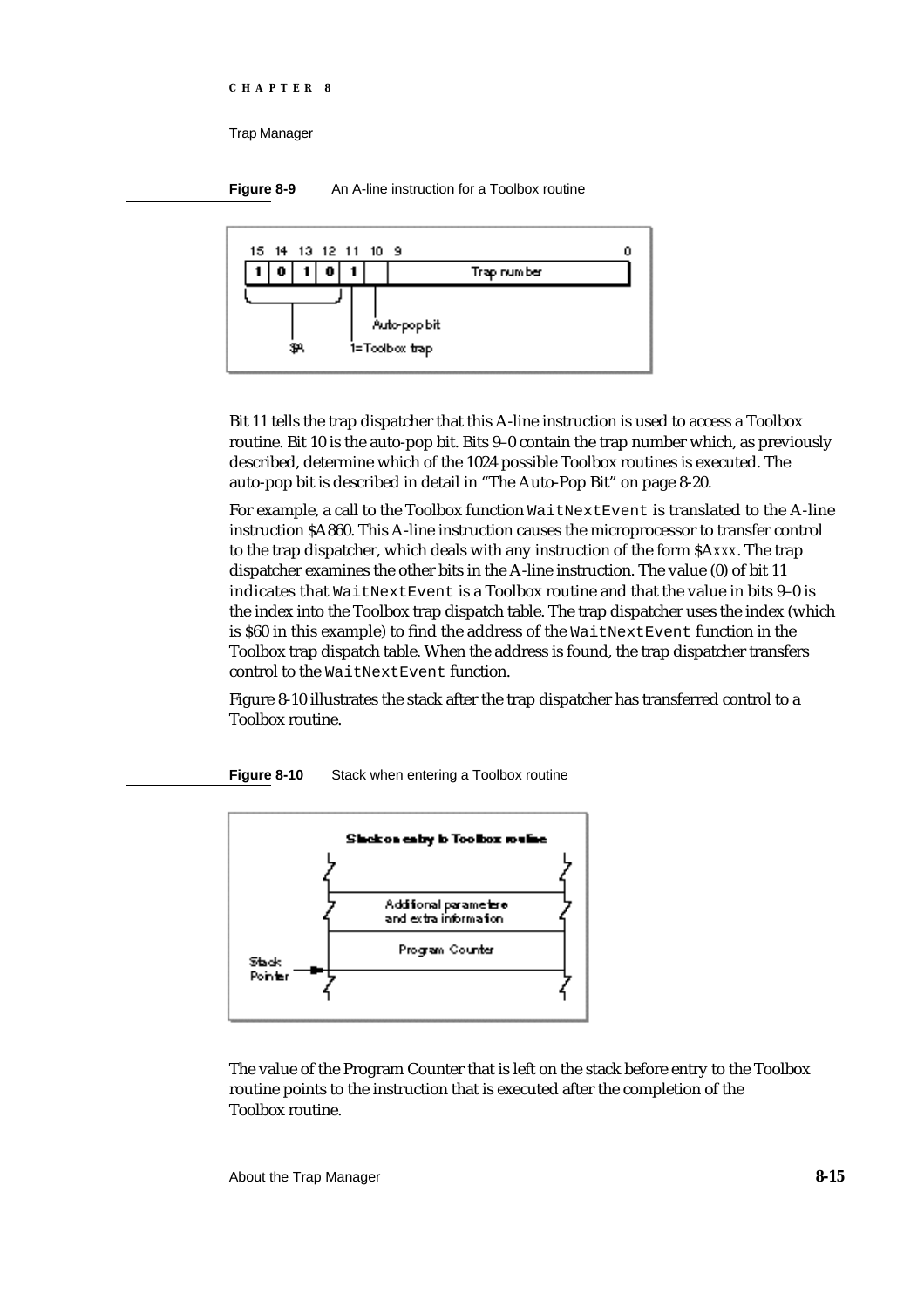**Figure 8-9** An A-line instruction for a Toolbox routine

Bit 11 tells the trap dispatcher that this A-line instruction is used to access a Toolbox routine. Bit 10 is the auto-pop bit. Bits 9–0 contain the trap number which, as previously described, determine which of the 1024 possible Toolbox routines is executed. The auto-pop bit is described in detail in "The Auto-Pop Bit" on page 8-20.

For example, a call to the Toolbox function `WaitNextEvent` is translated to the A-line instruction $A860. This A-line instruction causes the microprocessor to transfer control to the trap dispatcher, which deals with any instruction of the form $A*xxx*. The trap dispatcher examines the other bits in the A-line instruction. The value (0) of bit 11 indicates that `WaitNextEvent` is a Toolbox routine and that the value in bits 9–0 is the index into the Toolbox trap dispatch table. The trap dispatcher uses the index (which is $60 in this example) to find the address of the `WaitNextEvent` function in the Toolbox trap dispatch table. When the address is found, the trap dispatcher transfers control to the `WaitNextEvent` function.

Figure 8-10 illustrates the stack after the trap dispatcher has transferred control to a Toolbox routine.

**Figure 8-10** Stack when entering a Toolbox routine

The value of the Program Counter that is left on the stack before entry to the Toolbox routine points to the instruction that is executed after the completion of the Toolbox routine.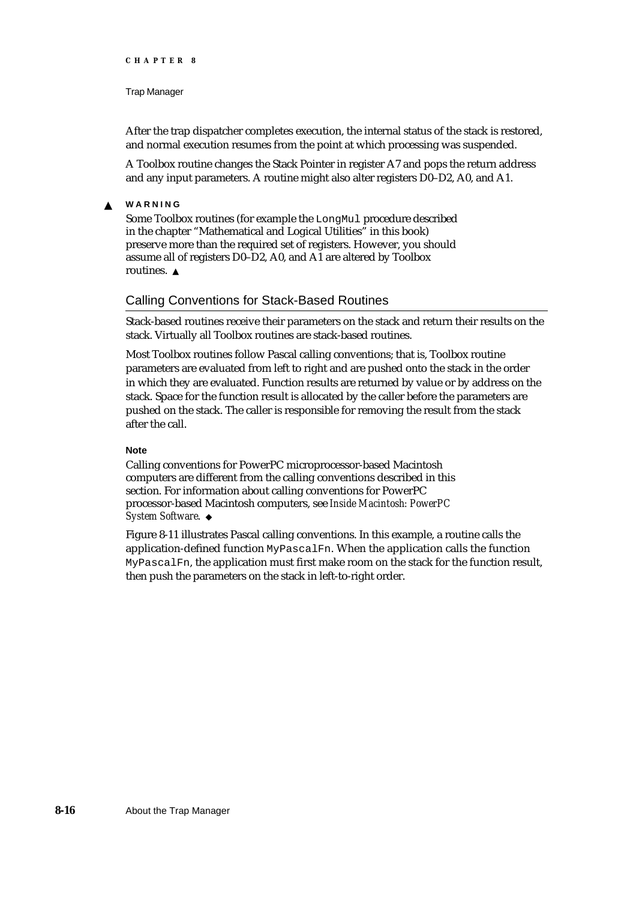After the trap dispatcher completes execution, the internal status of the stack is restored, and normal execution resumes from the point at which processing was suspended.

A Toolbox routine changes the Stack Pointer in register A7 and pops the return address and any input parameters. A routine might also alter registers D0–D2, A0, and A1.

**▲ WARNING**

Some Toolbox routines (for example the `LongMul` procedure described in the chapter "Mathematical and Logical Utilities" in this book) preserve more than the required set of registers. However, you should assume all of registers D0–D2, A0, and A1 are altered by Toolbox routines. ▲

## Calling Conventions for Stack-Based Routines

Stack-based routines receive their parameters on the stack and return their results on the stack. Virtually all Toolbox routines are stack-based routines.

Most Toolbox routines follow Pascal calling conventions; that is, Toolbox routine parameters are evaluated from left to right and are pushed onto the stack in the order in which they are evaluated. Function results are returned by value or by address on the stack. Space for the function result is allocated by the caller before the parameters are pushed on the stack. The caller is responsible for removing the result from the stack after the call.

**Note**

Calling conventions for PowerPC microprocessor-based Macintosh computers are different from the calling conventions described in this section. For information about calling conventions for PowerPC processor-based Macintosh computers, see *Inside Macintosh: PowerPC System Software*. ◆

Figure 8-11 illustrates Pascal calling conventions. In this example, a routine calls the application-defined function `MyPascalFn`. When the application calls the function `MyPascalFn`, the application must first make room on the stack for the function result, then push the parameters on the stack in left-to-right order.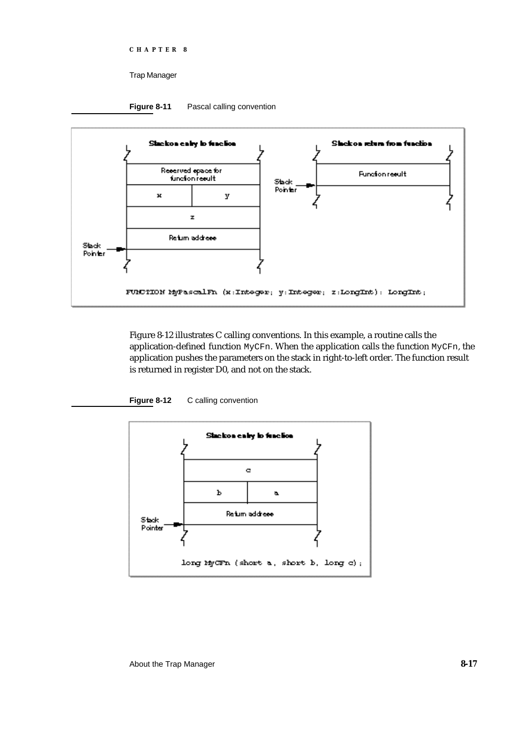**Figure 8-11** Pascal calling convention

Stack on entry to function

| Reserved space for function result | |
|---|---|
| x | y |
| z | |
| Return address | |

Stack Pointer

Stack on return from function

| Function result |
|---|

Stack Pointer

```
FUNCTION MyPascalFn (x:Integer; y:Integer; z:LongInt): LongInt;
```

Figure 8-12 illustrates C calling conventions. In this example, a routine calls the application-defined function `MyCFn`. When the application calls the function `MyCFn`, the application pushes the parameters on the stack in right-to-left order. The function result is returned in register D0, and not on the stack.

**Figure 8-12** C calling convention

Stack on entry to function

| c | |
|---|---|
| b | a |
| Return address | |

Stack Pointer

```
long MyCFn (short a, short b, long c);
```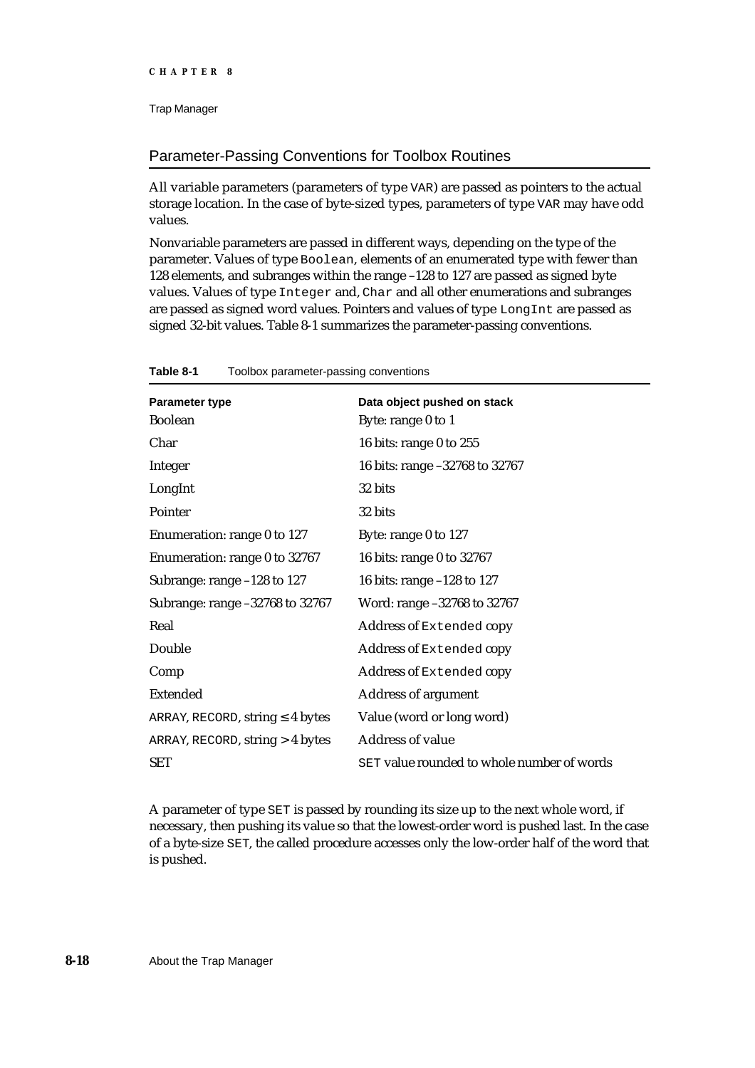## Parameter-Passing Conventions for Toolbox Routines

All variable parameters (parameters of type VAR) are passed as pointers to the actual storage location. In the case of byte-sized types, parameters of type VAR may have odd values.

Nonvariable parameters are passed in different ways, depending on the type of the parameter. Values of type Boolean, elements of an enumerated type with fewer than 128 elements, and subranges within the range –128 to 127 are passed as signed byte values. Values of type Integer and, Char and all other enumerations and subranges are passed as signed word values. Pointers and values of type LongInt are passed as signed 32-bit values. Table 8-1 summarizes the parameter-passing conventions.

**Table 8-1** Toolbox parameter-passing conventions

| Parameter type | Data object pushed on stack |
|---|---|
| Boolean | Byte: range 0 to 1 |
| Char | 16 bits: range 0 to 255 |
| Integer | 16 bits: range –32768 to 32767 |
| LongInt | 32 bits |
| Pointer | 32 bits |
| Enumeration: range 0 to 127 | Byte: range 0 to 127 |
| Enumeration: range 0 to 32767 | 16 bits: range 0 to 32767 |
| Subrange: range –128 to 127 | 16 bits: range –128 to 127 |
| Subrange: range –32768 to 32767 | Word: range –32768 to 32767 |
| Real | Address of Extended copy |
| Double | Address of Extended copy |
| Comp | Address of Extended copy |
| Extended | Address of argument |
| ARRAY, RECORD, string ≤ 4 bytes | Value (word or long word) |
| ARRAY, RECORD, string > 4 bytes | Address of value |
| SET | SET value rounded to whole number of words |

A parameter of type SET is passed by rounding its size up to the next whole word, if necessary, then pushing its value so that the lowest-order word is pushed last. In the case of a byte-size SET, the called procedure accesses only the low-order half of the word that is pushed.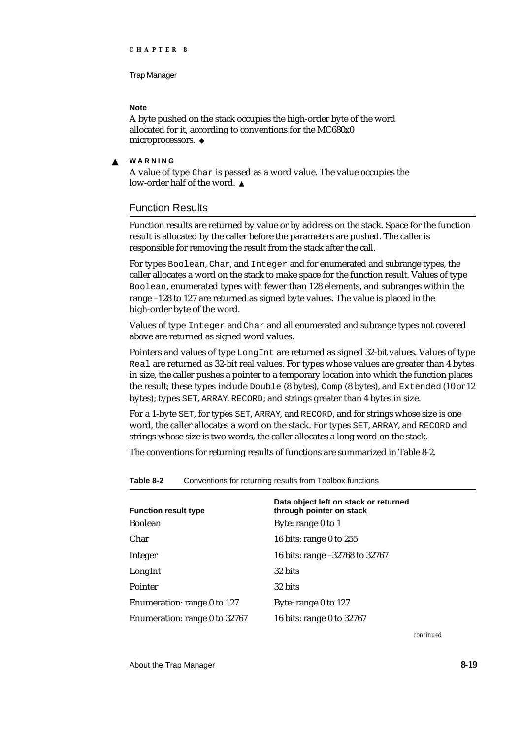**Note**

A byte pushed on the stack occupies the high-order byte of the word allocated for it, according to conventions for the MC680x0 microprocessors. ◆

▲ **WARNING**

A value of type `Char` is passed as a word value. The value occupies the low-order half of the word. ▲

## Function Results

Function results are returned by value or by address on the stack. Space for the function result is allocated by the caller before the parameters are pushed. The caller is responsible for removing the result from the stack after the call.

For types `Boolean`, `Char`, and `Integer` and for enumerated and subrange types, the caller allocates a word on the stack to make space for the function result. Values of type `Boolean`, enumerated types with fewer than 128 elements, and subranges within the range –128 to 127 are returned as signed byte values. The value is placed in the high-order byte of the word.

Values of type `Integer` and `Char` and all enumerated and subrange types not covered above are returned as signed word values.

Pointers and values of type `LongInt` are returned as signed 32-bit values. Values of type `Real` are returned as 32-bit real values. For types whose values are greater than 4 bytes in size, the caller pushes a pointer to a temporary location into which the function places the result; these types include `Double` (8 bytes), `Comp` (8 bytes), and `Extended` (10 or 12 bytes); types `SET`, `ARRAY`, `RECORD`; and strings greater than 4 bytes in size.

For a 1-byte `SET`, for types `SET`, `ARRAY`, and `RECORD`, and for strings whose size is one word, the caller allocates a word on the stack. For types `SET`, `ARRAY`, and `RECORD` and strings whose size is two words, the caller allocates a long word on the stack.

The conventions for returning results of functions are summarized in Table 8-2.

**Table 8-2** Conventions for returning results from Toolbox functions

| Function result type | Data object left on stack or returned through pointer on stack |
|---|---|
| Boolean | Byte: range 0 to 1 |
| Char | 16 bits: range 0 to 255 |
| Integer | 16 bits: range –32768 to 32767 |
| LongInt | 32 bits |
| Pointer | 32 bits |
| Enumeration: range 0 to 127 | Byte: range 0 to 127 |
| Enumeration: range 0 to 32767 | 16 bits: range 0 to 32767 |

*continued*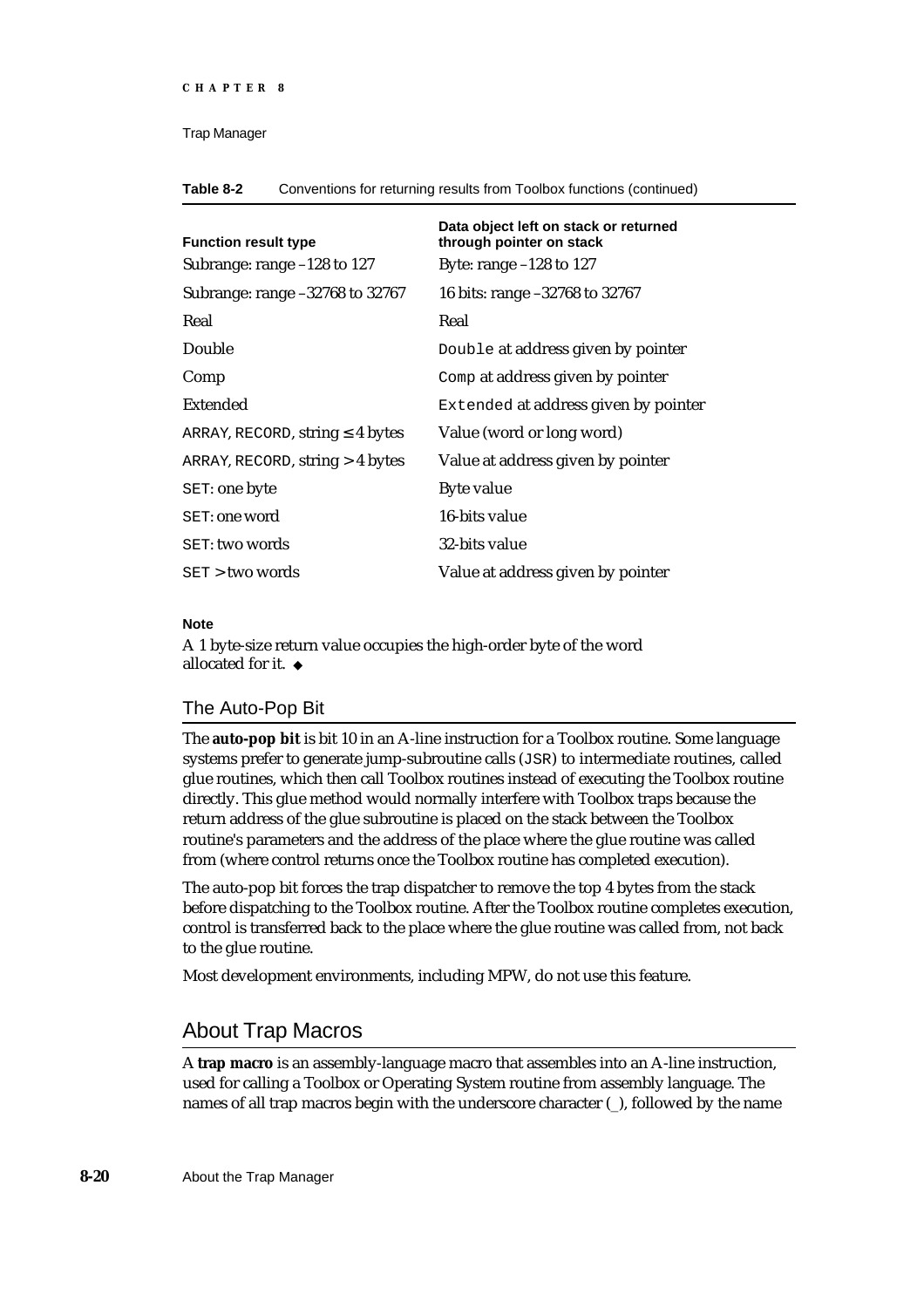**Table 8-2** Conventions for returning results from Toolbox functions (continued)

| Function result type | Data object left on stack or returned through pointer on stack |
|---|---|
| Subrange: range –128 to 127 | Byte: range –128 to 127 |
| Subrange: range –32768 to 32767 | 16 bits: range –32768 to 32767 |
| Real | Real |
| Double | `Double` at address given by pointer |
| Comp | `Comp` at address given by pointer |
| Extended | `Extended` at address given by pointer |
| `ARRAY`, `RECORD`, string ≤ 4 bytes | Value (word or long word) |
| `ARRAY`, `RECORD`, string > 4 bytes | Value at address given by pointer |
| `SET`: one byte | Byte value |
| `SET`: one word | 16-bits value |
| `SET`: two words | 32-bits value |
| `SET` > two words | Value at address given by pointer |

**Note**

A 1 byte-size return value occupies the high-order byte of the word allocated for it. ◆

## The Auto-Pop Bit

The **auto-pop bit** is bit 10 in an A-line instruction for a Toolbox routine. Some language systems prefer to generate jump-subroutine calls (`JSR`) to intermediate routines, called glue routines, which then call Toolbox routines instead of executing the Toolbox routine directly. This glue method would normally interfere with Toolbox traps because the return address of the glue subroutine is placed on the stack between the Toolbox routine's parameters and the address of the place where the glue routine was called from (where control returns once the Toolbox routine has completed execution).

The auto-pop bit forces the trap dispatcher to remove the top 4 bytes from the stack before dispatching to the Toolbox routine. After the Toolbox routine completes execution, control is transferred back to the place where the glue routine was called from, not back to the glue routine.

Most development environments, including MPW, do not use this feature.

# About Trap Macros

A **trap macro** is an assembly-language macro that assembles into an A-line instruction, used for calling a Toolbox or Operating System routine from assembly language. The names of all trap macros begin with the underscore character (_), followed by the name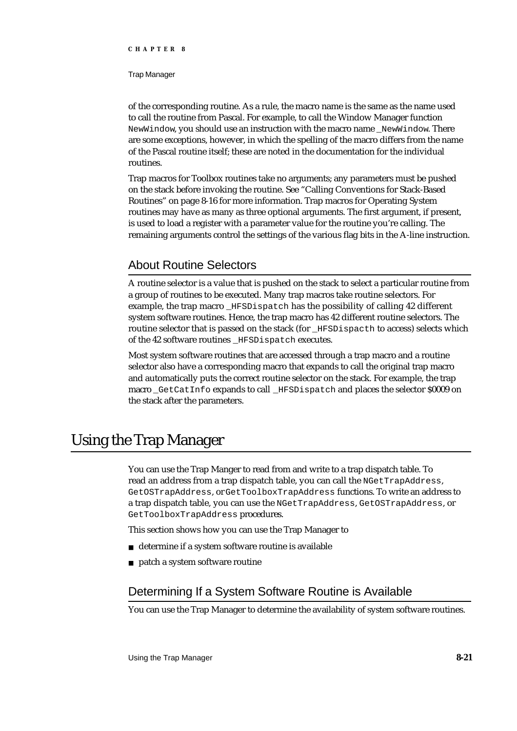of the corresponding routine. As a rule, the macro name is the same as the name used to call the routine from Pascal. For example, to call the Window Manager function `NewWindow`, you should use an instruction with the macro name `_NewWindow`. There are some exceptions, however, in which the spelling of the macro differs from the name of the Pascal routine itself; these are noted in the documentation for the individual routines.

Trap macros for Toolbox routines take no arguments; any parameters must be pushed on the stack before invoking the routine. See "Calling Conventions for Stack-Based Routines" on page 8-16 for more information. Trap macros for Operating System routines may have as many as three optional arguments. The first argument, if present, is used to load a register with a parameter value for the routine you're calling. The remaining arguments control the settings of the various flag bits in the A-line instruction.

## About Routine Selectors

A routine selector is a value that is pushed on the stack to select a particular routine from a group of routines to be executed. Many trap macros take routine selectors. For example, the trap macro `_HFSDispatch` has the possibility of calling 42 different system software routines. Hence, the trap macro has 42 different routine selectors. The routine selector that is passed on the stack (for `_HFSDispacth` to access) selects which of the 42 software routines `_HFSDispatch` executes.

Most system software routines that are accessed through a trap macro and a routine selector also have a corresponding macro that expands to call the original trap macro and automatically puts the correct routine selector on the stack. For example, the trap macro `_GetCatInfo` expands to call `_HFSDispatch` and places the selector $0009 on the stack after the parameters.

# Using the Trap Manager

You can use the Trap Manger to read from and write to a trap dispatch table. To read an address from a trap dispatch table, you can call the `NGetTrapAddress`, `GetOSTrapAddress`, or `GetToolboxTrapAddress` functions. To write an address to a trap dispatch table, you can use the `NGetTrapAddress`, `GetOSTrapAddress`, or `GetToolboxTrapAddress` procedures.

This section shows how you can use the Trap Manager to

- determine if a system software routine is available
- patch a system software routine

## Determining If a System Software Routine is Available

You can use the Trap Manager to determine the availability of system software routines.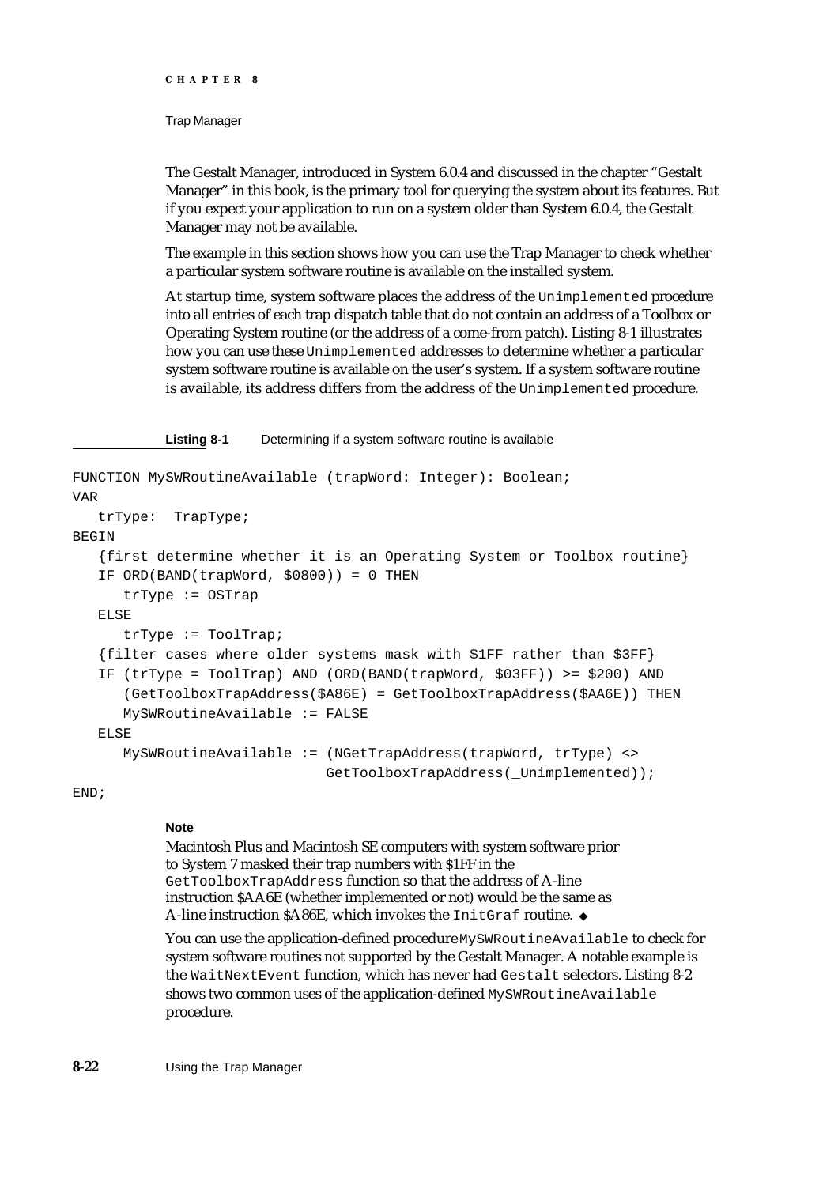The Gestalt Manager, introduced in System 6.0.4 and discussed in the chapter "Gestalt Manager" in this book, is the primary tool for querying the system about its features. But if you expect your application to run on a system older than System 6.0.4, the Gestalt Manager may not be available.

The example in this section shows how you can use the Trap Manager to check whether a particular system software routine is available on the installed system.

At startup time, system software places the address of the `Unimplemented` procedure into all entries of each trap dispatch table that do not contain an address of a Toolbox or Operating System routine (or the address of a come-from patch). Listing 8-1 illustrates how you can use these `Unimplemented` addresses to determine whether a particular system software routine is available on the user's system. If a system software routine is available, its address differs from the address of the `Unimplemented` procedure.

**Listing 8-1** Determining if a system software routine is available

```
FUNCTION MySWRoutineAvailable (trapWord: Integer): Boolean;
VAR
   trType:  TrapType;
BEGIN
   {first determine whether it is an Operating System or Toolbox routine}
   IF ORD(BAND(trapWord, $0800)) = 0 THEN
      trType := OSTrap
   ELSE
      trType := ToolTrap;
   {filter cases where older systems mask with $1FF rather than $3FF}
   IF (trType = ToolTrap) AND (ORD(BAND(trapWord, $03FF)) >= $200) AND
      (GetToolboxTrapAddress($A86E) = GetToolboxTrapAddress($AA6E)) THEN
      MySWRoutineAvailable := FALSE
   ELSE
      MySWRoutineAvailable := (NGetTrapAddress(trapWord, trType) <>
                               GetToolboxTrapAddress(_Unimplemented));
END;
```

**Note**

Macintosh Plus and Macintosh SE computers with system software prior to System 7 masked their trap numbers with $1FF in the `GetToolboxTrapAddress` function so that the address of A-line instruction $AA6E (whether implemented or not) would be the same as A-line instruction $A86E, which invokes the `InitGraf` routine. ◆

You can use the application-defined procedure `MySWRoutineAvailable` to check for system software routines not supported by the Gestalt Manager. A notable example is the `WaitNextEvent` function, which has never had `Gestalt` selectors. Listing 8-2 shows two common uses of the application-defined `MySWRoutineAvailable` procedure.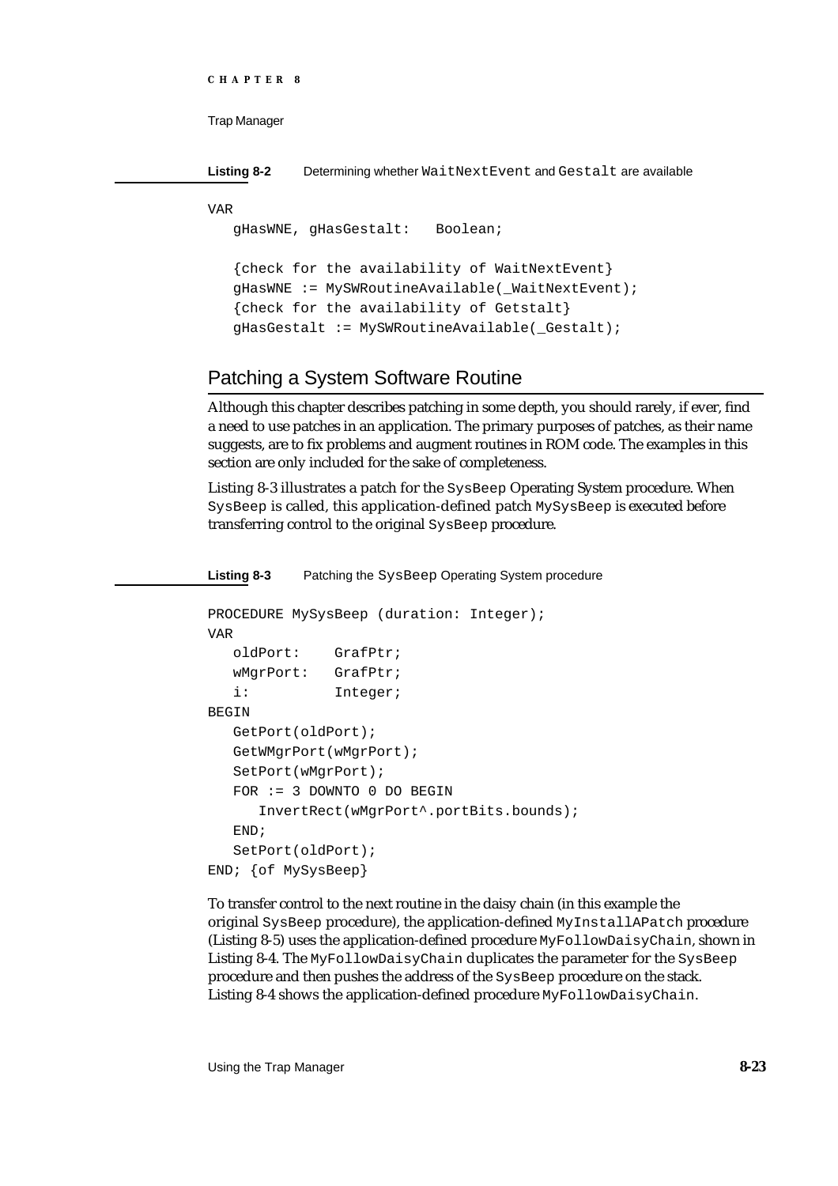**Listing 8-2** Determining whether `WaitNextEvent` and `Gestalt` are available

```
VAR
   gHasWNE, gHasGestalt:   Boolean;

   {check for the availability of WaitNextEvent}
   gHasWNE := MySWRoutineAvailable(_WaitNextEvent);
   {check for the availability of Getstalt}
   gHasGestalt := MySWRoutineAvailable(_Gestalt);
```

## Patching a System Software Routine

Although this chapter describes patching in some depth, you should rarely, if ever, find a need to use patches in an application. The primary purposes of patches, as their name suggests, are to fix problems and augment routines in ROM code. The examples in this section are only included for the sake of completeness.

Listing 8-3 illustrates a patch for the `SysBeep` Operating System procedure. When `SysBeep` is called, this application-defined patch `MySysBeep` is executed before transferring control to the original `SysBeep` procedure.

**Listing 8-3** Patching the `SysBeep` Operating System procedure

```
PROCEDURE MySysBeep (duration: Integer);
VAR
   oldPort:    GrafPtr;
   wMgrPort:   GrafPtr;
   i:          Integer;
BEGIN
   GetPort(oldPort);
   GetWMgrPort(wMgrPort);
   SetPort(wMgrPort);
   FOR := 3 DOWNTO 0 DO BEGIN
      InvertRect(wMgrPort^.portBits.bounds);
   END;
   SetPort(oldPort);
END; {of MySysBeep}
```

To transfer control to the next routine in the daisy chain (in this example the original `SysBeep` procedure), the application-defined `MyInstallAPatch` procedure (Listing 8-5) uses the application-defined procedure `MyFollowDaisyChain`, shown in Listing 8-4. The `MyFollowDaisyChain` duplicates the parameter for the `SysBeep` procedure and then pushes the address of the `SysBeep` procedure on the stack. Listing 8-4 shows the application-defined procedure `MyFollowDaisyChain`.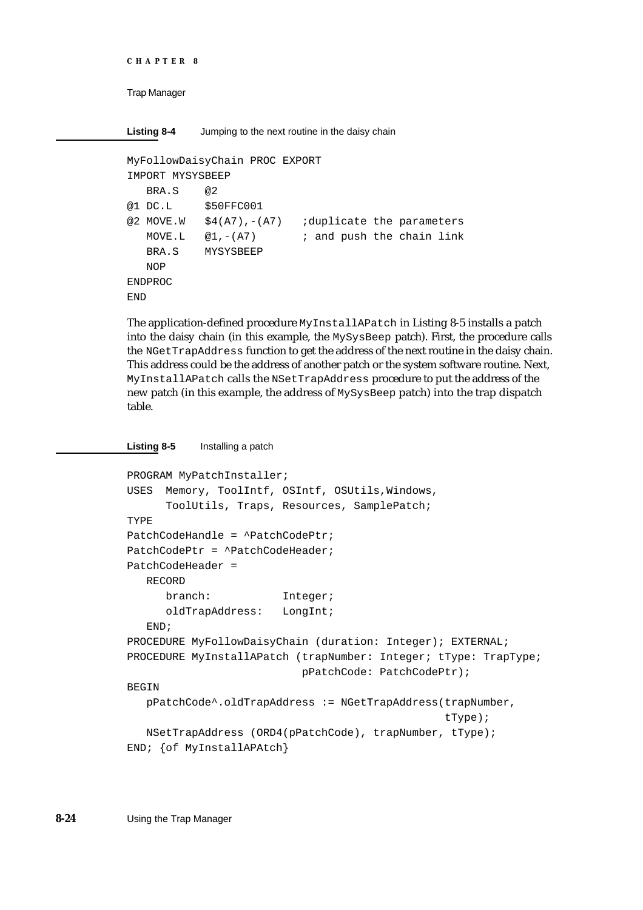**Listing 8-4** Jumping to the next routine in the daisy chain

```
MyFollowDaisyChain PROC EXPORT
IMPORT MYSYSBEEP
   BRA.S    @2
@1 DC.L     $50FFC001
@2 MOVE.W   $4(A7),-(A7)   ;duplicate the parameters
   MOVE.L   @1,-(A7)       ; and push the chain link
   BRA.S    MYSYSBEEP
   NOP
ENDPROC
END
```

The application-defined procedure `MyInstallAPatch` in Listing 8-5 installs a patch into the daisy chain (in this example, the `MySysBeep` patch). First, the procedure calls the `NGetTrapAddress` function to get the address of the next routine in the daisy chain. This address could be the address of another patch or the system software routine. Next, `MyInstallAPatch` calls the `NSetTrapAddress` procedure to put the address of the new patch (in this example, the address of `MySysBeep` patch) into the trap dispatch table.

**Listing 8-5** Installing a patch

```
PROGRAM MyPatchInstaller;
USES  Memory, ToolIntf, OSIntf, OSUtils,Windows,
      ToolUtils, Traps, Resources, SamplePatch;
TYPE
PatchCodeHandle = ^PatchCodePtr;
PatchCodePtr = ^PatchCodeHeader;
PatchCodeHeader =
   RECORD
      branch:           Integer;
      oldTrapAddress:   LongInt;
   END;
PROCEDURE MyFollowDaisyChain (duration: Integer); EXTERNAL;
PROCEDURE MyInstallAPatch (trapNumber: Integer; tType: TrapType;
                          pPatchCode: PatchCodePtr);
BEGIN
   pPatchCode^.oldTrapAddress := NGetTrapAddress(trapNumber,
                                                 tType);
   NSetTrapAddress (ORD4(pPatchCode), trapNumber, tType);
END; {of MyInstallAPAtch}
```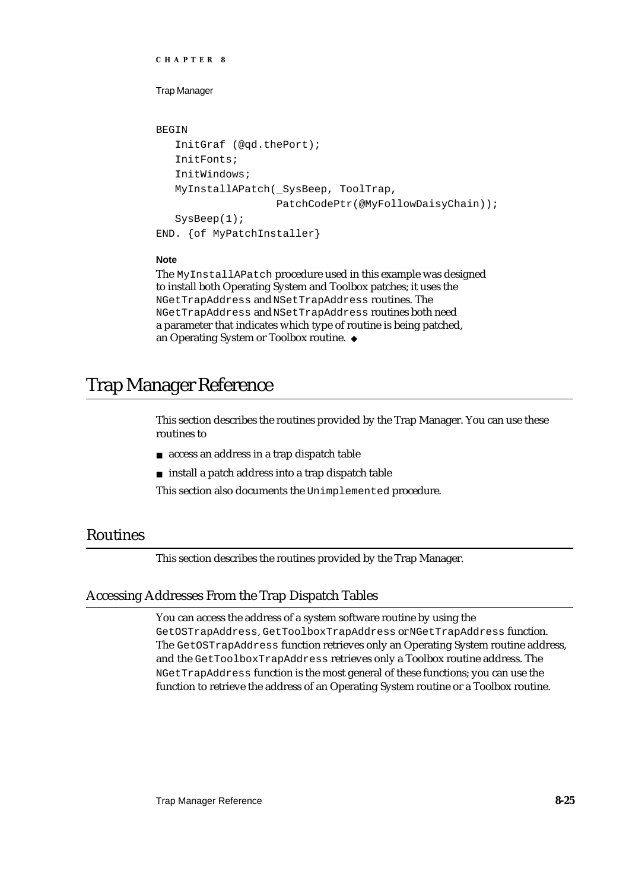```
BEGIN
   InitGraf (@qd.thePort);
   InitFonts;
   InitWindows;
   MyInstallAPatch(_SysBeep, ToolTrap,
                   PatchCodePtr(@MyFollowDaisyChain));
   SysBeep(1);
END. {of MyPatchInstaller}
```

**Note**

The `MyInstallAPatch` procedure used in this example was designed to install both Operating System and Toolbox patches; it uses the `NGetTrapAddress` and `NSetTrapAddress` routines. The `NGetTrapAddress` and `NSetTrapAddress` routines both need a parameter that indicates which type of routine is being patched, an Operating System or Toolbox routine. ◆

# Trap Manager Reference

This section describes the routines provided by the Trap Manager. You can use these routines to

- access an address in a trap dispatch table
- install a patch address into a trap dispatch table

This section also documents the `Unimplemented` procedure.

## Routines

This section describes the routines provided by the Trap Manager.

### Accessing Addresses From the Trap Dispatch Tables

You can access the address of a system software routine by using the `GetOSTrapAddress`, `GetToolboxTrapAddress` or `NGetTrapAddress` function. The `GetOSTrapAddress` function retrieves only an Operating System routine address, and the `GetToolboxTrapAddress` retrieves only a Toolbox routine address. The `NGetTrapAddress` function is the most general of these functions; you can use the function to retrieve the address of an Operating System routine or a Toolbox routine.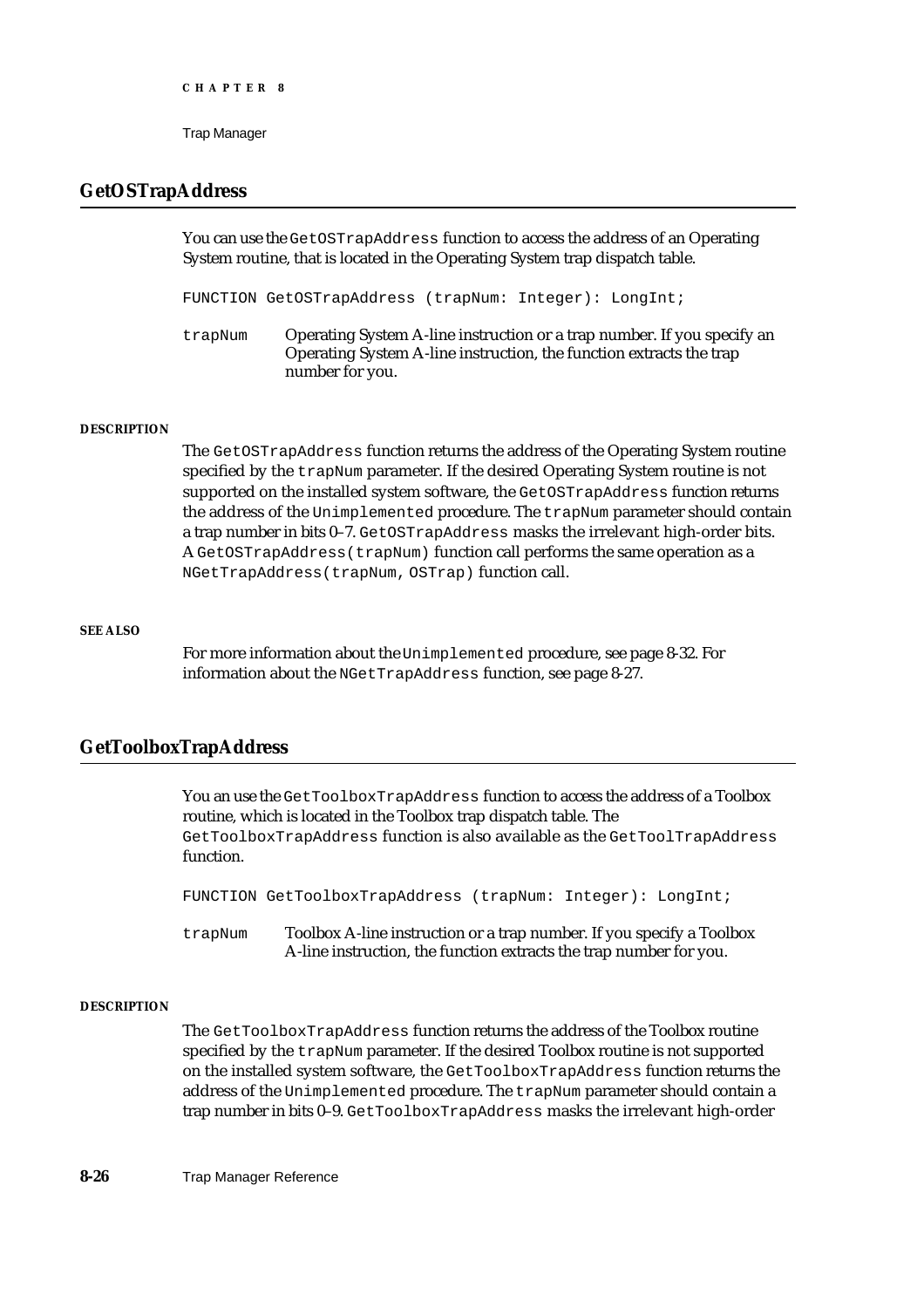## GetOSTrapAddress

You can use the `GetOSTrapAddress` function to access the address of an Operating System routine, that is located in the Operating System trap dispatch table.

```
FUNCTION GetOSTrapAddress (trapNum: Integer): LongInt;
```

`trapNum` Operating System A-line instruction or a trap number. If you specify an Operating System A-line instruction, the function extracts the trap number for you.

**DESCRIPTION**

The `GetOSTrapAddress` function returns the address of the Operating System routine specified by the `trapNum` parameter. If the desired Operating System routine is not supported on the installed system software, the `GetOSTrapAddress` function returns the address of the `Unimplemented` procedure. The `trapNum` parameter should contain a trap number in bits 0–7. `GetOSTrapAddress` masks the irrelevant high-order bits. A `GetOSTrapAddress(trapNum)` function call performs the same operation as a `NGetTrapAddress(trapNum, OSTrap)` function call.

**SEE ALSO**

For more information about the `Unimplemented` procedure, see page 8-32. For information about the `NGetTrapAddress` function, see page 8-27.

## GetToolboxTrapAddress

You an use the `GetToolboxTrapAddress` function to access the address of a Toolbox routine, which is located in the Toolbox trap dispatch table. The `GetToolboxTrapAddress` function is also available as the `GetToolTrapAddress` function.

```
FUNCTION GetToolboxTrapAddress (trapNum: Integer): LongInt;
```

`trapNum` Toolbox A-line instruction or a trap number. If you specify a Toolbox A-line instruction, the function extracts the trap number for you.

**DESCRIPTION**

The `GetToolboxTrapAddress` function returns the address of the Toolbox routine specified by the `trapNum` parameter. If the desired Toolbox routine is not supported on the installed system software, the `GetToolboxTrapAddress` function returns the address of the `Unimplemented` procedure. The `trapNum` parameter should contain a trap number in bits 0–9. `GetToolboxTrapAddress` masks the irrelevant high-order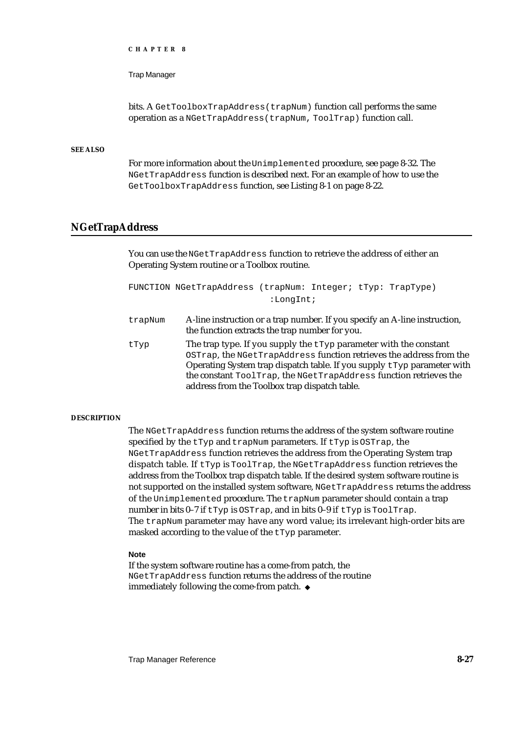bits. A `GetToolboxTrapAddress(trapNum)` function call performs the same operation as a `NGetTrapAddress(trapNum, ToolTrap)` function call.

**SEE ALSO**

For more information about the `Unimplemented` procedure, see page 8-32. The `NGetTrapAddress` function is described next. For an example of how to use the `GetToolboxTrapAddress` function, see Listing 8-1 on page 8-22.

## NGetTrapAddress

You can use the `NGetTrapAddress` function to retrieve the address of either an Operating System routine or a Toolbox routine.

```
FUNCTION NGetTrapAddress (trapNum: Integer; tTyp: TrapType)
                          :LongInt;
```

`trapNum` A-line instruction or a trap number. If you specify an A-line instruction, the function extracts the trap number for you.

`tTyp` The trap type. If you supply the `tTyp` parameter with the constant `OSTrap`, the `NGetTrapAddress` function retrieves the address from the Operating System trap dispatch table. If you supply `tTyp` parameter with the constant `ToolTrap`, the `NGetTrapAddress` function retrieves the address from the Toolbox trap dispatch table.

**DESCRIPTION**

The `NGetTrapAddress` function returns the address of the system software routine specified by the `tTyp` and `trapNum` parameters. If `tTyp` is `OSTrap`, the `NGetTrapAddress` function retrieves the address from the Operating System trap dispatch table. If `tTyp` is `ToolTrap`, the `NGetTrapAddress` function retrieves the address from the Toolbox trap dispatch table. If the desired system software routine is not supported on the installed system software, `NGetTrapAddress` returns the address of the `Unimplemented` procedure. The `trapNum` parameter should contain a trap number in bits 0–7 if `tTyp` is `OSTrap`, and in bits 0–9 if `tTyp` is `ToolTrap`. The `trapNum` parameter may have any word value; its irrelevant high-order bits are masked according to the value of the `tTyp` parameter.

**Note**

If the system software routine has a come-from patch, the `NGetTrapAddress` function returns the address of the routine immediately following the come-from patch. ◆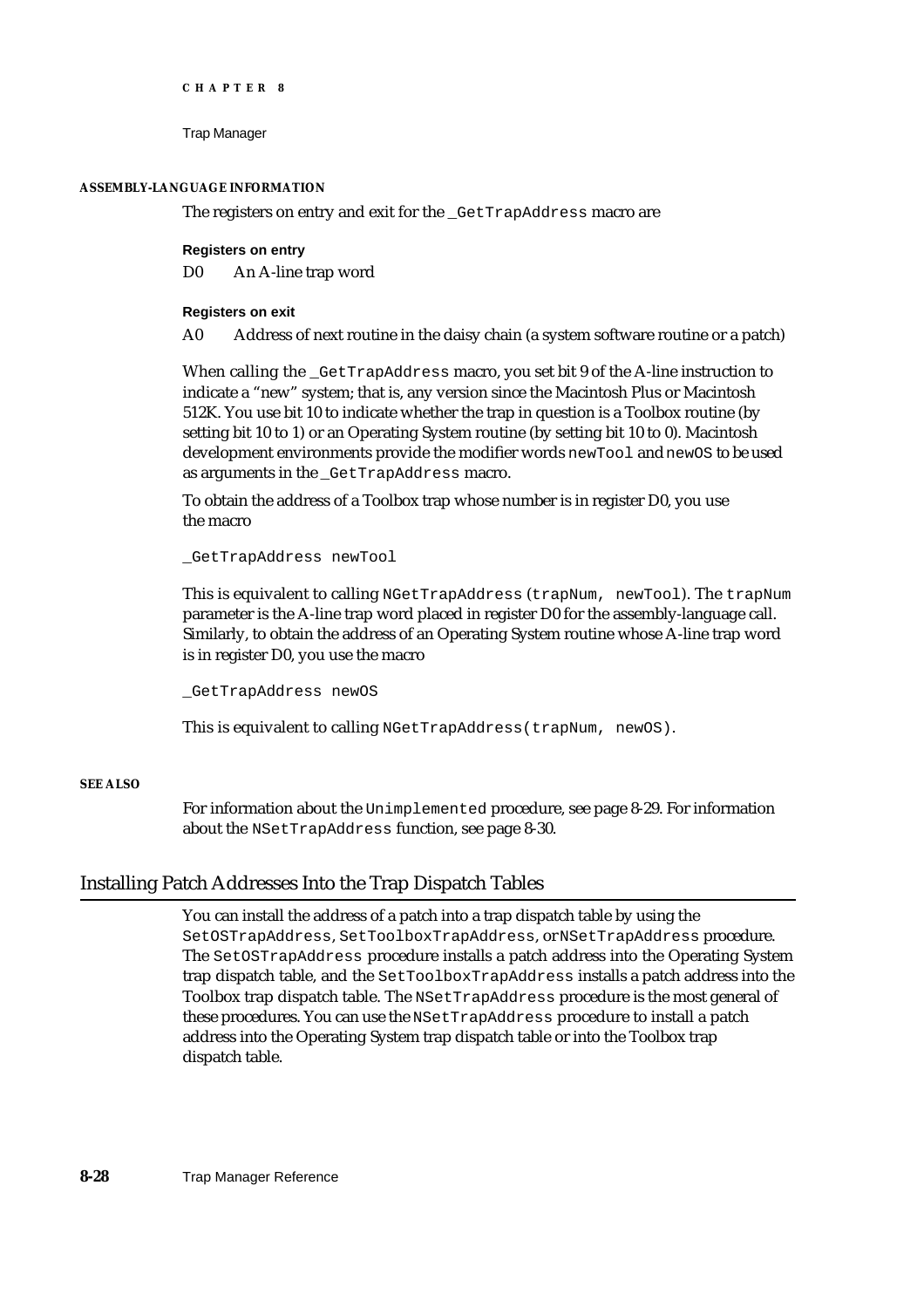**ASSEMBLY-LANGUAGE INFORMATION**

The registers on entry and exit for the `_GetTrapAddress` macro are

**Registers on entry**

D0 An A-line trap word

**Registers on exit**

A0 Address of next routine in the daisy chain (a system software routine or a patch)

When calling the `_GetTrapAddress` macro, you set bit 9 of the A-line instruction to indicate a "new" system; that is, any version since the Macintosh Plus or Macintosh 512K. You use bit 10 to indicate whether the trap in question is a Toolbox routine (by setting bit 10 to 1) or an Operating System routine (by setting bit 10 to 0). Macintosh development environments provide the modifier words `newTool` and `newOS` to be used as arguments in the `_GetTrapAddress` macro.

To obtain the address of a Toolbox trap whose number is in register D0, you use the macro

```
_GetTrapAddress newTool
```

This is equivalent to calling `NGetTrapAddress (trapNum, newTool)`. The `trapNum` parameter is the A-line trap word placed in register D0 for the assembly-language call. Similarly, to obtain the address of an Operating System routine whose A-line trap word is in register D0, you use the macro

```
_GetTrapAddress newOS
```

This is equivalent to calling `NGetTrapAddress(trapNum, newOS)`.

**SEE ALSO**

For information about the `Unimplemented` procedure, see page 8-29. For information about the `NSetTrapAddress` function, see page 8-30.

## Installing Patch Addresses Into the Trap Dispatch Tables

You can install the address of a patch into a trap dispatch table by using the `SetOSTrapAddress`, `SetToolboxTrapAddress`, or `NSetTrapAddress` procedure. The `SetOSTrapAddress` procedure installs a patch address into the Operating System trap dispatch table, and the `SetToolboxTrapAddress` installs a patch address into the Toolbox trap dispatch table. The `NSetTrapAddress` procedure is the most general of these procedures. You can use the `NSetTrapAddress` procedure to install a patch address into the Operating System trap dispatch table or into the Toolbox trap dispatch table.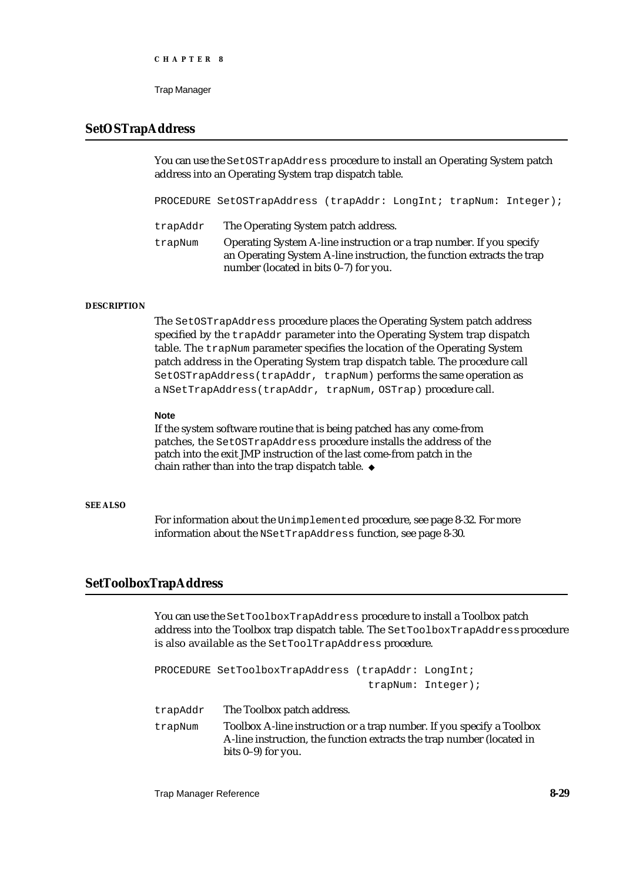## SetOSTrapAddress

You can use the `SetOSTrapAddress` procedure to install an Operating System patch address into an Operating System trap dispatch table.

```
PROCEDURE SetOSTrapAddress (trapAddr: LongInt; trapNum: Integer);
```

`trapAddr` The Operating System patch address.

`trapNum` Operating System A-line instruction or a trap number. If you specify an Operating System A-line instruction, the function extracts the trap number (located in bits 0–7) for you.

**DESCRIPTION**

The `SetOSTrapAddress` procedure places the Operating System patch address specified by the `trapAddr` parameter into the Operating System trap dispatch table. The `trapNum` parameter specifies the location of the Operating System patch address in the Operating System trap dispatch table. The procedure call `SetOSTrapAddress(trapAddr, trapNum)` performs the same operation as a `NSetTrapAddress(trapAddr, trapNum, OSTrap)` procedure call.

**Note**

If the system software routine that is being patched has any come-from patches, the `SetOSTrapAddress` procedure installs the address of the patch into the exit JMP instruction of the last come-from patch in the chain rather than into the trap dispatch table. ◆

**SEE ALSO**

For information about the `Unimplemented` procedure, see page 8-32. For more information about the `NSetTrapAddress` function, see page 8-30.

## SetToolboxTrapAddress

You can use the `SetToolboxTrapAddress` procedure to install a Toolbox patch address into the Toolbox trap dispatch table. The `SetToolboxTrapAddress` procedure is also available as the `SetToolTrapAddress` procedure.

```
PROCEDURE SetToolboxTrapAddress (trapAddr: LongInt;
                                 trapNum: Integer);
```

`trapAddr` The Toolbox patch address.

`trapNum` Toolbox A-line instruction or a trap number. If you specify a Toolbox A-line instruction, the function extracts the trap number (located in bits 0–9) for you.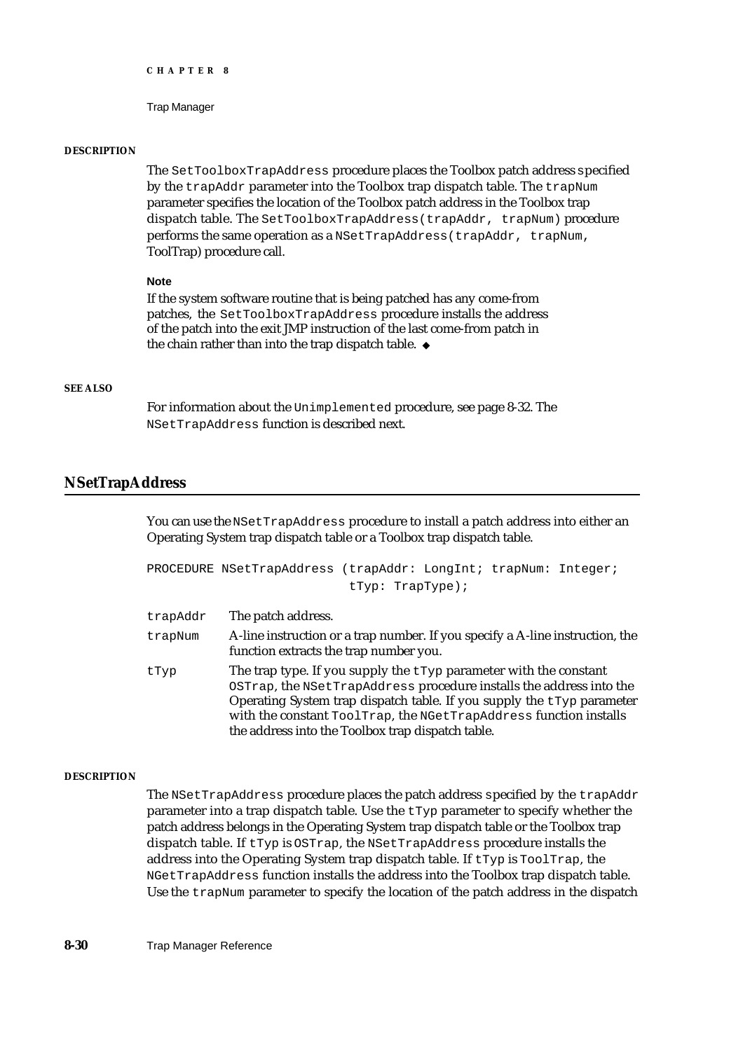**DESCRIPTION**

The `SetToolboxTrapAddress` procedure places the Toolbox patch address specified by the `trapAddr` parameter into the Toolbox trap dispatch table. The `trapNum` parameter specifies the location of the Toolbox patch address in the Toolbox trap dispatch table. The `SetToolboxTrapAddress(trapAddr, trapNum)` procedure performs the same operation as a `NSetTrapAddress(trapAddr, trapNum, ToolTrap)` procedure call.

**Note**

If the system software routine that is being patched has any come-from patches, the `SetToolboxTrapAddress` procedure installs the address of the patch into the exit JMP instruction of the last come-from patch in the chain rather than into the trap dispatch table. ◆

**SEE ALSO**

For information about the `Unimplemented` procedure, see page 8-32. The `NSetTrapAddress` function is described next.

## NSetTrapAddress

You can use the `NSetTrapAddress` procedure to install a patch address into either an Operating System trap dispatch table or a Toolbox trap dispatch table.

```
PROCEDURE NSetTrapAddress (trapAddr: LongInt; trapNum: Integer;
                           tTyp: TrapType);
```

`trapAddr` The patch address.

`trapNum` A-line instruction or a trap number. If you specify a A-line instruction, the function extracts the trap number you.

`tTyp` The trap type. If you supply the `tTyp` parameter with the constant `OSTrap`, the `NSetTrapAddress` procedure installs the address into the Operating System trap dispatch table. If you supply the `tTyp` parameter with the constant `ToolTrap`, the `NGetTrapAddress` function installs the address into the Toolbox trap dispatch table.

**DESCRIPTION**

The `NSetTrapAddress` procedure places the patch address specified by the `trapAddr` parameter into a trap dispatch table. Use the `tTyp` parameter to specify whether the patch address belongs in the Operating System trap dispatch table or the Toolbox trap dispatch table. If `tTyp` is `OSTrap`, the `NSetTrapAddress` procedure installs the address into the Operating System trap dispatch table. If `tTyp` is `ToolTrap`, the `NGetTrapAddress` function installs the address into the Toolbox trap dispatch table. Use the `trapNum` parameter to specify the location of the patch address in the dispatch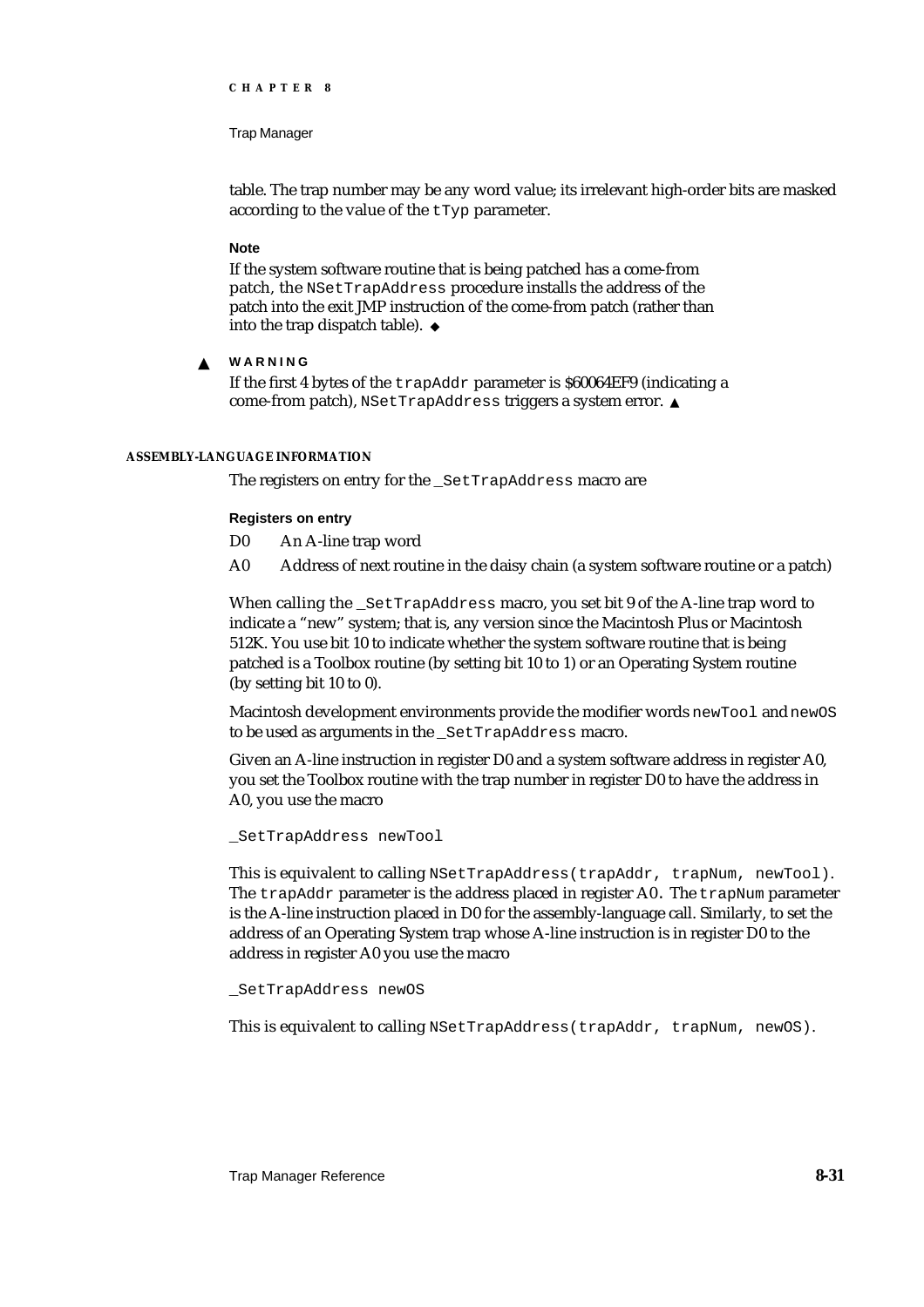table. The trap number may be any word value; its irrelevant high-order bits are masked according to the value of the `tTyp` parameter.

**Note**

If the system software routine that is being patched has a come-from patch, the `NSetTrapAddress` procedure installs the address of the patch into the exit JMP instruction of the come-from patch (rather than into the trap dispatch table). ◆

▲ **WARNING**

If the first 4 bytes of the `trapAddr` parameter is $60064EF9 (indicating a come-from patch), `NSetTrapAddress` triggers a system error. ▲

#### ASSEMBLY-LANGUAGE INFORMATION

The registers on entry for the `_SetTrapAddress` macro are

**Registers on entry**

| | |
|---|---|
| D0 | An A-line trap word |
| A0 | Address of next routine in the daisy chain (a system software routine or a patch) |

When calling the `_SetTrapAddress` macro, you set bit 9 of the A-line trap word to indicate a "new" system; that is, any version since the Macintosh Plus or Macintosh 512K. You use bit 10 to indicate whether the system software routine that is being patched is a Toolbox routine (by setting bit 10 to 1) or an Operating System routine (by setting bit 10 to 0).

Macintosh development environments provide the modifier words `newTool` and `newOS` to be used as arguments in the `_SetTrapAddress` macro.

Given an A-line instruction in register D0 and a system software address in register A0, you set the Toolbox routine with the trap number in register D0 to have the address in A0, you use the macro

```
_SetTrapAddress newTool
```

This is equivalent to calling `NSetTrapAddress(trapAddr, trapNum, newTool)`. The `trapAddr` parameter is the address placed in register `A0`. The `trapNum` parameter is the A-line instruction placed in D0 for the assembly-language call. Similarly, to set the address of an Operating System trap whose A-line instruction is in register D0 to the address in register A0 you use the macro

```
_SetTrapAddress newOS
```

This is equivalent to calling `NSetTrapAddress(trapAddr, trapNum, newOS)`.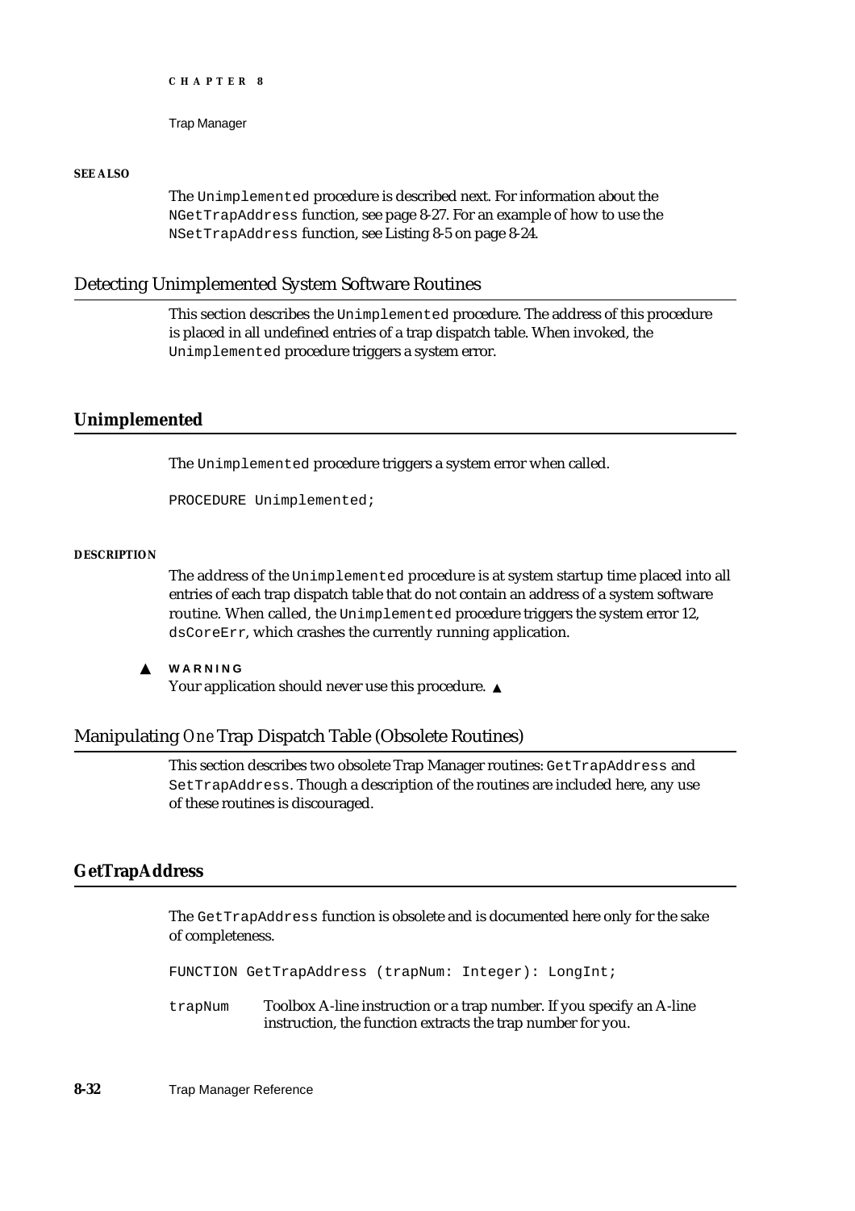**SEE ALSO**

The `Unimplemented` procedure is described next. For information about the `NGetTrapAddress` function, see page 8-27. For an example of how to use the `NSetTrapAddress` function, see Listing 8-5 on page 8-24.

## Detecting Unimplemented System Software Routines

This section describes the `Unimplemented` procedure. The address of this procedure is placed in all undefined entries of a trap dispatch table. When invoked, the `Unimplemented` procedure triggers a system error.

### Unimplemented

The `Unimplemented` procedure triggers a system error when called.

```
PROCEDURE Unimplemented;
```

**DESCRIPTION**

The address of the `Unimplemented` procedure is at system startup time placed into all entries of each trap dispatch table that do not contain an address of a system software routine. When called, the `Unimplemented` procedure triggers the system error 12, `dsCoreErr`, which crashes the currently running application.

▲ **WARNING**
Your application should never use this procedure. ▲

## Manipulating *One* Trap Dispatch Table (Obsolete Routines)

This section describes two obsolete Trap Manager routines: `GetTrapAddress` and `SetTrapAddress`. Though a description of the routines are included here, any use of these routines is discouraged.

### GetTrapAddress

The `GetTrapAddress` function is obsolete and is documented here only for the sake of completeness.

```
FUNCTION GetTrapAddress (trapNum: Integer): LongInt;
```

`trapNum` Toolbox A-line instruction or a trap number. If you specify an A-line instruction, the function extracts the trap number for you.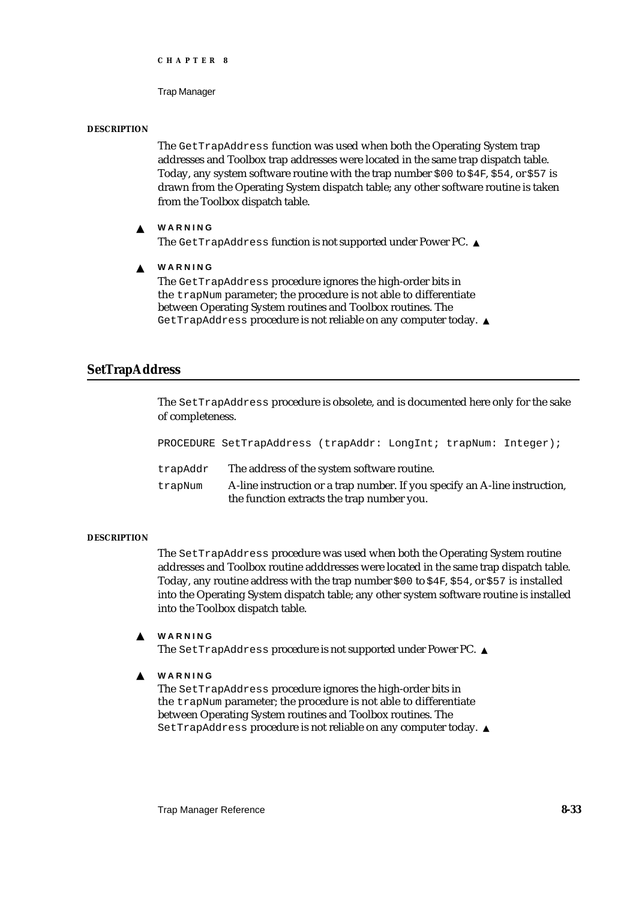**DESCRIPTION**

The `GetTrapAddress` function was used when both the Operating System trap addresses and Toolbox trap addresses were located in the same trap dispatch table. Today, any system software routine with the trap number `$00` to `$4F`, `$54`, or `$57` is drawn from the Operating System dispatch table; any other software routine is taken from the Toolbox dispatch table.

▲ **WARNING**

The `GetTrapAddress` function is not supported under Power PC. ▲

▲ **WARNING**

The `GetTrapAddress` procedure ignores the high-order bits in the `trapNum` parameter; the procedure is not able to differentiate between Operating System routines and Toolbox routines. The `GetTrapAddress` procedure is not reliable on any computer today. ▲

## SetTrapAddress

The `SetTrapAddress` procedure is obsolete, and is documented here only for the sake of completeness.

```
PROCEDURE SetTrapAddress (trapAddr: LongInt; trapNum: Integer);
```

`trapAddr` The address of the system software routine.

`trapNum` A-line instruction or a trap number. If you specify an A-line instruction, the function extracts the trap number you.

**DESCRIPTION**

The `SetTrapAddress` procedure was used when both the Operating System routine addresses and Toolbox routine adddresses were located in the same trap dispatch table. Today, any routine address with the trap number `$00` to `$4F`, `$54`, or `$57` is installed into the Operating System dispatch table; any other system software routine is installed into the Toolbox dispatch table.

▲ **WARNING**

The `SetTrapAddress` procedure is not supported under Power PC. ▲

▲ **WARNING**

The `SetTrapAddress` procedure ignores the high-order bits in the `trapNum` parameter; the procedure is not able to differentiate between Operating System routines and Toolbox routines. The `SetTrapAddress` procedure is not reliable on any computer today. ▲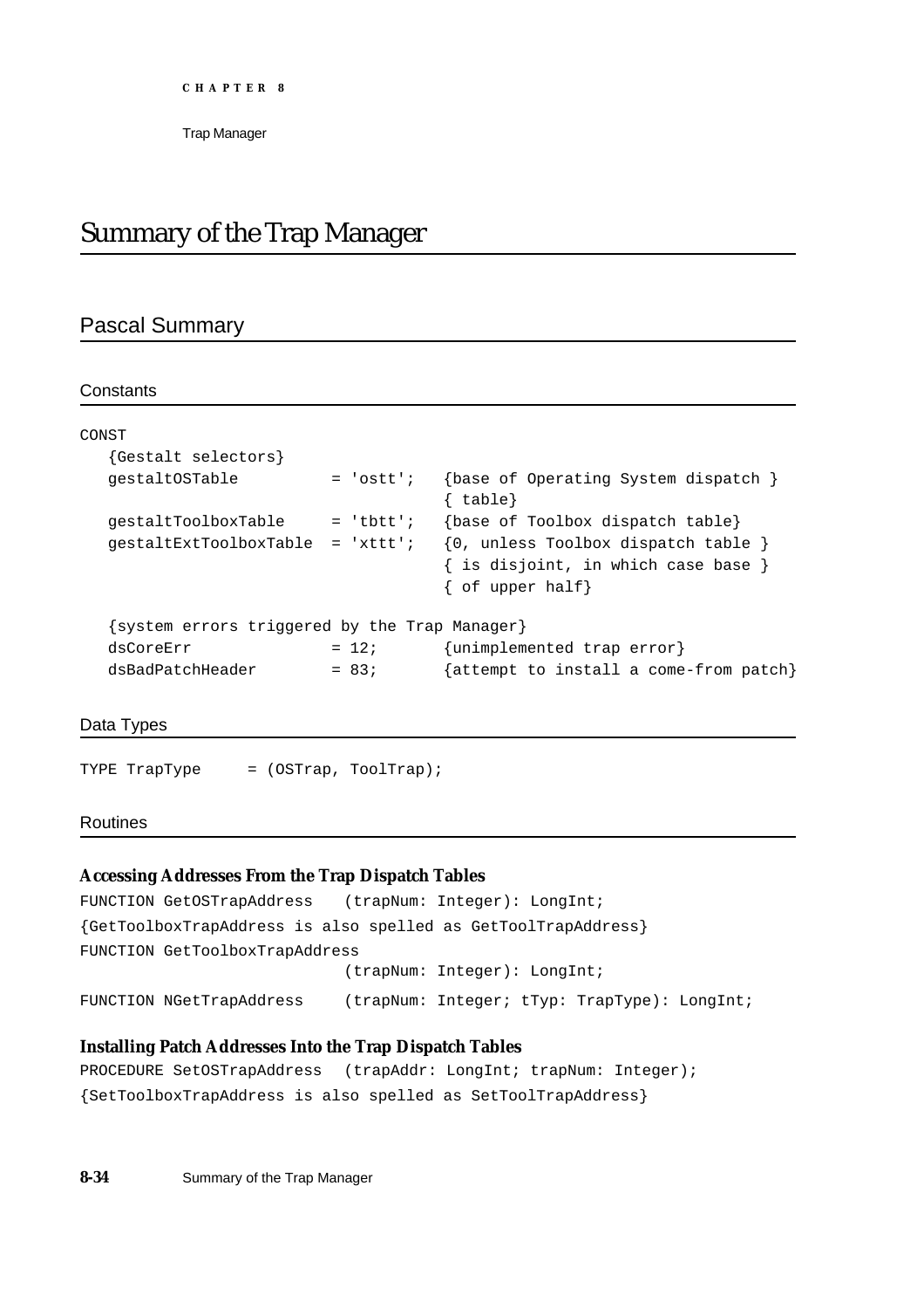# Summary of the Trap Manager

## Pascal Summary

### Constants

```
CONST
   {Gestalt selectors}
   gestaltOSTable          = 'ostt';   {base of Operating System dispatch }
                                       { table}
   gestaltToolboxTable     = 'tbtt';   {base of Toolbox dispatch table}
   gestaltExtToolboxTable  = 'xttt';   {0, unless Toolbox dispatch table }
                                       { is disjoint, in which case base }
                                       { of upper half}

   {system errors triggered by the Trap Manager}
   dsCoreErr               = 12;       {unimplemented trap error}
   dsBadPatchHeader        = 83;       {attempt to install a come-from patch}
```

### Data Types

```
TYPE TrapType     = (OSTrap, ToolTrap);
```

### Routines

#### Accessing Addresses From the Trap Dispatch Tables

```
FUNCTION GetOSTrapAddress    (trapNum: Integer): LongInt;
{GetToolboxTrapAddress is also spelled as GetToolTrapAddress}
FUNCTION GetToolboxTrapAddress
                             (trapNum: Integer): LongInt;
FUNCTION NGetTrapAddress     (trapNum: Integer; tTyp: TrapType): LongInt;
```

#### Installing Patch Addresses Into the Trap Dispatch Tables

```
PROCEDURE SetOSTrapAddress  (trapAddr: LongInt; trapNum: Integer);
{SetToolboxTrapAddress is also spelled as SetToolTrapAddress}
```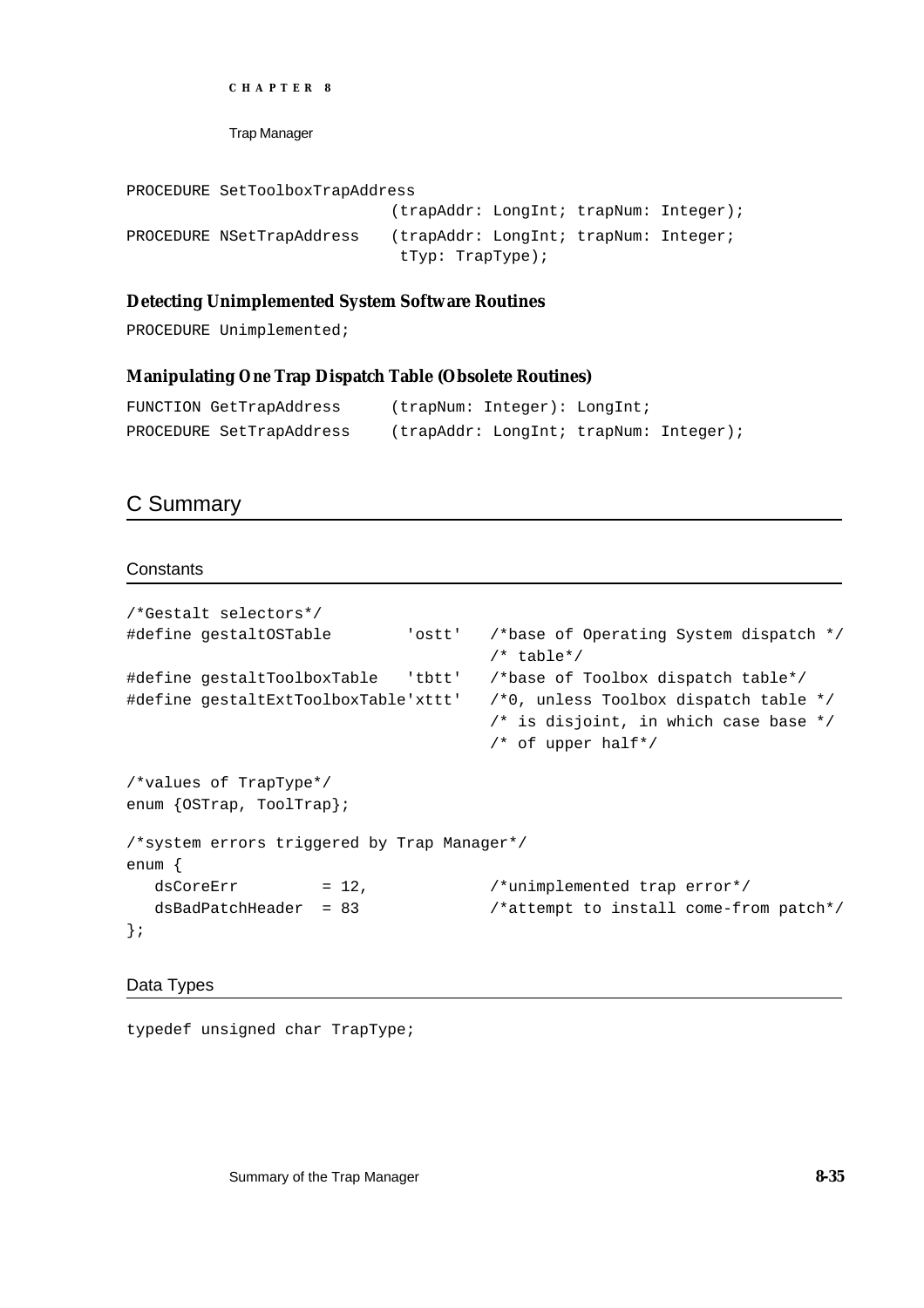```
PROCEDURE SetToolboxTrapAddress
                            (trapAddr: LongInt; trapNum: Integer);
PROCEDURE NSetTrapAddress   (trapAddr: LongInt; trapNum: Integer;
                             tTyp: TrapType);
```

### Detecting Unimplemented System Software Routines

```
PROCEDURE Unimplemented;
```

### Manipulating One Trap Dispatch Table (Obsolete Routines)

```
FUNCTION GetTrapAddress     (trapNum: Integer): LongInt;
PROCEDURE SetTrapAddress    (trapAddr: LongInt; trapNum: Integer);
```

## C Summary

### Constants

```
/*Gestalt selectors*/
#define gestaltOSTable        'ostt'   /*base of Operating System dispatch */
                                       /* table*/
#define gestaltToolboxTable   'tbtt'   /*base of Toolbox dispatch table*/
#define gestaltExtToolboxTable'xttt'   /*0, unless Toolbox dispatch table */
                                       /* is disjoint, in which case base */
                                       /* of upper half*/

/*values of TrapType*/
enum {OSTrap, ToolTrap};

/*system errors triggered by Trap Manager*/
enum {
   dsCoreErr         = 12,             /*unimplemented trap error*/
   dsBadPatchHeader  = 83              /*attempt to install come-from patch*/
};
```

### Data Types

```
typedef unsigned char TrapType;
```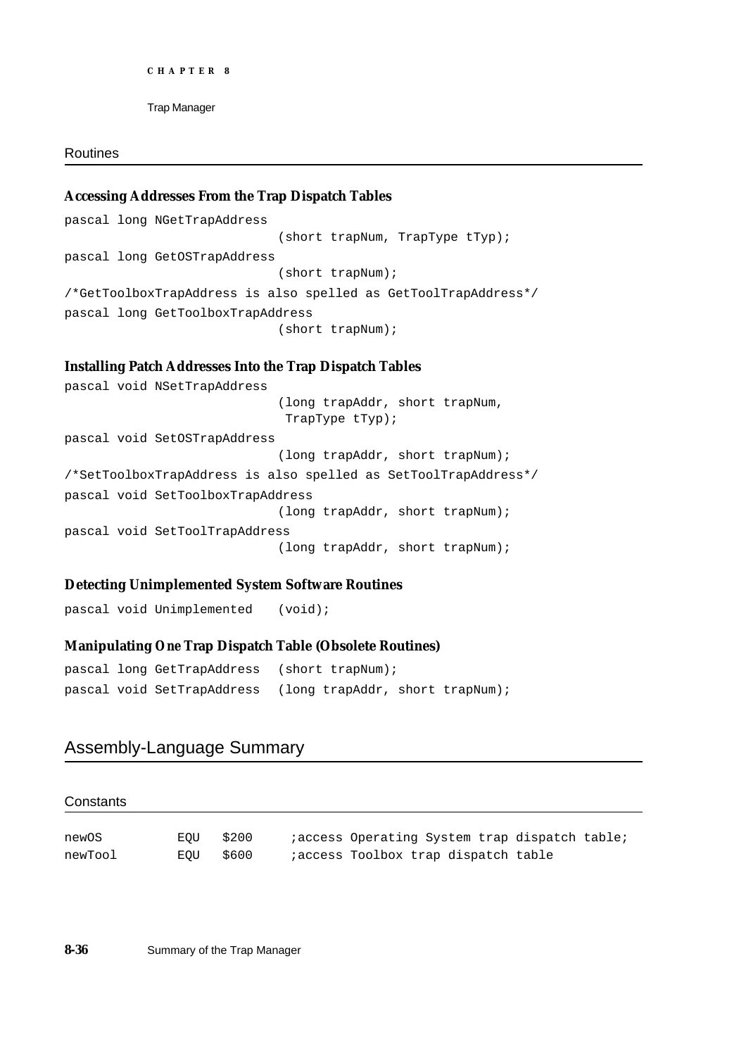### Routines

#### Accessing Addresses From the Trap Dispatch Tables

```
pascal long NGetTrapAddress
                            (short trapNum, TrapType tTyp);
pascal long GetOSTrapAddress
                            (short trapNum);
/*GetToolboxTrapAddress is also spelled as GetToolTrapAddress*/
pascal long GetToolboxTrapAddress
                            (short trapNum);
```

#### Installing Patch Addresses Into the Trap Dispatch Tables

```
pascal void NSetTrapAddress
                            (long trapAddr, short trapNum,
                             TrapType tTyp);
pascal void SetOSTrapAddress
                            (long trapAddr, short trapNum);
/*SetToolboxTrapAddress is also spelled as SetToolTrapAddress*/
pascal void SetToolboxTrapAddress
                            (long trapAddr, short trapNum);
pascal void SetToolTrapAddress
                            (long trapAddr, short trapNum);
```

#### Detecting Unimplemented System Software Routines

```
pascal void Unimplemented   (void);
```

#### Manipulating One Trap Dispatch Table (Obsolete Routines)

```
pascal long GetTrapAddress  (short trapNum);
pascal void SetTrapAddress  (long trapAddr, short trapNum);
```

## Assembly-Language Summary

### Constants

```
newOS        EQU   $200     ;access Operating System trap dispatch table;
newTool      EQU   $600     ;access Toolbox trap dispatch table
```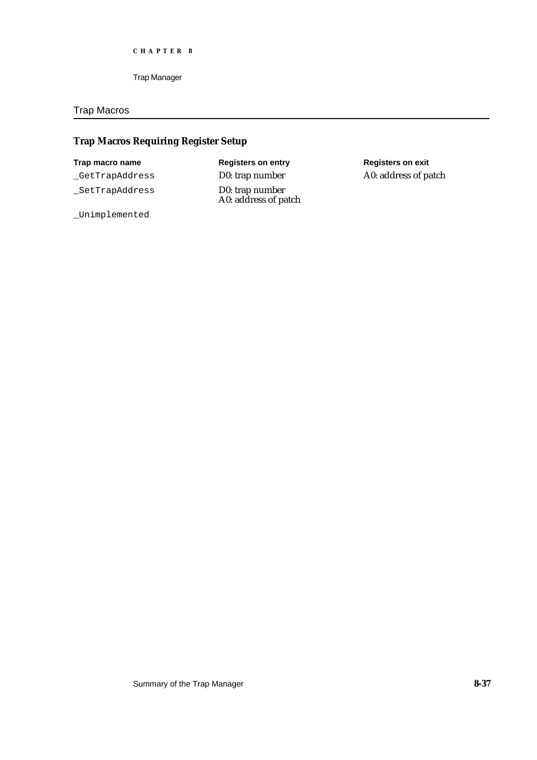## Trap Macros

### Trap Macros Requiring Register Setup

| Trap macro name | Registers on entry | Registers on exit |
|---|---|---|
| `_GetTrapAddress` | D0: trap number | A0: address of patch |
| `_SetTrapAddress` | D0: trap number<br>A0: address of patch | |
| `_Unimplemented` | | |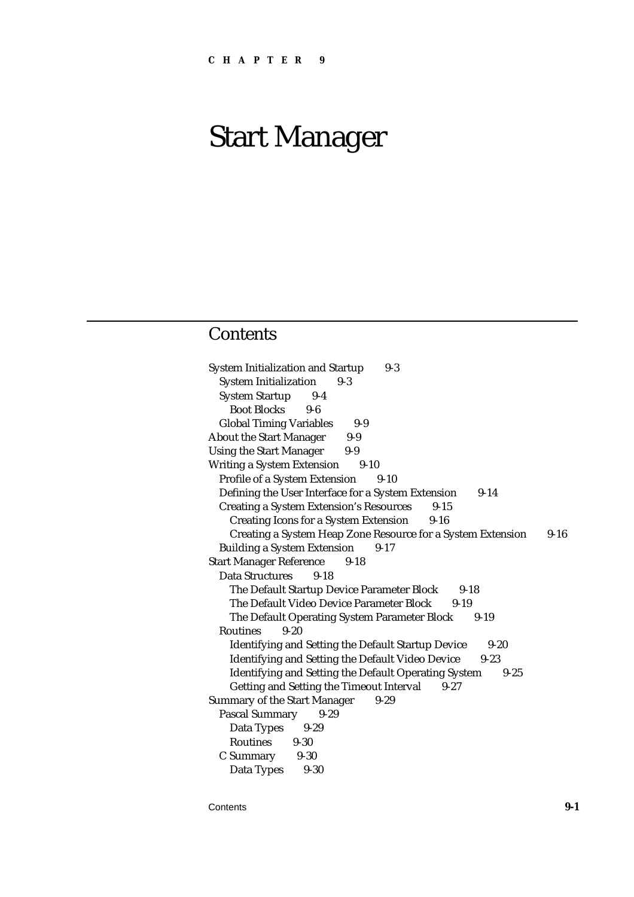CHAPTER 9

# Start Manager

## Contents

- System Initialization and Startup 9-3
  - System Initialization 9-3
  - System Startup 9-4
    - Boot Blocks 9-6
  - Global Timing Variables 9-9
- About the Start Manager 9-9
- Using the Start Manager 9-9
- Writing a System Extension 9-10
  - Profile of a System Extension 9-10
  - Defining the User Interface for a System Extension 9-14
  - Creating a System Extension's Resources 9-15
    - Creating Icons for a System Extension 9-16
    - Creating a System Heap Zone Resource for a System Extension 9-16
  - Building a System Extension 9-17
- Start Manager Reference 9-18
  - Data Structures 9-18
    - The Default Startup Device Parameter Block 9-18
    - The Default Video Device Parameter Block 9-19
    - The Default Operating System Parameter Block 9-19
  - Routines 9-20
    - Identifying and Setting the Default Startup Device 9-20
    - Identifying and Setting the Default Video Device 9-23
    - Identifying and Setting the Default Operating System 9-25
    - Getting and Setting the Timeout Interval 9-27
- Summary of the Start Manager 9-29
  - Pascal Summary 9-29
    - Data Types 9-29
    - Routines 9-30
  - C Summary 9-30
    - Data Types 9-30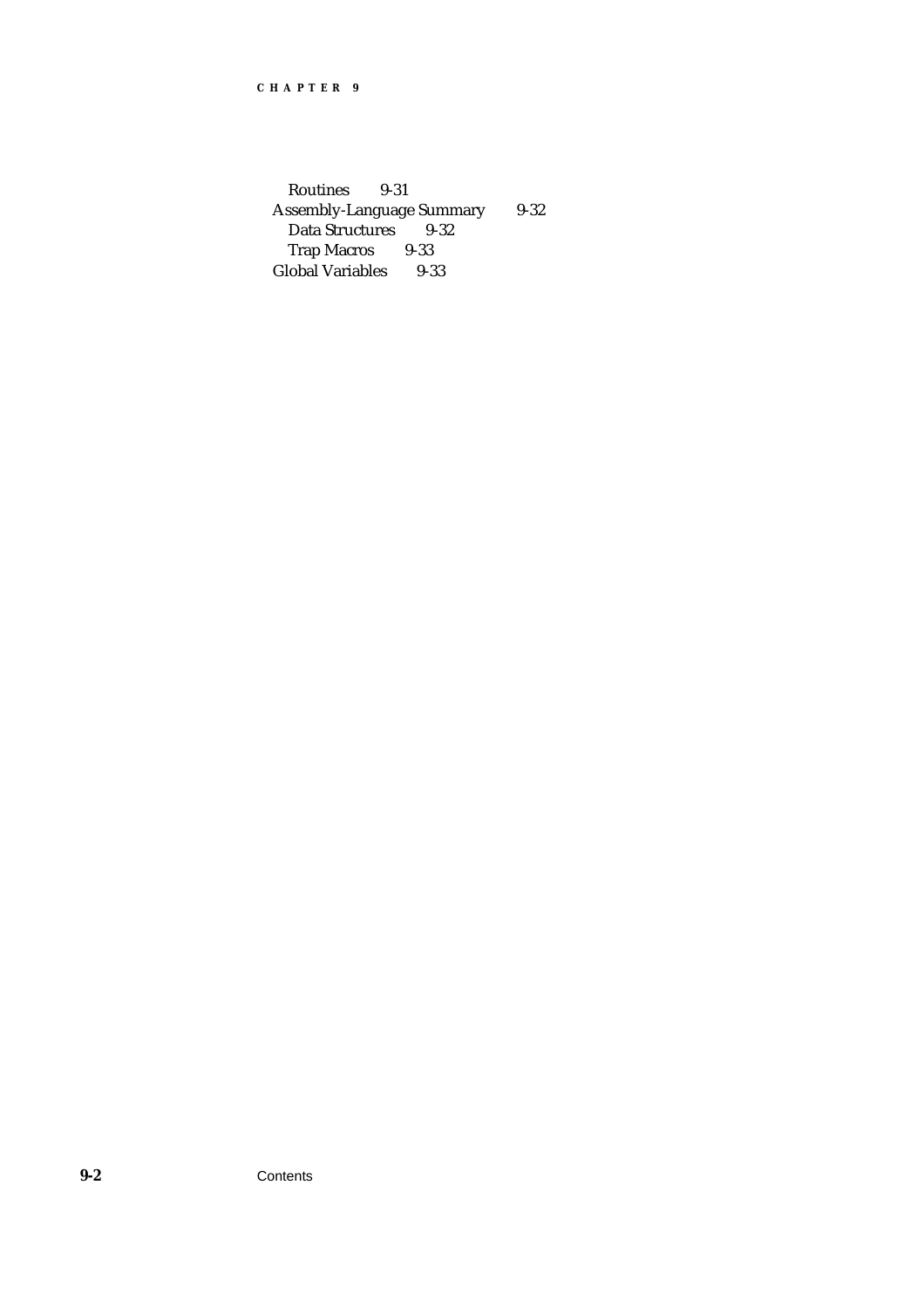Routines 9-31

Assembly-Language Summary 9-32

Data Structures 9-32

Trap Macros 9-33

Global Variables 9-33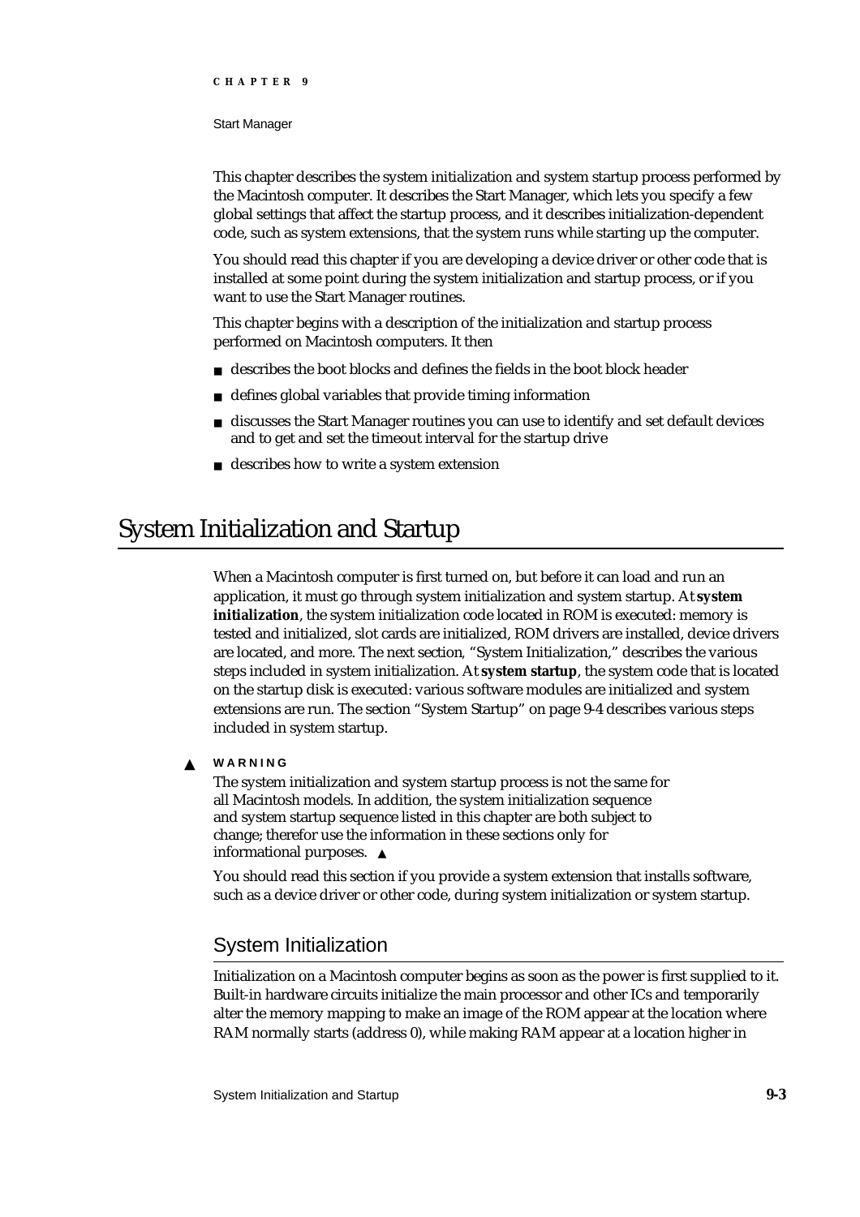This chapter describes the system initialization and system startup process performed by the Macintosh computer. It describes the Start Manager, which lets you specify a few global settings that affect the startup process, and it describes initialization-dependent code, such as system extensions, that the system runs while starting up the computer.

You should read this chapter if you are developing a device driver or other code that is installed at some point during the system initialization and startup process, or if you want to use the Start Manager routines.

This chapter begins with a description of the initialization and startup process performed on Macintosh computers. It then

- describes the boot blocks and defines the fields in the boot block header
- defines global variables that provide timing information
- discusses the Start Manager routines you can use to identify and set default devices and to get and set the timeout interval for the startup drive
- describes how to write a system extension

# System Initialization and Startup

When a Macintosh computer is first turned on, but before it can load and run an application, it must go through system initialization and system startup. At **system initialization**, the system initialization code located in ROM is executed: memory is tested and initialized, slot cards are initialized, ROM drivers are installed, device drivers are located, and more. The next section, "System Initialization," describes the various steps included in system initialization. At **system startup**, the system code that is located on the startup disk is executed: various software modules are initialized and system extensions are run. The section "System Startup" on page 9-4 describes various steps included in system startup.

▲ **WARNING**

The system initialization and system startup process is not the same for all Macintosh models. In addition, the system initialization sequence and system startup sequence listed in this chapter are both subject to change; therefor use the information in these sections only for informational purposes. ▲

You should read this section if you provide a system extension that installs software, such as a device driver or other code, during system initialization or system startup.

## System Initialization

Initialization on a Macintosh computer begins as soon as the power is first supplied to it. Built-in hardware circuits initialize the main processor and other ICs and temporarily alter the memory mapping to make an image of the ROM appear at the location where RAM normally starts (address 0), while making RAM appear at a location higher in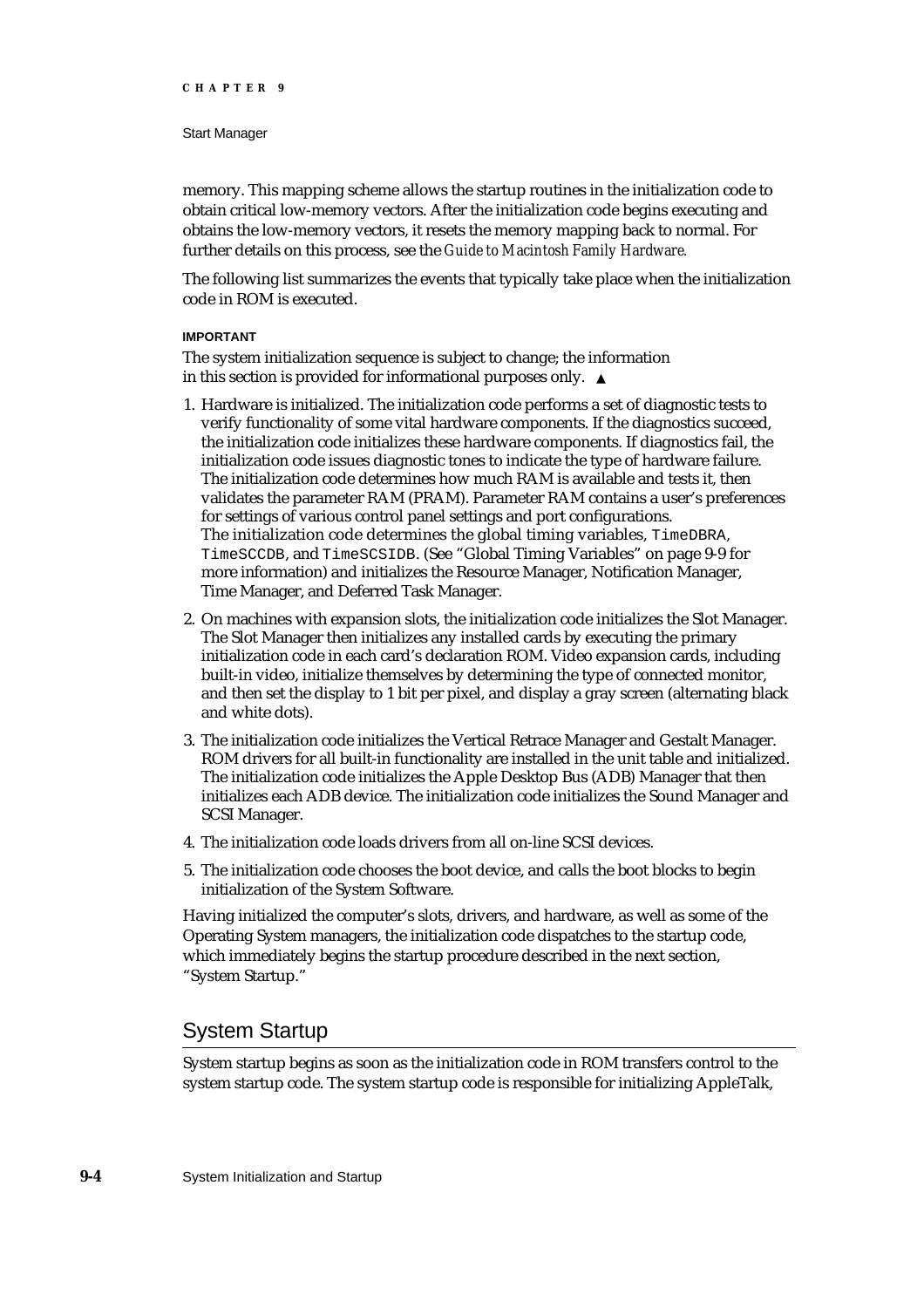memory. This mapping scheme allows the startup routines in the initialization code to obtain critical low-memory vectors. After the initialization code begins executing and obtains the low-memory vectors, it resets the memory mapping back to normal. For further details on this process, see the *Guide to Macintosh Family Hardware*.

The following list summarizes the events that typically take place when the initialization code in ROM is executed.

**IMPORTANT**

The system initialization sequence is subject to change; the information in this section is provided for informational purposes only. ▲

1. Hardware is initialized. The initialization code performs a set of diagnostic tests to verify functionality of some vital hardware components. If the diagnostics succeed, the initialization code initializes these hardware components. If diagnostics fail, the initialization code issues diagnostic tones to indicate the type of hardware failure. The initialization code determines how much RAM is available and tests it, then validates the parameter RAM (PRAM). Parameter RAM contains a user's preferences for settings of various control panel settings and port configurations. The initialization code determines the global timing variables, `TimeDBRA`, `TimeSCCDB`, and `TimeSCSIDB`. (See "Global Timing Variables" on page 9-9 for more information) and initializes the Resource Manager, Notification Manager, Time Manager, and Deferred Task Manager.
2. On machines with expansion slots, the initialization code initializes the Slot Manager. The Slot Manager then initializes any installed cards by executing the primary initialization code in each card's declaration ROM. Video expansion cards, including built-in video, initialize themselves by determining the type of connected monitor, and then set the display to 1 bit per pixel, and display a gray screen (alternating black and white dots).
3. The initialization code initializes the Vertical Retrace Manager and Gestalt Manager. ROM drivers for all built-in functionality are installed in the unit table and initialized. The initialization code initializes the Apple Desktop Bus (ADB) Manager that then initializes each ADB device. The initialization code initializes the Sound Manager and SCSI Manager.
4. The initialization code loads drivers from all on-line SCSI devices.
5. The initialization code chooses the boot device, and calls the boot blocks to begin initialization of the System Software.

Having initialized the computer's slots, drivers, and hardware, as well as some of the Operating System managers, the initialization code dispatches to the startup code, which immediately begins the startup procedure described in the next section, "System Startup."

## System Startup

System startup begins as soon as the initialization code in ROM transfers control to the system startup code. The system startup code is responsible for initializing AppleTalk,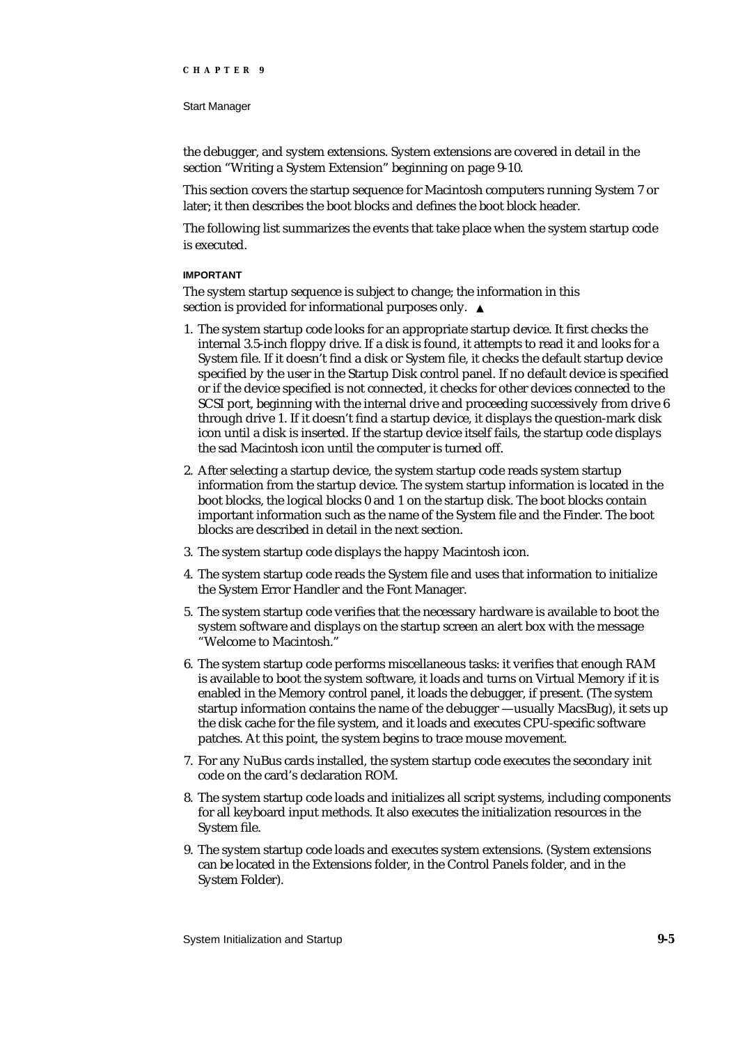the debugger, and system extensions. System extensions are covered in detail in the section "Writing a System Extension" beginning on page 9-10.

This section covers the startup sequence for Macintosh computers running System 7 or later; it then describes the boot blocks and defines the boot block header.

The following list summarizes the events that take place when the system startup code is executed.

**IMPORTANT**

The system startup sequence is subject to change; the information in this section is provided for informational purposes only. ▲

1. The system startup code looks for an appropriate startup device. It first checks the internal 3.5-inch floppy drive. If a disk is found, it attempts to read it and looks for a System file. If it doesn't find a disk or System file, it checks the default startup device specified by the user in the Startup Disk control panel. If no default device is specified or if the device specified is not connected, it checks for other devices connected to the SCSI port, beginning with the internal drive and proceeding successively from drive 6 through drive 1. If it doesn't find a startup device, it displays the question-mark disk icon until a disk is inserted. If the startup device itself fails, the startup code displays the sad Macintosh icon until the computer is turned off.
2. After selecting a startup device, the system startup code reads system startup information from the startup device. The system startup information is located in the boot blocks, the logical blocks 0 and 1 on the startup disk. The boot blocks contain important information such as the name of the System file and the Finder. The boot blocks are described in detail in the next section.
3. The system startup code displays the happy Macintosh icon.
4. The system startup code reads the System file and uses that information to initialize the System Error Handler and the Font Manager.
5. The system startup code verifies that the necessary hardware is available to boot the system software and displays on the startup screen an alert box with the message "Welcome to Macintosh."
6. The system startup code performs miscellaneous tasks: it verifies that enough RAM is available to boot the system software, it loads and turns on Virtual Memory if it is enabled in the Memory control panel, it loads the debugger, if present. (The system startup information contains the name of the debugger —usually MacsBug), it sets up the disk cache for the file system, and it loads and executes CPU-specific software patches. At this point, the system begins to trace mouse movement.
7. For any NuBus cards installed, the system startup code executes the secondary init code on the card's declaration ROM.
8. The system startup code loads and initializes all script systems, including components for all keyboard input methods. It also executes the initialization resources in the System file.
9. The system startup code loads and executes system extensions. (System extensions can be located in the Extensions folder, in the Control Panels folder, and in the System Folder).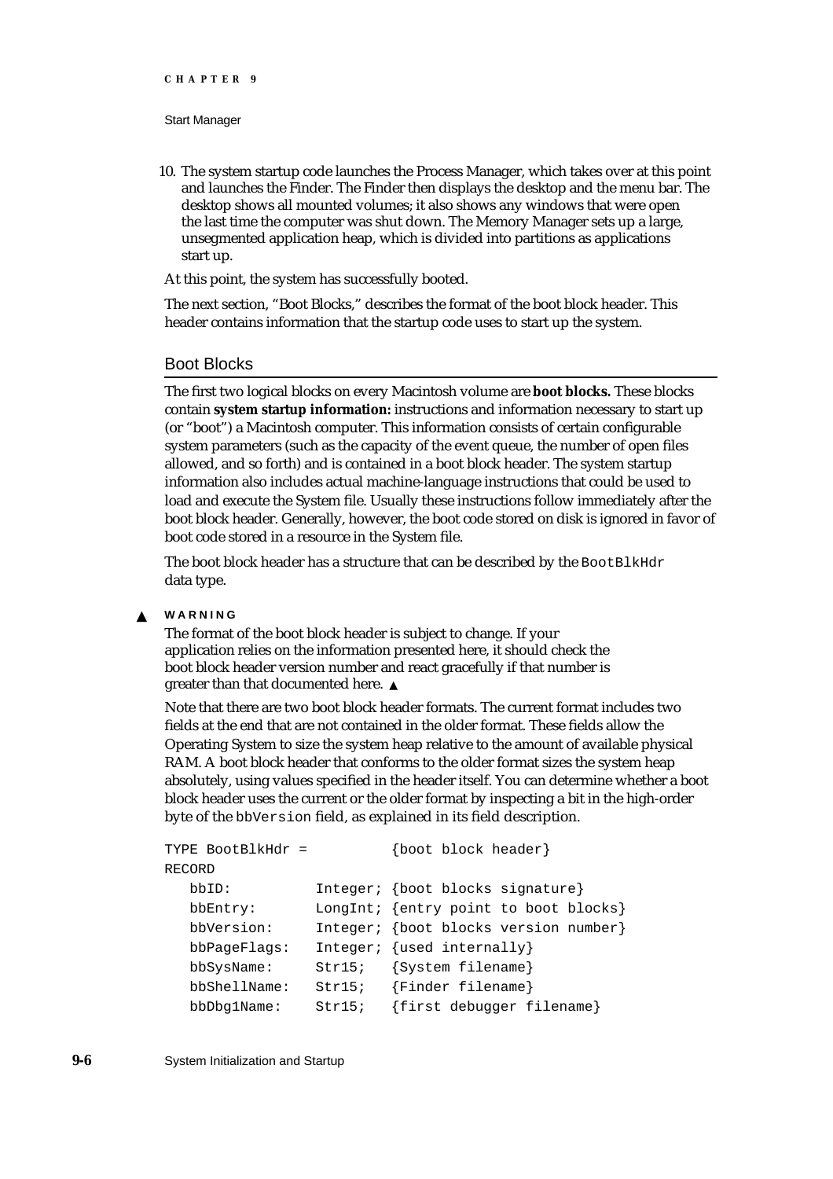10. The system startup code launches the Process Manager, which takes over at this point and launches the Finder. The Finder then displays the desktop and the menu bar. The desktop shows all mounted volumes; it also shows any windows that were open the last time the computer was shut down. The Memory Manager sets up a large, unsegmented application heap, which is divided into partitions as applications start up.

At this point, the system has successfully booted.

The next section, "Boot Blocks," describes the format of the boot block header. This header contains information that the startup code uses to start up the system.

## Boot Blocks

The first two logical blocks on every Macintosh volume are **boot blocks.** These blocks contain **system startup information:** instructions and information necessary to start up (or "boot") a Macintosh computer. This information consists of certain configurable system parameters (such as the capacity of the event queue, the number of open files allowed, and so forth) and is contained in a boot block header. The system startup information also includes actual machine-language instructions that could be used to load and execute the System file. Usually these instructions follow immediately after the boot block header. Generally, however, the boot code stored on disk is ignored in favor of boot code stored in a resource in the System file.

The boot block header has a structure that can be described by the `BootBlkHdr` data type.

▲ **WARNING**

The format of the boot block header is subject to change. If your application relies on the information presented here, it should check the boot block header version number and react gracefully if that number is greater than that documented here. ▲

Note that there are two boot block header formats. The current format includes two fields at the end that are not contained in the older format. These fields allow the Operating System to size the system heap relative to the amount of available physical RAM. A boot block header that conforms to the older format sizes the system heap absolutely, using values specified in the header itself. You can determine whether a boot block header uses the current or the older format by inspecting a bit in the high-order byte of the `bbVersion` field, as explained in its field description.

```
TYPE BootBlkHdr =          {boot block header}
RECORD
   bbID:          Integer; {boot blocks signature}
   bbEntry:       LongInt; {entry point to boot blocks}
   bbVersion:     Integer; {boot blocks version number}
   bbPageFlags:   Integer; {used internally}
   bbSysName:     Str15;   {System filename}
   bbShellName:   Str15;   {Finder filename}
   bbDbg1Name:    Str15;   {first debugger filename}
```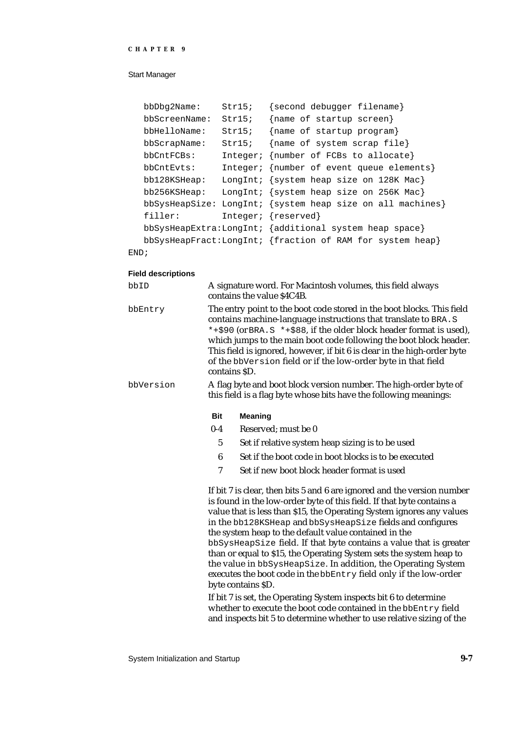```
   bbDbg2Name:    Str15;   {second debugger filename}
   bbScreenName:  Str15;   {name of startup screen}
   bbHelloName:   Str15;   {name of startup program}
   bbScrapName:   Str15;   {name of system scrap file}
   bbCntFCBs:     Integer; {number of FCBs to allocate}
   bbCntEvts:     Integer; {number of event queue elements}
   bb128KSHeap:   LongInt; {system heap size on 128K Mac}
   bb256KSHeap:   LongInt; {system heap size on 256K Mac}
   bbSysHeapSize: LongInt; {system heap size on all machines}
   filler:        Integer; {reserved}
   bbSysHeapExtra:LongInt; {additional system heap space}
   bbSysHeapFract:LongInt; {fraction of RAM for system heap}
END;
```

**Field descriptions**

`bbID` A signature word. For Macintosh volumes, this field always contains the value $4C4B.

`bbEntry` The entry point to the boot code stored in the boot blocks. This field contains machine-language instructions that translate to `BRA.S *+$90` (or `BRA.S *+$88`, if the older block header format is used), which jumps to the main boot code following the boot block header. This field is ignored, however, if bit 6 is clear in the high-order byte of the `bbVersion` field or if the low-order byte in that field contains $D.

`bbVersion` A flag byte and boot block version number. The high-order byte of this field is a flag byte whose bits have the following meanings:

| Bit | Meaning |
|---|---|
| 0-4 | Reserved; must be 0 |
| 5 | Set if relative system heap sizing is to be used |
| 6 | Set if the boot code in boot blocks is to be executed |
| 7 | Set if new boot block header format is used |

If bit 7 is clear, then bits 5 and 6 are ignored and the version number is found in the low-order byte of this field. If that byte contains a value that is less than $15, the Operating System ignores any values in the `bb128KSHeap` and `bbSysHeapSize` fields and configures the system heap to the default value contained in the `bbSysHeapSize` field. If that byte contains a value that is greater than or equal to $15, the Operating System sets the system heap to the value in `bbSysHeapSize`. In addition, the Operating System executes the boot code in the `bbEntry` field only if the low-order byte contains $D.

If bit 7 is set, the Operating System inspects bit 6 to determine whether to execute the boot code contained in the `bbEntry` field and inspects bit 5 to determine whether to use relative sizing of the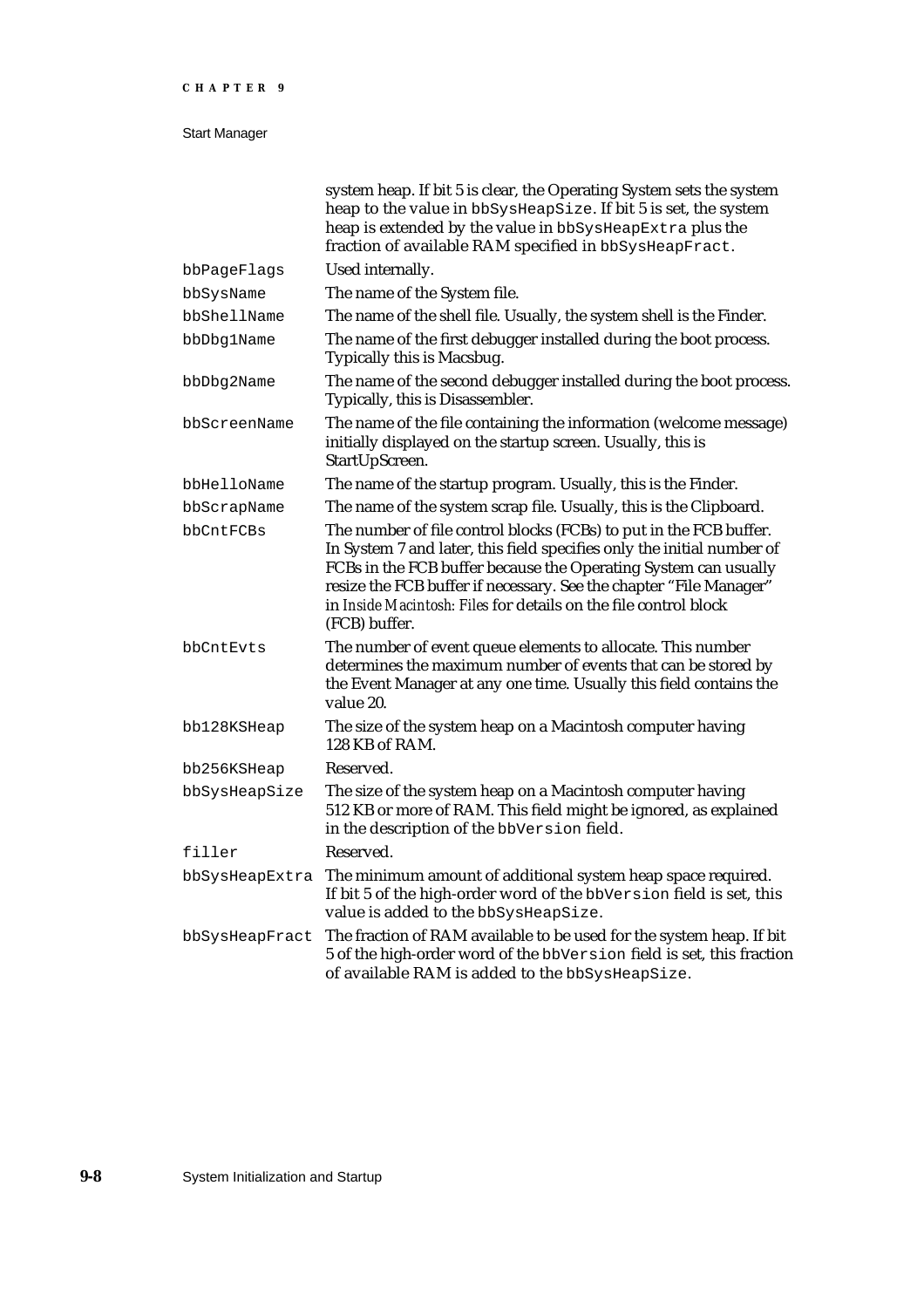| | |
|---|---|
| | system heap. If bit 5 is clear, the Operating System sets the system heap to the value in `bbSysHeapSize`. If bit 5 is set, the system heap is extended by the value in `bbSysHeapExtra` plus the fraction of available RAM specified in `bbSysHeapFract`. |
| `bbPageFlags` | Used internally. |
| `bbSysName` | The name of the System file. |
| `bbShellName` | The name of the shell file. Usually, the system shell is the Finder. |
| `bbDbg1Name` | The name of the first debugger installed during the boot process. Typically this is Macsbug. |
| `bbDbg2Name` | The name of the second debugger installed during the boot process. Typically, this is Disassembler. |
| `bbScreenName` | The name of the file containing the information (welcome message) initially displayed on the startup screen. Usually, this is StartUpScreen. |
| `bbHelloName` | The name of the startup program. Usually, this is the Finder. |
| `bbScrapName` | The name of the system scrap file. Usually, this is the Clipboard. |
| `bbCntFCBs` | The number of file control blocks (FCBs) to put in the FCB buffer. In System 7 and later, this field specifies only the initial number of FCBs in the FCB buffer because the Operating System can usually resize the FCB buffer if necessary. See the chapter "File Manager" in *Inside Macintosh: Files* for details on the file control block (FCB) buffer. |
| `bbCntEvts` | The number of event queue elements to allocate. This number determines the maximum number of events that can be stored by the Event Manager at any one time. Usually this field contains the value 20. |
| `bb128KSHeap` | The size of the system heap on a Macintosh computer having 128 KB of RAM. |
| `bb256KSHeap` | Reserved. |
| `bbSysHeapSize` | The size of the system heap on a Macintosh computer having 512 KB or more of RAM. This field might be ignored, as explained in the description of the `bbVersion` field. |
| `filler` | Reserved. |
| `bbSysHeapExtra` | The minimum amount of additional system heap space required. If bit 5 of the high-order word of the `bbVersion` field is set, this value is added to the `bbSysHeapSize`. |
| `bbSysHeapFract` | The fraction of RAM available to be used for the system heap. If bit 5 of the high-order word of the `bbVersion` field is set, this fraction of available RAM is added to the `bbSysHeapSize`. |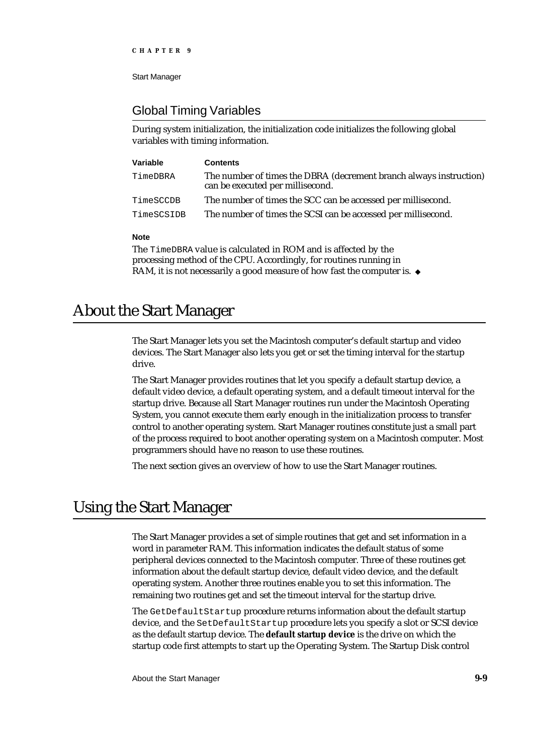## Global Timing Variables

During system initialization, the initialization code initializes the following global variables with timing information.

| Variable | Contents |
|---|---|
| `TimeDBRA` | The number of times the DBRA (decrement branch always instruction) can be executed per millisecond. |
| `TimeSCCDB` | The number of times the SCC can be accessed per millisecond. |
| `TimeSCSIDB` | The number of times the SCSI can be accessed per millisecond. |

**Note**

The `TimeDBRA` value is calculated in ROM and is affected by the processing method of the CPU. Accordingly, for routines running in RAM, it is not necessarily a good measure of how fast the computer is. ◆

# About the Start Manager

The Start Manager lets you set the Macintosh computer's default startup and video devices. The Start Manager also lets you get or set the timing interval for the startup drive.

The Start Manager provides routines that let you specify a default startup device, a default video device, a default operating system, and a default timeout interval for the startup drive. Because all Start Manager routines run under the Macintosh Operating System, you cannot execute them early enough in the initialization process to transfer control to another operating system. Start Manager routines constitute just a small part of the process required to boot another operating system on a Macintosh computer. Most programmers should have no reason to use these routines.

The next section gives an overview of how to use the Start Manager routines.

# Using the Start Manager

The Start Manager provides a set of simple routines that get and set information in a word in parameter RAM. This information indicates the default status of some peripheral devices connected to the Macintosh computer. Three of these routines get information about the default startup device, default video device, and the default operating system. Another three routines enable you to set this information. The remaining two routines get and set the timeout interval for the startup drive.

The `GetDefaultStartup` procedure returns information about the default startup device, and the `SetDefaultStartup` procedure lets you specify a slot or SCSI device as the default startup device. The **default startup device** is the drive on which the startup code first attempts to start up the Operating System. The Startup Disk control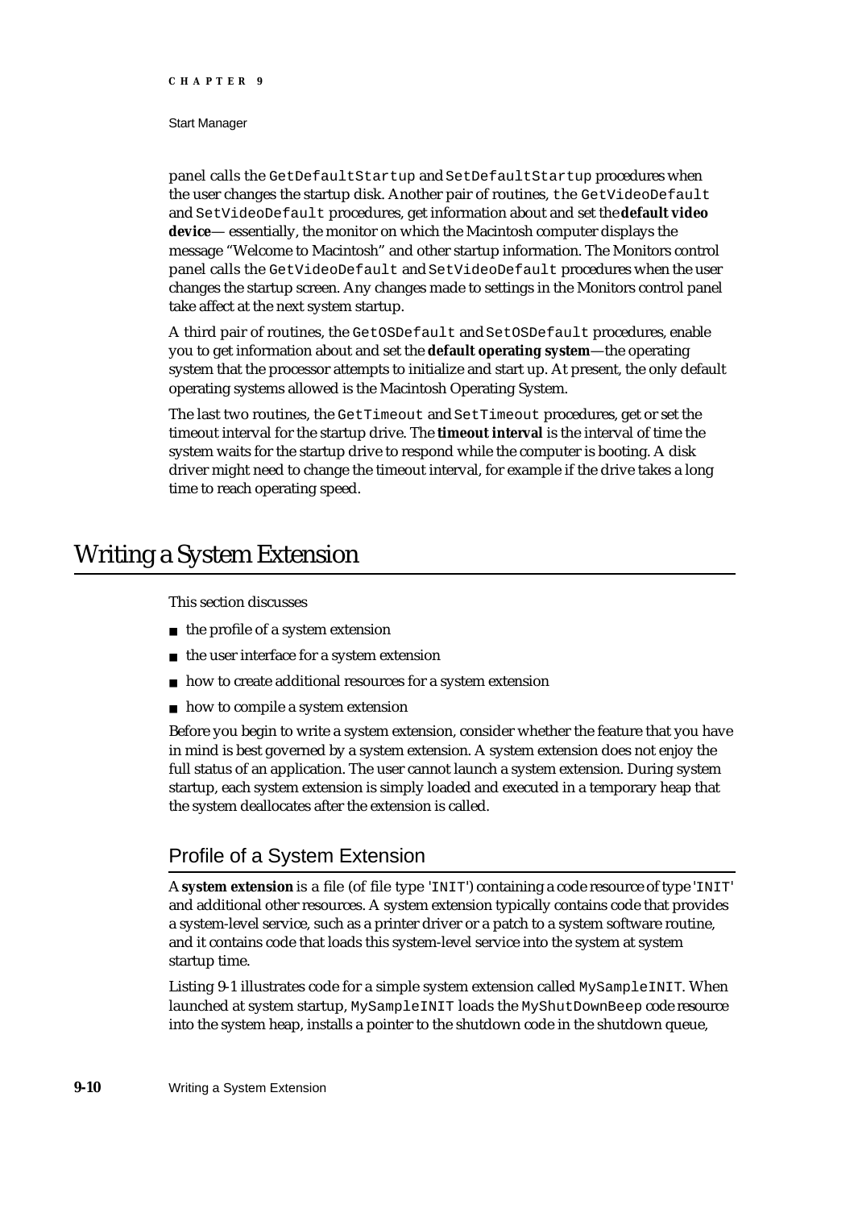panel calls the `GetDefaultStartup` and `SetDefaultStartup` procedures when the user changes the startup disk. Another pair of routines, the `GetVideoDefault` and `SetVideoDefault` procedures, get information about and set the **default video device**— essentially, the monitor on which the Macintosh computer displays the message "Welcome to Macintosh" and other startup information. The Monitors control panel calls the `GetVideoDefault` and `SetVideoDefault` procedures when the user changes the startup screen. Any changes made to settings in the Monitors control panel take affect at the next system startup.

A third pair of routines, the `GetOSDefault` and `SetOSDefault` procedures, enable you to get information about and set the **default operating system**—the operating system that the processor attempts to initialize and start up. At present, the only default operating systems allowed is the Macintosh Operating System.

The last two routines, the `GetTimeout` and `SetTimeout` procedures, get or set the timeout interval for the startup drive. The **timeout interval** is the interval of time the system waits for the startup drive to respond while the computer is booting. A disk driver might need to change the timeout interval, for example if the drive takes a long time to reach operating speed.

# Writing a System Extension

This section discusses

- the profile of a system extension
- the user interface for a system extension
- how to create additional resources for a system extension
- how to compile a system extension

Before you begin to write a system extension, consider whether the feature that you have in mind is best governed by a system extension. A system extension does not enjoy the full status of an application. The user cannot launch a system extension. During system startup, each system extension is simply loaded and executed in a temporary heap that the system deallocates after the extension is called.

## Profile of a System Extension

A **system extension** is a file (of file type `'INIT'`) containing a code resource of type `'INIT'` and additional other resources. A system extension typically contains code that provides a system-level service, such as a printer driver or a patch to a system software routine, and it contains code that loads this system-level service into the system at system startup time.

Listing 9-1 illustrates code for a simple system extension called `MySampleINIT`. When launched at system startup, `MySampleINIT` loads the `MyShutDownBeep` code resource into the system heap, installs a pointer to the shutdown code in the shutdown queue,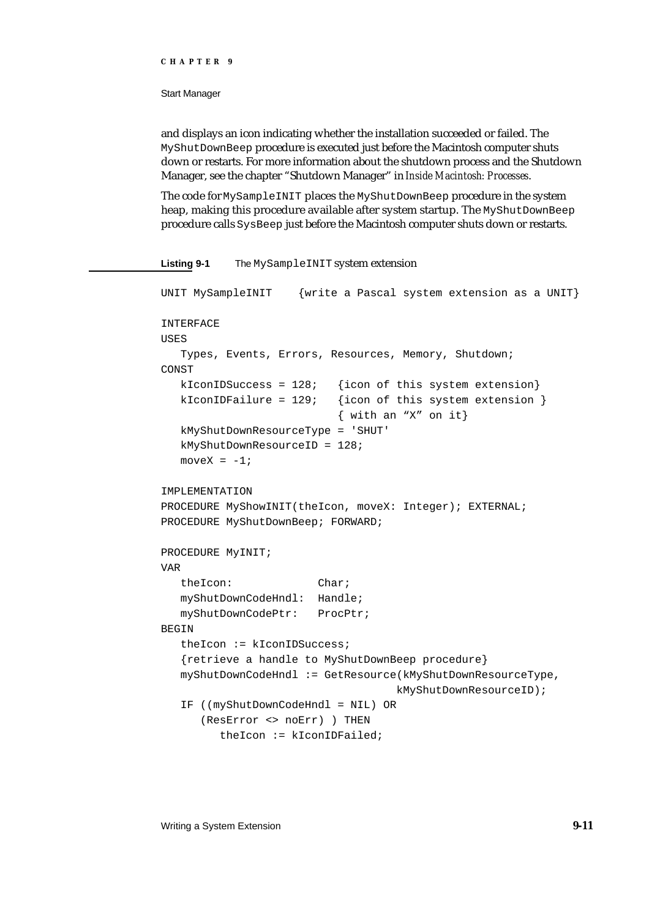and displays an icon indicating whether the installation succeeded or failed. The `MyShutDownBeep` procedure is executed just before the Macintosh computer shuts down or restarts. For more information about the shutdown process and the Shutdown Manager, see the chapter "Shutdown Manager" in *Inside Macintosh: Processes*.

The code for `MySampleINIT` places the `MyShutDownBeep` procedure in the system heap, making this procedure available after system startup. The `MyShutDownBeep` procedure calls `SysBeep` just before the Macintosh computer shuts down or restarts.

**Listing 9-1** The `MySampleINIT` system extension

```
UNIT MySampleINIT    {write a Pascal system extension as a UNIT}

INTERFACE
USES
   Types, Events, Errors, Resources, Memory, Shutdown;
CONST
   kIconIDSuccess = 128;   {icon of this system extension}
   kIconIDFailure = 129;   {icon of this system extension }
                           { with an "X" on it}
   kMyShutDownResourceType = 'SHUT'
   kMyShutDownResourceID = 128;
   moveX = -1;

IMPLEMENTATION
PROCEDURE MyShowINIT(theIcon, moveX: Integer); EXTERNAL;
PROCEDURE MyShutDownBeep; FORWARD;

PROCEDURE MyINIT;
VAR
   theIcon:             Char;
   myShutDownCodeHndl:  Handle;
   myShutDownCodePtr:   ProcPtr;
BEGIN
   theIcon := kIconIDSuccess;
   {retrieve a handle to MyShutDownBeep procedure}
   myShutDownCodeHndl := GetResource(kMyShutDownResourceType,
                                     kMyShutDownResourceID);
   IF ((myShutDownCodeHndl = NIL) OR
      (ResError <> noErr) ) THEN
         theIcon := kIconIDFailed;
```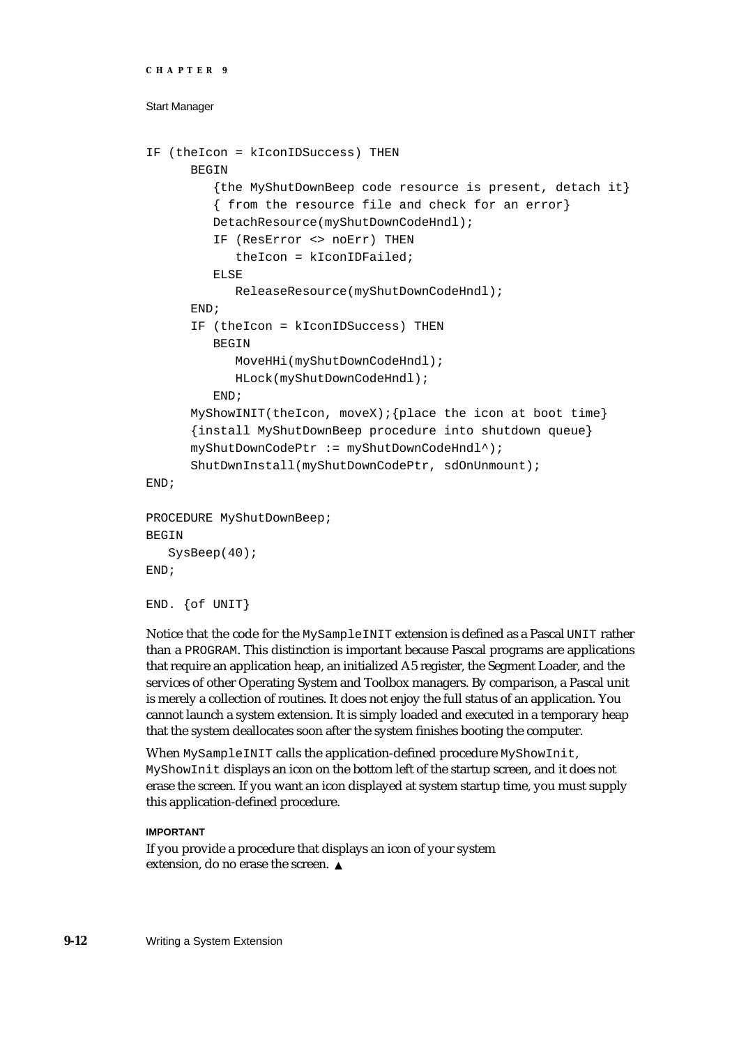```
IF (theIcon = kIconIDSuccess) THEN
      BEGIN
         {the MyShutDownBeep code resource is present, detach it}
         { from the resource file and check for an error}
         DetachResource(myShutDownCodeHndl);
         IF (ResError <> noErr) THEN
            theIcon = kIconIDFailed;
         ELSE
            ReleaseResource(myShutDownCodeHndl);
      END;
      IF (theIcon = kIconIDSuccess) THEN
         BEGIN
            MoveHHi(myShutDownCodeHndl);
            HLock(myShutDownCodeHndl);
         END;
      MyShowINIT(theIcon, moveX);{place the icon at boot time}
      {install MyShutDownBeep procedure into shutdown queue}
      myShutDownCodePtr := myShutDownCodeHndl^);
      ShutDwnInstall(myShutDownCodePtr, sdOnUnmount);
END;

PROCEDURE MyShutDownBeep;
BEGIN
   SysBeep(40);
END;

END. {of UNIT}
```

Notice that the code for the `MySampleINIT` extension is defined as a Pascal `UNIT` rather than a `PROGRAM`. This distinction is important because Pascal programs are applications that require an application heap, an initialized A5 register, the Segment Loader, and the services of other Operating System and Toolbox managers. By comparison, a Pascal unit is merely a collection of routines. It does not enjoy the full status of an application. You cannot launch a system extension. It is simply loaded and executed in a temporary heap that the system deallocates soon after the system finishes booting the computer.

When `MySampleINIT` calls the application-defined procedure `MyShowInit`, `MyShowInit` displays an icon on the bottom left of the startup screen, and it does not erase the screen. If you want an icon displayed at system startup time, you must supply this application-defined procedure.

**IMPORTANT**

If you provide a procedure that displays an icon of your system extension, do no erase the screen. ▲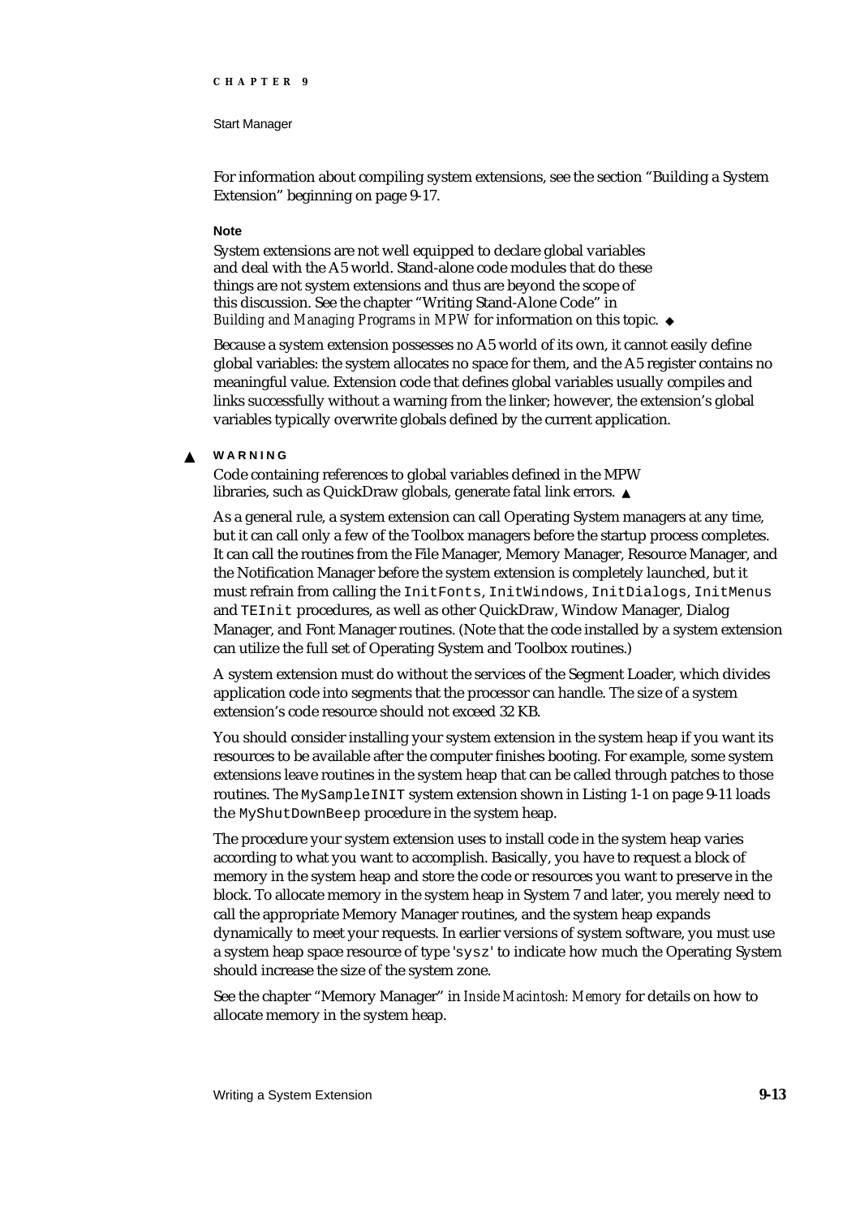For information about compiling system extensions, see the section "Building a System Extension" beginning on page 9-17.

**Note**

System extensions are not well equipped to declare global variables and deal with the A5 world. Stand-alone code modules that do these things are not system extensions and thus are beyond the scope of this discussion. See the chapter "Writing Stand-Alone Code" in *Building and Managing Programs in MPW* for information on this topic. ◆

Because a system extension possesses no A5 world of its own, it cannot easily define global variables: the system allocates no space for them, and the A5 register contains no meaningful value. Extension code that defines global variables usually compiles and links successfully without a warning from the linker; however, the extension's global variables typically overwrite globals defined by the current application.

▲ **WARNING**

Code containing references to global variables defined in the MPW libraries, such as QuickDraw globals, generate fatal link errors. ▲

As a general rule, a system extension can call Operating System managers at any time, but it can call only a few of the Toolbox managers before the startup process completes. It can call the routines from the File Manager, Memory Manager, Resource Manager, and the Notification Manager before the system extension is completely launched, but it must refrain from calling the `InitFonts`, `InitWindows`, `InitDialogs`, `InitMenus` and `TEInit` procedures, as well as other QuickDraw, Window Manager, Dialog Manager, and Font Manager routines. (Note that the code installed by a system extension can utilize the full set of Operating System and Toolbox routines.)

A system extension must do without the services of the Segment Loader, which divides application code into segments that the processor can handle. The size of a system extension's code resource should not exceed 32 KB.

You should consider installing your system extension in the system heap if you want its resources to be available after the computer finishes booting. For example, some system extensions leave routines in the system heap that can be called through patches to those routines. The `MySampleINIT` system extension shown in Listing 1-1 on page 9-11 loads the `MyShutDownBeep` procedure in the system heap.

The procedure your system extension uses to install code in the system heap varies according to what you want to accomplish. Basically, you have to request a block of memory in the system heap and store the code or resources you want to preserve in the block. To allocate memory in the system heap in System 7 and later, you merely need to call the appropriate Memory Manager routines, and the system heap expands dynamically to meet your requests. In earlier versions of system software, you must use a system heap space resource of type `'sysz'` to indicate how much the Operating System should increase the size of the system zone.

See the chapter "Memory Manager" in *Inside Macintosh: Memory* for details on how to allocate memory in the system heap.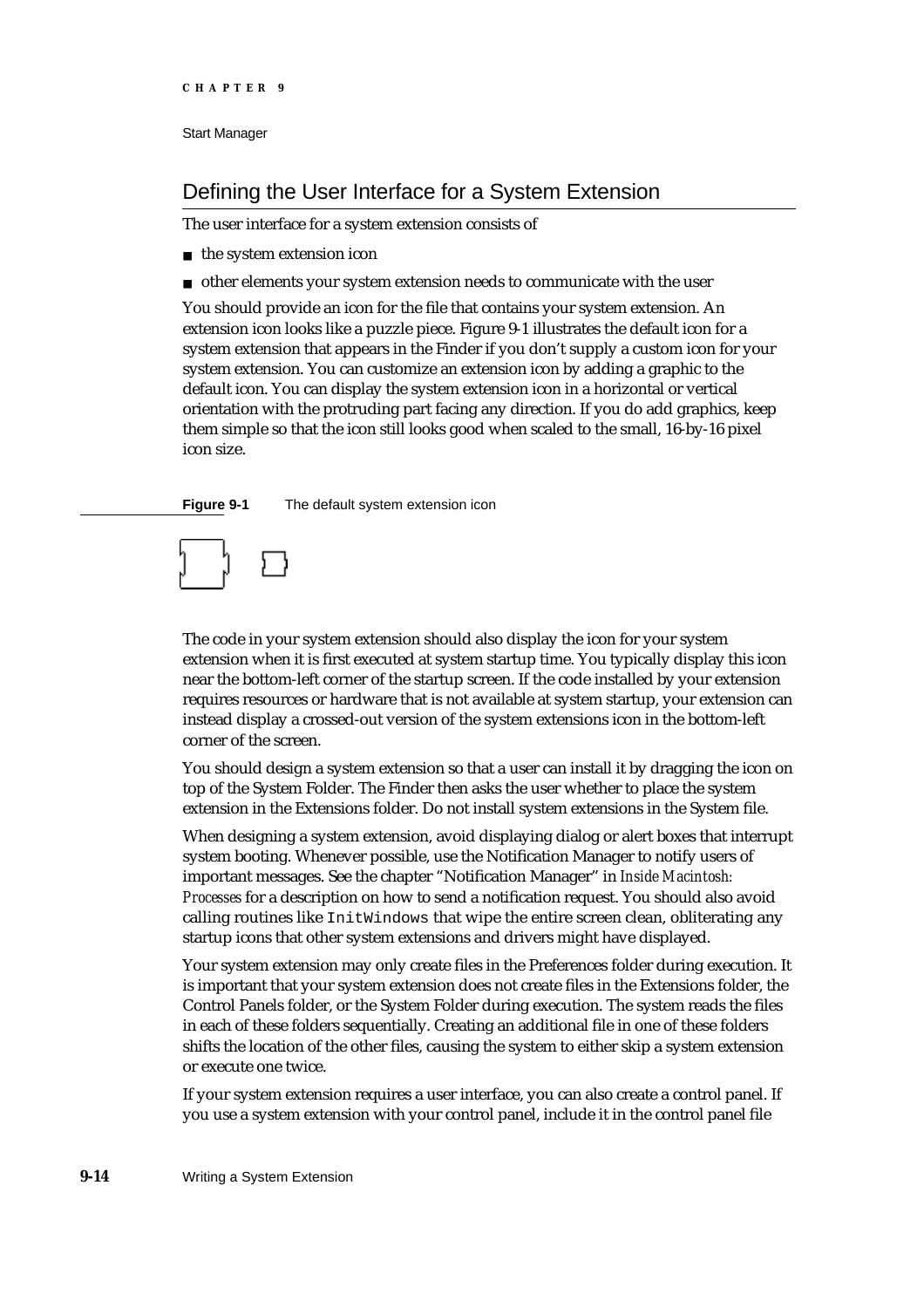## Defining the User Interface for a System Extension

The user interface for a system extension consists of

- the system extension icon
- other elements your system extension needs to communicate with the user

You should provide an icon for the file that contains your system extension. An extension icon looks like a puzzle piece. Figure 9-1 illustrates the default icon for a system extension that appears in the Finder if you don't supply a custom icon for your system extension. You can customize an extension icon by adding a graphic to the default icon. You can display the system extension icon in a horizontal or vertical orientation with the protruding part facing any direction. If you do add graphics, keep them simple so that the icon still looks good when scaled to the small, 16-by-16 pixel icon size.

**Figure 9-1** The default system extension icon

The code in your system extension should also display the icon for your system extension when it is first executed at system startup time. You typically display this icon near the bottom-left corner of the startup screen. If the code installed by your extension requires resources or hardware that is not available at system startup, your extension can instead display a crossed-out version of the system extensions icon in the bottom-left corner of the screen.

You should design a system extension so that a user can install it by dragging the icon on top of the System Folder. The Finder then asks the user whether to place the system extension in the Extensions folder. Do not install system extensions in the System file.

When designing a system extension, avoid displaying dialog or alert boxes that interrupt system booting. Whenever possible, use the Notification Manager to notify users of important messages. See the chapter "Notification Manager" in *Inside Macintosh: Processes* for a description on how to send a notification request. You should also avoid calling routines like `InitWindows` that wipe the entire screen clean, obliterating any startup icons that other system extensions and drivers might have displayed.

Your system extension may only create files in the Preferences folder during execution. It is important that your system extension does not create files in the Extensions folder, the Control Panels folder, or the System Folder during execution. The system reads the files in each of these folders sequentially. Creating an additional file in one of these folders shifts the location of the other files, causing the system to either skip a system extension or execute one twice.

If your system extension requires a user interface, you can also create a control panel. If you use a system extension with your control panel, include it in the control panel file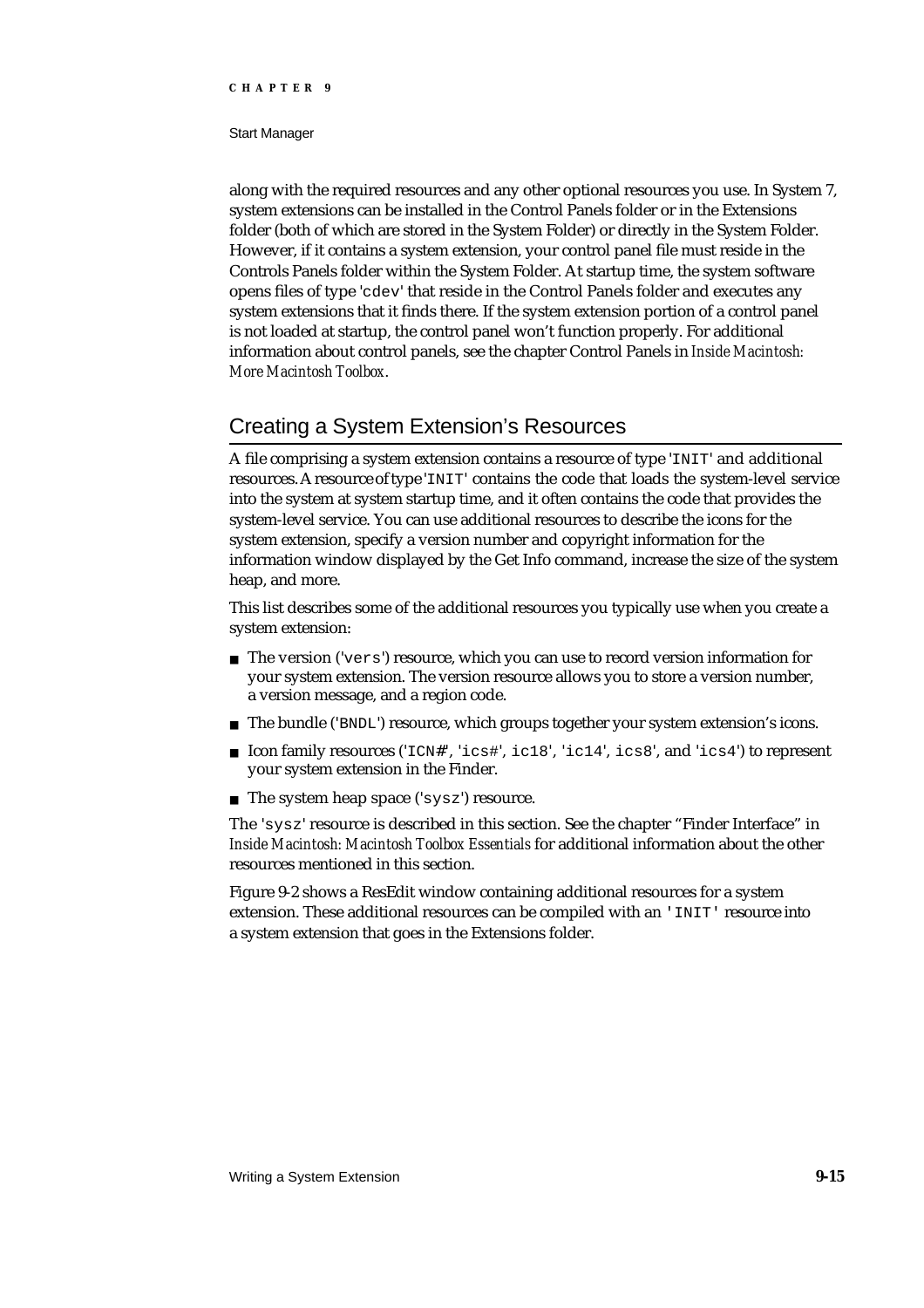along with the required resources and any other optional resources you use. In System 7, system extensions can be installed in the Control Panels folder or in the Extensions folder (both of which are stored in the System Folder) or directly in the System Folder. However, if it contains a system extension, your control panel file must reside in the Controls Panels folder within the System Folder. At startup time, the system software opens files of type 'cdev' that reside in the Control Panels folder and executes any system extensions that it finds there. If the system extension portion of a control panel is not loaded at startup, the control panel won't function properly. For additional information about control panels, see the chapter Control Panels in *Inside Macintosh: More Macintosh Toolbox*.

## Creating a System Extension's Resources

A file comprising a system extension contains a resource of type 'INIT' and additional resources. A resource of type 'INIT' contains the code that loads the system-level service into the system at system startup time, and it often contains the code that provides the system-level service. You can use additional resources to describe the icons for the system extension, specify a version number and copyright information for the information window displayed by the Get Info command, increase the size of the system heap, and more.

This list describes some of the additional resources you typically use when you create a system extension:

- The version ('vers') resource, which you can use to record version information for your system extension. The version resource allows you to store a version number, a version message, and a region code.
- The bundle ('BNDL') resource, which groups together your system extension's icons.
- Icon family resources ('ICN#', 'ics#', ic18', 'ic14', ics8', and 'ics4') to represent your system extension in the Finder.
- The system heap space ('sysz') resource.

The 'sysz' resource is described in this section. See the chapter "Finder Interface" in *Inside Macintosh: Macintosh Toolbox Essentials* for additional information about the other resources mentioned in this section.

Figure 9-2 shows a ResEdit window containing additional resources for a system extension. These additional resources can be compiled with an 'INIT' resource into a system extension that goes in the Extensions folder.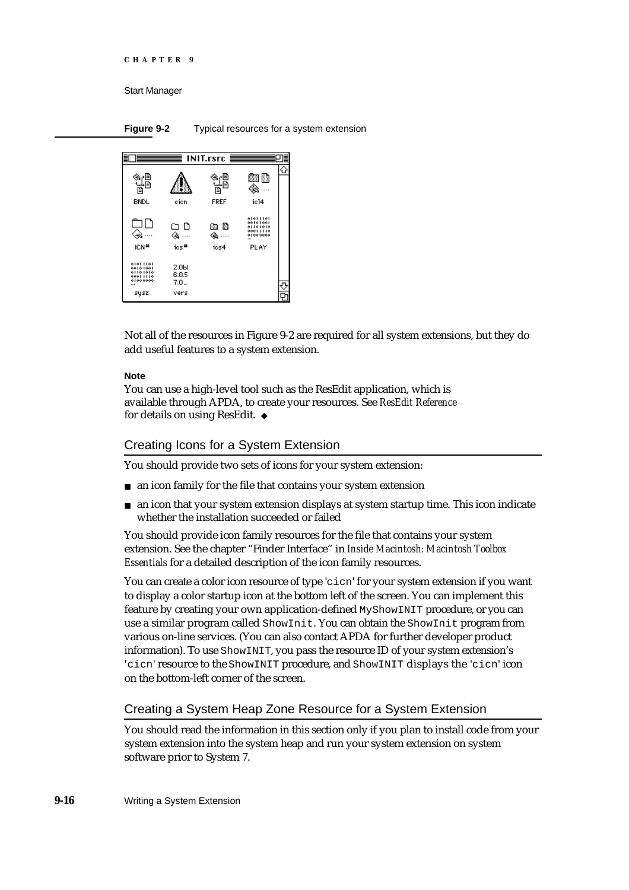**Figure 9-2** Typical resources for a system extension

Not all of the resources in Figure 9-2 are required for all system extensions, but they do add useful features to a system extension.

**Note**

You can use a high-level tool such as the ResEdit application, which is available through APDA, to create your resources. See *ResEdit Reference* for details on using ResEdit. ◆

## Creating Icons for a System Extension

You should provide two sets of icons for your system extension:

- an icon family for the file that contains your system extension
- an icon that your system extension displays at system startup time. This icon indicate whether the installation succeeded or failed

You should provide icon family resources for the file that contains your system extension. See the chapter "Finder Interface" in *Inside Macintosh: Macintosh Toolbox Essentials* for a detailed description of the icon family resources.

You can create a color icon resource of type `'cicn'` for your system extension if you want to display a color startup icon at the bottom left of the screen. You can implement this feature by creating your own application-defined `MyShowINIT` procedure, or you can use a similar program called `ShowInit`. You can obtain the `ShowInit` program from various on-line services. (You can also contact APDA for further developer product information). To use `ShowINIT`, you pass the resource ID of your system extension's `'cicn'` resource to the `ShowINIT` procedure, and `ShowINIT` displays the `'cicn'` icon on the bottom-left corner of the screen.

## Creating a System Heap Zone Resource for a System Extension

You should read the information in this section only if you plan to install code from your system extension into the system heap and run your system extension on system software prior to System 7.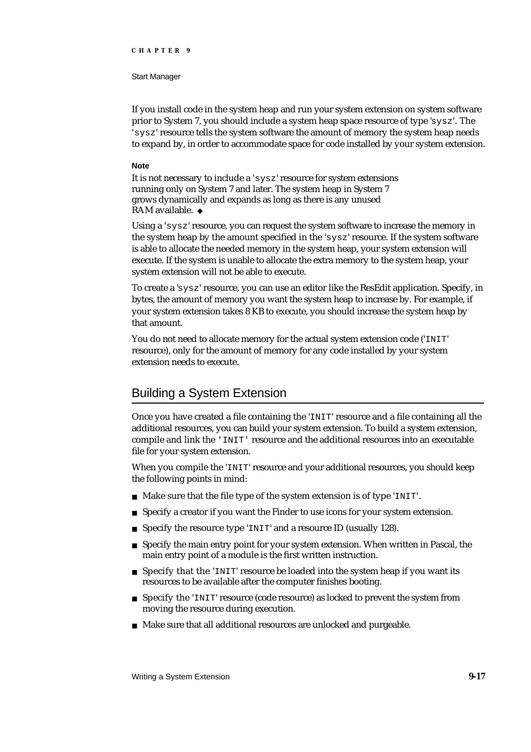If you install code in the system heap and run your system extension on system software prior to System 7, you should include a system heap space resource of type 'sysz'. The 'sysz' resource tells the system software the amount of memory the system heap needs to expand by, in order to accommodate space for code installed by your system extension.

**Note**

It is not necessary to include a 'sysz' resource for system extensions running only on System 7 and later. The system heap in System 7 grows dynamically and expands as long as there is any unused RAM available. ◆

Using a 'sysz' resource, you can request the system software to increase the memory in the system heap by the amount specified in the 'sysz' resource. If the system software is able to allocate the needed memory in the system heap, your system extension will execute. If the system is unable to allocate the extra memory to the system heap, your system extension will not be able to execute.

To create a 'sysz' resource, you can use an editor like the ResEdit application. Specify, in bytes, the amount of memory you want the system heap to increase by. For example, if your system extension takes 8 KB to execute, you should increase the system heap by that amount.

You do not need to allocate memory for the actual system extension code ('INIT' resource), only for the amount of memory for any code installed by your system extension needs to execute.

## Building a System Extension

Once you have created a file containing the 'INIT' resource and a file containing all the additional resources, you can build your system extension. To build a system extension, compile and link the 'INIT' resource and the additional resources into an executable file for your system extension.

When you compile the 'INIT' resource and your additional resources, you should keep the following points in mind:

- Make sure that the file type of the system extension is of type 'INIT'.
- Specify a creator if you want the Finder to use icons for your system extension.
- Specify the resource type 'INIT' and a resource ID (usually 128).
- Specify the main entry point for your system extension. When written in Pascal, the main entry point of a module is the first written instruction.
- Specify that the 'INIT' resource be loaded into the system heap if you want its resources to be available after the computer finishes booting.
- Specify the 'INIT' resource (code resource) as locked to prevent the system from moving the resource during execution.
- Make sure that all additional resources are unlocked and purgeable.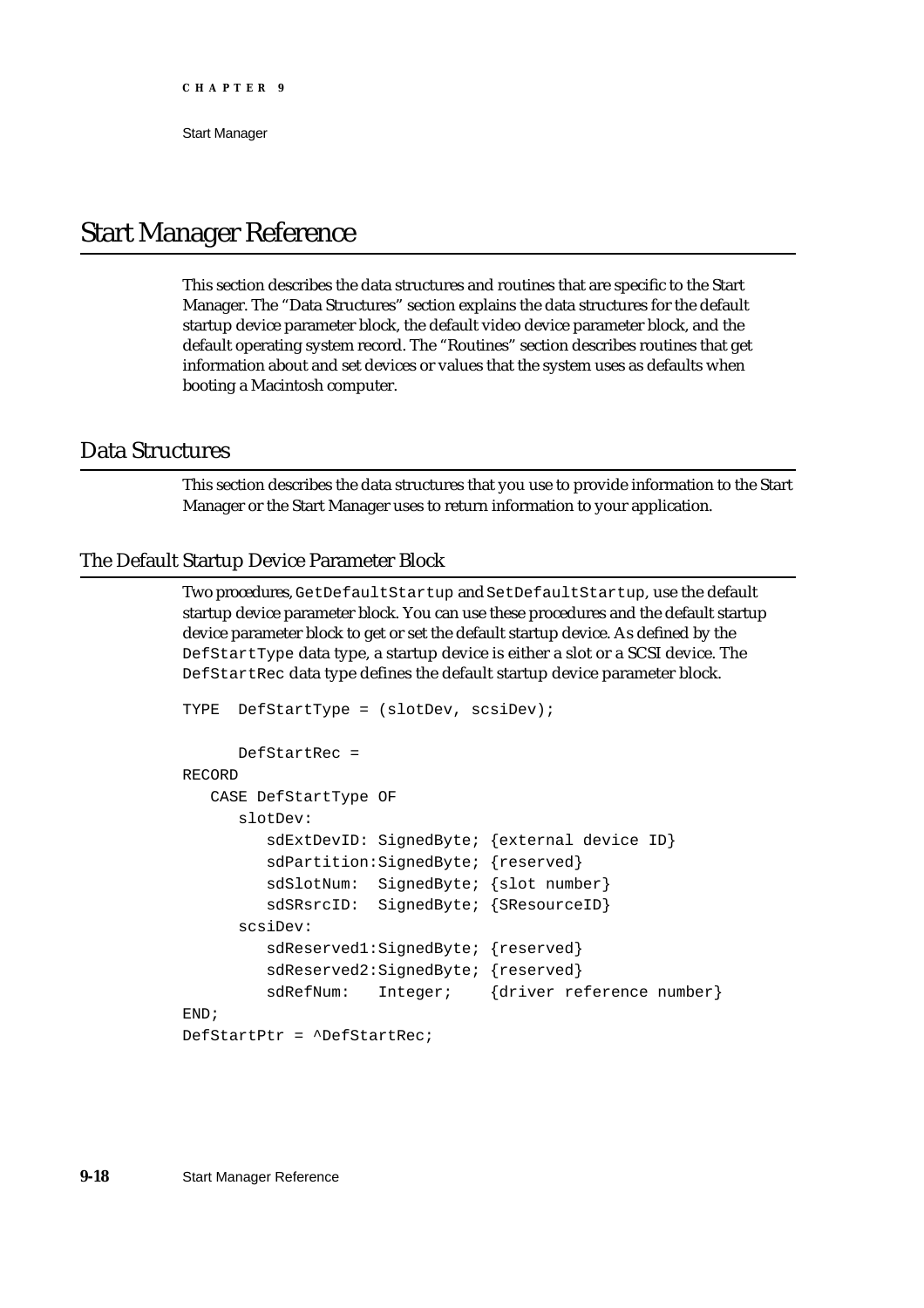# Start Manager Reference

This section describes the data structures and routines that are specific to the Start Manager. The "Data Structures" section explains the data structures for the default startup device parameter block, the default video device parameter block, and the default operating system record. The "Routines" section describes routines that get information about and set devices or values that the system uses as defaults when booting a Macintosh computer.

## Data Structures

This section describes the data structures that you use to provide information to the Start Manager or the Start Manager uses to return information to your application.

### The Default Startup Device Parameter Block

Two procedures, `GetDefaultStartup` and `SetDefaultStartup`, use the default startup device parameter block. You can use these procedures and the default startup device parameter block to get or set the default startup device. As defined by the `DefStartType` data type, a startup device is either a slot or a SCSI device. The `DefStartRec` data type defines the default startup device parameter block.

```
TYPE  DefStartType = (slotDev, scsiDev);

      DefStartRec =
RECORD
   CASE DefStartType OF
      slotDev:
         sdExtDevID: SignedByte; {external device ID}
         sdPartition:SignedByte; {reserved}
         sdSlotNum:  SignedByte; {slot number}
         sdSRsrcID:  SignedByte; {SResourceID}
      scsiDev:
         sdReserved1:SignedByte; {reserved}
         sdReserved2:SignedByte; {reserved}
         sdRefNum:   Integer;    {driver reference number}
END;
DefStartPtr = ^DefStartRec;
```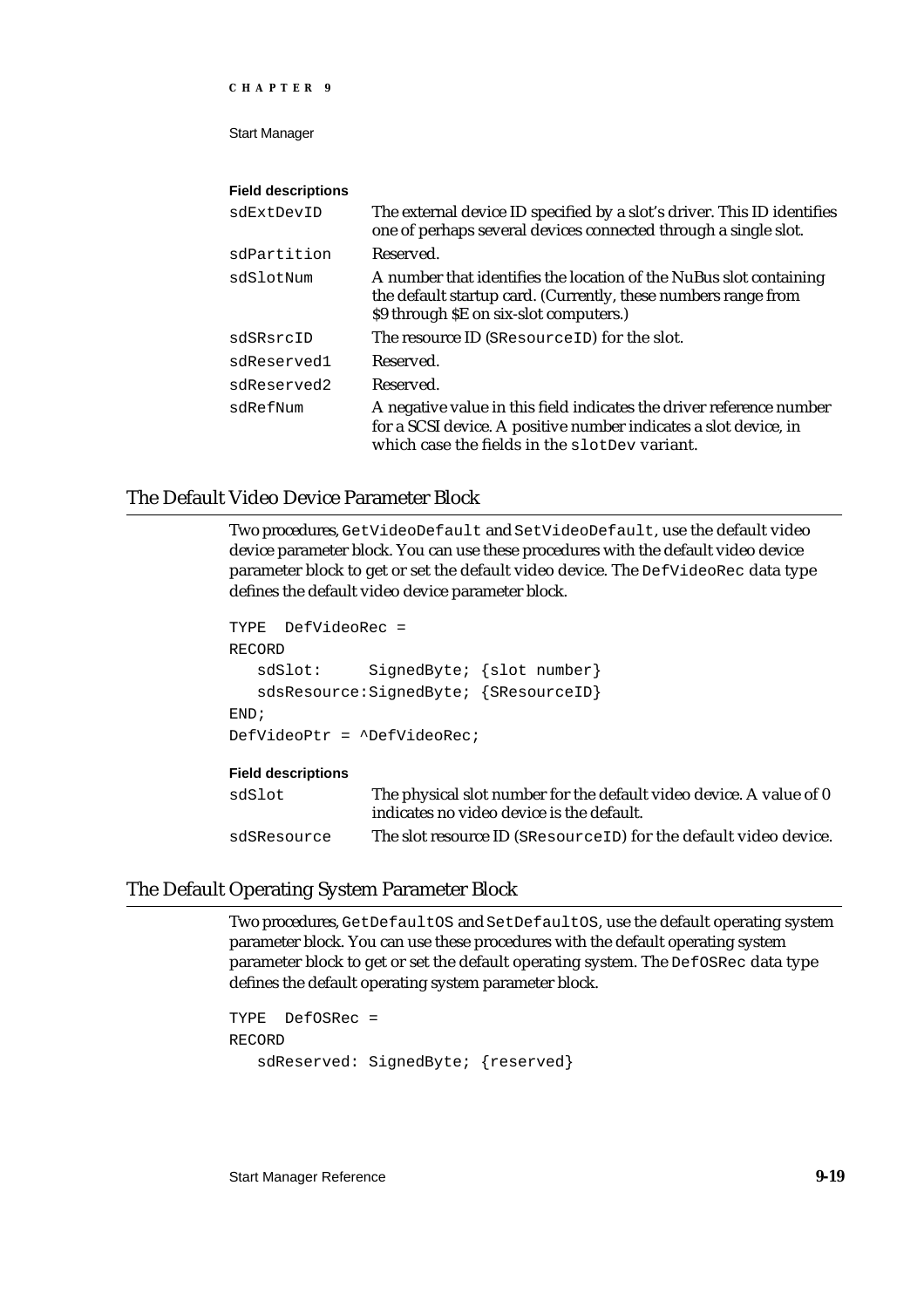**Field descriptions**

| | |
|---|---|
| `sdExtDevID` | The external device ID specified by a slot's driver. This ID identifies one of perhaps several devices connected through a single slot. |
| `sdPartition` | Reserved. |
| `sdSlotNum` | A number that identifies the location of the NuBus slot containing the default startup card. (Currently, these numbers range from $9 through $E on six-slot computers.) |
| `sdSRsrcID` | The resource ID (`SResourceID`) for the slot. |
| `sdReserved1` | Reserved. |
| `sdReserved2` | Reserved. |
| `sdRefNum` | A negative value in this field indicates the driver reference number for a SCSI device. A positive number indicates a slot device, in which case the fields in the `slotDev` variant. |

## The Default Video Device Parameter Block

Two procedures, `GetVideoDefault` and `SetVideoDefault`, use the default video device parameter block. You can use these procedures with the default video device parameter block to get or set the default video device. The `DefVideoRec` data type defines the default video device parameter block.

```
TYPE  DefVideoRec =
RECORD
   sdSlot:      SignedByte; {slot number}
   sdsResource:SignedByte; {SResourceID}
END;
DefVideoPtr = ^DefVideoRec;
```

**Field descriptions**

| | |
|---|---|
| `sdSlot` | The physical slot number for the default video device. A value of 0 indicates no video device is the default. |
| `sdSResource` | The slot resource ID (`SResourceID`) for the default video device. |

## The Default Operating System Parameter Block

Two procedures, `GetDefaultOS` and `SetDefaultOS`, use the default operating system parameter block. You can use these procedures with the default operating system parameter block to get or set the default operating system. The `DefOSRec` data type defines the default operating system parameter block.

```
TYPE  DefOSRec =
RECORD
   sdReserved: SignedByte; {reserved}
```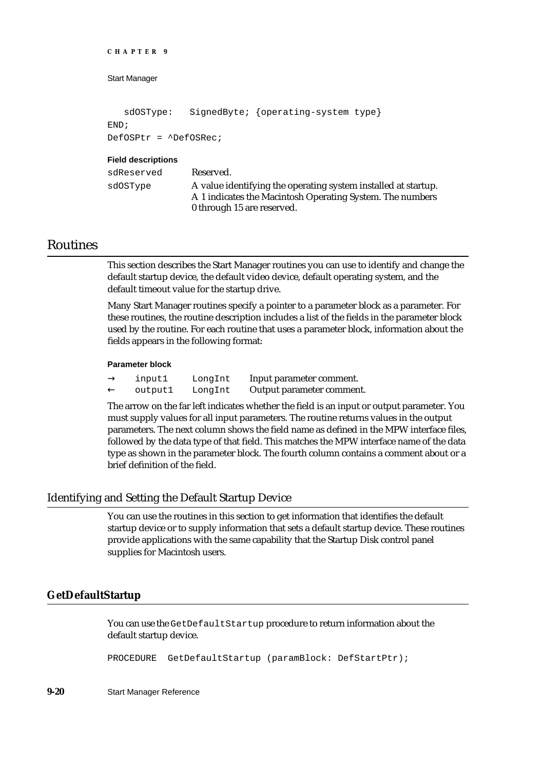```
   sdOSType:   SignedByte; {operating-system type}
END;
DefOSPtr = ^DefOSRec;
```

**Field descriptions**

| | |
|---|---|
| `sdReserved` | Reserved. |
| `sdOSType` | A value identifying the operating system installed at startup. A 1 indicates the Macintosh Operating System. The numbers 0 through 15 are reserved. |

# Routines

This section describes the Start Manager routines you can use to identify and change the default startup device, the default video device, default operating system, and the default timeout value for the startup drive.

Many Start Manager routines specify a pointer to a parameter block as a parameter. For these routines, the routine description includes a list of the fields in the parameter block used by the routine. For each routine that uses a parameter block, information about the fields appears in the following format:

**Parameter block**

| | | | |
|---|---|---|---|
| → | `input1` | `LongInt` | Input parameter comment. |
| ← | `output1` | `LongInt` | Output parameter comment. |

The arrow on the far left indicates whether the field is an input or output parameter. You must supply values for all input parameters. The routine returns values in the output parameters. The next column shows the field name as defined in the MPW interface files, followed by the data type of that field. This matches the MPW interface name of the data type as shown in the parameter block. The fourth column contains a comment about or a brief definition of the field.

## Identifying and Setting the Default Startup Device

You can use the routines in this section to get information that identifies the default startup device or to supply information that sets a default startup device. These routines provide applications with the same capability that the Startup Disk control panel supplies for Macintosh users.

### GetDefaultStartup

You can use the `GetDefaultStartup` procedure to return information about the default startup device.

```
PROCEDURE  GetDefaultStartup (paramBlock: DefStartPtr);
```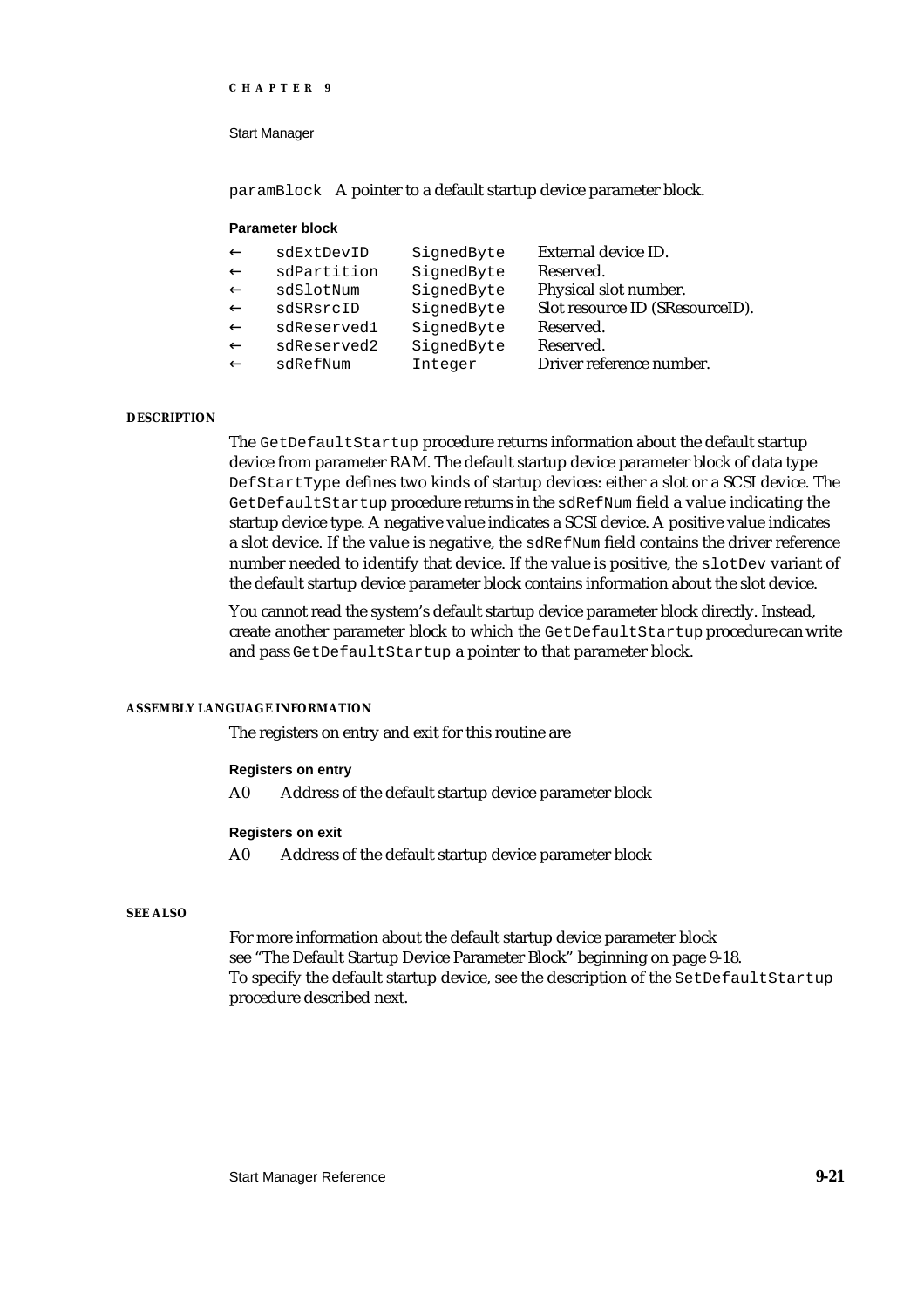paramBlock A pointer to a default startup device parameter block.

**Parameter block**

| | | | |
|---|---|---|---|
| ← | sdExtDevID | SignedByte | External device ID. |
| ← | sdPartition | SignedByte | Reserved. |
| ← | sdSlotNum | SignedByte | Physical slot number. |
| ← | sdSRsrcID | SignedByte | Slot resource ID (SResourceID). |
| ← | sdReserved1 | SignedByte | Reserved. |
| ← | sdReserved2 | SignedByte | Reserved. |
| ← | sdRefNum | Integer | Driver reference number. |

**DESCRIPTION**

The `GetDefaultStartup` procedure returns information about the default startup device from parameter RAM. The default startup device parameter block of data type `DefStartType` defines two kinds of startup devices: either a slot or a SCSI device. The `GetDefaultStartup` procedure returns in the `sdRefNum` field a value indicating the startup device type. A negative value indicates a SCSI device. A positive value indicates a slot device. If the value is negative, the `sdRefNum` field contains the driver reference number needed to identify that device. If the value is positive, the `slotDev` variant of the default startup device parameter block contains information about the slot device.

You cannot read the system's default startup device parameter block directly. Instead, create another parameter block to which the `GetDefaultStartup` procedure can write and pass `GetDefaultStartup` a pointer to that parameter block.

**ASSEMBLY LANGUAGE INFORMATION**

The registers on entry and exit for this routine are

**Registers on entry**

A0 Address of the default startup device parameter block

**Registers on exit**

A0 Address of the default startup device parameter block

**SEE ALSO**

For more information about the default startup device parameter block see "The Default Startup Device Parameter Block" beginning on page 9-18. To specify the default startup device, see the description of the `SetDefaultStartup` procedure described next.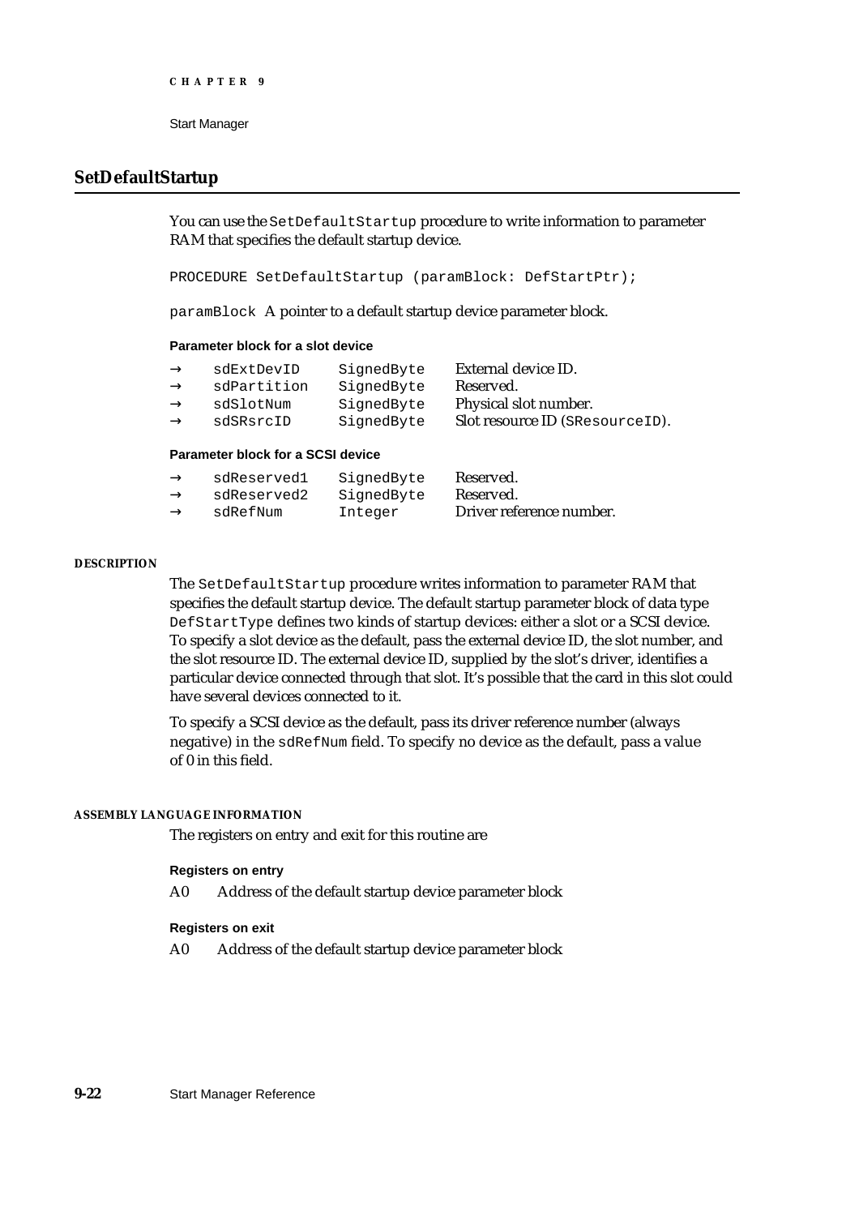## SetDefaultStartup

You can use the `SetDefaultStartup` procedure to write information to parameter RAM that specifies the default startup device.

```
PROCEDURE SetDefaultStartup (paramBlock: DefStartPtr);
```

`paramBlock` A pointer to a default startup device parameter block.

**Parameter block for a slot device**

| | | | |
|---|---|---|---|
| → | `sdExtDevID` | `SignedByte` | External device ID. |
| → | `sdPartition` | `SignedByte` | Reserved. |
| → | `sdSlotNum` | `SignedByte` | Physical slot number. |
| → | `sdSRsrcID` | `SignedByte` | Slot resource ID (`SResourceID`). |

**Parameter block for a SCSI device**

| | | | |
|---|---|---|---|
| → | `sdReserved1` | `SignedByte` | Reserved. |
| → | `sdReserved2` | `SignedByte` | Reserved. |
| → | `sdRefNum` | `Integer` | Driver reference number. |

**DESCRIPTION**

The `SetDefaultStartup` procedure writes information to parameter RAM that specifies the default startup device. The default startup parameter block of data type `DefStartType` defines two kinds of startup devices: either a slot or a SCSI device. To specify a slot device as the default, pass the external device ID, the slot number, and the slot resource ID. The external device ID, supplied by the slot's driver, identifies a particular device connected through that slot. It's possible that the card in this slot could have several devices connected to it.

To specify a SCSI device as the default, pass its driver reference number (always negative) in the `sdRefNum` field. To specify no device as the default, pass a value of 0 in this field.

**ASSEMBLY LANGUAGE INFORMATION**

The registers on entry and exit for this routine are

**Registers on entry**

A0 Address of the default startup device parameter block

**Registers on exit**

A0 Address of the default startup device parameter block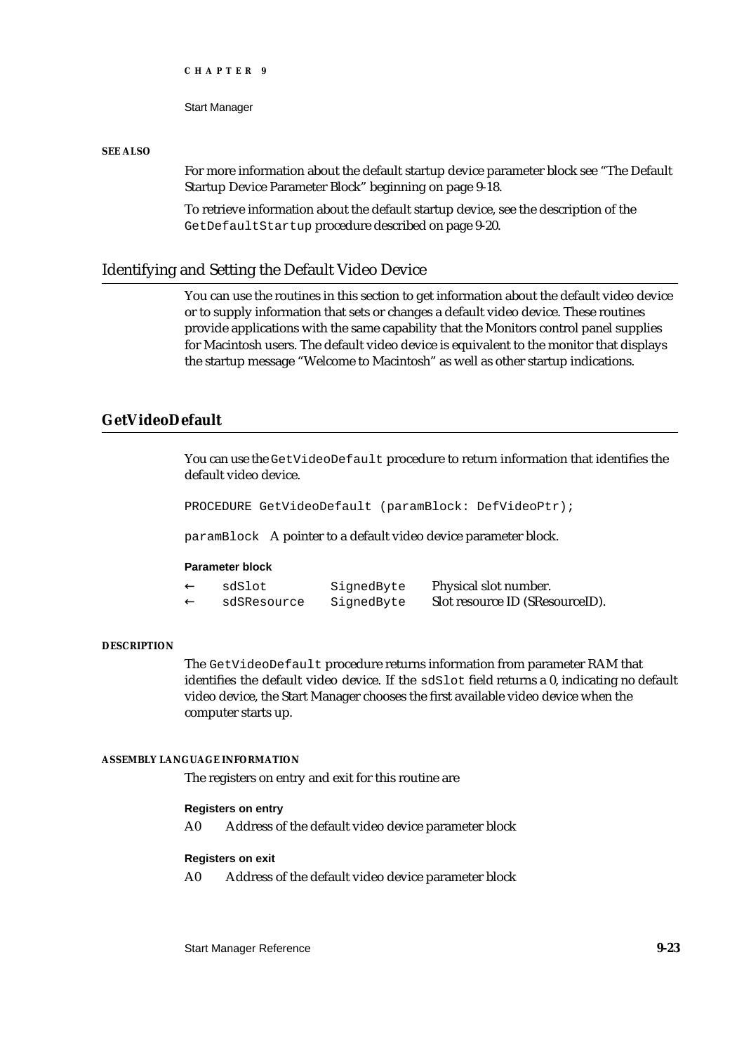**SEE ALSO**

For more information about the default startup device parameter block see "The Default Startup Device Parameter Block" beginning on page 9-18.

To retrieve information about the default startup device, see the description of the `GetDefaultStartup` procedure described on page 9-20.

## Identifying and Setting the Default Video Device

You can use the routines in this section to get information about the default video device or to supply information that sets or changes a default video device. These routines provide applications with the same capability that the Monitors control panel supplies for Macintosh users. The default video device is equivalent to the monitor that displays the startup message "Welcome to Macintosh" as well as other startup indications.

### GetVideoDefault

You can use the `GetVideoDefault` procedure to return information that identifies the default video device.

```
PROCEDURE GetVideoDefault (paramBlock: DefVideoPtr);
```

`paramBlock` A pointer to a default video device parameter block.

**Parameter block**

| | | | |
|---|---|---|---|
| ← | `sdSlot` | `SignedByte` | Physical slot number. |
| ← | `sdSResource` | `SignedByte` | Slot resource ID (SResourceID). |

**DESCRIPTION**

The `GetVideoDefault` procedure returns information from parameter RAM that identifies the default video device. If the `sdSlot` field returns a 0, indicating no default video device, the Start Manager chooses the first available video device when the computer starts up.

**ASSEMBLY LANGUAGE INFORMATION**

The registers on entry and exit for this routine are

**Registers on entry**

A0 Address of the default video device parameter block

**Registers on exit**

A0 Address of the default video device parameter block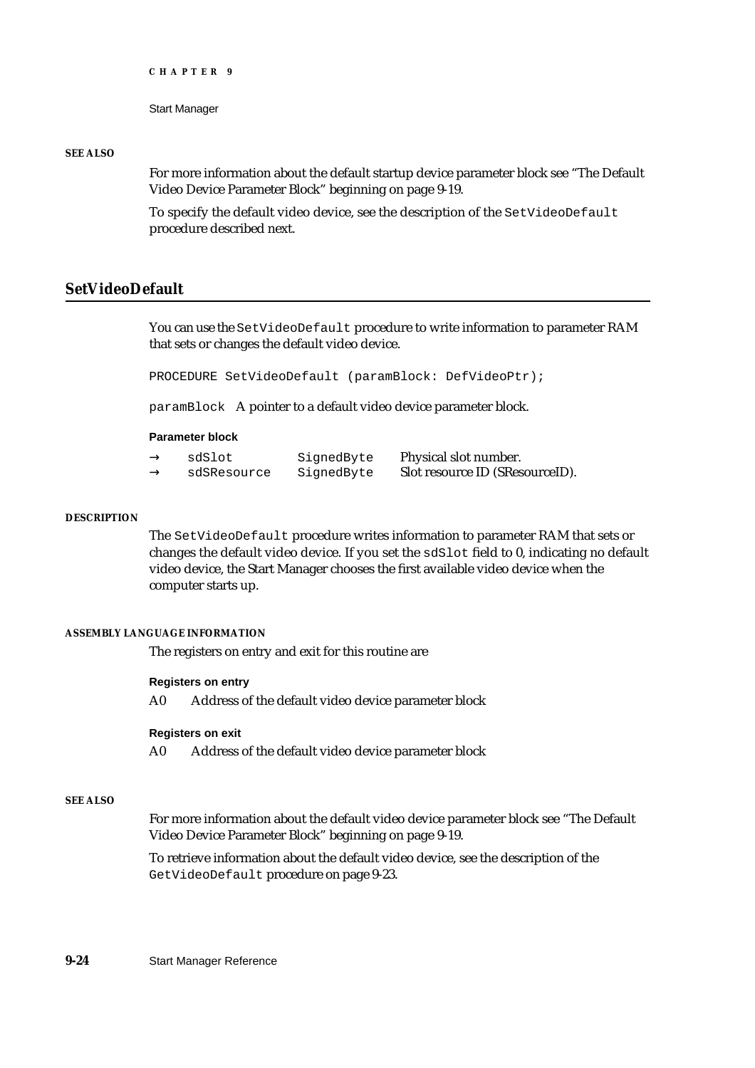**SEE ALSO**

For more information about the default startup device parameter block see "The Default Video Device Parameter Block" beginning on page 9-19.

To specify the default video device, see the description of the `SetVideoDefault` procedure described next.

## SetVideoDefault

You can use the `SetVideoDefault` procedure to write information to parameter RAM that sets or changes the default video device.

```
PROCEDURE SetVideoDefault (paramBlock: DefVideoPtr);
```

`paramBlock` A pointer to a default video device parameter block.

**Parameter block**

| | | | |
|---|---|---|---|
| → | `sdSlot` | `SignedByte` | Physical slot number. |
| → | `sdSResource` | `SignedByte` | Slot resource ID (SResourceID). |

**DESCRIPTION**

The `SetVideoDefault` procedure writes information to parameter RAM that sets or changes the default video device. If you set the `sdSlot` field to 0, indicating no default video device, the Start Manager chooses the first available video device when the computer starts up.

**ASSEMBLY LANGUAGE INFORMATION**

The registers on entry and exit for this routine are

**Registers on entry**

A0 Address of the default video device parameter block

**Registers on exit**

A0 Address of the default video device parameter block

**SEE ALSO**

For more information about the default video device parameter block see "The Default Video Device Parameter Block" beginning on page 9-19.

To retrieve information about the default video device, see the description of the `GetVideoDefault` procedure on page 9-23.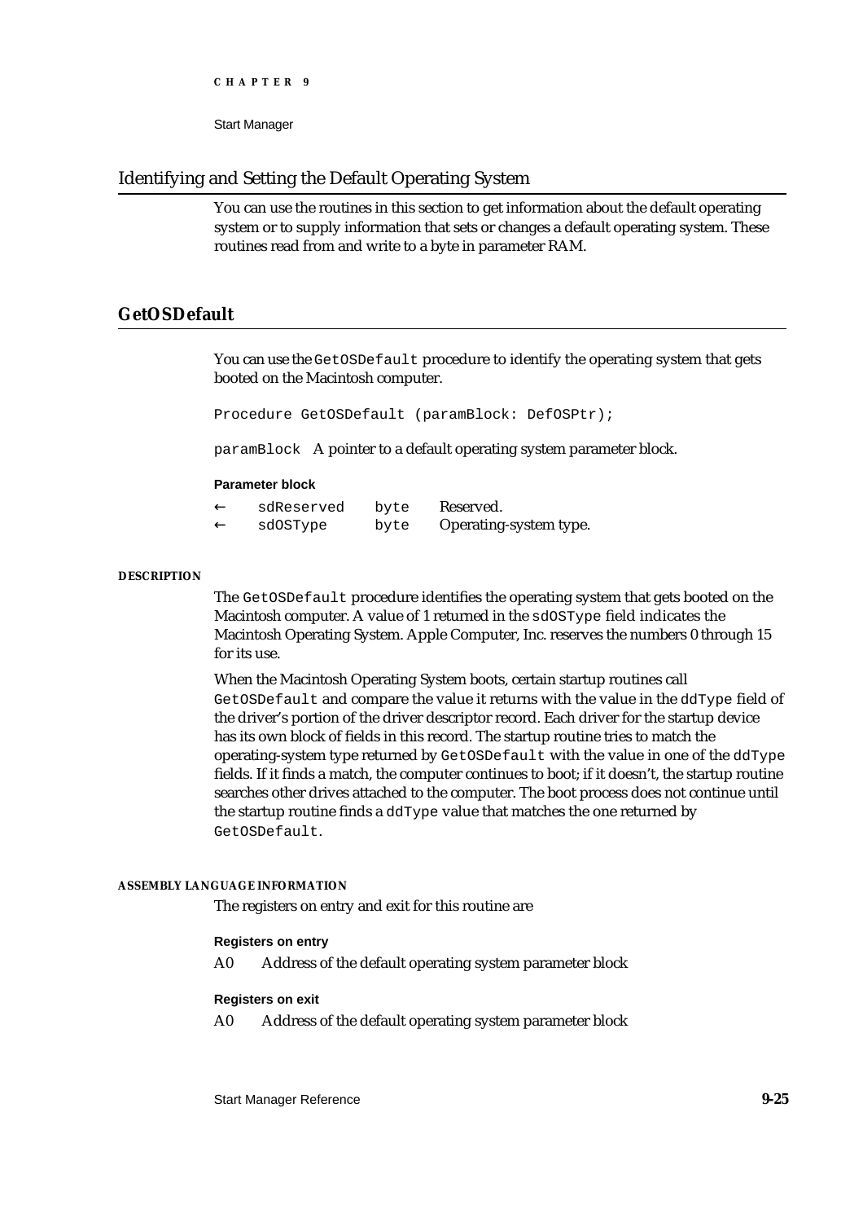## Identifying and Setting the Default Operating System

You can use the routines in this section to get information about the default operating system or to supply information that sets or changes a default operating system. These routines read from and write to a byte in parameter RAM.

### GetOSDefault

You can use the `GetOSDefault` procedure to identify the operating system that gets booted on the Macintosh computer.

```
Procedure GetOSDefault (paramBlock: DefOSPtr);
```

`paramBlock` A pointer to a default operating system parameter block.

**Parameter block**

| | | | |
|---|---|---|---|
| ← | `sdReserved` | `byte` | Reserved. |
| ← | `sdOSType` | `byte` | Operating-system type. |

**DESCRIPTION**

The `GetOSDefault` procedure identifies the operating system that gets booted on the Macintosh computer. A value of 1 returned in the `sdOSType` field indicates the Macintosh Operating System. Apple Computer, Inc. reserves the numbers 0 through 15 for its use.

When the Macintosh Operating System boots, certain startup routines call `GetOSDefault` and compare the value it returns with the value in the `ddType` field of the driver's portion of the driver descriptor record. Each driver for the startup device has its own block of fields in this record. The startup routine tries to match the operating-system type returned by `GetOSDefault` with the value in one of the `ddType` fields. If it finds a match, the computer continues to boot; if it doesn't, the startup routine searches other drives attached to the computer. The boot process does not continue until the startup routine finds a `ddType` value that matches the one returned by `GetOSDefault`.

**ASSEMBLY LANGUAGE INFORMATION**

The registers on entry and exit for this routine are

**Registers on entry**

A0 Address of the default operating system parameter block

**Registers on exit**

A0 Address of the default operating system parameter block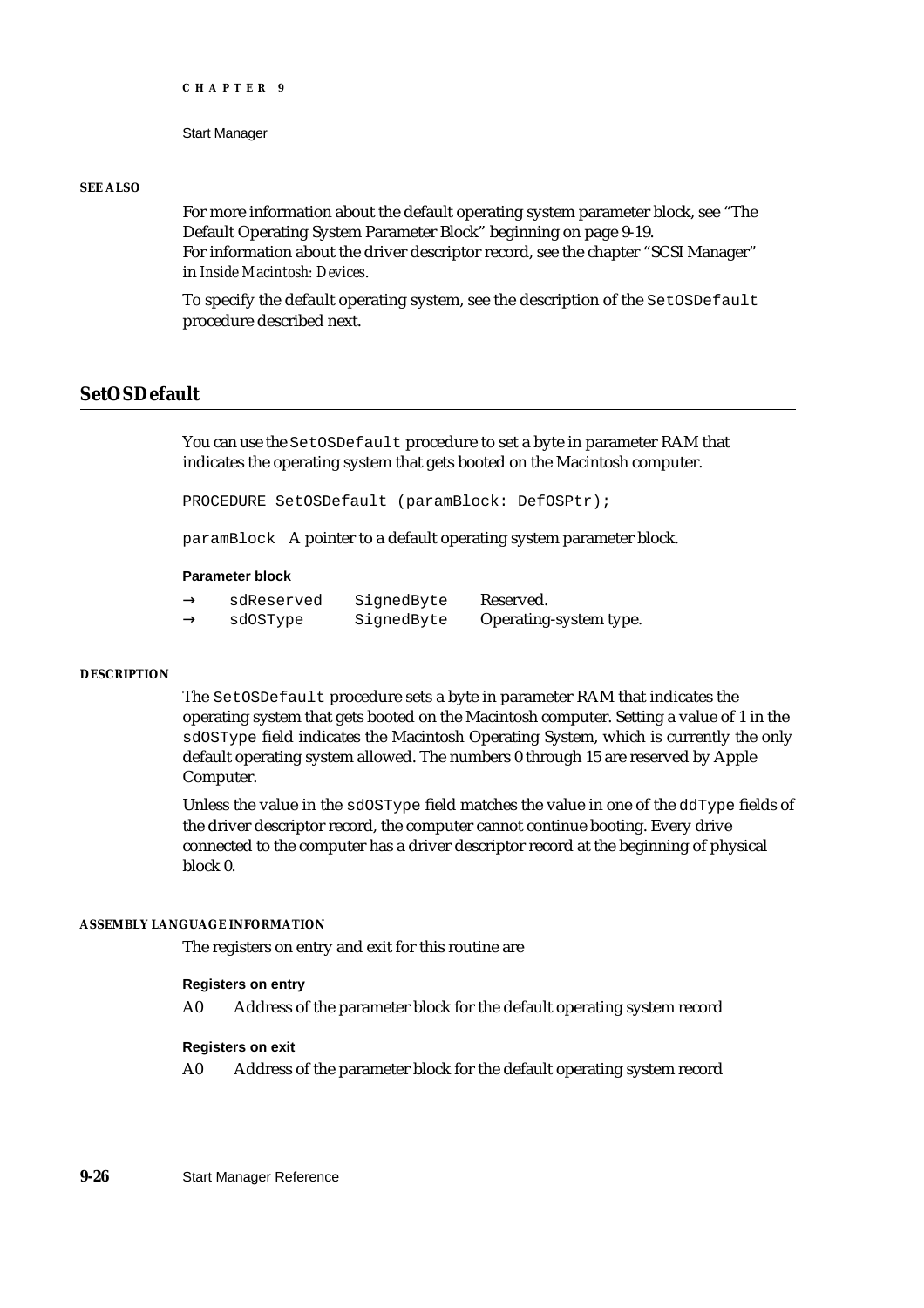**SEE ALSO**

For more information about the default operating system parameter block, see "The Default Operating System Parameter Block" beginning on page 9-19.
For information about the driver descriptor record, see the chapter "SCSI Manager" in *Inside Macintosh: Devices*.

To specify the default operating system, see the description of the `SetOSDefault` procedure described next.

## SetOSDefault

You can use the `SetOSDefault` procedure to set a byte in parameter RAM that indicates the operating system that gets booted on the Macintosh computer.

```
PROCEDURE SetOSDefault (paramBlock: DefOSPtr);
```

`paramBlock` A pointer to a default operating system parameter block.

**Parameter block**

| | | | |
|---|---|---|---|
| → | `sdReserved` | `SignedByte` | Reserved. |
| → | `sdOSType` | `SignedByte` | Operating-system type. |

**DESCRIPTION**

The `SetOSDefault` procedure sets a byte in parameter RAM that indicates the operating system that gets booted on the Macintosh computer. Setting a value of 1 in the `sdOSType` field indicates the Macintosh Operating System, which is currently the only default operating system allowed. The numbers 0 through 15 are reserved by Apple Computer.

Unless the value in the `sdOSType` field matches the value in one of the `ddType` fields of the driver descriptor record, the computer cannot continue booting. Every drive connected to the computer has a driver descriptor record at the beginning of physical block 0.

**ASSEMBLY LANGUAGE INFORMATION**

The registers on entry and exit for this routine are

**Registers on entry**

A0 Address of the parameter block for the default operating system record

**Registers on exit**

A0 Address of the parameter block for the default operating system record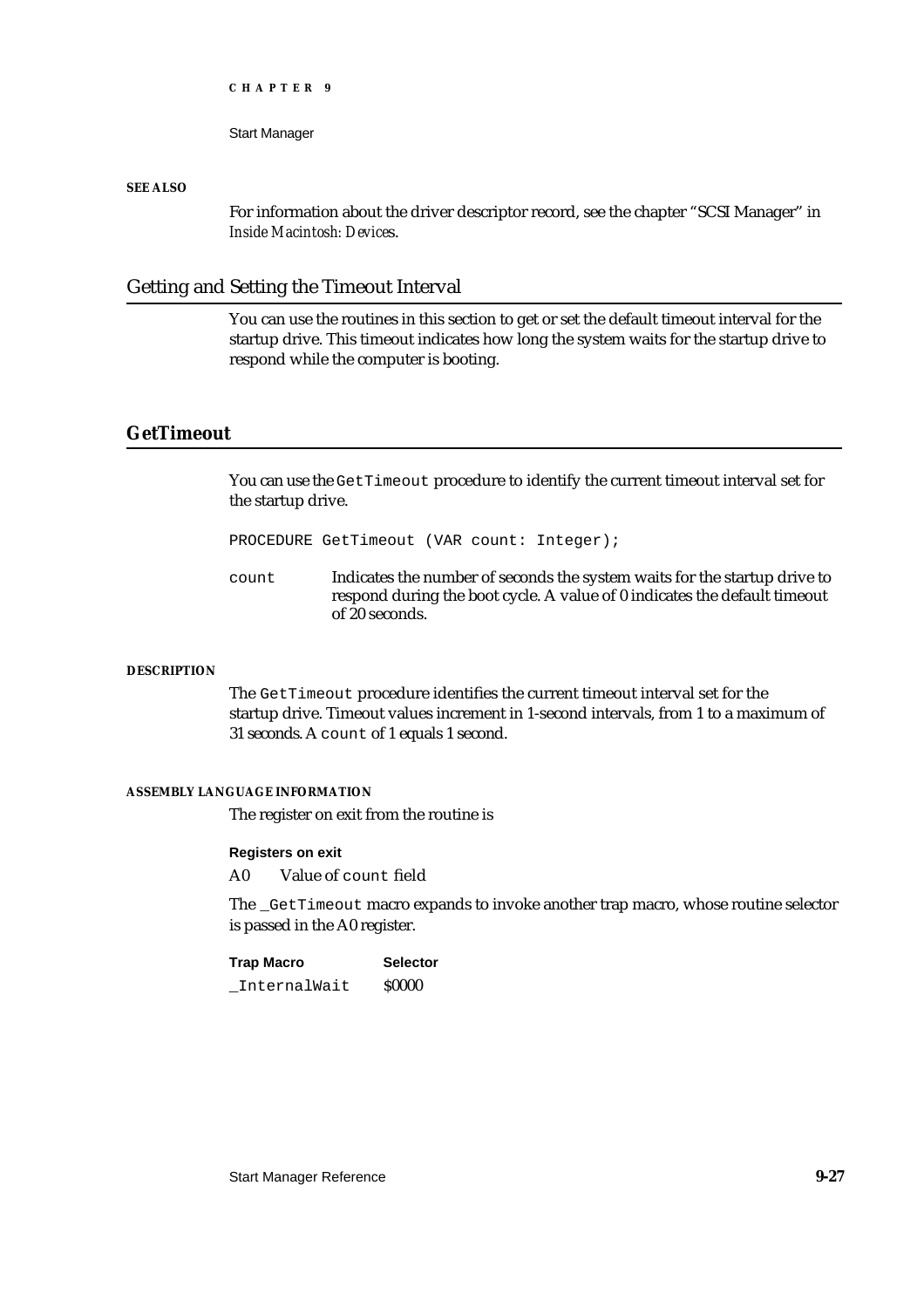**SEE ALSO**

For information about the driver descriptor record, see the chapter "SCSI Manager" in *Inside Macintosh: Devices*.

## Getting and Setting the Timeout Interval

You can use the routines in this section to get or set the default timeout interval for the startup drive. This timeout indicates how long the system waits for the startup drive to respond while the computer is booting.

### GetTimeout

You can use the `GetTimeout` procedure to identify the current timeout interval set for the startup drive.

```
PROCEDURE GetTimeout (VAR count: Integer);
```

`count` Indicates the number of seconds the system waits for the startup drive to respond during the boot cycle. A value of 0 indicates the default timeout of 20 seconds.

**DESCRIPTION**

The `GetTimeout` procedure identifies the current timeout interval set for the startup drive. Timeout values increment in 1-second intervals, from 1 to a maximum of 31 seconds. A `count` of 1 equals 1 second.

**ASSEMBLY LANGUAGE INFORMATION**

The register on exit from the routine is

**Registers on exit**

A0 Value of `count` field

The `_GetTimeout` macro expands to invoke another trap macro, whose routine selector is passed in the A0 register.

| Trap Macro | Selector |
|---|---|
| `_InternalWait` | $0000 |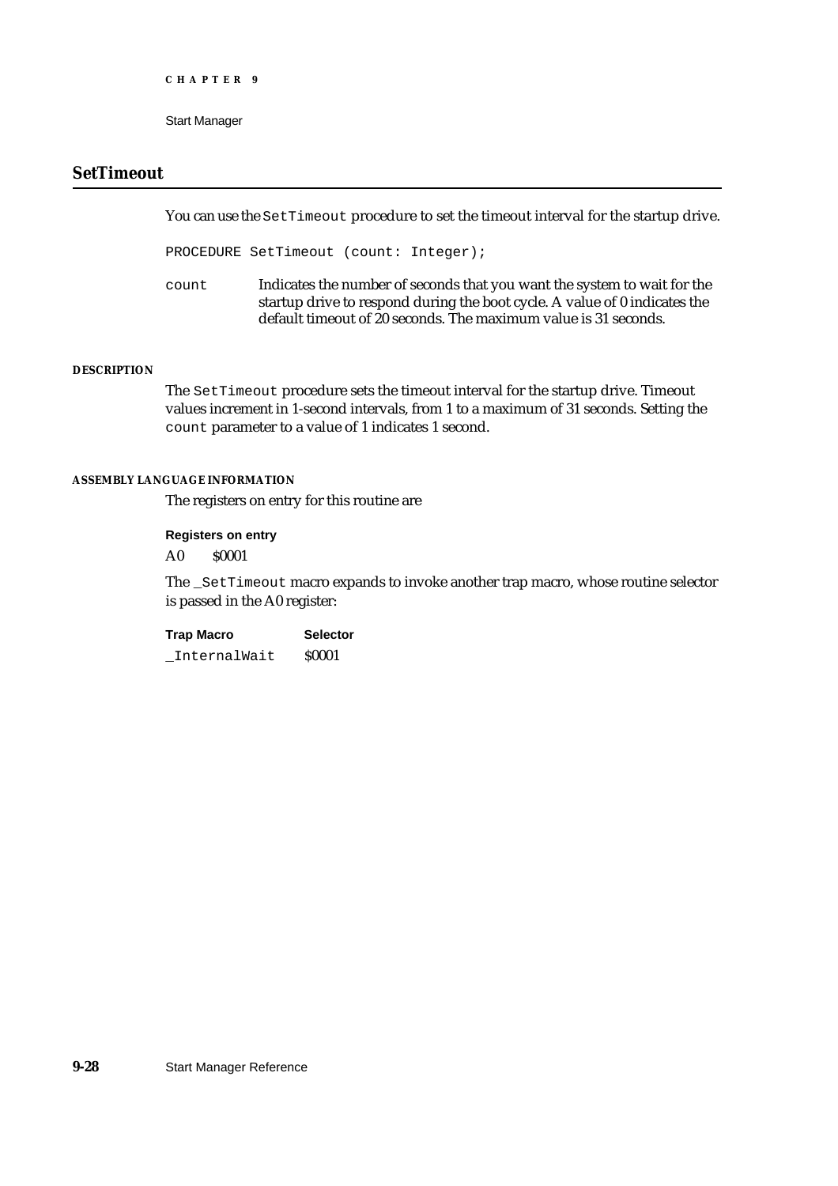## SetTimeout

You can use the `SetTimeout` procedure to set the timeout interval for the startup drive.

```
PROCEDURE SetTimeout (count: Integer);
```

`count` Indicates the number of seconds that you want the system to wait for the startup drive to respond during the boot cycle. A value of 0 indicates the default timeout of 20 seconds. The maximum value is 31 seconds.

#### DESCRIPTION

The `SetTimeout` procedure sets the timeout interval for the startup drive. Timeout values increment in 1-second intervals, from 1 to a maximum of 31 seconds. Setting the `count` parameter to a value of 1 indicates 1 second.

#### ASSEMBLY LANGUAGE INFORMATION

The registers on entry for this routine are

**Registers on entry**

| | |
|---|---|
| A0 | $0001 |

The `_SetTimeout` macro expands to invoke another trap macro, whose routine selector is passed in the A0 register:

| Trap Macro | Selector |
|---|---|
| `_InternalWait` | $0001 |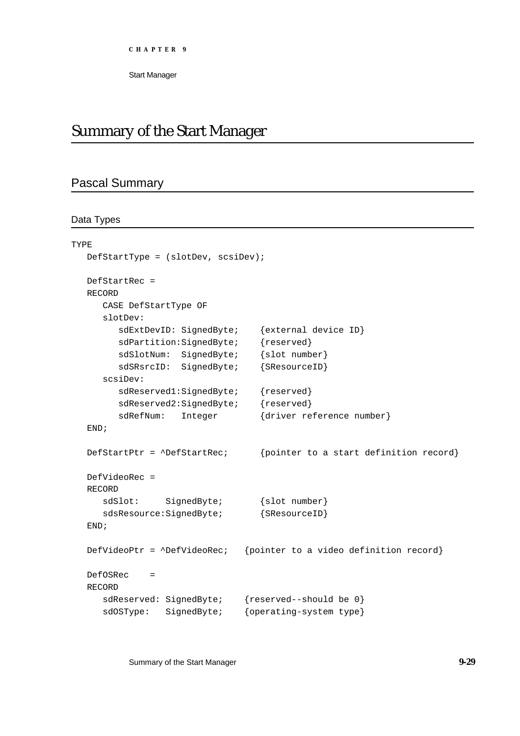# Summary of the Start Manager

## Pascal Summary

### Data Types

```
TYPE
   DefStartType = (slotDev, scsiDev);

   DefStartRec =
   RECORD
      CASE DefStartType OF
      slotDev:
         sdExtDevID: SignedByte;    {external device ID}
         sdPartition:SignedByte;    {reserved}
         sdSlotNum:  SignedByte;    {slot number}
         sdSRsrcID:  SignedByte;    {SResourceID}
      scsiDev:
         sdReserved1:SignedByte;    {reserved}
         sdReserved2:SignedByte;    {reserved}
         sdRefNum:   Integer        {driver reference number}
   END;

   DefStartPtr = ^DefStartRec;      {pointer to a start definition record}

   DefVideoRec =
   RECORD
      sdSlot:     SignedByte;       {slot number}
      sdsResource:SignedByte;       {SResourceID}
   END;

   DefVideoPtr = ^DefVideoRec;   {pointer to a video definition record}

   DefOSRec    =
   RECORD
      sdReserved: SignedByte;    {reserved--should be 0}
      sdOSType:   SignedByte;    {operating-system type}
```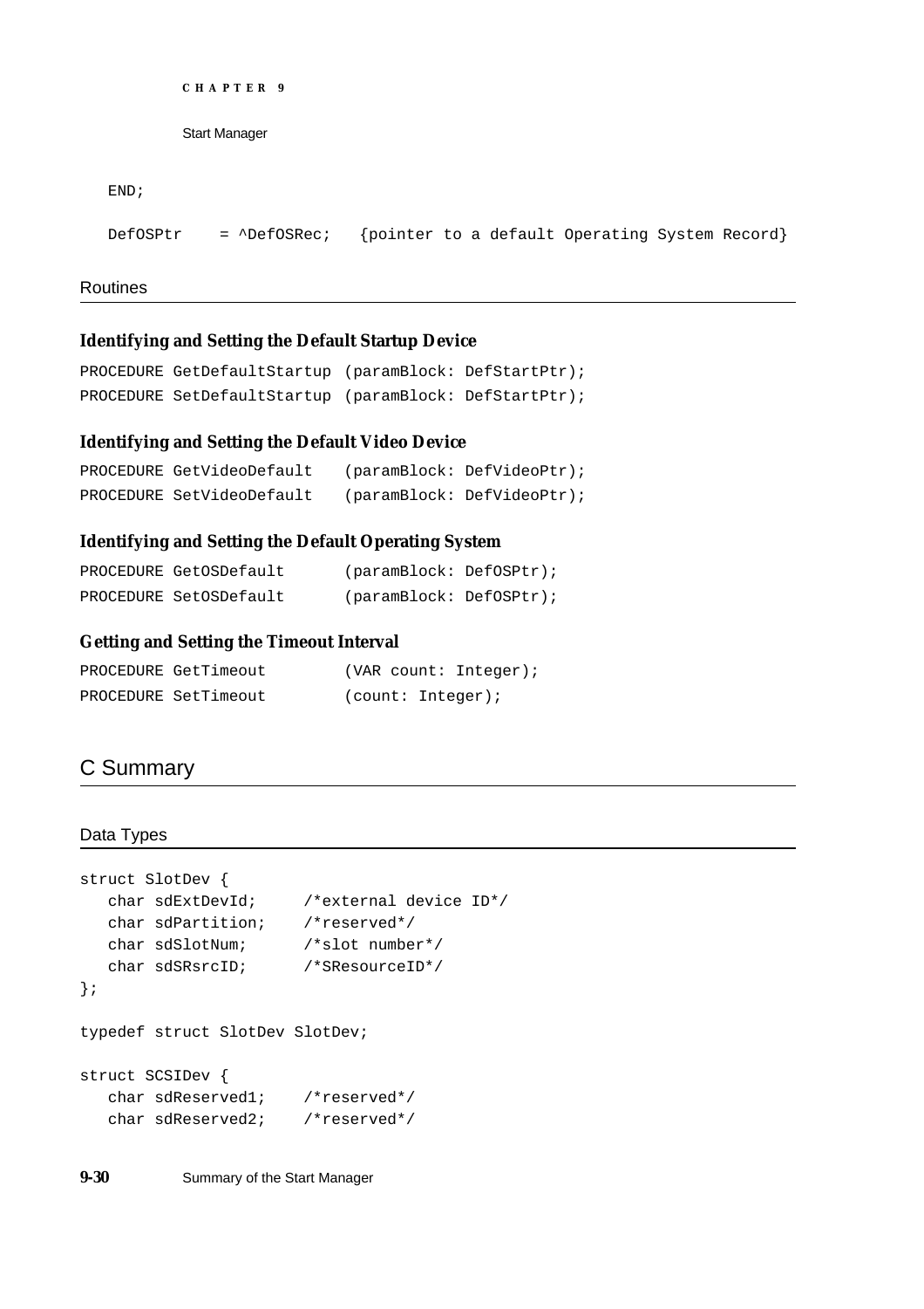```
   END;

   DefOSPtr     = ^DefOSRec;   {pointer to a default Operating System Record}
```

### Routines

#### Identifying and Setting the Default Startup Device

```
PROCEDURE GetDefaultStartup (paramBlock: DefStartPtr);
PROCEDURE SetDefaultStartup (paramBlock: DefStartPtr);
```

#### Identifying and Setting the Default Video Device

```
PROCEDURE GetVideoDefault    (paramBlock: DefVideoPtr);
PROCEDURE SetVideoDefault    (paramBlock: DefVideoPtr);
```

#### Identifying and Setting the Default Operating System

```
PROCEDURE GetOSDefault       (paramBlock: DefOSPtr);
PROCEDURE SetOSDefault       (paramBlock: DefOSPtr);
```

#### Getting and Setting the Timeout Interval

```
PROCEDURE GetTimeout         (VAR count: Integer);
PROCEDURE SetTimeout         (count: Integer);
```

## C Summary

### Data Types

```
struct SlotDev {
   char sdExtDevId;     /*external device ID*/
   char sdPartition;    /*reserved*/
   char sdSlotNum;      /*slot number*/
   char sdSRsrcID;      /*SResourceID*/
};

typedef struct SlotDev SlotDev;

struct SCSIDev {
   char sdReserved1;    /*reserved*/
   char sdReserved2;    /*reserved*/
```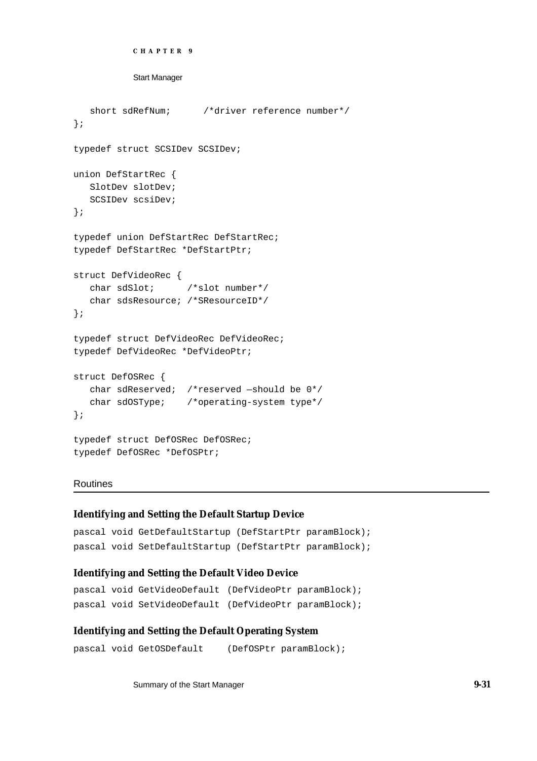```
   short sdRefNum;      /*driver reference number*/
};

typedef struct SCSIDev SCSIDev;

union DefStartRec {
   SlotDev slotDev;
   SCSIDev scsiDev;
};

typedef union DefStartRec DefStartRec;
typedef DefStartRec *DefStartPtr;

struct DefVideoRec {
   char sdSlot;      /*slot number*/
   char sdsResource; /*SResourceID*/
};

typedef struct DefVideoRec DefVideoRec;
typedef DefVideoRec *DefVideoPtr;

struct DefOSRec {
   char sdReserved;  /*reserved —should be 0*/
   char sdOSType;    /*operating-system type*/
};

typedef struct DefOSRec DefOSRec;
typedef DefOSRec *DefOSPtr;
```

## Routines

### Identifying and Setting the Default Startup Device

```
pascal void GetDefaultStartup (DefStartPtr paramBlock);
pascal void SetDefaultStartup (DefStartPtr paramBlock);
```

### Identifying and Setting the Default Video Device

```
pascal void GetVideoDefault (DefVideoPtr paramBlock);
pascal void SetVideoDefault (DefVideoPtr paramBlock);
```

### Identifying and Setting the Default Operating System

```
pascal void GetOSDefault     (DefOSPtr paramBlock);
```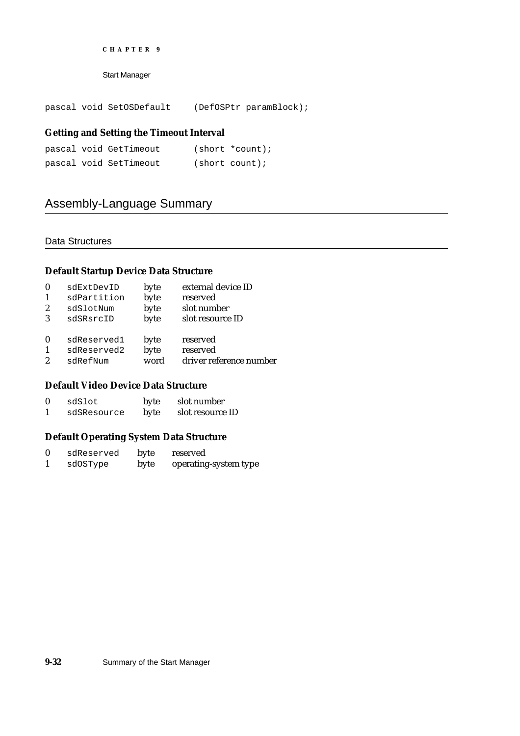```
pascal void SetOSDefault      (DefOSPtr paramBlock);
```

**Getting and Setting the Timeout Interval**

```
pascal void GetTimeout        (short *count);
pascal void SetTimeout        (short count);
```

## Assembly-Language Summary

### Data Structures

**Default Startup Device Data Structure**

| | | | |
|---|---|---|---|
| 0 | `sdExtDevID` | byte | external device ID |
| 1 | `sdPartition` | byte | reserved |
| 2 | `sdSlotNum` | byte | slot number |
| 3 | `sdSRsrcID` | byte | slot resource ID |
| | | | |
| 0 | `sdReserved1` | byte | reserved |
| 1 | `sdReserved2` | byte | reserved |
| 2 | `sdRefNum` | word | driver reference number |

**Default Video Device Data Structure**

| | | | |
|---|---|---|---|
| 0 | `sdSlot` | byte | slot number |
| 1 | `sdSResource` | byte | slot resource ID |

**Default Operating System Data Structure**

| | | | |
|---|---|---|---|
| 0 | `sdReserved` | byte | reserved |
| 1 | `sdOSType` | byte | operating-system type |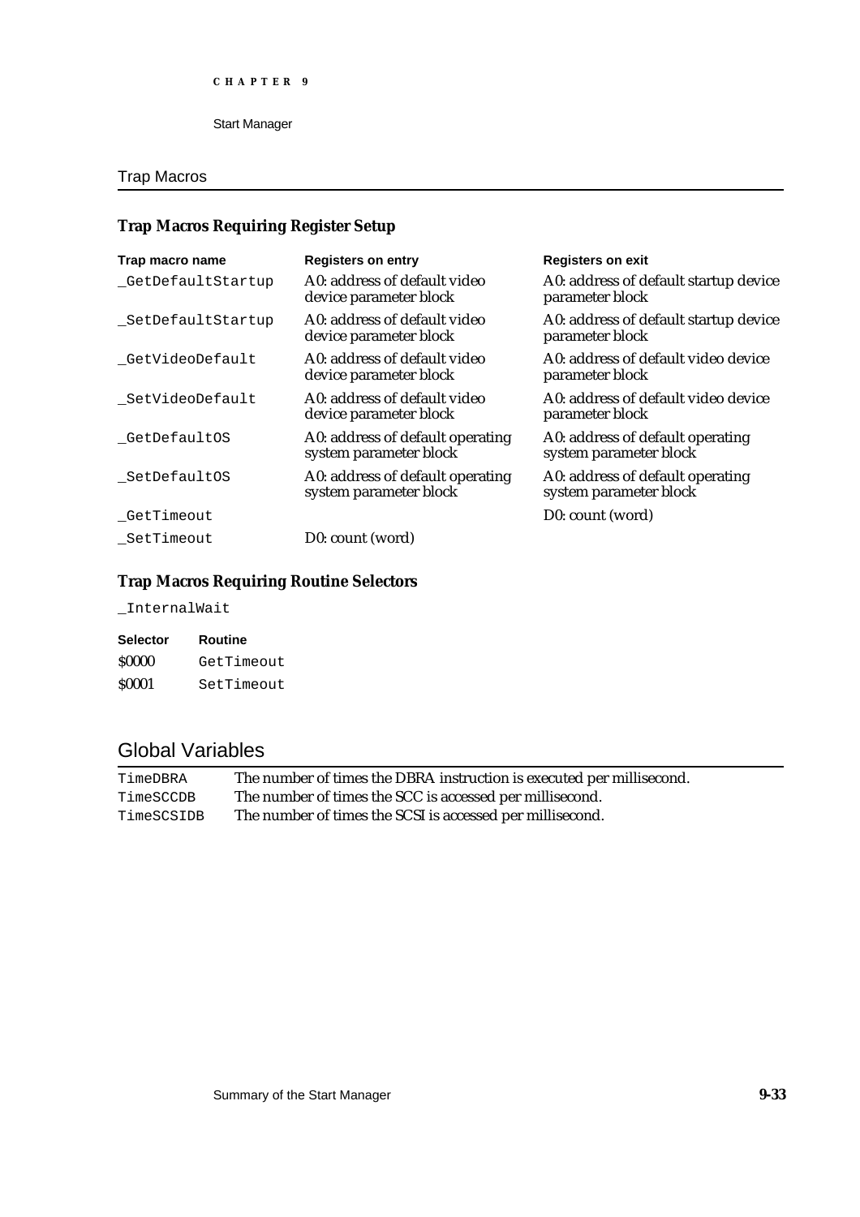## Trap Macros

### Trap Macros Requiring Register Setup

| Trap macro name | Registers on entry | Registers on exit |
|---|---|---|
| `_GetDefaultStartup` | A0: address of default video device parameter block | A0: address of default startup device parameter block |
| `_SetDefaultStartup` | A0: address of default video device parameter block | A0: address of default startup device parameter block |
| `_GetVideoDefault` | A0: address of default video device parameter block | A0: address of default video device parameter block |
| `_SetVideoDefault` | A0: address of default video device parameter block | A0: address of default video device parameter block |
| `_GetDefaultOS` | A0: address of default operating system parameter block | A0: address of default operating system parameter block |
| `_SetDefaultOS` | A0: address of default operating system parameter block | A0: address of default operating system parameter block |
| `_GetTimeout` | | D0: count (word) |
| `_SetTimeout` | D0: count (word) | |

### Trap Macros Requiring Routine Selectors

`_InternalWait`

| Selector | Routine |
|---|---|
| $0000 | `GetTimeout` |
| $0001 | `SetTimeout` |

## Global Variables

| | |
|---|---|
| `TimeDBRA` | The number of times the DBRA instruction is executed per millisecond. |
| `TimeSCCDB` | The number of times the SCC is accessed per millisecond. |
| `TimeSCSIDB` | The number of times the SCSI is accessed per millisecond. |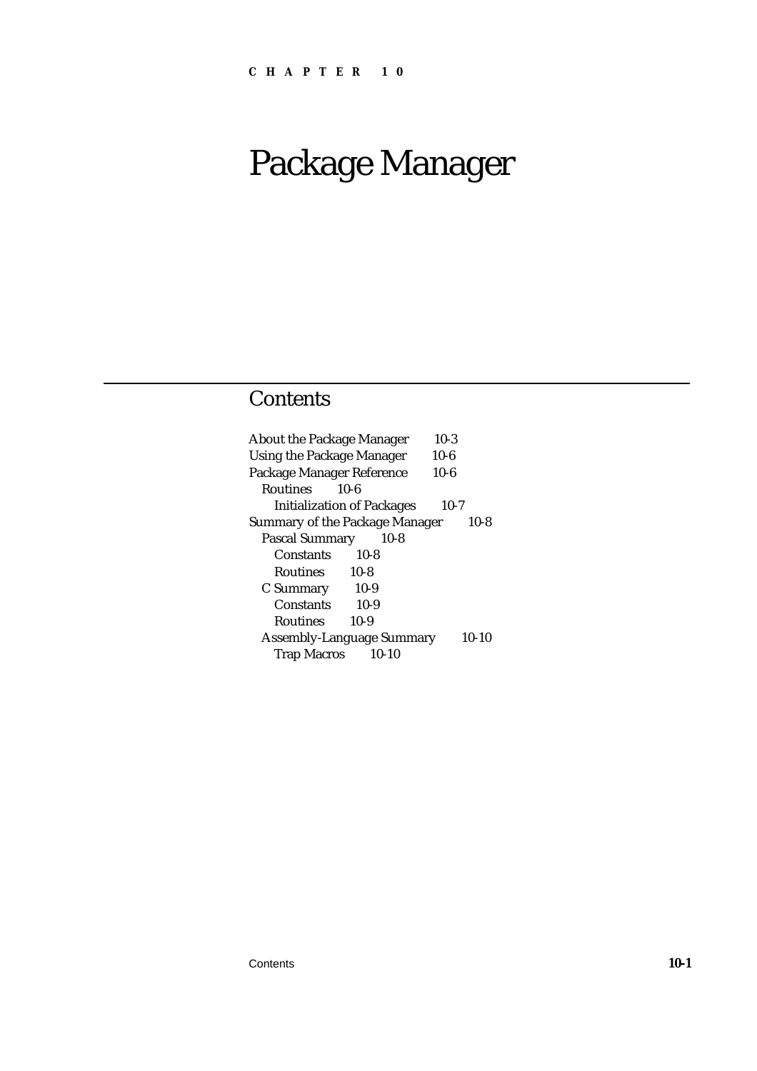CHAPTER 10

# Package Manager

## Contents

- About the Package Manager 10-3
- Using the Package Manager 10-6
- Package Manager Reference 10-6
  - Routines 10-6
    - Initialization of Packages 10-7
- Summary of the Package Manager 10-8
  - Pascal Summary 10-8
    - Constants 10-8
    - Routines 10-8
  - C Summary 10-9
    - Constants 10-9
    - Routines 10-9
  - Assembly-Language Summary 10-10
    - Trap Macros 10-10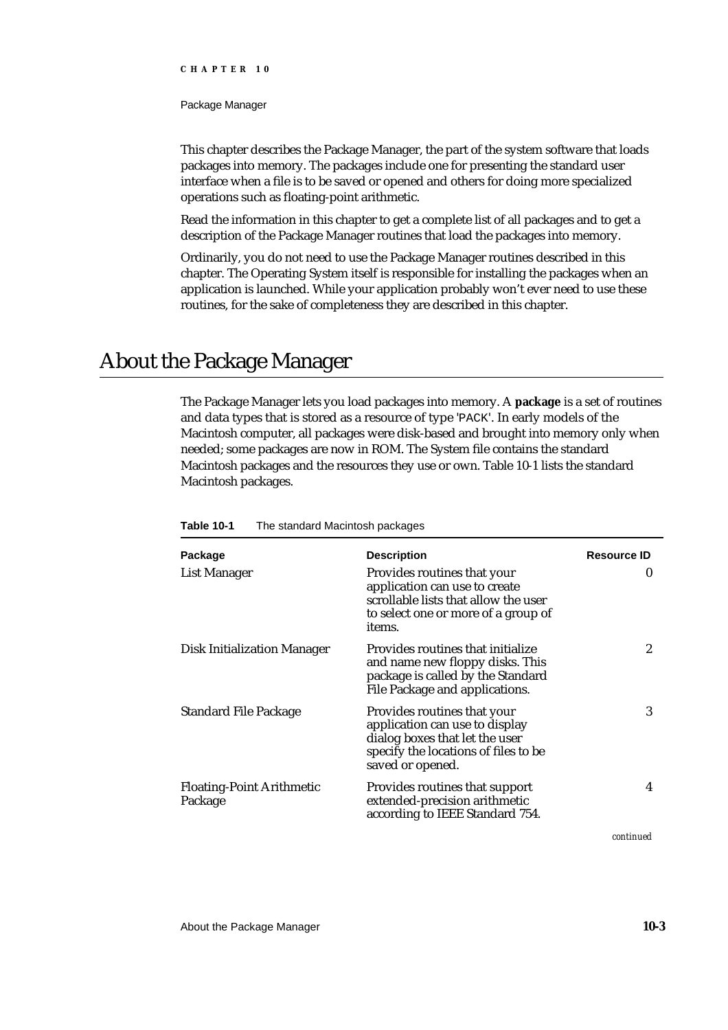This chapter describes the Package Manager, the part of the system software that loads packages into memory. The packages include one for presenting the standard user interface when a file is to be saved or opened and others for doing more specialized operations such as floating-point arithmetic.

Read the information in this chapter to get a complete list of all packages and to get a description of the Package Manager routines that load the packages into memory.

Ordinarily, you do not need to use the Package Manager routines described in this chapter. The Operating System itself is responsible for installing the packages when an application is launched. While your application probably won't ever need to use these routines, for the sake of completeness they are described in this chapter.

# About the Package Manager

The Package Manager lets you load packages into memory. A **package** is a set of routines and data types that is stored as a resource of type 'PACK'. In early models of the Macintosh computer, all packages were disk-based and brought into memory only when needed; some packages are now in ROM. The System file contains the standard Macintosh packages and the resources they use or own. Table 10-1 lists the standard Macintosh packages.

**Table 10-1** The standard Macintosh packages

| Package | Description | Resource ID |
|---|---|---|
| List Manager | Provides routines that your application can use to create scrollable lists that allow the user to select one or more of a group of items. | 0 |
| Disk Initialization Manager | Provides routines that initialize and name new floppy disks. This package is called by the Standard File Package and applications. | 2 |
| Standard File Package | Provides routines that your application can use to display dialog boxes that let the user specify the locations of files to be saved or opened. | 3 |
| Floating-Point Arithmetic Package | Provides routines that support extended-precision arithmetic according to IEEE Standard 754. | 4 |

*continued*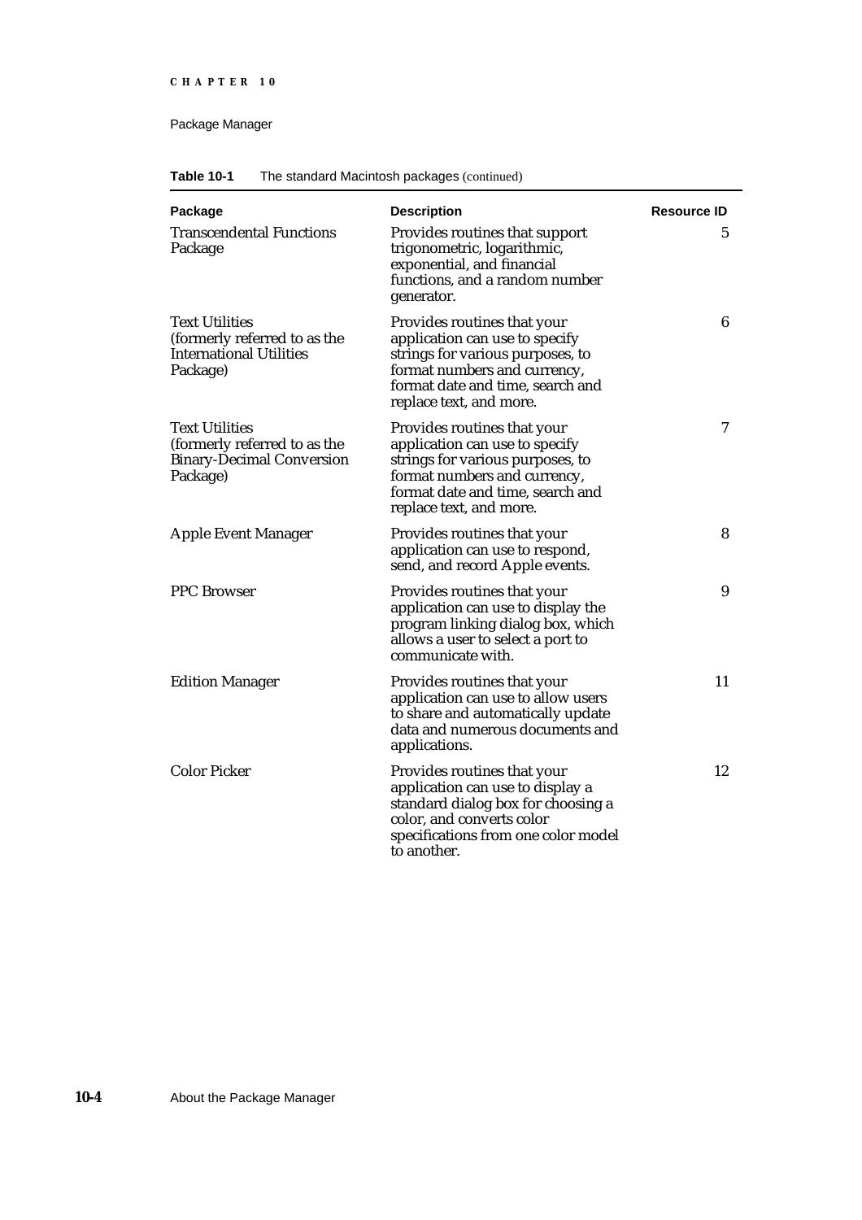**Table 10-1** The standard Macintosh packages (continued)

| Package | Description | Resource ID |
|---|---|---|
| Transcendental Functions Package | Provides routines that support trigonometric, logarithmic, exponential, and financial functions, and a random number generator. | 5 |
| Text Utilities (formerly referred to as the International Utilities Package) | Provides routines that your application can use to specify strings for various purposes, to format numbers and currency, format date and time, search and replace text, and more. | 6 |
| Text Utilities (formerly referred to as the Binary-Decimal Conversion Package) | Provides routines that your application can use to specify strings for various purposes, to format numbers and currency, format date and time, search and replace text, and more. | 7 |
| Apple Event Manager | Provides routines that your application can use to respond, send, and record Apple events. | 8 |
| PPC Browser | Provides routines that your application can use to display the program linking dialog box, which allows a user to select a port to communicate with. | 9 |
| Edition Manager | Provides routines that your application can use to allow users to share and automatically update data and numerous documents and applications. | 11 |
| Color Picker | Provides routines that your application can use to display a standard dialog box for choosing a color, and converts color specifications from one color model to another. | 12 |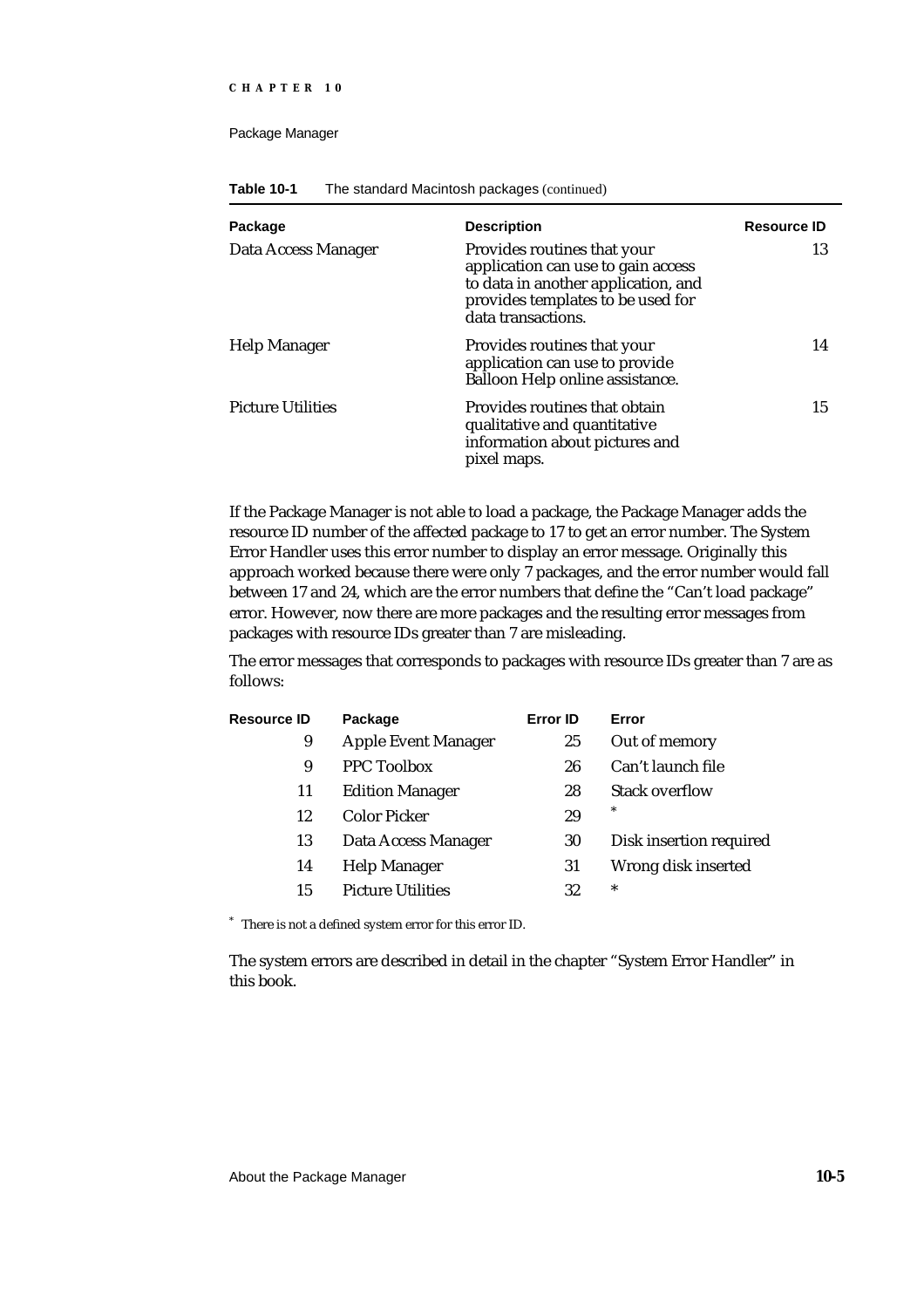**Table 10-1** The standard Macintosh packages (continued)

| Package | Description | Resource ID |
|---|---|---|
| Data Access Manager | Provides routines that your application can use to gain access to data in another application, and provides templates to be used for data transactions. | 13 |
| Help Manager | Provides routines that your application can use to provide Balloon Help online assistance. | 14 |
| Picture Utilities | Provides routines that obtain qualitative and quantitative information about pictures and pixel maps. | 15 |

If the Package Manager is not able to load a package, the Package Manager adds the resource ID number of the affected package to 17 to get an error number. The System Error Handler uses this error number to display an error message. Originally this approach worked because there were only 7 packages, and the error number would fall between 17 and 24, which are the error numbers that define the "Can't load package" error. However, now there are more packages and the resulting error messages from packages with resource IDs greater than 7 are misleading.

The error messages that corresponds to packages with resource IDs greater than 7 are as follows:

| Resource ID | Package | Error ID | Error |
|---|---|---|---|
| 9 | Apple Event Manager | 25 | Out of memory |
| 9 | PPC Toolbox | 26 | Can't launch file |
| 11 | Edition Manager | 28 | Stack overflow |
| 12 | Color Picker | 29 | * |
| 13 | Data Access Manager | 30 | Disk insertion required |
| 14 | Help Manager | 31 | Wrong disk inserted |
| 15 | Picture Utilities | 32 | * |

* There is not a defined system error for this error ID.

The system errors are described in detail in the chapter "System Error Handler" in this book.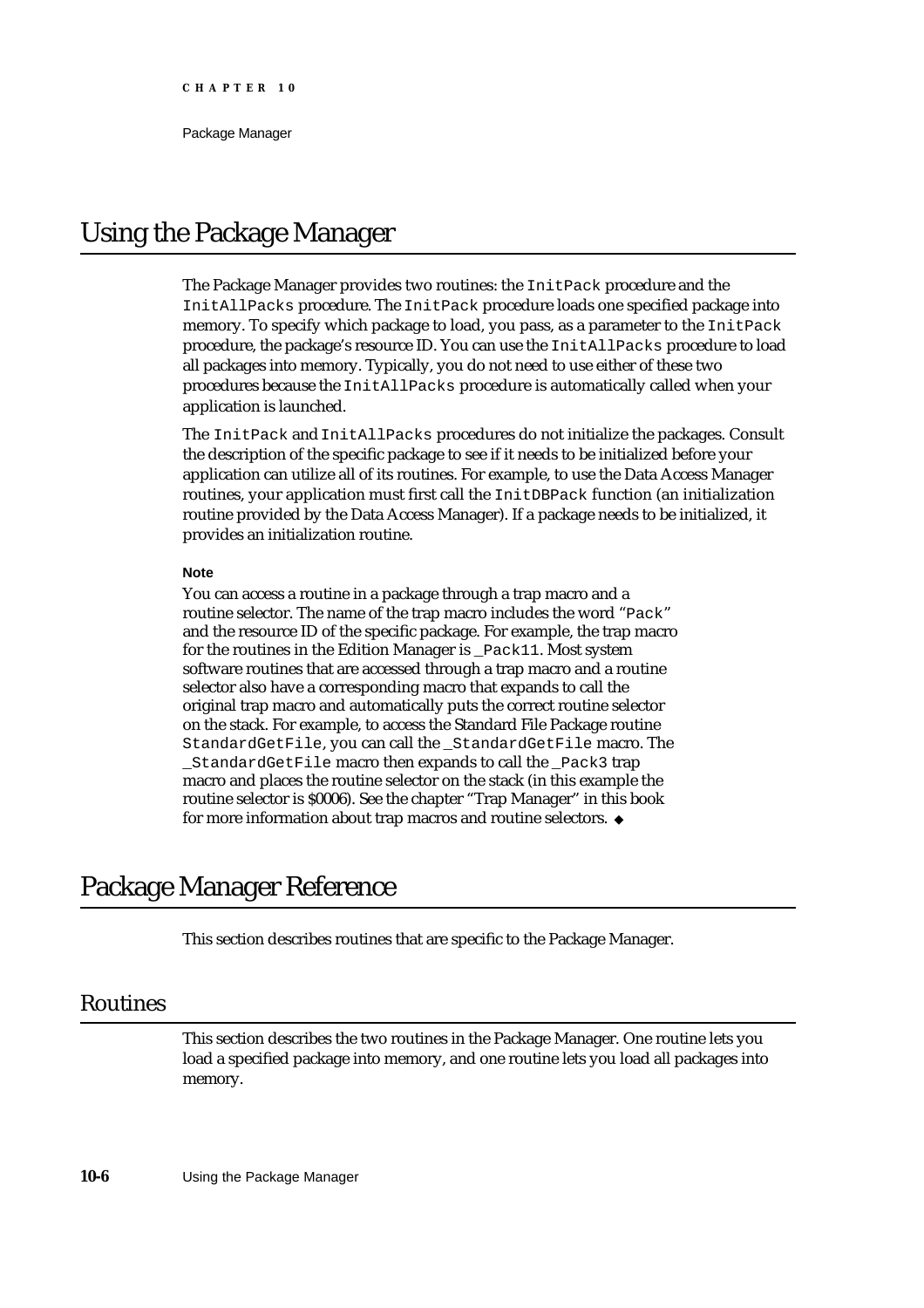# Using the Package Manager

The Package Manager provides two routines: the `InitPack` procedure and the `InitAllPacks` procedure. The `InitPack` procedure loads one specified package into memory. To specify which package to load, you pass, as a parameter to the `InitPack` procedure, the package's resource ID. You can use the `InitAllPacks` procedure to load all packages into memory. Typically, you do not need to use either of these two procedures because the `InitAllPacks` procedure is automatically called when your application is launched.

The `InitPack` and `InitAllPacks` procedures do not initialize the packages. Consult the description of the specific package to see if it needs to be initialized before your application can utilize all of its routines. For example, to use the Data Access Manager routines, your application must first call the `InitDBPack` function (an initialization routine provided by the Data Access Manager). If a package needs to be initialized, it provides an initialization routine.

**Note**

You can access a routine in a package through a trap macro and a routine selector. The name of the trap macro includes the word "`Pack`" and the resource ID of the specific package. For example, the trap macro for the routines in the Edition Manager is `_Pack11`. Most system software routines that are accessed through a trap macro and a routine selector also have a corresponding macro that expands to call the original trap macro and automatically puts the correct routine selector on the stack. For example, to access the Standard File Package routine `StandardGetFile`, you can call the `_StandardGetFile` macro. The `_StandardGetFile` macro then expands to call the `_Pack3` trap macro and places the routine selector on the stack (in this example the routine selector is $0006). See the chapter "Trap Manager" in this book for more information about trap macros and routine selectors. ◆

# Package Manager Reference

This section describes routines that are specific to the Package Manager.

## Routines

This section describes the two routines in the Package Manager. One routine lets you load a specified package into memory, and one routine lets you load all packages into memory.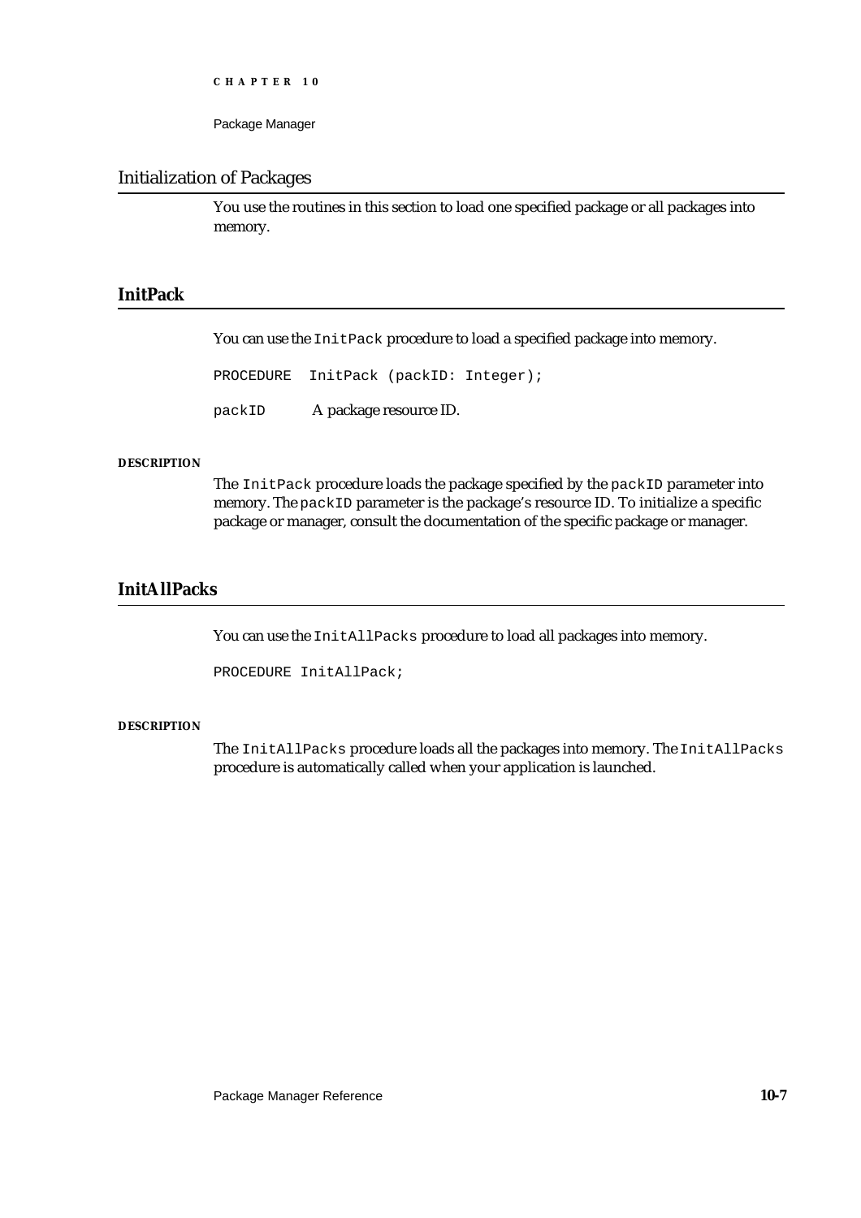## Initialization of Packages

You use the routines in this section to load one specified package or all packages into memory.

### InitPack

You can use the `InitPack` procedure to load a specified package into memory.

```
PROCEDURE  InitPack (packID: Integer);
```

`packID` A package resource ID.

**DESCRIPTION**

The `InitPack` procedure loads the package specified by the `packID` parameter into memory. The `packID` parameter is the package's resource ID. To initialize a specific package or manager, consult the documentation of the specific package or manager.

### InitAllPacks

You can use the `InitAllPacks` procedure to load all packages into memory.

```
PROCEDURE InitAllPack;
```

**DESCRIPTION**

The `InitAllPacks` procedure loads all the packages into memory. The `InitAllPacks` procedure is automatically called when your application is launched.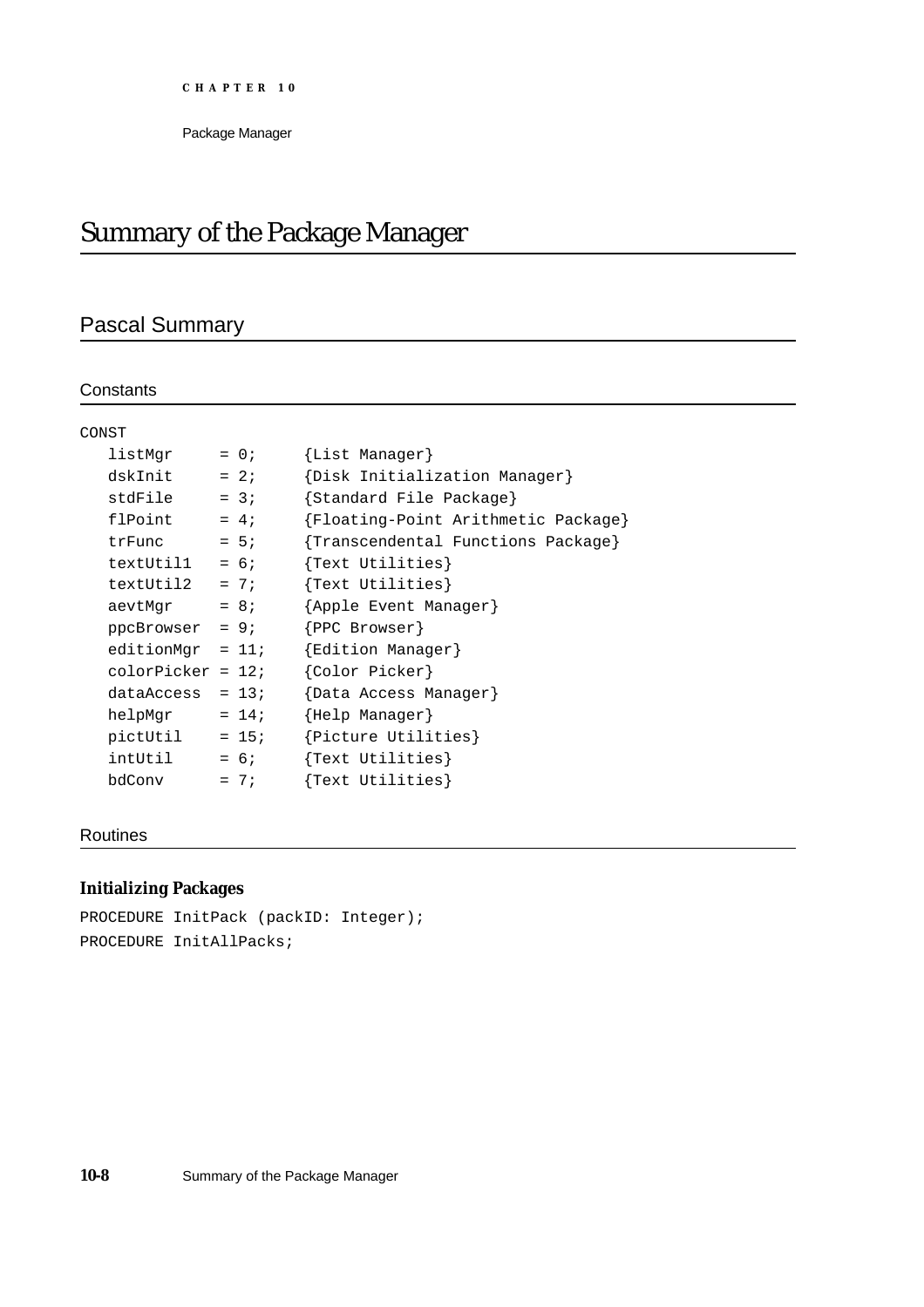# Summary of the Package Manager

## Pascal Summary

### Constants

```
CONST
   listMgr     = 0;     {List Manager}
   dskInit     = 2;     {Disk Initialization Manager}
   stdFile     = 3;     {Standard File Package}
   flPoint     = 4;     {Floating-Point Arithmetic Package}
   trFunc      = 5;     {Transcendental Functions Package}
   textUtil1   = 6;     {Text Utilities}
   textUtil2   = 7;     {Text Utilities}
   aevtMgr     = 8;     {Apple Event Manager}
   ppcBrowser  = 9;     {PPC Browser}
   editionMgr  = 11;    {Edition Manager}
   colorPicker = 12;    {Color Picker}
   dataAccess  = 13;    {Data Access Manager}
   helpMgr     = 14;    {Help Manager}
   pictUtil    = 15;    {Picture Utilities}
   intUtil     = 6;     {Text Utilities}
   bdConv      = 7;     {Text Utilities}
```

### Routines

#### Initializing Packages

```
PROCEDURE InitPack (packID: Integer);
PROCEDURE InitAllPacks;
```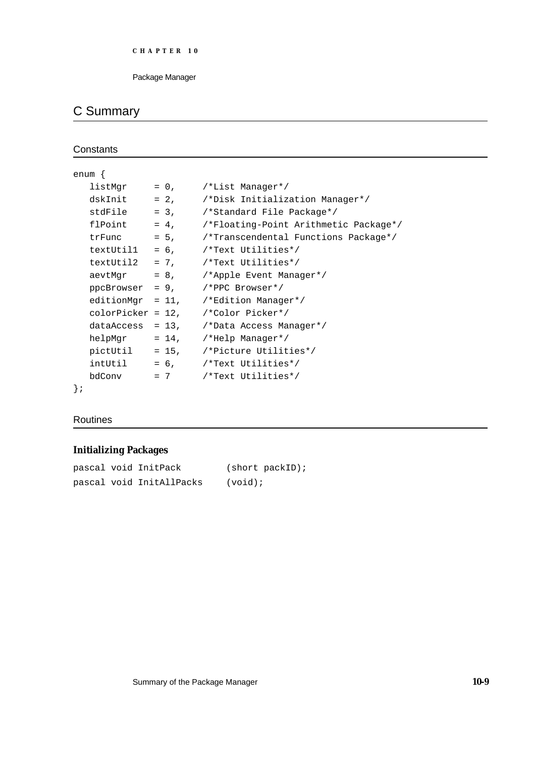## C Summary

### Constants

```
enum {
   listMgr     = 0,     /*List Manager*/
   dskInit     = 2,     /*Disk Initialization Manager*/
   stdFile     = 3,     /*Standard File Package*/
   flPoint     = 4,     /*Floating-Point Arithmetic Package*/
   trFunc      = 5,     /*Transcendental Functions Package*/
   textUtil1   = 6,     /*Text Utilities*/
   textUtil2   = 7,     /*Text Utilities*/
   aevtMgr     = 8,     /*Apple Event Manager*/
   ppcBrowser  = 9,     /*PPC Browser*/
   editionMgr  = 11,    /*Edition Manager*/
   colorPicker = 12,    /*Color Picker*/
   dataAccess  = 13,    /*Data Access Manager*/
   helpMgr     = 14,    /*Help Manager*/
   pictUtil    = 15,    /*Picture Utilities*/
   intUtil     = 6,     /*Text Utilities*/
   bdConv      = 7      /*Text Utilities*/
};
```

### Routines

#### Initializing Packages

```
pascal void InitPack         (short packID);
pascal void InitAllPacks     (void);
```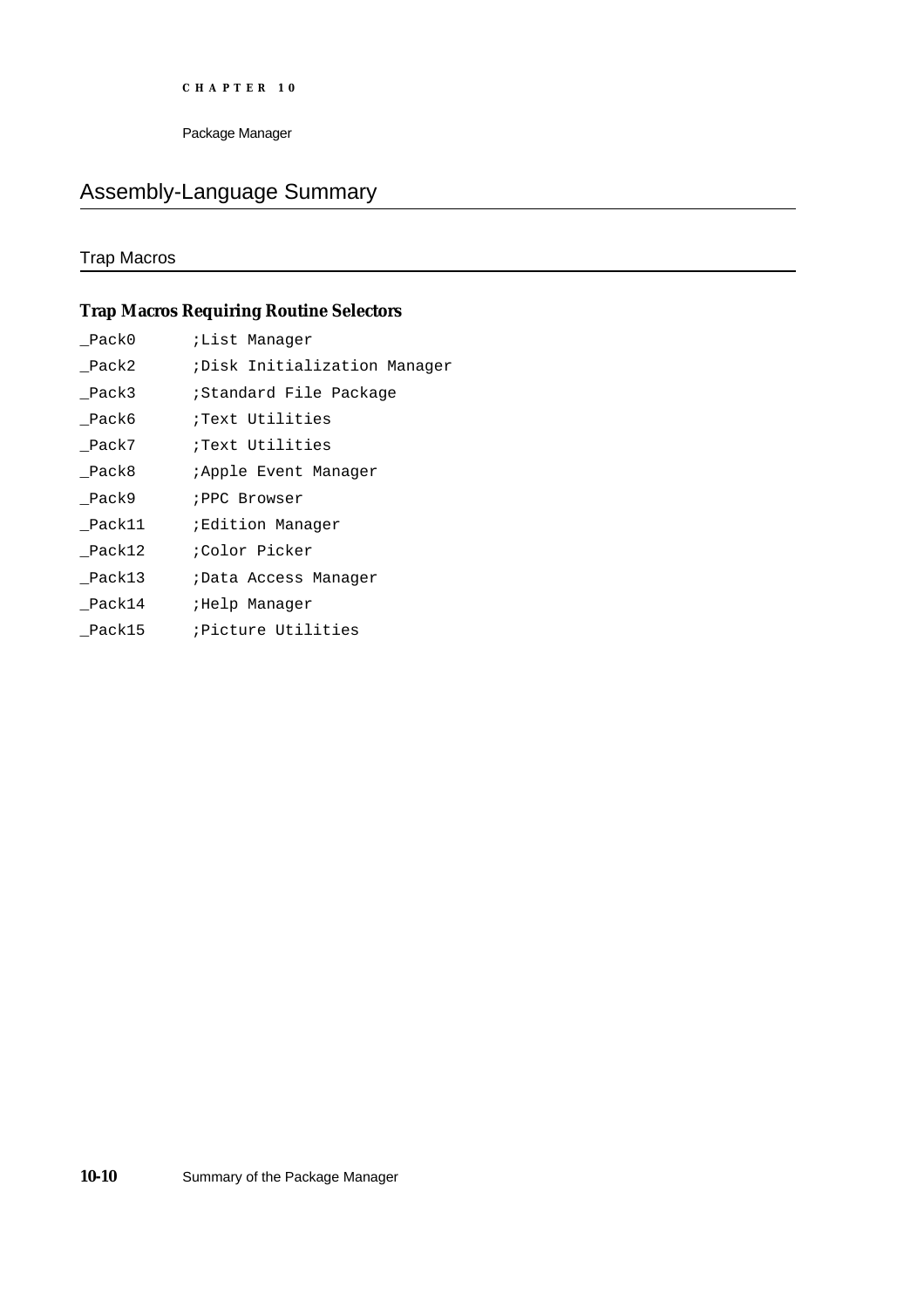## Assembly-Language Summary

### Trap Macros

#### Trap Macros Requiring Routine Selectors

```
_Pack0      ;List Manager
_Pack2      ;Disk Initialization Manager
_Pack3      ;Standard File Package
_Pack6      ;Text Utilities
_Pack7      ;Text Utilities
_Pack8      ;Apple Event Manager
_Pack9      ;PPC Browser
_Pack11     ;Edition Manager
_Pack12     ;Color Picker
_Pack13     ;Data Access Manager
_Pack14     ;Help Manager
_Pack15     ;Picture Utilities
```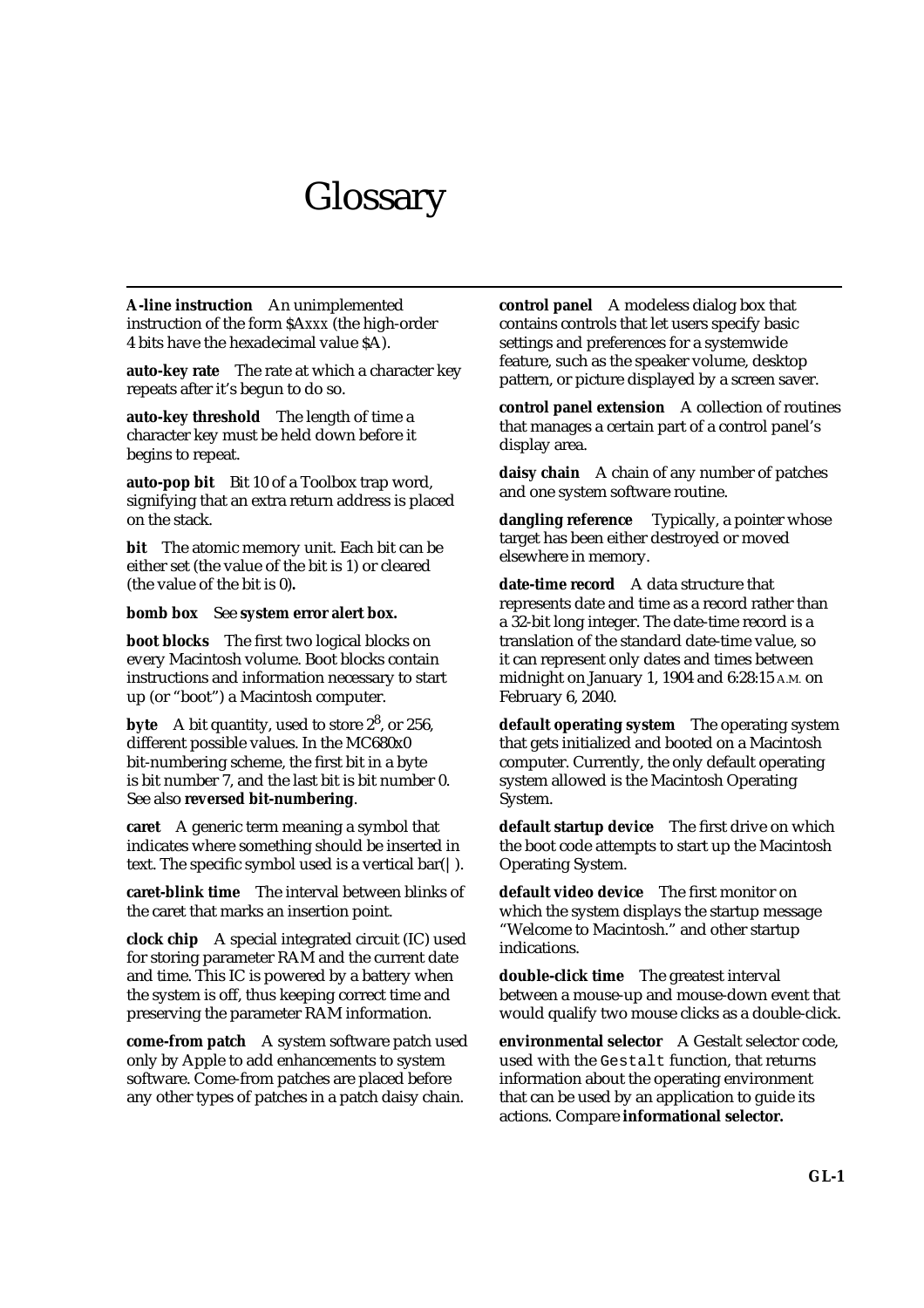# Glossary

**A-line instruction** An unimplemented instruction of the form $A*xxx* (the high-order 4 bits have the hexadecimal value $A).

**auto-key rate** The rate at which a character key repeats after it's begun to do so.

**auto-key threshold** The length of time a character key must be held down before it begins to repeat.

**auto-pop bit** Bit 10 of a Toolbox trap word, signifying that an extra return address is placed on the stack.

**bit** The atomic memory unit. Each bit can be either set (the value of the bit is 1) or cleared (the value of the bit is 0)**.**

**bomb box** See **system error alert box.**

**boot blocks** The first two logical blocks on every Macintosh volume. Boot blocks contain instructions and information necessary to start up (or "boot") a Macintosh computer.

**byte** A bit quantity, used to store $2^8$, or 256, different possible values. In the MC680x0 bit-numbering scheme, the first bit in a byte is bit number 7, and the last bit is bit number 0. See also **reversed bit-numbering**.

**caret** A generic term meaning a symbol that indicates where something should be inserted in text. The specific symbol used is a vertical bar( | ).

**caret-blink time** The interval between blinks of the caret that marks an insertion point.

**clock chip** A special integrated circuit (IC) used for storing parameter RAM and the current date and time. This IC is powered by a battery when the system is off, thus keeping correct time and preserving the parameter RAM information.

**come-from patch** A system software patch used only by Apple to add enhancements to system software. Come-from patches are placed before any other types of patches in a patch daisy chain.

**control panel** A modeless dialog box that contains controls that let users specify basic settings and preferences for a systemwide feature, such as the speaker volume, desktop pattern, or picture displayed by a screen saver.

**control panel extension** A collection of routines that manages a certain part of a control panel's display area.

**daisy chain** A chain of any number of patches and one system software routine.

**dangling reference** Typically, a pointer whose target has been either destroyed or moved elsewhere in memory.

**date-time record** A data structure that represents date and time as a record rather than a 32-bit long integer. The date-time record is a translation of the standard date-time value, so it can represent only dates and times between midnight on January 1, 1904 and 6:28:15 A.M. on February 6, 2040.

**default operating system** The operating system that gets initialized and booted on a Macintosh computer. Currently, the only default operating system allowed is the Macintosh Operating System.

**default startup device** The first drive on which the boot code attempts to start up the Macintosh Operating System.

**default video device** The first monitor on which the system displays the startup message "Welcome to Macintosh." and other startup indications.

**double-click time** The greatest interval between a mouse-up and mouse-down event that would qualify two mouse clicks as a double-click.

**environmental selector** A Gestalt selector code, used with the `Gestalt` function, that returns information about the operating environment that can be used by an application to guide its actions. Compare **informational selector.**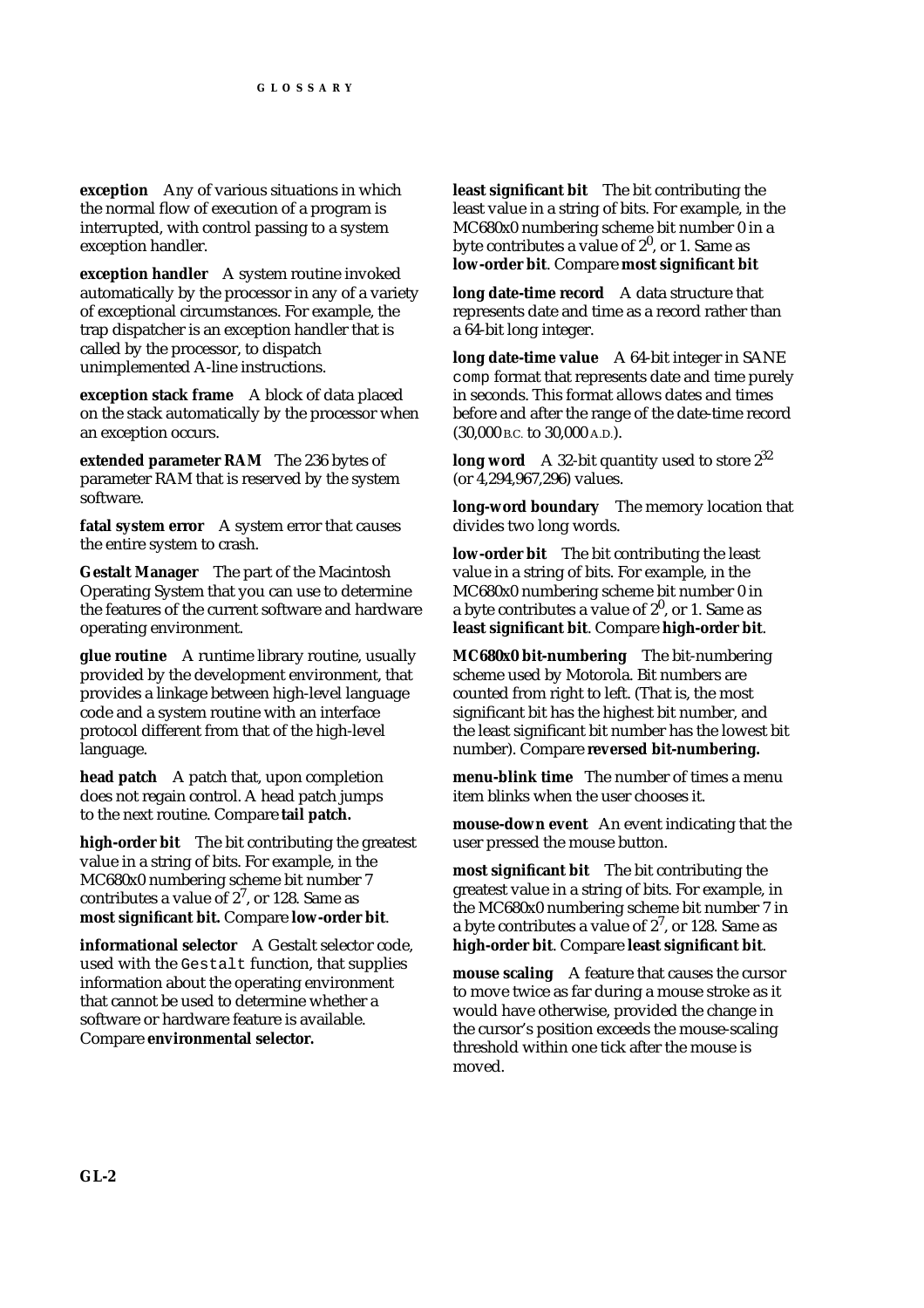**exception** Any of various situations in which the normal flow of execution of a program is interrupted, with control passing to a system exception handler.

**exception handler** A system routine invoked automatically by the processor in any of a variety of exceptional circumstances. For example, the trap dispatcher is an exception handler that is called by the processor, to dispatch unimplemented A-line instructions.

**exception stack frame** A block of data placed on the stack automatically by the processor when an exception occurs.

**extended parameter RAM** The 236 bytes of parameter RAM that is reserved by the system software.

**fatal system error** A system error that causes the entire system to crash.

**Gestalt Manager** The part of the Macintosh Operating System that you can use to determine the features of the current software and hardware operating environment.

**glue routine** A runtime library routine, usually provided by the development environment, that provides a linkage between high-level language code and a system routine with an interface protocol different from that of the high-level language.

**head patch** A patch that, upon completion does not regain control. A head patch jumps to the next routine. Compare **tail patch.**

**high-order bit** The bit contributing the greatest value in a string of bits. For example, in the MC680x0 numbering scheme bit number 7 contributes a value of $2^7$, or 128. Same as **most significant bit.** Compare **low-order bit**.

**informational selector** A Gestalt selector code, used with the `Gestalt` function, that supplies information about the operating environment that cannot be used to determine whether a software or hardware feature is available. Compare **environmental selector.**

**least significant bit** The bit contributing the least value in a string of bits. For example, in the MC680x0 numbering scheme bit number 0 in a byte contributes a value of $2^0$, or 1. Same as **low-order bit**. Compare **most significant bit**

**long date-time record** A data structure that represents date and time as a record rather than a 64-bit long integer.

**long date-time value** A 64-bit integer in SANE `comp` format that represents date and time purely in seconds. This format allows dates and times before and after the range of the date-time record (30,000 B.C. to 30,000 A.D.).

**long word** A 32-bit quantity used to store $2^{32}$ (or 4,294,967,296) values.

**long-word boundary** The memory location that divides two long words.

**low-order bit** The bit contributing the least value in a string of bits. For example, in the MC680x0 numbering scheme bit number 0 in a byte contributes a value of $2^0$, or 1. Same as **least significant bit**. Compare **high-order bit**.

**MC680x0 bit-numbering** The bit-numbering scheme used by Motorola. Bit numbers are counted from right to left. (That is, the most significant bit has the highest bit number, and the least significant bit number has the lowest bit number). Compare **reversed bit-numbering.**

**menu-blink time** The number of times a menu item blinks when the user chooses it.

**mouse-down event** An event indicating that the user pressed the mouse button.

**most significant bit** The bit contributing the greatest value in a string of bits. For example, in the MC680x0 numbering scheme bit number 7 in a byte contributes a value of $2^7$, or 128. Same as **high-order bit**. Compare **least significant bit**.

**mouse scaling** A feature that causes the cursor to move twice as far during a mouse stroke as it would have otherwise, provided the change in the cursor's position exceeds the mouse-scaling threshold within one tick after the mouse is moved.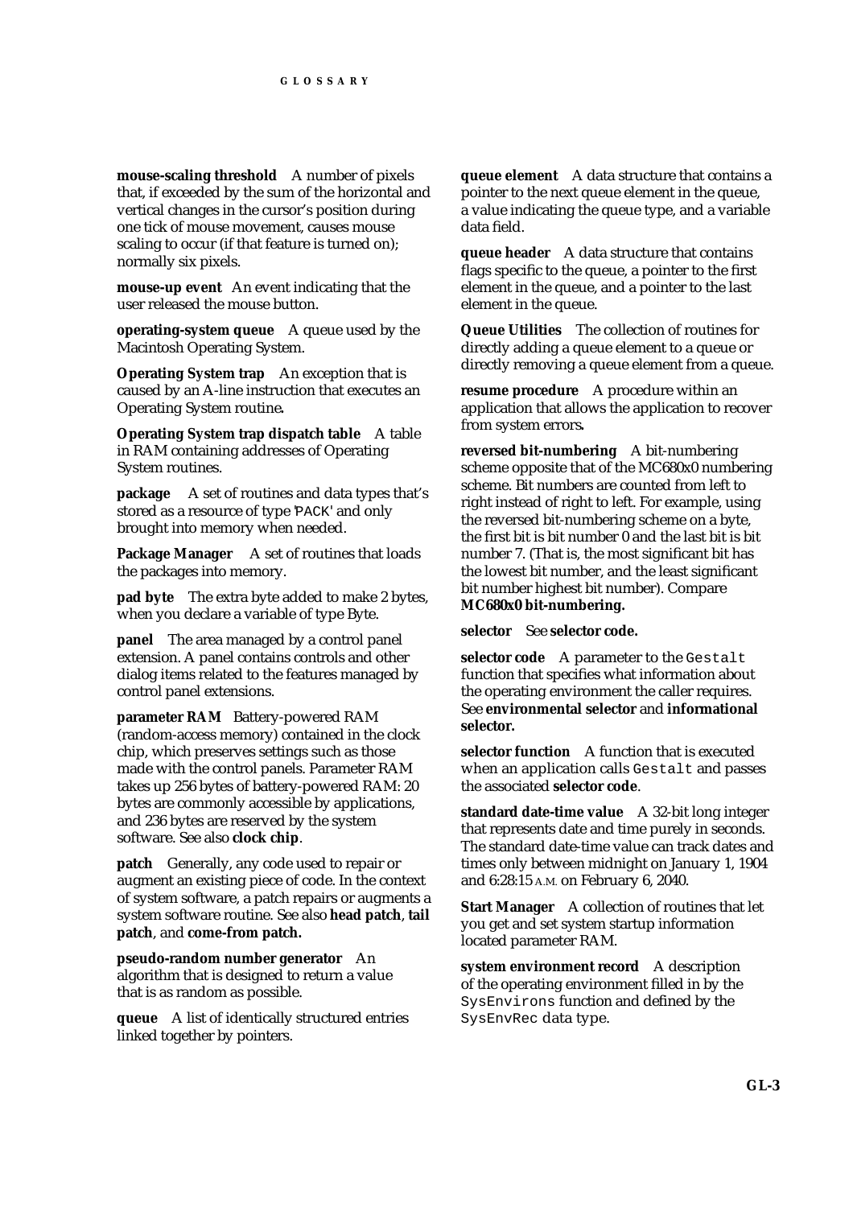**mouse-scaling threshold** A number of pixels that, if exceeded by the sum of the horizontal and vertical changes in the cursor's position during one tick of mouse movement, causes mouse scaling to occur (if that feature is turned on); normally six pixels.

**mouse-up event** An event indicating that the user released the mouse button.

**operating-system queue** A queue used by the Macintosh Operating System.

**Operating System trap** An exception that is caused by an A-line instruction that executes an Operating System routine.

**Operating System trap dispatch table** A table in RAM containing addresses of Operating System routines.

**package** A set of routines and data types that's stored as a resource of type 'PACK' and only brought into memory when needed.

**Package Manager** A set of routines that loads the packages into memory.

**pad byte** The extra byte added to make 2 bytes, when you declare a variable of type Byte.

**panel** The area managed by a control panel extension. A panel contains controls and other dialog items related to the features managed by control panel extensions.

**parameter RAM** Battery-powered RAM (random-access memory) contained in the clock chip, which preserves settings such as those made with the control panels. Parameter RAM takes up 256 bytes of battery-powered RAM: 20 bytes are commonly accessible by applications, and 236 bytes are reserved by the system software. See also **clock chip**.

**patch** Generally, any code used to repair or augment an existing piece of code. In the context of system software, a patch repairs or augments a system software routine. See also **head patch**, **tail patch**, and **come-from patch.**

**pseudo-random number generator** An algorithm that is designed to return a value that is as random as possible.

**queue** A list of identically structured entries linked together by pointers.

**queue element** A data structure that contains a pointer to the next queue element in the queue, a value indicating the queue type, and a variable data field.

**queue header** A data structure that contains flags specific to the queue, a pointer to the first element in the queue, and a pointer to the last element in the queue.

**Queue Utilities** The collection of routines for directly adding a queue element to a queue or directly removing a queue element from a queue.

**resume procedure** A procedure within an application that allows the application to recover from system errors**.**

**reversed bit-numbering** A bit-numbering scheme opposite that of the MC680x0 numbering scheme. Bit numbers are counted from left to right instead of right to left. For example, using the reversed bit-numbering scheme on a byte, the first bit is bit number 0 and the last bit is bit number 7. (That is, the most significant bit has the lowest bit number, and the least significant bit number highest bit number). Compare **MC680x0 bit-numbering.**

**selector** See **selector code.**

**selector code** A parameter to the Gestalt function that specifies what information about the operating environment the caller requires. See **environmental selector** and **informational selector.**

**selector function** A function that is executed when an application calls Gestalt and passes the associated **selector code**.

**standard date-time value** A 32-bit long integer that represents date and time purely in seconds. The standard date-time value can track dates and times only between midnight on January 1, 1904 and 6:28:15 A.M. on February 6, 2040.

**Start Manager** A collection of routines that let you get and set system startup information located parameter RAM.

**system environment record** A description of the operating environment filled in by the SysEnvirons function and defined by the SysEnvRec data type.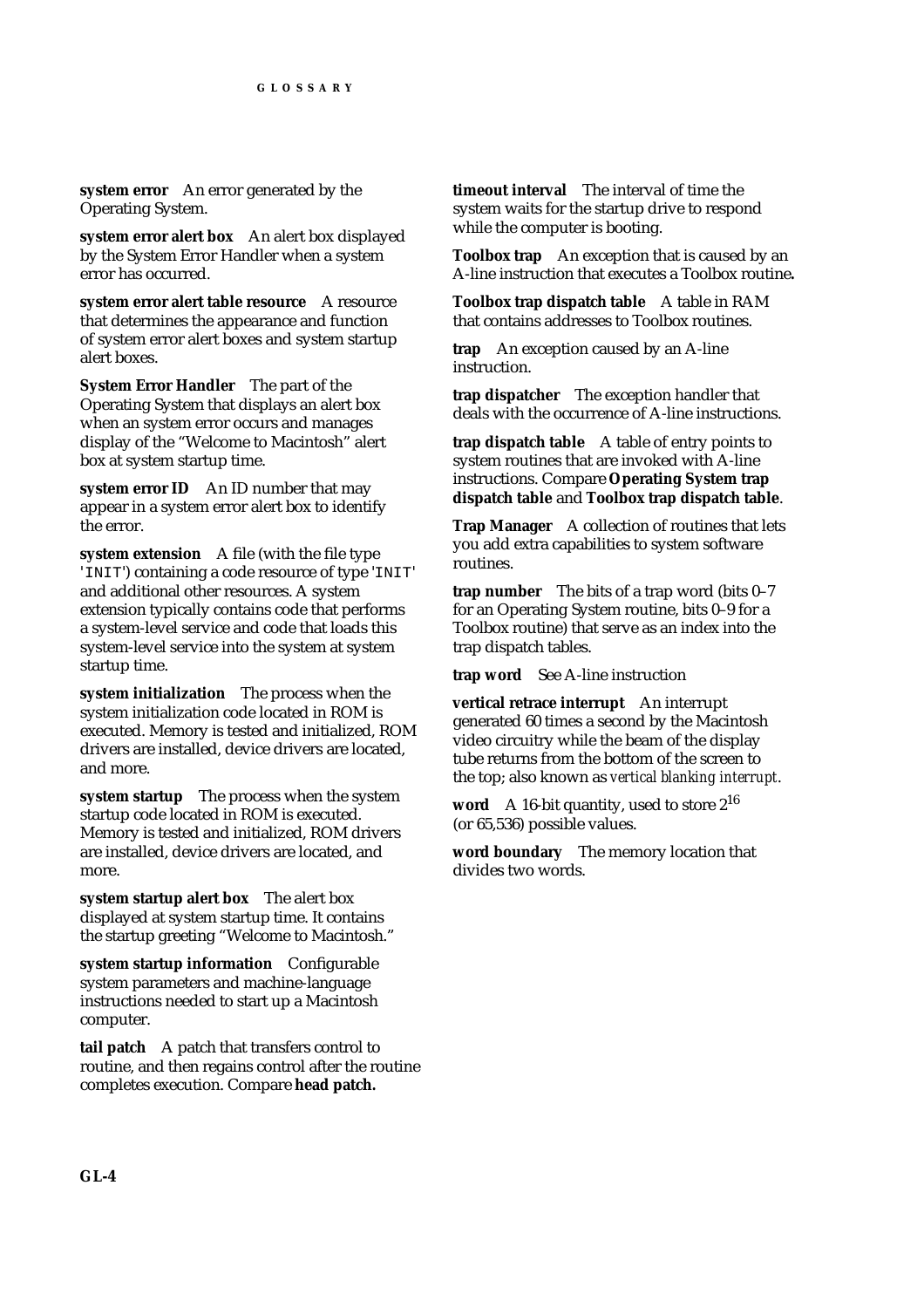**system error** An error generated by the Operating System.

**system error alert box** An alert box displayed by the System Error Handler when a system error has occurred.

**system error alert table resource** A resource that determines the appearance and function of system error alert boxes and system startup alert boxes.

**System Error Handler** The part of the Operating System that displays an alert box when an system error occurs and manages display of the "Welcome to Macintosh" alert box at system startup time.

**system error ID** An ID number that may appear in a system error alert box to identify the error.

**system extension** A file (with the file type 'INIT') containing a code resource of type 'INIT' and additional other resources. A system extension typically contains code that performs a system-level service and code that loads this system-level service into the system at system startup time.

**system initialization** The process when the system initialization code located in ROM is executed. Memory is tested and initialized, ROM drivers are installed, device drivers are located, and more.

**system startup** The process when the system startup code located in ROM is executed. Memory is tested and initialized, ROM drivers are installed, device drivers are located, and more.

**system startup alert box** The alert box displayed at system startup time. It contains the startup greeting "Welcome to Macintosh."

**system startup information** Configurable system parameters and machine-language instructions needed to start up a Macintosh computer.

**tail patch** A patch that transfers control to routine, and then regains control after the routine completes execution. Compare **head patch.**

**timeout interval** The interval of time the system waits for the startup drive to respond while the computer is booting.

**Toolbox trap** An exception that is caused by an A-line instruction that executes a Toolbox routine**.**

**Toolbox trap dispatch table** A table in RAM that contains addresses to Toolbox routines.

**trap** An exception caused by an A-line instruction.

**trap dispatcher** The exception handler that deals with the occurrence of A-line instructions.

**trap dispatch table** A table of entry points to system routines that are invoked with A-line instructions. Compare **Operating System trap dispatch table** and **Toolbox trap dispatch table**.

**Trap Manager** A collection of routines that lets you add extra capabilities to system software routines.

**trap number** The bits of a trap word (bits 0–7 for an Operating System routine, bits 0–9 for a Toolbox routine) that serve as an index into the trap dispatch tables.

**trap word** See A-line instruction

**vertical retrace interrupt** An interrupt generated 60 times a second by the Macintosh video circuitry while the beam of the display tube returns from the bottom of the screen to the top; also known as *vertical blanking interrupt*.

**word** A 16-bit quantity, used to store $2^{16}$ (or 65,536) possible values.

**word boundary** The memory location that divides two words.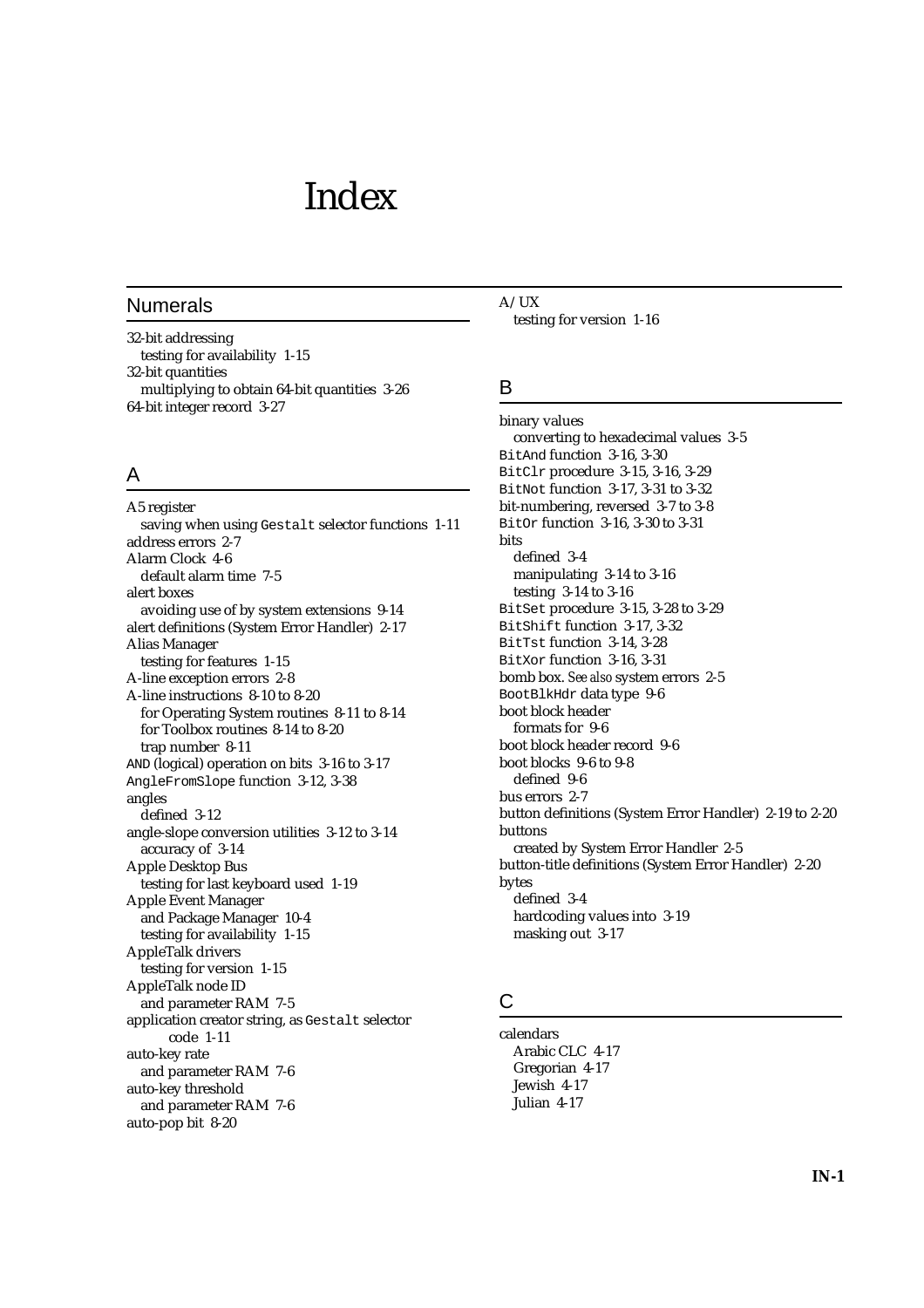# Index

## Numerals

32-bit addressing
  testing for availability 1-15
32-bit quantities
  multiplying to obtain 64-bit quantities 3-26
64-bit integer record 3-27

## A

A5 register
  saving when using `Gestalt` selector functions 1-11
address errors 2-7
Alarm Clock 4-6
  default alarm time 7-5
alert boxes
  avoiding use of by system extensions 9-14
alert definitions (System Error Handler) 2-17
Alias Manager
  testing for features 1-15
A-line exception errors 2-8
A-line instructions 8-10 to 8-20
  for Operating System routines 8-11 to 8-14
  for Toolbox routines 8-14 to 8-20
  trap number 8-11
`AND` (logical) operation on bits 3-16 to 3-17
`AngleFromSlope` function 3-12, 3-38
angles
  defined 3-12
angle-slope conversion utilities 3-12 to 3-14
  accuracy of 3-14
Apple Desktop Bus
  testing for last keyboard used 1-19
Apple Event Manager
  and Package Manager 10-4
  testing for availability 1-15
AppleTalk drivers
  testing for version 1-15
AppleTalk node ID
  and parameter RAM 7-5
application creator string, as `Gestalt` selector code 1-11
auto-key rate
  and parameter RAM 7-6
auto-key threshold
  and parameter RAM 7-6
auto-pop bit 8-20

A/UX
  testing for version 1-16

## B

binary values
  converting to hexadecimal values 3-5
`BitAnd` function 3-16, 3-30
`BitClr` procedure 3-15, 3-16, 3-29
`BitNot` function 3-17, 3-31 to 3-32
bit-numbering, reversed 3-7 to 3-8
`BitOr` function 3-16, 3-30 to 3-31
bits
  defined 3-4
  manipulating 3-14 to 3-16
  testing 3-14 to 3-16
`BitSet` procedure 3-15, 3-28 to 3-29
`BitShift` function 3-17, 3-32
`BitTst` function 3-14, 3-28
`BitXor` function 3-16, 3-31
bomb box. *See also* system errors 2-5
`BootBlkHdr` data type 9-6
boot block header
  formats for 9-6
boot block header record 9-6
boot blocks 9-6 to 9-8
  defined 9-6
bus errors 2-7
button definitions (System Error Handler) 2-19 to 2-20
buttons
  created by System Error Handler 2-5
button-title definitions (System Error Handler) 2-20
bytes
  defined 3-4
  hardcoding values into 3-19
  masking out 3-17

## C

calendars
  Arabic CLC 4-17
  Gregorian 4-17
  Jewish 4-17
  Julian 4-17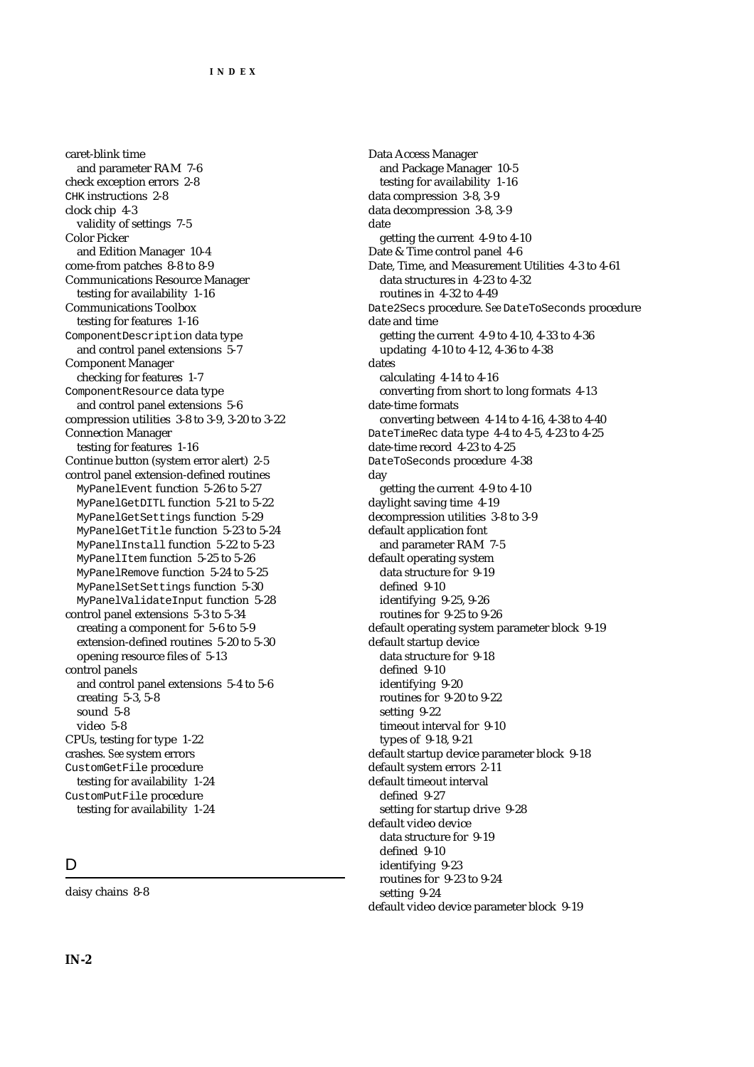caret-blink time
  and parameter RAM 7-6
check exception errors 2-8
CHK instructions 2-8
clock chip 4-3
  validity of settings 7-5
Color Picker
  and Edition Manager 10-4
come-from patches 8-8 to 8-9
Communications Resource Manager
  testing for availability 1-16
Communications Toolbox
  testing for features 1-16
ComponentDescription data type
  and control panel extensions 5-7
Component Manager
  checking for features 1-7
ComponentResource data type
  and control panel extensions 5-6
compression utilities 3-8 to 3-9, 3-20 to 3-22
Connection Manager
  testing for features 1-16
Continue button (system error alert) 2-5
control panel extension-defined routines
  MyPanelEvent function 5-26 to 5-27
  MyPanelGetDITL function 5-21 to 5-22
  MyPanelGetSettings function 5-29
  MyPanelGetTitle function 5-23 to 5-24
  MyPanelInstall function 5-22 to 5-23
  MyPanelItem function 5-25 to 5-26
  MyPanelRemove function 5-24 to 5-25
  MyPanelSetSettings function 5-30
  MyPanelValidateInput function 5-28
control panel extensions 5-3 to 5-34
  creating a component for 5-6 to 5-9
  extension-defined routines 5-20 to 5-30
  opening resource files of 5-13
control panels
  and control panel extensions 5-4 to 5-6
  creating 5-3, 5-8
  sound 5-8
  video 5-8
CPUs, testing for type 1-22
crashes. *See* system errors
CustomGetFile procedure
  testing for availability 1-24
CustomPutFile procedure
  testing for availability 1-24

## D

daisy chains 8-8
Data Access Manager
  and Package Manager 10-5
  testing for availability 1-16
data compression 3-8, 3-9
data decompression 3-8, 3-9
date
  getting the current 4-9 to 4-10
Date & Time control panel 4-6
Date, Time, and Measurement Utilities 4-3 to 4-61
  data structures in 4-23 to 4-32
  routines in 4-32 to 4-49
Date2Secs procedure. *See* DateToSeconds procedure
date and time
  getting the current 4-9 to 4-10, 4-33 to 4-36
  updating 4-10 to 4-12, 4-36 to 4-38
dates
  calculating 4-14 to 4-16
  converting from short to long formats 4-13
date-time formats
  converting between 4-14 to 4-16, 4-38 to 4-40
DateTimeRec data type 4-4 to 4-5, 4-23 to 4-25
date-time record 4-23 to 4-25
DateToSeconds procedure 4-38
day
  getting the current 4-9 to 4-10
daylight saving time 4-19
decompression utilities 3-8 to 3-9
default application font
  and parameter RAM 7-5
default operating system
  data structure for 9-19
  defined 9-10
  identifying 9-25, 9-26
  routines for 9-25 to 9-26
default operating system parameter block 9-19
default startup device
  data structure for 9-18
  defined 9-10
  identifying 9-20
  routines for 9-20 to 9-22
  setting 9-22
  timeout interval for 9-10
  types of 9-18, 9-21
default startup device parameter block 9-18
default system errors 2-11
default timeout interval
  defined 9-27
  setting for startup drive 9-28
default video device
  data structure for 9-19
  defined 9-10
  identifying 9-23
  routines for 9-23 to 9-24
  setting 9-24
default video device parameter block 9-19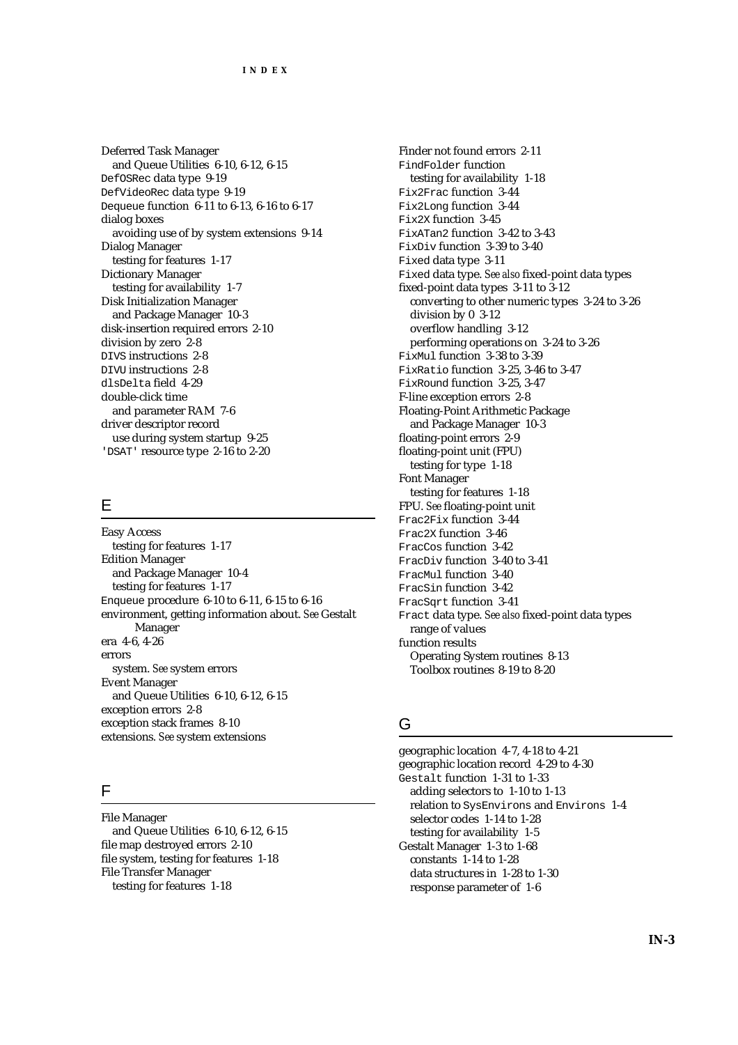Deferred Task Manager
  and Queue Utilities 6-10, 6-12, 6-15
`DefOSRec` data type 9-19
`DefVideoRec` data type 9-19
`Dequeue` function 6-11 to 6-13, 6-16 to 6-17
dialog boxes
  avoiding use of by system extensions 9-14
Dialog Manager
  testing for features 1-17
Dictionary Manager
  testing for availability 1-7
Disk Initialization Manager
  and Package Manager 10-3
disk-insertion required errors 2-10
division by zero 2-8
`DIVS` instructions 2-8
`DIVU` instructions 2-8
`dlsDelta` field 4-29
double-click time
  and parameter RAM 7-6
driver descriptor record
  use during system startup 9-25
`'DSAT'` resource type 2-16 to 2-20

## E

Easy Access
  testing for features 1-17
Edition Manager
  and Package Manager 10-4
  testing for features 1-17
`Enqueue` procedure 6-10 to 6-11, 6-15 to 6-16
environment, getting information about. *See* Gestalt Manager
era 4-6, 4-26
errors
  system. *See* system errors
Event Manager
  and Queue Utilities 6-10, 6-12, 6-15
exception errors 2-8
exception stack frames 8-10
extensions. *See* system extensions

## F

File Manager
  and Queue Utilities 6-10, 6-12, 6-15
file map destroyed errors 2-10
file system, testing for features 1-18
File Transfer Manager
  testing for features 1-18
Finder not found errors 2-11
`FindFolder` function
  testing for availability 1-18
`Fix2Frac` function 3-44
`Fix2Long` function 3-44
`Fix2X` function 3-45
`FixATan2` function 3-42 to 3-43
`FixDiv` function 3-39 to 3-40
`Fixed` data type 3-11
`Fixed` data type. *See also* fixed-point data types
fixed-point data types 3-11 to 3-12
  converting to other numeric types 3-24 to 3-26
  division by 0 3-12
  overflow handling 3-12
  performing operations on 3-24 to 3-26
`FixMul` function 3-38 to 3-39
`FixRatio` function 3-25, 3-46 to 3-47
`FixRound` function 3-25, 3-47
F-line exception errors 2-8
Floating-Point Arithmetic Package
  and Package Manager 10-3
floating-point errors 2-9
floating-point unit (FPU)
  testing for type 1-18
Font Manager
  testing for features 1-18
FPU. *See* floating-point unit
`Frac2Fix` function 3-44
`Frac2X` function 3-46
`FracCos` function 3-42
`FracDiv` function 3-40 to 3-41
`FracMul` function 3-40
`FracSin` function 3-42
`FracSqrt` function 3-41
`Fract` data type. *See also* fixed-point data types
  range of values
function results
  Operating System routines 8-13
  Toolbox routines 8-19 to 8-20

## G

geographic location 4-7, 4-18 to 4-21
geographic location record 4-29 to 4-30
`Gestalt` function 1-31 to 1-33
  adding selectors to 1-10 to 1-13
  relation to `SysEnvirons` and `Environs` 1-4
  selector codes 1-14 to 1-28
  testing for availability 1-5
Gestalt Manager 1-3 to 1-68
  constants 1-14 to 1-28
  data structures in 1-28 to 1-30
  response parameter of 1-6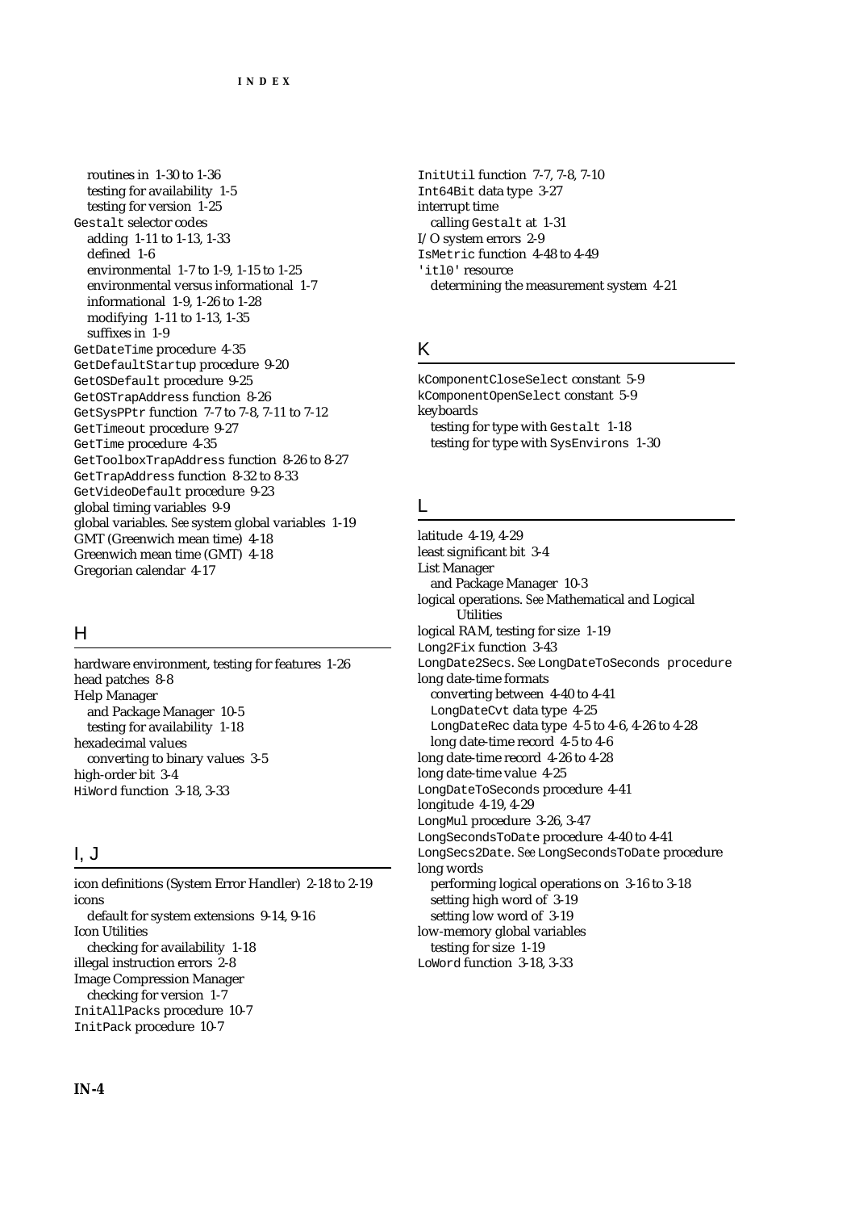routines in 1-30 to 1-36
testing for availability 1-5
testing for version 1-25

`Gestalt` selector codes
adding 1-11 to 1-13, 1-33
defined 1-6
environmental 1-7 to 1-9, 1-15 to 1-25
environmental versus informational 1-7
informational 1-9, 1-26 to 1-28
modifying 1-11 to 1-13, 1-35
suffixes in 1-9

`GetDateTime` procedure 4-35
`GetDefaultStartup` procedure 9-20
`GetOSDefault` procedure 9-25
`GetOSTrapAddress` function 8-26
`GetSysPPtr` function 7-7 to 7-8, 7-11 to 7-12
`GetTimeout` procedure 9-27
`GetTime` procedure 4-35
`GetToolboxTrapAddress` function 8-26 to 8-27
`GetTrapAddress` function 8-32 to 8-33
`GetVideoDefault` procedure 9-23
global timing variables 9-9
global variables. *See* system global variables 1-19
GMT (Greenwich mean time) 4-18
Greenwich mean time (GMT) 4-18
Gregorian calendar 4-17

## H

hardware environment, testing for features 1-26
head patches 8-8
Help Manager
and Package Manager 10-5
testing for availability 1-18
hexadecimal values
converting to binary values 3-5
high-order bit 3-4
`HiWord` function 3-18, 3-33

## I, J

icon definitions (System Error Handler) 2-18 to 2-19
icons
default for system extensions 9-14, 9-16
Icon Utilities
checking for availability 1-18
illegal instruction errors 2-8
Image Compression Manager
checking for version 1-7
`InitAllPacks` procedure 10-7
`InitPack` procedure 10-7
`InitUtil` function 7-7, 7-8, 7-10
`Int64Bit` data type 3-27
interrupt time
calling `Gestalt` at 1-31
I/O system errors 2-9
`IsMetric` function 4-48 to 4-49
`'itl0'` resource
determining the measurement system 4-21

## K

`kComponentCloseSelect` constant 5-9
`kComponentOpenSelect` constant 5-9
keyboards
testing for type with `Gestalt` 1-18
testing for type with `SysEnvirons` 1-30

## L

latitude 4-19, 4-29
least significant bit 3-4
List Manager
and Package Manager 10-3
logical operations. *See* Mathematical and Logical Utilities
logical RAM, testing for size 1-19
`Long2Fix` function 3-43
`LongDate2Secs`. *See* `LongDateToSeconds procedure`
long date-time formats
converting between 4-40 to 4-41
`LongDateCvt` data type 4-25
`LongDateRec` data type 4-5 to 4-6, 4-26 to 4-28
long date-time record 4-5 to 4-6
long date-time record 4-26 to 4-28
long date-time value 4-25
`LongDateToSeconds` procedure 4-41
longitude 4-19, 4-29
`LongMul` procedure 3-26, 3-47
`LongSecondsToDate` procedure 4-40 to 4-41
`LongSecs2Date`. *See* `LongSecondsToDate` procedure
long words
performing logical operations on 3-16 to 3-18
setting high word of 3-19
setting low word of 3-19
low-memory global variables
testing for size 1-19
`LoWord` function 3-18, 3-33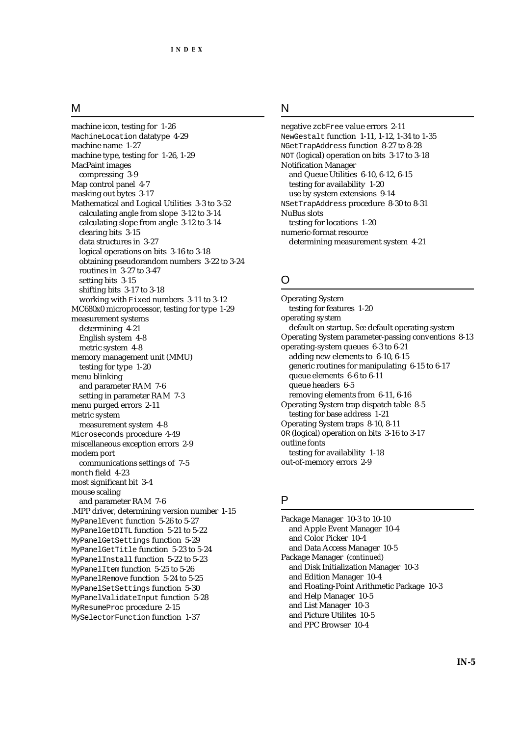## M

machine icon, testing for 1-26
MachineLocation datatype 4-29
machine name 1-27
machine type, testing for 1-26, 1-29
MacPaint images
  compressing 3-9
Map control panel 4-7
masking out bytes 3-17
Mathematical and Logical Utilities 3-3 to 3-52
  calculating angle from slope 3-12 to 3-14
  calculating slope from angle 3-12 to 3-14
  clearing bits 3-15
  data structures in 3-27
  logical operations on bits 3-16 to 3-18
  obtaining pseudorandom numbers 3-22 to 3-24
  routines in 3-27 to 3-47
  setting bits 3-15
  shifting bits 3-17 to 3-18
  working with Fixed numbers 3-11 to 3-12
MC680x0 microprocessor, testing for type 1-29
measurement systems
  determining 4-21
  English system 4-8
  metric system 4-8
memory management unit (MMU)
  testing for type 1-20
menu blinking
  and parameter RAM 7-6
  setting in parameter RAM 7-3
menu purged errors 2-11
metric system
  measurement system 4-8
Microseconds procedure 4-49
miscellaneous exception errors 2-9
modem port
  communications settings of 7-5
month field 4-23
most significant bit 3-4
mouse scaling
  and parameter RAM 7-6
.MPP driver, determining version number 1-15
MyPanelEvent function 5-26 to 5-27
MyPanelGetDITL function 5-21 to 5-22
MyPanelGetSettings function 5-29
MyPanelGetTitle function 5-23 to 5-24
MyPanelInstall function 5-22 to 5-23
MyPanelItem function 5-25 to 5-26
MyPanelRemove function 5-24 to 5-25
MyPanelSetSettings function 5-30
MyPanelValidateInput function 5-28
MyResumeProc procedure 2-15
MySelectorFunction function 1-37

## N

negative zcbFree value errors 2-11
NewGestalt function 1-11, 1-12, 1-34 to 1-35
NGetTrapAddress function 8-27 to 8-28
NOT (logical) operation on bits 3-17 to 3-18
Notification Manager
  and Queue Utilities 6-10, 6-12, 6-15
  testing for availability 1-20
  use by system extensions 9-14
NSetTrapAddress procedure 8-30 to 8-31
NuBus slots
  testing for locations 1-20
numeric-format resource
  determining measurement system 4-21

## O

Operating System
  testing for features 1-20
operating system
  default on startup. *See* default operating system
Operating System parameter-passing conventions 8-13
operating-system queues 6-3 to 6-21
  adding new elements to 6-10, 6-15
  generic routines for manipulating 6-15 to 6-17
  queue elements 6-6 to 6-11
  queue headers 6-5
  removing elements from 6-11, 6-16
Operating System trap dispatch table 8-5
  testing for base address 1-21
Operating System traps 8-10, 8-11
OR (logical) operation on bits 3-16 to 3-17
outline fonts
  testing for availability 1-18
out-of-memory errors 2-9

## P

Package Manager 10-3 to 10-10
  and Apple Event Manager 10-4
  and Color Picker 10-4
  and Data Access Manager 10-5
Package Manager (*continued*)
  and Disk Initialization Manager 10-3
  and Edition Manager 10-4
  and Floating-Point Arithmetic Package 10-3
  and Help Manager 10-5
  and List Manager 10-3
  and Picture Utilites 10-5
  and PPC Browser 10-4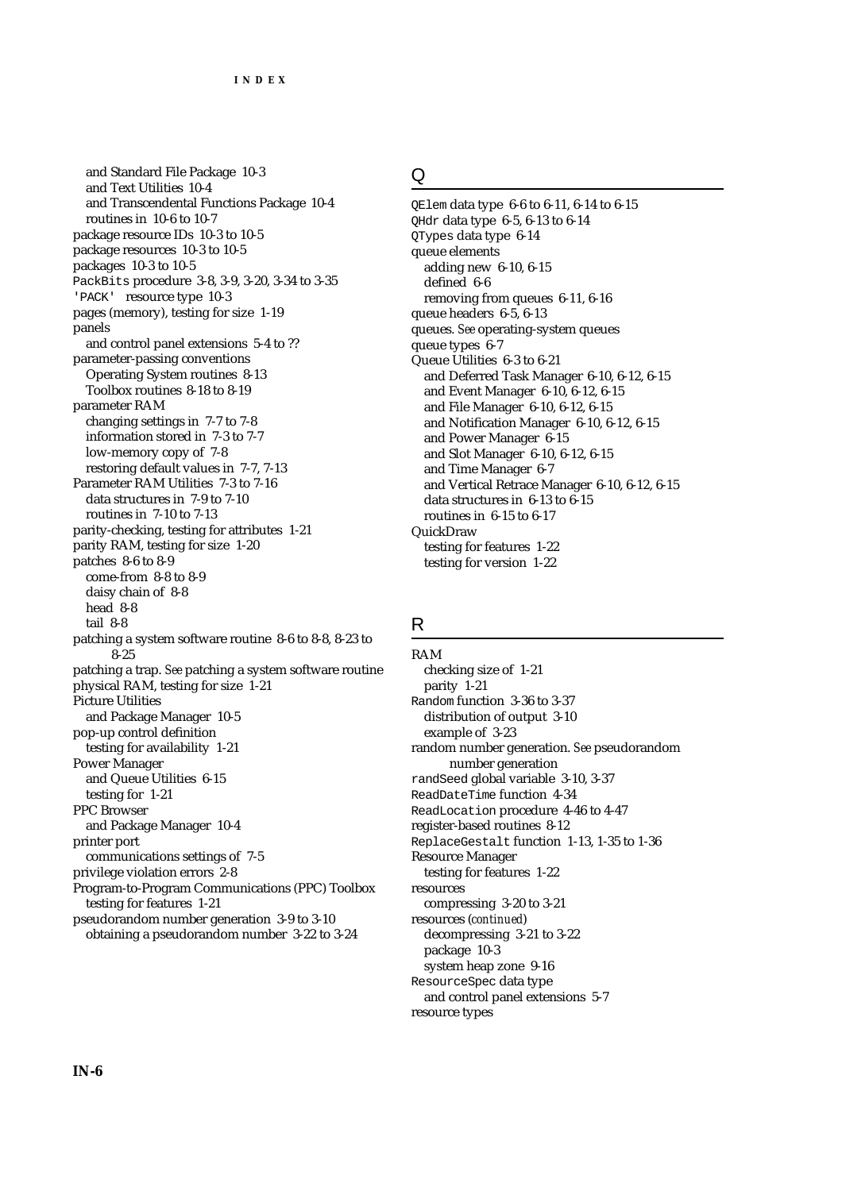and Standard File Package 10-3
and Text Utilities 10-4
and Transcendental Functions Package 10-4
routines in 10-6 to 10-7
package resource IDs 10-3 to 10-5
package resources 10-3 to 10-5
packages 10-3 to 10-5
`PackBits` procedure 3-8, 3-9, 3-20, 3-34 to 3-35
`'PACK'` resource type 10-3
pages (memory), testing for size 1-19
panels
and control panel extensions 5-4 to ??
parameter-passing conventions
Operating System routines 8-13
Toolbox routines 8-18 to 8-19
parameter RAM
changing settings in 7-7 to 7-8
information stored in 7-3 to 7-7
low-memory copy of 7-8
restoring default values in 7-7, 7-13
Parameter RAM Utilities 7-3 to 7-16
data structures in 7-9 to 7-10
routines in 7-10 to 7-13
parity-checking, testing for attributes 1-21
parity RAM, testing for size 1-20
patches 8-6 to 8-9
come-from 8-8 to 8-9
daisy chain of 8-8
head 8-8
tail 8-8
patching a system software routine 8-6 to 8-8, 8-23 to 8-25
patching a trap. *See* patching a system software routine
physical RAM, testing for size 1-21
Picture Utilities
and Package Manager 10-5
pop-up control definition
testing for availability 1-21
Power Manager
and Queue Utilities 6-15
testing for 1-21
PPC Browser
and Package Manager 10-4
printer port
communications settings of 7-5
privilege violation errors 2-8
Program-to-Program Communications (PPC) Toolbox
testing for features 1-21
pseudorandom number generation 3-9 to 3-10
obtaining a pseudorandom number 3-22 to 3-24

## Q

`QElem` data type 6-6 to 6-11, 6-14 to 6-15
`QHdr` data type 6-5, 6-13 to 6-14
`QTypes` data type 6-14
queue elements
adding new 6-10, 6-15
defined 6-6
removing from queues 6-11, 6-16
queue headers 6-5, 6-13
queues. *See* operating-system queues
queue types 6-7
Queue Utilities 6-3 to 6-21
and Deferred Task Manager 6-10, 6-12, 6-15
and Event Manager 6-10, 6-12, 6-15
and File Manager 6-10, 6-12, 6-15
and Notification Manager 6-10, 6-12, 6-15
and Power Manager 6-15
and Slot Manager 6-10, 6-12, 6-15
and Time Manager 6-7
and Vertical Retrace Manager 6-10, 6-12, 6-15
data structures in 6-13 to 6-15
routines in 6-15 to 6-17
QuickDraw
testing for features 1-22
testing for version 1-22

## R

RAM
checking size of 1-21
parity 1-21
`Random` function 3-36 to 3-37
distribution of output 3-10
example of 3-23
random number generation. *See* pseudorandom number generation
`randSeed` global variable 3-10, 3-37
`ReadDateTime` function 4-34
`ReadLocation` procedure 4-46 to 4-47
register-based routines 8-12
`ReplaceGestalt` function 1-13, 1-35 to 1-36
Resource Manager
testing for features 1-22
resources
compressing 3-20 to 3-21
resources (*continued*)
decompressing 3-21 to 3-22
package 10-3
system heap zone 9-16
`ResourceSpec` data type
and control panel extensions 5-7
resource types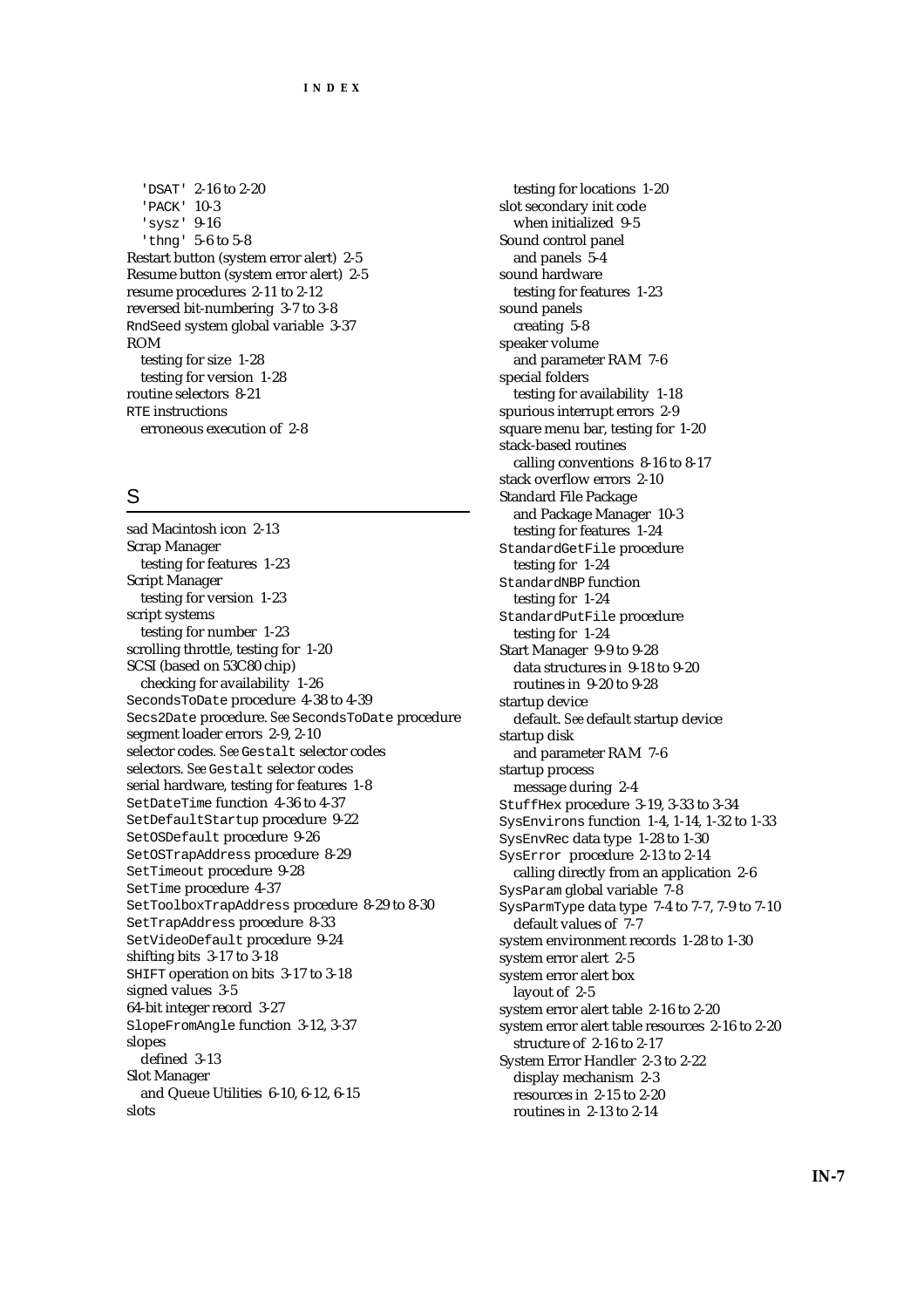'DSAT' 2-16 to 2-20
'PACK' 10-3
'sysz' 9-16
'thng' 5-6 to 5-8
Restart button (system error alert) 2-5
Resume button (system error alert) 2-5
resume procedures 2-11 to 2-12
reversed bit-numbering 3-7 to 3-8
RndSeed system global variable 3-37
ROM
testing for size 1-28
testing for version 1-28
routine selectors 8-21
RTE instructions
erroneous execution of 2-8

## S

sad Macintosh icon 2-13
Scrap Manager
testing for features 1-23
Script Manager
testing for version 1-23
script systems
testing for number 1-23
scrolling throttle, testing for 1-20
SCSI (based on 53C80 chip)
checking for availability 1-26
SecondsToDate procedure 4-38 to 4-39
Secs2Date procedure. *See* SecondsToDate procedure
segment loader errors 2-9, 2-10
selector codes. *See* Gestalt selector codes
selectors. *See* Gestalt selector codes
serial hardware, testing for features 1-8
SetDateTime function 4-36 to 4-37
SetDefaultStartup procedure 9-22
SetOSDefault procedure 9-26
SetOSTrapAddress procedure 8-29
SetTimeout procedure 9-28
SetTime procedure 4-37
SetToolboxTrapAddress procedure 8-29 to 8-30
SetTrapAddress procedure 8-33
SetVideoDefault procedure 9-24
shifting bits 3-17 to 3-18
SHIFT operation on bits 3-17 to 3-18
signed values 3-5
64-bit integer record 3-27
SlopeFromAngle function 3-12, 3-37
slopes
defined 3-13
Slot Manager
and Queue Utilities 6-10, 6-12, 6-15
slots
testing for locations 1-20
slot secondary init code
when initialized 9-5
Sound control panel
and panels 5-4
sound hardware
testing for features 1-23
sound panels
creating 5-8
speaker volume
and parameter RAM 7-6
special folders
testing for availability 1-18
spurious interrupt errors 2-9
square menu bar, testing for 1-20
stack-based routines
calling conventions 8-16 to 8-17
stack overflow errors 2-10
Standard File Package
and Package Manager 10-3
testing for features 1-24
StandardGetFile procedure
testing for 1-24
StandardNBP function
testing for 1-24
StandardPutFile procedure
testing for 1-24
Start Manager 9-9 to 9-28
data structures in 9-18 to 9-20
routines in 9-20 to 9-28
startup device
default. *See* default startup device
startup disk
and parameter RAM 7-6
startup process
message during 2-4
StuffHex procedure 3-19, 3-33 to 3-34
SysEnvirons function 1-4, 1-14, 1-32 to 1-33
SysEnvRec data type 1-28 to 1-30
SysError procedure 2-13 to 2-14
calling directly from an application 2-6
SysParam global variable 7-8
SysParmType data type 7-4 to 7-7, 7-9 to 7-10
default values of 7-7
system environment records 1-28 to 1-30
system error alert 2-5
system error alert box
layout of 2-5
system error alert table 2-16 to 2-20
system error alert table resources 2-16 to 2-20
structure of 2-16 to 2-17
System Error Handler 2-3 to 2-22
display mechanism 2-3
resources in 2-15 to 2-20
routines in 2-13 to 2-14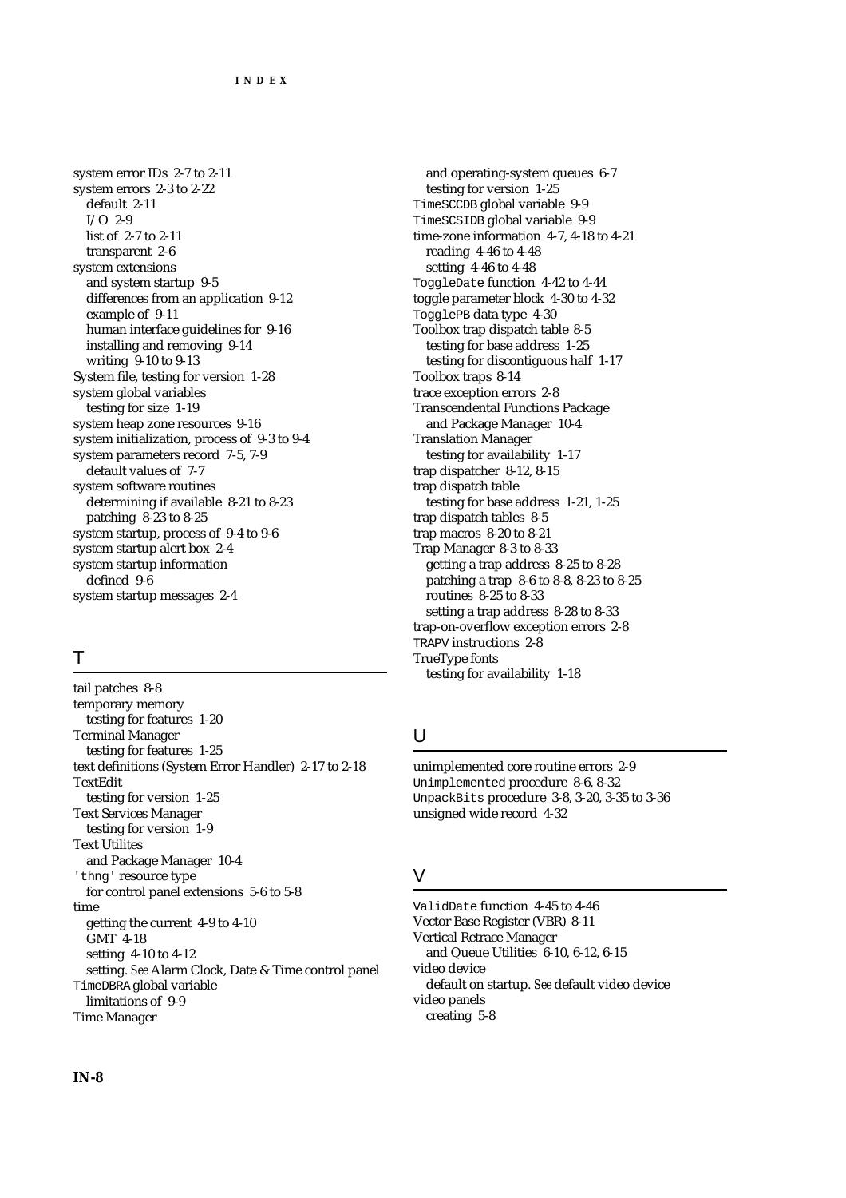system error IDs 2-7 to 2-11
system errors 2-3 to 2-22
  default 2-11
  I/O 2-9
  list of 2-7 to 2-11
  transparent 2-6
system extensions
  and system startup 9-5
  differences from an application 9-12
  example of 9-11
  human interface guidelines for 9-16
  installing and removing 9-14
  writing 9-10 to 9-13
System file, testing for version 1-28
system global variables
  testing for size 1-19
system heap zone resources 9-16
system initialization, process of 9-3 to 9-4
system parameters record 7-5, 7-9
  default values of 7-7
system software routines
  determining if available 8-21 to 8-23
  patching 8-23 to 8-25
system startup, process of 9-4 to 9-6
system startup alert box 2-4
system startup information
  defined 9-6
system startup messages 2-4

## T

tail patches 8-8
temporary memory
  testing for features 1-20
Terminal Manager
  testing for features 1-25
text definitions (System Error Handler) 2-17 to 2-18
TextEdit
  testing for version 1-25
Text Services Manager
  testing for version 1-9
Text Utilites
  and Package Manager 10-4
'thng' resource type
  for control panel extensions 5-6 to 5-8
time
  getting the current 4-9 to 4-10
  GMT 4-18
  setting 4-10 to 4-12
  setting. *See* Alarm Clock, Date & Time control panel
TimeDBRA global variable
  limitations of 9-9
Time Manager
  and operating-system queues 6-7
  testing for version 1-25
TimeSCCDB global variable 9-9
TimeSCSIDB global variable 9-9
time-zone information 4-7, 4-18 to 4-21
  reading 4-46 to 4-48
  setting 4-46 to 4-48
ToggleDate function 4-42 to 4-44
toggle parameter block 4-30 to 4-32
TogglePB data type 4-30
Toolbox trap dispatch table 8-5
  testing for base address 1-25
  testing for discontiguous half 1-17
Toolbox traps 8-14
trace exception errors 2-8
Transcendental Functions Package
  and Package Manager 10-4
Translation Manager
  testing for availability 1-17
trap dispatcher 8-12, 8-15
trap dispatch table
  testing for base address 1-21, 1-25
trap dispatch tables 8-5
trap macros 8-20 to 8-21
Trap Manager 8-3 to 8-33
  getting a trap address 8-25 to 8-28
  patching a trap 8-6 to 8-8, 8-23 to 8-25
  routines 8-25 to 8-33
  setting a trap address 8-28 to 8-33
trap-on-overflow exception errors 2-8
TRAPV instructions 2-8
TrueType fonts
  testing for availability 1-18

## U

unimplemented core routine errors 2-9
Unimplemented procedure 8-6, 8-32
UnpackBits procedure 3-8, 3-20, 3-35 to 3-36
unsigned wide record 4-32

## V

ValidDate function 4-45 to 4-46
Vector Base Register (VBR) 8-11
Vertical Retrace Manager
  and Queue Utilities 6-10, 6-12, 6-15
video device
  default on startup. *See* default video device
video panels
  creating 5-8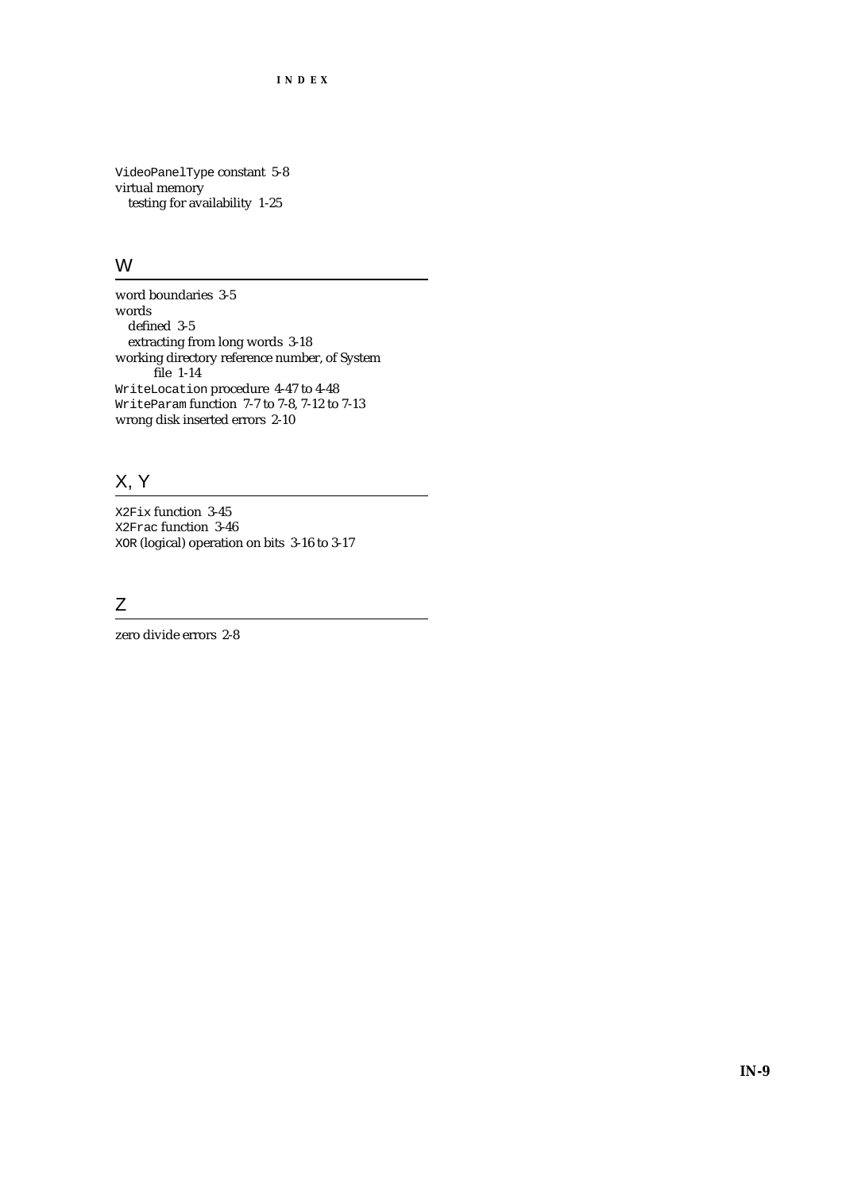`VideoPanelType` constant 5-8
virtual memory
  testing for availability 1-25

## W

word boundaries 3-5
words
  defined 3-5
  extracting from long words 3-18
working directory reference number, of System file 1-14
`WriteLocation` procedure 4-47 to 4-48
`WriteParam` function 7-7 to 7-8, 7-12 to 7-13
wrong disk inserted errors 2-10

## X, Y

`X2Fix` function 3-45
`X2Frac` function 3-46
`XOR` (logical) operation on bits 3-16 to 3-17

## Z

zero divide errors 2-8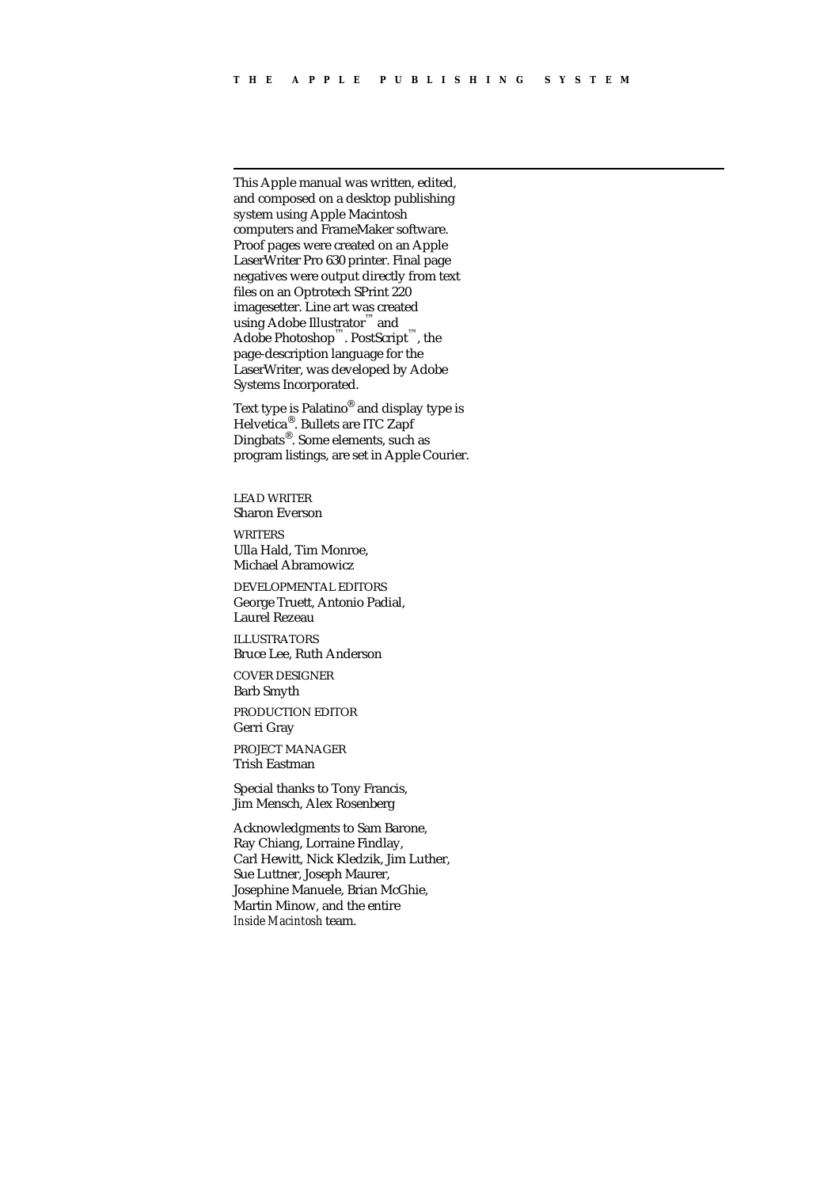# THE APPLE PUBLISHING SYSTEM

This Apple manual was written, edited, and composed on a desktop publishing system using Apple Macintosh computers and FrameMaker software. Proof pages were created on an Apple LaserWriter Pro 630 printer. Final page negatives were output directly from text files on an Optrotech SPrint 220 imagesetter. Line art was created using Adobe Illustrator™ and Adobe Photoshop™. PostScript™, the page-description language for the LaserWriter, was developed by Adobe Systems Incorporated.

Text type is Palatino® and display type is Helvetica®. Bullets are ITC Zapf Dingbats®. Some elements, such as program listings, are set in Apple Courier.

LEAD WRITER
Sharon Everson

WRITERS
Ulla Hald, Tim Monroe, Michael Abramowicz

DEVELOPMENTAL EDITORS
George Truett, Antonio Padial, Laurel Rezeau

ILLUSTRATORS
Bruce Lee, Ruth Anderson

COVER DESIGNER
Barb Smyth

PRODUCTION EDITOR
Gerri Gray

PROJECT MANAGER
Trish Eastman

Special thanks to Tony Francis, Jim Mensch, Alex Rosenberg

Acknowledgments to Sam Barone, Ray Chiang, Lorraine Findlay, Carl Hewitt, Nick Kledzik, Jim Luther, Sue Luttner, Joseph Maurer, Josephine Manuele, Brian McGhie, Martin Minow, and the entire *Inside Macintosh* team.